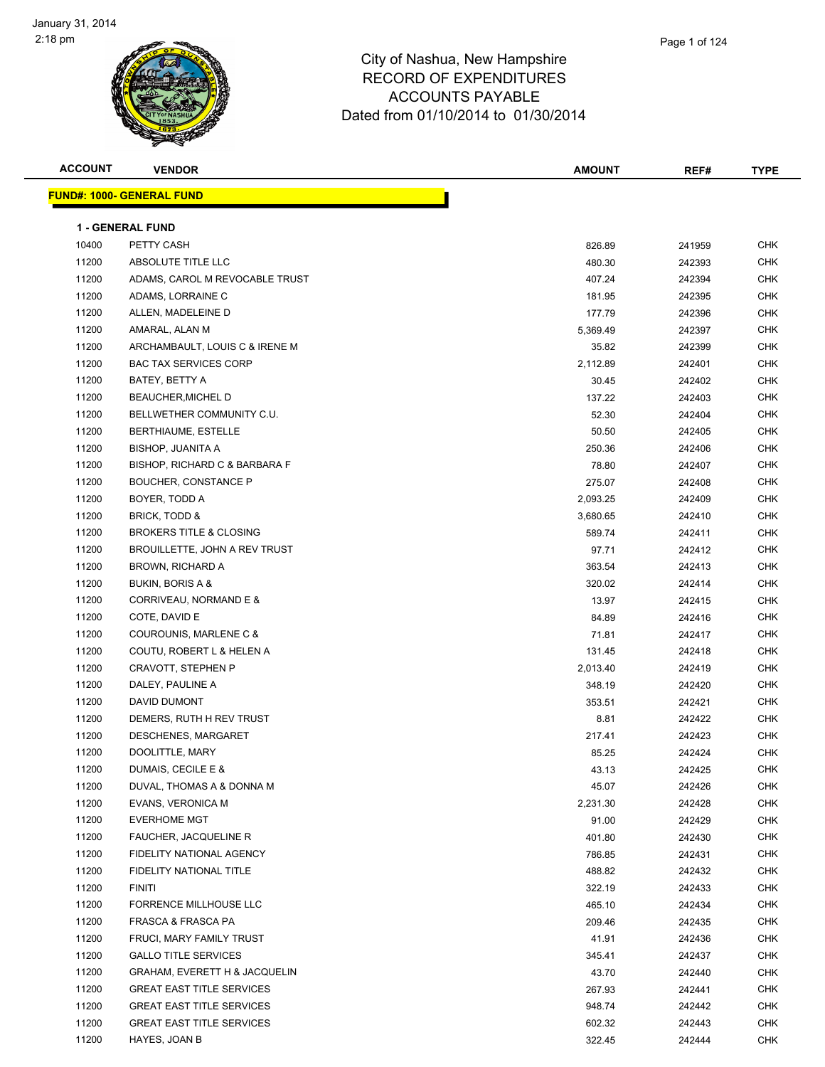# City of Nashua, New Hampshire
## RECORD OF EXPENDITURES
## ACCOUNTS PAYABLE
## Dated from 01/10/2014 to 01/30/2014

January 31, 2014
2:18 pm

**FUND#: 1000- GENERAL FUND**

**1 - GENERAL FUND**

| ACCOUNT | VENDOR | AMOUNT | REF# | TYPE |
|---|---|---|---|---|
| 10400 | PETTY CASH | 826.89 | 241959 | CHK |
| 11200 | ABSOLUTE TITLE LLC | 480.30 | 242393 | CHK |
| 11200 | ADAMS, CAROL M REVOCABLE TRUST | 407.24 | 242394 | CHK |
| 11200 | ADAMS, LORRAINE C | 181.95 | 242395 | CHK |
| 11200 | ALLEN, MADELEINE D | 177.79 | 242396 | CHK |
| 11200 | AMARAL, ALAN M | 5,369.49 | 242397 | CHK |
| 11200 | ARCHAMBAULT, LOUIS C & IRENE M | 35.82 | 242399 | CHK |
| 11200 | BAC TAX SERVICES CORP | 2,112.89 | 242401 | CHK |
| 11200 | BATEY, BETTY A | 30.45 | 242402 | CHK |
| 11200 | BEAUCHER,MICHEL D | 137.22 | 242403 | CHK |
| 11200 | BELLWETHER COMMUNITY C.U. | 52.30 | 242404 | CHK |
| 11200 | BERTHIAUME, ESTELLE | 50.50 | 242405 | CHK |
| 11200 | BISHOP, JUANITA A | 250.36 | 242406 | CHK |
| 11200 | BISHOP, RICHARD C & BARBARA F | 78.80 | 242407 | CHK |
| 11200 | BOUCHER, CONSTANCE P | 275.07 | 242408 | CHK |
| 11200 | BOYER, TODD A | 2,093.25 | 242409 | CHK |
| 11200 | BRICK, TODD & | 3,680.65 | 242410 | CHK |
| 11200 | BROKERS TITLE & CLOSING | 589.74 | 242411 | CHK |
| 11200 | BROUILLETTE, JOHN A REV TRUST | 97.71 | 242412 | CHK |
| 11200 | BROWN, RICHARD A | 363.54 | 242413 | CHK |
| 11200 | BUKIN, BORIS A & | 320.02 | 242414 | CHK |
| 11200 | CORRIVEAU, NORMAND E & | 13.97 | 242415 | CHK |
| 11200 | COTE, DAVID E | 84.89 | 242416 | CHK |
| 11200 | COUROUNIS, MARLENE C & | 71.81 | 242417 | CHK |
| 11200 | COUTU, ROBERT L & HELEN A | 131.45 | 242418 | CHK |
| 11200 | CRAVOTT, STEPHEN P | 2,013.40 | 242419 | CHK |
| 11200 | DALEY, PAULINE A | 348.19 | 242420 | CHK |
| 11200 | DAVID DUMONT | 353.51 | 242421 | CHK |
| 11200 | DEMERS, RUTH H REV TRUST | 8.81 | 242422 | CHK |
| 11200 | DESCHENES, MARGARET | 217.41 | 242423 | CHK |
| 11200 | DOOLITTLE, MARY | 85.25 | 242424 | CHK |
| 11200 | DUMAIS, CECILE E & | 43.13 | 242425 | CHK |
| 11200 | DUVAL, THOMAS A & DONNA M | 45.07 | 242426 | CHK |
| 11200 | EVANS, VERONICA M | 2,231.30 | 242428 | CHK |
| 11200 | EVERHOME MGT | 91.00 | 242429 | CHK |
| 11200 | FAUCHER, JACQUELINE R | 401.80 | 242430 | CHK |
| 11200 | FIDELITY NATIONAL AGENCY | 786.85 | 242431 | CHK |
| 11200 | FIDELITY NATIONAL TITLE | 488.82 | 242432 | CHK |
| 11200 | FINITI | 322.19 | 242433 | CHK |
| 11200 | FORRENCE MILLHOUSE LLC | 465.10 | 242434 | CHK |
| 11200 | FRASCA & FRASCA PA | 209.46 | 242435 | CHK |
| 11200 | FRUCI, MARY FAMILY TRUST | 41.91 | 242436 | CHK |
| 11200 | GALLO TITLE SERVICES | 345.41 | 242437 | CHK |
| 11200 | GRAHAM, EVERETT H & JACQUELIN | 43.70 | 242440 | CHK |
| 11200 | GREAT EAST TITLE SERVICES | 267.93 | 242441 | CHK |
| 11200 | GREAT EAST TITLE SERVICES | 948.74 | 242442 | CHK |
| 11200 | GREAT EAST TITLE SERVICES | 602.32 | 242443 | CHK |
| 11200 | HAYES, JOAN B | 322.45 | 242444 | CHK |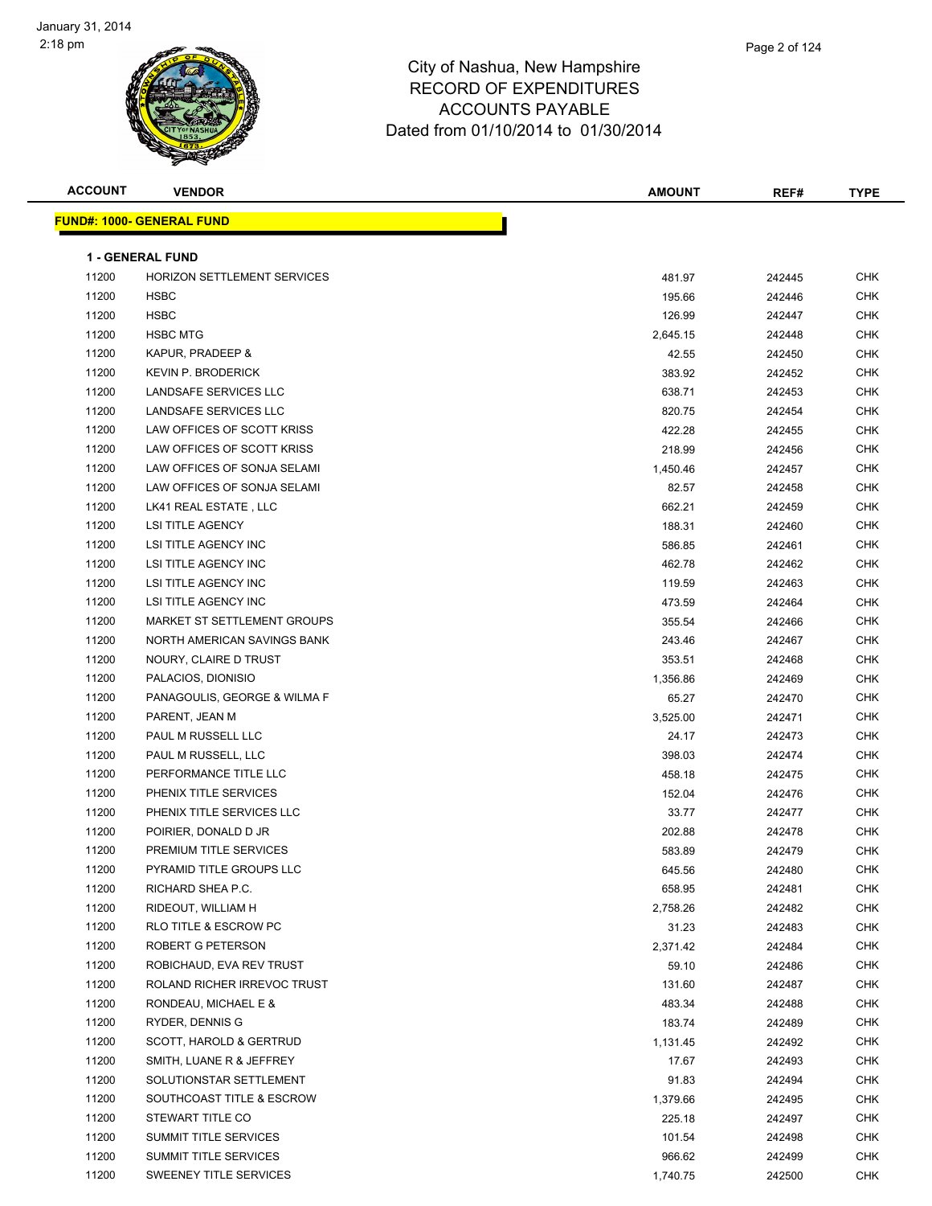City of Nashua, New Hampshire
RECORD OF EXPENDITURES
ACCOUNTS PAYABLE
Dated from 01/10/2014 to 01/30/2014

| ACCOUNT | VENDOR | AMOUNT | REF# | TYPE |
|---|---|---|---|---|

**FUND#: 1000- GENERAL FUND**

**1 - GENERAL FUND**

| ACCOUNT | VENDOR | AMOUNT | REF# | TYPE |
|---|---|---|---|---|
| 11200 | HORIZON SETTLEMENT SERVICES | 481.97 | 242445 | CHK |
| 11200 | HSBC | 195.66 | 242446 | CHK |
| 11200 | HSBC | 126.99 | 242447 | CHK |
| 11200 | HSBC MTG | 2,645.15 | 242448 | CHK |
| 11200 | KAPUR, PRADEEP & | 42.55 | 242450 | CHK |
| 11200 | KEVIN P. BRODERICK | 383.92 | 242452 | CHK |
| 11200 | LANDSAFE SERVICES LLC | 638.71 | 242453 | CHK |
| 11200 | LANDSAFE SERVICES LLC | 820.75 | 242454 | CHK |
| 11200 | LAW OFFICES OF SCOTT KRISS | 422.28 | 242455 | CHK |
| 11200 | LAW OFFICES OF SCOTT KRISS | 218.99 | 242456 | CHK |
| 11200 | LAW OFFICES OF SONJA SELAMI | 1,450.46 | 242457 | CHK |
| 11200 | LAW OFFICES OF SONJA SELAMI | 82.57 | 242458 | CHK |
| 11200 | LK41 REAL ESTATE , LLC | 662.21 | 242459 | CHK |
| 11200 | LSI TITLE AGENCY | 188.31 | 242460 | CHK |
| 11200 | LSI TITLE AGENCY INC | 586.85 | 242461 | CHK |
| 11200 | LSI TITLE AGENCY INC | 462.78 | 242462 | CHK |
| 11200 | LSI TITLE AGENCY INC | 119.59 | 242463 | CHK |
| 11200 | LSI TITLE AGENCY INC | 473.59 | 242464 | CHK |
| 11200 | MARKET ST SETTLEMENT GROUPS | 355.54 | 242466 | CHK |
| 11200 | NORTH AMERICAN SAVINGS BANK | 243.46 | 242467 | CHK |
| 11200 | NOURY, CLAIRE D TRUST | 353.51 | 242468 | CHK |
| 11200 | PALACIOS, DIONISIO | 1,356.86 | 242469 | CHK |
| 11200 | PANAGOULIS, GEORGE & WILMA F | 65.27 | 242470 | CHK |
| 11200 | PARENT, JEAN M | 3,525.00 | 242471 | CHK |
| 11200 | PAUL M RUSSELL LLC | 24.17 | 242473 | CHK |
| 11200 | PAUL M RUSSELL, LLC | 398.03 | 242474 | CHK |
| 11200 | PERFORMANCE TITLE LLC | 458.18 | 242475 | CHK |
| 11200 | PHENIX TITLE SERVICES | 152.04 | 242476 | CHK |
| 11200 | PHENIX TITLE SERVICES LLC | 33.77 | 242477 | CHK |
| 11200 | POIRIER, DONALD D JR | 202.88 | 242478 | CHK |
| 11200 | PREMIUM TITLE SERVICES | 583.89 | 242479 | CHK |
| 11200 | PYRAMID TITLE GROUPS LLC | 645.56 | 242480 | CHK |
| 11200 | RICHARD SHEA P.C. | 658.95 | 242481 | CHK |
| 11200 | RIDEOUT, WILLIAM H | 2,758.26 | 242482 | CHK |
| 11200 | RLO TITLE & ESCROW PC | 31.23 | 242483 | CHK |
| 11200 | ROBERT G PETERSON | 2,371.42 | 242484 | CHK |
| 11200 | ROBICHAUD, EVA REV TRUST | 59.10 | 242486 | CHK |
| 11200 | ROLAND RICHER IRREVOC TRUST | 131.60 | 242487 | CHK |
| 11200 | RONDEAU, MICHAEL E & | 483.34 | 242488 | CHK |
| 11200 | RYDER, DENNIS G | 183.74 | 242489 | CHK |
| 11200 | SCOTT, HAROLD & GERTRUD | 1,131.45 | 242492 | CHK |
| 11200 | SMITH, LUANE R & JEFFREY | 17.67 | 242493 | CHK |
| 11200 | SOLUTIONSTAR SETTLEMENT | 91.83 | 242494 | CHK |
| 11200 | SOUTHCOAST TITLE & ESCROW | 1,379.66 | 242495 | CHK |
| 11200 | STEWART TITLE CO | 225.18 | 242497 | CHK |
| 11200 | SUMMIT TITLE SERVICES | 101.54 | 242498 | CHK |
| 11200 | SUMMIT TITLE SERVICES | 966.62 | 242499 | CHK |
| 11200 | SWEENEY TITLE SERVICES | 1,740.75 | 242500 | CHK |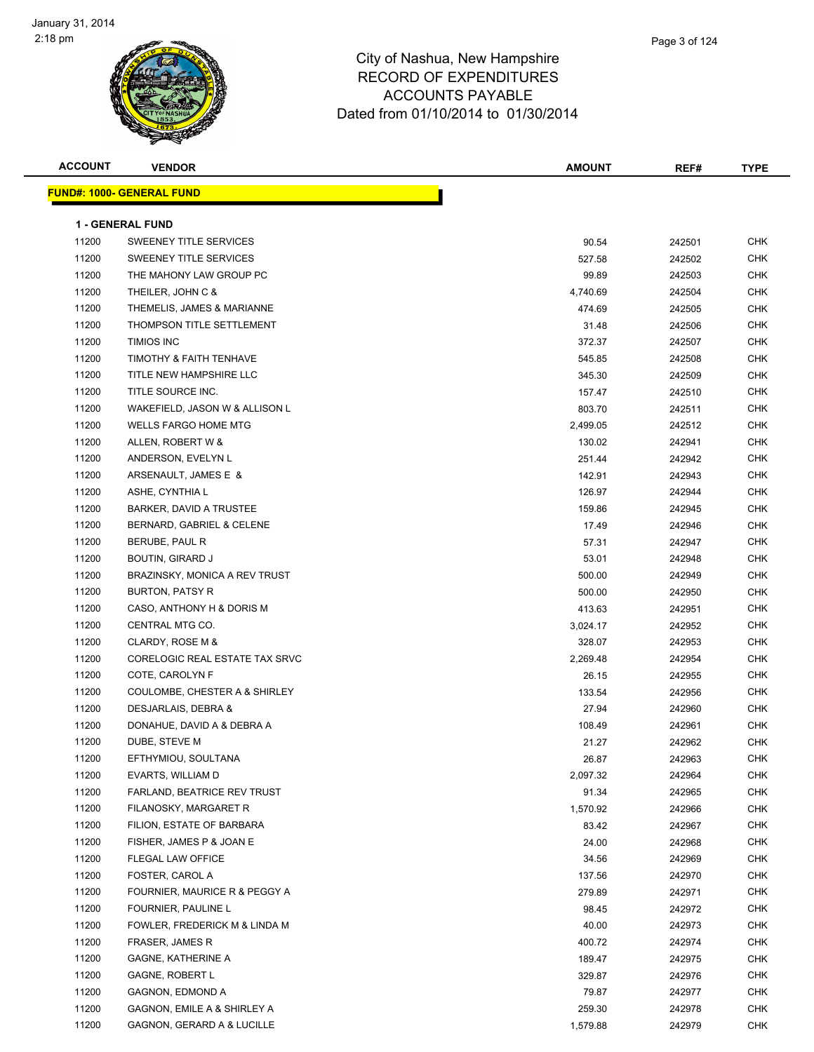City of Nashua, New Hampshire
RECORD OF EXPENDITURES
ACCOUNTS PAYABLE
Dated from 01/10/2014 to 01/30/2014

| ACCOUNT | VENDOR | AMOUNT | REF# | TYPE |
|---|---|---|---|---|

**FUND#: 1000- GENERAL FUND**

**1 - GENERAL FUND**

| ACCOUNT | VENDOR | AMOUNT | REF# | TYPE |
|---|---|---|---|---|
| 11200 | SWEENEY TITLE SERVICES | 90.54 | 242501 | CHK |
| 11200 | SWEENEY TITLE SERVICES | 527.58 | 242502 | CHK |
| 11200 | THE MAHONY LAW GROUP PC | 99.89 | 242503 | CHK |
| 11200 | THEILER, JOHN C & | 4,740.69 | 242504 | CHK |
| 11200 | THEMELIS, JAMES & MARIANNE | 474.69 | 242505 | CHK |
| 11200 | THOMPSON TITLE SETTLEMENT | 31.48 | 242506 | CHK |
| 11200 | TIMIOS INC | 372.37 | 242507 | CHK |
| 11200 | TIMOTHY & FAITH TENHAVE | 545.85 | 242508 | CHK |
| 11200 | TITLE NEW HAMPSHIRE LLC | 345.30 | 242509 | CHK |
| 11200 | TITLE SOURCE INC. | 157.47 | 242510 | CHK |
| 11200 | WAKEFIELD, JASON W & ALLISON L | 803.70 | 242511 | CHK |
| 11200 | WELLS FARGO HOME MTG | 2,499.05 | 242512 | CHK |
| 11200 | ALLEN, ROBERT W & | 130.02 | 242941 | CHK |
| 11200 | ANDERSON, EVELYN L | 251.44 | 242942 | CHK |
| 11200 | ARSENAULT, JAMES E & | 142.91 | 242943 | CHK |
| 11200 | ASHE, CYNTHIA L | 126.97 | 242944 | CHK |
| 11200 | BARKER, DAVID A TRUSTEE | 159.86 | 242945 | CHK |
| 11200 | BERNARD, GABRIEL & CELENE | 17.49 | 242946 | CHK |
| 11200 | BERUBE, PAUL R | 57.31 | 242947 | CHK |
| 11200 | BOUTIN, GIRARD J | 53.01 | 242948 | CHK |
| 11200 | BRAZINSKY, MONICA A REV TRUST | 500.00 | 242949 | CHK |
| 11200 | BURTON, PATSY R | 500.00 | 242950 | CHK |
| 11200 | CASO, ANTHONY H & DORIS M | 413.63 | 242951 | CHK |
| 11200 | CENTRAL MTG CO. | 3,024.17 | 242952 | CHK |
| 11200 | CLARDY, ROSE M & | 328.07 | 242953 | CHK |
| 11200 | CORELOGIC REAL ESTATE TAX SRVC | 2,269.48 | 242954 | CHK |
| 11200 | COTE, CAROLYN F | 26.15 | 242955 | CHK |
| 11200 | COULOMBE, CHESTER A & SHIRLEY | 133.54 | 242956 | CHK |
| 11200 | DESJARLAIS, DEBRA & | 27.94 | 242960 | CHK |
| 11200 | DONAHUE, DAVID A & DEBRA A | 108.49 | 242961 | CHK |
| 11200 | DUBE, STEVE M | 21.27 | 242962 | CHK |
| 11200 | EFTHYMIOU, SOULTANA | 26.87 | 242963 | CHK |
| 11200 | EVARTS, WILLIAM D | 2,097.32 | 242964 | CHK |
| 11200 | FARLAND, BEATRICE REV TRUST | 91.34 | 242965 | CHK |
| 11200 | FILANOSKY, MARGARET R | 1,570.92 | 242966 | CHK |
| 11200 | FILION, ESTATE OF BARBARA | 83.42 | 242967 | CHK |
| 11200 | FISHER, JAMES P & JOAN E | 24.00 | 242968 | CHK |
| 11200 | FLEGAL LAW OFFICE | 34.56 | 242969 | CHK |
| 11200 | FOSTER, CAROL A | 137.56 | 242970 | CHK |
| 11200 | FOURNIER, MAURICE R & PEGGY A | 279.89 | 242971 | CHK |
| 11200 | FOURNIER, PAULINE L | 98.45 | 242972 | CHK |
| 11200 | FOWLER, FREDERICK M & LINDA M | 40.00 | 242973 | CHK |
| 11200 | FRASER, JAMES R | 400.72 | 242974 | CHK |
| 11200 | GAGNE, KATHERINE A | 189.47 | 242975 | CHK |
| 11200 | GAGNE, ROBERT L | 329.87 | 242976 | CHK |
| 11200 | GAGNON, EDMOND A | 79.87 | 242977 | CHK |
| 11200 | GAGNON, EMILE A & SHIRLEY A | 259.30 | 242978 | CHK |
| 11200 | GAGNON, GERARD A & LUCILLE | 1,579.88 | 242979 | CHK |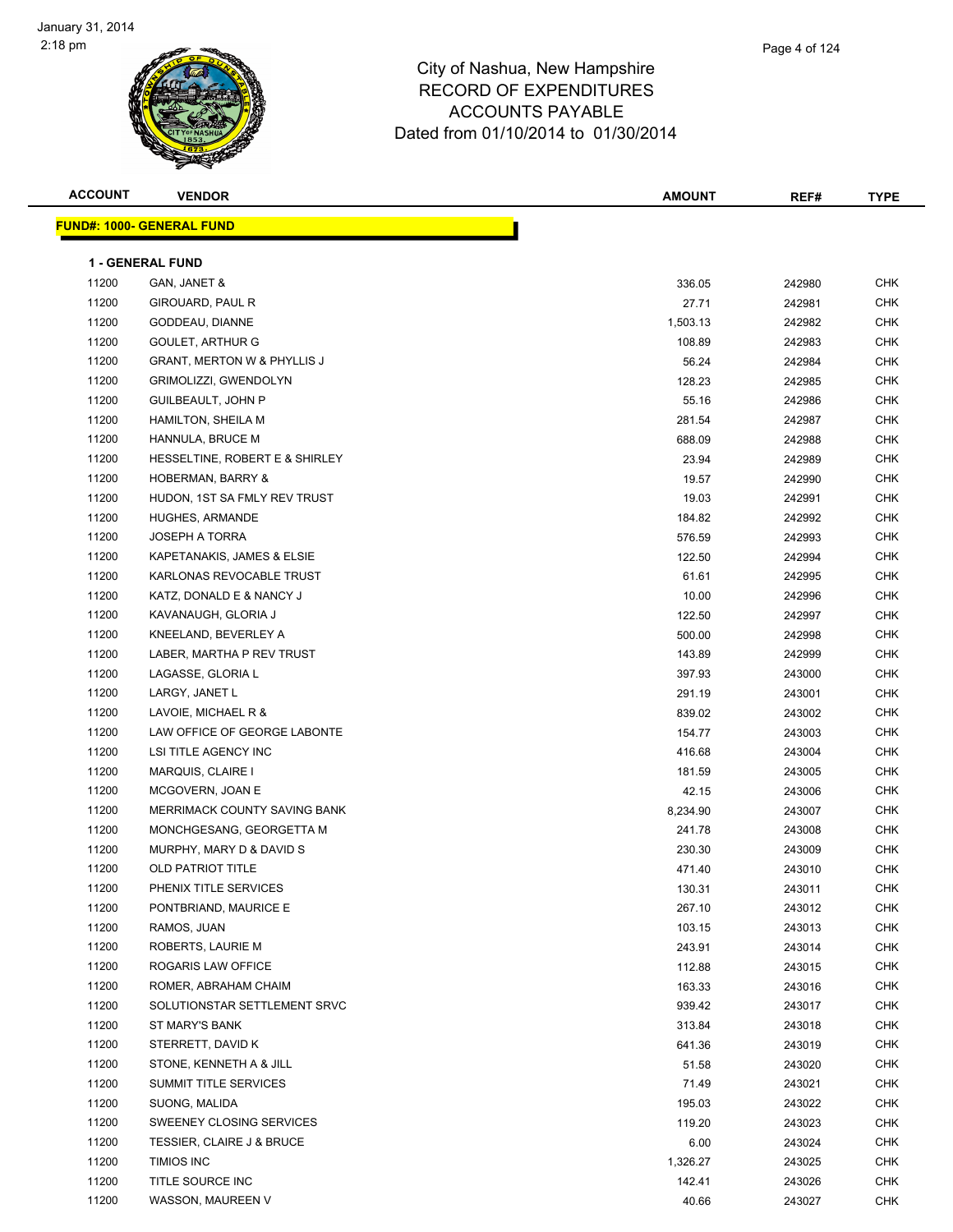# City of Nashua, New Hampshire
## RECORD OF EXPENDITURES
## ACCOUNTS PAYABLE
## Dated from 01/10/2014 to 01/30/2014

**FUND#: 1000- GENERAL FUND**

**1 - GENERAL FUND**

| ACCOUNT | VENDOR | AMOUNT | REF# | TYPE |
|---|---|---|---|---|
| 11200 | GAN, JANET & | 336.05 | 242980 | CHK |
| 11200 | GIROUARD, PAUL R | 27.71 | 242981 | CHK |
| 11200 | GODDEAU, DIANNE | 1,503.13 | 242982 | CHK |
| 11200 | GOULET, ARTHUR G | 108.89 | 242983 | CHK |
| 11200 | GRANT, MERTON W & PHYLLIS J | 56.24 | 242984 | CHK |
| 11200 | GRIMOLIZZI, GWENDOLYN | 128.23 | 242985 | CHK |
| 11200 | GUILBEAULT, JOHN P | 55.16 | 242986 | CHK |
| 11200 | HAMILTON, SHEILA M | 281.54 | 242987 | CHK |
| 11200 | HANNULA, BRUCE M | 688.09 | 242988 | CHK |
| 11200 | HESSELTINE, ROBERT E & SHIRLEY | 23.94 | 242989 | CHK |
| 11200 | HOBERMAN, BARRY & | 19.57 | 242990 | CHK |
| 11200 | HUDON, 1ST SA FMLY REV TRUST | 19.03 | 242991 | CHK |
| 11200 | HUGHES, ARMANDE | 184.82 | 242992 | CHK |
| 11200 | JOSEPH A TORRA | 576.59 | 242993 | CHK |
| 11200 | KAPETANAKIS, JAMES & ELSIE | 122.50 | 242994 | CHK |
| 11200 | KARLONAS REVOCABLE TRUST | 61.61 | 242995 | CHK |
| 11200 | KATZ, DONALD E & NANCY J | 10.00 | 242996 | CHK |
| 11200 | KAVANAUGH, GLORIA J | 122.50 | 242997 | CHK |
| 11200 | KNEELAND, BEVERLEY A | 500.00 | 242998 | CHK |
| 11200 | LABER, MARTHA P REV TRUST | 143.89 | 242999 | CHK |
| 11200 | LAGASSE, GLORIA L | 397.93 | 243000 | CHK |
| 11200 | LARGY, JANET L | 291.19 | 243001 | CHK |
| 11200 | LAVOIE, MICHAEL R & | 839.02 | 243002 | CHK |
| 11200 | LAW OFFICE OF GEORGE LABONTE | 154.77 | 243003 | CHK |
| 11200 | LSI TITLE AGENCY INC | 416.68 | 243004 | CHK |
| 11200 | MARQUIS, CLAIRE I | 181.59 | 243005 | CHK |
| 11200 | MCGOVERN, JOAN E | 42.15 | 243006 | CHK |
| 11200 | MERRIMACK COUNTY SAVING BANK | 8,234.90 | 243007 | CHK |
| 11200 | MONCHGESANG, GEORGETTA M | 241.78 | 243008 | CHK |
| 11200 | MURPHY, MARY D & DAVID S | 230.30 | 243009 | CHK |
| 11200 | OLD PATRIOT TITLE | 471.40 | 243010 | CHK |
| 11200 | PHENIX TITLE SERVICES | 130.31 | 243011 | CHK |
| 11200 | PONTBRIAND, MAURICE E | 267.10 | 243012 | CHK |
| 11200 | RAMOS, JUAN | 103.15 | 243013 | CHK |
| 11200 | ROBERTS, LAURIE M | 243.91 | 243014 | CHK |
| 11200 | ROGARIS LAW OFFICE | 112.88 | 243015 | CHK |
| 11200 | ROMER, ABRAHAM CHAIM | 163.33 | 243016 | CHK |
| 11200 | SOLUTIONSTAR SETTLEMENT SRVC | 939.42 | 243017 | CHK |
| 11200 | ST MARY'S BANK | 313.84 | 243018 | CHK |
| 11200 | STERRETT, DAVID K | 641.36 | 243019 | CHK |
| 11200 | STONE, KENNETH A & JILL | 51.58 | 243020 | CHK |
| 11200 | SUMMIT TITLE SERVICES | 71.49 | 243021 | CHK |
| 11200 | SUONG, MALIDA | 195.03 | 243022 | CHK |
| 11200 | SWEENEY CLOSING SERVICES | 119.20 | 243023 | CHK |
| 11200 | TESSIER, CLAIRE J & BRUCE | 6.00 | 243024 | CHK |
| 11200 | TIMIOS INC | 1,326.27 | 243025 | CHK |
| 11200 | TITLE SOURCE INC | 142.41 | 243026 | CHK |
| 11200 | WASSON, MAUREEN V | 40.66 | 243027 | CHK |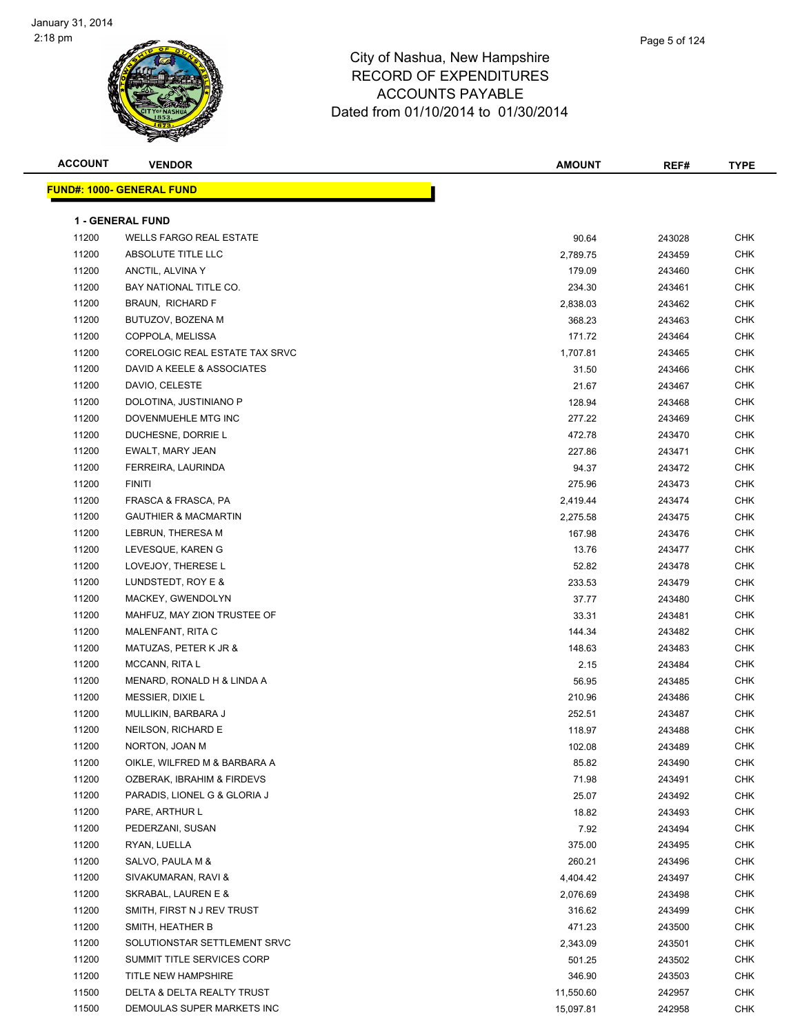City of Nashua, New Hampshire
RECORD OF EXPENDITURES
ACCOUNTS PAYABLE
Dated from 01/10/2014 to 01/30/2014

| ACCOUNT | VENDOR | AMOUNT | REF# | TYPE |
|---|---|---|---|---|

**FUND#: 1000- GENERAL FUND**

**1 - GENERAL FUND**

| ACCOUNT | VENDOR | AMOUNT | REF# | TYPE |
|---|---|---|---|---|
| 11200 | WELLS FARGO REAL ESTATE | 90.64 | 243028 | CHK |
| 11200 | ABSOLUTE TITLE LLC | 2,789.75 | 243459 | CHK |
| 11200 | ANCTIL, ALVINA Y | 179.09 | 243460 | CHK |
| 11200 | BAY NATIONAL TITLE CO. | 234.30 | 243461 | CHK |
| 11200 | BRAUN, RICHARD F | 2,838.03 | 243462 | CHK |
| 11200 | BUTUZOV, BOZENA M | 368.23 | 243463 | CHK |
| 11200 | COPPOLA, MELISSA | 171.72 | 243464 | CHK |
| 11200 | CORELOGIC REAL ESTATE TAX SRVC | 1,707.81 | 243465 | CHK |
| 11200 | DAVID A KEELE & ASSOCIATES | 31.50 | 243466 | CHK |
| 11200 | DAVIO, CELESTE | 21.67 | 243467 | CHK |
| 11200 | DOLOTINA, JUSTINIANO P | 128.94 | 243468 | CHK |
| 11200 | DOVENMUEHLE MTG INC | 277.22 | 243469 | CHK |
| 11200 | DUCHESNE, DORRIE L | 472.78 | 243470 | CHK |
| 11200 | EWALT, MARY JEAN | 227.86 | 243471 | CHK |
| 11200 | FERREIRA, LAURINDA | 94.37 | 243472 | CHK |
| 11200 | FINITI | 275.96 | 243473 | CHK |
| 11200 | FRASCA & FRASCA, PA | 2,419.44 | 243474 | CHK |
| 11200 | GAUTHIER & MACMARTIN | 2,275.58 | 243475 | CHK |
| 11200 | LEBRUN, THERESA M | 167.98 | 243476 | CHK |
| 11200 | LEVESQUE, KAREN G | 13.76 | 243477 | CHK |
| 11200 | LOVEJOY, THERESE L | 52.82 | 243478 | CHK |
| 11200 | LUNDSTEDT, ROY E & | 233.53 | 243479 | CHK |
| 11200 | MACKEY, GWENDOLYN | 37.77 | 243480 | CHK |
| 11200 | MAHFUZ, MAY ZION TRUSTEE OF | 33.31 | 243481 | CHK |
| 11200 | MALENFANT, RITA C | 144.34 | 243482 | CHK |
| 11200 | MATUZAS, PETER K JR & | 148.63 | 243483 | CHK |
| 11200 | MCCANN, RITA L | 2.15 | 243484 | CHK |
| 11200 | MENARD, RONALD H & LINDA A | 56.95 | 243485 | CHK |
| 11200 | MESSIER, DIXIE L | 210.96 | 243486 | CHK |
| 11200 | MULLIKIN, BARBARA J | 252.51 | 243487 | CHK |
| 11200 | NEILSON, RICHARD E | 118.97 | 243488 | CHK |
| 11200 | NORTON, JOAN M | 102.08 | 243489 | CHK |
| 11200 | OIKLE, WILFRED M & BARBARA A | 85.82 | 243490 | CHK |
| 11200 | OZBERAK, IBRAHIM & FIRDEVS | 71.98 | 243491 | CHK |
| 11200 | PARADIS, LIONEL G & GLORIA J | 25.07 | 243492 | CHK |
| 11200 | PARE, ARTHUR L | 18.82 | 243493 | CHK |
| 11200 | PEDERZANI, SUSAN | 7.92 | 243494 | CHK |
| 11200 | RYAN, LUELLA | 375.00 | 243495 | CHK |
| 11200 | SALVO, PAULA M & | 260.21 | 243496 | CHK |
| 11200 | SIVAKUMARAN, RAVI & | 4,404.42 | 243497 | CHK |
| 11200 | SKRABAL, LAUREN E & | 2,076.69 | 243498 | CHK |
| 11200 | SMITH, FIRST N J REV TRUST | 316.62 | 243499 | CHK |
| 11200 | SMITH, HEATHER B | 471.23 | 243500 | CHK |
| 11200 | SOLUTIONSTAR SETTLEMENT SRVC | 2,343.09 | 243501 | CHK |
| 11200 | SUMMIT TITLE SERVICES CORP | 501.25 | 243502 | CHK |
| 11200 | TITLE NEW HAMPSHIRE | 346.90 | 243503 | CHK |
| 11500 | DELTA & DELTA REALTY TRUST | 11,550.60 | 242957 | CHK |
| 11500 | DEMOULAS SUPER MARKETS INC | 15,097.81 | 242958 | CHK |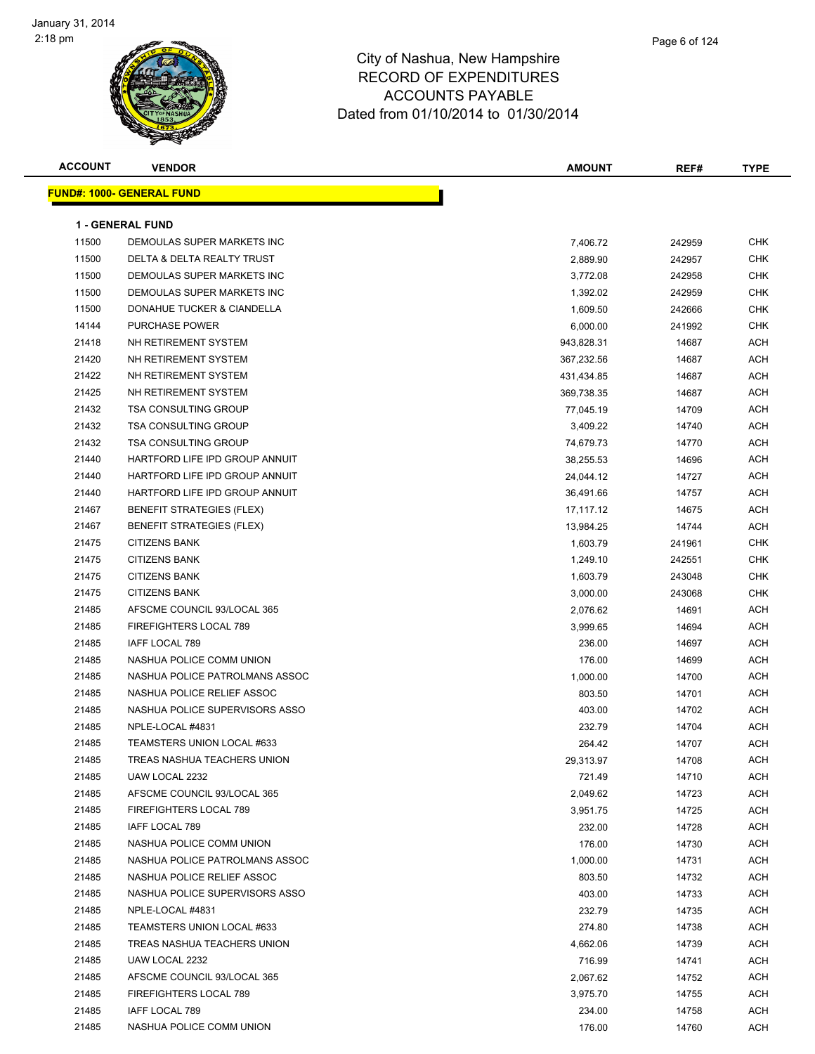City of Nashua, New Hampshire
RECORD OF EXPENDITURES
ACCOUNTS PAYABLE
Dated from 01/10/2014 to 01/30/2014

| ACCOUNT | VENDOR | AMOUNT | REF# | TYPE |
|---|---|---|---|---|

**FUND#: 1000- GENERAL FUND**

**1 - GENERAL FUND**

| ACCOUNT | VENDOR | AMOUNT | REF# | TYPE |
|---|---|---|---|---|
| 11500 | DEMOULAS SUPER MARKETS INC | 7,406.72 | 242959 | CHK |
| 11500 | DELTA & DELTA REALTY TRUST | 2,889.90 | 242957 | CHK |
| 11500 | DEMOULAS SUPER MARKETS INC | 3,772.08 | 242958 | CHK |
| 11500 | DEMOULAS SUPER MARKETS INC | 1,392.02 | 242959 | CHK |
| 11500 | DONAHUE TUCKER & CIANDELLA | 1,609.50 | 242666 | CHK |
| 14144 | PURCHASE POWER | 6,000.00 | 241992 | CHK |
| 21418 | NH RETIREMENT SYSTEM | 943,828.31 | 14687 | ACH |
| 21420 | NH RETIREMENT SYSTEM | 367,232.56 | 14687 | ACH |
| 21422 | NH RETIREMENT SYSTEM | 431,434.85 | 14687 | ACH |
| 21425 | NH RETIREMENT SYSTEM | 369,738.35 | 14687 | ACH |
| 21432 | TSA CONSULTING GROUP | 77,045.19 | 14709 | ACH |
| 21432 | TSA CONSULTING GROUP | 3,409.22 | 14740 | ACH |
| 21432 | TSA CONSULTING GROUP | 74,679.73 | 14770 | ACH |
| 21440 | HARTFORD LIFE IPD GROUP ANNUIT | 38,255.53 | 14696 | ACH |
| 21440 | HARTFORD LIFE IPD GROUP ANNUIT | 24,044.12 | 14727 | ACH |
| 21440 | HARTFORD LIFE IPD GROUP ANNUIT | 36,491.66 | 14757 | ACH |
| 21467 | BENEFIT STRATEGIES (FLEX) | 17,117.12 | 14675 | ACH |
| 21467 | BENEFIT STRATEGIES (FLEX) | 13,984.25 | 14744 | ACH |
| 21475 | CITIZENS BANK | 1,603.79 | 241961 | CHK |
| 21475 | CITIZENS BANK | 1,249.10 | 242551 | CHK |
| 21475 | CITIZENS BANK | 1,603.79 | 243048 | CHK |
| 21475 | CITIZENS BANK | 3,000.00 | 243068 | CHK |
| 21485 | AFSCME COUNCIL 93/LOCAL 365 | 2,076.62 | 14691 | ACH |
| 21485 | FIREFIGHTERS LOCAL 789 | 3,999.65 | 14694 | ACH |
| 21485 | IAFF LOCAL 789 | 236.00 | 14697 | ACH |
| 21485 | NASHUA POLICE COMM UNION | 176.00 | 14699 | ACH |
| 21485 | NASHUA POLICE PATROLMANS ASSOC | 1,000.00 | 14700 | ACH |
| 21485 | NASHUA POLICE RELIEF ASSOC | 803.50 | 14701 | ACH |
| 21485 | NASHUA POLICE SUPERVISORS ASSO | 403.00 | 14702 | ACH |
| 21485 | NPLE-LOCAL #4831 | 232.79 | 14704 | ACH |
| 21485 | TEAMSTERS UNION LOCAL #633 | 264.42 | 14707 | ACH |
| 21485 | TREAS NASHUA TEACHERS UNION | 29,313.97 | 14708 | ACH |
| 21485 | UAW LOCAL 2232 | 721.49 | 14710 | ACH |
| 21485 | AFSCME COUNCIL 93/LOCAL 365 | 2,049.62 | 14723 | ACH |
| 21485 | FIREFIGHTERS LOCAL 789 | 3,951.75 | 14725 | ACH |
| 21485 | IAFF LOCAL 789 | 232.00 | 14728 | ACH |
| 21485 | NASHUA POLICE COMM UNION | 176.00 | 14730 | ACH |
| 21485 | NASHUA POLICE PATROLMANS ASSOC | 1,000.00 | 14731 | ACH |
| 21485 | NASHUA POLICE RELIEF ASSOC | 803.50 | 14732 | ACH |
| 21485 | NASHUA POLICE SUPERVISORS ASSO | 403.00 | 14733 | ACH |
| 21485 | NPLE-LOCAL #4831 | 232.79 | 14735 | ACH |
| 21485 | TEAMSTERS UNION LOCAL #633 | 274.80 | 14738 | ACH |
| 21485 | TREAS NASHUA TEACHERS UNION | 4,662.06 | 14739 | ACH |
| 21485 | UAW LOCAL 2232 | 716.99 | 14741 | ACH |
| 21485 | AFSCME COUNCIL 93/LOCAL 365 | 2,067.62 | 14752 | ACH |
| 21485 | FIREFIGHTERS LOCAL 789 | 3,975.70 | 14755 | ACH |
| 21485 | IAFF LOCAL 789 | 234.00 | 14758 | ACH |
| 21485 | NASHUA POLICE COMM UNION | 176.00 | 14760 | ACH |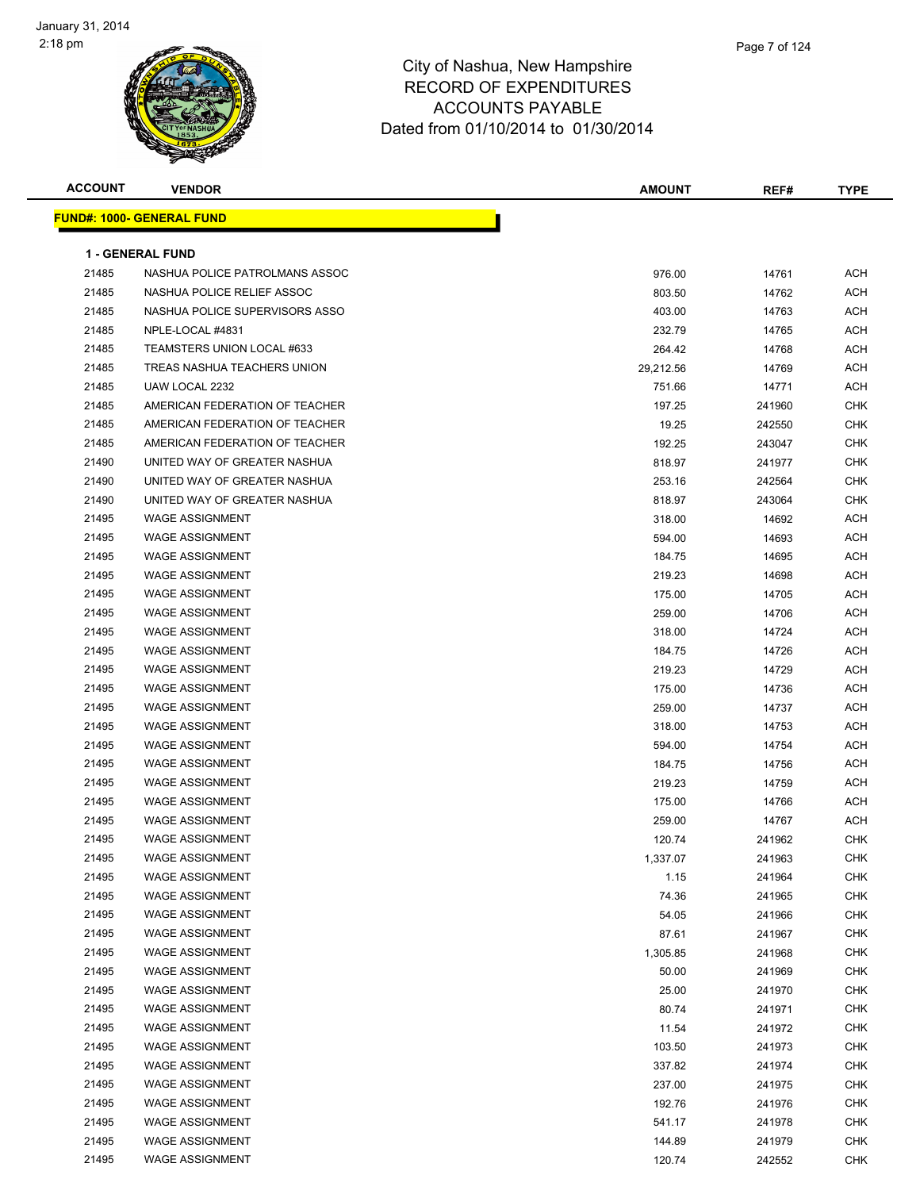City of Nashua, New Hampshire
RECORD OF EXPENDITURES
ACCOUNTS PAYABLE
Dated from 01/10/2014 to 01/30/2014

January 31, 2014
2:18 pm

**FUND#: 1000- GENERAL FUND**

**1 - GENERAL FUND**

| ACCOUNT | VENDOR | AMOUNT | REF# | TYPE |
|---|---|---|---|---|
| 21485 | NASHUA POLICE PATROLMANS ASSOC | 976.00 | 14761 | ACH |
| 21485 | NASHUA POLICE RELIEF ASSOC | 803.50 | 14762 | ACH |
| 21485 | NASHUA POLICE SUPERVISORS ASSO | 403.00 | 14763 | ACH |
| 21485 | NPLE-LOCAL #4831 | 232.79 | 14765 | ACH |
| 21485 | TEAMSTERS UNION LOCAL #633 | 264.42 | 14768 | ACH |
| 21485 | TREAS NASHUA TEACHERS UNION | 29,212.56 | 14769 | ACH |
| 21485 | UAW LOCAL 2232 | 751.66 | 14771 | ACH |
| 21485 | AMERICAN FEDERATION OF TEACHER | 197.25 | 241960 | CHK |
| 21485 | AMERICAN FEDERATION OF TEACHER | 19.25 | 242550 | CHK |
| 21485 | AMERICAN FEDERATION OF TEACHER | 192.25 | 243047 | CHK |
| 21490 | UNITED WAY OF GREATER NASHUA | 818.97 | 241977 | CHK |
| 21490 | UNITED WAY OF GREATER NASHUA | 253.16 | 242564 | CHK |
| 21490 | UNITED WAY OF GREATER NASHUA | 818.97 | 243064 | CHK |
| 21495 | WAGE ASSIGNMENT | 318.00 | 14692 | ACH |
| 21495 | WAGE ASSIGNMENT | 594.00 | 14693 | ACH |
| 21495 | WAGE ASSIGNMENT | 184.75 | 14695 | ACH |
| 21495 | WAGE ASSIGNMENT | 219.23 | 14698 | ACH |
| 21495 | WAGE ASSIGNMENT | 175.00 | 14705 | ACH |
| 21495 | WAGE ASSIGNMENT | 259.00 | 14706 | ACH |
| 21495 | WAGE ASSIGNMENT | 318.00 | 14724 | ACH |
| 21495 | WAGE ASSIGNMENT | 184.75 | 14726 | ACH |
| 21495 | WAGE ASSIGNMENT | 219.23 | 14729 | ACH |
| 21495 | WAGE ASSIGNMENT | 175.00 | 14736 | ACH |
| 21495 | WAGE ASSIGNMENT | 259.00 | 14737 | ACH |
| 21495 | WAGE ASSIGNMENT | 318.00 | 14753 | ACH |
| 21495 | WAGE ASSIGNMENT | 594.00 | 14754 | ACH |
| 21495 | WAGE ASSIGNMENT | 184.75 | 14756 | ACH |
| 21495 | WAGE ASSIGNMENT | 219.23 | 14759 | ACH |
| 21495 | WAGE ASSIGNMENT | 175.00 | 14766 | ACH |
| 21495 | WAGE ASSIGNMENT | 259.00 | 14767 | ACH |
| 21495 | WAGE ASSIGNMENT | 120.74 | 241962 | CHK |
| 21495 | WAGE ASSIGNMENT | 1,337.07 | 241963 | CHK |
| 21495 | WAGE ASSIGNMENT | 1.15 | 241964 | CHK |
| 21495 | WAGE ASSIGNMENT | 74.36 | 241965 | CHK |
| 21495 | WAGE ASSIGNMENT | 54.05 | 241966 | CHK |
| 21495 | WAGE ASSIGNMENT | 87.61 | 241967 | CHK |
| 21495 | WAGE ASSIGNMENT | 1,305.85 | 241968 | CHK |
| 21495 | WAGE ASSIGNMENT | 50.00 | 241969 | CHK |
| 21495 | WAGE ASSIGNMENT | 25.00 | 241970 | CHK |
| 21495 | WAGE ASSIGNMENT | 80.74 | 241971 | CHK |
| 21495 | WAGE ASSIGNMENT | 11.54 | 241972 | CHK |
| 21495 | WAGE ASSIGNMENT | 103.50 | 241973 | CHK |
| 21495 | WAGE ASSIGNMENT | 337.82 | 241974 | CHK |
| 21495 | WAGE ASSIGNMENT | 237.00 | 241975 | CHK |
| 21495 | WAGE ASSIGNMENT | 192.76 | 241976 | CHK |
| 21495 | WAGE ASSIGNMENT | 541.17 | 241978 | CHK |
| 21495 | WAGE ASSIGNMENT | 144.89 | 241979 | CHK |
| 21495 | WAGE ASSIGNMENT | 120.74 | 242552 | CHK |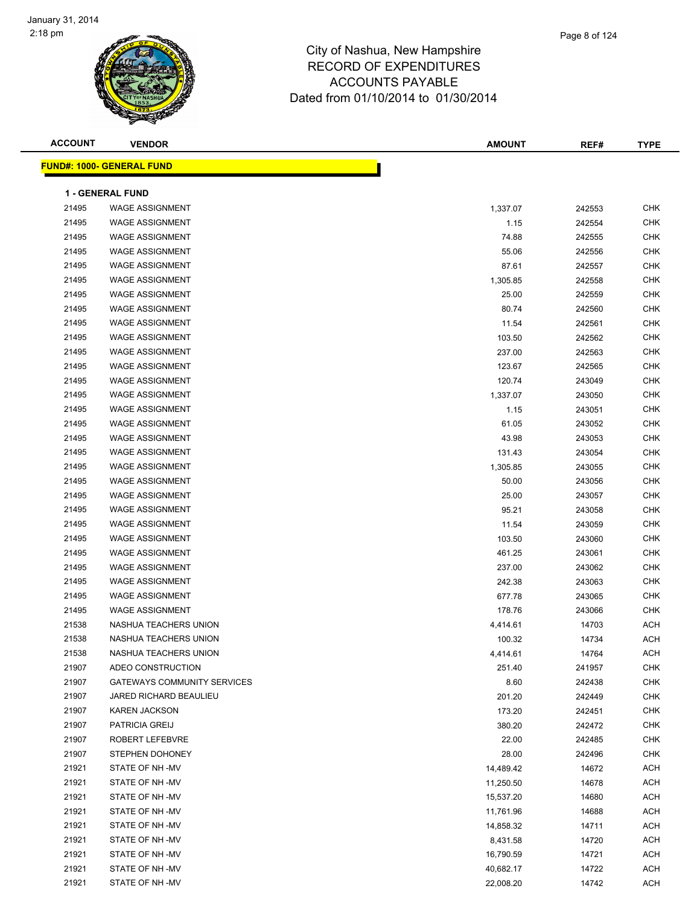# City of Nashua, New Hampshire
## RECORD OF EXPENDITURES
## ACCOUNTS PAYABLE
Dated from 01/10/2014 to 01/30/2014

| ACCOUNT | VENDOR | AMOUNT | REF# | TYPE |
|---|---|---|---|---|

**FUND#: 1000- GENERAL FUND**

**1 - GENERAL FUND**

| ACCOUNT | VENDOR | AMOUNT | REF# | TYPE |
|---|---|---|---|---|
| 21495 | WAGE ASSIGNMENT | 1,337.07 | 242553 | CHK |
| 21495 | WAGE ASSIGNMENT | 1.15 | 242554 | CHK |
| 21495 | WAGE ASSIGNMENT | 74.88 | 242555 | CHK |
| 21495 | WAGE ASSIGNMENT | 55.06 | 242556 | CHK |
| 21495 | WAGE ASSIGNMENT | 87.61 | 242557 | CHK |
| 21495 | WAGE ASSIGNMENT | 1,305.85 | 242558 | CHK |
| 21495 | WAGE ASSIGNMENT | 25.00 | 242559 | CHK |
| 21495 | WAGE ASSIGNMENT | 80.74 | 242560 | CHK |
| 21495 | WAGE ASSIGNMENT | 11.54 | 242561 | CHK |
| 21495 | WAGE ASSIGNMENT | 103.50 | 242562 | CHK |
| 21495 | WAGE ASSIGNMENT | 237.00 | 242563 | CHK |
| 21495 | WAGE ASSIGNMENT | 123.67 | 242565 | CHK |
| 21495 | WAGE ASSIGNMENT | 120.74 | 243049 | CHK |
| 21495 | WAGE ASSIGNMENT | 1,337.07 | 243050 | CHK |
| 21495 | WAGE ASSIGNMENT | 1.15 | 243051 | CHK |
| 21495 | WAGE ASSIGNMENT | 61.05 | 243052 | CHK |
| 21495 | WAGE ASSIGNMENT | 43.98 | 243053 | CHK |
| 21495 | WAGE ASSIGNMENT | 131.43 | 243054 | CHK |
| 21495 | WAGE ASSIGNMENT | 1,305.85 | 243055 | CHK |
| 21495 | WAGE ASSIGNMENT | 50.00 | 243056 | CHK |
| 21495 | WAGE ASSIGNMENT | 25.00 | 243057 | CHK |
| 21495 | WAGE ASSIGNMENT | 95.21 | 243058 | CHK |
| 21495 | WAGE ASSIGNMENT | 11.54 | 243059 | CHK |
| 21495 | WAGE ASSIGNMENT | 103.50 | 243060 | CHK |
| 21495 | WAGE ASSIGNMENT | 461.25 | 243061 | CHK |
| 21495 | WAGE ASSIGNMENT | 237.00 | 243062 | CHK |
| 21495 | WAGE ASSIGNMENT | 242.38 | 243063 | CHK |
| 21495 | WAGE ASSIGNMENT | 677.78 | 243065 | CHK |
| 21495 | WAGE ASSIGNMENT | 178.76 | 243066 | CHK |
| 21538 | NASHUA TEACHERS UNION | 4,414.61 | 14703 | ACH |
| 21538 | NASHUA TEACHERS UNION | 100.32 | 14734 | ACH |
| 21538 | NASHUA TEACHERS UNION | 4,414.61 | 14764 | ACH |
| 21907 | ADEO CONSTRUCTION | 251.40 | 241957 | CHK |
| 21907 | GATEWAYS COMMUNITY SERVICES | 8.60 | 242438 | CHK |
| 21907 | JARED RICHARD BEAULIEU | 201.20 | 242449 | CHK |
| 21907 | KAREN JACKSON | 173.20 | 242451 | CHK |
| 21907 | PATRICIA GREIJ | 380.20 | 242472 | CHK |
| 21907 | ROBERT LEFEBVRE | 22.00 | 242485 | CHK |
| 21907 | STEPHEN DOHONEY | 28.00 | 242496 | CHK |
| 21921 | STATE OF NH -MV | 14,489.42 | 14672 | ACH |
| 21921 | STATE OF NH -MV | 11,250.50 | 14678 | ACH |
| 21921 | STATE OF NH -MV | 15,537.20 | 14680 | ACH |
| 21921 | STATE OF NH -MV | 11,761.96 | 14688 | ACH |
| 21921 | STATE OF NH -MV | 14,858.32 | 14711 | ACH |
| 21921 | STATE OF NH -MV | 8,431.58 | 14720 | ACH |
| 21921 | STATE OF NH -MV | 16,790.59 | 14721 | ACH |
| 21921 | STATE OF NH -MV | 40,682.17 | 14722 | ACH |
| 21921 | STATE OF NH -MV | 22,008.20 | 14742 | ACH |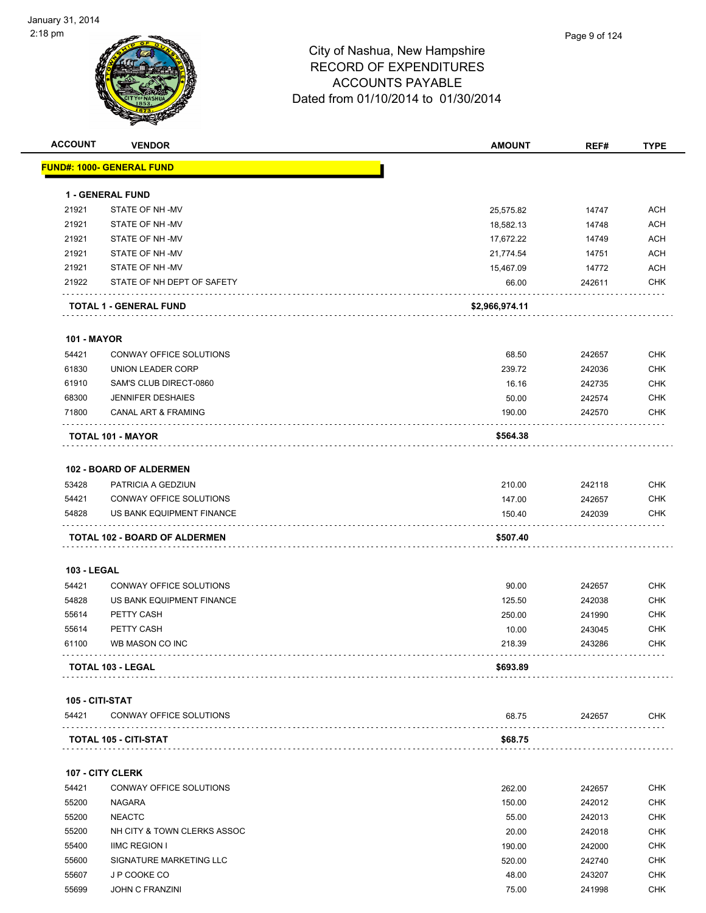# City of Nashua, New Hampshire
## RECORD OF EXPENDITURES
## ACCOUNTS PAYABLE
### Dated from 01/10/2014 to 01/30/2014

| ACCOUNT | VENDOR | AMOUNT | REF# | TYPE |
|---|---|---|---|---|
| **FUND#: 1000- GENERAL FUND** | | | | |
| **1 - GENERAL FUND** | | | | |
| 21921 | STATE OF NH -MV | 25,575.82 | 14747 | ACH |
| 21921 | STATE OF NH -MV | 18,582.13 | 14748 | ACH |
| 21921 | STATE OF NH -MV | 17,672.22 | 14749 | ACH |
| 21921 | STATE OF NH -MV | 21,774.54 | 14751 | ACH |
| 21921 | STATE OF NH -MV | 15,467.09 | 14772 | ACH |
| 21922 | STATE OF NH DEPT OF SAFETY | 66.00 | 242611 | CHK |
| **TOTAL 1 - GENERAL FUND** | | **$2,966,974.11** | | |
| **101 - MAYOR** | | | | |
| 54421 | CONWAY OFFICE SOLUTIONS | 68.50 | 242657 | CHK |
| 61830 | UNION LEADER CORP | 239.72 | 242036 | CHK |
| 61910 | SAM'S CLUB DIRECT-0860 | 16.16 | 242735 | CHK |
| 68300 | JENNIFER DESHAIES | 50.00 | 242574 | CHK |
| 71800 | CANAL ART & FRAMING | 190.00 | 242570 | CHK |
| **TOTAL 101 - MAYOR** | | **$564.38** | | |
| **102 - BOARD OF ALDERMEN** | | | | |
| 53428 | PATRICIA A GEDZIUN | 210.00 | 242118 | CHK |
| 54421 | CONWAY OFFICE SOLUTIONS | 147.00 | 242657 | CHK |
| 54828 | US BANK EQUIPMENT FINANCE | 150.40 | 242039 | CHK |
| **TOTAL 102 - BOARD OF ALDERMEN** | | **$507.40** | | |
| **103 - LEGAL** | | | | |
| 54421 | CONWAY OFFICE SOLUTIONS | 90.00 | 242657 | CHK |
| 54828 | US BANK EQUIPMENT FINANCE | 125.50 | 242038 | CHK |
| 55614 | PETTY CASH | 250.00 | 241990 | CHK |
| 55614 | PETTY CASH | 10.00 | 243045 | CHK |
| 61100 | WB MASON CO INC | 218.39 | 243286 | CHK |
| **TOTAL 103 - LEGAL** | | **$693.89** | | |
| **105 - CITI-STAT** | | | | |
| 54421 | CONWAY OFFICE SOLUTIONS | 68.75 | 242657 | CHK |
| **TOTAL 105 - CITI-STAT** | | **$68.75** | | |
| **107 - CITY CLERK** | | | | |
| 54421 | CONWAY OFFICE SOLUTIONS | 262.00 | 242657 | CHK |
| 55200 | NAGARA | 150.00 | 242012 | CHK |
| 55200 | NEACTC | 55.00 | 242013 | CHK |
| 55200 | NH CITY & TOWN CLERKS ASSOC | 20.00 | 242018 | CHK |
| 55400 | IIMC REGION I | 190.00 | 242000 | CHK |
| 55600 | SIGNATURE MARKETING LLC | 520.00 | 242740 | CHK |
| 55607 | J P COOKE CO | 48.00 | 243207 | CHK |
| 55699 | JOHN C FRANZINI | 75.00 | 241998 | CHK |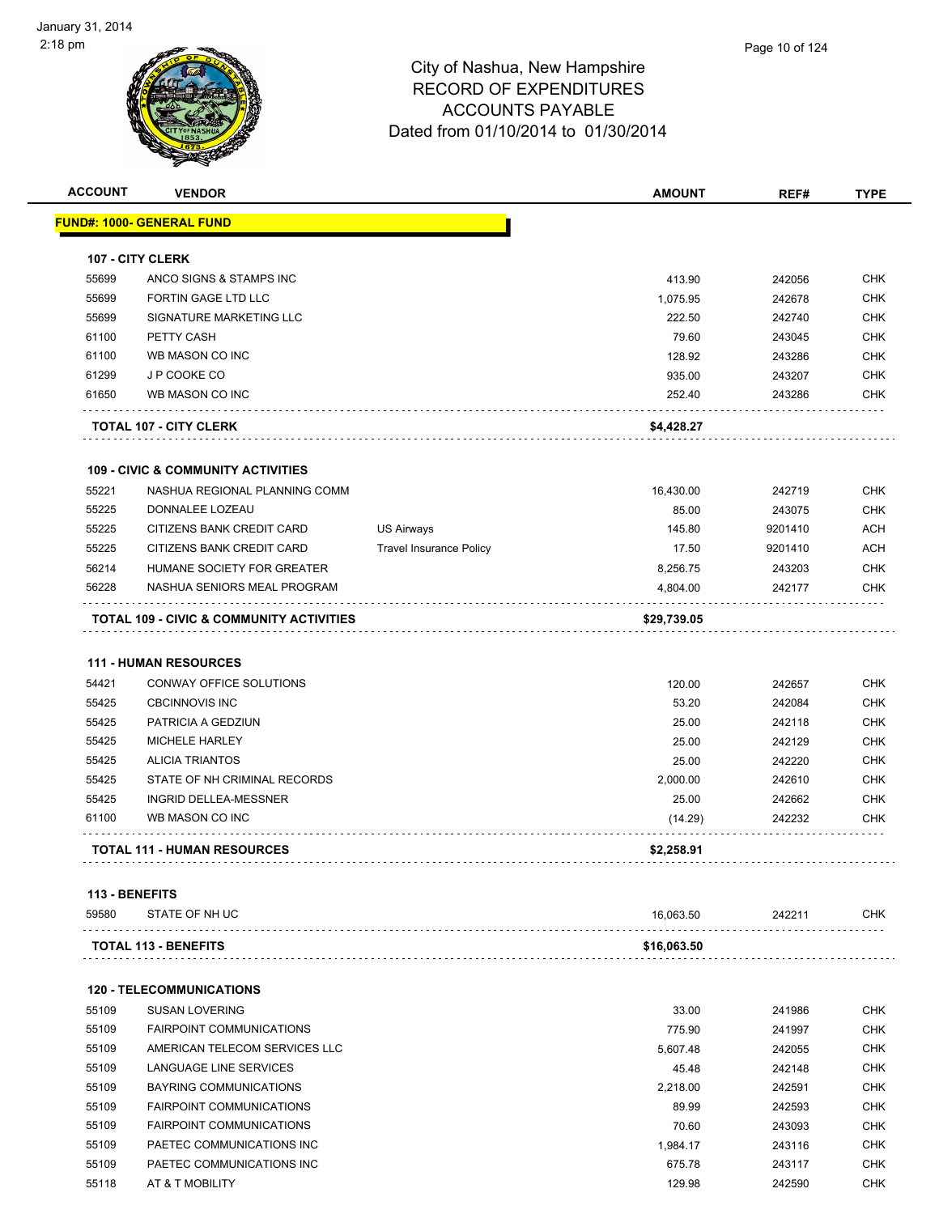# City of Nashua, New Hampshire
## RECORD OF EXPENDITURES
## ACCOUNTS PAYABLE
### Dated from 01/10/2014 to 01/30/2014

| ACCOUNT | VENDOR | | AMOUNT | REF# | TYPE |
|---|---|---|---|---|---|
| **FUND#: 1000- GENERAL FUND** | | | | | |
| **107 - CITY CLERK** | | | | | |
| 55699 | ANCO SIGNS & STAMPS INC | | 413.90 | 242056 | CHK |
| 55699 | FORTIN GAGE LTD LLC | | 1,075.95 | 242678 | CHK |
| 55699 | SIGNATURE MARKETING LLC | | 222.50 | 242740 | CHK |
| 61100 | PETTY CASH | | 79.60 | 243045 | CHK |
| 61100 | WB MASON CO INC | | 128.92 | 243286 | CHK |
| 61299 | J P COOKE CO | | 935.00 | 243207 | CHK |
| 61650 | WB MASON CO INC | | 252.40 | 243286 | CHK |
| **TOTAL 107 - CITY CLERK** | | | **$4,428.27** | | |
| **109 - CIVIC & COMMUNITY ACTIVITIES** | | | | | |
| 55221 | NASHUA REGIONAL PLANNING COMM | | 16,430.00 | 242719 | CHK |
| 55225 | DONNALEE LOZEAU | | 85.00 | 243075 | CHK |
| 55225 | CITIZENS BANK CREDIT CARD | US Airways | 145.80 | 9201410 | ACH |
| 55225 | CITIZENS BANK CREDIT CARD | Travel Insurance Policy | 17.50 | 9201410 | ACH |
| 56214 | HUMANE SOCIETY FOR GREATER | | 8,256.75 | 243203 | CHK |
| 56228 | NASHUA SENIORS MEAL PROGRAM | | 4,804.00 | 242177 | CHK |
| **TOTAL 109 - CIVIC & COMMUNITY ACTIVITIES** | | | **$29,739.05** | | |
| **111 - HUMAN RESOURCES** | | | | | |
| 54421 | CONWAY OFFICE SOLUTIONS | | 120.00 | 242657 | CHK |
| 55425 | CBCINNOVIS INC | | 53.20 | 242084 | CHK |
| 55425 | PATRICIA A GEDZIUN | | 25.00 | 242118 | CHK |
| 55425 | MICHELE HARLEY | | 25.00 | 242129 | CHK |
| 55425 | ALICIA TRIANTOS | | 25.00 | 242220 | CHK |
| 55425 | STATE OF NH CRIMINAL RECORDS | | 2,000.00 | 242610 | CHK |
| 55425 | INGRID DELLEA-MESSNER | | 25.00 | 242662 | CHK |
| 61100 | WB MASON CO INC | | (14.29) | 242232 | CHK |
| **TOTAL 111 - HUMAN RESOURCES** | | | **$2,258.91** | | |
| **113 - BENEFITS** | | | | | |
| 59580 | STATE OF NH UC | | 16,063.50 | 242211 | CHK |
| **TOTAL 113 - BENEFITS** | | | **$16,063.50** | | |
| **120 - TELECOMMUNICATIONS** | | | | | |
| 55109 | SUSAN LOVERING | | 33.00 | 241986 | CHK |
| 55109 | FAIRPOINT COMMUNICATIONS | | 775.90 | 241997 | CHK |
| 55109 | AMERICAN TELECOM SERVICES LLC | | 5,607.48 | 242055 | CHK |
| 55109 | LANGUAGE LINE SERVICES | | 45.48 | 242148 | CHK |
| 55109 | BAYRING COMMUNICATIONS | | 2,218.00 | 242591 | CHK |
| 55109 | FAIRPOINT COMMUNICATIONS | | 89.99 | 242593 | CHK |
| 55109 | FAIRPOINT COMMUNICATIONS | | 70.60 | 243093 | CHK |
| 55109 | PAETEC COMMUNICATIONS INC | | 1,984.17 | 243116 | CHK |
| 55109 | PAETEC COMMUNICATIONS INC | | 675.78 | 243117 | CHK |
| 55118 | AT & T MOBILITY | | 129.98 | 242590 | CHK |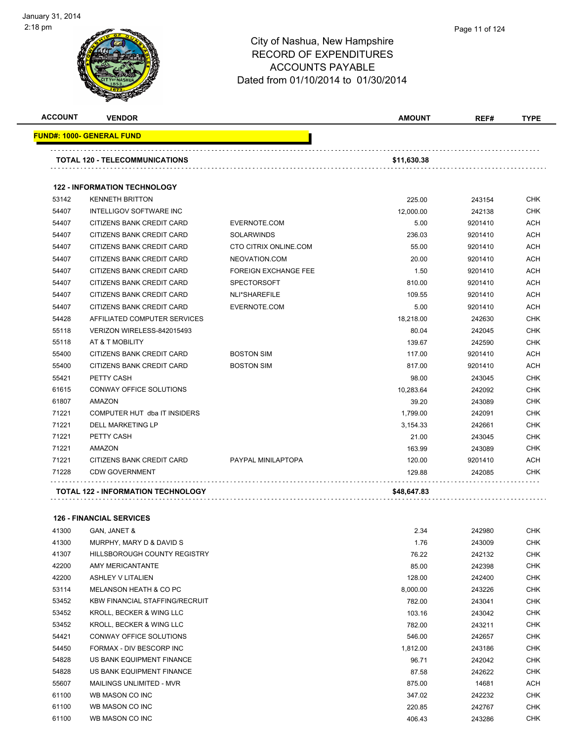City of Nashua, New Hampshire
RECORD OF EXPENDITURES
ACCOUNTS PAYABLE
Dated from 01/10/2014 to 01/30/2014

| ACCOUNT | VENDOR | | AMOUNT | REF# | TYPE |
|---|---|---|---|---|---|
| **FUND#: 1000- GENERAL FUND** | | | | | |
| **TOTAL 120 - TELECOMMUNICATIONS** | | | **$11,630.38** | | |
| **122 - INFORMATION TECHNOLOGY** | | | | | |
| 53142 | KENNETH BRITTON | | 225.00 | 243154 | CHK |
| 54407 | INTELLIGOV SOFTWARE INC | | 12,000.00 | 242138 | CHK |
| 54407 | CITIZENS BANK CREDIT CARD | EVERNOTE.COM | 5.00 | 9201410 | ACH |
| 54407 | CITIZENS BANK CREDIT CARD | SOLARWINDS | 236.03 | 9201410 | ACH |
| 54407 | CITIZENS BANK CREDIT CARD | CTO CITRIX ONLINE.COM | 55.00 | 9201410 | ACH |
| 54407 | CITIZENS BANK CREDIT CARD | NEOVATION.COM | 20.00 | 9201410 | ACH |
| 54407 | CITIZENS BANK CREDIT CARD | FOREIGN EXCHANGE FEE | 1.50 | 9201410 | ACH |
| 54407 | CITIZENS BANK CREDIT CARD | SPECTORSOFT | 810.00 | 9201410 | ACH |
| 54407 | CITIZENS BANK CREDIT CARD | NLI*SHAREFILE | 109.55 | 9201410 | ACH |
| 54407 | CITIZENS BANK CREDIT CARD | EVERNOTE.COM | 5.00 | 9201410 | ACH |
| 54428 | AFFILIATED COMPUTER SERVICES | | 18,218.00 | 242630 | CHK |
| 55118 | VERIZON WIRELESS-842015493 | | 80.04 | 242045 | CHK |
| 55118 | AT & T MOBILITY | | 139.67 | 242590 | CHK |
| 55400 | CITIZENS BANK CREDIT CARD | BOSTON SIM | 117.00 | 9201410 | ACH |
| 55400 | CITIZENS BANK CREDIT CARD | BOSTON SIM | 817.00 | 9201410 | ACH |
| 55421 | PETTY CASH | | 98.00 | 243045 | CHK |
| 61615 | CONWAY OFFICE SOLUTIONS | | 10,283.64 | 242092 | CHK |
| 61807 | AMAZON | | 39.20 | 243089 | CHK |
| 71221 | COMPUTER HUT dba IT INSIDERS | | 1,799.00 | 242091 | CHK |
| 71221 | DELL MARKETING LP | | 3,154.33 | 242661 | CHK |
| 71221 | PETTY CASH | | 21.00 | 243045 | CHK |
| 71221 | AMAZON | | 163.99 | 243089 | CHK |
| 71221 | CITIZENS BANK CREDIT CARD | PAYPAL MINILAPTOPA | 120.00 | 9201410 | ACH |
| 71228 | CDW GOVERNMENT | | 129.88 | 242085 | CHK |
| **TOTAL 122 - INFORMATION TECHNOLOGY** | | | **$48,647.83** | | |
| **126 - FINANCIAL SERVICES** | | | | | |
| 41300 | GAN, JANET & | | 2.34 | 242980 | CHK |
| 41300 | MURPHY, MARY D & DAVID S | | 1.76 | 243009 | CHK |
| 41307 | HILLSBOROUGH COUNTY REGISTRY | | 76.22 | 242132 | CHK |
| 42200 | AMY MERICANTANTE | | 85.00 | 242398 | CHK |
| 42200 | ASHLEY V LITALIEN | | 128.00 | 242400 | CHK |
| 53114 | MELANSON HEATH & CO PC | | 8,000.00 | 243226 | CHK |
| 53452 | KBW FINANCIAL STAFFING/RECRUIT | | 782.00 | 243041 | CHK |
| 53452 | KROLL, BECKER & WING LLC | | 103.16 | 243042 | CHK |
| 53452 | KROLL, BECKER & WING LLC | | 782.00 | 243211 | CHK |
| 54421 | CONWAY OFFICE SOLUTIONS | | 546.00 | 242657 | CHK |
| 54450 | FORMAX - DIV BESCORP INC | | 1,812.00 | 243186 | CHK |
| 54828 | US BANK EQUIPMENT FINANCE | | 96.71 | 242042 | CHK |
| 54828 | US BANK EQUIPMENT FINANCE | | 87.58 | 242622 | CHK |
| 55607 | MAILINGS UNLIMITED - MVR | | 875.00 | 14681 | ACH |
| 61100 | WB MASON CO INC | | 347.02 | 242232 | CHK |
| 61100 | WB MASON CO INC | | 220.85 | 242767 | CHK |
| 61100 | WB MASON CO INC | | 406.43 | 243286 | CHK |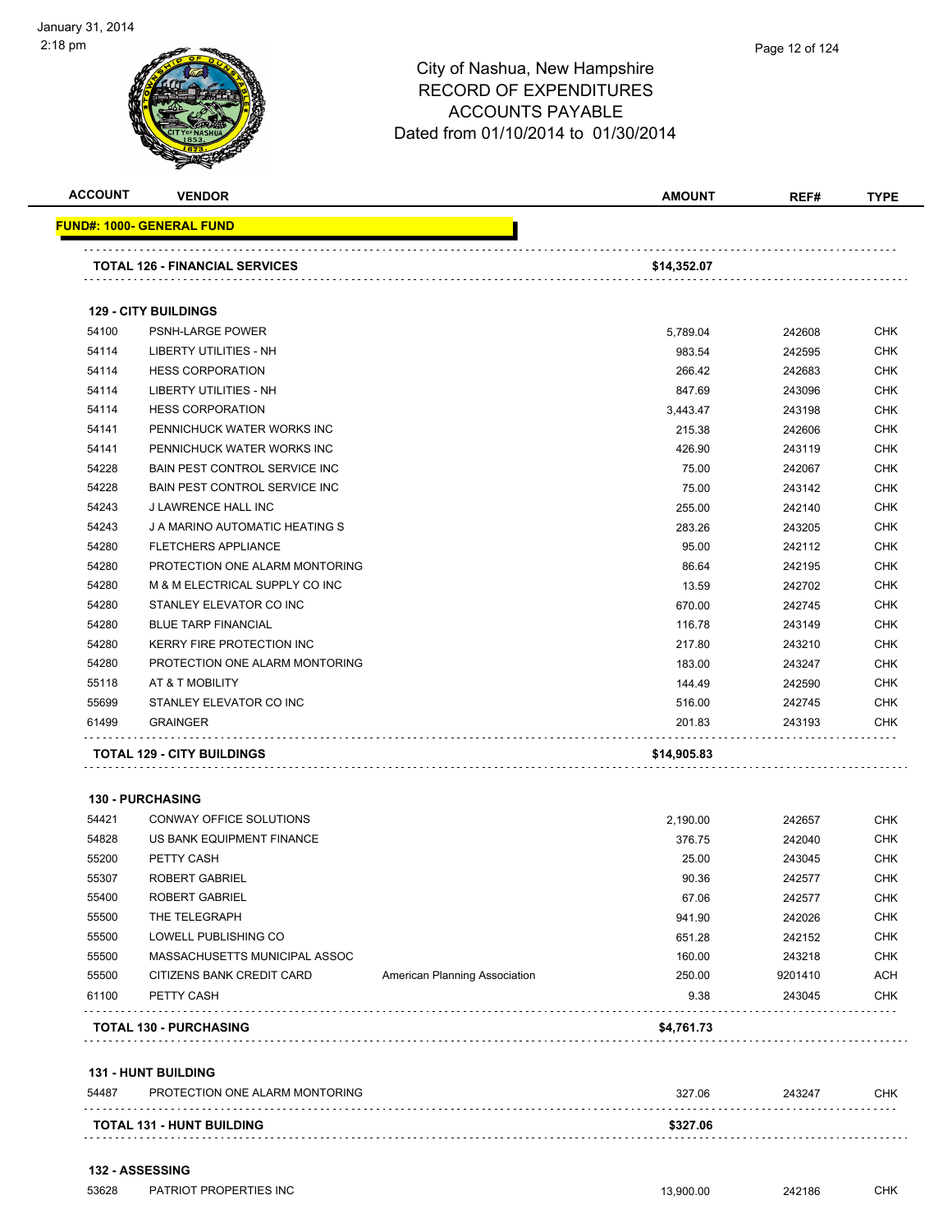# City of Nashua, New Hampshire
## RECORD OF EXPENDITURES
## ACCOUNTS PAYABLE
## Dated from 01/10/2014 to 01/30/2014

January 31, 2014
2:18 pm

| ACCOUNT | VENDOR | | AMOUNT | REF# | TYPE |
|---|---|---|---|---|---|
| **FUND#: 1000- GENERAL FUND** | | | | | |
| **TOTAL 126 - FINANCIAL SERVICES** | | | **$14,352.07** | | |
| **129 - CITY BUILDINGS** | | | | | |
| 54100 | PSNH-LARGE POWER | | 5,789.04 | 242608 | CHK |
| 54114 | LIBERTY UTILITIES - NH | | 983.54 | 242595 | CHK |
| 54114 | HESS CORPORATION | | 266.42 | 242683 | CHK |
| 54114 | LIBERTY UTILITIES - NH | | 847.69 | 243096 | CHK |
| 54114 | HESS CORPORATION | | 3,443.47 | 243198 | CHK |
| 54141 | PENNICHUCK WATER WORKS INC | | 215.38 | 242606 | CHK |
| 54141 | PENNICHUCK WATER WORKS INC | | 426.90 | 243119 | CHK |
| 54228 | BAIN PEST CONTROL SERVICE INC | | 75.00 | 242067 | CHK |
| 54228 | BAIN PEST CONTROL SERVICE INC | | 75.00 | 243142 | CHK |
| 54243 | J LAWRENCE HALL INC | | 255.00 | 242140 | CHK |
| 54243 | J A MARINO AUTOMATIC HEATING S | | 283.26 | 243205 | CHK |
| 54280 | FLETCHERS APPLIANCE | | 95.00 | 242112 | CHK |
| 54280 | PROTECTION ONE ALARM MONTORING | | 86.64 | 242195 | CHK |
| 54280 | M & M ELECTRICAL SUPPLY CO INC | | 13.59 | 242702 | CHK |
| 54280 | STANLEY ELEVATOR CO INC | | 670.00 | 242745 | CHK |
| 54280 | BLUE TARP FINANCIAL | | 116.78 | 243149 | CHK |
| 54280 | KERRY FIRE PROTECTION INC | | 217.80 | 243210 | CHK |
| 54280 | PROTECTION ONE ALARM MONTORING | | 183.00 | 243247 | CHK |
| 55118 | AT & T MOBILITY | | 144.49 | 242590 | CHK |
| 55699 | STANLEY ELEVATOR CO INC | | 516.00 | 242745 | CHK |
| 61499 | GRAINGER | | 201.83 | 243193 | CHK |
| **TOTAL 129 - CITY BUILDINGS** | | | **$14,905.83** | | |
| **130 - PURCHASING** | | | | | |
| 54421 | CONWAY OFFICE SOLUTIONS | | 2,190.00 | 242657 | CHK |
| 54828 | US BANK EQUIPMENT FINANCE | | 376.75 | 242040 | CHK |
| 55200 | PETTY CASH | | 25.00 | 243045 | CHK |
| 55307 | ROBERT GABRIEL | | 90.36 | 242577 | CHK |
| 55400 | ROBERT GABRIEL | | 67.06 | 242577 | CHK |
| 55500 | THE TELEGRAPH | | 941.90 | 242026 | CHK |
| 55500 | LOWELL PUBLISHING CO | | 651.28 | 242152 | CHK |
| 55500 | MASSACHUSETTS MUNICIPAL ASSOC | | 160.00 | 243218 | CHK |
| 55500 | CITIZENS BANK CREDIT CARD | American Planning Association | 250.00 | 9201410 | ACH |
| 61100 | PETTY CASH | | 9.38 | 243045 | CHK |
| **TOTAL 130 - PURCHASING** | | | **$4,761.73** | | |
| **131 - HUNT BUILDING** | | | | | |
| 54487 | PROTECTION ONE ALARM MONTORING | | 327.06 | 243247 | CHK |
| **TOTAL 131 - HUNT BUILDING** | | | **$327.06** | | |
| **132 - ASSESSING** | | | | | |
| 53628 | PATRIOT PROPERTIES INC | | 13,900.00 | 242186 | CHK |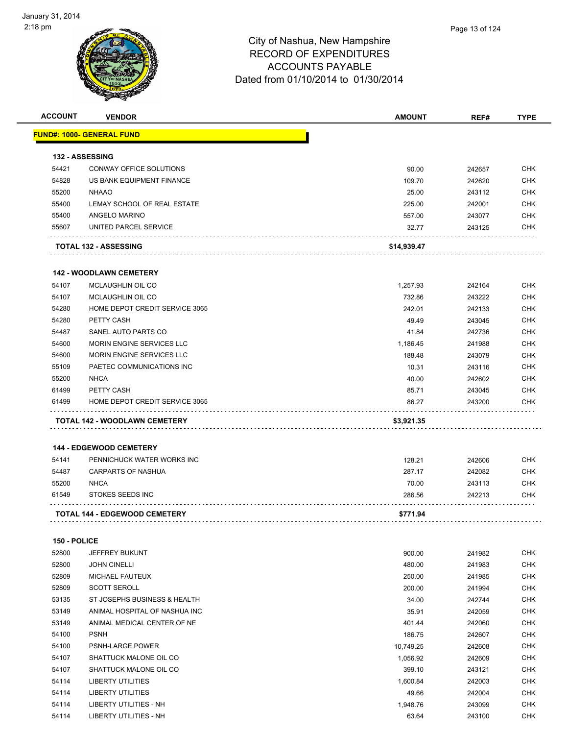City of Nashua, New Hampshire
RECORD OF EXPENDITURES
ACCOUNTS PAYABLE
Dated from 01/10/2014 to 01/30/2014

| ACCOUNT | VENDOR | AMOUNT | REF# | TYPE |
|---|---|---|---|---|
| **FUND#: 1000- GENERAL FUND** | | | | |
| **132 - ASSESSING** | | | | |
| 54421 | CONWAY OFFICE SOLUTIONS | 90.00 | 242657 | CHK |
| 54828 | US BANK EQUIPMENT FINANCE | 109.70 | 242620 | CHK |
| 55200 | NHAAO | 25.00 | 243112 | CHK |
| 55400 | LEMAY SCHOOL OF REAL ESTATE | 225.00 | 242001 | CHK |
| 55400 | ANGELO MARINO | 557.00 | 243077 | CHK |
| 55607 | UNITED PARCEL SERVICE | 32.77 | 243125 | CHK |
| | **TOTAL 132 - ASSESSING** | **$14,939.47** | | |
| **142 - WOODLAWN CEMETERY** | | | | |
| 54107 | MCLAUGHLIN OIL CO | 1,257.93 | 242164 | CHK |
| 54107 | MCLAUGHLIN OIL CO | 732.86 | 243222 | CHK |
| 54280 | HOME DEPOT CREDIT SERVICE 3065 | 242.01 | 242133 | CHK |
| 54280 | PETTY CASH | 49.49 | 243045 | CHK |
| 54487 | SANEL AUTO PARTS CO | 41.84 | 242736 | CHK |
| 54600 | MORIN ENGINE SERVICES LLC | 1,186.45 | 241988 | CHK |
| 54600 | MORIN ENGINE SERVICES LLC | 188.48 | 243079 | CHK |
| 55109 | PAETEC COMMUNICATIONS INC | 10.31 | 243116 | CHK |
| 55200 | NHCA | 40.00 | 242602 | CHK |
| 61499 | PETTY CASH | 85.71 | 243045 | CHK |
| 61499 | HOME DEPOT CREDIT SERVICE 3065 | 86.27 | 243200 | CHK |
| | **TOTAL 142 - WOODLAWN CEMETERY** | **$3,921.35** | | |
| **144 - EDGEWOOD CEMETERY** | | | | |
| 54141 | PENNICHUCK WATER WORKS INC | 128.21 | 242606 | CHK |
| 54487 | CARPARTS OF NASHUA | 287.17 | 242082 | CHK |
| 55200 | NHCA | 70.00 | 243113 | CHK |
| 61549 | STOKES SEEDS INC | 286.56 | 242213 | CHK |
| | **TOTAL 144 - EDGEWOOD CEMETERY** | **$771.94** | | |
| **150 - POLICE** | | | | |
| 52800 | JEFFREY BUKUNT | 900.00 | 241982 | CHK |
| 52800 | JOHN CINELLI | 480.00 | 241983 | CHK |
| 52809 | MICHAEL FAUTEUX | 250.00 | 241985 | CHK |
| 52809 | SCOTT SEROLL | 200.00 | 241994 | CHK |
| 53135 | ST JOSEPHS BUSINESS & HEALTH | 34.00 | 242744 | CHK |
| 53149 | ANIMAL HOSPITAL OF NASHUA INC | 35.91 | 242059 | CHK |
| 53149 | ANIMAL MEDICAL CENTER OF NE | 401.44 | 242060 | CHK |
| 54100 | PSNH | 186.75 | 242607 | CHK |
| 54100 | PSNH-LARGE POWER | 10,749.25 | 242608 | CHK |
| 54107 | SHATTUCK MALONE OIL CO | 1,056.92 | 242609 | CHK |
| 54107 | SHATTUCK MALONE OIL CO | 399.10 | 243121 | CHK |
| 54114 | LIBERTY UTILITIES | 1,600.84 | 242003 | CHK |
| 54114 | LIBERTY UTILITIES | 49.66 | 242004 | CHK |
| 54114 | LIBERTY UTILITIES - NH | 1,948.76 | 243099 | CHK |
| 54114 | LIBERTY UTILITIES - NH | 63.64 | 243100 | CHK |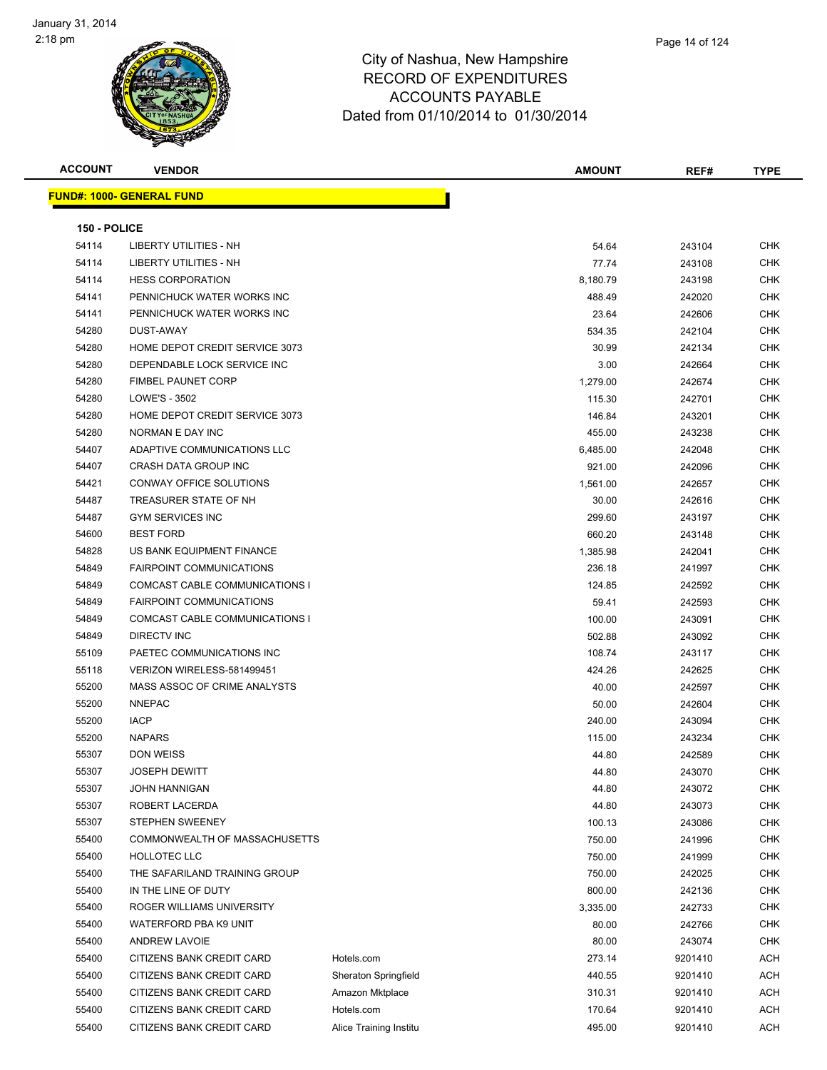# City of Nashua, New Hampshire
## RECORD OF EXPENDITURES
## ACCOUNTS PAYABLE
### Dated from 01/10/2014 to 01/30/2014

January 31, 2014
2:18 pm

**FUND#: 1000- GENERAL FUND**

**150 - POLICE**

| ACCOUNT | VENDOR | | AMOUNT | REF# | TYPE |
|---|---|---|---|---|---|
| 54114 | LIBERTY UTILITIES - NH | | 54.64 | 243104 | CHK |
| 54114 | LIBERTY UTILITIES - NH | | 77.74 | 243108 | CHK |
| 54114 | HESS CORPORATION | | 8,180.79 | 243198 | CHK |
| 54141 | PENNICHUCK WATER WORKS INC | | 488.49 | 242020 | CHK |
| 54141 | PENNICHUCK WATER WORKS INC | | 23.64 | 242606 | CHK |
| 54280 | DUST-AWAY | | 534.35 | 242104 | CHK |
| 54280 | HOME DEPOT CREDIT SERVICE 3073 | | 30.99 | 242134 | CHK |
| 54280 | DEPENDABLE LOCK SERVICE INC | | 3.00 | 242664 | CHK |
| 54280 | FIMBEL PAUNET CORP | | 1,279.00 | 242674 | CHK |
| 54280 | LOWE'S - 3502 | | 115.30 | 242701 | CHK |
| 54280 | HOME DEPOT CREDIT SERVICE 3073 | | 146.84 | 243201 | CHK |
| 54280 | NORMAN E DAY INC | | 455.00 | 243238 | CHK |
| 54407 | ADAPTIVE COMMUNICATIONS LLC | | 6,485.00 | 242048 | CHK |
| 54407 | CRASH DATA GROUP INC | | 921.00 | 242096 | CHK |
| 54421 | CONWAY OFFICE SOLUTIONS | | 1,561.00 | 242657 | CHK |
| 54487 | TREASURER STATE OF NH | | 30.00 | 242616 | CHK |
| 54487 | GYM SERVICES INC | | 299.60 | 243197 | CHK |
| 54600 | BEST FORD | | 660.20 | 243148 | CHK |
| 54828 | US BANK EQUIPMENT FINANCE | | 1,385.98 | 242041 | CHK |
| 54849 | FAIRPOINT COMMUNICATIONS | | 236.18 | 241997 | CHK |
| 54849 | COMCAST CABLE COMMUNICATIONS I | | 124.85 | 242592 | CHK |
| 54849 | FAIRPOINT COMMUNICATIONS | | 59.41 | 242593 | CHK |
| 54849 | COMCAST CABLE COMMUNICATIONS I | | 100.00 | 243091 | CHK |
| 54849 | DIRECTV INC | | 502.88 | 243092 | CHK |
| 55109 | PAETEC COMMUNICATIONS INC | | 108.74 | 243117 | CHK |
| 55118 | VERIZON WIRELESS-581499451 | | 424.26 | 242625 | CHK |
| 55200 | MASS ASSOC OF CRIME ANALYSTS | | 40.00 | 242597 | CHK |
| 55200 | NNEPAC | | 50.00 | 242604 | CHK |
| 55200 | IACP | | 240.00 | 243094 | CHK |
| 55200 | NAPARS | | 115.00 | 243234 | CHK |
| 55307 | DON WEISS | | 44.80 | 242589 | CHK |
| 55307 | JOSEPH DEWITT | | 44.80 | 243070 | CHK |
| 55307 | JOHN HANNIGAN | | 44.80 | 243072 | CHK |
| 55307 | ROBERT LACERDA | | 44.80 | 243073 | CHK |
| 55307 | STEPHEN SWEENEY | | 100.13 | 243086 | CHK |
| 55400 | COMMONWEALTH OF MASSACHUSETTS | | 750.00 | 241996 | CHK |
| 55400 | HOLLOTEC LLC | | 750.00 | 241999 | CHK |
| 55400 | THE SAFARILAND TRAINING GROUP | | 750.00 | 242025 | CHK |
| 55400 | IN THE LINE OF DUTY | | 800.00 | 242136 | CHK |
| 55400 | ROGER WILLIAMS UNIVERSITY | | 3,335.00 | 242733 | CHK |
| 55400 | WATERFORD PBA K9 UNIT | | 80.00 | 242766 | CHK |
| 55400 | ANDREW LAVOIE | | 80.00 | 243074 | CHK |
| 55400 | CITIZENS BANK CREDIT CARD | Hotels.com | 273.14 | 9201410 | ACH |
| 55400 | CITIZENS BANK CREDIT CARD | Sheraton Springfield | 440.55 | 9201410 | ACH |
| 55400 | CITIZENS BANK CREDIT CARD | Amazon Mktplace | 310.31 | 9201410 | ACH |
| 55400 | CITIZENS BANK CREDIT CARD | Hotels.com | 170.64 | 9201410 | ACH |
| 55400 | CITIZENS BANK CREDIT CARD | Alice Training Institu | 495.00 | 9201410 | ACH |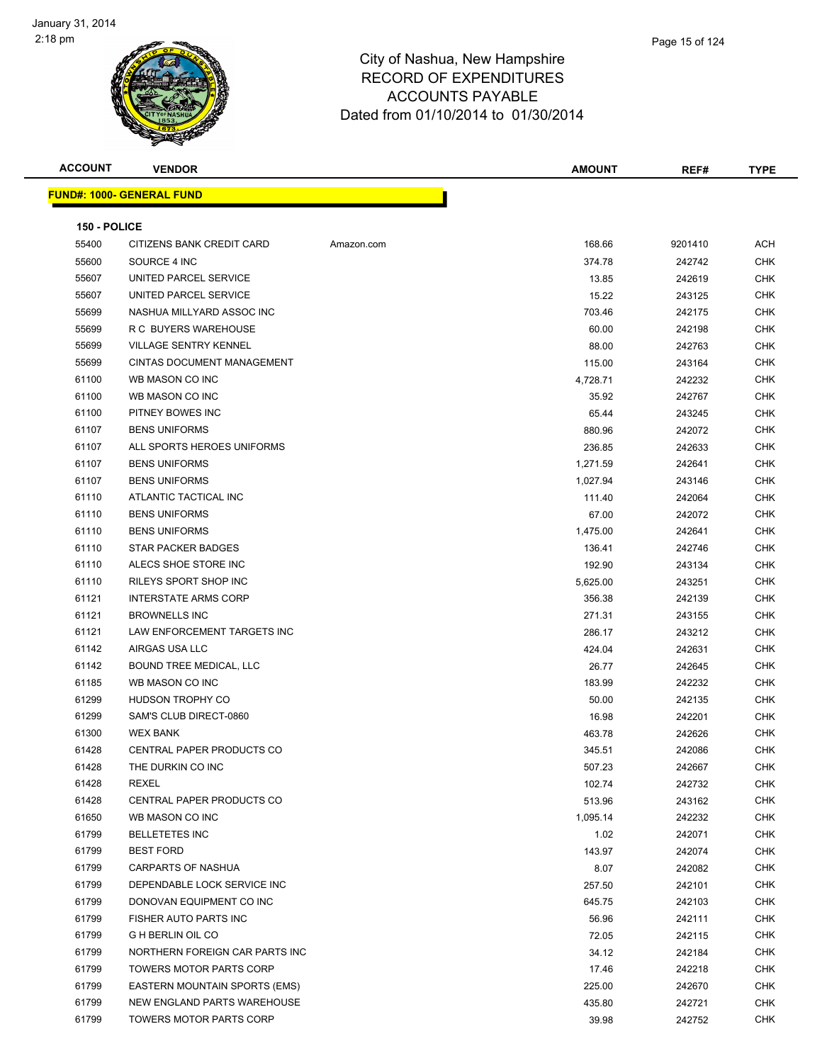# City of Nashua, New Hampshire
## RECORD OF EXPENDITURES
## ACCOUNTS PAYABLE
### Dated from 01/10/2014 to 01/30/2014

January 31, 2014
2:18 pm

| ACCOUNT | VENDOR | | AMOUNT | REF# | TYPE |
|---|---|---|---|---|---|

**FUND#: 1000- GENERAL FUND**

**150 - POLICE**

| ACCOUNT | VENDOR | | AMOUNT | REF# | TYPE |
|---|---|---|---|---|---|
| 55400 | CITIZENS BANK CREDIT CARD | Amazon.com | 168.66 | 9201410 | ACH |
| 55600 | SOURCE 4 INC | | 374.78 | 242742 | CHK |
| 55607 | UNITED PARCEL SERVICE | | 13.85 | 242619 | CHK |
| 55607 | UNITED PARCEL SERVICE | | 15.22 | 243125 | CHK |
| 55699 | NASHUA MILLYARD ASSOC INC | | 703.46 | 242175 | CHK |
| 55699 | R C BUYERS WAREHOUSE | | 60.00 | 242198 | CHK |
| 55699 | VILLAGE SENTRY KENNEL | | 88.00 | 242763 | CHK |
| 55699 | CINTAS DOCUMENT MANAGEMENT | | 115.00 | 243164 | CHK |
| 61100 | WB MASON CO INC | | 4,728.71 | 242232 | CHK |
| 61100 | WB MASON CO INC | | 35.92 | 242767 | CHK |
| 61100 | PITNEY BOWES INC | | 65.44 | 243245 | CHK |
| 61107 | BENS UNIFORMS | | 880.96 | 242072 | CHK |
| 61107 | ALL SPORTS HEROES UNIFORMS | | 236.85 | 242633 | CHK |
| 61107 | BENS UNIFORMS | | 1,271.59 | 242641 | CHK |
| 61107 | BENS UNIFORMS | | 1,027.94 | 243146 | CHK |
| 61110 | ATLANTIC TACTICAL INC | | 111.40 | 242064 | CHK |
| 61110 | BENS UNIFORMS | | 67.00 | 242072 | CHK |
| 61110 | BENS UNIFORMS | | 1,475.00 | 242641 | CHK |
| 61110 | STAR PACKER BADGES | | 136.41 | 242746 | CHK |
| 61110 | ALECS SHOE STORE INC | | 192.90 | 243134 | CHK |
| 61110 | RILEYS SPORT SHOP INC | | 5,625.00 | 243251 | CHK |
| 61121 | INTERSTATE ARMS CORP | | 356.38 | 242139 | CHK |
| 61121 | BROWNELLS INC | | 271.31 | 243155 | CHK |
| 61121 | LAW ENFORCEMENT TARGETS INC | | 286.17 | 243212 | CHK |
| 61142 | AIRGAS USA LLC | | 424.04 | 242631 | CHK |
| 61142 | BOUND TREE MEDICAL, LLC | | 26.77 | 242645 | CHK |
| 61185 | WB MASON CO INC | | 183.99 | 242232 | CHK |
| 61299 | HUDSON TROPHY CO | | 50.00 | 242135 | CHK |
| 61299 | SAM'S CLUB DIRECT-0860 | | 16.98 | 242201 | CHK |
| 61300 | WEX BANK | | 463.78 | 242626 | CHK |
| 61428 | CENTRAL PAPER PRODUCTS CO | | 345.51 | 242086 | CHK |
| 61428 | THE DURKIN CO INC | | 507.23 | 242667 | CHK |
| 61428 | REXEL | | 102.74 | 242732 | CHK |
| 61428 | CENTRAL PAPER PRODUCTS CO | | 513.96 | 243162 | CHK |
| 61650 | WB MASON CO INC | | 1,095.14 | 242232 | CHK |
| 61799 | BELLETETES INC | | 1.02 | 242071 | CHK |
| 61799 | BEST FORD | | 143.97 | 242074 | CHK |
| 61799 | CARPARTS OF NASHUA | | 8.07 | 242082 | CHK |
| 61799 | DEPENDABLE LOCK SERVICE INC | | 257.50 | 242101 | CHK |
| 61799 | DONOVAN EQUIPMENT CO INC | | 645.75 | 242103 | CHK |
| 61799 | FISHER AUTO PARTS INC | | 56.96 | 242111 | CHK |
| 61799 | G H BERLIN OIL CO | | 72.05 | 242115 | CHK |
| 61799 | NORTHERN FOREIGN CAR PARTS INC | | 34.12 | 242184 | CHK |
| 61799 | TOWERS MOTOR PARTS CORP | | 17.46 | 242218 | CHK |
| 61799 | EASTERN MOUNTAIN SPORTS (EMS) | | 225.00 | 242670 | CHK |
| 61799 | NEW ENGLAND PARTS WAREHOUSE | | 435.80 | 242721 | CHK |
| 61799 | TOWERS MOTOR PARTS CORP | | 39.98 | 242752 | CHK |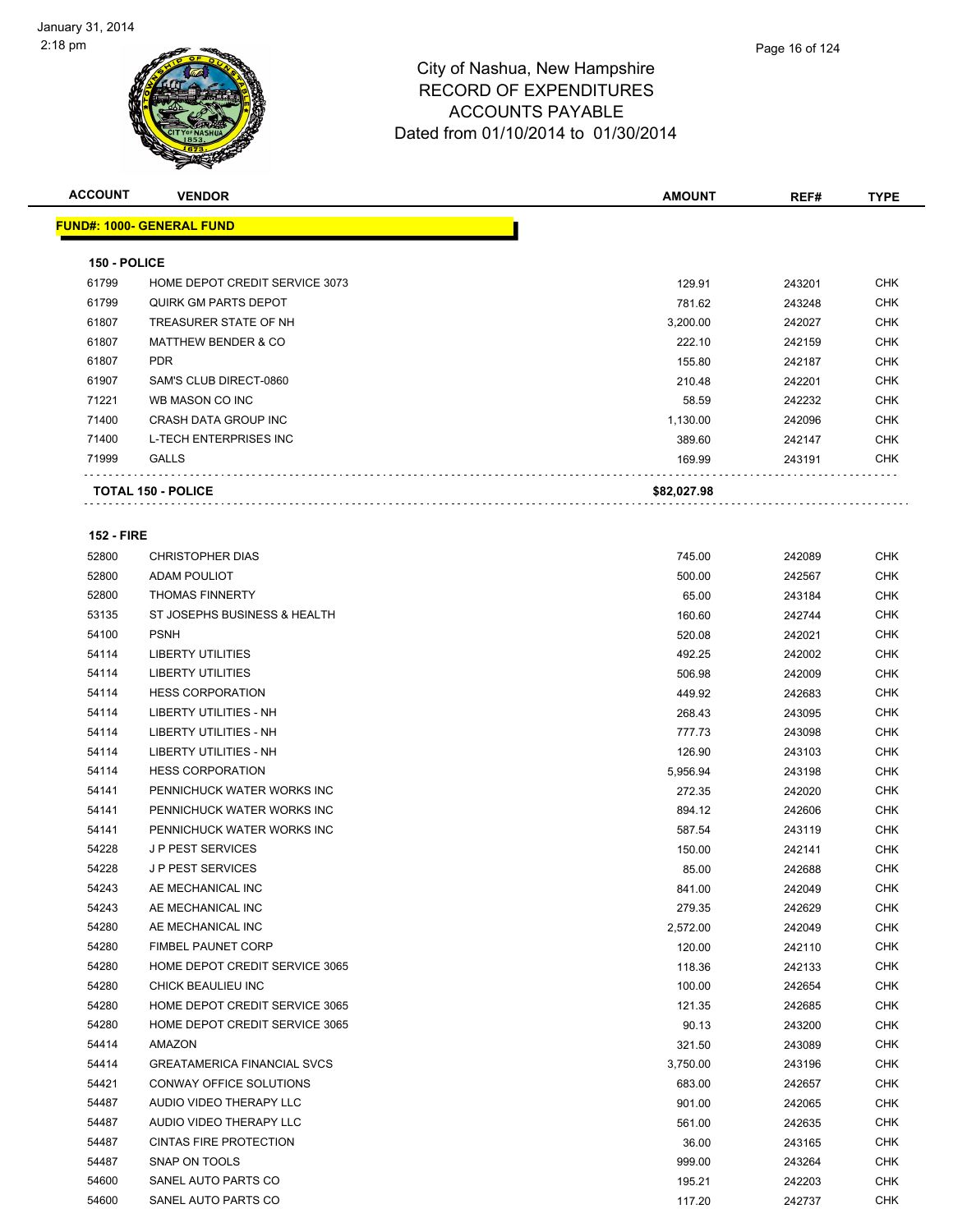City of Nashua, New Hampshire
RECORD OF EXPENDITURES
ACCOUNTS PAYABLE
Dated from 01/10/2014 to 01/30/2014

| ACCOUNT | VENDOR | AMOUNT | REF# | TYPE |
|---|---|---|---|---|

**FUND#: 1000- GENERAL FUND**

**150 - POLICE**

| ACCOUNT | VENDOR | AMOUNT | REF# | TYPE |
|---|---|---|---|---|
| 61799 | HOME DEPOT CREDIT SERVICE 3073 | 129.91 | 243201 | CHK |
| 61799 | QUIRK GM PARTS DEPOT | 781.62 | 243248 | CHK |
| 61807 | TREASURER STATE OF NH | 3,200.00 | 242027 | CHK |
| 61807 | MATTHEW BENDER & CO | 222.10 | 242159 | CHK |
| 61807 | PDR | 155.80 | 242187 | CHK |
| 61907 | SAM'S CLUB DIRECT-0860 | 210.48 | 242201 | CHK |
| 71221 | WB MASON CO INC | 58.59 | 242232 | CHK |
| 71400 | CRASH DATA GROUP INC | 1,130.00 | 242096 | CHK |
| 71400 | L-TECH ENTERPRISES INC | 389.60 | 242147 | CHK |
| 71999 | GALLS | 169.99 | 243191 | CHK |
| **TOTAL 150 - POLICE** | | **$82,027.98** | | |

**152 - FIRE**

| ACCOUNT | VENDOR | AMOUNT | REF# | TYPE |
|---|---|---|---|---|
| 52800 | CHRISTOPHER DIAS | 745.00 | 242089 | CHK |
| 52800 | ADAM POULIOT | 500.00 | 242567 | CHK |
| 52800 | THOMAS FINNERTY | 65.00 | 243184 | CHK |
| 53135 | ST JOSEPHS BUSINESS & HEALTH | 160.60 | 242744 | CHK |
| 54100 | PSNH | 520.08 | 242021 | CHK |
| 54114 | LIBERTY UTILITIES | 492.25 | 242002 | CHK |
| 54114 | LIBERTY UTILITIES | 506.98 | 242009 | CHK |
| 54114 | HESS CORPORATION | 449.92 | 242683 | CHK |
| 54114 | LIBERTY UTILITIES - NH | 268.43 | 243095 | CHK |
| 54114 | LIBERTY UTILITIES - NH | 777.73 | 243098 | CHK |
| 54114 | LIBERTY UTILITIES - NH | 126.90 | 243103 | CHK |
| 54114 | HESS CORPORATION | 5,956.94 | 243198 | CHK |
| 54141 | PENNICHUCK WATER WORKS INC | 272.35 | 242020 | CHK |
| 54141 | PENNICHUCK WATER WORKS INC | 894.12 | 242606 | CHK |
| 54141 | PENNICHUCK WATER WORKS INC | 587.54 | 243119 | CHK |
| 54228 | J P PEST SERVICES | 150.00 | 242141 | CHK |
| 54228 | J P PEST SERVICES | 85.00 | 242688 | CHK |
| 54243 | AE MECHANICAL INC | 841.00 | 242049 | CHK |
| 54243 | AE MECHANICAL INC | 279.35 | 242629 | CHK |
| 54280 | AE MECHANICAL INC | 2,572.00 | 242049 | CHK |
| 54280 | FIMBEL PAUNET CORP | 120.00 | 242110 | CHK |
| 54280 | HOME DEPOT CREDIT SERVICE 3065 | 118.36 | 242133 | CHK |
| 54280 | CHICK BEAULIEU INC | 100.00 | 242654 | CHK |
| 54280 | HOME DEPOT CREDIT SERVICE 3065 | 121.35 | 242685 | CHK |
| 54280 | HOME DEPOT CREDIT SERVICE 3065 | 90.13 | 243200 | CHK |
| 54414 | AMAZON | 321.50 | 243089 | CHK |
| 54414 | GREATAMERICA FINANCIAL SVCS | 3,750.00 | 243196 | CHK |
| 54421 | CONWAY OFFICE SOLUTIONS | 683.00 | 242657 | CHK |
| 54487 | AUDIO VIDEO THERAPY LLC | 901.00 | 242065 | CHK |
| 54487 | AUDIO VIDEO THERAPY LLC | 561.00 | 242635 | CHK |
| 54487 | CINTAS FIRE PROTECTION | 36.00 | 243165 | CHK |
| 54487 | SNAP ON TOOLS | 999.00 | 243264 | CHK |
| 54600 | SANEL AUTO PARTS CO | 195.21 | 242203 | CHK |
| 54600 | SANEL AUTO PARTS CO | 117.20 | 242737 | CHK |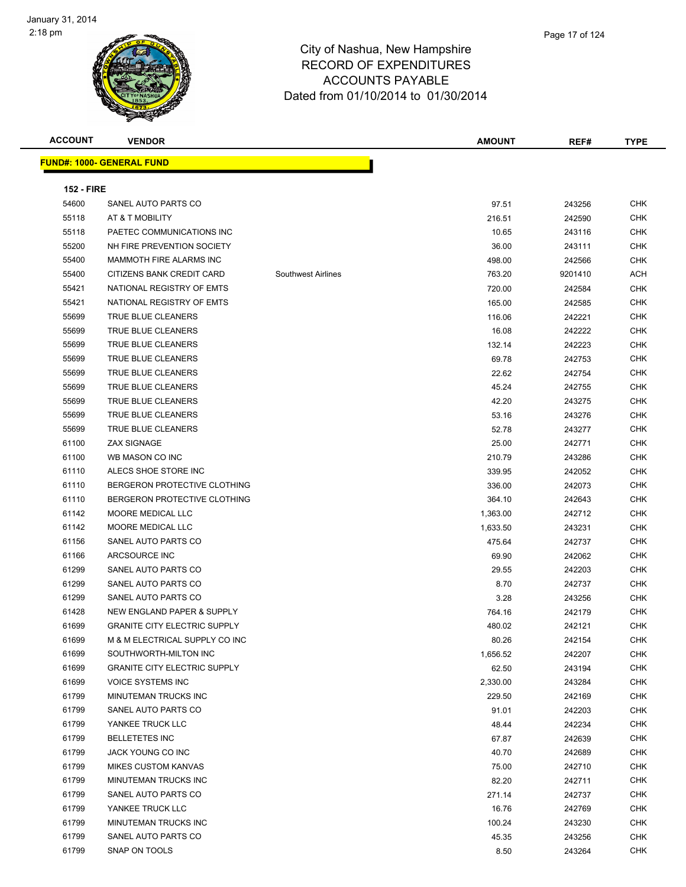# City of Nashua, New Hampshire
## RECORD OF EXPENDITURES
## ACCOUNTS PAYABLE
## Dated from 01/10/2014 to 01/30/2014

January 31, 2014
2:18 pm

**FUND#: 1000- GENERAL FUND**

**152 - FIRE**

| ACCOUNT | VENDOR | | AMOUNT | REF# | TYPE |
|---|---|---|---|---|---|
| 54600 | SANEL AUTO PARTS CO | | 97.51 | 243256 | CHK |
| 55118 | AT & T MOBILITY | | 216.51 | 242590 | CHK |
| 55118 | PAETEC COMMUNICATIONS INC | | 10.65 | 243116 | CHK |
| 55200 | NH FIRE PREVENTION SOCIETY | | 36.00 | 243111 | CHK |
| 55400 | MAMMOTH FIRE ALARMS INC | | 498.00 | 242566 | CHK |
| 55400 | CITIZENS BANK CREDIT CARD | Southwest Airlines | 763.20 | 9201410 | ACH |
| 55421 | NATIONAL REGISTRY OF EMTS | | 720.00 | 242584 | CHK |
| 55421 | NATIONAL REGISTRY OF EMTS | | 165.00 | 242585 | CHK |
| 55699 | TRUE BLUE CLEANERS | | 116.06 | 242221 | CHK |
| 55699 | TRUE BLUE CLEANERS | | 16.08 | 242222 | CHK |
| 55699 | TRUE BLUE CLEANERS | | 132.14 | 242223 | CHK |
| 55699 | TRUE BLUE CLEANERS | | 69.78 | 242753 | CHK |
| 55699 | TRUE BLUE CLEANERS | | 22.62 | 242754 | CHK |
| 55699 | TRUE BLUE CLEANERS | | 45.24 | 242755 | CHK |
| 55699 | TRUE BLUE CLEANERS | | 42.20 | 243275 | CHK |
| 55699 | TRUE BLUE CLEANERS | | 53.16 | 243276 | CHK |
| 55699 | TRUE BLUE CLEANERS | | 52.78 | 243277 | CHK |
| 61100 | ZAX SIGNAGE | | 25.00 | 242771 | CHK |
| 61100 | WB MASON CO INC | | 210.79 | 243286 | CHK |
| 61110 | ALECS SHOE STORE INC | | 339.95 | 242052 | CHK |
| 61110 | BERGERON PROTECTIVE CLOTHING | | 336.00 | 242073 | CHK |
| 61110 | BERGERON PROTECTIVE CLOTHING | | 364.10 | 242643 | CHK |
| 61142 | MOORE MEDICAL LLC | | 1,363.00 | 242712 | CHK |
| 61142 | MOORE MEDICAL LLC | | 1,633.50 | 243231 | CHK |
| 61156 | SANEL AUTO PARTS CO | | 475.64 | 242737 | CHK |
| 61166 | ARCSOURCE INC | | 69.90 | 242062 | CHK |
| 61299 | SANEL AUTO PARTS CO | | 29.55 | 242203 | CHK |
| 61299 | SANEL AUTO PARTS CO | | 8.70 | 242737 | CHK |
| 61299 | SANEL AUTO PARTS CO | | 3.28 | 243256 | CHK |
| 61428 | NEW ENGLAND PAPER & SUPPLY | | 764.16 | 242179 | CHK |
| 61699 | GRANITE CITY ELECTRIC SUPPLY | | 480.02 | 242121 | CHK |
| 61699 | M & M ELECTRICAL SUPPLY CO INC | | 80.26 | 242154 | CHK |
| 61699 | SOUTHWORTH-MILTON INC | | 1,656.52 | 242207 | CHK |
| 61699 | GRANITE CITY ELECTRIC SUPPLY | | 62.50 | 243194 | CHK |
| 61699 | VOICE SYSTEMS INC | | 2,330.00 | 243284 | CHK |
| 61799 | MINUTEMAN TRUCKS INC | | 229.50 | 242169 | CHK |
| 61799 | SANEL AUTO PARTS CO | | 91.01 | 242203 | CHK |
| 61799 | YANKEE TRUCK LLC | | 48.44 | 242234 | CHK |
| 61799 | BELLETETES INC | | 67.87 | 242639 | CHK |
| 61799 | JACK YOUNG CO INC | | 40.70 | 242689 | CHK |
| 61799 | MIKES CUSTOM KANVAS | | 75.00 | 242710 | CHK |
| 61799 | MINUTEMAN TRUCKS INC | | 82.20 | 242711 | CHK |
| 61799 | SANEL AUTO PARTS CO | | 271.14 | 242737 | CHK |
| 61799 | YANKEE TRUCK LLC | | 16.76 | 242769 | CHK |
| 61799 | MINUTEMAN TRUCKS INC | | 100.24 | 243230 | CHK |
| 61799 | SANEL AUTO PARTS CO | | 45.35 | 243256 | CHK |
| 61799 | SNAP ON TOOLS | | 8.50 | 243264 | CHK |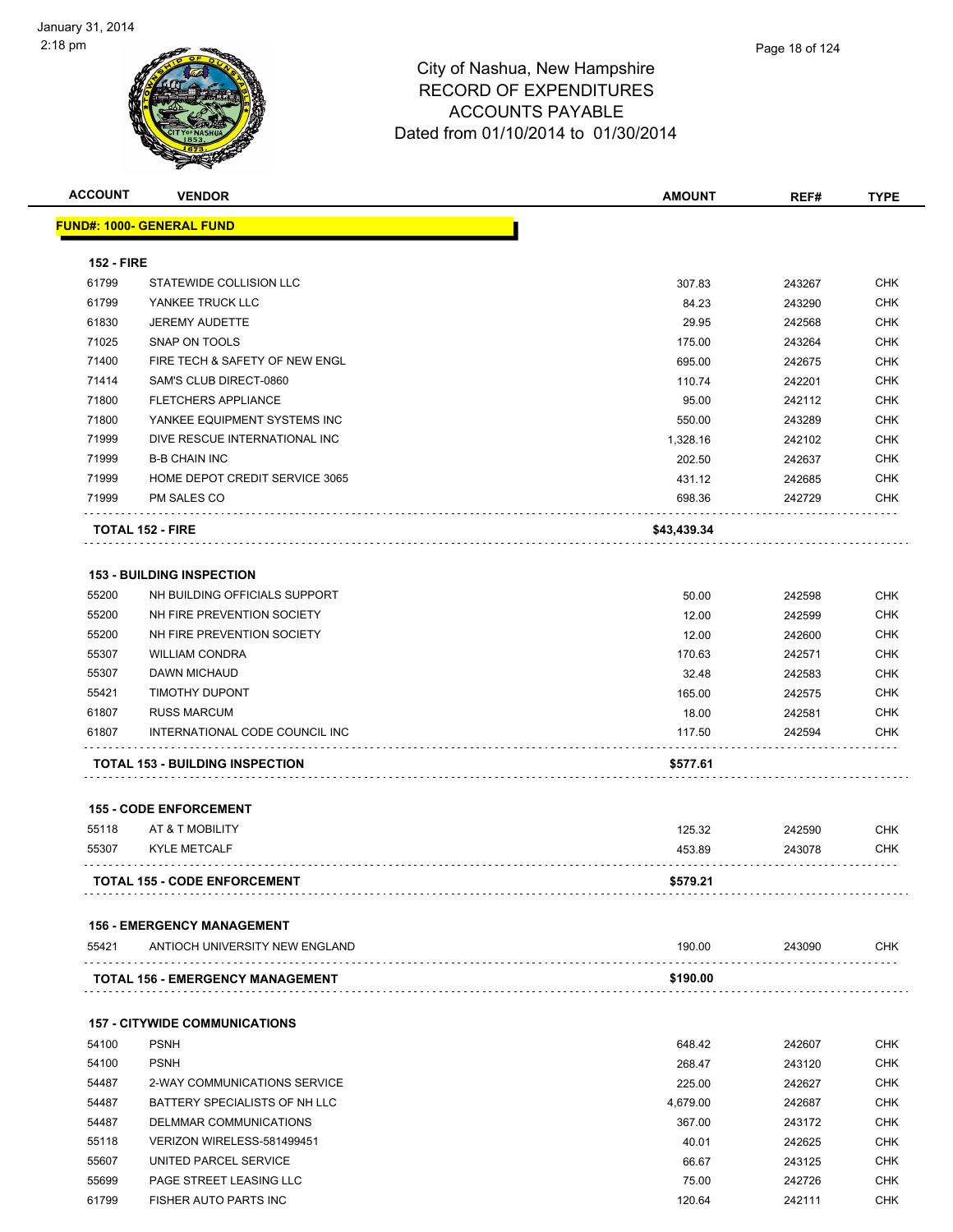# City of Nashua, New Hampshire
## RECORD OF EXPENDITURES
## ACCOUNTS PAYABLE
### Dated from 01/10/2014 to 01/30/2014

| ACCOUNT | VENDOR | AMOUNT | REF# | TYPE |
|---|---|---|---|---|
| **FUND#: 1000- GENERAL FUND** | | | | |
| **152 - FIRE** | | | | |
| 61799 | STATEWIDE COLLISION LLC | 307.83 | 243267 | CHK |
| 61799 | YANKEE TRUCK LLC | 84.23 | 243290 | CHK |
| 61830 | JEREMY AUDETTE | 29.95 | 242568 | CHK |
| 71025 | SNAP ON TOOLS | 175.00 | 243264 | CHK |
| 71400 | FIRE TECH & SAFETY OF NEW ENGL | 695.00 | 242675 | CHK |
| 71414 | SAM'S CLUB DIRECT-0860 | 110.74 | 242201 | CHK |
| 71800 | FLETCHERS APPLIANCE | 95.00 | 242112 | CHK |
| 71800 | YANKEE EQUIPMENT SYSTEMS INC | 550.00 | 243289 | CHK |
| 71999 | DIVE RESCUE INTERNATIONAL INC | 1,328.16 | 242102 | CHK |
| 71999 | B-B CHAIN INC | 202.50 | 242637 | CHK |
| 71999 | HOME DEPOT CREDIT SERVICE 3065 | 431.12 | 242685 | CHK |
| 71999 | PM SALES CO | 698.36 | 242729 | CHK |
| **TOTAL 152 - FIRE** | | **$43,439.34** | | |
| **153 - BUILDING INSPECTION** | | | | |
| 55200 | NH BUILDING OFFICIALS SUPPORT | 50.00 | 242598 | CHK |
| 55200 | NH FIRE PREVENTION SOCIETY | 12.00 | 242599 | CHK |
| 55200 | NH FIRE PREVENTION SOCIETY | 12.00 | 242600 | CHK |
| 55307 | WILLIAM CONDRA | 170.63 | 242571 | CHK |
| 55307 | DAWN MICHAUD | 32.48 | 242583 | CHK |
| 55421 | TIMOTHY DUPONT | 165.00 | 242575 | CHK |
| 61807 | RUSS MARCUM | 18.00 | 242581 | CHK |
| 61807 | INTERNATIONAL CODE COUNCIL INC | 117.50 | 242594 | CHK |
| **TOTAL 153 - BUILDING INSPECTION** | | **$577.61** | | |
| **155 - CODE ENFORCEMENT** | | | | |
| 55118 | AT & T MOBILITY | 125.32 | 242590 | CHK |
| 55307 | KYLE METCALF | 453.89 | 243078 | CHK |
| **TOTAL 155 - CODE ENFORCEMENT** | | **$579.21** | | |
| **156 - EMERGENCY MANAGEMENT** | | | | |
| 55421 | ANTIOCH UNIVERSITY NEW ENGLAND | 190.00 | 243090 | CHK |
| **TOTAL 156 - EMERGENCY MANAGEMENT** | | **$190.00** | | |
| **157 - CITYWIDE COMMUNICATIONS** | | | | |
| 54100 | PSNH | 648.42 | 242607 | CHK |
| 54100 | PSNH | 268.47 | 243120 | CHK |
| 54487 | 2-WAY COMMUNICATIONS SERVICE | 225.00 | 242627 | CHK |
| 54487 | BATTERY SPECIALISTS OF NH LLC | 4,679.00 | 242687 | CHK |
| 54487 | DELMMAR COMMUNICATIONS | 367.00 | 243172 | CHK |
| 55118 | VERIZON WIRELESS-581499451 | 40.01 | 242625 | CHK |
| 55607 | UNITED PARCEL SERVICE | 66.67 | 243125 | CHK |
| 55699 | PAGE STREET LEASING LLC | 75.00 | 242726 | CHK |
| 61799 | FISHER AUTO PARTS INC | 120.64 | 242111 | CHK |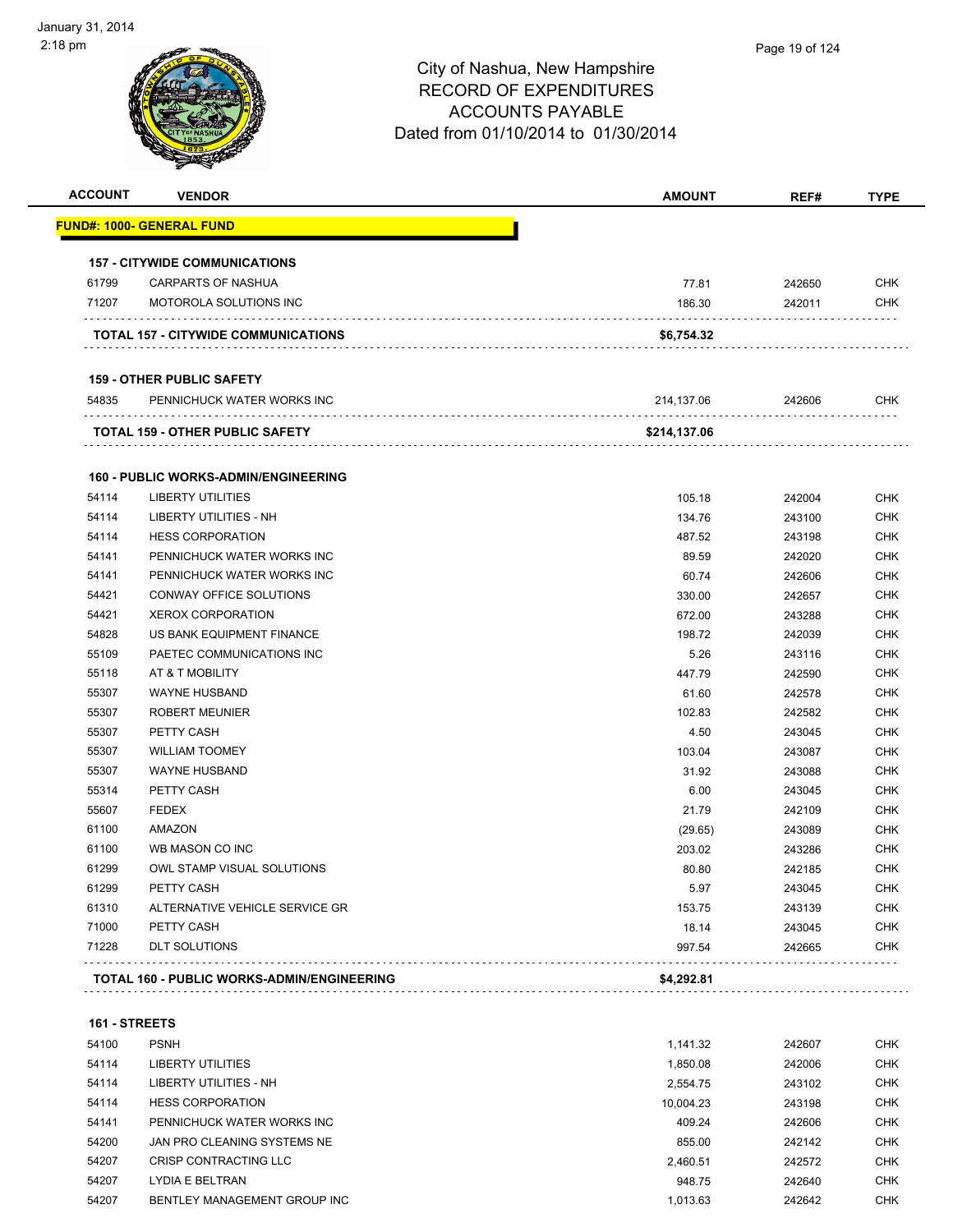# City of Nashua, New Hampshire
## RECORD OF EXPENDITURES
## ACCOUNTS PAYABLE
## Dated from 01/10/2014 to 01/30/2014

January 31, 2014
2:18 pm

| ACCOUNT | VENDOR | AMOUNT | REF# | TYPE |
|---|---|---|---|---|
| **FUND#: 1000- GENERAL FUND** | | | | |
| **157 - CITYWIDE COMMUNICATIONS** | | | | |
| 61799 | CARPARTS OF NASHUA | 77.81 | 242650 | CHK |
| 71207 | MOTOROLA SOLUTIONS INC | 186.30 | 242011 | CHK |
| **TOTAL 157 - CITYWIDE COMMUNICATIONS** | | **$6,754.32** | | |
| **159 - OTHER PUBLIC SAFETY** | | | | |
| 54835 | PENNICHUCK WATER WORKS INC | 214,137.06 | 242606 | CHK |
| **TOTAL 159 - OTHER PUBLIC SAFETY** | | **$214,137.06** | | |
| **160 - PUBLIC WORKS-ADMIN/ENGINEERING** | | | | |
| 54114 | LIBERTY UTILITIES | 105.18 | 242004 | CHK |
| 54114 | LIBERTY UTILITIES - NH | 134.76 | 243100 | CHK |
| 54114 | HESS CORPORATION | 487.52 | 243198 | CHK |
| 54141 | PENNICHUCK WATER WORKS INC | 89.59 | 242020 | CHK |
| 54141 | PENNICHUCK WATER WORKS INC | 60.74 | 242606 | CHK |
| 54421 | CONWAY OFFICE SOLUTIONS | 330.00 | 242657 | CHK |
| 54421 | XEROX CORPORATION | 672.00 | 243288 | CHK |
| 54828 | US BANK EQUIPMENT FINANCE | 198.72 | 242039 | CHK |
| 55109 | PAETEC COMMUNICATIONS INC | 5.26 | 243116 | CHK |
| 55118 | AT & T MOBILITY | 447.79 | 242590 | CHK |
| 55307 | WAYNE HUSBAND | 61.60 | 242578 | CHK |
| 55307 | ROBERT MEUNIER | 102.83 | 242582 | CHK |
| 55307 | PETTY CASH | 4.50 | 243045 | CHK |
| 55307 | WILLIAM TOOMEY | 103.04 | 243087 | CHK |
| 55307 | WAYNE HUSBAND | 31.92 | 243088 | CHK |
| 55314 | PETTY CASH | 6.00 | 243045 | CHK |
| 55607 | FEDEX | 21.79 | 242109 | CHK |
| 61100 | AMAZON | (29.65) | 243089 | CHK |
| 61100 | WB MASON CO INC | 203.02 | 243286 | CHK |
| 61299 | OWL STAMP VISUAL SOLUTIONS | 80.80 | 242185 | CHK |
| 61299 | PETTY CASH | 5.97 | 243045 | CHK |
| 61310 | ALTERNATIVE VEHICLE SERVICE GR | 153.75 | 243139 | CHK |
| 71000 | PETTY CASH | 18.14 | 243045 | CHK |
| 71228 | DLT SOLUTIONS | 997.54 | 242665 | CHK |
| **TOTAL 160 - PUBLIC WORKS-ADMIN/ENGINEERING** | | **$4,292.81** | | |
| **161 - STREETS** | | | | |
| 54100 | PSNH | 1,141.32 | 242607 | CHK |
| 54114 | LIBERTY UTILITIES | 1,850.08 | 242006 | CHK |
| 54114 | LIBERTY UTILITIES - NH | 2,554.75 | 243102 | CHK |
| 54114 | HESS CORPORATION | 10,004.23 | 243198 | CHK |
| 54141 | PENNICHUCK WATER WORKS INC | 409.24 | 242606 | CHK |
| 54200 | JAN PRO CLEANING SYSTEMS NE | 855.00 | 242142 | CHK |
| 54207 | CRISP CONTRACTING LLC | 2,460.51 | 242572 | CHK |
| 54207 | LYDIA E BELTRAN | 948.75 | 242640 | CHK |
| 54207 | BENTLEY MANAGEMENT GROUP INC | 1,013.63 | 242642 | CHK |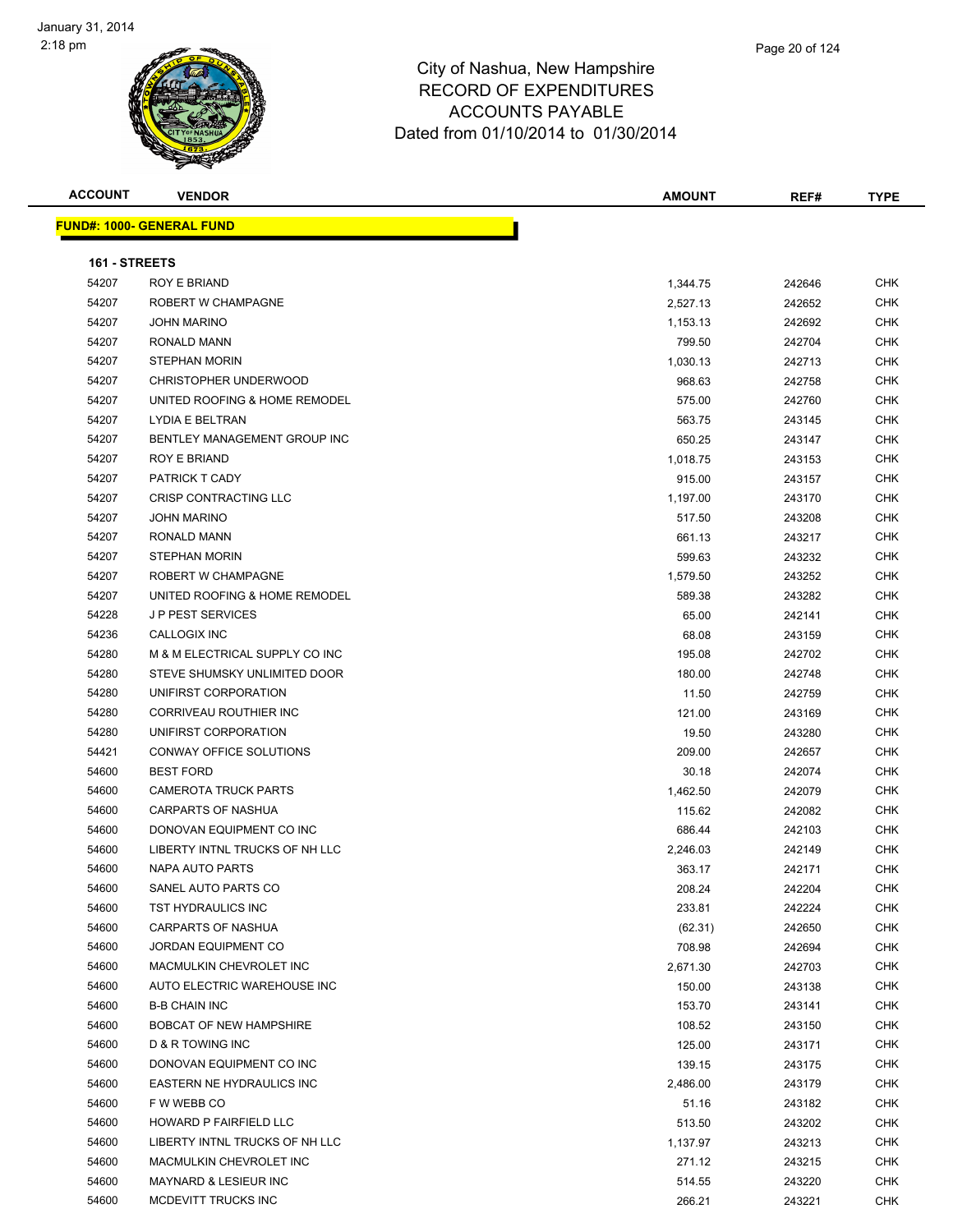# City of Nashua, New Hampshire
## RECORD OF EXPENDITURES
## ACCOUNTS PAYABLE
### Dated from 01/10/2014 to 01/30/2014

| ACCOUNT | VENDOR | AMOUNT | REF# | TYPE |
|---|---|---|---|---|

**FUND#: 1000- GENERAL FUND**

**161 - STREETS**

| ACCOUNT | VENDOR | AMOUNT | REF# | TYPE |
|---|---|---|---|---|
| 54207 | ROY E BRIAND | 1,344.75 | 242646 | CHK |
| 54207 | ROBERT W CHAMPAGNE | 2,527.13 | 242652 | CHK |
| 54207 | JOHN MARINO | 1,153.13 | 242692 | CHK |
| 54207 | RONALD MANN | 799.50 | 242704 | CHK |
| 54207 | STEPHAN MORIN | 1,030.13 | 242713 | CHK |
| 54207 | CHRISTOPHER UNDERWOOD | 968.63 | 242758 | CHK |
| 54207 | UNITED ROOFING & HOME REMODEL | 575.00 | 242760 | CHK |
| 54207 | LYDIA E BELTRAN | 563.75 | 243145 | CHK |
| 54207 | BENTLEY MANAGEMENT GROUP INC | 650.25 | 243147 | CHK |
| 54207 | ROY E BRIAND | 1,018.75 | 243153 | CHK |
| 54207 | PATRICK T CADY | 915.00 | 243157 | CHK |
| 54207 | CRISP CONTRACTING LLC | 1,197.00 | 243170 | CHK |
| 54207 | JOHN MARINO | 517.50 | 243208 | CHK |
| 54207 | RONALD MANN | 661.13 | 243217 | CHK |
| 54207 | STEPHAN MORIN | 599.63 | 243232 | CHK |
| 54207 | ROBERT W CHAMPAGNE | 1,579.50 | 243252 | CHK |
| 54207 | UNITED ROOFING & HOME REMODEL | 589.38 | 243282 | CHK |
| 54228 | J P PEST SERVICES | 65.00 | 242141 | CHK |
| 54236 | CALLOGIX INC | 68.08 | 243159 | CHK |
| 54280 | M & M ELECTRICAL SUPPLY CO INC | 195.08 | 242702 | CHK |
| 54280 | STEVE SHUMSKY UNLIMITED DOOR | 180.00 | 242748 | CHK |
| 54280 | UNIFIRST CORPORATION | 11.50 | 242759 | CHK |
| 54280 | CORRIVEAU ROUTHIER INC | 121.00 | 243169 | CHK |
| 54280 | UNIFIRST CORPORATION | 19.50 | 243280 | CHK |
| 54421 | CONWAY OFFICE SOLUTIONS | 209.00 | 242657 | CHK |
| 54600 | BEST FORD | 30.18 | 242074 | CHK |
| 54600 | CAMEROTA TRUCK PARTS | 1,462.50 | 242079 | CHK |
| 54600 | CARPARTS OF NASHUA | 115.62 | 242082 | CHK |
| 54600 | DONOVAN EQUIPMENT CO INC | 686.44 | 242103 | CHK |
| 54600 | LIBERTY INTNL TRUCKS OF NH LLC | 2,246.03 | 242149 | CHK |
| 54600 | NAPA AUTO PARTS | 363.17 | 242171 | CHK |
| 54600 | SANEL AUTO PARTS CO | 208.24 | 242204 | CHK |
| 54600 | TST HYDRAULICS INC | 233.81 | 242224 | CHK |
| 54600 | CARPARTS OF NASHUA | (62.31) | 242650 | CHK |
| 54600 | JORDAN EQUIPMENT CO | 708.98 | 242694 | CHK |
| 54600 | MACMULKIN CHEVROLET INC | 2,671.30 | 242703 | CHK |
| 54600 | AUTO ELECTRIC WAREHOUSE INC | 150.00 | 243138 | CHK |
| 54600 | B-B CHAIN INC | 153.70 | 243141 | CHK |
| 54600 | BOBCAT OF NEW HAMPSHIRE | 108.52 | 243150 | CHK |
| 54600 | D & R TOWING INC | 125.00 | 243171 | CHK |
| 54600 | DONOVAN EQUIPMENT CO INC | 139.15 | 243175 | CHK |
| 54600 | EASTERN NE HYDRAULICS INC | 2,486.00 | 243179 | CHK |
| 54600 | F W WEBB CO | 51.16 | 243182 | CHK |
| 54600 | HOWARD P FAIRFIELD LLC | 513.50 | 243202 | CHK |
| 54600 | LIBERTY INTNL TRUCKS OF NH LLC | 1,137.97 | 243213 | CHK |
| 54600 | MACMULKIN CHEVROLET INC | 271.12 | 243215 | CHK |
| 54600 | MAYNARD & LESIEUR INC | 514.55 | 243220 | CHK |
| 54600 | MCDEVITT TRUCKS INC | 266.21 | 243221 | CHK |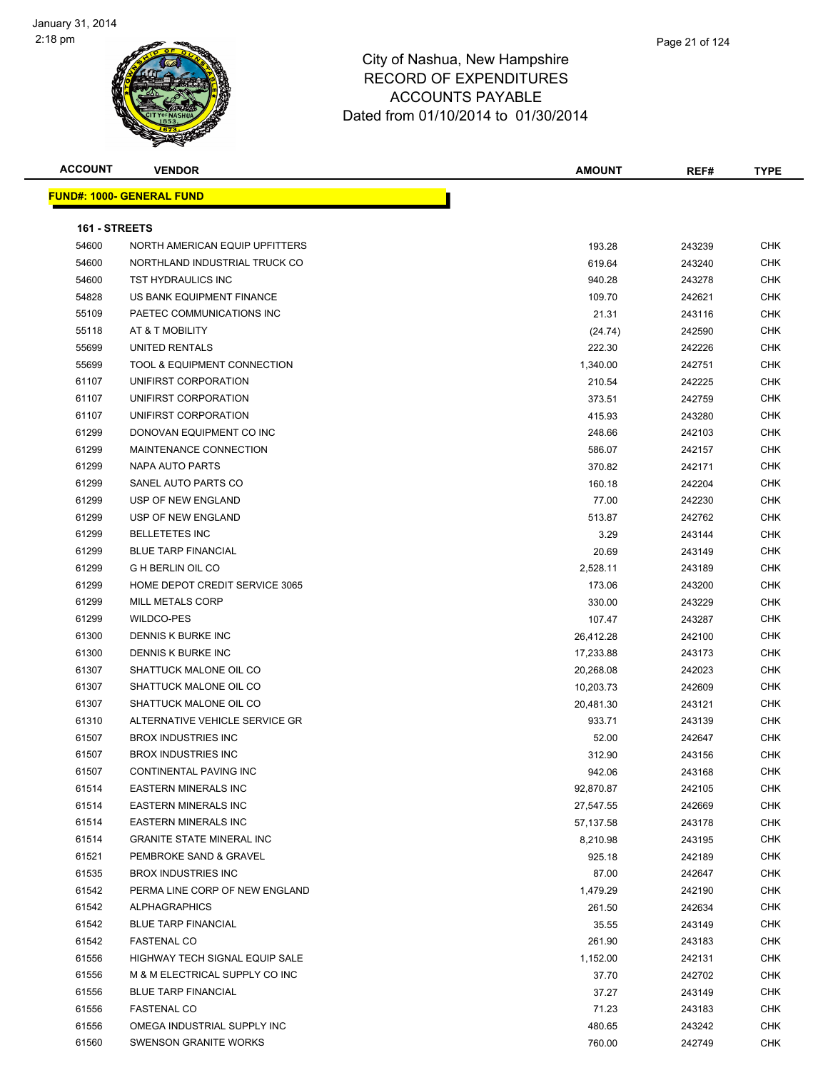City of Nashua, New Hampshire
RECORD OF EXPENDITURES
ACCOUNTS PAYABLE
Dated from 01/10/2014 to 01/30/2014

| ACCOUNT | VENDOR | AMOUNT | REF# | TYPE |
|---|---|---|---|---|

**FUND#: 1000- GENERAL FUND**

**161 - STREETS**

| ACCOUNT | VENDOR | AMOUNT | REF# | TYPE |
|---|---|---|---|---|
| 54600 | NORTH AMERICAN EQUIP UPFITTERS | 193.28 | 243239 | CHK |
| 54600 | NORTHLAND INDUSTRIAL TRUCK CO | 619.64 | 243240 | CHK |
| 54600 | TST HYDRAULICS INC | 940.28 | 243278 | CHK |
| 54828 | US BANK EQUIPMENT FINANCE | 109.70 | 242621 | CHK |
| 55109 | PAETEC COMMUNICATIONS INC | 21.31 | 243116 | CHK |
| 55118 | AT & T MOBILITY | (24.74) | 242590 | CHK |
| 55699 | UNITED RENTALS | 222.30 | 242226 | CHK |
| 55699 | TOOL & EQUIPMENT CONNECTION | 1,340.00 | 242751 | CHK |
| 61107 | UNIFIRST CORPORATION | 210.54 | 242225 | CHK |
| 61107 | UNIFIRST CORPORATION | 373.51 | 242759 | CHK |
| 61107 | UNIFIRST CORPORATION | 415.93 | 243280 | CHK |
| 61299 | DONOVAN EQUIPMENT CO INC | 248.66 | 242103 | CHK |
| 61299 | MAINTENANCE CONNECTION | 586.07 | 242157 | CHK |
| 61299 | NAPA AUTO PARTS | 370.82 | 242171 | CHK |
| 61299 | SANEL AUTO PARTS CO | 160.18 | 242204 | CHK |
| 61299 | USP OF NEW ENGLAND | 77.00 | 242230 | CHK |
| 61299 | USP OF NEW ENGLAND | 513.87 | 242762 | CHK |
| 61299 | BELLETETES INC | 3.29 | 243144 | CHK |
| 61299 | BLUE TARP FINANCIAL | 20.69 | 243149 | CHK |
| 61299 | G H BERLIN OIL CO | 2,528.11 | 243189 | CHK |
| 61299 | HOME DEPOT CREDIT SERVICE 3065 | 173.06 | 243200 | CHK |
| 61299 | MILL METALS CORP | 330.00 | 243229 | CHK |
| 61299 | WILDCO-PES | 107.47 | 243287 | CHK |
| 61300 | DENNIS K BURKE INC | 26,412.28 | 242100 | CHK |
| 61300 | DENNIS K BURKE INC | 17,233.88 | 243173 | CHK |
| 61307 | SHATTUCK MALONE OIL CO | 20,268.08 | 242023 | CHK |
| 61307 | SHATTUCK MALONE OIL CO | 10,203.73 | 242609 | CHK |
| 61307 | SHATTUCK MALONE OIL CO | 20,481.30 | 243121 | CHK |
| 61310 | ALTERNATIVE VEHICLE SERVICE GR | 933.71 | 243139 | CHK |
| 61507 | BROX INDUSTRIES INC | 52.00 | 242647 | CHK |
| 61507 | BROX INDUSTRIES INC | 312.90 | 243156 | CHK |
| 61507 | CONTINENTAL PAVING INC | 942.06 | 243168 | CHK |
| 61514 | EASTERN MINERALS INC | 92,870.87 | 242105 | CHK |
| 61514 | EASTERN MINERALS INC | 27,547.55 | 242669 | CHK |
| 61514 | EASTERN MINERALS INC | 57,137.58 | 243178 | CHK |
| 61514 | GRANITE STATE MINERAL INC | 8,210.98 | 243195 | CHK |
| 61521 | PEMBROKE SAND & GRAVEL | 925.18 | 242189 | CHK |
| 61535 | BROX INDUSTRIES INC | 87.00 | 242647 | CHK |
| 61542 | PERMA LINE CORP OF NEW ENGLAND | 1,479.29 | 242190 | CHK |
| 61542 | ALPHAGRAPHICS | 261.50 | 242634 | CHK |
| 61542 | BLUE TARP FINANCIAL | 35.55 | 243149 | CHK |
| 61542 | FASTENAL CO | 261.90 | 243183 | CHK |
| 61556 | HIGHWAY TECH SIGNAL EQUIP SALE | 1,152.00 | 242131 | CHK |
| 61556 | M & M ELECTRICAL SUPPLY CO INC | 37.70 | 242702 | CHK |
| 61556 | BLUE TARP FINANCIAL | 37.27 | 243149 | CHK |
| 61556 | FASTENAL CO | 71.23 | 243183 | CHK |
| 61556 | OMEGA INDUSTRIAL SUPPLY INC | 480.65 | 243242 | CHK |
| 61560 | SWENSON GRANITE WORKS | 760.00 | 242749 | CHK |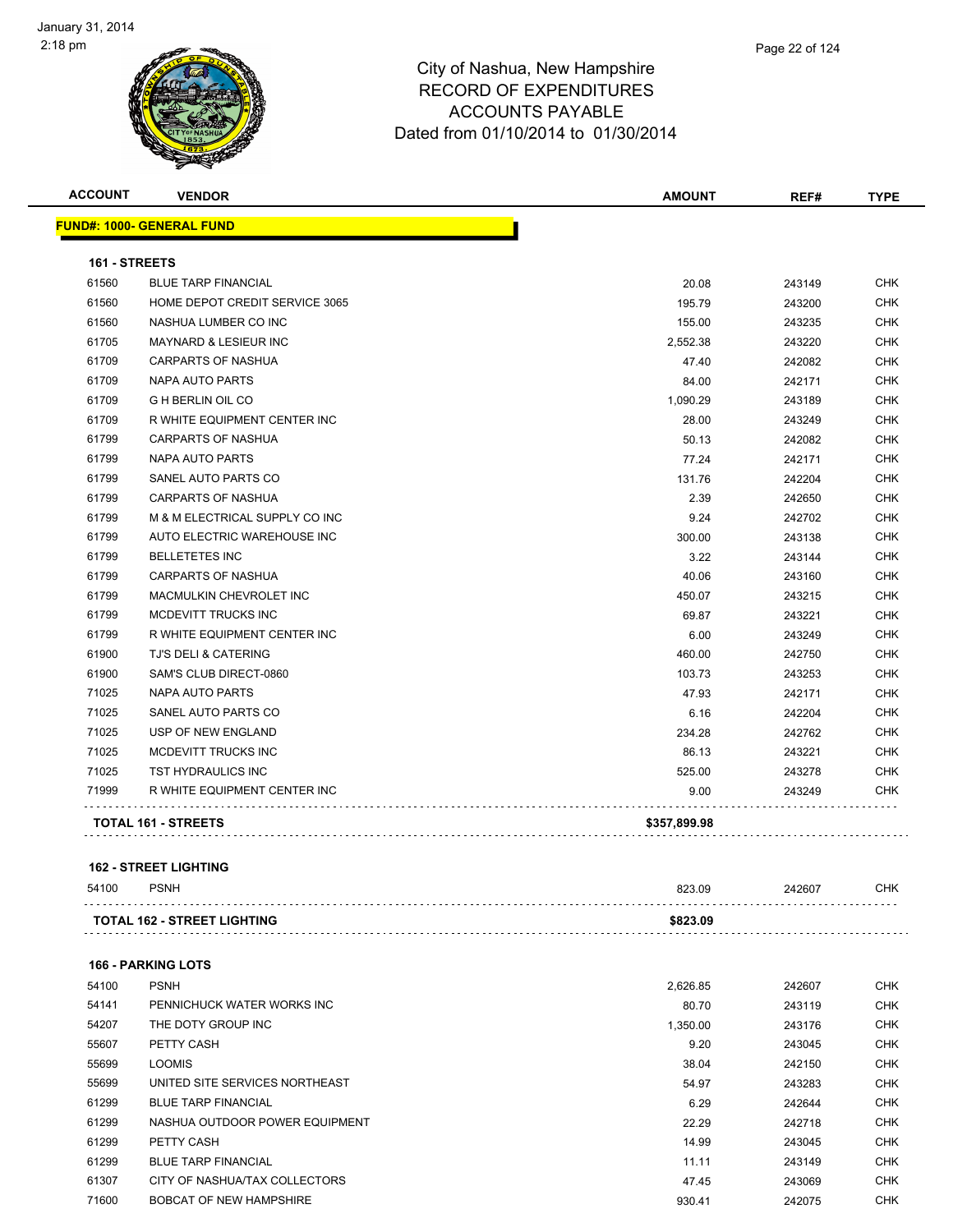# City of Nashua, New Hampshire
# RECORD OF EXPENDITURES
# ACCOUNTS PAYABLE
# Dated from 01/10/2014 to 01/30/2014

| ACCOUNT | VENDOR | AMOUNT | REF# | TYPE |
|---|---|---|---|---|
| **FUND#: 1000- GENERAL FUND** | | | | |
| **161 - STREETS** | | | | |
| 61560 | BLUE TARP FINANCIAL | 20.08 | 243149 | CHK |
| 61560 | HOME DEPOT CREDIT SERVICE 3065 | 195.79 | 243200 | CHK |
| 61560 | NASHUA LUMBER CO INC | 155.00 | 243235 | CHK |
| 61705 | MAYNARD & LESIEUR INC | 2,552.38 | 243220 | CHK |
| 61709 | CARPARTS OF NASHUA | 47.40 | 242082 | CHK |
| 61709 | NAPA AUTO PARTS | 84.00 | 242171 | CHK |
| 61709 | G H BERLIN OIL CO | 1,090.29 | 243189 | CHK |
| 61709 | R WHITE EQUIPMENT CENTER INC | 28.00 | 243249 | CHK |
| 61799 | CARPARTS OF NASHUA | 50.13 | 242082 | CHK |
| 61799 | NAPA AUTO PARTS | 77.24 | 242171 | CHK |
| 61799 | SANEL AUTO PARTS CO | 131.76 | 242204 | CHK |
| 61799 | CARPARTS OF NASHUA | 2.39 | 242650 | CHK |
| 61799 | M & M ELECTRICAL SUPPLY CO INC | 9.24 | 242702 | CHK |
| 61799 | AUTO ELECTRIC WAREHOUSE INC | 300.00 | 243138 | CHK |
| 61799 | BELLETETES INC | 3.22 | 243144 | CHK |
| 61799 | CARPARTS OF NASHUA | 40.06 | 243160 | CHK |
| 61799 | MACMULKIN CHEVROLET INC | 450.07 | 243215 | CHK |
| 61799 | MCDEVITT TRUCKS INC | 69.87 | 243221 | CHK |
| 61799 | R WHITE EQUIPMENT CENTER INC | 6.00 | 243249 | CHK |
| 61900 | TJ'S DELI & CATERING | 460.00 | 242750 | CHK |
| 61900 | SAM'S CLUB DIRECT-0860 | 103.73 | 243253 | CHK |
| 71025 | NAPA AUTO PARTS | 47.93 | 242171 | CHK |
| 71025 | SANEL AUTO PARTS CO | 6.16 | 242204 | CHK |
| 71025 | USP OF NEW ENGLAND | 234.28 | 242762 | CHK |
| 71025 | MCDEVITT TRUCKS INC | 86.13 | 243221 | CHK |
| 71025 | TST HYDRAULICS INC | 525.00 | 243278 | CHK |
| 71999 | R WHITE EQUIPMENT CENTER INC | 9.00 | 243249 | CHK |
| **TOTAL 161 - STREETS** | | **$357,899.98** | | |
| **162 - STREET LIGHTING** | | | | |
| 54100 | PSNH | 823.09 | 242607 | CHK |
| **TOTAL 162 - STREET LIGHTING** | | **$823.09** | | |
| **166 - PARKING LOTS** | | | | |
| 54100 | PSNH | 2,626.85 | 242607 | CHK |
| 54141 | PENNICHUCK WATER WORKS INC | 80.70 | 243119 | CHK |
| 54207 | THE DOTY GROUP INC | 1,350.00 | 243176 | CHK |
| 55607 | PETTY CASH | 9.20 | 243045 | CHK |
| 55699 | LOOMIS | 38.04 | 242150 | CHK |
| 55699 | UNITED SITE SERVICES NORTHEAST | 54.97 | 243283 | CHK |
| 61299 | BLUE TARP FINANCIAL | 6.29 | 242644 | CHK |
| 61299 | NASHUA OUTDOOR POWER EQUIPMENT | 22.29 | 242718 | CHK |
| 61299 | PETTY CASH | 14.99 | 243045 | CHK |
| 61299 | BLUE TARP FINANCIAL | 11.11 | 243149 | CHK |
| 61307 | CITY OF NASHUA/TAX COLLECTORS | 47.45 | 243069 | CHK |
| 71600 | BOBCAT OF NEW HAMPSHIRE | 930.41 | 242075 | CHK |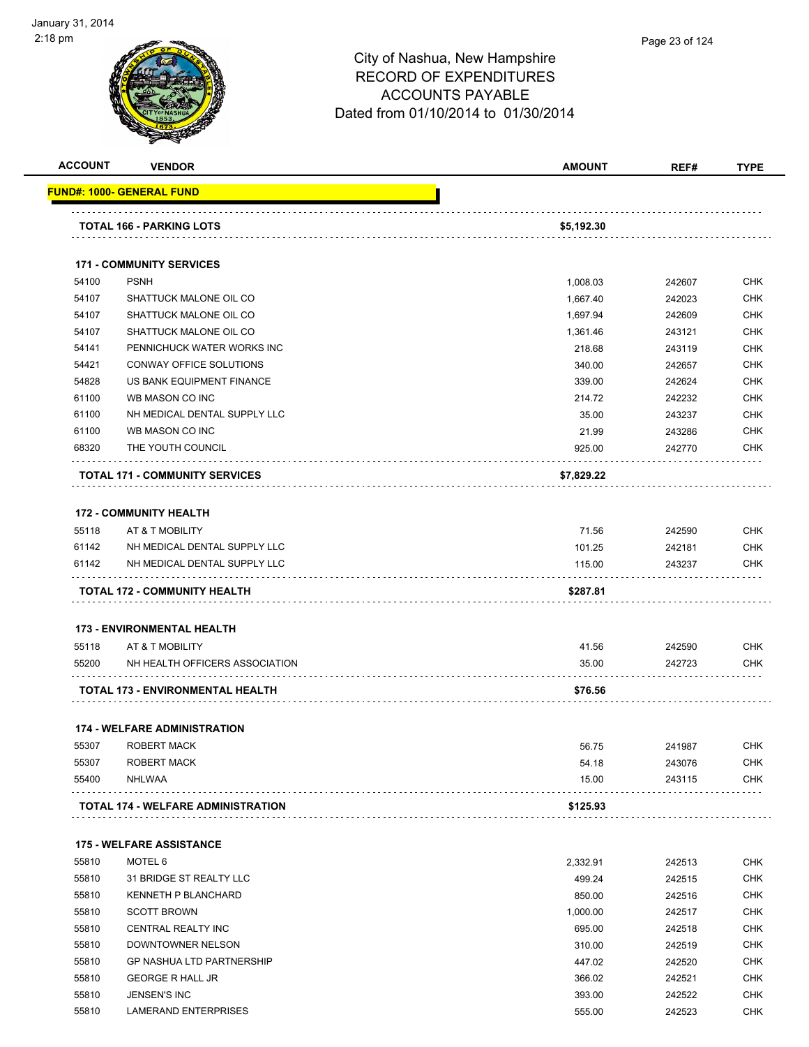# City of Nashua, New Hampshire
## RECORD OF EXPENDITURES
## ACCOUNTS PAYABLE
### Dated from 01/10/2014 to 01/30/2014

| ACCOUNT | VENDOR | AMOUNT | REF# | TYPE |
|---|---|---|---|---|
| **FUND#: 1000- GENERAL FUND** | | | | |
| | **TOTAL 166 - PARKING LOTS** | **$5,192.30** | | |
| | **171 - COMMUNITY SERVICES** | | | |
| 54100 | PSNH | 1,008.03 | 242607 | CHK |
| 54107 | SHATTUCK MALONE OIL CO | 1,667.40 | 242023 | CHK |
| 54107 | SHATTUCK MALONE OIL CO | 1,697.94 | 242609 | CHK |
| 54107 | SHATTUCK MALONE OIL CO | 1,361.46 | 243121 | CHK |
| 54141 | PENNICHUCK WATER WORKS INC | 218.68 | 243119 | CHK |
| 54421 | CONWAY OFFICE SOLUTIONS | 340.00 | 242657 | CHK |
| 54828 | US BANK EQUIPMENT FINANCE | 339.00 | 242624 | CHK |
| 61100 | WB MASON CO INC | 214.72 | 242232 | CHK |
| 61100 | NH MEDICAL DENTAL SUPPLY LLC | 35.00 | 243237 | CHK |
| 61100 | WB MASON CO INC | 21.99 | 243286 | CHK |
| 68320 | THE YOUTH COUNCIL | 925.00 | 242770 | CHK |
| | **TOTAL 171 - COMMUNITY SERVICES** | **$7,829.22** | | |
| | **172 - COMMUNITY HEALTH** | | | |
| 55118 | AT & T MOBILITY | 71.56 | 242590 | CHK |
| 61142 | NH MEDICAL DENTAL SUPPLY LLC | 101.25 | 242181 | CHK |
| 61142 | NH MEDICAL DENTAL SUPPLY LLC | 115.00 | 243237 | CHK |
| | **TOTAL 172 - COMMUNITY HEALTH** | **$287.81** | | |
| | **173 - ENVIRONMENTAL HEALTH** | | | |
| 55118 | AT & T MOBILITY | 41.56 | 242590 | CHK |
| 55200 | NH HEALTH OFFICERS ASSOCIATION | 35.00 | 242723 | CHK |
| | **TOTAL 173 - ENVIRONMENTAL HEALTH** | **$76.56** | | |
| | **174 - WELFARE ADMINISTRATION** | | | |
| 55307 | ROBERT MACK | 56.75 | 241987 | CHK |
| 55307 | ROBERT MACK | 54.18 | 243076 | CHK |
| 55400 | NHLWAA | 15.00 | 243115 | CHK |
| | **TOTAL 174 - WELFARE ADMINISTRATION** | **$125.93** | | |
| | **175 - WELFARE ASSISTANCE** | | | |
| 55810 | MOTEL 6 | 2,332.91 | 242513 | CHK |
| 55810 | 31 BRIDGE ST REALTY LLC | 499.24 | 242515 | CHK |
| 55810 | KENNETH P BLANCHARD | 850.00 | 242516 | CHK |
| 55810 | SCOTT BROWN | 1,000.00 | 242517 | CHK |
| 55810 | CENTRAL REALTY INC | 695.00 | 242518 | CHK |
| 55810 | DOWNTOWNER NELSON | 310.00 | 242519 | CHK |
| 55810 | GP NASHUA LTD PARTNERSHIP | 447.02 | 242520 | CHK |
| 55810 | GEORGE R HALL JR | 366.02 | 242521 | CHK |
| 55810 | JENSEN'S INC | 393.00 | 242522 | CHK |
| 55810 | LAMERAND ENTERPRISES | 555.00 | 242523 | CHK |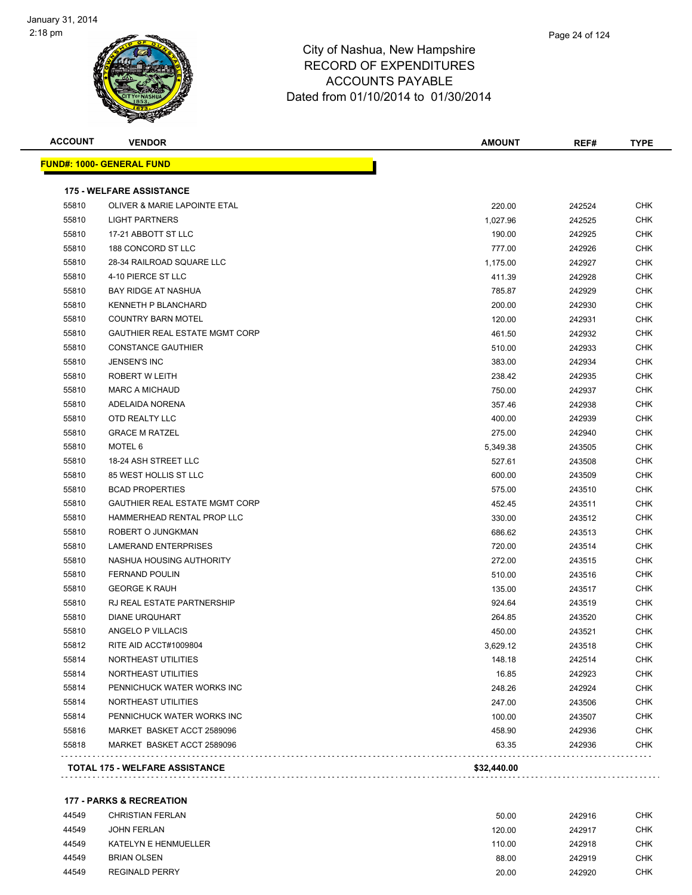City of Nashua, New Hampshire
RECORD OF EXPENDITURES
ACCOUNTS PAYABLE
Dated from 01/10/2014 to 01/30/2014

| ACCOUNT | VENDOR | AMOUNT | REF# | TYPE |
|---|---|---|---|---|
| **FUND#: 1000- GENERAL FUND** | | | | |
| **175 - WELFARE ASSISTANCE** | | | | |
| 55810 | OLIVER & MARIE LAPOINTE ETAL | 220.00 | 242524 | CHK |
| 55810 | LIGHT PARTNERS | 1,027.96 | 242525 | CHK |
| 55810 | 17-21 ABBOTT ST LLC | 190.00 | 242925 | CHK |
| 55810 | 188 CONCORD ST LLC | 777.00 | 242926 | CHK |
| 55810 | 28-34 RAILROAD SQUARE LLC | 1,175.00 | 242927 | CHK |
| 55810 | 4-10 PIERCE ST LLC | 411.39 | 242928 | CHK |
| 55810 | BAY RIDGE AT NASHUA | 785.87 | 242929 | CHK |
| 55810 | KENNETH P BLANCHARD | 200.00 | 242930 | CHK |
| 55810 | COUNTRY BARN MOTEL | 120.00 | 242931 | CHK |
| 55810 | GAUTHIER REAL ESTATE MGMT CORP | 461.50 | 242932 | CHK |
| 55810 | CONSTANCE GAUTHIER | 510.00 | 242933 | CHK |
| 55810 | JENSEN'S INC | 383.00 | 242934 | CHK |
| 55810 | ROBERT W LEITH | 238.42 | 242935 | CHK |
| 55810 | MARC A MICHAUD | 750.00 | 242937 | CHK |
| 55810 | ADELAIDA NORENA | 357.46 | 242938 | CHK |
| 55810 | OTD REALTY LLC | 400.00 | 242939 | CHK |
| 55810 | GRACE M RATZEL | 275.00 | 242940 | CHK |
| 55810 | MOTEL 6 | 5,349.38 | 243505 | CHK |
| 55810 | 18-24 ASH STREET LLC | 527.61 | 243508 | CHK |
| 55810 | 85 WEST HOLLIS ST LLC | 600.00 | 243509 | CHK |
| 55810 | BCAD PROPERTIES | 575.00 | 243510 | CHK |
| 55810 | GAUTHIER REAL ESTATE MGMT CORP | 452.45 | 243511 | CHK |
| 55810 | HAMMERHEAD RENTAL PROP LLC | 330.00 | 243512 | CHK |
| 55810 | ROBERT O JUNGKMAN | 686.62 | 243513 | CHK |
| 55810 | LAMERAND ENTERPRISES | 720.00 | 243514 | CHK |
| 55810 | NASHUA HOUSING AUTHORITY | 272.00 | 243515 | CHK |
| 55810 | FERNAND POULIN | 510.00 | 243516 | CHK |
| 55810 | GEORGE K RAUH | 135.00 | 243517 | CHK |
| 55810 | RJ REAL ESTATE PARTNERSHIP | 924.64 | 243519 | CHK |
| 55810 | DIANE URQUHART | 264.85 | 243520 | CHK |
| 55810 | ANGELO P VILLACIS | 450.00 | 243521 | CHK |
| 55812 | RITE AID ACCT#1009804 | 3,629.12 | 243518 | CHK |
| 55814 | NORTHEAST UTILITIES | 148.18 | 242514 | CHK |
| 55814 | NORTHEAST UTILITIES | 16.85 | 242923 | CHK |
| 55814 | PENNICHUCK WATER WORKS INC | 248.26 | 242924 | CHK |
| 55814 | NORTHEAST UTILITIES | 247.00 | 243506 | CHK |
| 55814 | PENNICHUCK WATER WORKS INC | 100.00 | 243507 | CHK |
| 55816 | MARKET BASKET ACCT 2589096 | 458.90 | 242936 | CHK |
| 55818 | MARKET BASKET ACCT 2589096 | 63.35 | 242936 | CHK |
| **TOTAL 175 - WELFARE ASSISTANCE** | | **$32,440.00** | | |
| **177 - PARKS & RECREATION** | | | | |
| 44549 | CHRISTIAN FERLAN | 50.00 | 242916 | CHK |
| 44549 | JOHN FERLAN | 120.00 | 242917 | CHK |
| 44549 | KATELYN E HENMUELLER | 110.00 | 242918 | CHK |
| 44549 | BRIAN OLSEN | 88.00 | 242919 | CHK |
| 44549 | REGINALD PERRY | 20.00 | 242920 | CHK |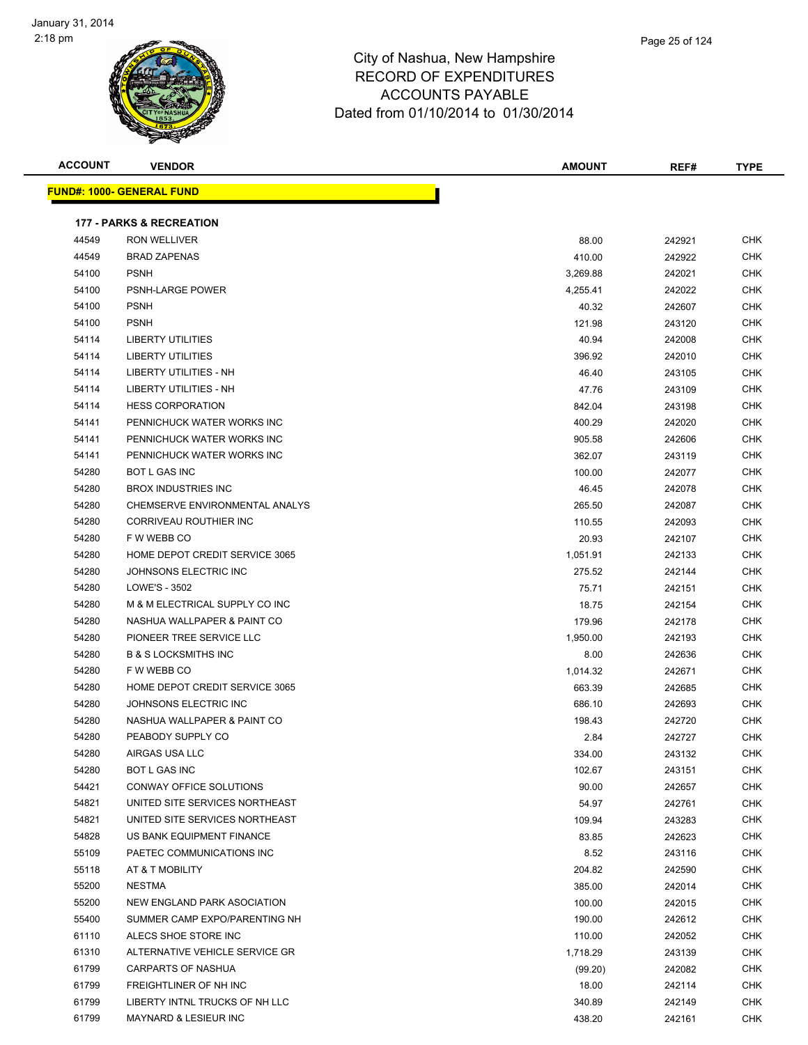# City of Nashua, New Hampshire
## RECORD OF EXPENDITURES
## ACCOUNTS PAYABLE
## Dated from 01/10/2014 to 01/30/2014

| ACCOUNT | VENDOR | AMOUNT | REF# | TYPE |
|---|---|---|---|---|

**FUND#: 1000- GENERAL FUND**

**177 - PARKS & RECREATION**

| ACCOUNT | VENDOR | AMOUNT | REF# | TYPE |
|---|---|---|---|---|
| 44549 | RON WELLIVER | 88.00 | 242921 | CHK |
| 44549 | BRAD ZAPENAS | 410.00 | 242922 | CHK |
| 54100 | PSNH | 3,269.88 | 242021 | CHK |
| 54100 | PSNH-LARGE POWER | 4,255.41 | 242022 | CHK |
| 54100 | PSNH | 40.32 | 242607 | CHK |
| 54100 | PSNH | 121.98 | 243120 | CHK |
| 54114 | LIBERTY UTILITIES | 40.94 | 242008 | CHK |
| 54114 | LIBERTY UTILITIES | 396.92 | 242010 | CHK |
| 54114 | LIBERTY UTILITIES - NH | 46.40 | 243105 | CHK |
| 54114 | LIBERTY UTILITIES - NH | 47.76 | 243109 | CHK |
| 54114 | HESS CORPORATION | 842.04 | 243198 | CHK |
| 54141 | PENNICHUCK WATER WORKS INC | 400.29 | 242020 | CHK |
| 54141 | PENNICHUCK WATER WORKS INC | 905.58 | 242606 | CHK |
| 54141 | PENNICHUCK WATER WORKS INC | 362.07 | 243119 | CHK |
| 54280 | BOT L GAS INC | 100.00 | 242077 | CHK |
| 54280 | BROX INDUSTRIES INC | 46.45 | 242078 | CHK |
| 54280 | CHEMSERVE ENVIRONMENTAL ANALYS | 265.50 | 242087 | CHK |
| 54280 | CORRIVEAU ROUTHIER INC | 110.55 | 242093 | CHK |
| 54280 | F W WEBB CO | 20.93 | 242107 | CHK |
| 54280 | HOME DEPOT CREDIT SERVICE 3065 | 1,051.91 | 242133 | CHK |
| 54280 | JOHNSONS ELECTRIC INC | 275.52 | 242144 | CHK |
| 54280 | LOWE'S - 3502 | 75.71 | 242151 | CHK |
| 54280 | M & M ELECTRICAL SUPPLY CO INC | 18.75 | 242154 | CHK |
| 54280 | NASHUA WALLPAPER & PAINT CO | 179.96 | 242178 | CHK |
| 54280 | PIONEER TREE SERVICE LLC | 1,950.00 | 242193 | CHK |
| 54280 | B & S LOCKSMITHS INC | 8.00 | 242636 | CHK |
| 54280 | F W WEBB CO | 1,014.32 | 242671 | CHK |
| 54280 | HOME DEPOT CREDIT SERVICE 3065 | 663.39 | 242685 | CHK |
| 54280 | JOHNSONS ELECTRIC INC | 686.10 | 242693 | CHK |
| 54280 | NASHUA WALLPAPER & PAINT CO | 198.43 | 242720 | CHK |
| 54280 | PEABODY SUPPLY CO | 2.84 | 242727 | CHK |
| 54280 | AIRGAS USA LLC | 334.00 | 243132 | CHK |
| 54280 | BOT L GAS INC | 102.67 | 243151 | CHK |
| 54421 | CONWAY OFFICE SOLUTIONS | 90.00 | 242657 | CHK |
| 54821 | UNITED SITE SERVICES NORTHEAST | 54.97 | 242761 | CHK |
| 54821 | UNITED SITE SERVICES NORTHEAST | 109.94 | 243283 | CHK |
| 54828 | US BANK EQUIPMENT FINANCE | 83.85 | 242623 | CHK |
| 55109 | PAETEC COMMUNICATIONS INC | 8.52 | 243116 | CHK |
| 55118 | AT & T MOBILITY | 204.82 | 242590 | CHK |
| 55200 | NESTMA | 385.00 | 242014 | CHK |
| 55200 | NEW ENGLAND PARK ASOCIATION | 100.00 | 242015 | CHK |
| 55400 | SUMMER CAMP EXPO/PARENTING NH | 190.00 | 242612 | CHK |
| 61110 | ALECS SHOE STORE INC | 110.00 | 242052 | CHK |
| 61310 | ALTERNATIVE VEHICLE SERVICE GR | 1,718.29 | 243139 | CHK |
| 61799 | CARPARTS OF NASHUA | (99.20) | 242082 | CHK |
| 61799 | FREIGHTLINER OF NH INC | 18.00 | 242114 | CHK |
| 61799 | LIBERTY INTNL TRUCKS OF NH LLC | 340.89 | 242149 | CHK |
| 61799 | MAYNARD & LESIEUR INC | 438.20 | 242161 | CHK |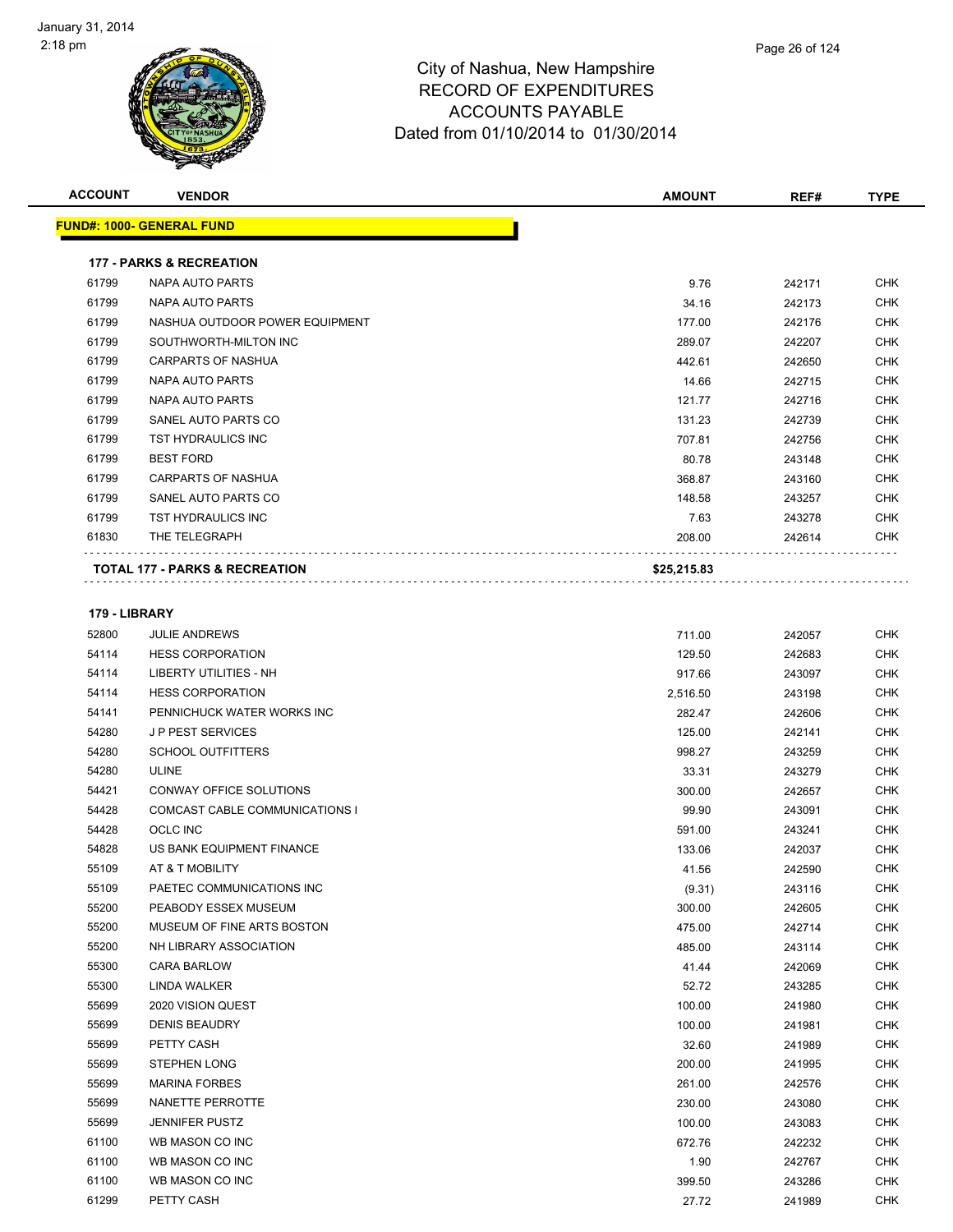# City of Nashua, New Hampshire
# RECORD OF EXPENDITURES
# ACCOUNTS PAYABLE
# Dated from 01/10/2014 to 01/30/2014

| ACCOUNT | VENDOR | AMOUNT | REF# | TYPE |
|---|---|---|---|---|
| **FUND#: 1000- GENERAL FUND** | | | | |
| **177 - PARKS & RECREATION** | | | | |
| 61799 | NAPA AUTO PARTS | 9.76 | 242171 | CHK |
| 61799 | NAPA AUTO PARTS | 34.16 | 242173 | CHK |
| 61799 | NASHUA OUTDOOR POWER EQUIPMENT | 177.00 | 242176 | CHK |
| 61799 | SOUTHWORTH-MILTON INC | 289.07 | 242207 | CHK |
| 61799 | CARPARTS OF NASHUA | 442.61 | 242650 | CHK |
| 61799 | NAPA AUTO PARTS | 14.66 | 242715 | CHK |
| 61799 | NAPA AUTO PARTS | 121.77 | 242716 | CHK |
| 61799 | SANEL AUTO PARTS CO | 131.23 | 242739 | CHK |
| 61799 | TST HYDRAULICS INC | 707.81 | 242756 | CHK |
| 61799 | BEST FORD | 80.78 | 243148 | CHK |
| 61799 | CARPARTS OF NASHUA | 368.87 | 243160 | CHK |
| 61799 | SANEL AUTO PARTS CO | 148.58 | 243257 | CHK |
| 61799 | TST HYDRAULICS INC | 7.63 | 243278 | CHK |
| 61830 | THE TELEGRAPH | 208.00 | 242614 | CHK |
| **TOTAL 177 - PARKS & RECREATION** | | **$25,215.83** | | |
| **179 - LIBRARY** | | | | |
| 52800 | JULIE ANDREWS | 711.00 | 242057 | CHK |
| 54114 | HESS CORPORATION | 129.50 | 242683 | CHK |
| 54114 | LIBERTY UTILITIES - NH | 917.66 | 243097 | CHK |
| 54114 | HESS CORPORATION | 2,516.50 | 243198 | CHK |
| 54141 | PENNICHUCK WATER WORKS INC | 282.47 | 242606 | CHK |
| 54280 | J P PEST SERVICES | 125.00 | 242141 | CHK |
| 54280 | SCHOOL OUTFITTERS | 998.27 | 243259 | CHK |
| 54280 | ULINE | 33.31 | 243279 | CHK |
| 54421 | CONWAY OFFICE SOLUTIONS | 300.00 | 242657 | CHK |
| 54428 | COMCAST CABLE COMMUNICATIONS I | 99.90 | 243091 | CHK |
| 54428 | OCLC INC | 591.00 | 243241 | CHK |
| 54828 | US BANK EQUIPMENT FINANCE | 133.06 | 242037 | CHK |
| 55109 | AT & T MOBILITY | 41.56 | 242590 | CHK |
| 55109 | PAETEC COMMUNICATIONS INC | (9.31) | 243116 | CHK |
| 55200 | PEABODY ESSEX MUSEUM | 300.00 | 242605 | CHK |
| 55200 | MUSEUM OF FINE ARTS BOSTON | 475.00 | 242714 | CHK |
| 55200 | NH LIBRARY ASSOCIATION | 485.00 | 243114 | CHK |
| 55300 | CARA BARLOW | 41.44 | 242069 | CHK |
| 55300 | LINDA WALKER | 52.72 | 243285 | CHK |
| 55699 | 2020 VISION QUEST | 100.00 | 241980 | CHK |
| 55699 | DENIS BEAUDRY | 100.00 | 241981 | CHK |
| 55699 | PETTY CASH | 32.60 | 241989 | CHK |
| 55699 | STEPHEN LONG | 200.00 | 241995 | CHK |
| 55699 | MARINA FORBES | 261.00 | 242576 | CHK |
| 55699 | NANETTE PERROTTE | 230.00 | 243080 | CHK |
| 55699 | JENNIFER PUSTZ | 100.00 | 243083 | CHK |
| 61100 | WB MASON CO INC | 672.76 | 242232 | CHK |
| 61100 | WB MASON CO INC | 1.90 | 242767 | CHK |
| 61100 | WB MASON CO INC | 399.50 | 243286 | CHK |
| 61299 | PETTY CASH | 27.72 | 241989 | CHK |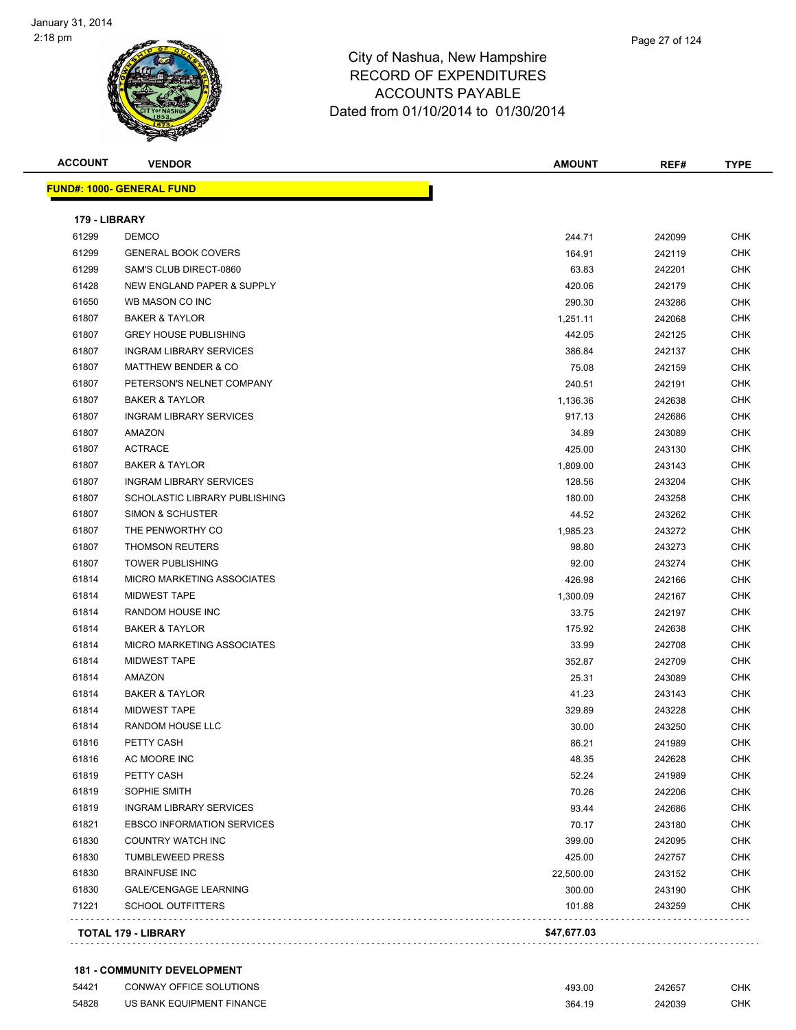City of Nashua, New Hampshire
RECORD OF EXPENDITURES
ACCOUNTS PAYABLE
Dated from 01/10/2014 to 01/30/2014

January 31, 2014
2:18 pm

**FUND#: 1000- GENERAL FUND**

**179 - LIBRARY**

| ACCOUNT | VENDOR | AMOUNT | REF# | TYPE |
|---|---|---|---|---|
| 61299 | DEMCO | 244.71 | 242099 | CHK |
| 61299 | GENERAL BOOK COVERS | 164.91 | 242119 | CHK |
| 61299 | SAM'S CLUB DIRECT-0860 | 63.83 | 242201 | CHK |
| 61428 | NEW ENGLAND PAPER & SUPPLY | 420.06 | 242179 | CHK |
| 61650 | WB MASON CO INC | 290.30 | 243286 | CHK |
| 61807 | BAKER & TAYLOR | 1,251.11 | 242068 | CHK |
| 61807 | GREY HOUSE PUBLISHING | 442.05 | 242125 | CHK |
| 61807 | INGRAM LIBRARY SERVICES | 386.84 | 242137 | CHK |
| 61807 | MATTHEW BENDER & CO | 75.08 | 242159 | CHK |
| 61807 | PETERSON'S NELNET COMPANY | 240.51 | 242191 | CHK |
| 61807 | BAKER & TAYLOR | 1,136.36 | 242638 | CHK |
| 61807 | INGRAM LIBRARY SERVICES | 917.13 | 242686 | CHK |
| 61807 | AMAZON | 34.89 | 243089 | CHK |
| 61807 | ACTRACE | 425.00 | 243130 | CHK |
| 61807 | BAKER & TAYLOR | 1,809.00 | 243143 | CHK |
| 61807 | INGRAM LIBRARY SERVICES | 128.56 | 243204 | CHK |
| 61807 | SCHOLASTIC LIBRARY PUBLISHING | 180.00 | 243258 | CHK |
| 61807 | SIMON & SCHUSTER | 44.52 | 243262 | CHK |
| 61807 | THE PENWORTHY CO | 1,985.23 | 243272 | CHK |
| 61807 | THOMSON REUTERS | 98.80 | 243273 | CHK |
| 61807 | TOWER PUBLISHING | 92.00 | 243274 | CHK |
| 61814 | MICRO MARKETING ASSOCIATES | 426.98 | 242166 | CHK |
| 61814 | MIDWEST TAPE | 1,300.09 | 242167 | CHK |
| 61814 | RANDOM HOUSE INC | 33.75 | 242197 | CHK |
| 61814 | BAKER & TAYLOR | 175.92 | 242638 | CHK |
| 61814 | MICRO MARKETING ASSOCIATES | 33.99 | 242708 | CHK |
| 61814 | MIDWEST TAPE | 352.87 | 242709 | CHK |
| 61814 | AMAZON | 25.31 | 243089 | CHK |
| 61814 | BAKER & TAYLOR | 41.23 | 243143 | CHK |
| 61814 | MIDWEST TAPE | 329.89 | 243228 | CHK |
| 61814 | RANDOM HOUSE LLC | 30.00 | 243250 | CHK |
| 61816 | PETTY CASH | 86.21 | 241989 | CHK |
| 61816 | AC MOORE INC | 48.35 | 242628 | CHK |
| 61819 | PETTY CASH | 52.24 | 241989 | CHK |
| 61819 | SOPHIE SMITH | 70.26 | 242206 | CHK |
| 61819 | INGRAM LIBRARY SERVICES | 93.44 | 242686 | CHK |
| 61821 | EBSCO INFORMATION SERVICES | 70.17 | 243180 | CHK |
| 61830 | COUNTRY WATCH INC | 399.00 | 242095 | CHK |
| 61830 | TUMBLEWEED PRESS | 425.00 | 242757 | CHK |
| 61830 | BRAINFUSE INC | 22,500.00 | 243152 | CHK |
| 61830 | GALE/CENGAGE LEARNING | 300.00 | 243190 | CHK |
| 71221 | SCHOOL OUTFITTERS | 101.88 | 243259 | CHK |
| | **TOTAL 179 - LIBRARY** | **$47,677.03** | | |

**181 - COMMUNITY DEVELOPMENT**

| ACCOUNT | VENDOR | AMOUNT | REF# | TYPE |
|---|---|---|---|---|
| 54421 | CONWAY OFFICE SOLUTIONS | 493.00 | 242657 | CHK |
| 54828 | US BANK EQUIPMENT FINANCE | 364.19 | 242039 | CHK |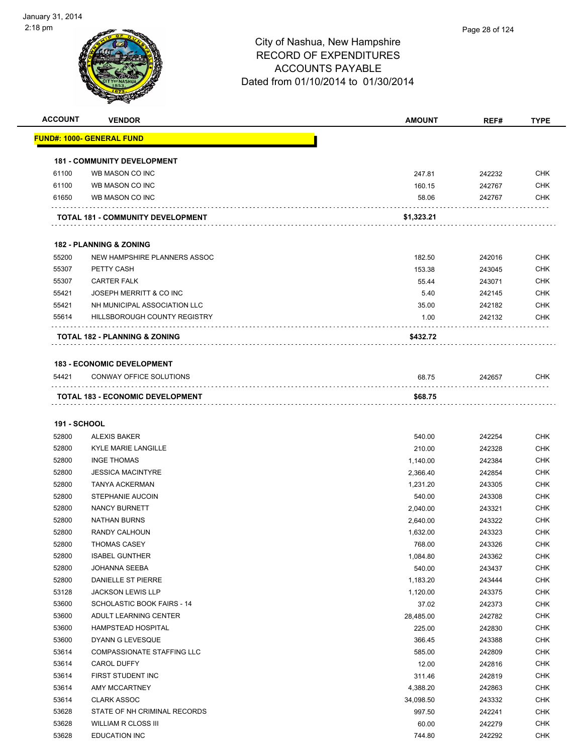City of Nashua, New Hampshire
RECORD OF EXPENDITURES
ACCOUNTS PAYABLE
Dated from 01/10/2014 to 01/30/2014

| ACCOUNT | VENDOR | AMOUNT | REF# | TYPE |
|---|---|---|---|---|
| **FUND#: 1000- GENERAL FUND** | | | | |
| **181 - COMMUNITY DEVELOPMENT** | | | | |
| 61100 | WB MASON CO INC | 247.81 | 242232 | CHK |
| 61100 | WB MASON CO INC | 160.15 | 242767 | CHK |
| 61650 | WB MASON CO INC | 58.06 | 242767 | CHK |
| | **TOTAL 181 - COMMUNITY DEVELOPMENT** | **$1,323.21** | | |
| **182 - PLANNING & ZONING** | | | | |
| 55200 | NEW HAMPSHIRE PLANNERS ASSOC | 182.50 | 242016 | CHK |
| 55307 | PETTY CASH | 153.38 | 243045 | CHK |
| 55307 | CARTER FALK | 55.44 | 243071 | CHK |
| 55421 | JOSEPH MERRITT & CO INC | 5.40 | 242145 | CHK |
| 55421 | NH MUNICIPAL ASSOCIATION LLC | 35.00 | 242182 | CHK |
| 55614 | HILLSBOROUGH COUNTY REGISTRY | 1.00 | 242132 | CHK |
| | **TOTAL 182 - PLANNING & ZONING** | **$432.72** | | |
| **183 - ECONOMIC DEVELOPMENT** | | | | |
| 54421 | CONWAY OFFICE SOLUTIONS | 68.75 | 242657 | CHK |
| | **TOTAL 183 - ECONOMIC DEVELOPMENT** | **$68.75** | | |
| **191 - SCHOOL** | | | | |
| 52800 | ALEXIS BAKER | 540.00 | 242254 | CHK |
| 52800 | KYLE MARIE LANGILLE | 210.00 | 242328 | CHK |
| 52800 | INGE THOMAS | 1,140.00 | 242384 | CHK |
| 52800 | JESSICA MACINTYRE | 2,366.40 | 242854 | CHK |
| 52800 | TANYA ACKERMAN | 1,231.20 | 243305 | CHK |
| 52800 | STEPHANIE AUCOIN | 540.00 | 243308 | CHK |
| 52800 | NANCY BURNETT | 2,040.00 | 243321 | CHK |
| 52800 | NATHAN BURNS | 2,640.00 | 243322 | CHK |
| 52800 | RANDY CALHOUN | 1,632.00 | 243323 | CHK |
| 52800 | THOMAS CASEY | 768.00 | 243326 | CHK |
| 52800 | ISABEL GUNTHER | 1,084.80 | 243362 | CHK |
| 52800 | JOHANNA SEEBA | 540.00 | 243437 | CHK |
| 52800 | DANIELLE ST PIERRE | 1,183.20 | 243444 | CHK |
| 53128 | JACKSON LEWIS LLP | 1,120.00 | 243375 | CHK |
| 53600 | SCHOLASTIC BOOK FAIRS - 14 | 37.02 | 242373 | CHK |
| 53600 | ADULT LEARNING CENTER | 28,485.00 | 242782 | CHK |
| 53600 | HAMPSTEAD HOSPITAL | 225.00 | 242830 | CHK |
| 53600 | DYANN G LEVESQUE | 366.45 | 243388 | CHK |
| 53614 | COMPASSIONATE STAFFING LLC | 585.00 | 242809 | CHK |
| 53614 | CAROL DUFFY | 12.00 | 242816 | CHK |
| 53614 | FIRST STUDENT INC | 311.46 | 242819 | CHK |
| 53614 | AMY MCCARTNEY | 4,388.20 | 242863 | CHK |
| 53614 | CLARK ASSOC | 34,098.50 | 243332 | CHK |
| 53628 | STATE OF NH CRIMINAL RECORDS | 997.50 | 242241 | CHK |
| 53628 | WILLIAM R CLOSS III | 60.00 | 242279 | CHK |
| 53628 | EDUCATION INC | 744.80 | 242292 | CHK |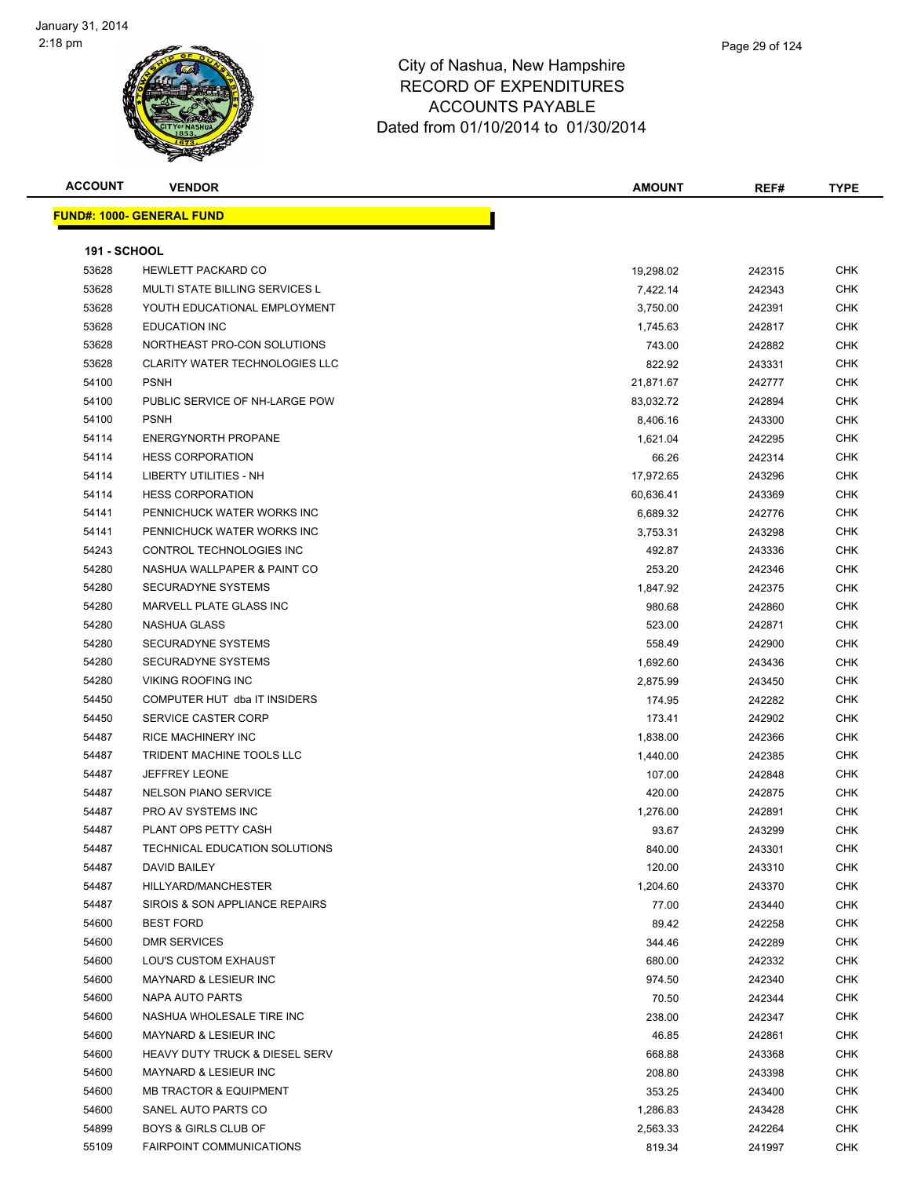# City of Nashua, New Hampshire
## RECORD OF EXPENDITURES
## ACCOUNTS PAYABLE
## Dated from 01/10/2014 to 01/30/2014

| ACCOUNT | VENDOR | AMOUNT | REF# | TYPE |
|---|---|---|---|---|
| **FUND#: 1000- GENERAL FUND** | | | | |
| **191 - SCHOOL** | | | | |
| 53628 | HEWLETT PACKARD CO | 19,298.02 | 242315 | CHK |
| 53628 | MULTI STATE BILLING SERVICES L | 7,422.14 | 242343 | CHK |
| 53628 | YOUTH EDUCATIONAL EMPLOYMENT | 3,750.00 | 242391 | CHK |
| 53628 | EDUCATION INC | 1,745.63 | 242817 | CHK |
| 53628 | NORTHEAST PRO-CON SOLUTIONS | 743.00 | 242882 | CHK |
| 53628 | CLARITY WATER TECHNOLOGIES LLC | 822.92 | 243331 | CHK |
| 54100 | PSNH | 21,871.67 | 242777 | CHK |
| 54100 | PUBLIC SERVICE OF NH-LARGE POW | 83,032.72 | 242894 | CHK |
| 54100 | PSNH | 8,406.16 | 243300 | CHK |
| 54114 | ENERGYNORTH PROPANE | 1,621.04 | 242295 | CHK |
| 54114 | HESS CORPORATION | 66.26 | 242314 | CHK |
| 54114 | LIBERTY UTILITIES - NH | 17,972.65 | 243296 | CHK |
| 54114 | HESS CORPORATION | 60,636.41 | 243369 | CHK |
| 54141 | PENNICHUCK WATER WORKS INC | 6,689.32 | 242776 | CHK |
| 54141 | PENNICHUCK WATER WORKS INC | 3,753.31 | 243298 | CHK |
| 54243 | CONTROL TECHNOLOGIES INC | 492.87 | 243336 | CHK |
| 54280 | NASHUA WALLPAPER & PAINT CO | 253.20 | 242346 | CHK |
| 54280 | SECURADYNE SYSTEMS | 1,847.92 | 242375 | CHK |
| 54280 | MARVELL PLATE GLASS INC | 980.68 | 242860 | CHK |
| 54280 | NASHUA GLASS | 523.00 | 242871 | CHK |
| 54280 | SECURADYNE SYSTEMS | 558.49 | 242900 | CHK |
| 54280 | SECURADYNE SYSTEMS | 1,692.60 | 243436 | CHK |
| 54280 | VIKING ROOFING INC | 2,875.99 | 243450 | CHK |
| 54450 | COMPUTER HUT dba IT INSIDERS | 174.95 | 242282 | CHK |
| 54450 | SERVICE CASTER CORP | 173.41 | 242902 | CHK |
| 54487 | RICE MACHINERY INC | 1,838.00 | 242366 | CHK |
| 54487 | TRIDENT MACHINE TOOLS LLC | 1,440.00 | 242385 | CHK |
| 54487 | JEFFREY LEONE | 107.00 | 242848 | CHK |
| 54487 | NELSON PIANO SERVICE | 420.00 | 242875 | CHK |
| 54487 | PRO AV SYSTEMS INC | 1,276.00 | 242891 | CHK |
| 54487 | PLANT OPS PETTY CASH | 93.67 | 243299 | CHK |
| 54487 | TECHNICAL EDUCATION SOLUTIONS | 840.00 | 243301 | CHK |
| 54487 | DAVID BAILEY | 120.00 | 243310 | CHK |
| 54487 | HILLYARD/MANCHESTER | 1,204.60 | 243370 | CHK |
| 54487 | SIROIS & SON APPLIANCE REPAIRS | 77.00 | 243440 | CHK |
| 54600 | BEST FORD | 89.42 | 242258 | CHK |
| 54600 | DMR SERVICES | 344.46 | 242289 | CHK |
| 54600 | LOU'S CUSTOM EXHAUST | 680.00 | 242332 | CHK |
| 54600 | MAYNARD & LESIEUR INC | 974.50 | 242340 | CHK |
| 54600 | NAPA AUTO PARTS | 70.50 | 242344 | CHK |
| 54600 | NASHUA WHOLESALE TIRE INC | 238.00 | 242347 | CHK |
| 54600 | MAYNARD & LESIEUR INC | 46.85 | 242861 | CHK |
| 54600 | HEAVY DUTY TRUCK & DIESEL SERV | 668.88 | 243368 | CHK |
| 54600 | MAYNARD & LESIEUR INC | 208.80 | 243398 | CHK |
| 54600 | MB TRACTOR & EQUIPMENT | 353.25 | 243400 | CHK |
| 54600 | SANEL AUTO PARTS CO | 1,286.83 | 243428 | CHK |
| 54899 | BOYS & GIRLS CLUB OF | 2,563.33 | 242264 | CHK |
| 55109 | FAIRPOINT COMMUNICATIONS | 819.34 | 241997 | CHK |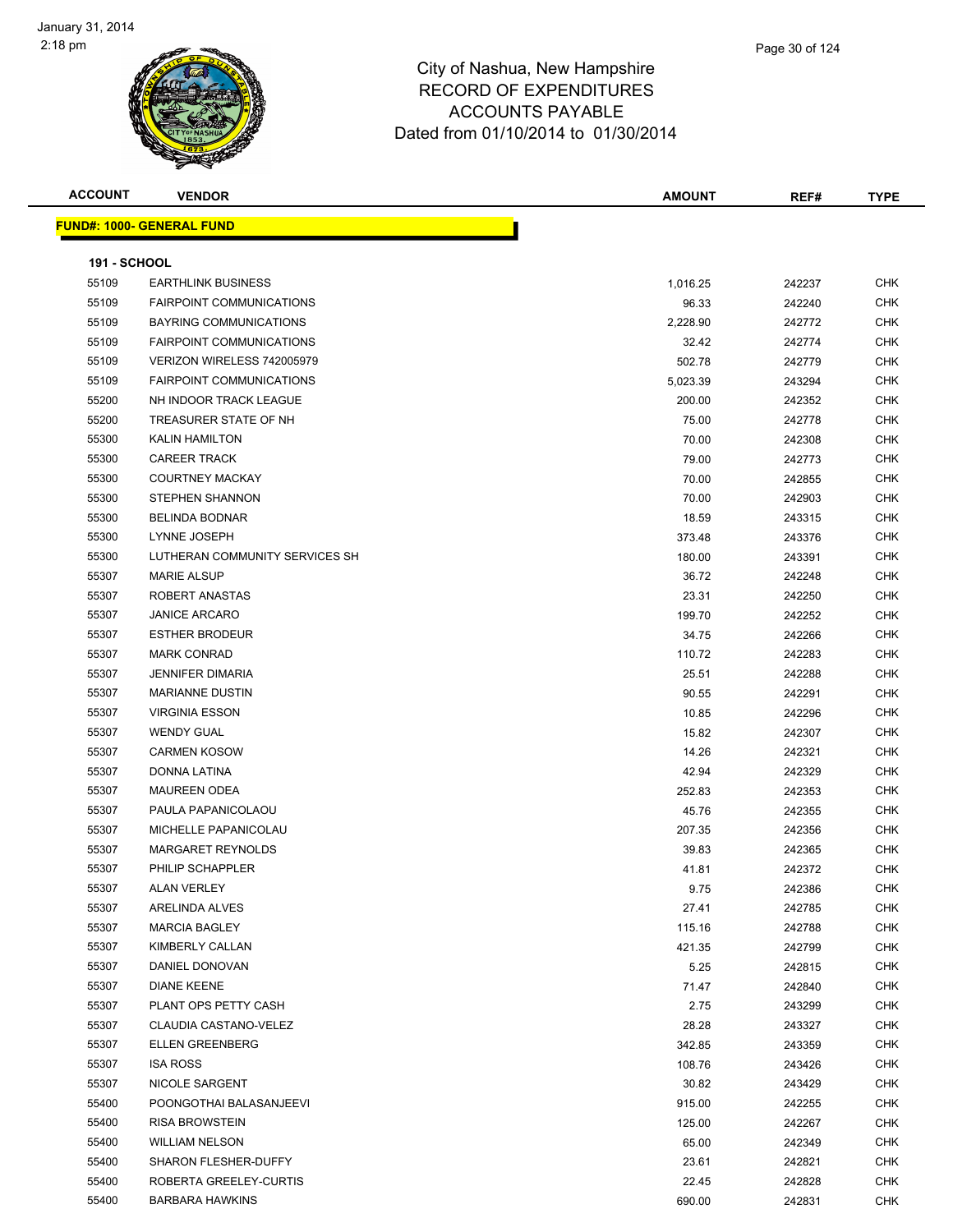# City of Nashua, New Hampshire
# RECORD OF EXPENDITURES
# ACCOUNTS PAYABLE
# Dated from 01/10/2014 to 01/30/2014

| ACCOUNT | VENDOR | AMOUNT | REF# | TYPE |
|---|---|---|---|---|

**FUND#: 1000- GENERAL FUND**

**191 - SCHOOL**

| ACCOUNT | VENDOR | AMOUNT | REF# | TYPE |
|---|---|---|---|---|
| 55109 | EARTHLINK BUSINESS | 1,016.25 | 242237 | CHK |
| 55109 | FAIRPOINT COMMUNICATIONS | 96.33 | 242240 | CHK |
| 55109 | BAYRING COMMUNICATIONS | 2,228.90 | 242772 | CHK |
| 55109 | FAIRPOINT COMMUNICATIONS | 32.42 | 242774 | CHK |
| 55109 | VERIZON WIRELESS 742005979 | 502.78 | 242779 | CHK |
| 55109 | FAIRPOINT COMMUNICATIONS | 5,023.39 | 243294 | CHK |
| 55200 | NH INDOOR TRACK LEAGUE | 200.00 | 242352 | CHK |
| 55200 | TREASURER STATE OF NH | 75.00 | 242778 | CHK |
| 55300 | KALIN HAMILTON | 70.00 | 242308 | CHK |
| 55300 | CAREER TRACK | 79.00 | 242773 | CHK |
| 55300 | COURTNEY MACKAY | 70.00 | 242855 | CHK |
| 55300 | STEPHEN SHANNON | 70.00 | 242903 | CHK |
| 55300 | BELINDA BODNAR | 18.59 | 243315 | CHK |
| 55300 | LYNNE JOSEPH | 373.48 | 243376 | CHK |
| 55300 | LUTHERAN COMMUNITY SERVICES SH | 180.00 | 243391 | CHK |
| 55307 | MARIE ALSUP | 36.72 | 242248 | CHK |
| 55307 | ROBERT ANASTAS | 23.31 | 242250 | CHK |
| 55307 | JANICE ARCARO | 199.70 | 242252 | CHK |
| 55307 | ESTHER BRODEUR | 34.75 | 242266 | CHK |
| 55307 | MARK CONRAD | 110.72 | 242283 | CHK |
| 55307 | JENNIFER DIMARIA | 25.51 | 242288 | CHK |
| 55307 | MARIANNE DUSTIN | 90.55 | 242291 | CHK |
| 55307 | VIRGINIA ESSON | 10.85 | 242296 | CHK |
| 55307 | WENDY GUAL | 15.82 | 242307 | CHK |
| 55307 | CARMEN KOSOW | 14.26 | 242321 | CHK |
| 55307 | DONNA LATINA | 42.94 | 242329 | CHK |
| 55307 | MAUREEN ODEA | 252.83 | 242353 | CHK |
| 55307 | PAULA PAPANICOLAOU | 45.76 | 242355 | CHK |
| 55307 | MICHELLE PAPANICOLAU | 207.35 | 242356 | CHK |
| 55307 | MARGARET REYNOLDS | 39.83 | 242365 | CHK |
| 55307 | PHILIP SCHAPPLER | 41.81 | 242372 | CHK |
| 55307 | ALAN VERLEY | 9.75 | 242386 | CHK |
| 55307 | ARELINDA ALVES | 27.41 | 242785 | CHK |
| 55307 | MARCIA BAGLEY | 115.16 | 242788 | CHK |
| 55307 | KIMBERLY CALLAN | 421.35 | 242799 | CHK |
| 55307 | DANIEL DONOVAN | 5.25 | 242815 | CHK |
| 55307 | DIANE KEENE | 71.47 | 242840 | CHK |
| 55307 | PLANT OPS PETTY CASH | 2.75 | 243299 | CHK |
| 55307 | CLAUDIA CASTANO-VELEZ | 28.28 | 243327 | CHK |
| 55307 | ELLEN GREENBERG | 342.85 | 243359 | CHK |
| 55307 | ISA ROSS | 108.76 | 243426 | CHK |
| 55307 | NICOLE SARGENT | 30.82 | 243429 | CHK |
| 55400 | POONGOTHAI BALASANJEEVI | 915.00 | 242255 | CHK |
| 55400 | RISA BROWSTEIN | 125.00 | 242267 | CHK |
| 55400 | WILLIAM NELSON | 65.00 | 242349 | CHK |
| 55400 | SHARON FLESHER-DUFFY | 23.61 | 242821 | CHK |
| 55400 | ROBERTA GREELEY-CURTIS | 22.45 | 242828 | CHK |
| 55400 | BARBARA HAWKINS | 690.00 | 242831 | CHK |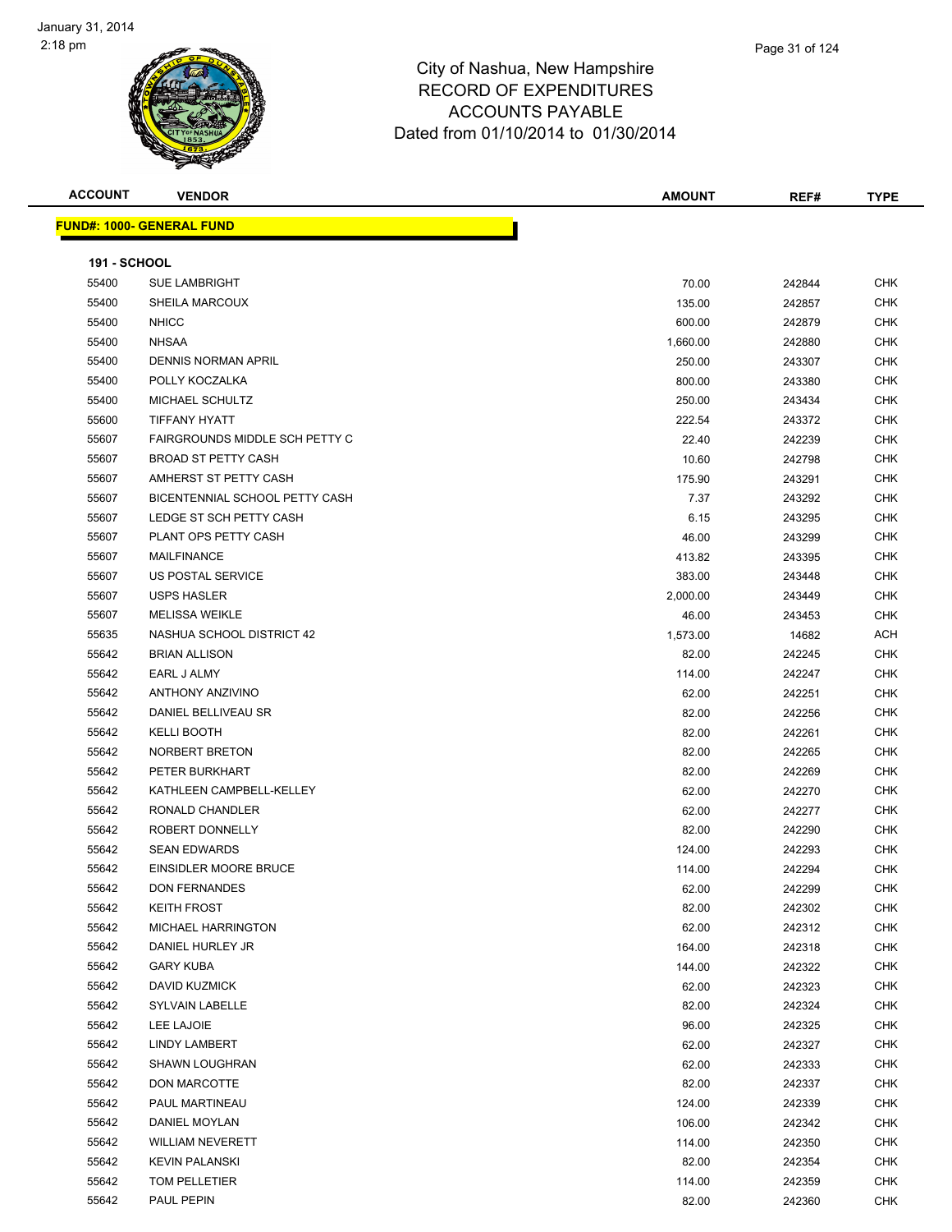# City of Nashua, New Hampshire
## RECORD OF EXPENDITURES
## ACCOUNTS PAYABLE
### Dated from 01/10/2014 to 01/30/2014

| ACCOUNT | VENDOR | AMOUNT | REF# | TYPE |
|---|---|---|---|---|
| **FUND#: 1000- GENERAL FUND** | | | | |
| **191 - SCHOOL** | | | | |
| 55400 | SUE LAMBRIGHT | 70.00 | 242844 | CHK |
| 55400 | SHEILA MARCOUX | 135.00 | 242857 | CHK |
| 55400 | NHICC | 600.00 | 242879 | CHK |
| 55400 | NHSAA | 1,660.00 | 242880 | CHK |
| 55400 | DENNIS NORMAN APRIL | 250.00 | 243307 | CHK |
| 55400 | POLLY KOCZALKA | 800.00 | 243380 | CHK |
| 55400 | MICHAEL SCHULTZ | 250.00 | 243434 | CHK |
| 55600 | TIFFANY HYATT | 222.54 | 243372 | CHK |
| 55607 | FAIRGROUNDS MIDDLE SCH PETTY C | 22.40 | 242239 | CHK |
| 55607 | BROAD ST PETTY CASH | 10.60 | 242798 | CHK |
| 55607 | AMHERST ST PETTY CASH | 175.90 | 243291 | CHK |
| 55607 | BICENTENNIAL SCHOOL PETTY CASH | 7.37 | 243292 | CHK |
| 55607 | LEDGE ST SCH PETTY CASH | 6.15 | 243295 | CHK |
| 55607 | PLANT OPS PETTY CASH | 46.00 | 243299 | CHK |
| 55607 | MAILFINANCE | 413.82 | 243395 | CHK |
| 55607 | US POSTAL SERVICE | 383.00 | 243448 | CHK |
| 55607 | USPS HASLER | 2,000.00 | 243449 | CHK |
| 55607 | MELISSA WEIKLE | 46.00 | 243453 | CHK |
| 55635 | NASHUA SCHOOL DISTRICT 42 | 1,573.00 | 14682 | ACH |
| 55642 | BRIAN ALLISON | 82.00 | 242245 | CHK |
| 55642 | EARL J ALMY | 114.00 | 242247 | CHK |
| 55642 | ANTHONY ANZIVINO | 62.00 | 242251 | CHK |
| 55642 | DANIEL BELLIVEAU SR | 82.00 | 242256 | CHK |
| 55642 | KELLI BOOTH | 82.00 | 242261 | CHK |
| 55642 | NORBERT BRETON | 82.00 | 242265 | CHK |
| 55642 | PETER BURKHART | 82.00 | 242269 | CHK |
| 55642 | KATHLEEN CAMPBELL-KELLEY | 62.00 | 242270 | CHK |
| 55642 | RONALD CHANDLER | 62.00 | 242277 | CHK |
| 55642 | ROBERT DONNELLY | 82.00 | 242290 | CHK |
| 55642 | SEAN EDWARDS | 124.00 | 242293 | CHK |
| 55642 | EINSIDLER MOORE BRUCE | 114.00 | 242294 | CHK |
| 55642 | DON FERNANDES | 62.00 | 242299 | CHK |
| 55642 | KEITH FROST | 82.00 | 242302 | CHK |
| 55642 | MICHAEL HARRINGTON | 62.00 | 242312 | CHK |
| 55642 | DANIEL HURLEY JR | 164.00 | 242318 | CHK |
| 55642 | GARY KUBA | 144.00 | 242322 | CHK |
| 55642 | DAVID KUZMICK | 62.00 | 242323 | CHK |
| 55642 | SYLVAIN LABELLE | 82.00 | 242324 | CHK |
| 55642 | LEE LAJOIE | 96.00 | 242325 | CHK |
| 55642 | LINDY LAMBERT | 62.00 | 242327 | CHK |
| 55642 | SHAWN LOUGHRAN | 62.00 | 242333 | CHK |
| 55642 | DON MARCOTTE | 82.00 | 242337 | CHK |
| 55642 | PAUL MARTINEAU | 124.00 | 242339 | CHK |
| 55642 | DANIEL MOYLAN | 106.00 | 242342 | CHK |
| 55642 | WILLIAM NEVERETT | 114.00 | 242350 | CHK |
| 55642 | KEVIN PALANSKI | 82.00 | 242354 | CHK |
| 55642 | TOM PELLETIER | 114.00 | 242359 | CHK |
| 55642 | PAUL PEPIN | 82.00 | 242360 | CHK |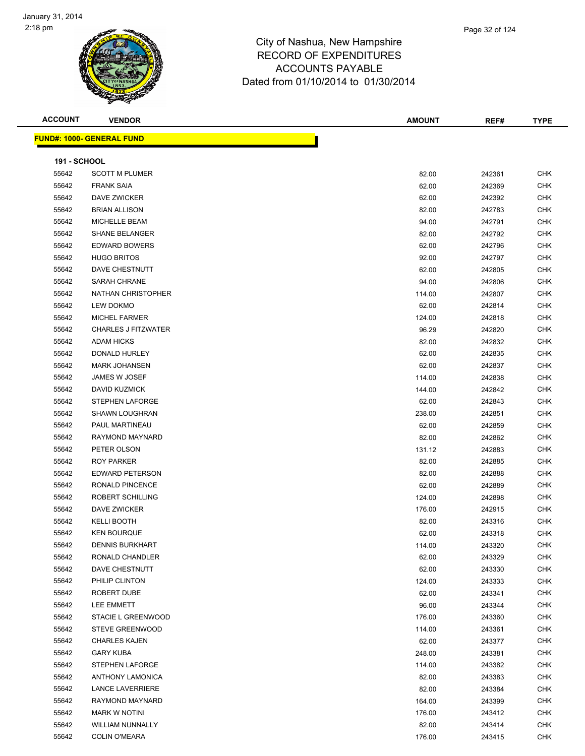City of Nashua, New Hampshire
RECORD OF EXPENDITURES
ACCOUNTS PAYABLE
Dated from 01/10/2014 to 01/30/2014

| ACCOUNT | VENDOR | AMOUNT | REF# | TYPE |
|---|---|---|---|---|

**FUND#: 1000- GENERAL FUND**

**191 - SCHOOL**

| ACCOUNT | VENDOR | AMOUNT | REF# | TYPE |
|---|---|---|---|---|
| 55642 | SCOTT M PLUMER | 82.00 | 242361 | CHK |
| 55642 | FRANK SAIA | 62.00 | 242369 | CHK |
| 55642 | DAVE ZWICKER | 62.00 | 242392 | CHK |
| 55642 | BRIAN ALLISON | 82.00 | 242783 | CHK |
| 55642 | MICHELLE BEAM | 94.00 | 242791 | CHK |
| 55642 | SHANE BELANGER | 82.00 | 242792 | CHK |
| 55642 | EDWARD BOWERS | 62.00 | 242796 | CHK |
| 55642 | HUGO BRITOS | 92.00 | 242797 | CHK |
| 55642 | DAVE CHESTNUTT | 62.00 | 242805 | CHK |
| 55642 | SARAH CHRANE | 94.00 | 242806 | CHK |
| 55642 | NATHAN CHRISTOPHER | 114.00 | 242807 | CHK |
| 55642 | LEW DOKMO | 62.00 | 242814 | CHK |
| 55642 | MICHEL FARMER | 124.00 | 242818 | CHK |
| 55642 | CHARLES J FITZWATER | 96.29 | 242820 | CHK |
| 55642 | ADAM HICKS | 82.00 | 242832 | CHK |
| 55642 | DONALD HURLEY | 62.00 | 242835 | CHK |
| 55642 | MARK JOHANSEN | 62.00 | 242837 | CHK |
| 55642 | JAMES W JOSEF | 114.00 | 242838 | CHK |
| 55642 | DAVID KUZMICK | 144.00 | 242842 | CHK |
| 55642 | STEPHEN LAFORGE | 62.00 | 242843 | CHK |
| 55642 | SHAWN LOUGHRAN | 238.00 | 242851 | CHK |
| 55642 | PAUL MARTINEAU | 62.00 | 242859 | CHK |
| 55642 | RAYMOND MAYNARD | 82.00 | 242862 | CHK |
| 55642 | PETER OLSON | 131.12 | 242883 | CHK |
| 55642 | ROY PARKER | 82.00 | 242885 | CHK |
| 55642 | EDWARD PETERSON | 82.00 | 242888 | CHK |
| 55642 | RONALD PINCENCE | 62.00 | 242889 | CHK |
| 55642 | ROBERT SCHILLING | 124.00 | 242898 | CHK |
| 55642 | DAVE ZWICKER | 176.00 | 242915 | CHK |
| 55642 | KELLI BOOTH | 82.00 | 243316 | CHK |
| 55642 | KEN BOURQUE | 62.00 | 243318 | CHK |
| 55642 | DENNIS BURKHART | 114.00 | 243320 | CHK |
| 55642 | RONALD CHANDLER | 62.00 | 243329 | CHK |
| 55642 | DAVE CHESTNUTT | 62.00 | 243330 | CHK |
| 55642 | PHILIP CLINTON | 124.00 | 243333 | CHK |
| 55642 | ROBERT DUBE | 62.00 | 243341 | CHK |
| 55642 | LEE EMMETT | 96.00 | 243344 | CHK |
| 55642 | STACIE L GREENWOOD | 176.00 | 243360 | CHK |
| 55642 | STEVE GREENWOOD | 114.00 | 243361 | CHK |
| 55642 | CHARLES KAJEN | 62.00 | 243377 | CHK |
| 55642 | GARY KUBA | 248.00 | 243381 | CHK |
| 55642 | STEPHEN LAFORGE | 114.00 | 243382 | CHK |
| 55642 | ANTHONY LAMONICA | 82.00 | 243383 | CHK |
| 55642 | LANCE LAVERRIERE | 82.00 | 243384 | CHK |
| 55642 | RAYMOND MAYNARD | 164.00 | 243399 | CHK |
| 55642 | MARK W NOTINI | 176.00 | 243412 | CHK |
| 55642 | WILLIAM NUNNALLY | 82.00 | 243414 | CHK |
| 55642 | COLIN O'MEARA | 176.00 | 243415 | CHK |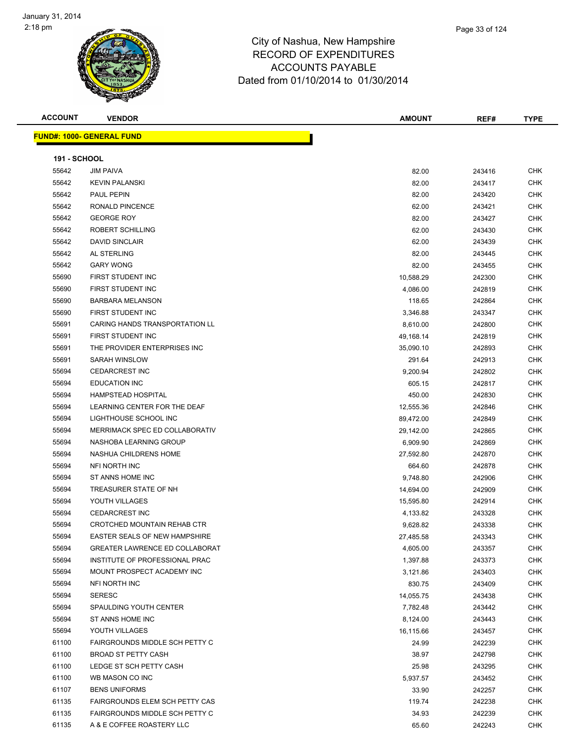City of Nashua, New Hampshire
RECORD OF EXPENDITURES
ACCOUNTS PAYABLE
Dated from 01/10/2014 to 01/30/2014

| ACCOUNT | VENDOR | AMOUNT | REF# | TYPE |
|---|---|---|---|---|

**FUND#: 1000- GENERAL FUND**

**191 - SCHOOL**

| ACCOUNT | VENDOR | AMOUNT | REF# | TYPE |
|---|---|---|---|---|
| 55642 | JIM PAIVA | 82.00 | 243416 | CHK |
| 55642 | KEVIN PALANSKI | 82.00 | 243417 | CHK |
| 55642 | PAUL PEPIN | 82.00 | 243420 | CHK |
| 55642 | RONALD PINCENCE | 62.00 | 243421 | CHK |
| 55642 | GEORGE ROY | 82.00 | 243427 | CHK |
| 55642 | ROBERT SCHILLING | 62.00 | 243430 | CHK |
| 55642 | DAVID SINCLAIR | 62.00 | 243439 | CHK |
| 55642 | AL STERLING | 82.00 | 243445 | CHK |
| 55642 | GARY WONG | 82.00 | 243455 | CHK |
| 55690 | FIRST STUDENT INC | 10,588.29 | 242300 | CHK |
| 55690 | FIRST STUDENT INC | 4,086.00 | 242819 | CHK |
| 55690 | BARBARA MELANSON | 118.65 | 242864 | CHK |
| 55690 | FIRST STUDENT INC | 3,346.88 | 243347 | CHK |
| 55691 | CARING HANDS TRANSPORTATION LL | 8,610.00 | 242800 | CHK |
| 55691 | FIRST STUDENT INC | 49,168.14 | 242819 | CHK |
| 55691 | THE PROVIDER ENTERPRISES INC | 35,090.10 | 242893 | CHK |
| 55691 | SARAH WINSLOW | 291.64 | 242913 | CHK |
| 55694 | CEDARCREST INC | 9,200.94 | 242802 | CHK |
| 55694 | EDUCATION INC | 605.15 | 242817 | CHK |
| 55694 | HAMPSTEAD HOSPITAL | 450.00 | 242830 | CHK |
| 55694 | LEARNING CENTER FOR THE DEAF | 12,555.36 | 242846 | CHK |
| 55694 | LIGHTHOUSE SCHOOL INC | 89,472.00 | 242849 | CHK |
| 55694 | MERRIMACK SPEC ED COLLABORATIV | 29,142.00 | 242865 | CHK |
| 55694 | NASHOBA LEARNING GROUP | 6,909.90 | 242869 | CHK |
| 55694 | NASHUA CHILDRENS HOME | 27,592.80 | 242870 | CHK |
| 55694 | NFI NORTH INC | 664.60 | 242878 | CHK |
| 55694 | ST ANNS HOME INC | 9,748.80 | 242906 | CHK |
| 55694 | TREASURER STATE OF NH | 14,694.00 | 242909 | CHK |
| 55694 | YOUTH VILLAGES | 15,595.80 | 242914 | CHK |
| 55694 | CEDARCREST INC | 4,133.82 | 243328 | CHK |
| 55694 | CROTCHED MOUNTAIN REHAB CTR | 9,628.82 | 243338 | CHK |
| 55694 | EASTER SEALS OF NEW HAMPSHIRE | 27,485.58 | 243343 | CHK |
| 55694 | GREATER LAWRENCE ED COLLABORAT | 4,605.00 | 243357 | CHK |
| 55694 | INSTITUTE OF PROFESSIONAL PRAC | 1,397.88 | 243373 | CHK |
| 55694 | MOUNT PROSPECT ACADEMY INC | 3,121.86 | 243403 | CHK |
| 55694 | NFI NORTH INC | 830.75 | 243409 | CHK |
| 55694 | SERESC | 14,055.75 | 243438 | CHK |
| 55694 | SPAULDING YOUTH CENTER | 7,782.48 | 243442 | CHK |
| 55694 | ST ANNS HOME INC | 8,124.00 | 243443 | CHK |
| 55694 | YOUTH VILLAGES | 16,115.66 | 243457 | CHK |
| 61100 | FAIRGROUNDS MIDDLE SCH PETTY C | 24.99 | 242239 | CHK |
| 61100 | BROAD ST PETTY CASH | 38.97 | 242798 | CHK |
| 61100 | LEDGE ST SCH PETTY CASH | 25.98 | 243295 | CHK |
| 61100 | WB MASON CO INC | 5,937.57 | 243452 | CHK |
| 61107 | BENS UNIFORMS | 33.90 | 242257 | CHK |
| 61135 | FAIRGROUNDS ELEM SCH PETTY CAS | 119.74 | 242238 | CHK |
| 61135 | FAIRGROUNDS MIDDLE SCH PETTY C | 34.93 | 242239 | CHK |
| 61135 | A & E COFFEE ROASTERY LLC | 65.60 | 242243 | CHK |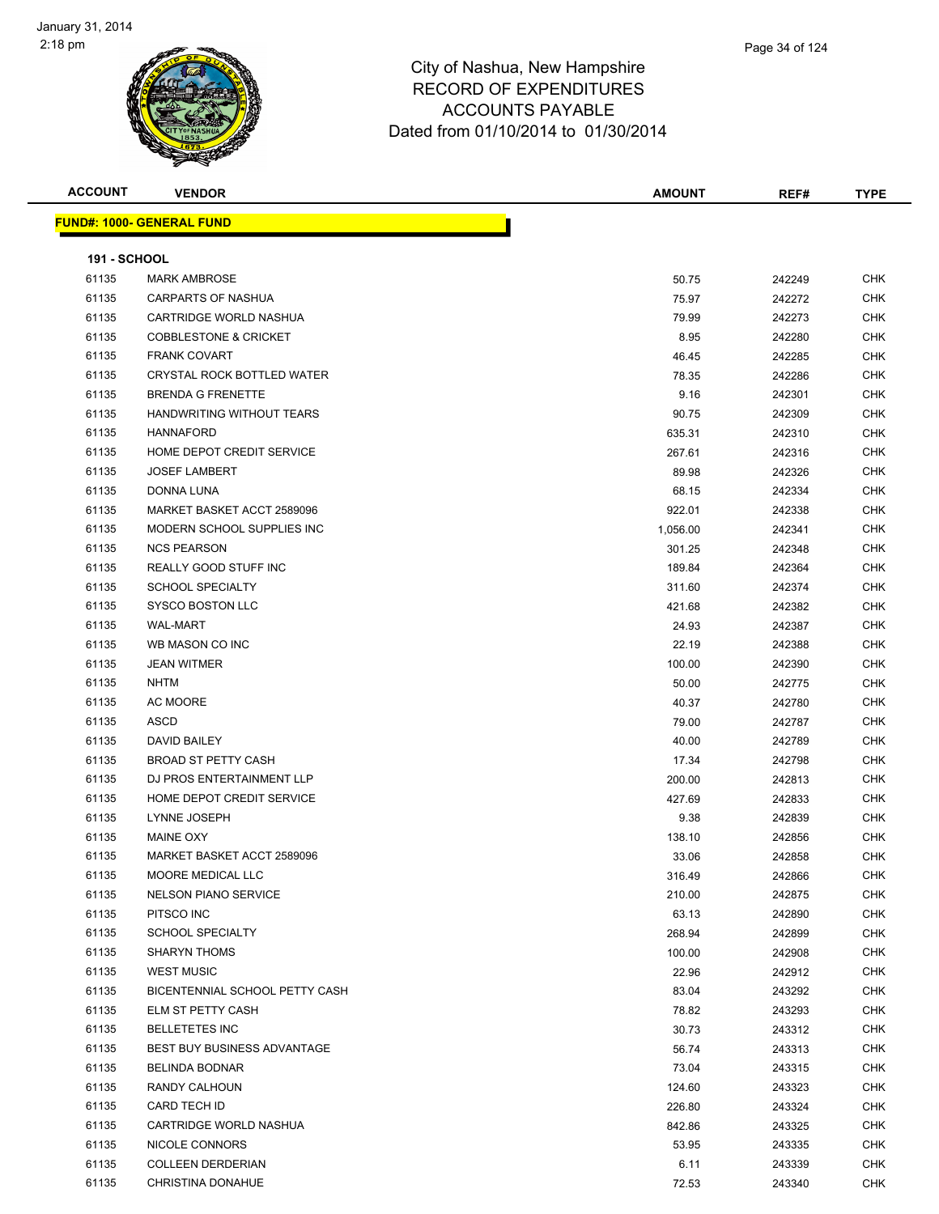# City of Nashua, New Hampshire
## RECORD OF EXPENDITURES
## ACCOUNTS PAYABLE
## Dated from 01/10/2014 to 01/30/2014

January 31, 2014
2:18 pm

**FUND#: 1000- GENERAL FUND**

**191 - SCHOOL**

| ACCOUNT | VENDOR | AMOUNT | REF# | TYPE |
|---|---|---|---|---|
| 61135 | MARK AMBROSE | 50.75 | 242249 | CHK |
| 61135 | CARPARTS OF NASHUA | 75.97 | 242272 | CHK |
| 61135 | CARTRIDGE WORLD NASHUA | 79.99 | 242273 | CHK |
| 61135 | COBBLESTONE & CRICKET | 8.95 | 242280 | CHK |
| 61135 | FRANK COVART | 46.45 | 242285 | CHK |
| 61135 | CRYSTAL ROCK BOTTLED WATER | 78.35 | 242286 | CHK |
| 61135 | BRENDA G FRENETTE | 9.16 | 242301 | CHK |
| 61135 | HANDWRITING WITHOUT TEARS | 90.75 | 242309 | CHK |
| 61135 | HANNAFORD | 635.31 | 242310 | CHK |
| 61135 | HOME DEPOT CREDIT SERVICE | 267.61 | 242316 | CHK |
| 61135 | JOSEF LAMBERT | 89.98 | 242326 | CHK |
| 61135 | DONNA LUNA | 68.15 | 242334 | CHK |
| 61135 | MARKET BASKET ACCT 2589096 | 922.01 | 242338 | CHK |
| 61135 | MODERN SCHOOL SUPPLIES INC | 1,056.00 | 242341 | CHK |
| 61135 | NCS PEARSON | 301.25 | 242348 | CHK |
| 61135 | REALLY GOOD STUFF INC | 189.84 | 242364 | CHK |
| 61135 | SCHOOL SPECIALTY | 311.60 | 242374 | CHK |
| 61135 | SYSCO BOSTON LLC | 421.68 | 242382 | CHK |
| 61135 | WAL-MART | 24.93 | 242387 | CHK |
| 61135 | WB MASON CO INC | 22.19 | 242388 | CHK |
| 61135 | JEAN WITMER | 100.00 | 242390 | CHK |
| 61135 | NHTM | 50.00 | 242775 | CHK |
| 61135 | AC MOORE | 40.37 | 242780 | CHK |
| 61135 | ASCD | 79.00 | 242787 | CHK |
| 61135 | DAVID BAILEY | 40.00 | 242789 | CHK |
| 61135 | BROAD ST PETTY CASH | 17.34 | 242798 | CHK |
| 61135 | DJ PROS ENTERTAINMENT LLP | 200.00 | 242813 | CHK |
| 61135 | HOME DEPOT CREDIT SERVICE | 427.69 | 242833 | CHK |
| 61135 | LYNNE JOSEPH | 9.38 | 242839 | CHK |
| 61135 | MAINE OXY | 138.10 | 242856 | CHK |
| 61135 | MARKET BASKET ACCT 2589096 | 33.06 | 242858 | CHK |
| 61135 | MOORE MEDICAL LLC | 316.49 | 242866 | CHK |
| 61135 | NELSON PIANO SERVICE | 210.00 | 242875 | CHK |
| 61135 | PITSCO INC | 63.13 | 242890 | CHK |
| 61135 | SCHOOL SPECIALTY | 268.94 | 242899 | CHK |
| 61135 | SHARYN THOMS | 100.00 | 242908 | CHK |
| 61135 | WEST MUSIC | 22.96 | 242912 | CHK |
| 61135 | BICENTENNIAL SCHOOL PETTY CASH | 83.04 | 243292 | CHK |
| 61135 | ELM ST PETTY CASH | 78.82 | 243293 | CHK |
| 61135 | BELLETETES INC | 30.73 | 243312 | CHK |
| 61135 | BEST BUY BUSINESS ADVANTAGE | 56.74 | 243313 | CHK |
| 61135 | BELINDA BODNAR | 73.04 | 243315 | CHK |
| 61135 | RANDY CALHOUN | 124.60 | 243323 | CHK |
| 61135 | CARD TECH ID | 226.80 | 243324 | CHK |
| 61135 | CARTRIDGE WORLD NASHUA | 842.86 | 243325 | CHK |
| 61135 | NICOLE CONNORS | 53.95 | 243335 | CHK |
| 61135 | COLLEEN DERDERIAN | 6.11 | 243339 | CHK |
| 61135 | CHRISTINA DONAHUE | 72.53 | 243340 | CHK |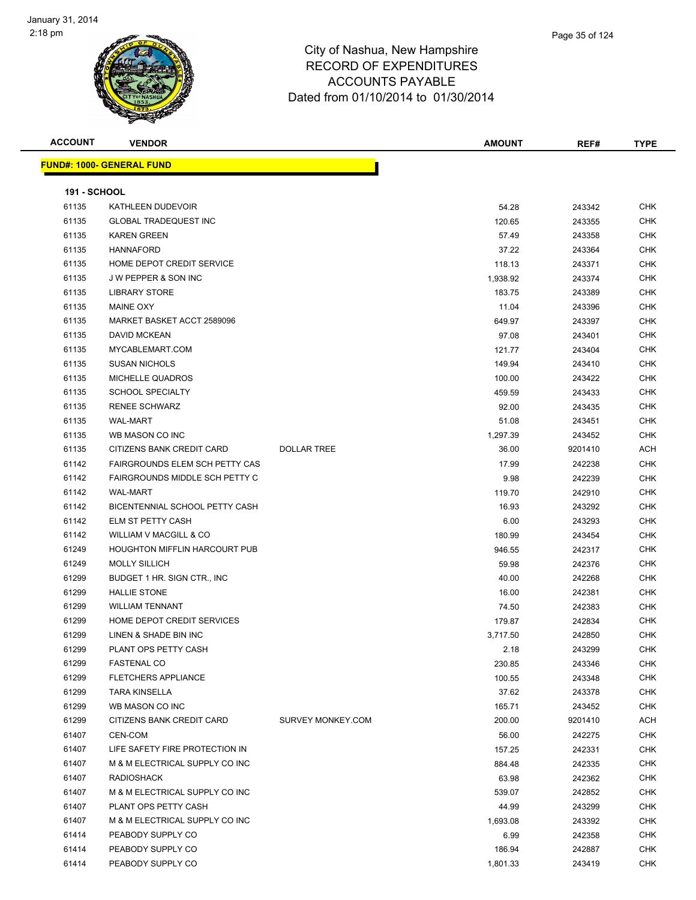# City of Nashua, New Hampshire
## RECORD OF EXPENDITURES
## ACCOUNTS PAYABLE
### Dated from 01/10/2014 to 01/30/2014

| ACCOUNT | VENDOR | | AMOUNT | REF# | TYPE |
|---|---|---|---|---|---|
| **FUND#: 1000- GENERAL FUND** | | | | | |
| **191 - SCHOOL** | | | | | |
| 61135 | KATHLEEN DUDEVOIR | | 54.28 | 243342 | CHK |
| 61135 | GLOBAL TRADEQUEST INC | | 120.65 | 243355 | CHK |
| 61135 | KAREN GREEN | | 57.49 | 243358 | CHK |
| 61135 | HANNAFORD | | 37.22 | 243364 | CHK |
| 61135 | HOME DEPOT CREDIT SERVICE | | 118.13 | 243371 | CHK |
| 61135 | J W PEPPER & SON INC | | 1,938.92 | 243374 | CHK |
| 61135 | LIBRARY STORE | | 183.75 | 243389 | CHK |
| 61135 | MAINE OXY | | 11.04 | 243396 | CHK |
| 61135 | MARKET BASKET ACCT 2589096 | | 649.97 | 243397 | CHK |
| 61135 | DAVID MCKEAN | | 97.08 | 243401 | CHK |
| 61135 | MYCABLEMART.COM | | 121.77 | 243404 | CHK |
| 61135 | SUSAN NICHOLS | | 149.94 | 243410 | CHK |
| 61135 | MICHELLE QUADROS | | 100.00 | 243422 | CHK |
| 61135 | SCHOOL SPECIALTY | | 459.59 | 243433 | CHK |
| 61135 | RENEE SCHWARZ | | 92.00 | 243435 | CHK |
| 61135 | WAL-MART | | 51.08 | 243451 | CHK |
| 61135 | WB MASON CO INC | | 1,297.39 | 243452 | CHK |
| 61135 | CITIZENS BANK CREDIT CARD | DOLLAR TREE | 36.00 | 9201410 | ACH |
| 61142 | FAIRGROUNDS ELEM SCH PETTY CAS | | 17.99 | 242238 | CHK |
| 61142 | FAIRGROUNDS MIDDLE SCH PETTY C | | 9.98 | 242239 | CHK |
| 61142 | WAL-MART | | 119.70 | 242910 | CHK |
| 61142 | BICENTENNIAL SCHOOL PETTY CASH | | 16.93 | 243292 | CHK |
| 61142 | ELM ST PETTY CASH | | 6.00 | 243293 | CHK |
| 61142 | WILLIAM V MACGILL & CO | | 180.99 | 243454 | CHK |
| 61249 | HOUGHTON MIFFLIN HARCOURT PUB | | 946.55 | 242317 | CHK |
| 61249 | MOLLY SILLICH | | 59.98 | 242376 | CHK |
| 61299 | BUDGET 1 HR. SIGN CTR., INC | | 40.00 | 242268 | CHK |
| 61299 | HALLIE STONE | | 16.00 | 242381 | CHK |
| 61299 | WILLIAM TENNANT | | 74.50 | 242383 | CHK |
| 61299 | HOME DEPOT CREDIT SERVICES | | 179.87 | 242834 | CHK |
| 61299 | LINEN & SHADE BIN INC | | 3,717.50 | 242850 | CHK |
| 61299 | PLANT OPS PETTY CASH | | 2.18 | 243299 | CHK |
| 61299 | FASTENAL CO | | 230.85 | 243346 | CHK |
| 61299 | FLETCHERS APPLIANCE | | 100.55 | 243348 | CHK |
| 61299 | TARA KINSELLA | | 37.62 | 243378 | CHK |
| 61299 | WB MASON CO INC | | 165.71 | 243452 | CHK |
| 61299 | CITIZENS BANK CREDIT CARD | SURVEY MONKEY.COM | 200.00 | 9201410 | ACH |
| 61407 | CEN-COM | | 56.00 | 242275 | CHK |
| 61407 | LIFE SAFETY FIRE PROTECTION IN | | 157.25 | 242331 | CHK |
| 61407 | M & M ELECTRICAL SUPPLY CO INC | | 884.48 | 242335 | CHK |
| 61407 | RADIOSHACK | | 63.98 | 242362 | CHK |
| 61407 | M & M ELECTRICAL SUPPLY CO INC | | 539.07 | 242852 | CHK |
| 61407 | PLANT OPS PETTY CASH | | 44.99 | 243299 | CHK |
| 61407 | M & M ELECTRICAL SUPPLY CO INC | | 1,693.08 | 243392 | CHK |
| 61414 | PEABODY SUPPLY CO | | 6.99 | 242358 | CHK |
| 61414 | PEABODY SUPPLY CO | | 186.94 | 242887 | CHK |
| 61414 | PEABODY SUPPLY CO | | 1,801.33 | 243419 | CHK |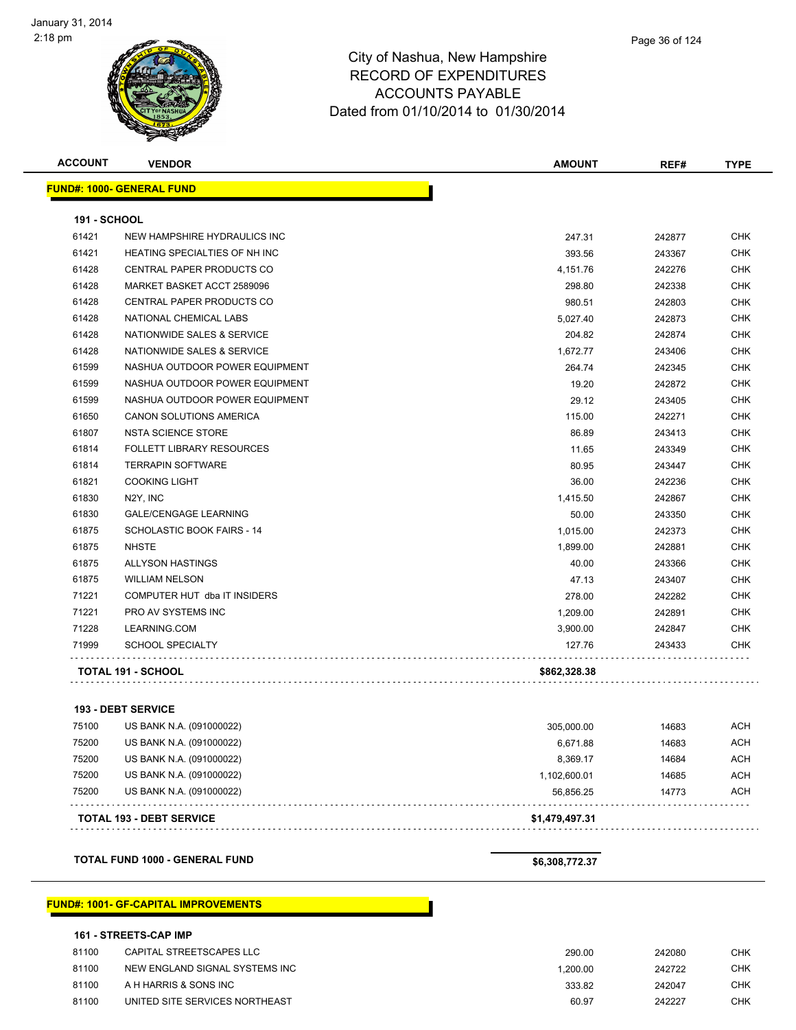City of Nashua, New Hampshire
RECORD OF EXPENDITURES
ACCOUNTS PAYABLE
Dated from 01/10/2014 to 01/30/2014

| ACCOUNT | VENDOR | AMOUNT | REF# | TYPE |
|---|---|---|---|---|
| **FUND#: 1000- GENERAL FUND** | | | | |
| **191 - SCHOOL** | | | | |
| 61421 | NEW HAMPSHIRE HYDRAULICS INC | 247.31 | 242877 | CHK |
| 61421 | HEATING SPECIALTIES OF NH INC | 393.56 | 243367 | CHK |
| 61428 | CENTRAL PAPER PRODUCTS CO | 4,151.76 | 242276 | CHK |
| 61428 | MARKET BASKET ACCT 2589096 | 298.80 | 242338 | CHK |
| 61428 | CENTRAL PAPER PRODUCTS CO | 980.51 | 242803 | CHK |
| 61428 | NATIONAL CHEMICAL LABS | 5,027.40 | 242873 | CHK |
| 61428 | NATIONWIDE SALES & SERVICE | 204.82 | 242874 | CHK |
| 61428 | NATIONWIDE SALES & SERVICE | 1,672.77 | 243406 | CHK |
| 61599 | NASHUA OUTDOOR POWER EQUIPMENT | 264.74 | 242345 | CHK |
| 61599 | NASHUA OUTDOOR POWER EQUIPMENT | 19.20 | 242872 | CHK |
| 61599 | NASHUA OUTDOOR POWER EQUIPMENT | 29.12 | 243405 | CHK |
| 61650 | CANON SOLUTIONS AMERICA | 115.00 | 242271 | CHK |
| 61807 | NSTA SCIENCE STORE | 86.89 | 243413 | CHK |
| 61814 | FOLLETT LIBRARY RESOURCES | 11.65 | 243349 | CHK |
| 61814 | TERRAPIN SOFTWARE | 80.95 | 243447 | CHK |
| 61821 | COOKING LIGHT | 36.00 | 242236 | CHK |
| 61830 | N2Y, INC | 1,415.50 | 242867 | CHK |
| 61830 | GALE/CENGAGE LEARNING | 50.00 | 243350 | CHK |
| 61875 | SCHOLASTIC BOOK FAIRS - 14 | 1,015.00 | 242373 | CHK |
| 61875 | NHSTE | 1,899.00 | 242881 | CHK |
| 61875 | ALLYSON HASTINGS | 40.00 | 243366 | CHK |
| 61875 | WILLIAM NELSON | 47.13 | 243407 | CHK |
| 71221 | COMPUTER HUT dba IT INSIDERS | 278.00 | 242282 | CHK |
| 71221 | PRO AV SYSTEMS INC | 1,209.00 | 242891 | CHK |
| 71228 | LEARNING.COM | 3,900.00 | 242847 | CHK |
| 71999 | SCHOOL SPECIALTY | 127.76 | 243433 | CHK |
| **TOTAL 191 - SCHOOL** | | **$862,328.38** | | |
| **193 - DEBT SERVICE** | | | | |
| 75100 | US BANK N.A. (091000022) | 305,000.00 | 14683 | ACH |
| 75200 | US BANK N.A. (091000022) | 6,671.88 | 14683 | ACH |
| 75200 | US BANK N.A. (091000022) | 8,369.17 | 14684 | ACH |
| 75200 | US BANK N.A. (091000022) | 1,102,600.01 | 14685 | ACH |
| 75200 | US BANK N.A. (091000022) | 56,856.25 | 14773 | ACH |
| **TOTAL 193 - DEBT SERVICE** | | **$1,479,497.31** | | |
| **TOTAL FUND 1000 - GENERAL FUND** | | **$6,308,772.37** | | |
| **FUND#: 1001- GF-CAPITAL IMPROVEMENTS** | | | | |
| **161 - STREETS-CAP IMP** | | | | |
| 81100 | CAPITAL STREETSCAPES LLC | 290.00 | 242080 | CHK |
| 81100 | NEW ENGLAND SIGNAL SYSTEMS INC | 1,200.00 | 242722 | CHK |
| 81100 | A H HARRIS & SONS INC | 333.82 | 242047 | CHK |
| 81100 | UNITED SITE SERVICES NORTHEAST | 60.97 | 242227 | CHK |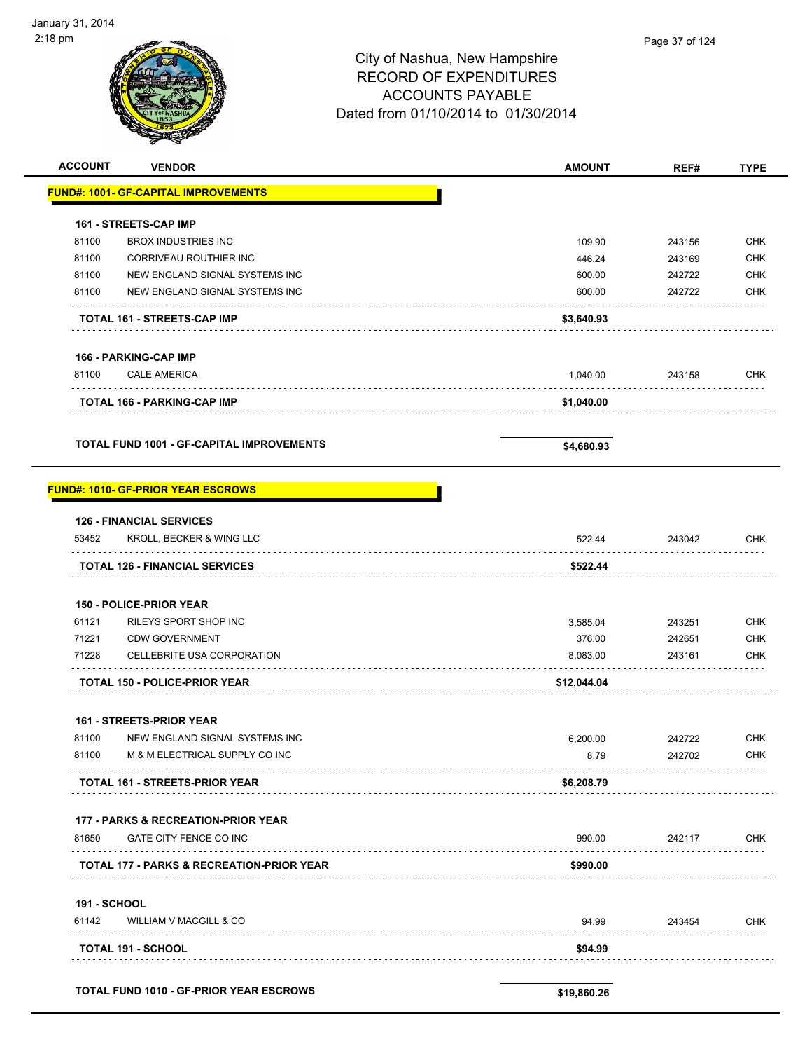City of Nashua, New Hampshire
RECORD OF EXPENDITURES
ACCOUNTS PAYABLE
Dated from 01/10/2014 to 01/30/2014

January 31, 2014
2:18 pm

| ACCOUNT | VENDOR | AMOUNT | REF# | TYPE |
|---|---|---|---|---|
| **FUND#: 1001- GF-CAPITAL IMPROVEMENTS** | | | | |
| **161 - STREETS-CAP IMP** | | | | |
| 81100 | BROX INDUSTRIES INC | 109.90 | 243156 | CHK |
| 81100 | CORRIVEAU ROUTHIER INC | 446.24 | 243169 | CHK |
| 81100 | NEW ENGLAND SIGNAL SYSTEMS INC | 600.00 | 242722 | CHK |
| 81100 | NEW ENGLAND SIGNAL SYSTEMS INC | 600.00 | 242722 | CHK |
| | **TOTAL 161 - STREETS-CAP IMP** | **$3,640.93** | | |
| **166 - PARKING-CAP IMP** | | | | |
| 81100 | CALE AMERICA | 1,040.00 | 243158 | CHK |
| | **TOTAL 166 - PARKING-CAP IMP** | **$1,040.00** | | |
| | **TOTAL FUND 1001 - GF-CAPITAL IMPROVEMENTS** | **$4,680.93** | | |
| **FUND#: 1010- GF-PRIOR YEAR ESCROWS** | | | | |
| **126 - FINANCIAL SERVICES** | | | | |
| 53452 | KROLL, BECKER & WING LLC | 522.44 | 243042 | CHK |
| | **TOTAL 126 - FINANCIAL SERVICES** | **$522.44** | | |
| **150 - POLICE-PRIOR YEAR** | | | | |
| 61121 | RILEYS SPORT SHOP INC | 3,585.04 | 243251 | CHK |
| 71221 | CDW GOVERNMENT | 376.00 | 242651 | CHK |
| 71228 | CELLEBRITE USA CORPORATION | 8,083.00 | 243161 | CHK |
| | **TOTAL 150 - POLICE-PRIOR YEAR** | **$12,044.04** | | |
| **161 - STREETS-PRIOR YEAR** | | | | |
| 81100 | NEW ENGLAND SIGNAL SYSTEMS INC | 6,200.00 | 242722 | CHK |
| 81100 | M & M ELECTRICAL SUPPLY CO INC | 8.79 | 242702 | CHK |
| | **TOTAL 161 - STREETS-PRIOR YEAR** | **$6,208.79** | | |
| **177 - PARKS & RECREATION-PRIOR YEAR** | | | | |
| 81650 | GATE CITY FENCE CO INC | 990.00 | 242117 | CHK |
| | **TOTAL 177 - PARKS & RECREATION-PRIOR YEAR** | **$990.00** | | |
| **191 - SCHOOL** | | | | |
| 61142 | WILLIAM V MACGILL & CO | 94.99 | 243454 | CHK |
| | **TOTAL 191 - SCHOOL** | **$94.99** | | |
| | **TOTAL FUND 1010 - GF-PRIOR YEAR ESCROWS** | **$19,860.26** | | |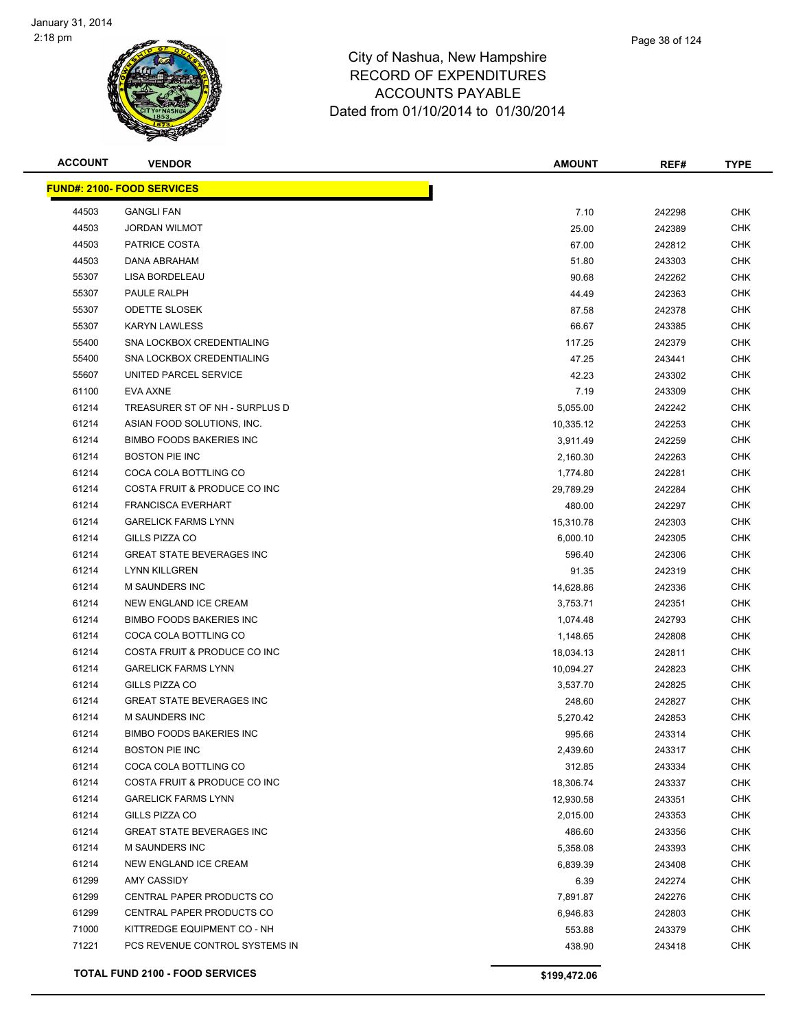# City of Nashua, New Hampshire
## RECORD OF EXPENDITURES
## ACCOUNTS PAYABLE
## Dated from 01/10/2014 to 01/30/2014

| ACCOUNT | VENDOR | AMOUNT | REF# | TYPE |
|---|---|---|---|---|
| **FUND#: 2100- FOOD SERVICES** | | | | |
| 44503 | GANGLI FAN | 7.10 | 242298 | CHK |
| 44503 | JORDAN WILMOT | 25.00 | 242389 | CHK |
| 44503 | PATRICE COSTA | 67.00 | 242812 | CHK |
| 44503 | DANA ABRAHAM | 51.80 | 243303 | CHK |
| 55307 | LISA BORDELEAU | 90.68 | 242262 | CHK |
| 55307 | PAULE RALPH | 44.49 | 242363 | CHK |
| 55307 | ODETTE SLOSEK | 87.58 | 242378 | CHK |
| 55307 | KARYN LAWLESS | 66.67 | 243385 | CHK |
| 55400 | SNA LOCKBOX CREDENTIALING | 117.25 | 242379 | CHK |
| 55400 | SNA LOCKBOX CREDENTIALING | 47.25 | 243441 | CHK |
| 55607 | UNITED PARCEL SERVICE | 42.23 | 243302 | CHK |
| 61100 | EVA AXNE | 7.19 | 243309 | CHK |
| 61214 | TREASURER ST OF NH - SURPLUS D | 5,055.00 | 242242 | CHK |
| 61214 | ASIAN FOOD SOLUTIONS, INC. | 10,335.12 | 242253 | CHK |
| 61214 | BIMBO FOODS BAKERIES INC | 3,911.49 | 242259 | CHK |
| 61214 | BOSTON PIE INC | 2,160.30 | 242263 | CHK |
| 61214 | COCA COLA BOTTLING CO | 1,774.80 | 242281 | CHK |
| 61214 | COSTA FRUIT & PRODUCE CO INC | 29,789.29 | 242284 | CHK |
| 61214 | FRANCISCA EVERHART | 480.00 | 242297 | CHK |
| 61214 | GARELICK FARMS LYNN | 15,310.78 | 242303 | CHK |
| 61214 | GILLS PIZZA CO | 6,000.10 | 242305 | CHK |
| 61214 | GREAT STATE BEVERAGES INC | 596.40 | 242306 | CHK |
| 61214 | LYNN KILLGREN | 91.35 | 242319 | CHK |
| 61214 | M SAUNDERS INC | 14,628.86 | 242336 | CHK |
| 61214 | NEW ENGLAND ICE CREAM | 3,753.71 | 242351 | CHK |
| 61214 | BIMBO FOODS BAKERIES INC | 1,074.48 | 242793 | CHK |
| 61214 | COCA COLA BOTTLING CO | 1,148.65 | 242808 | CHK |
| 61214 | COSTA FRUIT & PRODUCE CO INC | 18,034.13 | 242811 | CHK |
| 61214 | GARELICK FARMS LYNN | 10,094.27 | 242823 | CHK |
| 61214 | GILLS PIZZA CO | 3,537.70 | 242825 | CHK |
| 61214 | GREAT STATE BEVERAGES INC | 248.60 | 242827 | CHK |
| 61214 | M SAUNDERS INC | 5,270.42 | 242853 | CHK |
| 61214 | BIMBO FOODS BAKERIES INC | 995.66 | 243314 | CHK |
| 61214 | BOSTON PIE INC | 2,439.60 | 243317 | CHK |
| 61214 | COCA COLA BOTTLING CO | 312.85 | 243334 | CHK |
| 61214 | COSTA FRUIT & PRODUCE CO INC | 18,306.74 | 243337 | CHK |
| 61214 | GARELICK FARMS LYNN | 12,930.58 | 243351 | CHK |
| 61214 | GILLS PIZZA CO | 2,015.00 | 243353 | CHK |
| 61214 | GREAT STATE BEVERAGES INC | 486.60 | 243356 | CHK |
| 61214 | M SAUNDERS INC | 5,358.08 | 243393 | CHK |
| 61214 | NEW ENGLAND ICE CREAM | 6,839.39 | 243408 | CHK |
| 61299 | AMY CASSIDY | 6.39 | 242274 | CHK |
| 61299 | CENTRAL PAPER PRODUCTS CO | 7,891.87 | 242276 | CHK |
| 61299 | CENTRAL PAPER PRODUCTS CO | 6,946.83 | 242803 | CHK |
| 71000 | KITTREDGE EQUIPMENT CO - NH | 553.88 | 243379 | CHK |
| 71221 | PCS REVENUE CONTROL SYSTEMS IN | 438.90 | 243418 | CHK |
| **TOTAL FUND 2100 - FOOD SERVICES** | | **$199,472.06** | | |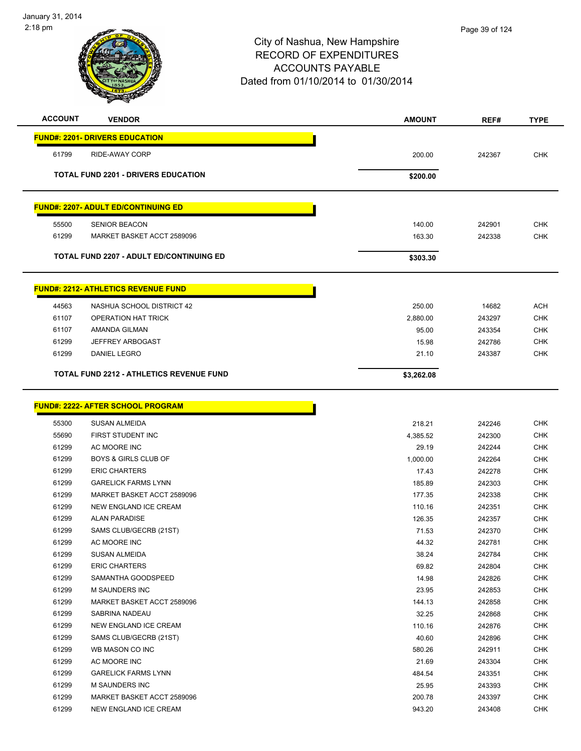January 31, 2014
2:18 pm

# City of Nashua, New Hampshire
## RECORD OF EXPENDITURES
## ACCOUNTS PAYABLE
### Dated from 01/10/2014 to 01/30/2014

| ACCOUNT | VENDOR | AMOUNT | REF# | TYPE |
|---|---|---|---|---|
| **FUND#: 2201- DRIVERS EDUCATION** | | | | |
| 61799 | RIDE-AWAY CORP | 200.00 | 242367 | CHK |
| | **TOTAL FUND 2201 - DRIVERS EDUCATION** | **$200.00** | | |
| **FUND#: 2207- ADULT ED/CONTINUING ED** | | | | |
| 55500 | SENIOR BEACON | 140.00 | 242901 | CHK |
| 61299 | MARKET BASKET ACCT 2589096 | 163.30 | 242338 | CHK |
| | **TOTAL FUND 2207 - ADULT ED/CONTINUING ED** | **$303.30** | | |
| **FUND#: 2212- ATHLETICS REVENUE FUND** | | | | |
| 44563 | NASHUA SCHOOL DISTRICT 42 | 250.00 | 14682 | ACH |
| 61107 | OPERATION HAT TRICK | 2,880.00 | 243297 | CHK |
| 61107 | AMANDA GILMAN | 95.00 | 243354 | CHK |
| 61299 | JEFFREY ARBOGAST | 15.98 | 242786 | CHK |
| 61299 | DANIEL LEGRO | 21.10 | 243387 | CHK |
| | **TOTAL FUND 2212 - ATHLETICS REVENUE FUND** | **$3,262.08** | | |
| **FUND#: 2222- AFTER SCHOOL PROGRAM** | | | | |
| 55300 | SUSAN ALMEIDA | 218.21 | 242246 | CHK |
| 55690 | FIRST STUDENT INC | 4,385.52 | 242300 | CHK |
| 61299 | AC MOORE INC | 29.19 | 242244 | CHK |
| 61299 | BOYS & GIRLS CLUB OF | 1,000.00 | 242264 | CHK |
| 61299 | ERIC CHARTERS | 17.43 | 242278 | CHK |
| 61299 | GARELICK FARMS LYNN | 185.89 | 242303 | CHK |
| 61299 | MARKET BASKET ACCT 2589096 | 177.35 | 242338 | CHK |
| 61299 | NEW ENGLAND ICE CREAM | 110.16 | 242351 | CHK |
| 61299 | ALAN PARADISE | 126.35 | 242357 | CHK |
| 61299 | SAMS CLUB/GECRB (21ST) | 71.53 | 242370 | CHK |
| 61299 | AC MOORE INC | 44.32 | 242781 | CHK |
| 61299 | SUSAN ALMEIDA | 38.24 | 242784 | CHK |
| 61299 | ERIC CHARTERS | 69.82 | 242804 | CHK |
| 61299 | SAMANTHA GOODSPEED | 14.98 | 242826 | CHK |
| 61299 | M SAUNDERS INC | 23.95 | 242853 | CHK |
| 61299 | MARKET BASKET ACCT 2589096 | 144.13 | 242858 | CHK |
| 61299 | SABRINA NADEAU | 32.25 | 242868 | CHK |
| 61299 | NEW ENGLAND ICE CREAM | 110.16 | 242876 | CHK |
| 61299 | SAMS CLUB/GECRB (21ST) | 40.60 | 242896 | CHK |
| 61299 | WB MASON CO INC | 580.26 | 242911 | CHK |
| 61299 | AC MOORE INC | 21.69 | 243304 | CHK |
| 61299 | GARELICK FARMS LYNN | 484.54 | 243351 | CHK |
| 61299 | M SAUNDERS INC | 25.95 | 243393 | CHK |
| 61299 | MARKET BASKET ACCT 2589096 | 200.78 | 243397 | CHK |
| 61299 | NEW ENGLAND ICE CREAM | 943.20 | 243408 | CHK |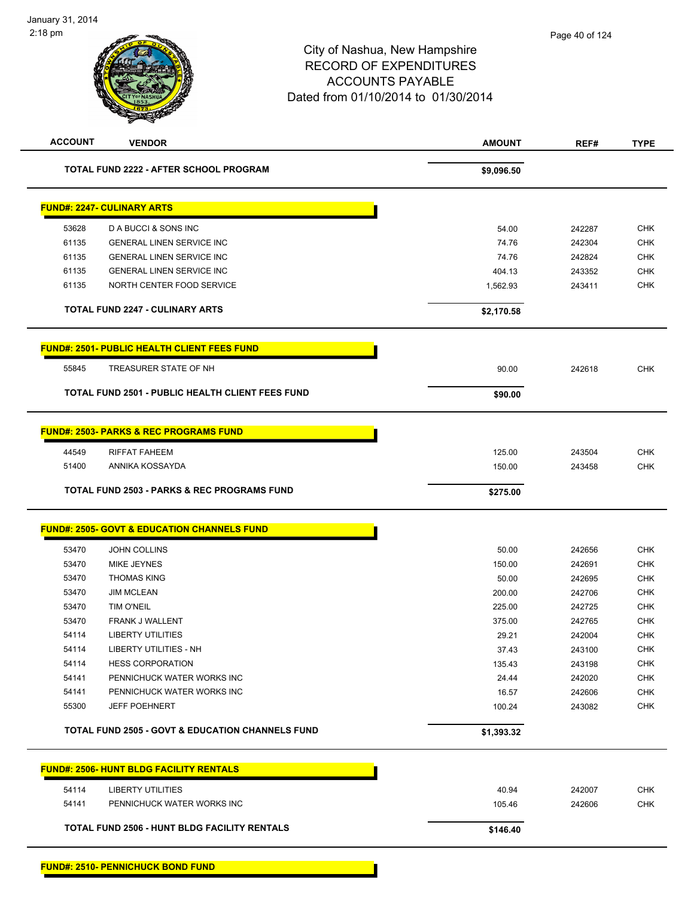City of Nashua, New Hampshire
RECORD OF EXPENDITURES
ACCOUNTS PAYABLE
Dated from 01/10/2014 to 01/30/2014

| ACCOUNT | VENDOR | AMOUNT | REF# | TYPE |
|---|---|---|---|---|
| | **TOTAL FUND 2222 - AFTER SCHOOL PROGRAM** | **$9,096.50** | | |

**FUND#: 2247- CULINARY ARTS**

| ACCOUNT | VENDOR | AMOUNT | REF# | TYPE |
|---|---|---|---|---|
| 53628 | D A BUCCI & SONS INC | 54.00 | 242287 | CHK |
| 61135 | GENERAL LINEN SERVICE INC | 74.76 | 242304 | CHK |
| 61135 | GENERAL LINEN SERVICE INC | 74.76 | 242824 | CHK |
| 61135 | GENERAL LINEN SERVICE INC | 404.13 | 243352 | CHK |
| 61135 | NORTH CENTER FOOD SERVICE | 1,562.93 | 243411 | CHK |
| | **TOTAL FUND 2247 - CULINARY ARTS** | **$2,170.58** | | |

**FUND#: 2501- PUBLIC HEALTH CLIENT FEES FUND**

| ACCOUNT | VENDOR | AMOUNT | REF# | TYPE |
|---|---|---|---|---|
| 55845 | TREASURER STATE OF NH | 90.00 | 242618 | CHK |
| | **TOTAL FUND 2501 - PUBLIC HEALTH CLIENT FEES FUND** | **$90.00** | | |

**FUND#: 2503- PARKS & REC PROGRAMS FUND**

| ACCOUNT | VENDOR | AMOUNT | REF# | TYPE |
|---|---|---|---|---|
| 44549 | RIFFAT FAHEEM | 125.00 | 243504 | CHK |
| 51400 | ANNIKA KOSSAYDA | 150.00 | 243458 | CHK |
| | **TOTAL FUND 2503 - PARKS & REC PROGRAMS FUND** | **$275.00** | | |

**FUND#: 2505- GOVT & EDUCATION CHANNELS FUND**

| ACCOUNT | VENDOR | AMOUNT | REF# | TYPE |
|---|---|---|---|---|
| 53470 | JOHN COLLINS | 50.00 | 242656 | CHK |
| 53470 | MIKE JEYNES | 150.00 | 242691 | CHK |
| 53470 | THOMAS KING | 50.00 | 242695 | CHK |
| 53470 | JIM MCLEAN | 200.00 | 242706 | CHK |
| 53470 | TIM O'NEIL | 225.00 | 242725 | CHK |
| 53470 | FRANK J WALLENT | 375.00 | 242765 | CHK |
| 54114 | LIBERTY UTILITIES | 29.21 | 242004 | CHK |
| 54114 | LIBERTY UTILITIES - NH | 37.43 | 243100 | CHK |
| 54114 | HESS CORPORATION | 135.43 | 243198 | CHK |
| 54141 | PENNICHUCK WATER WORKS INC | 24.44 | 242020 | CHK |
| 54141 | PENNICHUCK WATER WORKS INC | 16.57 | 242606 | CHK |
| 55300 | JEFF POEHNERT | 100.24 | 243082 | CHK |
| | **TOTAL FUND 2505 - GOVT & EDUCATION CHANNELS FUND** | **$1,393.32** | | |

**FUND#: 2506- HUNT BLDG FACILITY RENTALS**

| ACCOUNT | VENDOR | AMOUNT | REF# | TYPE |
|---|---|---|---|---|
| 54114 | LIBERTY UTILITIES | 40.94 | 242007 | CHK |
| 54141 | PENNICHUCK WATER WORKS INC | 105.46 | 242606 | CHK |
| | **TOTAL FUND 2506 - HUNT BLDG FACILITY RENTALS** | **$146.40** | | |

**FUND#: 2510- PENNICHUCK BOND FUND**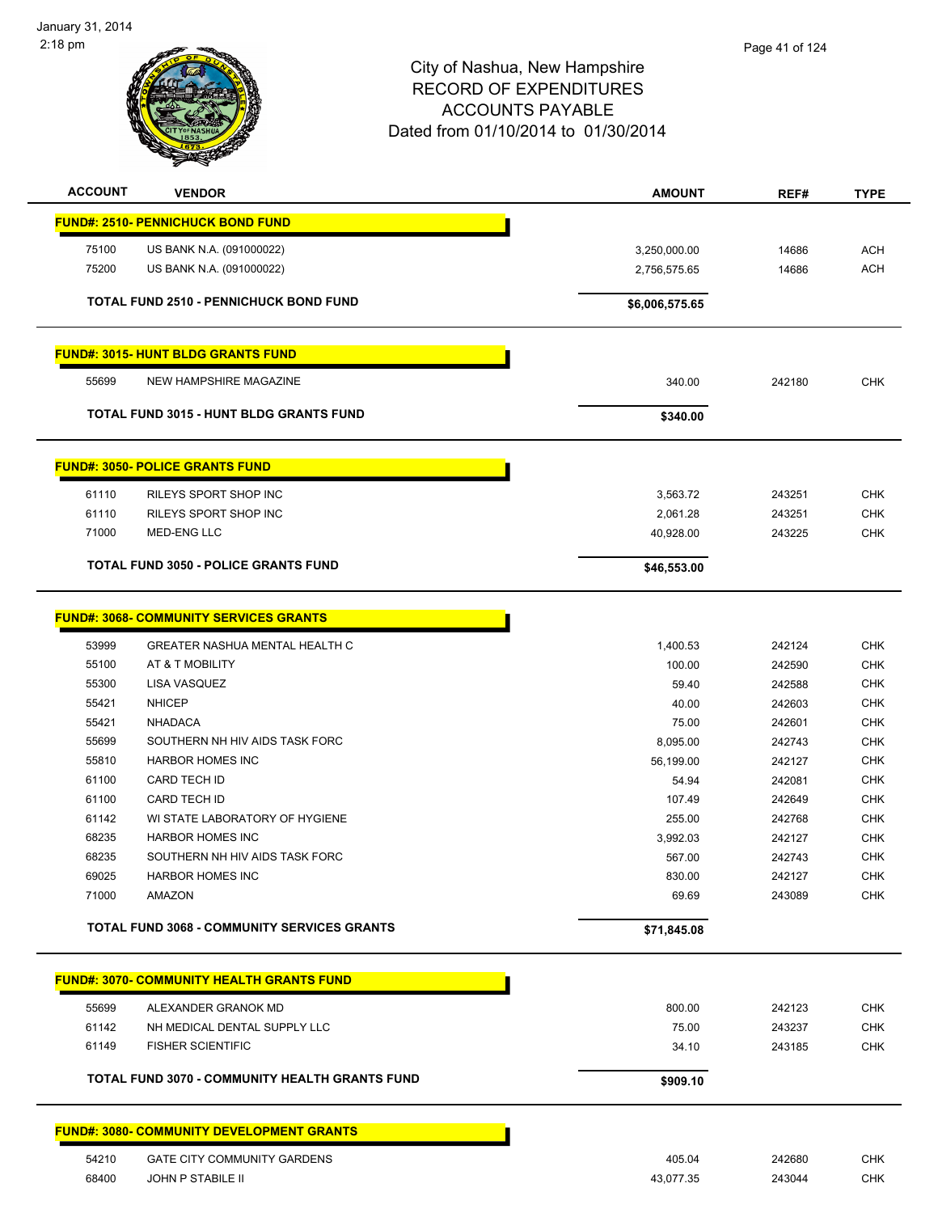# City of Nashua, New Hampshire
## RECORD OF EXPENDITURES
## ACCOUNTS PAYABLE
## Dated from 01/10/2014 to 01/30/2014

January 31, 2014
2:18 pm

| ACCOUNT | VENDOR | AMOUNT | REF# | TYPE |
|---|---|---|---|---|
| **FUND#: 2510- PENNICHUCK BOND FUND** | | | | |
| 75100 | US BANK N.A. (091000022) | 3,250,000.00 | 14686 | ACH |
| 75200 | US BANK N.A. (091000022) | 2,756,575.65 | 14686 | ACH |
| | **TOTAL FUND 2510 - PENNICHUCK BOND FUND** | **$6,006,575.65** | | |
| **FUND#: 3015- HUNT BLDG GRANTS FUND** | | | | |
| 55699 | NEW HAMPSHIRE MAGAZINE | 340.00 | 242180 | CHK |
| | **TOTAL FUND 3015 - HUNT BLDG GRANTS FUND** | **$340.00** | | |
| **FUND#: 3050- POLICE GRANTS FUND** | | | | |
| 61110 | RILEYS SPORT SHOP INC | 3,563.72 | 243251 | CHK |
| 61110 | RILEYS SPORT SHOP INC | 2,061.28 | 243251 | CHK |
| 71000 | MED-ENG LLC | 40,928.00 | 243225 | CHK |
| | **TOTAL FUND 3050 - POLICE GRANTS FUND** | **$46,553.00** | | |
| **FUND#: 3068- COMMUNITY SERVICES GRANTS** | | | | |
| 53999 | GREATER NASHUA MENTAL HEALTH C | 1,400.53 | 242124 | CHK |
| 55100 | AT & T MOBILITY | 100.00 | 242590 | CHK |
| 55300 | LISA VASQUEZ | 59.40 | 242588 | CHK |
| 55421 | NHICEP | 40.00 | 242603 | CHK |
| 55421 | NHADACA | 75.00 | 242601 | CHK |
| 55699 | SOUTHERN NH HIV AIDS TASK FORC | 8,095.00 | 242743 | CHK |
| 55810 | HARBOR HOMES INC | 56,199.00 | 242127 | CHK |
| 61100 | CARD TECH ID | 54.94 | 242081 | CHK |
| 61100 | CARD TECH ID | 107.49 | 242649 | CHK |
| 61142 | WI STATE LABORATORY OF HYGIENE | 255.00 | 242768 | CHK |
| 68235 | HARBOR HOMES INC | 3,992.03 | 242127 | CHK |
| 68235 | SOUTHERN NH HIV AIDS TASK FORC | 567.00 | 242743 | CHK |
| 69025 | HARBOR HOMES INC | 830.00 | 242127 | CHK |
| 71000 | AMAZON | 69.69 | 243089 | CHK |
| | **TOTAL FUND 3068 - COMMUNITY SERVICES GRANTS** | **$71,845.08** | | |
| **FUND#: 3070- COMMUNITY HEALTH GRANTS FUND** | | | | |
| 55699 | ALEXANDER GRANOK MD | 800.00 | 242123 | CHK |
| 61142 | NH MEDICAL DENTAL SUPPLY LLC | 75.00 | 243237 | CHK |
| 61149 | FISHER SCIENTIFIC | 34.10 | 243185 | CHK |
| | **TOTAL FUND 3070 - COMMUNITY HEALTH GRANTS FUND** | **$909.10** | | |
| **FUND#: 3080- COMMUNITY DEVELOPMENT GRANTS** | | | | |
| 54210 | GATE CITY COMMUNITY GARDENS | 405.04 | 242680 | CHK |
| 68400 | JOHN P STABILE II | 43,077.35 | 243044 | CHK |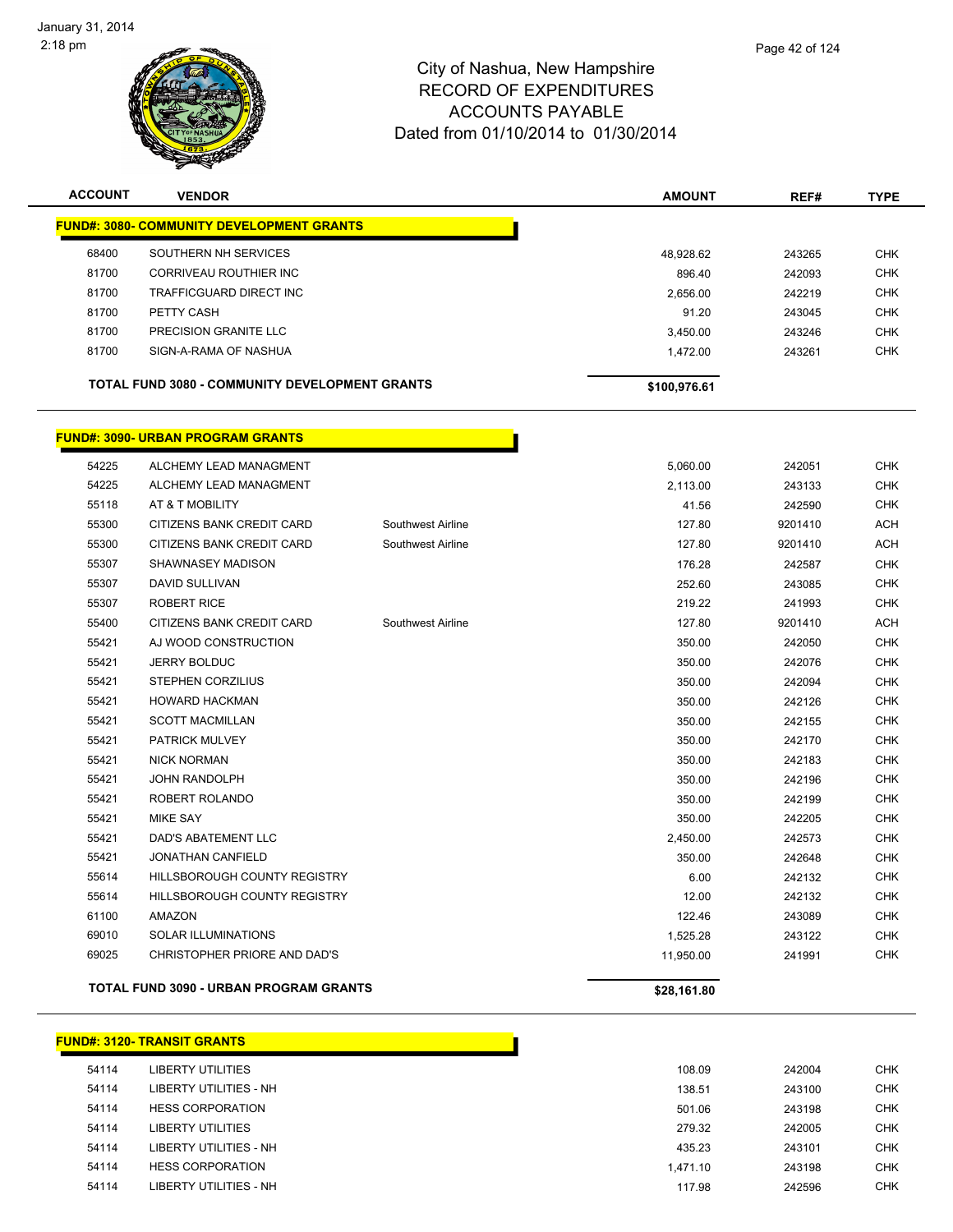January 31, 2014
2:18 pm

# City of Nashua, New Hampshire
## RECORD OF EXPENDITURES
## ACCOUNTS PAYABLE
## Dated from 01/10/2014 to 01/30/2014

| ACCOUNT | VENDOR | | AMOUNT | REF# | TYPE |
|---|---|---|---|---|---|
| **FUND#: 3080- COMMUNITY DEVELOPMENT GRANTS** | | | | | |
| 68400 | SOUTHERN NH SERVICES | | 48,928.62 | 243265 | CHK |
| 81700 | CORRIVEAU ROUTHIER INC | | 896.40 | 242093 | CHK |
| 81700 | TRAFFICGUARD DIRECT INC | | 2,656.00 | 242219 | CHK |
| 81700 | PETTY CASH | | 91.20 | 243045 | CHK |
| 81700 | PRECISION GRANITE LLC | | 3,450.00 | 243246 | CHK |
| 81700 | SIGN-A-RAMA OF NASHUA | | 1,472.00 | 243261 | CHK |
| **TOTAL FUND 3080 - COMMUNITY DEVELOPMENT GRANTS** | | | **$100,976.61** | | |
| **FUND#: 3090- URBAN PROGRAM GRANTS** | | | | | |
| 54225 | ALCHEMY LEAD MANAGMENT | | 5,060.00 | 242051 | CHK |
| 54225 | ALCHEMY LEAD MANAGMENT | | 2,113.00 | 243133 | CHK |
| 55118 | AT & T MOBILITY | | 41.56 | 242590 | CHK |
| 55300 | CITIZENS BANK CREDIT CARD | Southwest Airline | 127.80 | 9201410 | ACH |
| 55300 | CITIZENS BANK CREDIT CARD | Southwest Airline | 127.80 | 9201410 | ACH |
| 55307 | SHAWNASEY MADISON | | 176.28 | 242587 | CHK |
| 55307 | DAVID SULLIVAN | | 252.60 | 243085 | CHK |
| 55307 | ROBERT RICE | | 219.22 | 241993 | CHK |
| 55400 | CITIZENS BANK CREDIT CARD | Southwest Airline | 127.80 | 9201410 | ACH |
| 55421 | AJ WOOD CONSTRUCTION | | 350.00 | 242050 | CHK |
| 55421 | JERRY BOLDUC | | 350.00 | 242076 | CHK |
| 55421 | STEPHEN CORZILIUS | | 350.00 | 242094 | CHK |
| 55421 | HOWARD HACKMAN | | 350.00 | 242126 | CHK |
| 55421 | SCOTT MACMILLAN | | 350.00 | 242155 | CHK |
| 55421 | PATRICK MULVEY | | 350.00 | 242170 | CHK |
| 55421 | NICK NORMAN | | 350.00 | 242183 | CHK |
| 55421 | JOHN RANDOLPH | | 350.00 | 242196 | CHK |
| 55421 | ROBERT ROLANDO | | 350.00 | 242199 | CHK |
| 55421 | MIKE SAY | | 350.00 | 242205 | CHK |
| 55421 | DAD'S ABATEMENT LLC | | 2,450.00 | 242573 | CHK |
| 55421 | JONATHAN CANFIELD | | 350.00 | 242648 | CHK |
| 55614 | HILLSBOROUGH COUNTY REGISTRY | | 6.00 | 242132 | CHK |
| 55614 | HILLSBOROUGH COUNTY REGISTRY | | 12.00 | 242132 | CHK |
| 61100 | AMAZON | | 122.46 | 243089 | CHK |
| 69010 | SOLAR ILLUMINATIONS | | 1,525.28 | 243122 | CHK |
| 69025 | CHRISTOPHER PRIORE AND DAD'S | | 11,950.00 | 241991 | CHK |
| **TOTAL FUND 3090 - URBAN PROGRAM GRANTS** | | | **$28,161.80** | | |
| **FUND#: 3120- TRANSIT GRANTS** | | | | | |
| 54114 | LIBERTY UTILITIES | | 108.09 | 242004 | CHK |
| 54114 | LIBERTY UTILITIES - NH | | 138.51 | 243100 | CHK |
| 54114 | HESS CORPORATION | | 501.06 | 243198 | CHK |
| 54114 | LIBERTY UTILITIES | | 279.32 | 242005 | CHK |
| 54114 | LIBERTY UTILITIES - NH | | 435.23 | 243101 | CHK |
| 54114 | HESS CORPORATION | | 1,471.10 | 243198 | CHK |
| 54114 | LIBERTY UTILITIES - NH | | 117.98 | 242596 | CHK |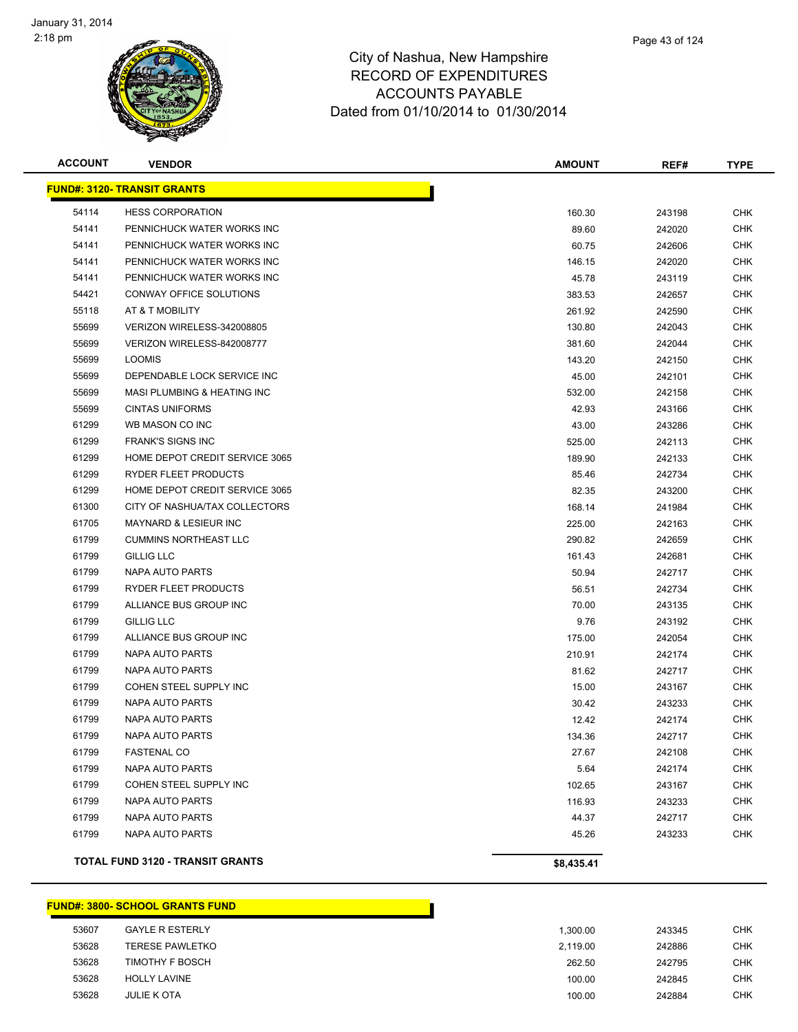# City of Nashua, New Hampshire
## RECORD OF EXPENDITURES
## ACCOUNTS PAYABLE
### Dated from 01/10/2014 to 01/30/2014

| ACCOUNT | VENDOR | AMOUNT | REF# | TYPE |
|---|---|---|---|---|
| **FUND#: 3120- TRANSIT GRANTS** | | | | |
| 54114 | HESS CORPORATION | 160.30 | 243198 | CHK |
| 54141 | PENNICHUCK WATER WORKS INC | 89.60 | 242020 | CHK |
| 54141 | PENNICHUCK WATER WORKS INC | 60.75 | 242606 | CHK |
| 54141 | PENNICHUCK WATER WORKS INC | 146.15 | 242020 | CHK |
| 54141 | PENNICHUCK WATER WORKS INC | 45.78 | 243119 | CHK |
| 54421 | CONWAY OFFICE SOLUTIONS | 383.53 | 242657 | CHK |
| 55118 | AT & T MOBILITY | 261.92 | 242590 | CHK |
| 55699 | VERIZON WIRELESS-342008805 | 130.80 | 242043 | CHK |
| 55699 | VERIZON WIRELESS-842008777 | 381.60 | 242044 | CHK |
| 55699 | LOOMIS | 143.20 | 242150 | CHK |
| 55699 | DEPENDABLE LOCK SERVICE INC | 45.00 | 242101 | CHK |
| 55699 | MASI PLUMBING & HEATING INC | 532.00 | 242158 | CHK |
| 55699 | CINTAS UNIFORMS | 42.93 | 243166 | CHK |
| 61299 | WB MASON CO INC | 43.00 | 243286 | CHK |
| 61299 | FRANK'S SIGNS INC | 525.00 | 242113 | CHK |
| 61299 | HOME DEPOT CREDIT SERVICE 3065 | 189.90 | 242133 | CHK |
| 61299 | RYDER FLEET PRODUCTS | 85.46 | 242734 | CHK |
| 61299 | HOME DEPOT CREDIT SERVICE 3065 | 82.35 | 243200 | CHK |
| 61300 | CITY OF NASHUA/TAX COLLECTORS | 168.14 | 241984 | CHK |
| 61705 | MAYNARD & LESIEUR INC | 225.00 | 242163 | CHK |
| 61799 | CUMMINS NORTHEAST LLC | 290.82 | 242659 | CHK |
| 61799 | GILLIG LLC | 161.43 | 242681 | CHK |
| 61799 | NAPA AUTO PARTS | 50.94 | 242717 | CHK |
| 61799 | RYDER FLEET PRODUCTS | 56.51 | 242734 | CHK |
| 61799 | ALLIANCE BUS GROUP INC | 70.00 | 243135 | CHK |
| 61799 | GILLIG LLC | 9.76 | 243192 | CHK |
| 61799 | ALLIANCE BUS GROUP INC | 175.00 | 242054 | CHK |
| 61799 | NAPA AUTO PARTS | 210.91 | 242174 | CHK |
| 61799 | NAPA AUTO PARTS | 81.62 | 242717 | CHK |
| 61799 | COHEN STEEL SUPPLY INC | 15.00 | 243167 | CHK |
| 61799 | NAPA AUTO PARTS | 30.42 | 243233 | CHK |
| 61799 | NAPA AUTO PARTS | 12.42 | 242174 | CHK |
| 61799 | NAPA AUTO PARTS | 134.36 | 242717 | CHK |
| 61799 | FASTENAL CO | 27.67 | 242108 | CHK |
| 61799 | NAPA AUTO PARTS | 5.64 | 242174 | CHK |
| 61799 | COHEN STEEL SUPPLY INC | 102.65 | 243167 | CHK |
| 61799 | NAPA AUTO PARTS | 116.93 | 243233 | CHK |
| 61799 | NAPA AUTO PARTS | 44.37 | 242717 | CHK |
| 61799 | NAPA AUTO PARTS | 45.26 | 243233 | CHK |
| | **TOTAL FUND 3120 - TRANSIT GRANTS** | **$8,435.41** | | |

| ACCOUNT | VENDOR | AMOUNT | REF# | TYPE |
|---|---|---|---|---|
| **FUND#: 3800- SCHOOL GRANTS FUND** | | | | |
| 53607 | GAYLE R ESTERLY | 1,300.00 | 243345 | CHK |
| 53628 | TERESE PAWLETKO | 2,119.00 | 242886 | CHK |
| 53628 | TIMOTHY F BOSCH | 262.50 | 242795 | CHK |
| 53628 | HOLLY LAVINE | 100.00 | 242845 | CHK |
| 53628 | JULIE K OTA | 100.00 | 242884 | CHK |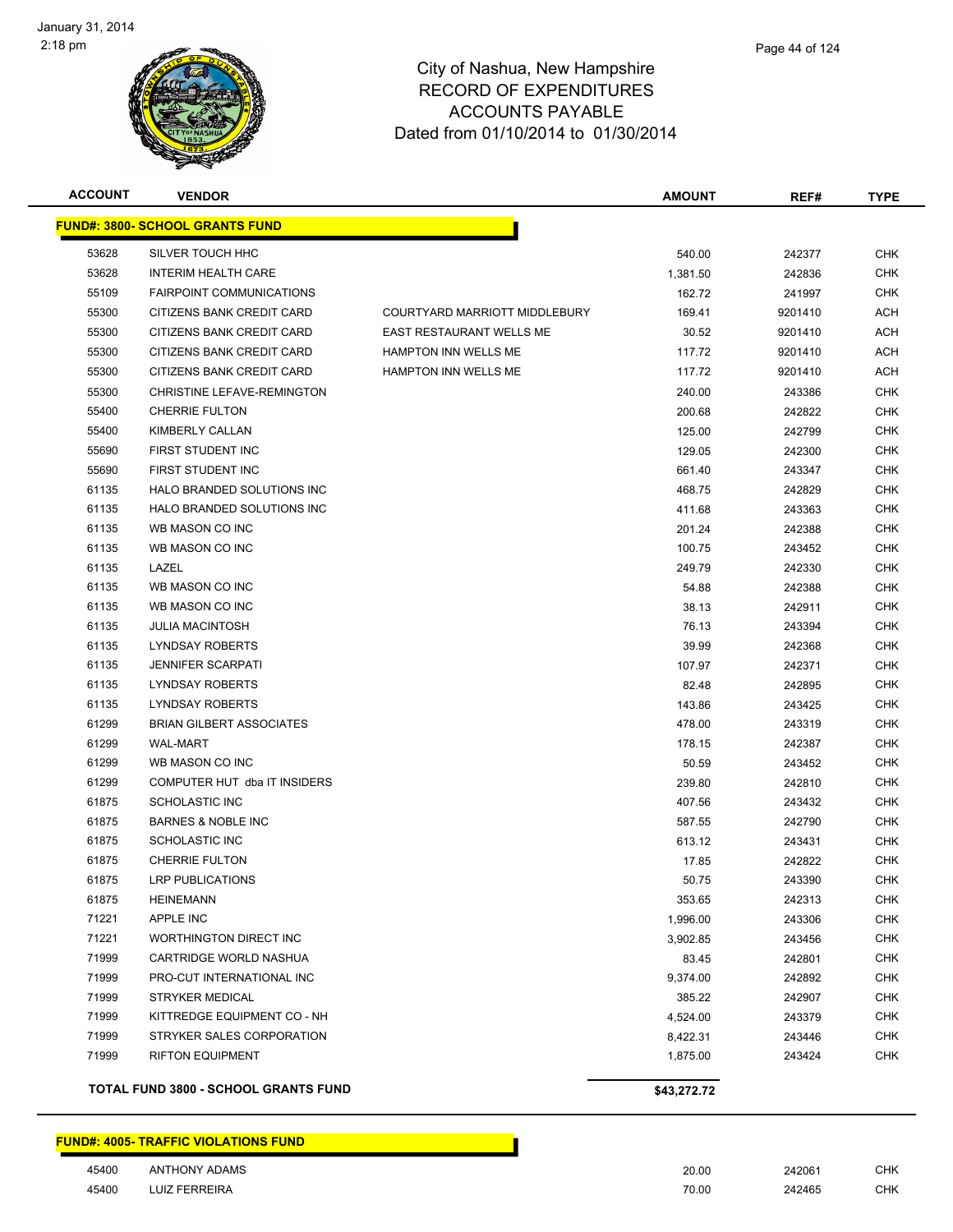City of Nashua, New Hampshire
RECORD OF EXPENDITURES
ACCOUNTS PAYABLE
Dated from 01/10/2014 to 01/30/2014

| ACCOUNT | VENDOR | | AMOUNT | REF# | TYPE |
|---|---|---|---|---|---|
| **FUND#: 3800- SCHOOL GRANTS FUND** | | | | | |
| 53628 | SILVER TOUCH HHC | | 540.00 | 242377 | CHK |
| 53628 | INTERIM HEALTH CARE | | 1,381.50 | 242836 | CHK |
| 55109 | FAIRPOINT COMMUNICATIONS | | 162.72 | 241997 | CHK |
| 55300 | CITIZENS BANK CREDIT CARD | COURTYARD MARRIOTT MIDDLEBURY | 169.41 | 9201410 | ACH |
| 55300 | CITIZENS BANK CREDIT CARD | EAST RESTAURANT WELLS ME | 30.52 | 9201410 | ACH |
| 55300 | CITIZENS BANK CREDIT CARD | HAMPTON INN WELLS ME | 117.72 | 9201410 | ACH |
| 55300 | CITIZENS BANK CREDIT CARD | HAMPTON INN WELLS ME | 117.72 | 9201410 | ACH |
| 55300 | CHRISTINE LEFAVE-REMINGTON | | 240.00 | 243386 | CHK |
| 55400 | CHERRIE FULTON | | 200.68 | 242822 | CHK |
| 55400 | KIMBERLY CALLAN | | 125.00 | 242799 | CHK |
| 55690 | FIRST STUDENT INC | | 129.05 | 242300 | CHK |
| 55690 | FIRST STUDENT INC | | 661.40 | 243347 | CHK |
| 61135 | HALO BRANDED SOLUTIONS INC | | 468.75 | 242829 | CHK |
| 61135 | HALO BRANDED SOLUTIONS INC | | 411.68 | 243363 | CHK |
| 61135 | WB MASON CO INC | | 201.24 | 242388 | CHK |
| 61135 | WB MASON CO INC | | 100.75 | 243452 | CHK |
| 61135 | LAZEL | | 249.79 | 242330 | CHK |
| 61135 | WB MASON CO INC | | 54.88 | 242388 | CHK |
| 61135 | WB MASON CO INC | | 38.13 | 242911 | CHK |
| 61135 | JULIA MACINTOSH | | 76.13 | 243394 | CHK |
| 61135 | LYNDSAY ROBERTS | | 39.99 | 242368 | CHK |
| 61135 | JENNIFER SCARPATI | | 107.97 | 242371 | CHK |
| 61135 | LYNDSAY ROBERTS | | 82.48 | 242895 | CHK |
| 61135 | LYNDSAY ROBERTS | | 143.86 | 243425 | CHK |
| 61299 | BRIAN GILBERT ASSOCIATES | | 478.00 | 243319 | CHK |
| 61299 | WAL-MART | | 178.15 | 242387 | CHK |
| 61299 | WB MASON CO INC | | 50.59 | 243452 | CHK |
| 61299 | COMPUTER HUT dba IT INSIDERS | | 239.80 | 242810 | CHK |
| 61875 | SCHOLASTIC INC | | 407.56 | 243432 | CHK |
| 61875 | BARNES & NOBLE INC | | 587.55 | 242790 | CHK |
| 61875 | SCHOLASTIC INC | | 613.12 | 243431 | CHK |
| 61875 | CHERRIE FULTON | | 17.85 | 242822 | CHK |
| 61875 | LRP PUBLICATIONS | | 50.75 | 243390 | CHK |
| 61875 | HEINEMANN | | 353.65 | 242313 | CHK |
| 71221 | APPLE INC | | 1,996.00 | 243306 | CHK |
| 71221 | WORTHINGTON DIRECT INC | | 3,902.85 | 243456 | CHK |
| 71999 | CARTRIDGE WORLD NASHUA | | 83.45 | 242801 | CHK |
| 71999 | PRO-CUT INTERNATIONAL INC | | 9,374.00 | 242892 | CHK |
| 71999 | STRYKER MEDICAL | | 385.22 | 242907 | CHK |
| 71999 | KITTREDGE EQUIPMENT CO - NH | | 4,524.00 | 243379 | CHK |
| 71999 | STRYKER SALES CORPORATION | | 8,422.31 | 243446 | CHK |
| 71999 | RIFTON EQUIPMENT | | 1,875.00 | 243424 | CHK |
| **TOTAL FUND 3800 - SCHOOL GRANTS FUND** | | | **$43,272.72** | | |

| ACCOUNT | VENDOR | | AMOUNT | REF# | TYPE |
|---|---|---|---|---|---|
| **FUND#: 4005- TRAFFIC VIOLATIONS FUND** | | | | | |
| 45400 | ANTHONY ADAMS | | 20.00 | 242061 | CHK |
| 45400 | LUIZ FERREIRA | | 70.00 | 242465 | CHK |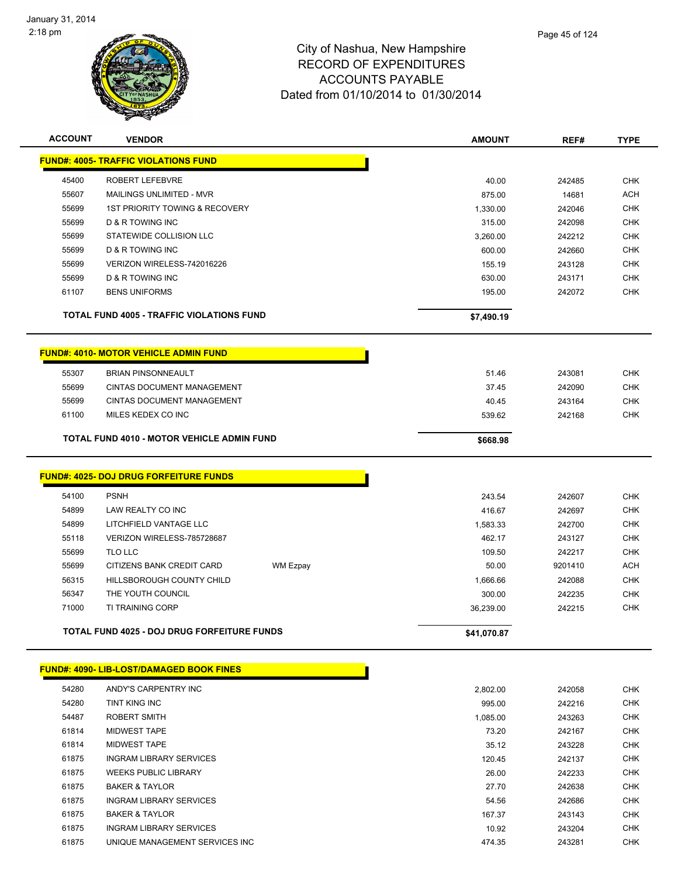City of Nashua, New Hampshire
RECORD OF EXPENDITURES
ACCOUNTS PAYABLE
Dated from 01/10/2014 to 01/30/2014

| ACCOUNT | VENDOR | | AMOUNT | REF# | TYPE |
|---|---|---|---|---|---|
| **FUND#: 4005- TRAFFIC VIOLATIONS FUND** | | | | | |
| 45400 | ROBERT LEFEBVRE | | 40.00 | 242485 | CHK |
| 55607 | MAILINGS UNLIMITED - MVR | | 875.00 | 14681 | ACH |
| 55699 | 1ST PRIORITY TOWING & RECOVERY | | 1,330.00 | 242046 | CHK |
| 55699 | D & R TOWING INC | | 315.00 | 242098 | CHK |
| 55699 | STATEWIDE COLLISION LLC | | 3,260.00 | 242212 | CHK |
| 55699 | D & R TOWING INC | | 600.00 | 242660 | CHK |
| 55699 | VERIZON WIRELESS-742016226 | | 155.19 | 243128 | CHK |
| 55699 | D & R TOWING INC | | 630.00 | 243171 | CHK |
| 61107 | BENS UNIFORMS | | 195.00 | 242072 | CHK |
| **TOTAL FUND 4005 - TRAFFIC VIOLATIONS FUND** | | | **$7,490.19** | | |
| **FUND#: 4010- MOTOR VEHICLE ADMIN FUND** | | | | | |
| 55307 | BRIAN PINSONNEAULT | | 51.46 | 243081 | CHK |
| 55699 | CINTAS DOCUMENT MANAGEMENT | | 37.45 | 242090 | CHK |
| 55699 | CINTAS DOCUMENT MANAGEMENT | | 40.45 | 243164 | CHK |
| 61100 | MILES KEDEX CO INC | | 539.62 | 242168 | CHK |
| **TOTAL FUND 4010 - MOTOR VEHICLE ADMIN FUND** | | | **$668.98** | | |
| **FUND#: 4025- DOJ DRUG FORFEITURE FUNDS** | | | | | |
| 54100 | PSNH | | 243.54 | 242607 | CHK |
| 54899 | LAW REALTY CO INC | | 416.67 | 242697 | CHK |
| 54899 | LITCHFIELD VANTAGE LLC | | 1,583.33 | 242700 | CHK |
| 55118 | VERIZON WIRELESS-785728687 | | 462.17 | 243127 | CHK |
| 55699 | TLO LLC | | 109.50 | 242217 | CHK |
| 55699 | CITIZENS BANK CREDIT CARD | WM Ezpay | 50.00 | 9201410 | ACH |
| 56315 | HILLSBOROUGH COUNTY CHILD | | 1,666.66 | 242088 | CHK |
| 56347 | THE YOUTH COUNCIL | | 300.00 | 242235 | CHK |
| 71000 | TI TRAINING CORP | | 36,239.00 | 242215 | CHK |
| **TOTAL FUND 4025 - DOJ DRUG FORFEITURE FUNDS** | | | **$41,070.87** | | |
| **FUND#: 4090- LIB-LOST/DAMAGED BOOK FINES** | | | | | |
| 54280 | ANDY'S CARPENTRY INC | | 2,802.00 | 242058 | CHK |
| 54280 | TINT KING INC | | 995.00 | 242216 | CHK |
| 54487 | ROBERT SMITH | | 1,085.00 | 243263 | CHK |
| 61814 | MIDWEST TAPE | | 73.20 | 242167 | CHK |
| 61814 | MIDWEST TAPE | | 35.12 | 243228 | CHK |
| 61875 | INGRAM LIBRARY SERVICES | | 120.45 | 242137 | CHK |
| 61875 | WEEKS PUBLIC LIBRARY | | 26.00 | 242233 | CHK |
| 61875 | BAKER & TAYLOR | | 27.70 | 242638 | CHK |
| 61875 | INGRAM LIBRARY SERVICES | | 54.56 | 242686 | CHK |
| 61875 | BAKER & TAYLOR | | 167.37 | 243143 | CHK |
| 61875 | INGRAM LIBRARY SERVICES | | 10.92 | 243204 | CHK |
| 61875 | UNIQUE MANAGEMENT SERVICES INC | | 474.35 | 243281 | CHK |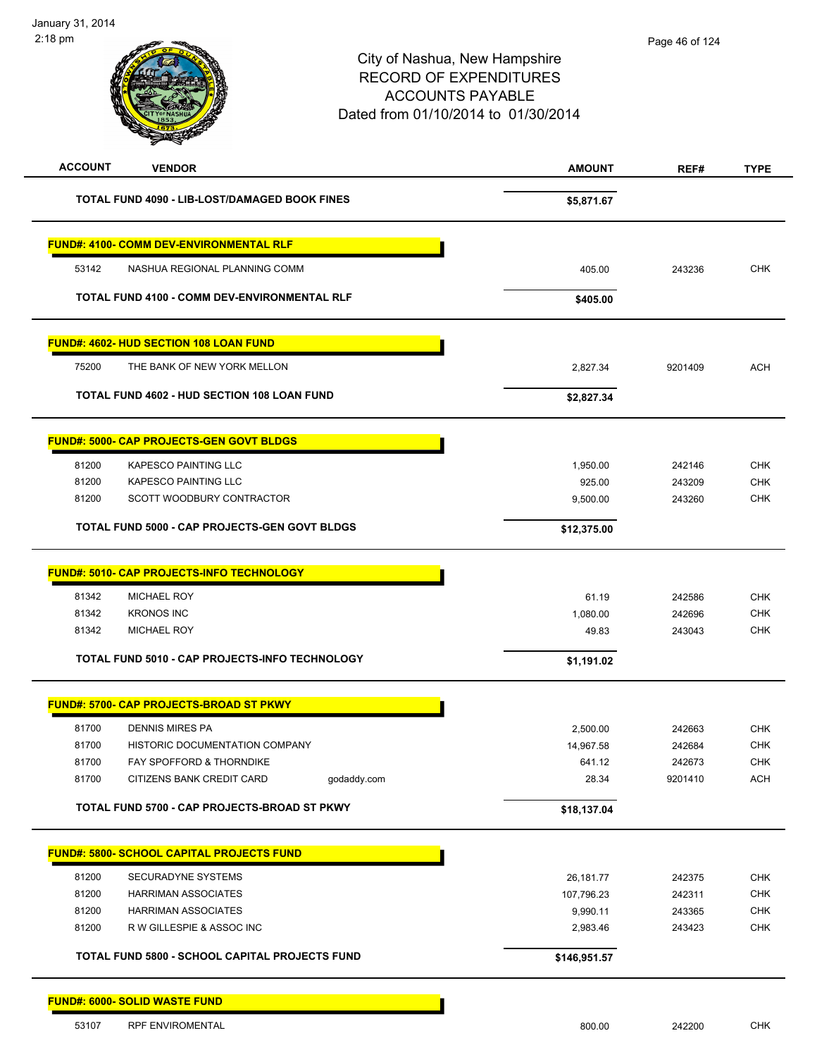City of Nashua, New Hampshire
RECORD OF EXPENDITURES
ACCOUNTS PAYABLE
Dated from 01/10/2014 to 01/30/2014

| ACCOUNT | VENDOR | | AMOUNT | REF# | TYPE |
|---|---|---|---|---|---|
| | **TOTAL FUND 4090 - LIB-LOST/DAMAGED BOOK FINES** | | **$5,871.67** | | |
| **FUND#: 4100- COMM DEV-ENVIRONMENTAL RLF** | | | | | |
| 53142 | NASHUA REGIONAL PLANNING COMM | | 405.00 | 243236 | CHK |
| | **TOTAL FUND 4100 - COMM DEV-ENVIRONMENTAL RLF** | | **$405.00** | | |
| **FUND#: 4602- HUD SECTION 108 LOAN FUND** | | | | | |
| 75200 | THE BANK OF NEW YORK MELLON | | 2,827.34 | 9201409 | ACH |
| | **TOTAL FUND 4602 - HUD SECTION 108 LOAN FUND** | | **$2,827.34** | | |
| **FUND#: 5000- CAP PROJECTS-GEN GOVT BLDGS** | | | | | |
| 81200 | KAPESCO PAINTING LLC | | 1,950.00 | 242146 | CHK |
| 81200 | KAPESCO PAINTING LLC | | 925.00 | 243209 | CHK |
| 81200 | SCOTT WOODBURY CONTRACTOR | | 9,500.00 | 243260 | CHK |
| | **TOTAL FUND 5000 - CAP PROJECTS-GEN GOVT BLDGS** | | **$12,375.00** | | |
| **FUND#: 5010- CAP PROJECTS-INFO TECHNOLOGY** | | | | | |
| 81342 | MICHAEL ROY | | 61.19 | 242586 | CHK |
| 81342 | KRONOS INC | | 1,080.00 | 242696 | CHK |
| 81342 | MICHAEL ROY | | 49.83 | 243043 | CHK |
| | **TOTAL FUND 5010 - CAP PROJECTS-INFO TECHNOLOGY** | | **$1,191.02** | | |
| **FUND#: 5700- CAP PROJECTS-BROAD ST PKWY** | | | | | |
| 81700 | DENNIS MIRES PA | | 2,500.00 | 242663 | CHK |
| 81700 | HISTORIC DOCUMENTATION COMPANY | | 14,967.58 | 242684 | CHK |
| 81700 | FAY SPOFFORD & THORNDIKE | | 641.12 | 242673 | CHK |
| 81700 | CITIZENS BANK CREDIT CARD | godaddy.com | 28.34 | 9201410 | ACH |
| | **TOTAL FUND 5700 - CAP PROJECTS-BROAD ST PKWY** | | **$18,137.04** | | |
| **FUND#: 5800- SCHOOL CAPITAL PROJECTS FUND** | | | | | |
| 81200 | SECURADYNE SYSTEMS | | 26,181.77 | 242375 | CHK |
| 81200 | HARRIMAN ASSOCIATES | | 107,796.23 | 242311 | CHK |
| 81200 | HARRIMAN ASSOCIATES | | 9,990.11 | 243365 | CHK |
| 81200 | R W GILLESPIE & ASSOC INC | | 2,983.46 | 243423 | CHK |
| | **TOTAL FUND 5800 - SCHOOL CAPITAL PROJECTS FUND** | | **$146,951.57** | | |
| **FUND#: 6000- SOLID WASTE FUND** | | | | | |
| 53107 | RPF ENVIROMENTAL | | 800.00 | 242200 | CHK |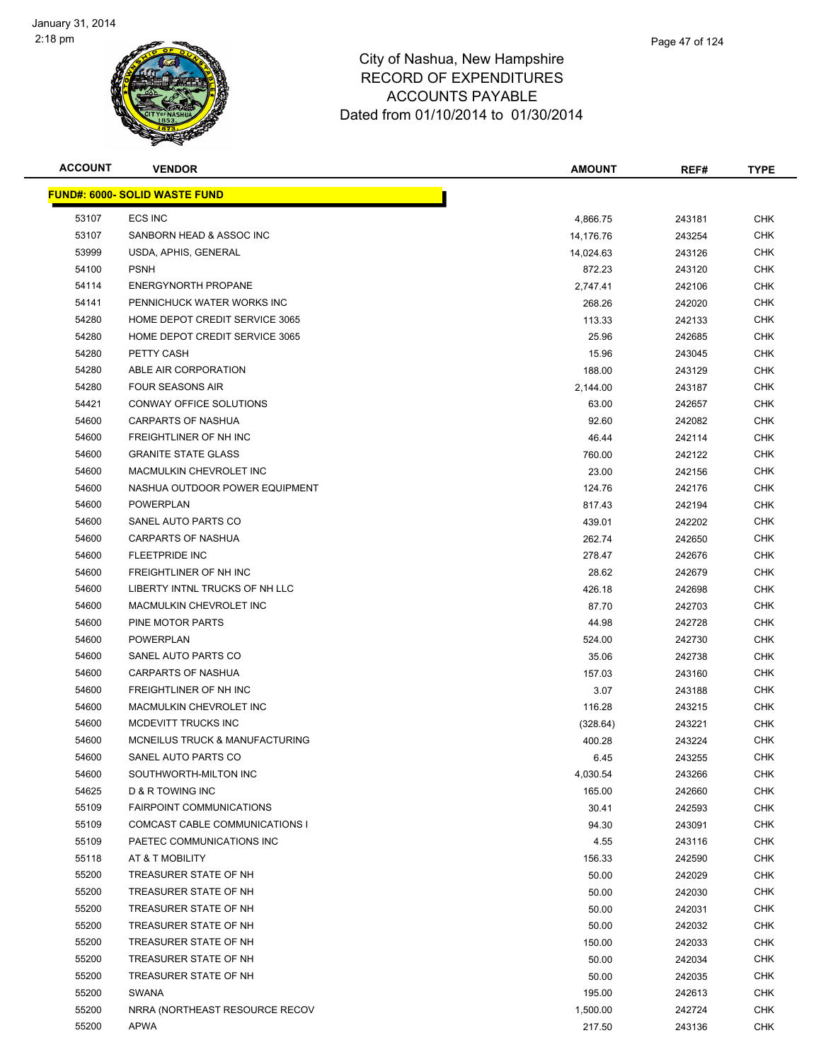City of Nashua, New Hampshire
RECORD OF EXPENDITURES
ACCOUNTS PAYABLE
Dated from 01/10/2014 to 01/30/2014

| ACCOUNT | VENDOR | AMOUNT | REF# | TYPE |
|---|---|---|---|---|
| **FUND#: 6000- SOLID WASTE FUND** | | | | |
| 53107 | ECS INC | 4,866.75 | 243181 | CHK |
| 53107 | SANBORN HEAD & ASSOC INC | 14,176.76 | 243254 | CHK |
| 53999 | USDA, APHIS, GENERAL | 14,024.63 | 243126 | CHK |
| 54100 | PSNH | 872.23 | 243120 | CHK |
| 54114 | ENERGYNORTH PROPANE | 2,747.41 | 242106 | CHK |
| 54141 | PENNICHUCK WATER WORKS INC | 268.26 | 242020 | CHK |
| 54280 | HOME DEPOT CREDIT SERVICE 3065 | 113.33 | 242133 | CHK |
| 54280 | HOME DEPOT CREDIT SERVICE 3065 | 25.96 | 242685 | CHK |
| 54280 | PETTY CASH | 15.96 | 243045 | CHK |
| 54280 | ABLE AIR CORPORATION | 188.00 | 243129 | CHK |
| 54280 | FOUR SEASONS AIR | 2,144.00 | 243187 | CHK |
| 54421 | CONWAY OFFICE SOLUTIONS | 63.00 | 242657 | CHK |
| 54600 | CARPARTS OF NASHUA | 92.60 | 242082 | CHK |
| 54600 | FREIGHTLINER OF NH INC | 46.44 | 242114 | CHK |
| 54600 | GRANITE STATE GLASS | 760.00 | 242122 | CHK |
| 54600 | MACMULKIN CHEVROLET INC | 23.00 | 242156 | CHK |
| 54600 | NASHUA OUTDOOR POWER EQUIPMENT | 124.76 | 242176 | CHK |
| 54600 | POWERPLAN | 817.43 | 242194 | CHK |
| 54600 | SANEL AUTO PARTS CO | 439.01 | 242202 | CHK |
| 54600 | CARPARTS OF NASHUA | 262.74 | 242650 | CHK |
| 54600 | FLEETPRIDE INC | 278.47 | 242676 | CHK |
| 54600 | FREIGHTLINER OF NH INC | 28.62 | 242679 | CHK |
| 54600 | LIBERTY INTNL TRUCKS OF NH LLC | 426.18 | 242698 | CHK |
| 54600 | MACMULKIN CHEVROLET INC | 87.70 | 242703 | CHK |
| 54600 | PINE MOTOR PARTS | 44.98 | 242728 | CHK |
| 54600 | POWERPLAN | 524.00 | 242730 | CHK |
| 54600 | SANEL AUTO PARTS CO | 35.06 | 242738 | CHK |
| 54600 | CARPARTS OF NASHUA | 157.03 | 243160 | CHK |
| 54600 | FREIGHTLINER OF NH INC | 3.07 | 243188 | CHK |
| 54600 | MACMULKIN CHEVROLET INC | 116.28 | 243215 | CHK |
| 54600 | MCDEVITT TRUCKS INC | (328.64) | 243221 | CHK |
| 54600 | MCNEILUS TRUCK & MANUFACTURING | 400.28 | 243224 | CHK |
| 54600 | SANEL AUTO PARTS CO | 6.45 | 243255 | CHK |
| 54600 | SOUTHWORTH-MILTON INC | 4,030.54 | 243266 | CHK |
| 54625 | D & R TOWING INC | 165.00 | 242660 | CHK |
| 55109 | FAIRPOINT COMMUNICATIONS | 30.41 | 242593 | CHK |
| 55109 | COMCAST CABLE COMMUNICATIONS I | 94.30 | 243091 | CHK |
| 55109 | PAETEC COMMUNICATIONS INC | 4.55 | 243116 | CHK |
| 55118 | AT & T MOBILITY | 156.33 | 242590 | CHK |
| 55200 | TREASURER STATE OF NH | 50.00 | 242029 | CHK |
| 55200 | TREASURER STATE OF NH | 50.00 | 242030 | CHK |
| 55200 | TREASURER STATE OF NH | 50.00 | 242031 | CHK |
| 55200 | TREASURER STATE OF NH | 50.00 | 242032 | CHK |
| 55200 | TREASURER STATE OF NH | 150.00 | 242033 | CHK |
| 55200 | TREASURER STATE OF NH | 50.00 | 242034 | CHK |
| 55200 | TREASURER STATE OF NH | 50.00 | 242035 | CHK |
| 55200 | SWANA | 195.00 | 242613 | CHK |
| 55200 | NRRA (NORTHEAST RESOURCE RECOV | 1,500.00 | 242724 | CHK |
| 55200 | APWA | 217.50 | 243136 | CHK |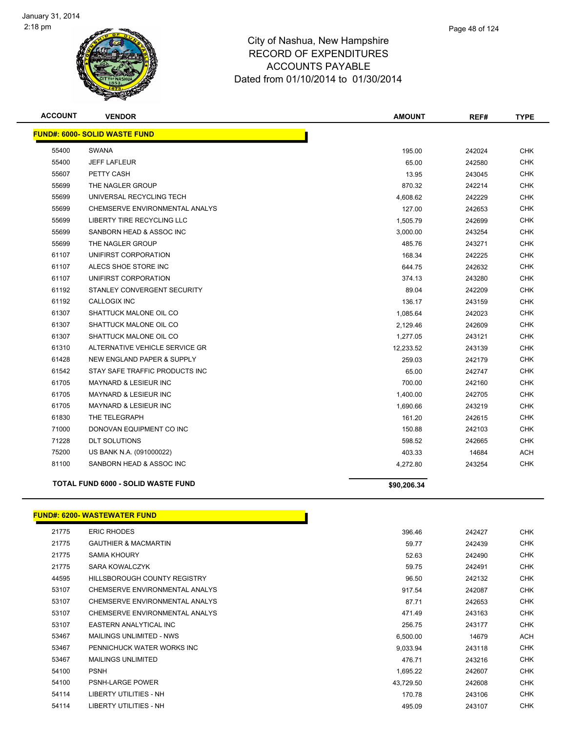City of Nashua, New Hampshire
RECORD OF EXPENDITURES
ACCOUNTS PAYABLE
Dated from 01/10/2014 to 01/30/2014

January 31, 2014
2:18 pm

| ACCOUNT | VENDOR | AMOUNT | REF# | TYPE |
|---|---|---|---|---|
| **FUND#: 6000- SOLID WASTE FUND** | | | | |
| 55400 | SWANA | 195.00 | 242024 | CHK |
| 55400 | JEFF LAFLEUR | 65.00 | 242580 | CHK |
| 55607 | PETTY CASH | 13.95 | 243045 | CHK |
| 55699 | THE NAGLER GROUP | 870.32 | 242214 | CHK |
| 55699 | UNIVERSAL RECYCLING TECH | 4,608.62 | 242229 | CHK |
| 55699 | CHEMSERVE ENVIRONMENTAL ANALYS | 127.00 | 242653 | CHK |
| 55699 | LIBERTY TIRE RECYCLING LLC | 1,505.79 | 242699 | CHK |
| 55699 | SANBORN HEAD & ASSOC INC | 3,000.00 | 243254 | CHK |
| 55699 | THE NAGLER GROUP | 485.76 | 243271 | CHK |
| 61107 | UNIFIRST CORPORATION | 168.34 | 242225 | CHK |
| 61107 | ALECS SHOE STORE INC | 644.75 | 242632 | CHK |
| 61107 | UNIFIRST CORPORATION | 374.13 | 243280 | CHK |
| 61192 | STANLEY CONVERGENT SECURITY | 89.04 | 242209 | CHK |
| 61192 | CALLOGIX INC | 136.17 | 243159 | CHK |
| 61307 | SHATTUCK MALONE OIL CO | 1,085.64 | 242023 | CHK |
| 61307 | SHATTUCK MALONE OIL CO | 2,129.46 | 242609 | CHK |
| 61307 | SHATTUCK MALONE OIL CO | 1,277.05 | 243121 | CHK |
| 61310 | ALTERNATIVE VEHICLE SERVICE GR | 12,233.52 | 243139 | CHK |
| 61428 | NEW ENGLAND PAPER & SUPPLY | 259.03 | 242179 | CHK |
| 61542 | STAY SAFE TRAFFIC PRODUCTS INC | 65.00 | 242747 | CHK |
| 61705 | MAYNARD & LESIEUR INC | 700.00 | 242160 | CHK |
| 61705 | MAYNARD & LESIEUR INC | 1,400.00 | 242705 | CHK |
| 61705 | MAYNARD & LESIEUR INC | 1,690.66 | 243219 | CHK |
| 61830 | THE TELEGRAPH | 161.20 | 242615 | CHK |
| 71000 | DONOVAN EQUIPMENT CO INC | 150.88 | 242103 | CHK |
| 71228 | DLT SOLUTIONS | 598.52 | 242665 | CHK |
| 75200 | US BANK N.A. (091000022) | 403.33 | 14684 | ACH |
| 81100 | SANBORN HEAD & ASSOC INC | 4,272.80 | 243254 | CHK |
| **TOTAL FUND 6000 - SOLID WASTE FUND** | | **$90,206.34** | | |

| ACCOUNT | VENDOR | AMOUNT | REF# | TYPE |
|---|---|---|---|---|
| **FUND#: 6200- WASTEWATER FUND** | | | | |
| 21775 | ERIC RHODES | 396.46 | 242427 | CHK |
| 21775 | GAUTHIER & MACMARTIN | 59.77 | 242439 | CHK |
| 21775 | SAMIA KHOURY | 52.63 | 242490 | CHK |
| 21775 | SARA KOWALCZYK | 59.75 | 242491 | CHK |
| 44595 | HILLSBOROUGH COUNTY REGISTRY | 96.50 | 242132 | CHK |
| 53107 | CHEMSERVE ENVIRONMENTAL ANALYS | 917.54 | 242087 | CHK |
| 53107 | CHEMSERVE ENVIRONMENTAL ANALYS | 87.71 | 242653 | CHK |
| 53107 | CHEMSERVE ENVIRONMENTAL ANALYS | 471.49 | 243163 | CHK |
| 53107 | EASTERN ANALYTICAL INC | 256.75 | 243177 | CHK |
| 53467 | MAILINGS UNLIMITED - NWS | 6,500.00 | 14679 | ACH |
| 53467 | PENNICHUCK WATER WORKS INC | 9,033.94 | 243118 | CHK |
| 53467 | MAILINGS UNLIMITED | 476.71 | 243216 | CHK |
| 54100 | PSNH | 1,695.22 | 242607 | CHK |
| 54100 | PSNH-LARGE POWER | 43,729.50 | 242608 | CHK |
| 54114 | LIBERTY UTILITIES - NH | 170.78 | 243106 | CHK |
| 54114 | LIBERTY UTILITIES - NH | 495.09 | 243107 | CHK |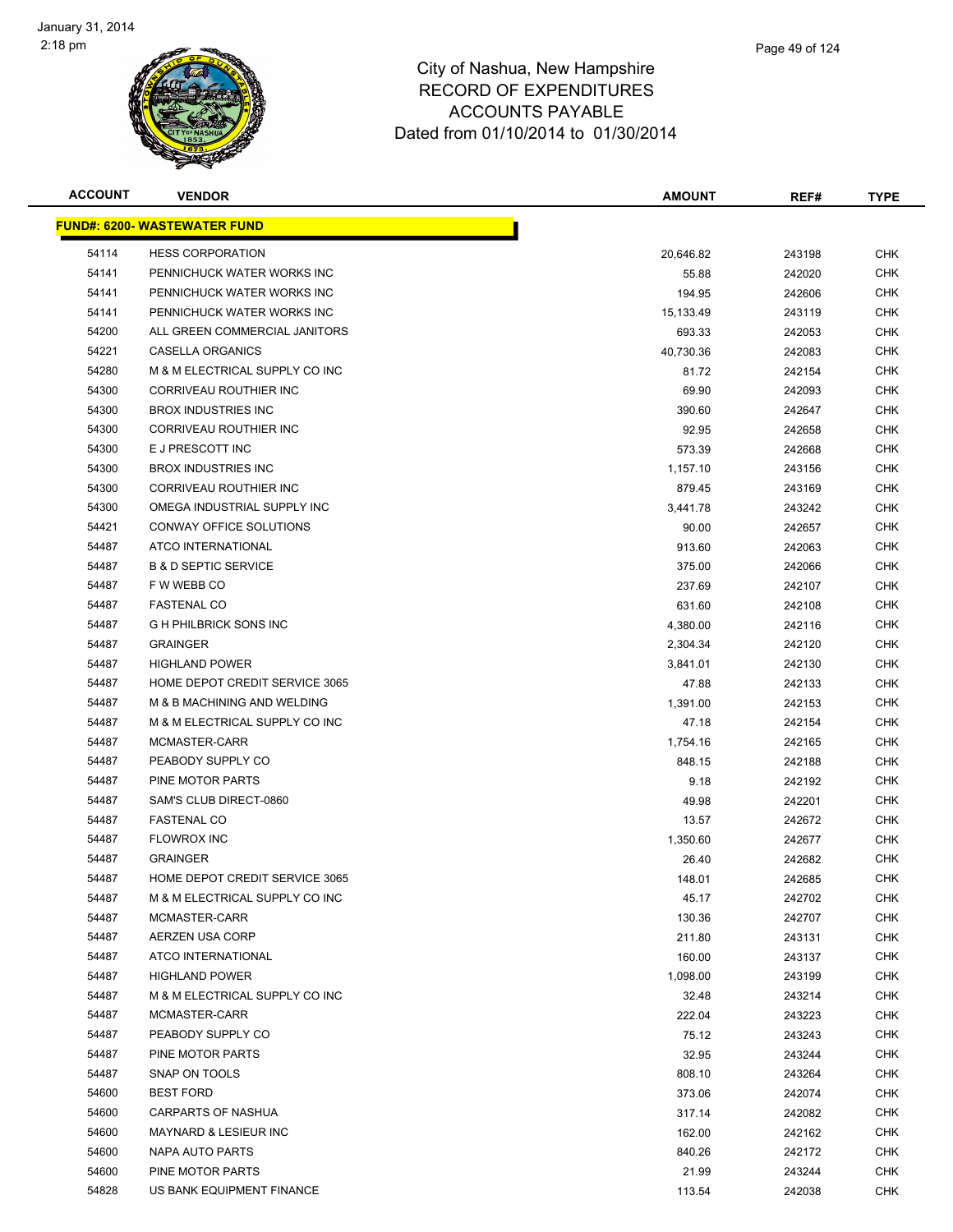# City of Nashua, New Hampshire
## RECORD OF EXPENDITURES
## ACCOUNTS PAYABLE
## Dated from 01/10/2014 to 01/30/2014

| ACCOUNT | VENDOR | AMOUNT | REF# | TYPE |
|---|---|---|---|---|
| **FUND#: 6200- WASTEWATER FUND** | | | | |
| 54114 | HESS CORPORATION | 20,646.82 | 243198 | CHK |
| 54141 | PENNICHUCK WATER WORKS INC | 55.88 | 242020 | CHK |
| 54141 | PENNICHUCK WATER WORKS INC | 194.95 | 242606 | CHK |
| 54141 | PENNICHUCK WATER WORKS INC | 15,133.49 | 243119 | CHK |
| 54200 | ALL GREEN COMMERCIAL JANITORS | 693.33 | 242053 | CHK |
| 54221 | CASELLA ORGANICS | 40,730.36 | 242083 | CHK |
| 54280 | M & M ELECTRICAL SUPPLY CO INC | 81.72 | 242154 | CHK |
| 54300 | CORRIVEAU ROUTHIER INC | 69.90 | 242093 | CHK |
| 54300 | BROX INDUSTRIES INC | 390.60 | 242647 | CHK |
| 54300 | CORRIVEAU ROUTHIER INC | 92.95 | 242658 | CHK |
| 54300 | E J PRESCOTT INC | 573.39 | 242668 | CHK |
| 54300 | BROX INDUSTRIES INC | 1,157.10 | 243156 | CHK |
| 54300 | CORRIVEAU ROUTHIER INC | 879.45 | 243169 | CHK |
| 54300 | OMEGA INDUSTRIAL SUPPLY INC | 3,441.78 | 243242 | CHK |
| 54421 | CONWAY OFFICE SOLUTIONS | 90.00 | 242657 | CHK |
| 54487 | ATCO INTERNATIONAL | 913.60 | 242063 | CHK |
| 54487 | B & D SEPTIC SERVICE | 375.00 | 242066 | CHK |
| 54487 | F W WEBB CO | 237.69 | 242107 | CHK |
| 54487 | FASTENAL CO | 631.60 | 242108 | CHK |
| 54487 | G H PHILBRICK SONS INC | 4,380.00 | 242116 | CHK |
| 54487 | GRAINGER | 2,304.34 | 242120 | CHK |
| 54487 | HIGHLAND POWER | 3,841.01 | 242130 | CHK |
| 54487 | HOME DEPOT CREDIT SERVICE 3065 | 47.88 | 242133 | CHK |
| 54487 | M & B MACHINING AND WELDING | 1,391.00 | 242153 | CHK |
| 54487 | M & M ELECTRICAL SUPPLY CO INC | 47.18 | 242154 | CHK |
| 54487 | MCMASTER-CARR | 1,754.16 | 242165 | CHK |
| 54487 | PEABODY SUPPLY CO | 848.15 | 242188 | CHK |
| 54487 | PINE MOTOR PARTS | 9.18 | 242192 | CHK |
| 54487 | SAM'S CLUB DIRECT-0860 | 49.98 | 242201 | CHK |
| 54487 | FASTENAL CO | 13.57 | 242672 | CHK |
| 54487 | FLOWROX INC | 1,350.60 | 242677 | CHK |
| 54487 | GRAINGER | 26.40 | 242682 | CHK |
| 54487 | HOME DEPOT CREDIT SERVICE 3065 | 148.01 | 242685 | CHK |
| 54487 | M & M ELECTRICAL SUPPLY CO INC | 45.17 | 242702 | CHK |
| 54487 | MCMASTER-CARR | 130.36 | 242707 | CHK |
| 54487 | AERZEN USA CORP | 211.80 | 243131 | CHK |
| 54487 | ATCO INTERNATIONAL | 160.00 | 243137 | CHK |
| 54487 | HIGHLAND POWER | 1,098.00 | 243199 | CHK |
| 54487 | M & M ELECTRICAL SUPPLY CO INC | 32.48 | 243214 | CHK |
| 54487 | MCMASTER-CARR | 222.04 | 243223 | CHK |
| 54487 | PEABODY SUPPLY CO | 75.12 | 243243 | CHK |
| 54487 | PINE MOTOR PARTS | 32.95 | 243244 | CHK |
| 54487 | SNAP ON TOOLS | 808.10 | 243264 | CHK |
| 54600 | BEST FORD | 373.06 | 242074 | CHK |
| 54600 | CARPARTS OF NASHUA | 317.14 | 242082 | CHK |
| 54600 | MAYNARD & LESIEUR INC | 162.00 | 242162 | CHK |
| 54600 | NAPA AUTO PARTS | 840.26 | 242172 | CHK |
| 54600 | PINE MOTOR PARTS | 21.99 | 243244 | CHK |
| 54828 | US BANK EQUIPMENT FINANCE | 113.54 | 242038 | CHK |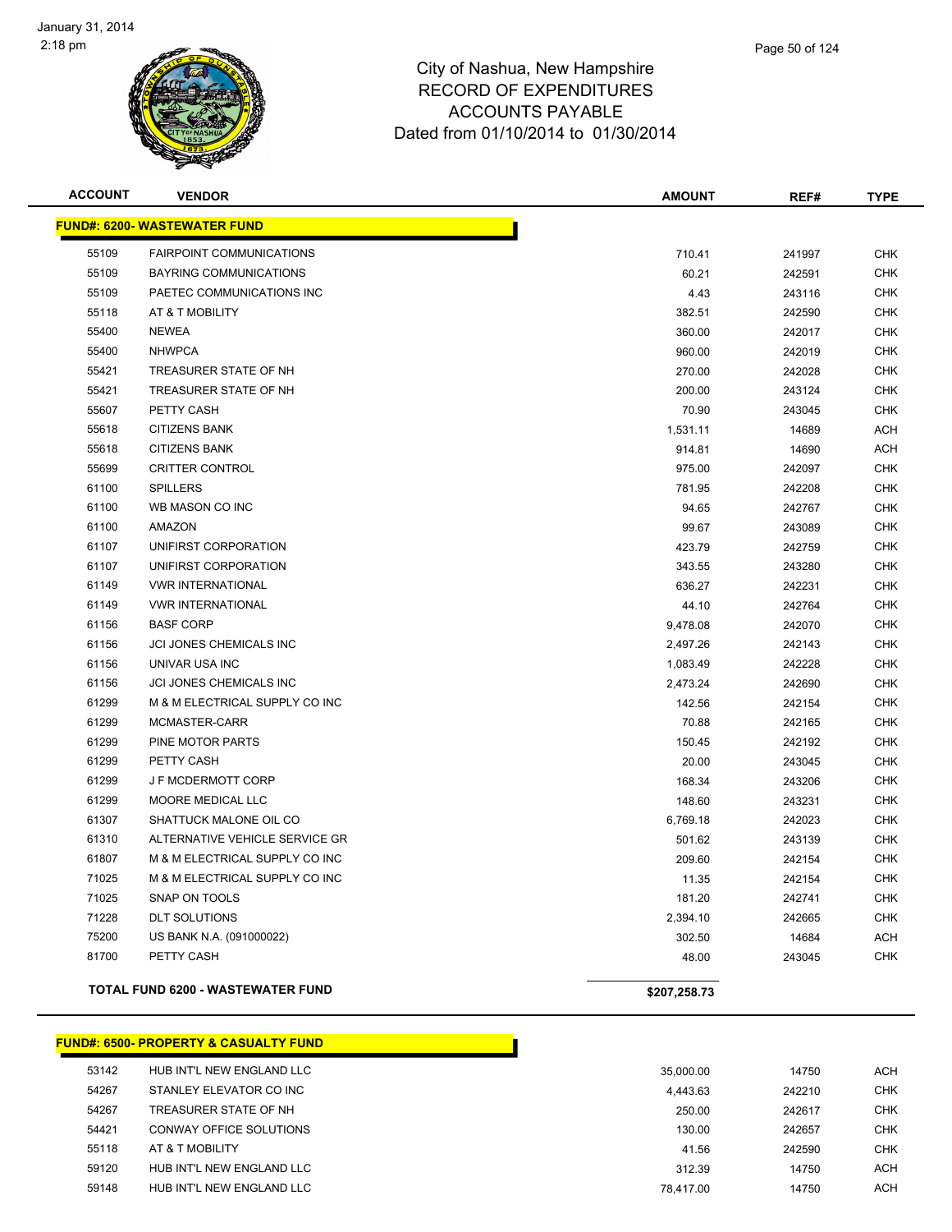City of Nashua, New Hampshire
RECORD OF EXPENDITURES
ACCOUNTS PAYABLE
Dated from 01/10/2014 to 01/30/2014

| ACCOUNT | VENDOR | AMOUNT | REF# | TYPE |
|---|---|---|---|---|
| **FUND#: 6200- WASTEWATER FUND** | | | | |
| 55109 | FAIRPOINT COMMUNICATIONS | 710.41 | 241997 | CHK |
| 55109 | BAYRING COMMUNICATIONS | 60.21 | 242591 | CHK |
| 55109 | PAETEC COMMUNICATIONS INC | 4.43 | 243116 | CHK |
| 55118 | AT & T MOBILITY | 382.51 | 242590 | CHK |
| 55400 | NEWEA | 360.00 | 242017 | CHK |
| 55400 | NHWPCA | 960.00 | 242019 | CHK |
| 55421 | TREASURER STATE OF NH | 270.00 | 242028 | CHK |
| 55421 | TREASURER STATE OF NH | 200.00 | 243124 | CHK |
| 55607 | PETTY CASH | 70.90 | 243045 | CHK |
| 55618 | CITIZENS BANK | 1,531.11 | 14689 | ACH |
| 55618 | CITIZENS BANK | 914.81 | 14690 | ACH |
| 55699 | CRITTER CONTROL | 975.00 | 242097 | CHK |
| 61100 | SPILLERS | 781.95 | 242208 | CHK |
| 61100 | WB MASON CO INC | 94.65 | 242767 | CHK |
| 61100 | AMAZON | 99.67 | 243089 | CHK |
| 61107 | UNIFIRST CORPORATION | 423.79 | 242759 | CHK |
| 61107 | UNIFIRST CORPORATION | 343.55 | 243280 | CHK |
| 61149 | VWR INTERNATIONAL | 636.27 | 242231 | CHK |
| 61149 | VWR INTERNATIONAL | 44.10 | 242764 | CHK |
| 61156 | BASF CORP | 9,478.08 | 242070 | CHK |
| 61156 | JCI JONES CHEMICALS INC | 2,497.26 | 242143 | CHK |
| 61156 | UNIVAR USA INC | 1,083.49 | 242228 | CHK |
| 61156 | JCI JONES CHEMICALS INC | 2,473.24 | 242690 | CHK |
| 61299 | M & M ELECTRICAL SUPPLY CO INC | 142.56 | 242154 | CHK |
| 61299 | MCMASTER-CARR | 70.88 | 242165 | CHK |
| 61299 | PINE MOTOR PARTS | 150.45 | 242192 | CHK |
| 61299 | PETTY CASH | 20.00 | 243045 | CHK |
| 61299 | J F MCDERMOTT CORP | 168.34 | 243206 | CHK |
| 61299 | MOORE MEDICAL LLC | 148.60 | 243231 | CHK |
| 61307 | SHATTUCK MALONE OIL CO | 6,769.18 | 242023 | CHK |
| 61310 | ALTERNATIVE VEHICLE SERVICE GR | 501.62 | 243139 | CHK |
| 61807 | M & M ELECTRICAL SUPPLY CO INC | 209.60 | 242154 | CHK |
| 71025 | M & M ELECTRICAL SUPPLY CO INC | 11.35 | 242154 | CHK |
| 71025 | SNAP ON TOOLS | 181.20 | 242741 | CHK |
| 71228 | DLT SOLUTIONS | 2,394.10 | 242665 | CHK |
| 75200 | US BANK N.A. (091000022) | 302.50 | 14684 | ACH |
| 81700 | PETTY CASH | 48.00 | 243045 | CHK |
| **TOTAL FUND 6200 - WASTEWATER FUND** | | **$207,258.73** | | |

| ACCOUNT | VENDOR | AMOUNT | REF# | TYPE |
|---|---|---|---|---|
| **FUND#: 6500- PROPERTY & CASUALTY FUND** | | | | |
| 53142 | HUB INT'L NEW ENGLAND LLC | 35,000.00 | 14750 | ACH |
| 54267 | STANLEY ELEVATOR CO INC | 4,443.63 | 242210 | CHK |
| 54267 | TREASURER STATE OF NH | 250.00 | 242617 | CHK |
| 54421 | CONWAY OFFICE SOLUTIONS | 130.00 | 242657 | CHK |
| 55118 | AT & T MOBILITY | 41.56 | 242590 | CHK |
| 59120 | HUB INT'L NEW ENGLAND LLC | 312.39 | 14750 | ACH |
| 59148 | HUB INT'L NEW ENGLAND LLC | 78,417.00 | 14750 | ACH |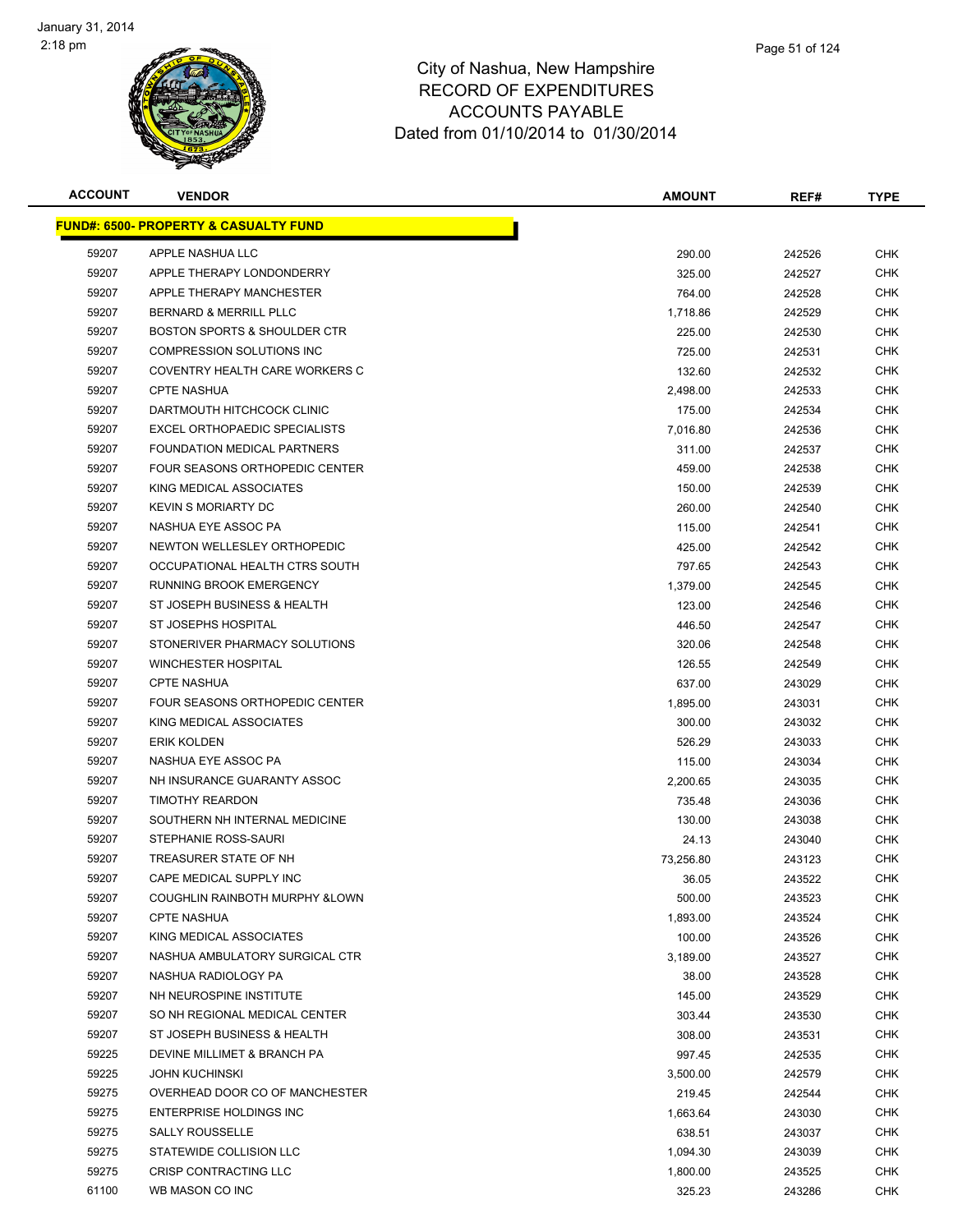City of Nashua, New Hampshire
RECORD OF EXPENDITURES
ACCOUNTS PAYABLE
Dated from 01/10/2014 to 01/30/2014

| ACCOUNT | VENDOR | AMOUNT | REF# | TYPE |
|---|---|---|---|---|
| **FUND#: 6500- PROPERTY & CASUALTY FUND** | | | | |
| 59207 | APPLE NASHUA LLC | 290.00 | 242526 | CHK |
| 59207 | APPLE THERAPY LONDONDERRY | 325.00 | 242527 | CHK |
| 59207 | APPLE THERAPY MANCHESTER | 764.00 | 242528 | CHK |
| 59207 | BERNARD & MERRILL PLLC | 1,718.86 | 242529 | CHK |
| 59207 | BOSTON SPORTS & SHOULDER CTR | 225.00 | 242530 | CHK |
| 59207 | COMPRESSION SOLUTIONS INC | 725.00 | 242531 | CHK |
| 59207 | COVENTRY HEALTH CARE WORKERS C | 132.60 | 242532 | CHK |
| 59207 | CPTE NASHUA | 2,498.00 | 242533 | CHK |
| 59207 | DARTMOUTH HITCHCOCK CLINIC | 175.00 | 242534 | CHK |
| 59207 | EXCEL ORTHOPAEDIC SPECIALISTS | 7,016.80 | 242536 | CHK |
| 59207 | FOUNDATION MEDICAL PARTNERS | 311.00 | 242537 | CHK |
| 59207 | FOUR SEASONS ORTHOPEDIC CENTER | 459.00 | 242538 | CHK |
| 59207 | KING MEDICAL ASSOCIATES | 150.00 | 242539 | CHK |
| 59207 | KEVIN S MORIARTY DC | 260.00 | 242540 | CHK |
| 59207 | NASHUA EYE ASSOC PA | 115.00 | 242541 | CHK |
| 59207 | NEWTON WELLESLEY ORTHOPEDIC | 425.00 | 242542 | CHK |
| 59207 | OCCUPATIONAL HEALTH CTRS SOUTH | 797.65 | 242543 | CHK |
| 59207 | RUNNING BROOK EMERGENCY | 1,379.00 | 242545 | CHK |
| 59207 | ST JOSEPH BUSINESS & HEALTH | 123.00 | 242546 | CHK |
| 59207 | ST JOSEPHS HOSPITAL | 446.50 | 242547 | CHK |
| 59207 | STONERIVER PHARMACY SOLUTIONS | 320.06 | 242548 | CHK |
| 59207 | WINCHESTER HOSPITAL | 126.55 | 242549 | CHK |
| 59207 | CPTE NASHUA | 637.00 | 243029 | CHK |
| 59207 | FOUR SEASONS ORTHOPEDIC CENTER | 1,895.00 | 243031 | CHK |
| 59207 | KING MEDICAL ASSOCIATES | 300.00 | 243032 | CHK |
| 59207 | ERIK KOLDEN | 526.29 | 243033 | CHK |
| 59207 | NASHUA EYE ASSOC PA | 115.00 | 243034 | CHK |
| 59207 | NH INSURANCE GUARANTY ASSOC | 2,200.65 | 243035 | CHK |
| 59207 | TIMOTHY REARDON | 735.48 | 243036 | CHK |
| 59207 | SOUTHERN NH INTERNAL MEDICINE | 130.00 | 243038 | CHK |
| 59207 | STEPHANIE ROSS-SAURI | 24.13 | 243040 | CHK |
| 59207 | TREASURER STATE OF NH | 73,256.80 | 243123 | CHK |
| 59207 | CAPE MEDICAL SUPPLY INC | 36.05 | 243522 | CHK |
| 59207 | COUGHLIN RAINBOTH MURPHY &LOWN | 500.00 | 243523 | CHK |
| 59207 | CPTE NASHUA | 1,893.00 | 243524 | CHK |
| 59207 | KING MEDICAL ASSOCIATES | 100.00 | 243526 | CHK |
| 59207 | NASHUA AMBULATORY SURGICAL CTR | 3,189.00 | 243527 | CHK |
| 59207 | NASHUA RADIOLOGY PA | 38.00 | 243528 | CHK |
| 59207 | NH NEUROSPINE INSTITUTE | 145.00 | 243529 | CHK |
| 59207 | SO NH REGIONAL MEDICAL CENTER | 303.44 | 243530 | CHK |
| 59207 | ST JOSEPH BUSINESS & HEALTH | 308.00 | 243531 | CHK |
| 59225 | DEVINE MILLIMET & BRANCH PA | 997.45 | 242535 | CHK |
| 59225 | JOHN KUCHINSKI | 3,500.00 | 242579 | CHK |
| 59275 | OVERHEAD DOOR CO OF MANCHESTER | 219.45 | 242544 | CHK |
| 59275 | ENTERPRISE HOLDINGS INC | 1,663.64 | 243030 | CHK |
| 59275 | SALLY ROUSSELLE | 638.51 | 243037 | CHK |
| 59275 | STATEWIDE COLLISION LLC | 1,094.30 | 243039 | CHK |
| 59275 | CRISP CONTRACTING LLC | 1,800.00 | 243525 | CHK |
| 61100 | WB MASON CO INC | 325.23 | 243286 | CHK |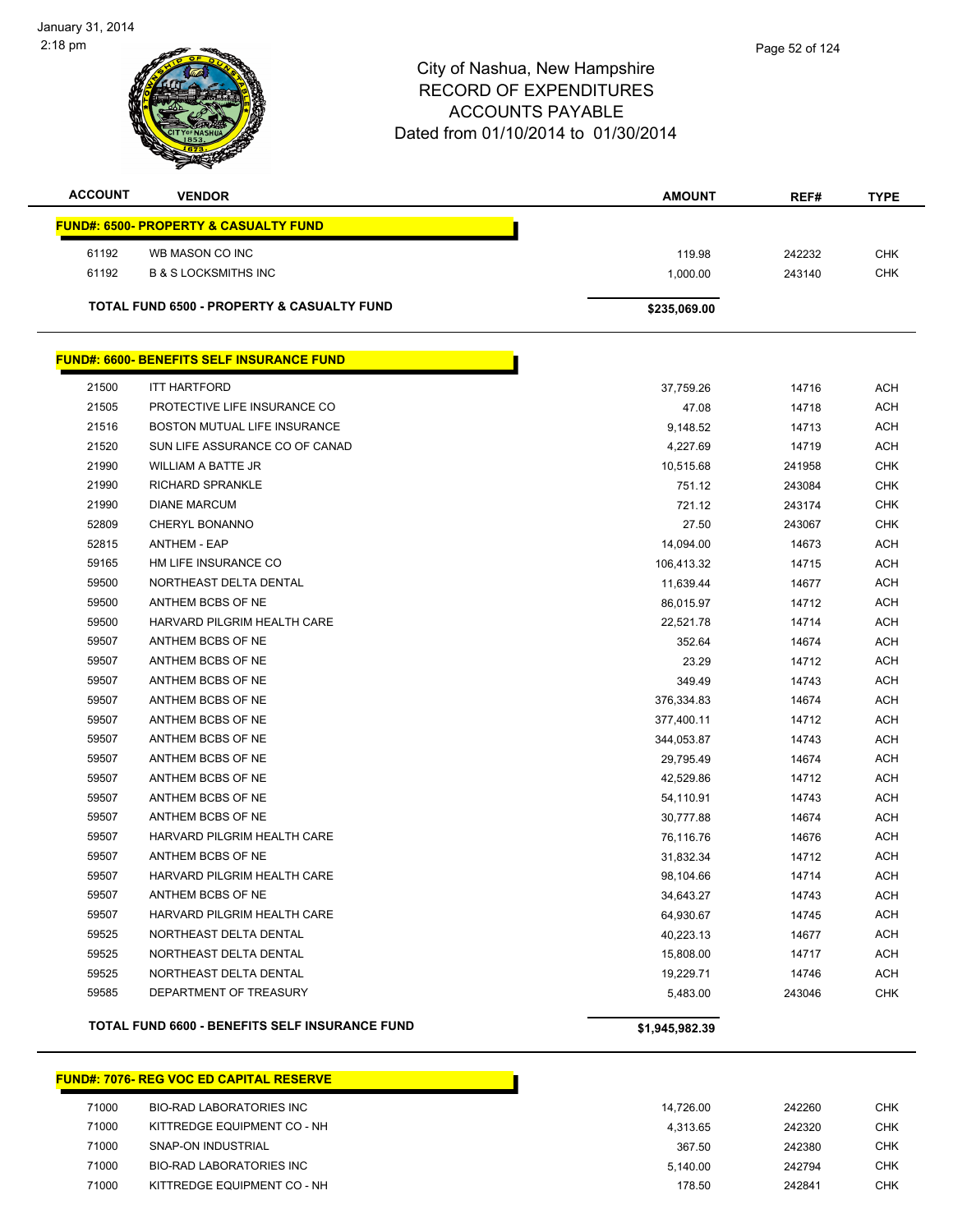# City of Nashua, New Hampshire
## RECORD OF EXPENDITURES
## ACCOUNTS PAYABLE
### Dated from 01/10/2014 to 01/30/2014

| ACCOUNT | VENDOR | AMOUNT | REF# | TYPE |
|---|---|---|---|---|
| **FUND#: 6500- PROPERTY & CASUALTY FUND** | | | | |
| 61192 | WB MASON CO INC | 119.98 | 242232 | CHK |
| 61192 | B & S LOCKSMITHS INC | 1,000.00 | 243140 | CHK |
| **TOTAL FUND 6500 - PROPERTY & CASUALTY FUND** | | **$235,069.00** | | |
| **FUND#: 6600- BENEFITS SELF INSURANCE FUND** | | | | |
| 21500 | ITT HARTFORD | 37,759.26 | 14716 | ACH |
| 21505 | PROTECTIVE LIFE INSURANCE CO | 47.08 | 14718 | ACH |
| 21516 | BOSTON MUTUAL LIFE INSURANCE | 9,148.52 | 14713 | ACH |
| 21520 | SUN LIFE ASSURANCE CO OF CANAD | 4,227.69 | 14719 | ACH |
| 21990 | WILLIAM A BATTE JR | 10,515.68 | 241958 | CHK |
| 21990 | RICHARD SPRANKLE | 751.12 | 243084 | CHK |
| 21990 | DIANE MARCUM | 721.12 | 243174 | CHK |
| 52809 | CHERYL BONANNO | 27.50 | 243067 | CHK |
| 52815 | ANTHEM - EAP | 14,094.00 | 14673 | ACH |
| 59165 | HM LIFE INSURANCE CO | 106,413.32 | 14715 | ACH |
| 59500 | NORTHEAST DELTA DENTAL | 11,639.44 | 14677 | ACH |
| 59500 | ANTHEM BCBS OF NE | 86,015.97 | 14712 | ACH |
| 59500 | HARVARD PILGRIM HEALTH CARE | 22,521.78 | 14714 | ACH |
| 59507 | ANTHEM BCBS OF NE | 352.64 | 14674 | ACH |
| 59507 | ANTHEM BCBS OF NE | 23.29 | 14712 | ACH |
| 59507 | ANTHEM BCBS OF NE | 349.49 | 14743 | ACH |
| 59507 | ANTHEM BCBS OF NE | 376,334.83 | 14674 | ACH |
| 59507 | ANTHEM BCBS OF NE | 377,400.11 | 14712 | ACH |
| 59507 | ANTHEM BCBS OF NE | 344,053.87 | 14743 | ACH |
| 59507 | ANTHEM BCBS OF NE | 29,795.49 | 14674 | ACH |
| 59507 | ANTHEM BCBS OF NE | 42,529.86 | 14712 | ACH |
| 59507 | ANTHEM BCBS OF NE | 54,110.91 | 14743 | ACH |
| 59507 | ANTHEM BCBS OF NE | 30,777.88 | 14674 | ACH |
| 59507 | HARVARD PILGRIM HEALTH CARE | 76,116.76 | 14676 | ACH |
| 59507 | ANTHEM BCBS OF NE | 31,832.34 | 14712 | ACH |
| 59507 | HARVARD PILGRIM HEALTH CARE | 98,104.66 | 14714 | ACH |
| 59507 | ANTHEM BCBS OF NE | 34,643.27 | 14743 | ACH |
| 59507 | HARVARD PILGRIM HEALTH CARE | 64,930.67 | 14745 | ACH |
| 59525 | NORTHEAST DELTA DENTAL | 40,223.13 | 14677 | ACH |
| 59525 | NORTHEAST DELTA DENTAL | 15,808.00 | 14717 | ACH |
| 59525 | NORTHEAST DELTA DENTAL | 19,229.71 | 14746 | ACH |
| 59585 | DEPARTMENT OF TREASURY | 5,483.00 | 243046 | CHK |
| **TOTAL FUND 6600 - BENEFITS SELF INSURANCE FUND** | | **$1,945,982.39** | | |
| **FUND#: 7076- REG VOC ED CAPITAL RESERVE** | | | | |
| 71000 | BIO-RAD LABORATORIES INC | 14,726.00 | 242260 | CHK |
| 71000 | KITTREDGE EQUIPMENT CO - NH | 4,313.65 | 242320 | CHK |
| 71000 | SNAP-ON INDUSTRIAL | 367.50 | 242380 | CHK |
| 71000 | BIO-RAD LABORATORIES INC | 5,140.00 | 242794 | CHK |
| 71000 | KITTREDGE EQUIPMENT CO - NH | 178.50 | 242841 | CHK |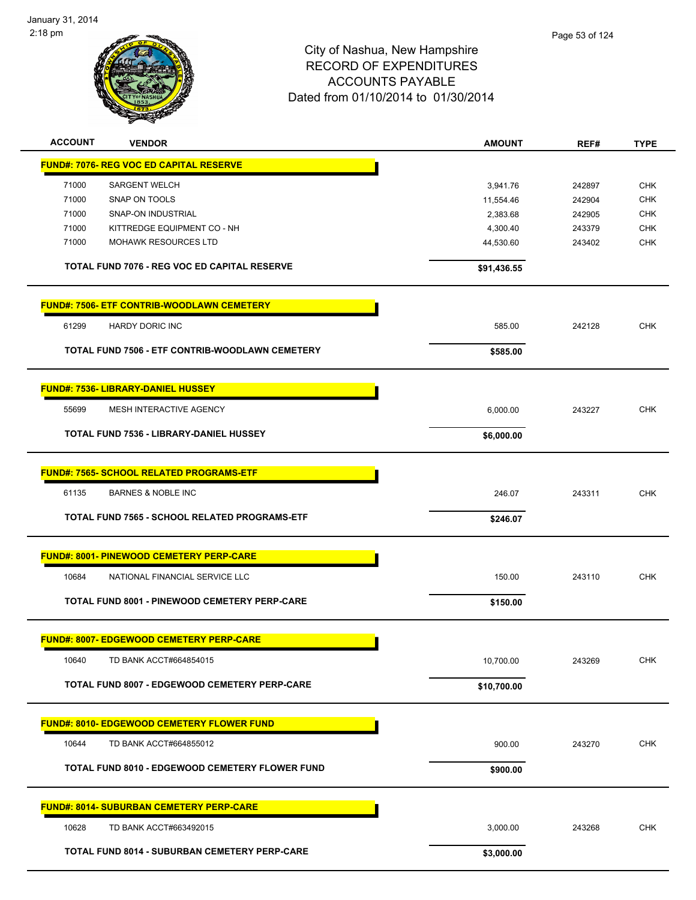# City of Nashua, New Hampshire
## RECORD OF EXPENDITURES
## ACCOUNTS PAYABLE
## Dated from 01/10/2014 to 01/30/2014

| ACCOUNT | VENDOR | AMOUNT | REF# | TYPE |
|---|---|---|---|---|
| **FUND#: 7076- REG VOC ED CAPITAL RESERVE** | | | | |
| 71000 | SARGENT WELCH | 3,941.76 | 242897 | CHK |
| 71000 | SNAP ON TOOLS | 11,554.46 | 242904 | CHK |
| 71000 | SNAP-ON INDUSTRIAL | 2,383.68 | 242905 | CHK |
| 71000 | KITTREDGE EQUIPMENT CO - NH | 4,300.40 | 243379 | CHK |
| 71000 | MOHAWK RESOURCES LTD | 44,530.60 | 243402 | CHK |
| | **TOTAL FUND 7076 - REG VOC ED CAPITAL RESERVE** | **$91,436.55** | | |
| **FUND#: 7506- ETF CONTRIB-WOODLAWN CEMETERY** | | | | |
| 61299 | HARDY DORIC INC | 585.00 | 242128 | CHK |
| | **TOTAL FUND 7506 - ETF CONTRIB-WOODLAWN CEMETERY** | **$585.00** | | |
| **FUND#: 7536- LIBRARY-DANIEL HUSSEY** | | | | |
| 55699 | MESH INTERACTIVE AGENCY | 6,000.00 | 243227 | CHK |
| | **TOTAL FUND 7536 - LIBRARY-DANIEL HUSSEY** | **$6,000.00** | | |
| **FUND#: 7565- SCHOOL RELATED PROGRAMS-ETF** | | | | |
| 61135 | BARNES & NOBLE INC | 246.07 | 243311 | CHK |
| | **TOTAL FUND 7565 - SCHOOL RELATED PROGRAMS-ETF** | **$246.07** | | |
| **FUND#: 8001- PINEWOOD CEMETERY PERP-CARE** | | | | |
| 10684 | NATIONAL FINANCIAL SERVICE LLC | 150.00 | 243110 | CHK |
| | **TOTAL FUND 8001 - PINEWOOD CEMETERY PERP-CARE** | **$150.00** | | |
| **FUND#: 8007- EDGEWOOD CEMETERY PERP-CARE** | | | | |
| 10640 | TD BANK ACCT#664854015 | 10,700.00 | 243269 | CHK |
| | **TOTAL FUND 8007 - EDGEWOOD CEMETERY PERP-CARE** | **$10,700.00** | | |
| **FUND#: 8010- EDGEWOOD CEMETERY FLOWER FUND** | | | | |
| 10644 | TD BANK ACCT#664855012 | 900.00 | 243270 | CHK |
| | **TOTAL FUND 8010 - EDGEWOOD CEMETERY FLOWER FUND** | **$900.00** | | |
| **FUND#: 8014- SUBURBAN CEMETERY PERP-CARE** | | | | |
| 10628 | TD BANK ACCT#663492015 | 3,000.00 | 243268 | CHK |
| | **TOTAL FUND 8014 - SUBURBAN CEMETERY PERP-CARE** | **$3,000.00** | | |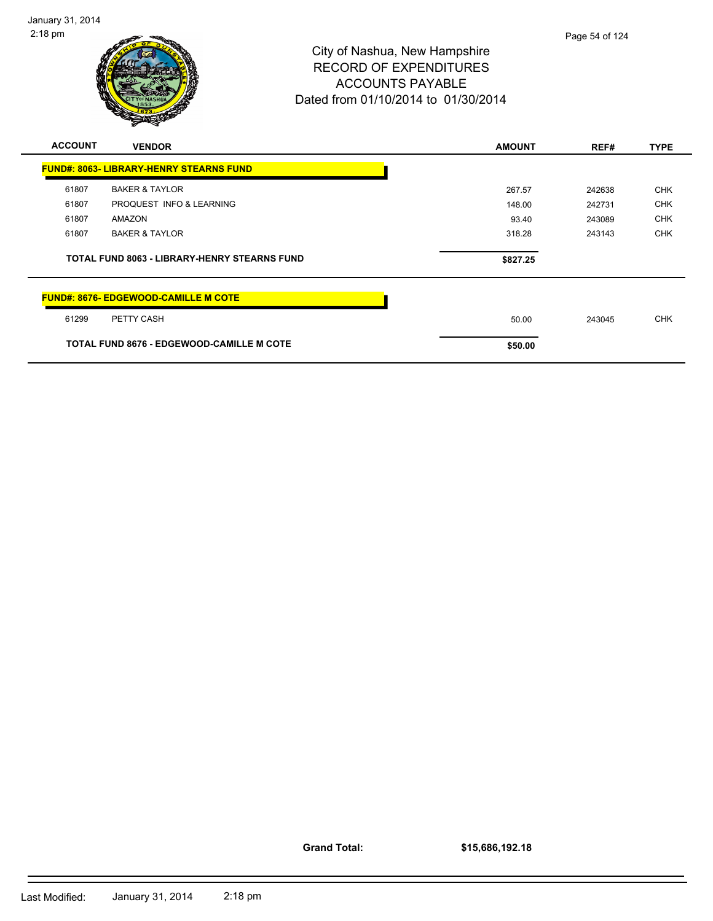# City of Nashua, New Hampshire
## RECORD OF EXPENDITURES
## ACCOUNTS PAYABLE
### Dated from 01/10/2014 to 01/30/2014

| ACCOUNT | VENDOR | AMOUNT | REF# | TYPE |
|---|---|---|---|---|
| **FUND#: 8063- LIBRARY-HENRY STEARNS FUND** | | | | |
| 61807 | BAKER & TAYLOR | 267.57 | 242638 | CHK |
| 61807 | PROQUEST INFO & LEARNING | 148.00 | 242731 | CHK |
| 61807 | AMAZON | 93.40 | 243089 | CHK |
| 61807 | BAKER & TAYLOR | 318.28 | 243143 | CHK |
| | **TOTAL FUND 8063 - LIBRARY-HENRY STEARNS FUND** | **$827.25** | | |
| **FUND#: 8676- EDGEWOOD-CAMILLE M COTE** | | | | |
| 61299 | PETTY CASH | 50.00 | 243045 | CHK |
| | **TOTAL FUND 8676 - EDGEWOOD-CAMILLE M COTE** | **$50.00** | | |

**Grand Total:** **$15,686,192.18**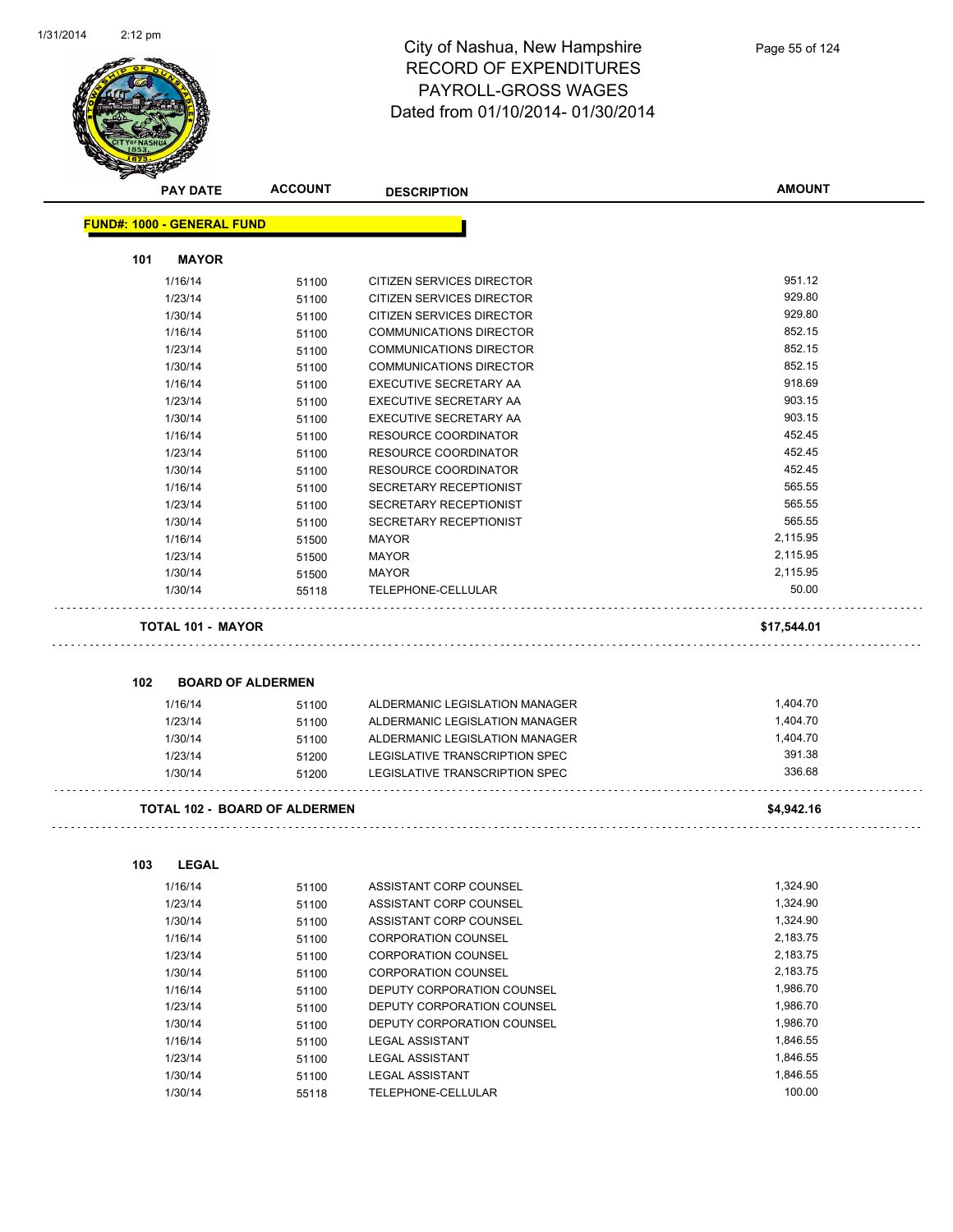# City of Nashua, New Hampshire
## RECORD OF EXPENDITURES
## PAYROLL-GROSS WAGES
## Dated from 01/10/2014- 01/30/2014

**FUND#: 1000 - GENERAL FUND**

### 101 MAYOR

| PAY DATE | ACCOUNT | DESCRIPTION | AMOUNT |
|---|---|---|---|
| 1/16/14 | 51100 | CITIZEN SERVICES DIRECTOR | 951.12 |
| 1/23/14 | 51100 | CITIZEN SERVICES DIRECTOR | 929.80 |
| 1/30/14 | 51100 | CITIZEN SERVICES DIRECTOR | 929.80 |
| 1/16/14 | 51100 | COMMUNICATIONS DIRECTOR | 852.15 |
| 1/23/14 | 51100 | COMMUNICATIONS DIRECTOR | 852.15 |
| 1/30/14 | 51100 | COMMUNICATIONS DIRECTOR | 852.15 |
| 1/16/14 | 51100 | EXECUTIVE SECRETARY AA | 918.69 |
| 1/23/14 | 51100 | EXECUTIVE SECRETARY AA | 903.15 |
| 1/30/14 | 51100 | EXECUTIVE SECRETARY AA | 903.15 |
| 1/16/14 | 51100 | RESOURCE COORDINATOR | 452.45 |
| 1/23/14 | 51100 | RESOURCE COORDINATOR | 452.45 |
| 1/30/14 | 51100 | RESOURCE COORDINATOR | 452.45 |
| 1/16/14 | 51100 | SECRETARY RECEPTIONIST | 565.55 |
| 1/23/14 | 51100 | SECRETARY RECEPTIONIST | 565.55 |
| 1/30/14 | 51100 | SECRETARY RECEPTIONIST | 565.55 |
| 1/16/14 | 51500 | MAYOR | 2,115.95 |
| 1/23/14 | 51500 | MAYOR | 2,115.95 |
| 1/30/14 | 51500 | MAYOR | 2,115.95 |
| 1/30/14 | 55118 | TELEPHONE-CELLULAR | 50.00 |

**TOTAL 101 - MAYOR** **$17,544.01**

### 102 BOARD OF ALDERMEN

| PAY DATE | ACCOUNT | DESCRIPTION | AMOUNT |
|---|---|---|---|
| 1/16/14 | 51100 | ALDERMANIC LEGISLATION MANAGER | 1,404.70 |
| 1/23/14 | 51100 | ALDERMANIC LEGISLATION MANAGER | 1,404.70 |
| 1/30/14 | 51100 | ALDERMANIC LEGISLATION MANAGER | 1,404.70 |
| 1/23/14 | 51200 | LEGISLATIVE TRANSCRIPTION SPEC | 391.38 |
| 1/30/14 | 51200 | LEGISLATIVE TRANSCRIPTION SPEC | 336.68 |

**TOTAL 102 - BOARD OF ALDERMEN** **$4,942.16**

### 103 LEGAL

| PAY DATE | ACCOUNT | DESCRIPTION | AMOUNT |
|---|---|---|---|
| 1/16/14 | 51100 | ASSISTANT CORP COUNSEL | 1,324.90 |
| 1/23/14 | 51100 | ASSISTANT CORP COUNSEL | 1,324.90 |
| 1/30/14 | 51100 | ASSISTANT CORP COUNSEL | 1,324.90 |
| 1/16/14 | 51100 | CORPORATION COUNSEL | 2,183.75 |
| 1/23/14 | 51100 | CORPORATION COUNSEL | 2,183.75 |
| 1/30/14 | 51100 | CORPORATION COUNSEL | 2,183.75 |
| 1/16/14 | 51100 | DEPUTY CORPORATION COUNSEL | 1,986.70 |
| 1/23/14 | 51100 | DEPUTY CORPORATION COUNSEL | 1,986.70 |
| 1/30/14 | 51100 | DEPUTY CORPORATION COUNSEL | 1,986.70 |
| 1/16/14 | 51100 | LEGAL ASSISTANT | 1,846.55 |
| 1/23/14 | 51100 | LEGAL ASSISTANT | 1,846.55 |
| 1/30/14 | 51100 | LEGAL ASSISTANT | 1,846.55 |
| 1/30/14 | 55118 | TELEPHONE-CELLULAR | 100.00 |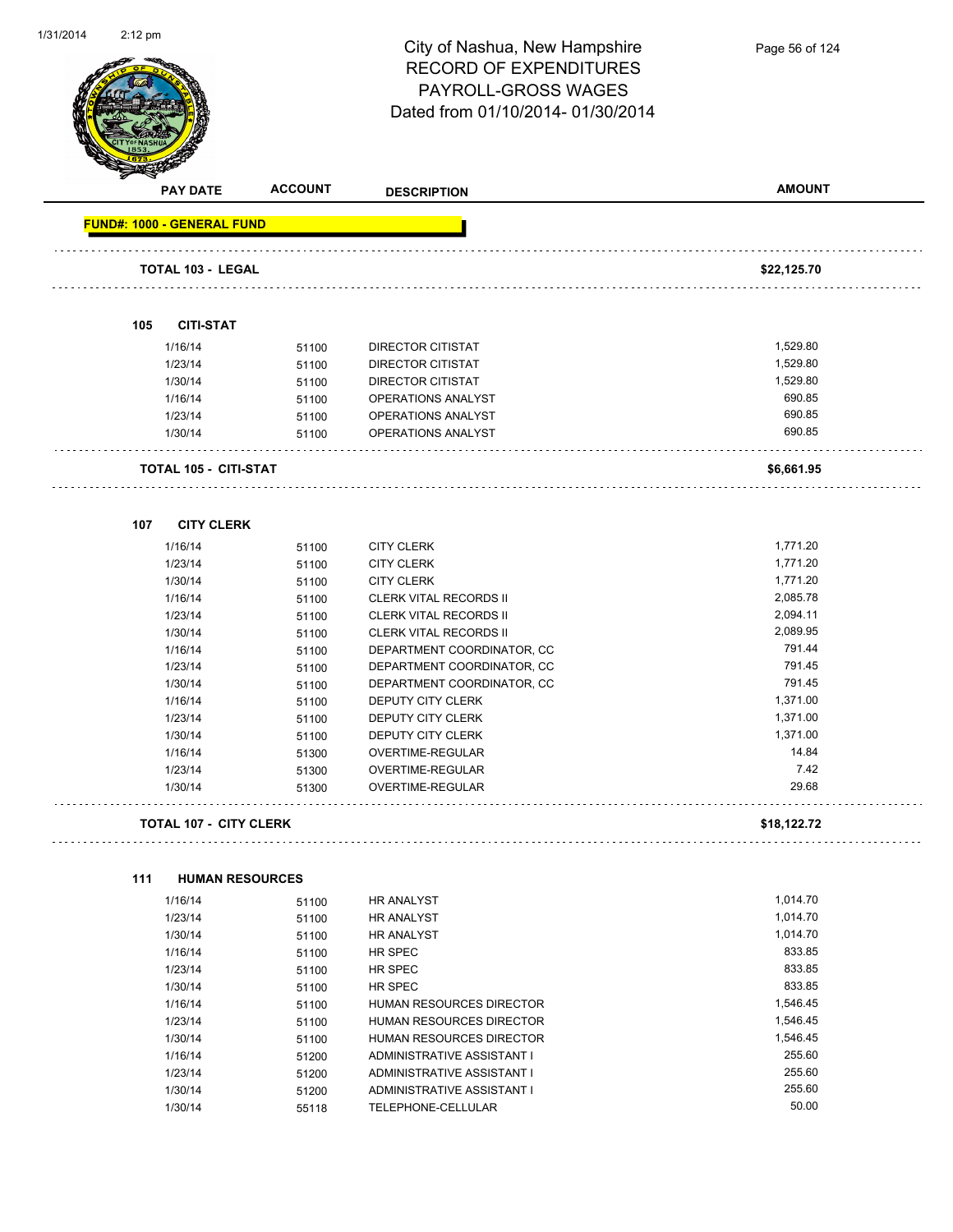# City of Nashua, New Hampshire
## RECORD OF EXPENDITURES
## PAYROLL-GROSS WAGES
## Dated from 01/10/2014- 01/30/2014

| PAY DATE | ACCOUNT | DESCRIPTION | AMOUNT |
|---|---|---|---|
| **FUND#: 1000 - GENERAL FUND** | | | |
| **TOTAL 103 - LEGAL** | | | **$22,125.70** |
| **105 CITI-STAT** | | | |
| 1/16/14 | 51100 | DIRECTOR CITISTAT | 1,529.80 |
| 1/23/14 | 51100 | DIRECTOR CITISTAT | 1,529.80 |
| 1/30/14 | 51100 | DIRECTOR CITISTAT | 1,529.80 |
| 1/16/14 | 51100 | OPERATIONS ANALYST | 690.85 |
| 1/23/14 | 51100 | OPERATIONS ANALYST | 690.85 |
| 1/30/14 | 51100 | OPERATIONS ANALYST | 690.85 |
| **TOTAL 105 - CITI-STAT** | | | **$6,661.95** |
| **107 CITY CLERK** | | | |
| 1/16/14 | 51100 | CITY CLERK | 1,771.20 |
| 1/23/14 | 51100 | CITY CLERK | 1,771.20 |
| 1/30/14 | 51100 | CITY CLERK | 1,771.20 |
| 1/16/14 | 51100 | CLERK VITAL RECORDS II | 2,085.78 |
| 1/23/14 | 51100 | CLERK VITAL RECORDS II | 2,094.11 |
| 1/30/14 | 51100 | CLERK VITAL RECORDS II | 2,089.95 |
| 1/16/14 | 51100 | DEPARTMENT COORDINATOR, CC | 791.44 |
| 1/23/14 | 51100 | DEPARTMENT COORDINATOR, CC | 791.45 |
| 1/30/14 | 51100 | DEPARTMENT COORDINATOR, CC | 791.45 |
| 1/16/14 | 51100 | DEPUTY CITY CLERK | 1,371.00 |
| 1/23/14 | 51100 | DEPUTY CITY CLERK | 1,371.00 |
| 1/30/14 | 51100 | DEPUTY CITY CLERK | 1,371.00 |
| 1/16/14 | 51300 | OVERTIME-REGULAR | 14.84 |
| 1/23/14 | 51300 | OVERTIME-REGULAR | 7.42 |
| 1/30/14 | 51300 | OVERTIME-REGULAR | 29.68 |
| **TOTAL 107 - CITY CLERK** | | | **$18,122.72** |
| **111 HUMAN RESOURCES** | | | |
| 1/16/14 | 51100 | HR ANALYST | 1,014.70 |
| 1/23/14 | 51100 | HR ANALYST | 1,014.70 |
| 1/30/14 | 51100 | HR ANALYST | 1,014.70 |
| 1/16/14 | 51100 | HR SPEC | 833.85 |
| 1/23/14 | 51100 | HR SPEC | 833.85 |
| 1/30/14 | 51100 | HR SPEC | 833.85 |
| 1/16/14 | 51100 | HUMAN RESOURCES DIRECTOR | 1,546.45 |
| 1/23/14 | 51100 | HUMAN RESOURCES DIRECTOR | 1,546.45 |
| 1/30/14 | 51100 | HUMAN RESOURCES DIRECTOR | 1,546.45 |
| 1/16/14 | 51200 | ADMINISTRATIVE ASSISTANT I | 255.60 |
| 1/23/14 | 51200 | ADMINISTRATIVE ASSISTANT I | 255.60 |
| 1/30/14 | 51200 | ADMINISTRATIVE ASSISTANT I | 255.60 |
| 1/30/14 | 55118 | TELEPHONE-CELLULAR | 50.00 |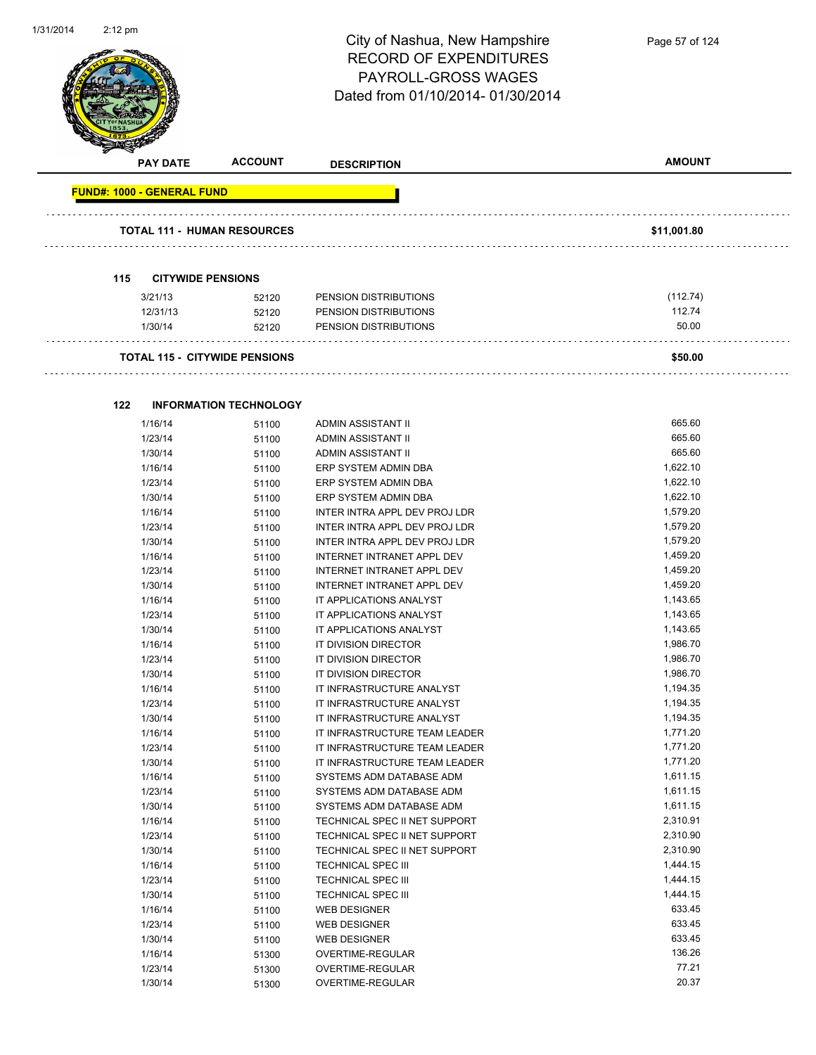# City of Nashua, New Hampshire
## RECORD OF EXPENDITURES
## PAYROLL-GROSS WAGES
## Dated from 01/10/2014- 01/30/2014

| PAY DATE | ACCOUNT | DESCRIPTION | AMOUNT |
|---|---|---|---|
| **FUND#: 1000 - GENERAL FUND** | | | |
| **TOTAL 111 - HUMAN RESOURCES** | | | **$11,001.80** |
| **115 CITYWIDE PENSIONS** | | | |
| 3/21/13 | 52120 | PENSION DISTRIBUTIONS | (112.74) |
| 12/31/13 | 52120 | PENSION DISTRIBUTIONS | 112.74 |
| 1/30/14 | 52120 | PENSION DISTRIBUTIONS | 50.00 |
| **TOTAL 115 - CITYWIDE PENSIONS** | | | **$50.00** |
| **122 INFORMATION TECHNOLOGY** | | | |
| 1/16/14 | 51100 | ADMIN ASSISTANT II | 665.60 |
| 1/23/14 | 51100 | ADMIN ASSISTANT II | 665.60 |
| 1/30/14 | 51100 | ADMIN ASSISTANT II | 665.60 |
| 1/16/14 | 51100 | ERP SYSTEM ADMIN DBA | 1,622.10 |
| 1/23/14 | 51100 | ERP SYSTEM ADMIN DBA | 1,622.10 |
| 1/30/14 | 51100 | ERP SYSTEM ADMIN DBA | 1,622.10 |
| 1/16/14 | 51100 | INTER INTRA APPL DEV PROJ LDR | 1,579.20 |
| 1/23/14 | 51100 | INTER INTRA APPL DEV PROJ LDR | 1,579.20 |
| 1/30/14 | 51100 | INTER INTRA APPL DEV PROJ LDR | 1,579.20 |
| 1/16/14 | 51100 | INTERNET INTRANET APPL DEV | 1,459.20 |
| 1/23/14 | 51100 | INTERNET INTRANET APPL DEV | 1,459.20 |
| 1/30/14 | 51100 | INTERNET INTRANET APPL DEV | 1,459.20 |
| 1/16/14 | 51100 | IT APPLICATIONS ANALYST | 1,143.65 |
| 1/23/14 | 51100 | IT APPLICATIONS ANALYST | 1,143.65 |
| 1/30/14 | 51100 | IT APPLICATIONS ANALYST | 1,143.65 |
| 1/16/14 | 51100 | IT DIVISION DIRECTOR | 1,986.70 |
| 1/23/14 | 51100 | IT DIVISION DIRECTOR | 1,986.70 |
| 1/30/14 | 51100 | IT DIVISION DIRECTOR | 1,986.70 |
| 1/16/14 | 51100 | IT INFRASTRUCTURE ANALYST | 1,194.35 |
| 1/23/14 | 51100 | IT INFRASTRUCTURE ANALYST | 1,194.35 |
| 1/30/14 | 51100 | IT INFRASTRUCTURE ANALYST | 1,194.35 |
| 1/16/14 | 51100 | IT INFRASTRUCTURE TEAM LEADER | 1,771.20 |
| 1/23/14 | 51100 | IT INFRASTRUCTURE TEAM LEADER | 1,771.20 |
| 1/30/14 | 51100 | IT INFRASTRUCTURE TEAM LEADER | 1,771.20 |
| 1/16/14 | 51100 | SYSTEMS ADM DATABASE ADM | 1,611.15 |
| 1/23/14 | 51100 | SYSTEMS ADM DATABASE ADM | 1,611.15 |
| 1/30/14 | 51100 | SYSTEMS ADM DATABASE ADM | 1,611.15 |
| 1/16/14 | 51100 | TECHNICAL SPEC II NET SUPPORT | 2,310.91 |
| 1/23/14 | 51100 | TECHNICAL SPEC II NET SUPPORT | 2,310.90 |
| 1/30/14 | 51100 | TECHNICAL SPEC II NET SUPPORT | 2,310.90 |
| 1/16/14 | 51100 | TECHNICAL SPEC III | 1,444.15 |
| 1/23/14 | 51100 | TECHNICAL SPEC III | 1,444.15 |
| 1/30/14 | 51100 | TECHNICAL SPEC III | 1,444.15 |
| 1/16/14 | 51100 | WEB DESIGNER | 633.45 |
| 1/23/14 | 51100 | WEB DESIGNER | 633.45 |
| 1/30/14 | 51100 | WEB DESIGNER | 633.45 |
| 1/16/14 | 51300 | OVERTIME-REGULAR | 136.26 |
| 1/23/14 | 51300 | OVERTIME-REGULAR | 77.21 |
| 1/30/14 | 51300 | OVERTIME-REGULAR | 20.37 |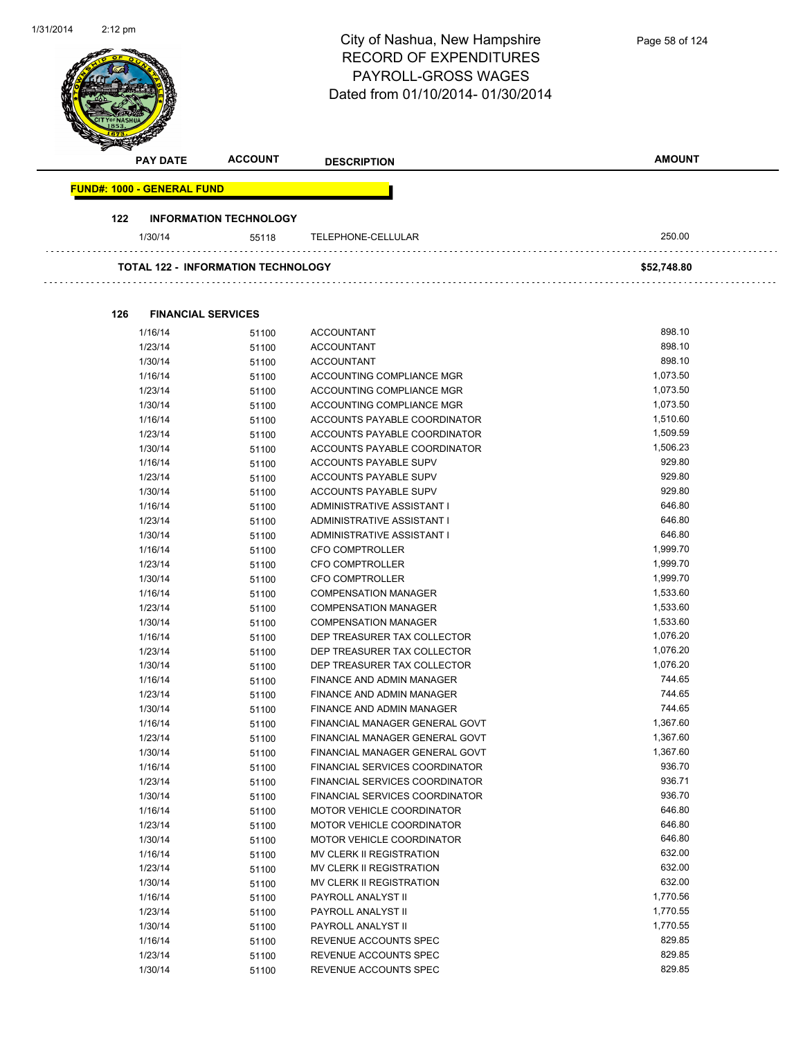# City of Nashua, New Hampshire
## RECORD OF EXPENDITURES
## PAYROLL-GROSS WAGES
Dated from 01/10/2014- 01/30/2014

| PAY DATE | ACCOUNT | DESCRIPTION | AMOUNT |
|---|---|---|---|
| **FUND#: 1000 - GENERAL FUND** | | | |
| **122 INFORMATION TECHNOLOGY** | | | |
| 1/30/14 | 55118 | TELEPHONE-CELLULAR | 250.00 |
| **TOTAL 122 - INFORMATION TECHNOLOGY** | | | **$52,748.80** |
| **126 FINANCIAL SERVICES** | | | |
| 1/16/14 | 51100 | ACCOUNTANT | 898.10 |
| 1/23/14 | 51100 | ACCOUNTANT | 898.10 |
| 1/30/14 | 51100 | ACCOUNTANT | 898.10 |
| 1/16/14 | 51100 | ACCOUNTING COMPLIANCE MGR | 1,073.50 |
| 1/23/14 | 51100 | ACCOUNTING COMPLIANCE MGR | 1,073.50 |
| 1/30/14 | 51100 | ACCOUNTING COMPLIANCE MGR | 1,073.50 |
| 1/16/14 | 51100 | ACCOUNTS PAYABLE COORDINATOR | 1,510.60 |
| 1/23/14 | 51100 | ACCOUNTS PAYABLE COORDINATOR | 1,509.59 |
| 1/30/14 | 51100 | ACCOUNTS PAYABLE COORDINATOR | 1,506.23 |
| 1/16/14 | 51100 | ACCOUNTS PAYABLE SUPV | 929.80 |
| 1/23/14 | 51100 | ACCOUNTS PAYABLE SUPV | 929.80 |
| 1/30/14 | 51100 | ACCOUNTS PAYABLE SUPV | 929.80 |
| 1/16/14 | 51100 | ADMINISTRATIVE ASSISTANT I | 646.80 |
| 1/23/14 | 51100 | ADMINISTRATIVE ASSISTANT I | 646.80 |
| 1/30/14 | 51100 | ADMINISTRATIVE ASSISTANT I | 646.80 |
| 1/16/14 | 51100 | CFO COMPTROLLER | 1,999.70 |
| 1/23/14 | 51100 | CFO COMPTROLLER | 1,999.70 |
| 1/30/14 | 51100 | CFO COMPTROLLER | 1,999.70 |
| 1/16/14 | 51100 | COMPENSATION MANAGER | 1,533.60 |
| 1/23/14 | 51100 | COMPENSATION MANAGER | 1,533.60 |
| 1/30/14 | 51100 | COMPENSATION MANAGER | 1,533.60 |
| 1/16/14 | 51100 | DEP TREASURER TAX COLLECTOR | 1,076.20 |
| 1/23/14 | 51100 | DEP TREASURER TAX COLLECTOR | 1,076.20 |
| 1/30/14 | 51100 | DEP TREASURER TAX COLLECTOR | 1,076.20 |
| 1/16/14 | 51100 | FINANCE AND ADMIN MANAGER | 744.65 |
| 1/23/14 | 51100 | FINANCE AND ADMIN MANAGER | 744.65 |
| 1/30/14 | 51100 | FINANCE AND ADMIN MANAGER | 744.65 |
| 1/16/14 | 51100 | FINANCIAL MANAGER GENERAL GOVT | 1,367.60 |
| 1/23/14 | 51100 | FINANCIAL MANAGER GENERAL GOVT | 1,367.60 |
| 1/30/14 | 51100 | FINANCIAL MANAGER GENERAL GOVT | 1,367.60 |
| 1/16/14 | 51100 | FINANCIAL SERVICES COORDINATOR | 936.70 |
| 1/23/14 | 51100 | FINANCIAL SERVICES COORDINATOR | 936.71 |
| 1/30/14 | 51100 | FINANCIAL SERVICES COORDINATOR | 936.70 |
| 1/16/14 | 51100 | MOTOR VEHICLE COORDINATOR | 646.80 |
| 1/23/14 | 51100 | MOTOR VEHICLE COORDINATOR | 646.80 |
| 1/30/14 | 51100 | MOTOR VEHICLE COORDINATOR | 646.80 |
| 1/16/14 | 51100 | MV CLERK II REGISTRATION | 632.00 |
| 1/23/14 | 51100 | MV CLERK II REGISTRATION | 632.00 |
| 1/30/14 | 51100 | MV CLERK II REGISTRATION | 632.00 |
| 1/16/14 | 51100 | PAYROLL ANALYST II | 1,770.56 |
| 1/23/14 | 51100 | PAYROLL ANALYST II | 1,770.55 |
| 1/30/14 | 51100 | PAYROLL ANALYST II | 1,770.55 |
| 1/16/14 | 51100 | REVENUE ACCOUNTS SPEC | 829.85 |
| 1/23/14 | 51100 | REVENUE ACCOUNTS SPEC | 829.85 |
| 1/30/14 | 51100 | REVENUE ACCOUNTS SPEC | 829.85 |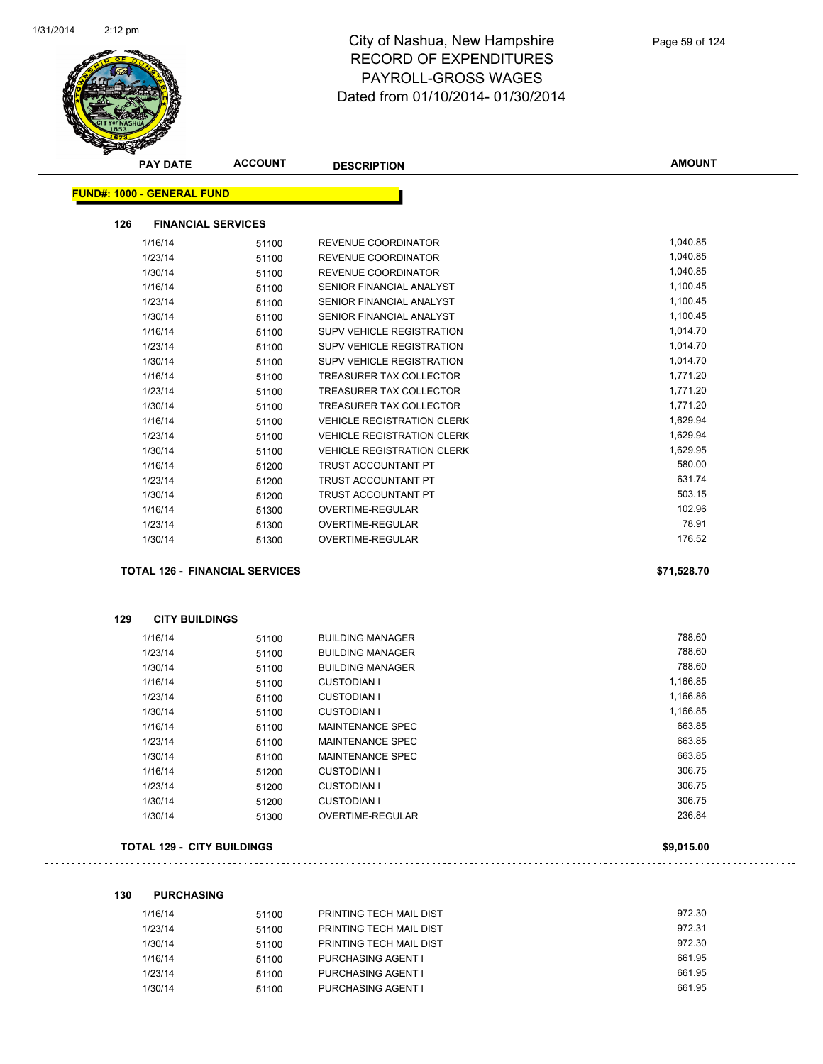# City of Nashua, New Hampshire
## RECORD OF EXPENDITURES
## PAYROLL-GROSS WAGES
## Dated from 01/10/2014- 01/30/2014

| PAY DATE | ACCOUNT | DESCRIPTION | AMOUNT |
|---|---|---|---|

**FUND#: 1000 - GENERAL FUND**

**126 FINANCIAL SERVICES**

| PAY DATE | ACCOUNT | DESCRIPTION | AMOUNT |
|---|---|---|---|
| 1/16/14 | 51100 | REVENUE COORDINATOR | 1,040.85 |
| 1/23/14 | 51100 | REVENUE COORDINATOR | 1,040.85 |
| 1/30/14 | 51100 | REVENUE COORDINATOR | 1,040.85 |
| 1/16/14 | 51100 | SENIOR FINANCIAL ANALYST | 1,100.45 |
| 1/23/14 | 51100 | SENIOR FINANCIAL ANALYST | 1,100.45 |
| 1/30/14 | 51100 | SENIOR FINANCIAL ANALYST | 1,100.45 |
| 1/16/14 | 51100 | SUPV VEHICLE REGISTRATION | 1,014.70 |
| 1/23/14 | 51100 | SUPV VEHICLE REGISTRATION | 1,014.70 |
| 1/30/14 | 51100 | SUPV VEHICLE REGISTRATION | 1,014.70 |
| 1/16/14 | 51100 | TREASURER TAX COLLECTOR | 1,771.20 |
| 1/23/14 | 51100 | TREASURER TAX COLLECTOR | 1,771.20 |
| 1/30/14 | 51100 | TREASURER TAX COLLECTOR | 1,771.20 |
| 1/16/14 | 51100 | VEHICLE REGISTRATION CLERK | 1,629.94 |
| 1/23/14 | 51100 | VEHICLE REGISTRATION CLERK | 1,629.94 |
| 1/30/14 | 51100 | VEHICLE REGISTRATION CLERK | 1,629.95 |
| 1/16/14 | 51200 | TRUST ACCOUNTANT PT | 580.00 |
| 1/23/14 | 51200 | TRUST ACCOUNTANT PT | 631.74 |
| 1/30/14 | 51200 | TRUST ACCOUNTANT PT | 503.15 |
| 1/16/14 | 51300 | OVERTIME-REGULAR | 102.96 |
| 1/23/14 | 51300 | OVERTIME-REGULAR | 78.91 |
| 1/30/14 | 51300 | OVERTIME-REGULAR | 176.52 |

**TOTAL 126 - FINANCIAL SERVICES** **$71,528.70**

**129 CITY BUILDINGS**

| PAY DATE | ACCOUNT | DESCRIPTION | AMOUNT |
|---|---|---|---|
| 1/16/14 | 51100 | BUILDING MANAGER | 788.60 |
| 1/23/14 | 51100 | BUILDING MANAGER | 788.60 |
| 1/30/14 | 51100 | BUILDING MANAGER | 788.60 |
| 1/16/14 | 51100 | CUSTODIAN I | 1,166.85 |
| 1/23/14 | 51100 | CUSTODIAN I | 1,166.86 |
| 1/30/14 | 51100 | CUSTODIAN I | 1,166.85 |
| 1/16/14 | 51100 | MAINTENANCE SPEC | 663.85 |
| 1/23/14 | 51100 | MAINTENANCE SPEC | 663.85 |
| 1/30/14 | 51100 | MAINTENANCE SPEC | 663.85 |
| 1/16/14 | 51200 | CUSTODIAN I | 306.75 |
| 1/23/14 | 51200 | CUSTODIAN I | 306.75 |
| 1/30/14 | 51200 | CUSTODIAN I | 306.75 |
| 1/30/14 | 51300 | OVERTIME-REGULAR | 236.84 |

**TOTAL 129 - CITY BUILDINGS** **$9,015.00**

**130 PURCHASING**

| PAY DATE | ACCOUNT | DESCRIPTION | AMOUNT |
|---|---|---|---|
| 1/16/14 | 51100 | PRINTING TECH MAIL DIST | 972.30 |
| 1/23/14 | 51100 | PRINTING TECH MAIL DIST | 972.31 |
| 1/30/14 | 51100 | PRINTING TECH MAIL DIST | 972.30 |
| 1/16/14 | 51100 | PURCHASING AGENT I | 661.95 |
| 1/23/14 | 51100 | PURCHASING AGENT I | 661.95 |
| 1/30/14 | 51100 | PURCHASING AGENT I | 661.95 |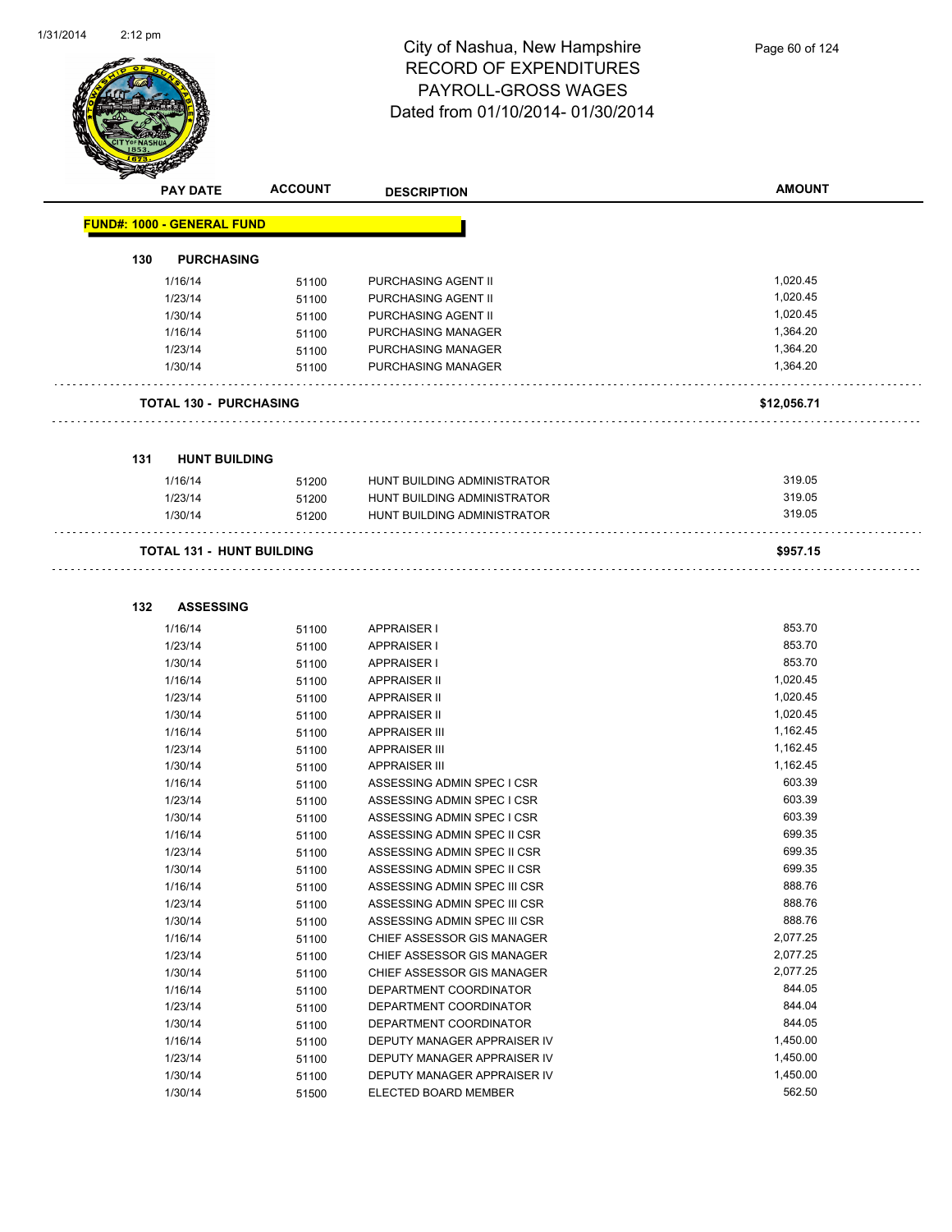# City of Nashua, New Hampshire
## RECORD OF EXPENDITURES
## PAYROLL-GROSS WAGES
## Dated from 01/10/2014- 01/30/2014

| PAY DATE | ACCOUNT | DESCRIPTION | AMOUNT |
|---|---|---|---|

**FUND#: 1000 - GENERAL FUND**

### 130 PURCHASING

| PAY DATE | ACCOUNT | DESCRIPTION | AMOUNT |
|---|---|---|---|
| 1/16/14 | 51100 | PURCHASING AGENT II | 1,020.45 |
| 1/23/14 | 51100 | PURCHASING AGENT II | 1,020.45 |
| 1/30/14 | 51100 | PURCHASING AGENT II | 1,020.45 |
| 1/16/14 | 51100 | PURCHASING MANAGER | 1,364.20 |
| 1/23/14 | 51100 | PURCHASING MANAGER | 1,364.20 |
| 1/30/14 | 51100 | PURCHASING MANAGER | 1,364.20 |

**TOTAL 130 - PURCHASING** **$12,056.71**

### 131 HUNT BUILDING

| PAY DATE | ACCOUNT | DESCRIPTION | AMOUNT |
|---|---|---|---|
| 1/16/14 | 51200 | HUNT BUILDING ADMINISTRATOR | 319.05 |
| 1/23/14 | 51200 | HUNT BUILDING ADMINISTRATOR | 319.05 |
| 1/30/14 | 51200 | HUNT BUILDING ADMINISTRATOR | 319.05 |

**TOTAL 131 - HUNT BUILDING** **$957.15**

### 132 ASSESSING

| PAY DATE | ACCOUNT | DESCRIPTION | AMOUNT |
|---|---|---|---|
| 1/16/14 | 51100 | APPRAISER I | 853.70 |
| 1/23/14 | 51100 | APPRAISER I | 853.70 |
| 1/30/14 | 51100 | APPRAISER I | 853.70 |
| 1/16/14 | 51100 | APPRAISER II | 1,020.45 |
| 1/23/14 | 51100 | APPRAISER II | 1,020.45 |
| 1/30/14 | 51100 | APPRAISER II | 1,020.45 |
| 1/16/14 | 51100 | APPRAISER III | 1,162.45 |
| 1/23/14 | 51100 | APPRAISER III | 1,162.45 |
| 1/30/14 | 51100 | APPRAISER III | 1,162.45 |
| 1/16/14 | 51100 | ASSESSING ADMIN SPEC I CSR | 603.39 |
| 1/23/14 | 51100 | ASSESSING ADMIN SPEC I CSR | 603.39 |
| 1/30/14 | 51100 | ASSESSING ADMIN SPEC I CSR | 603.39 |
| 1/16/14 | 51100 | ASSESSING ADMIN SPEC II CSR | 699.35 |
| 1/23/14 | 51100 | ASSESSING ADMIN SPEC II CSR | 699.35 |
| 1/30/14 | 51100 | ASSESSING ADMIN SPEC II CSR | 699.35 |
| 1/16/14 | 51100 | ASSESSING ADMIN SPEC III CSR | 888.76 |
| 1/23/14 | 51100 | ASSESSING ADMIN SPEC III CSR | 888.76 |
| 1/30/14 | 51100 | ASSESSING ADMIN SPEC III CSR | 888.76 |
| 1/16/14 | 51100 | CHIEF ASSESSOR GIS MANAGER | 2,077.25 |
| 1/23/14 | 51100 | CHIEF ASSESSOR GIS MANAGER | 2,077.25 |
| 1/30/14 | 51100 | CHIEF ASSESSOR GIS MANAGER | 2,077.25 |
| 1/16/14 | 51100 | DEPARTMENT COORDINATOR | 844.05 |
| 1/23/14 | 51100 | DEPARTMENT COORDINATOR | 844.04 |
| 1/30/14 | 51100 | DEPARTMENT COORDINATOR | 844.05 |
| 1/16/14 | 51100 | DEPUTY MANAGER APPRAISER IV | 1,450.00 |
| 1/23/14 | 51100 | DEPUTY MANAGER APPRAISER IV | 1,450.00 |
| 1/30/14 | 51100 | DEPUTY MANAGER APPRAISER IV | 1,450.00 |
| 1/30/14 | 51500 | ELECTED BOARD MEMBER | 562.50 |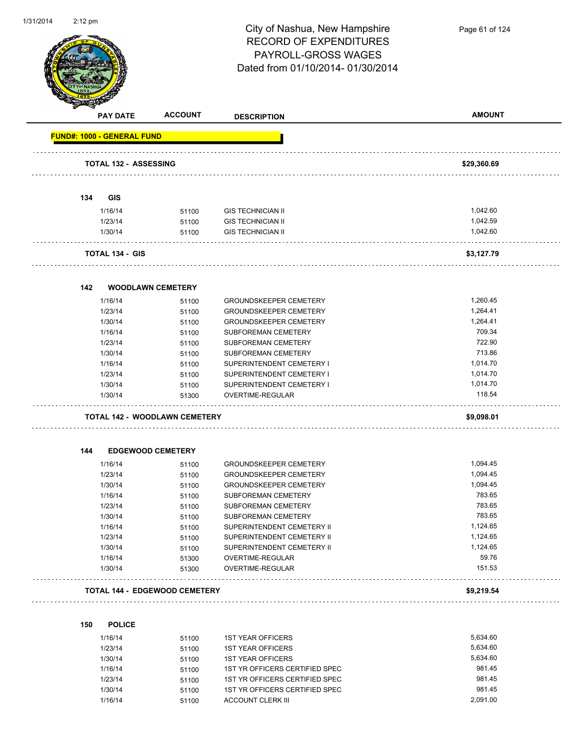# City of Nashua, New Hampshire
## RECORD OF EXPENDITURES
## PAYROLL-GROSS WAGES
### Dated from 01/10/2014- 01/30/2014

| PAY DATE | ACCOUNT | DESCRIPTION | AMOUNT |
|---|---|---|---|
| **FUND#: 1000 - GENERAL FUND** | | | |
| **TOTAL 132 - ASSESSING** | | | **$29,360.69** |
| **134 GIS** | | | |
| 1/16/14 | 51100 | GIS TECHNICIAN II | 1,042.60 |
| 1/23/14 | 51100 | GIS TECHNICIAN II | 1,042.59 |
| 1/30/14 | 51100 | GIS TECHNICIAN II | 1,042.60 |
| **TOTAL 134 - GIS** | | | **$3,127.79** |
| **142 WOODLAWN CEMETERY** | | | |
| 1/16/14 | 51100 | GROUNDSKEEPER CEMETERY | 1,260.45 |
| 1/23/14 | 51100 | GROUNDSKEEPER CEMETERY | 1,264.41 |
| 1/30/14 | 51100 | GROUNDSKEEPER CEMETERY | 1,264.41 |
| 1/16/14 | 51100 | SUBFOREMAN CEMETERY | 709.34 |
| 1/23/14 | 51100 | SUBFOREMAN CEMETERY | 722.90 |
| 1/30/14 | 51100 | SUBFOREMAN CEMETERY | 713.86 |
| 1/16/14 | 51100 | SUPERINTENDENT CEMETERY I | 1,014.70 |
| 1/23/14 | 51100 | SUPERINTENDENT CEMETERY I | 1,014.70 |
| 1/30/14 | 51100 | SUPERINTENDENT CEMETERY I | 1,014.70 |
| 1/30/14 | 51300 | OVERTIME-REGULAR | 118.54 |
| **TOTAL 142 - WOODLAWN CEMETERY** | | | **$9,098.01** |
| **144 EDGEWOOD CEMETERY** | | | |
| 1/16/14 | 51100 | GROUNDSKEEPER CEMETERY | 1,094.45 |
| 1/23/14 | 51100 | GROUNDSKEEPER CEMETERY | 1,094.45 |
| 1/30/14 | 51100 | GROUNDSKEEPER CEMETERY | 1,094.45 |
| 1/16/14 | 51100 | SUBFOREMAN CEMETERY | 783.65 |
| 1/23/14 | 51100 | SUBFOREMAN CEMETERY | 783.65 |
| 1/30/14 | 51100 | SUBFOREMAN CEMETERY | 783.65 |
| 1/16/14 | 51100 | SUPERINTENDENT CEMETERY II | 1,124.65 |
| 1/23/14 | 51100 | SUPERINTENDENT CEMETERY II | 1,124.65 |
| 1/30/14 | 51100 | SUPERINTENDENT CEMETERY II | 1,124.65 |
| 1/16/14 | 51300 | OVERTIME-REGULAR | 59.76 |
| 1/30/14 | 51300 | OVERTIME-REGULAR | 151.53 |
| **TOTAL 144 - EDGEWOOD CEMETERY** | | | **$9,219.54** |
| **150 POLICE** | | | |
| 1/16/14 | 51100 | 1ST YEAR OFFICERS | 5,634.60 |
| 1/23/14 | 51100 | 1ST YEAR OFFICERS | 5,634.60 |
| 1/30/14 | 51100 | 1ST YEAR OFFICERS | 5,634.60 |
| 1/16/14 | 51100 | 1ST YR OFFICERS CERTIFIED SPEC | 981.45 |
| 1/23/14 | 51100 | 1ST YR OFFICERS CERTIFIED SPEC | 981.45 |
| 1/30/14 | 51100 | 1ST YR OFFICERS CERTIFIED SPEC | 981.45 |
| 1/16/14 | 51100 | ACCOUNT CLERK III | 2,091.00 |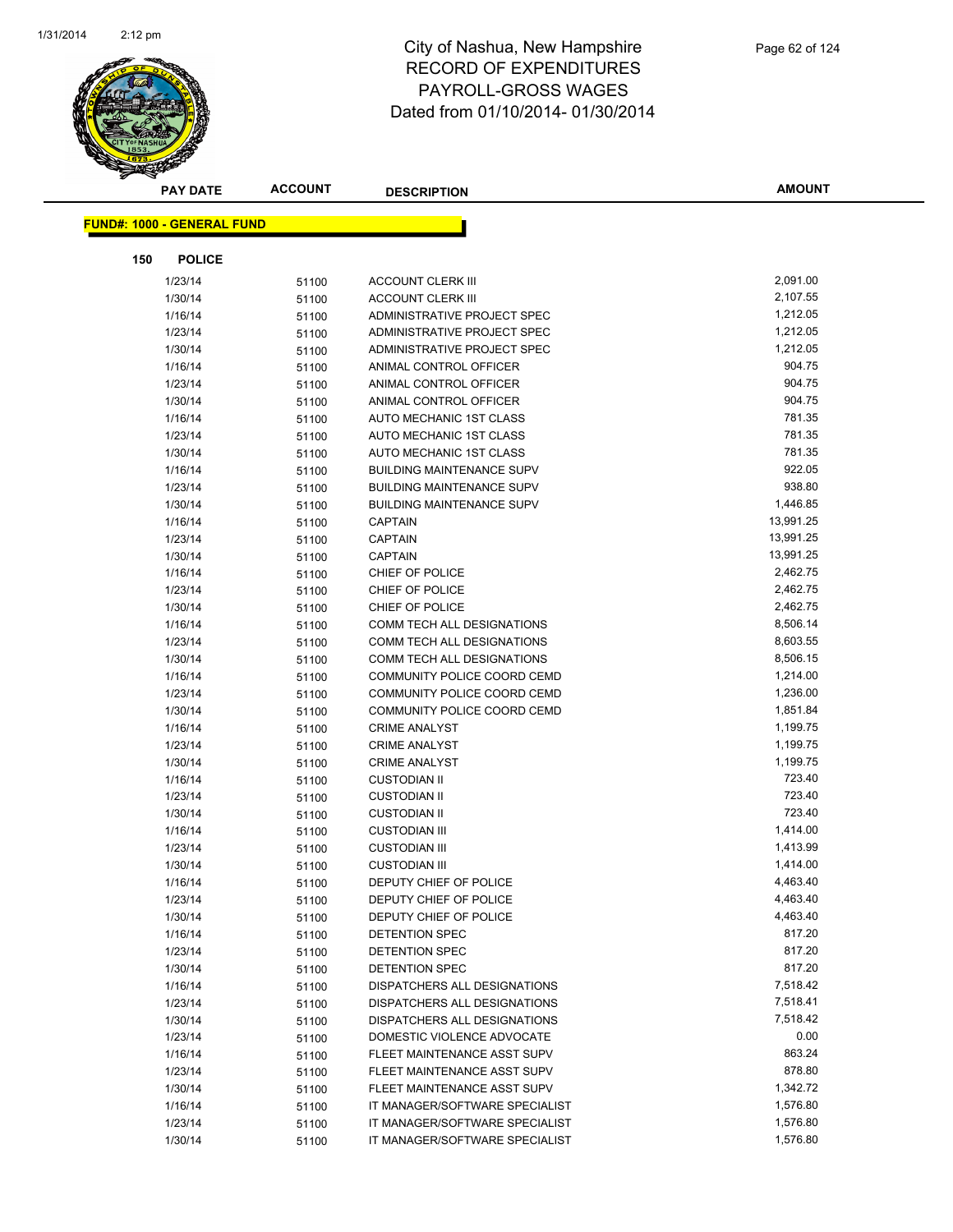# City of Nashua, New Hampshire
## RECORD OF EXPENDITURES
## PAYROLL-GROSS WAGES
## Dated from 01/10/2014- 01/30/2014

**FUND#: 1000 - GENERAL FUND**

**150 POLICE**

| PAY DATE | ACCOUNT | DESCRIPTION | AMOUNT |
|---|---|---|---|
| 1/23/14 | 51100 | ACCOUNT CLERK III | 2,091.00 |
| 1/30/14 | 51100 | ACCOUNT CLERK III | 2,107.55 |
| 1/16/14 | 51100 | ADMINISTRATIVE PROJECT SPEC | 1,212.05 |
| 1/23/14 | 51100 | ADMINISTRATIVE PROJECT SPEC | 1,212.05 |
| 1/30/14 | 51100 | ADMINISTRATIVE PROJECT SPEC | 1,212.05 |
| 1/16/14 | 51100 | ANIMAL CONTROL OFFICER | 904.75 |
| 1/23/14 | 51100 | ANIMAL CONTROL OFFICER | 904.75 |
| 1/30/14 | 51100 | ANIMAL CONTROL OFFICER | 904.75 |
| 1/16/14 | 51100 | AUTO MECHANIC 1ST CLASS | 781.35 |
| 1/23/14 | 51100 | AUTO MECHANIC 1ST CLASS | 781.35 |
| 1/30/14 | 51100 | AUTO MECHANIC 1ST CLASS | 781.35 |
| 1/16/14 | 51100 | BUILDING MAINTENANCE SUPV | 922.05 |
| 1/23/14 | 51100 | BUILDING MAINTENANCE SUPV | 938.80 |
| 1/30/14 | 51100 | BUILDING MAINTENANCE SUPV | 1,446.85 |
| 1/16/14 | 51100 | CAPTAIN | 13,991.25 |
| 1/23/14 | 51100 | CAPTAIN | 13,991.25 |
| 1/30/14 | 51100 | CAPTAIN | 13,991.25 |
| 1/16/14 | 51100 | CHIEF OF POLICE | 2,462.75 |
| 1/23/14 | 51100 | CHIEF OF POLICE | 2,462.75 |
| 1/30/14 | 51100 | CHIEF OF POLICE | 2,462.75 |
| 1/16/14 | 51100 | COMM TECH ALL DESIGNATIONS | 8,506.14 |
| 1/23/14 | 51100 | COMM TECH ALL DESIGNATIONS | 8,603.55 |
| 1/30/14 | 51100 | COMM TECH ALL DESIGNATIONS | 8,506.15 |
| 1/16/14 | 51100 | COMMUNITY POLICE COORD CEMD | 1,214.00 |
| 1/23/14 | 51100 | COMMUNITY POLICE COORD CEMD | 1,236.00 |
| 1/30/14 | 51100 | COMMUNITY POLICE COORD CEMD | 1,851.84 |
| 1/16/14 | 51100 | CRIME ANALYST | 1,199.75 |
| 1/23/14 | 51100 | CRIME ANALYST | 1,199.75 |
| 1/30/14 | 51100 | CRIME ANALYST | 1,199.75 |
| 1/16/14 | 51100 | CUSTODIAN II | 723.40 |
| 1/23/14 | 51100 | CUSTODIAN II | 723.40 |
| 1/30/14 | 51100 | CUSTODIAN II | 723.40 |
| 1/16/14 | 51100 | CUSTODIAN III | 1,414.00 |
| 1/23/14 | 51100 | CUSTODIAN III | 1,413.99 |
| 1/30/14 | 51100 | CUSTODIAN III | 1,414.00 |
| 1/16/14 | 51100 | DEPUTY CHIEF OF POLICE | 4,463.40 |
| 1/23/14 | 51100 | DEPUTY CHIEF OF POLICE | 4,463.40 |
| 1/30/14 | 51100 | DEPUTY CHIEF OF POLICE | 4,463.40 |
| 1/16/14 | 51100 | DETENTION SPEC | 817.20 |
| 1/23/14 | 51100 | DETENTION SPEC | 817.20 |
| 1/30/14 | 51100 | DETENTION SPEC | 817.20 |
| 1/16/14 | 51100 | DISPATCHERS ALL DESIGNATIONS | 7,518.42 |
| 1/23/14 | 51100 | DISPATCHERS ALL DESIGNATIONS | 7,518.41 |
| 1/30/14 | 51100 | DISPATCHERS ALL DESIGNATIONS | 7,518.42 |
| 1/23/14 | 51100 | DOMESTIC VIOLENCE ADVOCATE | 0.00 |
| 1/16/14 | 51100 | FLEET MAINTENANCE ASST SUPV | 863.24 |
| 1/23/14 | 51100 | FLEET MAINTENANCE ASST SUPV | 878.80 |
| 1/30/14 | 51100 | FLEET MAINTENANCE ASST SUPV | 1,342.72 |
| 1/16/14 | 51100 | IT MANAGER/SOFTWARE SPECIALIST | 1,576.80 |
| 1/23/14 | 51100 | IT MANAGER/SOFTWARE SPECIALIST | 1,576.80 |
| 1/30/14 | 51100 | IT MANAGER/SOFTWARE SPECIALIST | 1,576.80 |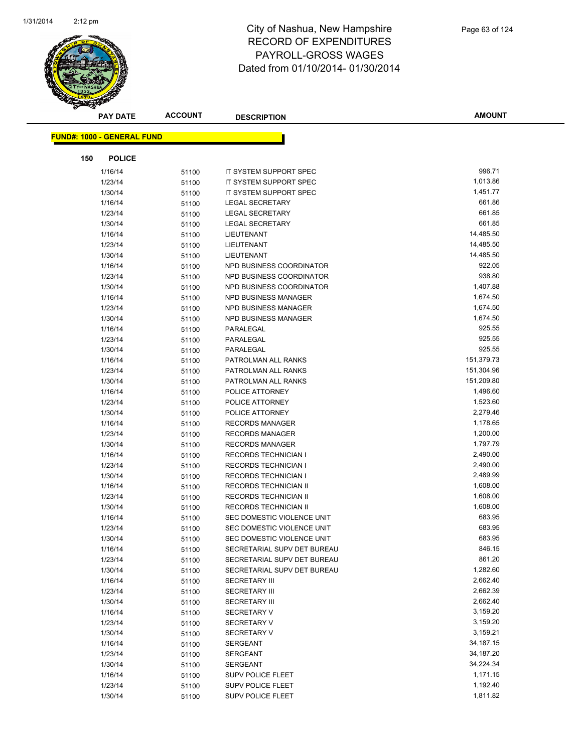# City of Nashua, New Hampshire
# RECORD OF EXPENDITURES
# PAYROLL-GROSS WAGES
# Dated from 01/10/2014- 01/30/2014

| PAY DATE | ACCOUNT | DESCRIPTION | AMOUNT |
|---|---|---|---|

**FUND#: 1000 - GENERAL FUND**

**150 POLICE**

| PAY DATE | ACCOUNT | DESCRIPTION | AMOUNT |
|---|---|---|---|
| 1/16/14 | 51100 | IT SYSTEM SUPPORT SPEC | 996.71 |
| 1/23/14 | 51100 | IT SYSTEM SUPPORT SPEC | 1,013.86 |
| 1/30/14 | 51100 | IT SYSTEM SUPPORT SPEC | 1,451.77 |
| 1/16/14 | 51100 | LEGAL SECRETARY | 661.86 |
| 1/23/14 | 51100 | LEGAL SECRETARY | 661.85 |
| 1/30/14 | 51100 | LEGAL SECRETARY | 661.85 |
| 1/16/14 | 51100 | LIEUTENANT | 14,485.50 |
| 1/23/14 | 51100 | LIEUTENANT | 14,485.50 |
| 1/30/14 | 51100 | LIEUTENANT | 14,485.50 |
| 1/16/14 | 51100 | NPD BUSINESS COORDINATOR | 922.05 |
| 1/23/14 | 51100 | NPD BUSINESS COORDINATOR | 938.80 |
| 1/30/14 | 51100 | NPD BUSINESS COORDINATOR | 1,407.88 |
| 1/16/14 | 51100 | NPD BUSINESS MANAGER | 1,674.50 |
| 1/23/14 | 51100 | NPD BUSINESS MANAGER | 1,674.50 |
| 1/30/14 | 51100 | NPD BUSINESS MANAGER | 1,674.50 |
| 1/16/14 | 51100 | PARALEGAL | 925.55 |
| 1/23/14 | 51100 | PARALEGAL | 925.55 |
| 1/30/14 | 51100 | PARALEGAL | 925.55 |
| 1/16/14 | 51100 | PATROLMAN ALL RANKS | 151,379.73 |
| 1/23/14 | 51100 | PATROLMAN ALL RANKS | 151,304.96 |
| 1/30/14 | 51100 | PATROLMAN ALL RANKS | 151,209.80 |
| 1/16/14 | 51100 | POLICE ATTORNEY | 1,496.60 |
| 1/23/14 | 51100 | POLICE ATTORNEY | 1,523.60 |
| 1/30/14 | 51100 | POLICE ATTORNEY | 2,279.46 |
| 1/16/14 | 51100 | RECORDS MANAGER | 1,178.65 |
| 1/23/14 | 51100 | RECORDS MANAGER | 1,200.00 |
| 1/30/14 | 51100 | RECORDS MANAGER | 1,797.79 |
| 1/16/14 | 51100 | RECORDS TECHNICIAN I | 2,490.00 |
| 1/23/14 | 51100 | RECORDS TECHNICIAN I | 2,490.00 |
| 1/30/14 | 51100 | RECORDS TECHNICIAN I | 2,489.99 |
| 1/16/14 | 51100 | RECORDS TECHNICIAN II | 1,608.00 |
| 1/23/14 | 51100 | RECORDS TECHNICIAN II | 1,608.00 |
| 1/30/14 | 51100 | RECORDS TECHNICIAN II | 1,608.00 |
| 1/16/14 | 51100 | SEC DOMESTIC VIOLENCE UNIT | 683.95 |
| 1/23/14 | 51100 | SEC DOMESTIC VIOLENCE UNIT | 683.95 |
| 1/30/14 | 51100 | SEC DOMESTIC VIOLENCE UNIT | 683.95 |
| 1/16/14 | 51100 | SECRETARIAL SUPV DET BUREAU | 846.15 |
| 1/23/14 | 51100 | SECRETARIAL SUPV DET BUREAU | 861.20 |
| 1/30/14 | 51100 | SECRETARIAL SUPV DET BUREAU | 1,282.60 |
| 1/16/14 | 51100 | SECRETARY III | 2,662.40 |
| 1/23/14 | 51100 | SECRETARY III | 2,662.39 |
| 1/30/14 | 51100 | SECRETARY III | 2,662.40 |
| 1/16/14 | 51100 | SECRETARY V | 3,159.20 |
| 1/23/14 | 51100 | SECRETARY V | 3,159.20 |
| 1/30/14 | 51100 | SECRETARY V | 3,159.21 |
| 1/16/14 | 51100 | SERGEANT | 34,187.15 |
| 1/23/14 | 51100 | SERGEANT | 34,187.20 |
| 1/30/14 | 51100 | SERGEANT | 34,224.34 |
| 1/16/14 | 51100 | SUPV POLICE FLEET | 1,171.15 |
| 1/23/14 | 51100 | SUPV POLICE FLEET | 1,192.40 |
| 1/30/14 | 51100 | SUPV POLICE FLEET | 1,811.82 |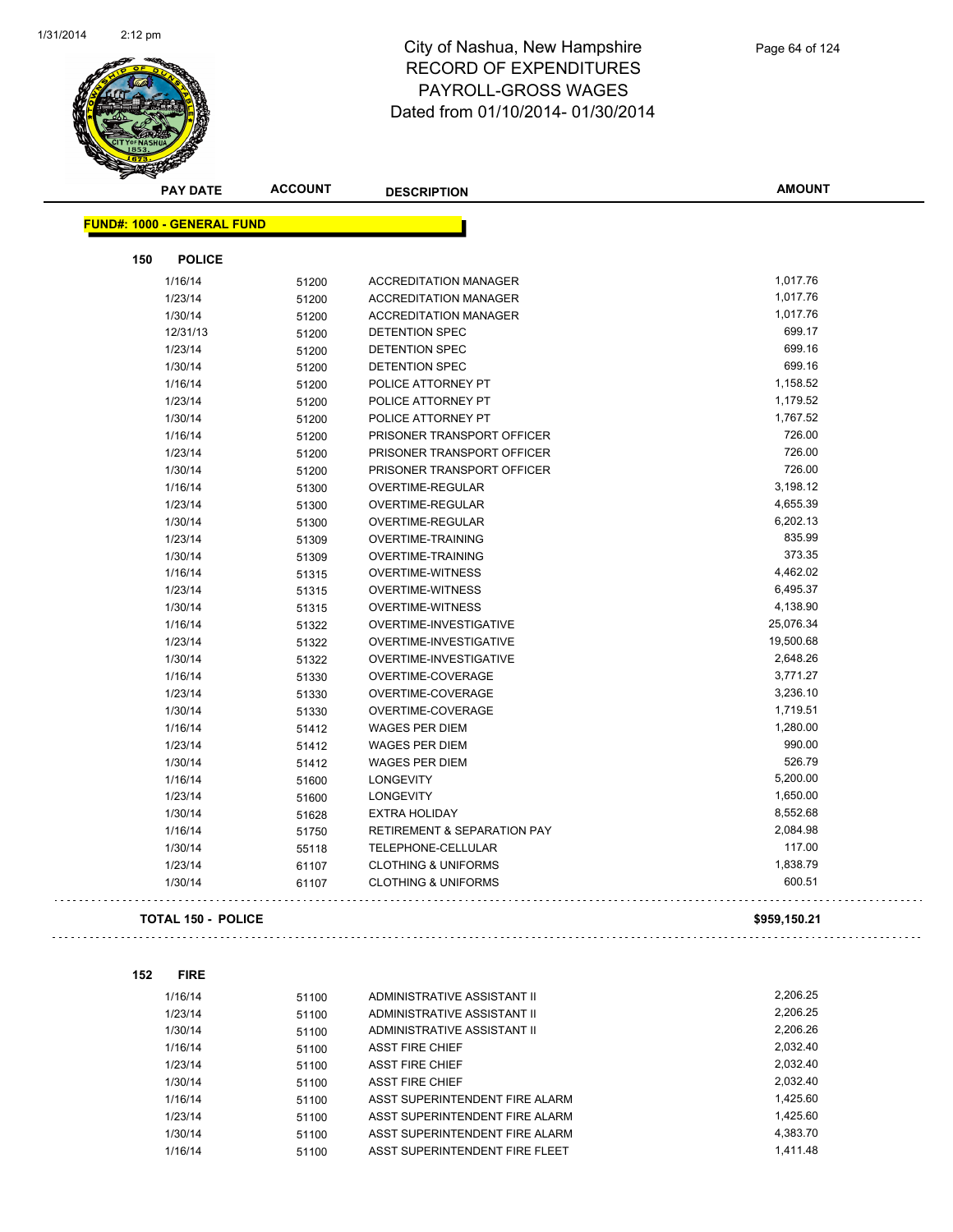# City of Nashua, New Hampshire
## RECORD OF EXPENDITURES
## PAYROLL-GROSS WAGES
Dated from 01/10/2014- 01/30/2014

| PAY DATE | ACCOUNT | DESCRIPTION | AMOUNT |
|---|---|---|---|

**FUND#: 1000 - GENERAL FUND**

**150 POLICE**

| PAY DATE | ACCOUNT | DESCRIPTION | AMOUNT |
|---|---|---|---|
| 1/16/14 | 51200 | ACCREDITATION MANAGER | 1,017.76 |
| 1/23/14 | 51200 | ACCREDITATION MANAGER | 1,017.76 |
| 1/30/14 | 51200 | ACCREDITATION MANAGER | 1,017.76 |
| 12/31/13 | 51200 | DETENTION SPEC | 699.17 |
| 1/23/14 | 51200 | DETENTION SPEC | 699.16 |
| 1/30/14 | 51200 | DETENTION SPEC | 699.16 |
| 1/16/14 | 51200 | POLICE ATTORNEY PT | 1,158.52 |
| 1/23/14 | 51200 | POLICE ATTORNEY PT | 1,179.52 |
| 1/30/14 | 51200 | POLICE ATTORNEY PT | 1,767.52 |
| 1/16/14 | 51200 | PRISONER TRANSPORT OFFICER | 726.00 |
| 1/23/14 | 51200 | PRISONER TRANSPORT OFFICER | 726.00 |
| 1/30/14 | 51200 | PRISONER TRANSPORT OFFICER | 726.00 |
| 1/16/14 | 51300 | OVERTIME-REGULAR | 3,198.12 |
| 1/23/14 | 51300 | OVERTIME-REGULAR | 4,655.39 |
| 1/30/14 | 51300 | OVERTIME-REGULAR | 6,202.13 |
| 1/23/14 | 51309 | OVERTIME-TRAINING | 835.99 |
| 1/30/14 | 51309 | OVERTIME-TRAINING | 373.35 |
| 1/16/14 | 51315 | OVERTIME-WITNESS | 4,462.02 |
| 1/23/14 | 51315 | OVERTIME-WITNESS | 6,495.37 |
| 1/30/14 | 51315 | OVERTIME-WITNESS | 4,138.90 |
| 1/16/14 | 51322 | OVERTIME-INVESTIGATIVE | 25,076.34 |
| 1/23/14 | 51322 | OVERTIME-INVESTIGATIVE | 19,500.68 |
| 1/30/14 | 51322 | OVERTIME-INVESTIGATIVE | 2,648.26 |
| 1/16/14 | 51330 | OVERTIME-COVERAGE | 3,771.27 |
| 1/23/14 | 51330 | OVERTIME-COVERAGE | 3,236.10 |
| 1/30/14 | 51330 | OVERTIME-COVERAGE | 1,719.51 |
| 1/16/14 | 51412 | WAGES PER DIEM | 1,280.00 |
| 1/23/14 | 51412 | WAGES PER DIEM | 990.00 |
| 1/30/14 | 51412 | WAGES PER DIEM | 526.79 |
| 1/16/14 | 51600 | LONGEVITY | 5,200.00 |
| 1/23/14 | 51600 | LONGEVITY | 1,650.00 |
| 1/30/14 | 51628 | EXTRA HOLIDAY | 8,552.68 |
| 1/16/14 | 51750 | RETIREMENT & SEPARATION PAY | 2,084.98 |
| 1/30/14 | 55118 | TELEPHONE-CELLULAR | 117.00 |
| 1/23/14 | 61107 | CLOTHING & UNIFORMS | 1,838.79 |
| 1/30/14 | 61107 | CLOTHING & UNIFORMS | 600.51 |

**TOTAL 150 - POLICE** **$959,150.21**

**152 FIRE**

| PAY DATE | ACCOUNT | DESCRIPTION | AMOUNT |
|---|---|---|---|
| 1/16/14 | 51100 | ADMINISTRATIVE ASSISTANT II | 2,206.25 |
| 1/23/14 | 51100 | ADMINISTRATIVE ASSISTANT II | 2,206.25 |
| 1/30/14 | 51100 | ADMINISTRATIVE ASSISTANT II | 2,206.26 |
| 1/16/14 | 51100 | ASST FIRE CHIEF | 2,032.40 |
| 1/23/14 | 51100 | ASST FIRE CHIEF | 2,032.40 |
| 1/30/14 | 51100 | ASST FIRE CHIEF | 2,032.40 |
| 1/16/14 | 51100 | ASST SUPERINTENDENT FIRE ALARM | 1,425.60 |
| 1/23/14 | 51100 | ASST SUPERINTENDENT FIRE ALARM | 1,425.60 |
| 1/30/14 | 51100 | ASST SUPERINTENDENT FIRE ALARM | 4,383.70 |
| 1/16/14 | 51100 | ASST SUPERINTENDENT FIRE FLEET | 1,411.48 |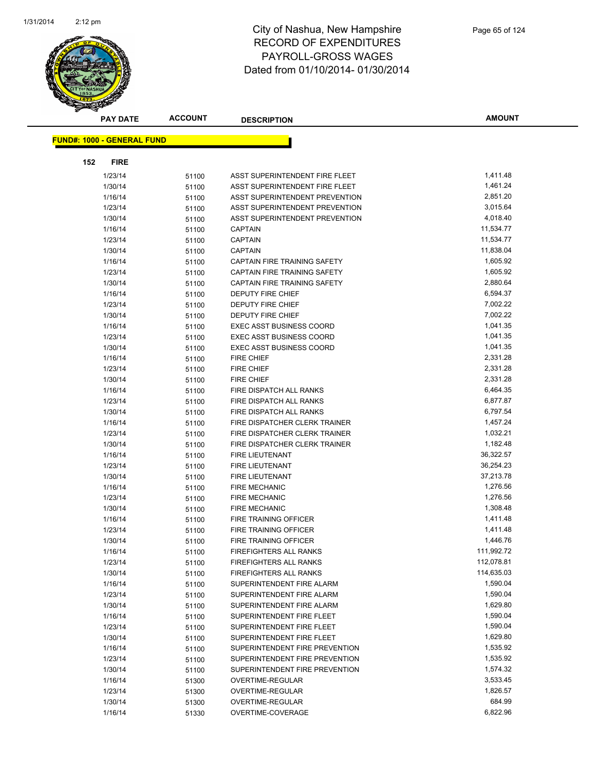# City of Nashua, New Hampshire
## RECORD OF EXPENDITURES
## PAYROLL-GROSS WAGES
## Dated from 01/10/2014- 01/30/2014

**FUND#: 1000 - GENERAL FUND**

**152 FIRE**

| PAY DATE | ACCOUNT | DESCRIPTION | AMOUNT |
|---|---|---|---|
| 1/23/14 | 51100 | ASST SUPERINTENDENT FIRE FLEET | 1,411.48 |
| 1/30/14 | 51100 | ASST SUPERINTENDENT FIRE FLEET | 1,461.24 |
| 1/16/14 | 51100 | ASST SUPERINTENDENT PREVENTION | 2,851.20 |
| 1/23/14 | 51100 | ASST SUPERINTENDENT PREVENTION | 3,015.64 |
| 1/30/14 | 51100 | ASST SUPERINTENDENT PREVENTION | 4,018.40 |
| 1/16/14 | 51100 | CAPTAIN | 11,534.77 |
| 1/23/14 | 51100 | CAPTAIN | 11,534.77 |
| 1/30/14 | 51100 | CAPTAIN | 11,838.04 |
| 1/16/14 | 51100 | CAPTAIN FIRE TRAINING SAFETY | 1,605.92 |
| 1/23/14 | 51100 | CAPTAIN FIRE TRAINING SAFETY | 1,605.92 |
| 1/30/14 | 51100 | CAPTAIN FIRE TRAINING SAFETY | 2,880.64 |
| 1/16/14 | 51100 | DEPUTY FIRE CHIEF | 6,594.37 |
| 1/23/14 | 51100 | DEPUTY FIRE CHIEF | 7,002.22 |
| 1/30/14 | 51100 | DEPUTY FIRE CHIEF | 7,002.22 |
| 1/16/14 | 51100 | EXEC ASST BUSINESS COORD | 1,041.35 |
| 1/23/14 | 51100 | EXEC ASST BUSINESS COORD | 1,041.35 |
| 1/30/14 | 51100 | EXEC ASST BUSINESS COORD | 1,041.35 |
| 1/16/14 | 51100 | FIRE CHIEF | 2,331.28 |
| 1/23/14 | 51100 | FIRE CHIEF | 2,331.28 |
| 1/30/14 | 51100 | FIRE CHIEF | 2,331.28 |
| 1/16/14 | 51100 | FIRE DISPATCH ALL RANKS | 6,464.35 |
| 1/23/14 | 51100 | FIRE DISPATCH ALL RANKS | 6,877.87 |
| 1/30/14 | 51100 | FIRE DISPATCH ALL RANKS | 6,797.54 |
| 1/16/14 | 51100 | FIRE DISPATCHER CLERK TRAINER | 1,457.24 |
| 1/23/14 | 51100 | FIRE DISPATCHER CLERK TRAINER | 1,032.21 |
| 1/30/14 | 51100 | FIRE DISPATCHER CLERK TRAINER | 1,182.48 |
| 1/16/14 | 51100 | FIRE LIEUTENANT | 36,322.57 |
| 1/23/14 | 51100 | FIRE LIEUTENANT | 36,254.23 |
| 1/30/14 | 51100 | FIRE LIEUTENANT | 37,213.78 |
| 1/16/14 | 51100 | FIRE MECHANIC | 1,276.56 |
| 1/23/14 | 51100 | FIRE MECHANIC | 1,276.56 |
| 1/30/14 | 51100 | FIRE MECHANIC | 1,308.48 |
| 1/16/14 | 51100 | FIRE TRAINING OFFICER | 1,411.48 |
| 1/23/14 | 51100 | FIRE TRAINING OFFICER | 1,411.48 |
| 1/30/14 | 51100 | FIRE TRAINING OFFICER | 1,446.76 |
| 1/16/14 | 51100 | FIREFIGHTERS ALL RANKS | 111,992.72 |
| 1/23/14 | 51100 | FIREFIGHTERS ALL RANKS | 112,078.81 |
| 1/30/14 | 51100 | FIREFIGHTERS ALL RANKS | 114,635.03 |
| 1/16/14 | 51100 | SUPERINTENDENT FIRE ALARM | 1,590.04 |
| 1/23/14 | 51100 | SUPERINTENDENT FIRE ALARM | 1,590.04 |
| 1/30/14 | 51100 | SUPERINTENDENT FIRE ALARM | 1,629.80 |
| 1/16/14 | 51100 | SUPERINTENDENT FIRE FLEET | 1,590.04 |
| 1/23/14 | 51100 | SUPERINTENDENT FIRE FLEET | 1,590.04 |
| 1/30/14 | 51100 | SUPERINTENDENT FIRE FLEET | 1,629.80 |
| 1/16/14 | 51100 | SUPERINTENDENT FIRE PREVENTION | 1,535.92 |
| 1/23/14 | 51100 | SUPERINTENDENT FIRE PREVENTION | 1,535.92 |
| 1/30/14 | 51100 | SUPERINTENDENT FIRE PREVENTION | 1,574.32 |
| 1/16/14 | 51300 | OVERTIME-REGULAR | 3,533.45 |
| 1/23/14 | 51300 | OVERTIME-REGULAR | 1,826.57 |
| 1/30/14 | 51300 | OVERTIME-REGULAR | 684.99 |
| 1/16/14 | 51330 | OVERTIME-COVERAGE | 6,822.96 |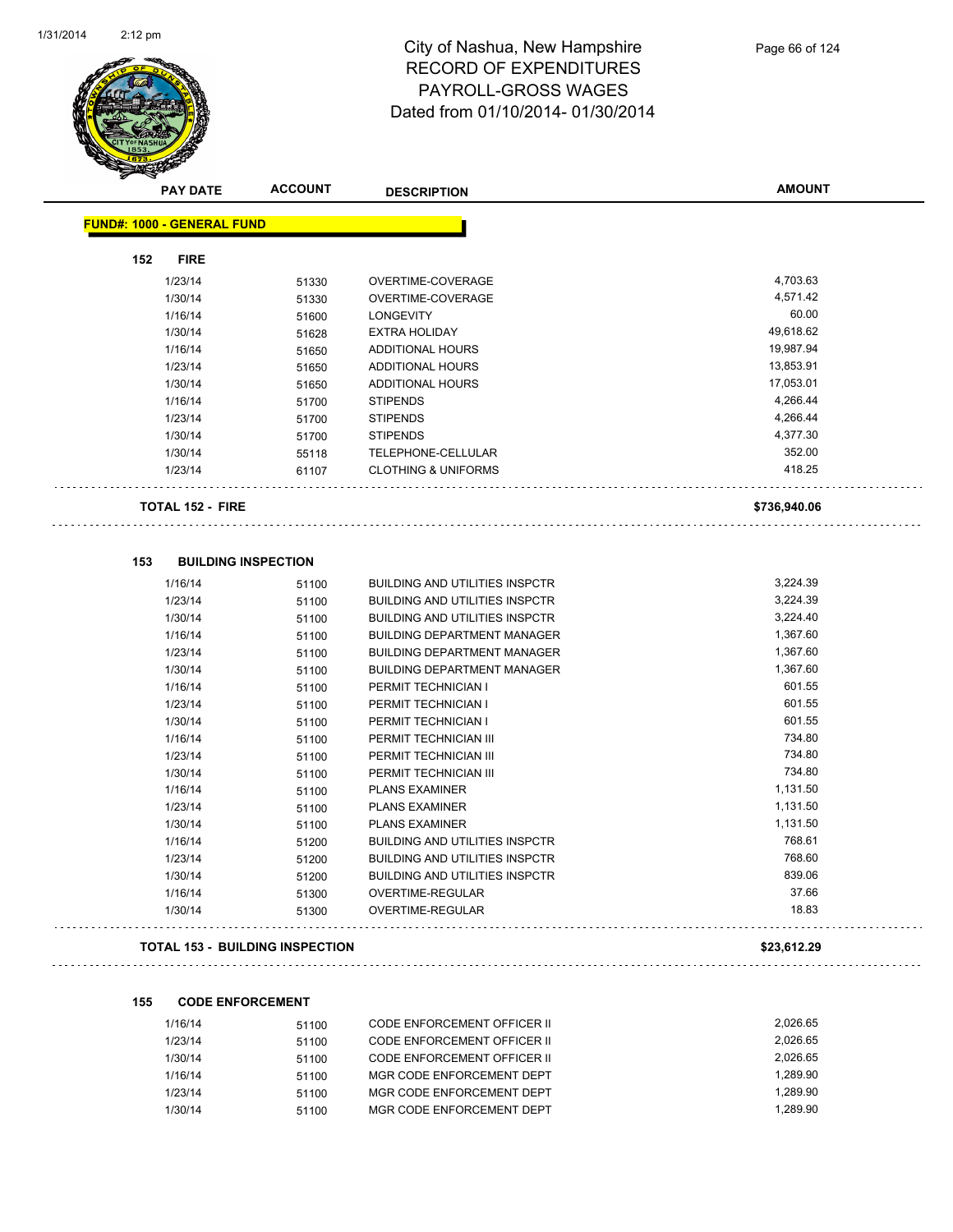# City of Nashua, New Hampshire
## RECORD OF EXPENDITURES
## PAYROLL-GROSS WAGES
## Dated from 01/10/2014- 01/30/2014

| PAY DATE | ACCOUNT | DESCRIPTION | AMOUNT |
|---|---|---|---|

**FUND#: 1000 - GENERAL FUND**

**152 FIRE**

| PAY DATE | ACCOUNT | DESCRIPTION | AMOUNT |
|---|---|---|---|
| 1/23/14 | 51330 | OVERTIME-COVERAGE | 4,703.63 |
| 1/30/14 | 51330 | OVERTIME-COVERAGE | 4,571.42 |
| 1/16/14 | 51600 | LONGEVITY | 60.00 |
| 1/30/14 | 51628 | EXTRA HOLIDAY | 49,618.62 |
| 1/16/14 | 51650 | ADDITIONAL HOURS | 19,987.94 |
| 1/23/14 | 51650 | ADDITIONAL HOURS | 13,853.91 |
| 1/30/14 | 51650 | ADDITIONAL HOURS | 17,053.01 |
| 1/16/14 | 51700 | STIPENDS | 4,266.44 |
| 1/23/14 | 51700 | STIPENDS | 4,266.44 |
| 1/30/14 | 51700 | STIPENDS | 4,377.30 |
| 1/30/14 | 55118 | TELEPHONE-CELLULAR | 352.00 |
| 1/23/14 | 61107 | CLOTHING & UNIFORMS | 418.25 |

**TOTAL 152 - FIRE** **$736,940.06**

**153 BUILDING INSPECTION**

| PAY DATE | ACCOUNT | DESCRIPTION | AMOUNT |
|---|---|---|---|
| 1/16/14 | 51100 | BUILDING AND UTILITIES INSPCTR | 3,224.39 |
| 1/23/14 | 51100 | BUILDING AND UTILITIES INSPCTR | 3,224.39 |
| 1/30/14 | 51100 | BUILDING AND UTILITIES INSPCTR | 3,224.40 |
| 1/16/14 | 51100 | BUILDING DEPARTMENT MANAGER | 1,367.60 |
| 1/23/14 | 51100 | BUILDING DEPARTMENT MANAGER | 1,367.60 |
| 1/30/14 | 51100 | BUILDING DEPARTMENT MANAGER | 1,367.60 |
| 1/16/14 | 51100 | PERMIT TECHNICIAN I | 601.55 |
| 1/23/14 | 51100 | PERMIT TECHNICIAN I | 601.55 |
| 1/30/14 | 51100 | PERMIT TECHNICIAN I | 601.55 |
| 1/16/14 | 51100 | PERMIT TECHNICIAN III | 734.80 |
| 1/23/14 | 51100 | PERMIT TECHNICIAN III | 734.80 |
| 1/30/14 | 51100 | PERMIT TECHNICIAN III | 734.80 |
| 1/16/14 | 51100 | PLANS EXAMINER | 1,131.50 |
| 1/23/14 | 51100 | PLANS EXAMINER | 1,131.50 |
| 1/30/14 | 51100 | PLANS EXAMINER | 1,131.50 |
| 1/16/14 | 51200 | BUILDING AND UTILITIES INSPCTR | 768.61 |
| 1/23/14 | 51200 | BUILDING AND UTILITIES INSPCTR | 768.60 |
| 1/30/14 | 51200 | BUILDING AND UTILITIES INSPCTR | 839.06 |
| 1/16/14 | 51300 | OVERTIME-REGULAR | 37.66 |
| 1/30/14 | 51300 | OVERTIME-REGULAR | 18.83 |

**TOTAL 153 - BUILDING INSPECTION** **$23,612.29**

**155 CODE ENFORCEMENT**

| PAY DATE | ACCOUNT | DESCRIPTION | AMOUNT |
|---|---|---|---|
| 1/16/14 | 51100 | CODE ENFORCEMENT OFFICER II | 2,026.65 |
| 1/23/14 | 51100 | CODE ENFORCEMENT OFFICER II | 2,026.65 |
| 1/30/14 | 51100 | CODE ENFORCEMENT OFFICER II | 2,026.65 |
| 1/16/14 | 51100 | MGR CODE ENFORCEMENT DEPT | 1,289.90 |
| 1/23/14 | 51100 | MGR CODE ENFORCEMENT DEPT | 1,289.90 |
| 1/30/14 | 51100 | MGR CODE ENFORCEMENT DEPT | 1,289.90 |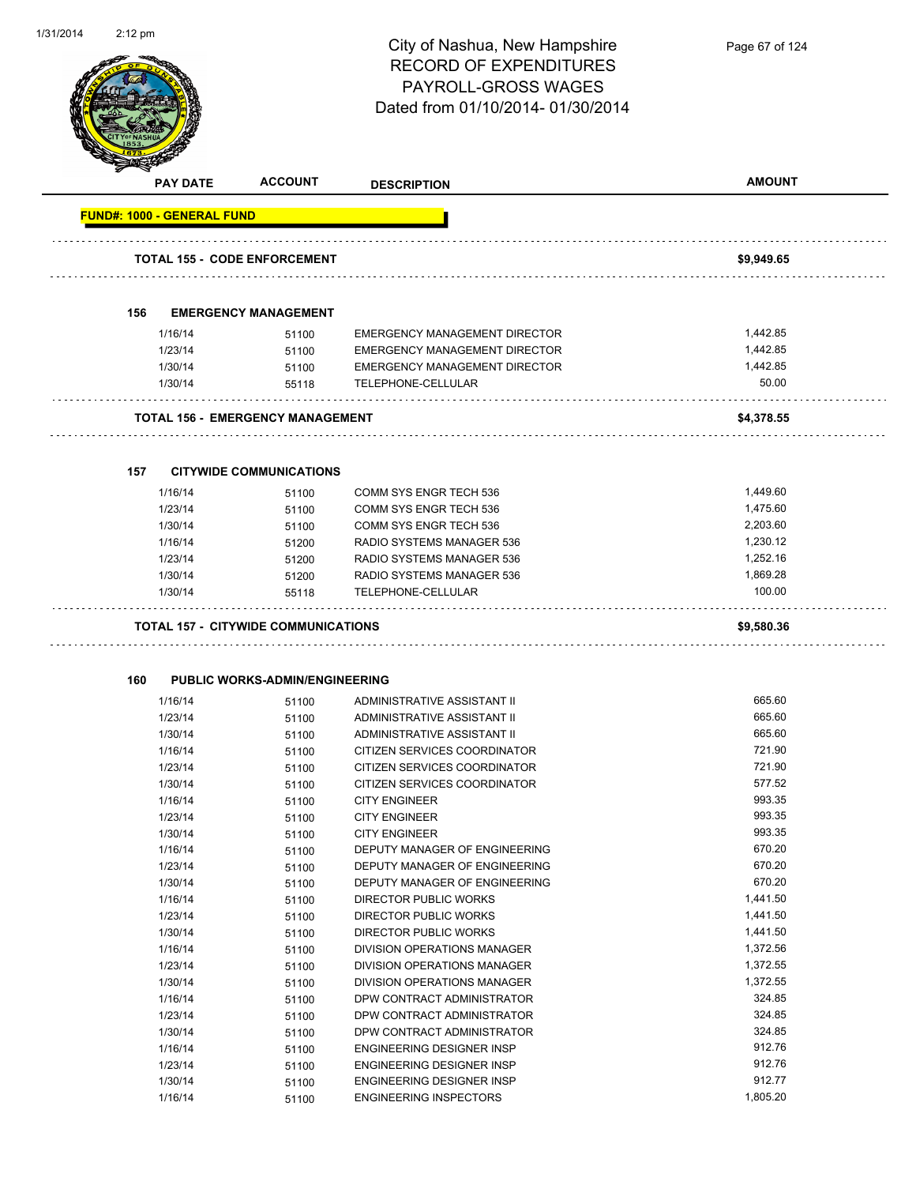# City of Nashua, New Hampshire
## RECORD OF EXPENDITURES
## PAYROLL-GROSS WAGES
## Dated from 01/10/2014- 01/30/2014

| PAY DATE | ACCOUNT | DESCRIPTION | AMOUNT |
|---|---|---|---|
| **FUND#: 1000 - GENERAL FUND** | | | |
| **TOTAL 155 - CODE ENFORCEMENT** | | | **$9,949.65** |
| **156 EMERGENCY MANAGEMENT** | | | |
| 1/16/14 | 51100 | EMERGENCY MANAGEMENT DIRECTOR | 1,442.85 |
| 1/23/14 | 51100 | EMERGENCY MANAGEMENT DIRECTOR | 1,442.85 |
| 1/30/14 | 51100 | EMERGENCY MANAGEMENT DIRECTOR | 1,442.85 |
| 1/30/14 | 55118 | TELEPHONE-CELLULAR | 50.00 |
| **TOTAL 156 - EMERGENCY MANAGEMENT** | | | **$4,378.55** |
| **157 CITYWIDE COMMUNICATIONS** | | | |
| 1/16/14 | 51100 | COMM SYS ENGR TECH 536 | 1,449.60 |
| 1/23/14 | 51100 | COMM SYS ENGR TECH 536 | 1,475.60 |
| 1/30/14 | 51100 | COMM SYS ENGR TECH 536 | 2,203.60 |
| 1/16/14 | 51200 | RADIO SYSTEMS MANAGER 536 | 1,230.12 |
| 1/23/14 | 51200 | RADIO SYSTEMS MANAGER 536 | 1,252.16 |
| 1/30/14 | 51200 | RADIO SYSTEMS MANAGER 536 | 1,869.28 |
| 1/30/14 | 55118 | TELEPHONE-CELLULAR | 100.00 |
| **TOTAL 157 - CITYWIDE COMMUNICATIONS** | | | **$9,580.36** |
| **160 PUBLIC WORKS-ADMIN/ENGINEERING** | | | |
| 1/16/14 | 51100 | ADMINISTRATIVE ASSISTANT II | 665.60 |
| 1/23/14 | 51100 | ADMINISTRATIVE ASSISTANT II | 665.60 |
| 1/30/14 | 51100 | ADMINISTRATIVE ASSISTANT II | 665.60 |
| 1/16/14 | 51100 | CITIZEN SERVICES COORDINATOR | 721.90 |
| 1/23/14 | 51100 | CITIZEN SERVICES COORDINATOR | 721.90 |
| 1/30/14 | 51100 | CITIZEN SERVICES COORDINATOR | 577.52 |
| 1/16/14 | 51100 | CITY ENGINEER | 993.35 |
| 1/23/14 | 51100 | CITY ENGINEER | 993.35 |
| 1/30/14 | 51100 | CITY ENGINEER | 993.35 |
| 1/16/14 | 51100 | DEPUTY MANAGER OF ENGINEERING | 670.20 |
| 1/23/14 | 51100 | DEPUTY MANAGER OF ENGINEERING | 670.20 |
| 1/30/14 | 51100 | DEPUTY MANAGER OF ENGINEERING | 670.20 |
| 1/16/14 | 51100 | DIRECTOR PUBLIC WORKS | 1,441.50 |
| 1/23/14 | 51100 | DIRECTOR PUBLIC WORKS | 1,441.50 |
| 1/30/14 | 51100 | DIRECTOR PUBLIC WORKS | 1,441.50 |
| 1/16/14 | 51100 | DIVISION OPERATIONS MANAGER | 1,372.56 |
| 1/23/14 | 51100 | DIVISION OPERATIONS MANAGER | 1,372.55 |
| 1/30/14 | 51100 | DIVISION OPERATIONS MANAGER | 1,372.55 |
| 1/16/14 | 51100 | DPW CONTRACT ADMINISTRATOR | 324.85 |
| 1/23/14 | 51100 | DPW CONTRACT ADMINISTRATOR | 324.85 |
| 1/30/14 | 51100 | DPW CONTRACT ADMINISTRATOR | 324.85 |
| 1/16/14 | 51100 | ENGINEERING DESIGNER INSP | 912.76 |
| 1/23/14 | 51100 | ENGINEERING DESIGNER INSP | 912.76 |
| 1/30/14 | 51100 | ENGINEERING DESIGNER INSP | 912.77 |
| 1/16/14 | 51100 | ENGINEERING INSPECTORS | 1,805.20 |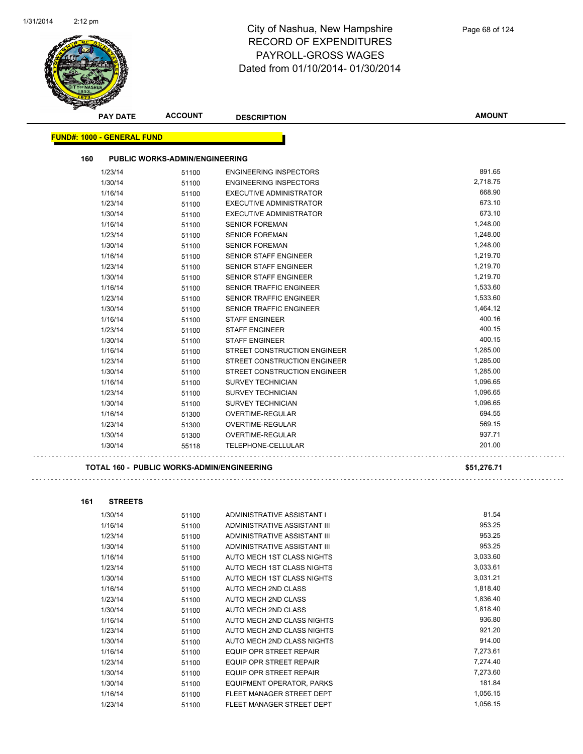# City of Nashua, New Hampshire
## RECORD OF EXPENDITURES
## PAYROLL-GROSS WAGES
Dated from 01/10/2014- 01/30/2014

| PAY DATE | ACCOUNT | DESCRIPTION | AMOUNT |
|---|---|---|---|

**FUND#: 1000 - GENERAL FUND**

**160 PUBLIC WORKS-ADMIN/ENGINEERING**

| PAY DATE | ACCOUNT | DESCRIPTION | AMOUNT |
|---|---|---|---|
| 1/23/14 | 51100 | ENGINEERING INSPECTORS | 891.65 |
| 1/30/14 | 51100 | ENGINEERING INSPECTORS | 2,718.75 |
| 1/16/14 | 51100 | EXECUTIVE ADMINISTRATOR | 668.90 |
| 1/23/14 | 51100 | EXECUTIVE ADMINISTRATOR | 673.10 |
| 1/30/14 | 51100 | EXECUTIVE ADMINISTRATOR | 673.10 |
| 1/16/14 | 51100 | SENIOR FOREMAN | 1,248.00 |
| 1/23/14 | 51100 | SENIOR FOREMAN | 1,248.00 |
| 1/30/14 | 51100 | SENIOR FOREMAN | 1,248.00 |
| 1/16/14 | 51100 | SENIOR STAFF ENGINEER | 1,219.70 |
| 1/23/14 | 51100 | SENIOR STAFF ENGINEER | 1,219.70 |
| 1/30/14 | 51100 | SENIOR STAFF ENGINEER | 1,219.70 |
| 1/16/14 | 51100 | SENIOR TRAFFIC ENGINEER | 1,533.60 |
| 1/23/14 | 51100 | SENIOR TRAFFIC ENGINEER | 1,533.60 |
| 1/30/14 | 51100 | SENIOR TRAFFIC ENGINEER | 1,464.12 |
| 1/16/14 | 51100 | STAFF ENGINEER | 400.16 |
| 1/23/14 | 51100 | STAFF ENGINEER | 400.15 |
| 1/30/14 | 51100 | STAFF ENGINEER | 400.15 |
| 1/16/14 | 51100 | STREET CONSTRUCTION ENGINEER | 1,285.00 |
| 1/23/14 | 51100 | STREET CONSTRUCTION ENGINEER | 1,285.00 |
| 1/30/14 | 51100 | STREET CONSTRUCTION ENGINEER | 1,285.00 |
| 1/16/14 | 51100 | SURVEY TECHNICIAN | 1,096.65 |
| 1/23/14 | 51100 | SURVEY TECHNICIAN | 1,096.65 |
| 1/30/14 | 51100 | SURVEY TECHNICIAN | 1,096.65 |
| 1/16/14 | 51300 | OVERTIME-REGULAR | 694.55 |
| 1/23/14 | 51300 | OVERTIME-REGULAR | 569.15 |
| 1/30/14 | 51300 | OVERTIME-REGULAR | 937.71 |
| 1/30/14 | 55118 | TELEPHONE-CELLULAR | 201.00 |

**TOTAL 160 - PUBLIC WORKS-ADMIN/ENGINEERING** **$51,276.71**

**161 STREETS**

| PAY DATE | ACCOUNT | DESCRIPTION | AMOUNT |
|---|---|---|---|
| 1/30/14 | 51100 | ADMINISTRATIVE ASSISTANT I | 81.54 |
| 1/16/14 | 51100 | ADMINISTRATIVE ASSISTANT III | 953.25 |
| 1/23/14 | 51100 | ADMINISTRATIVE ASSISTANT III | 953.25 |
| 1/30/14 | 51100 | ADMINISTRATIVE ASSISTANT III | 953.25 |
| 1/16/14 | 51100 | AUTO MECH 1ST CLASS NIGHTS | 3,033.60 |
| 1/23/14 | 51100 | AUTO MECH 1ST CLASS NIGHTS | 3,033.61 |
| 1/30/14 | 51100 | AUTO MECH 1ST CLASS NIGHTS | 3,031.21 |
| 1/16/14 | 51100 | AUTO MECH 2ND CLASS | 1,818.40 |
| 1/23/14 | 51100 | AUTO MECH 2ND CLASS | 1,836.40 |
| 1/30/14 | 51100 | AUTO MECH 2ND CLASS | 1,818.40 |
| 1/16/14 | 51100 | AUTO MECH 2ND CLASS NIGHTS | 936.80 |
| 1/23/14 | 51100 | AUTO MECH 2ND CLASS NIGHTS | 921.20 |
| 1/30/14 | 51100 | AUTO MECH 2ND CLASS NIGHTS | 914.00 |
| 1/16/14 | 51100 | EQUIP OPR STREET REPAIR | 7,273.61 |
| 1/23/14 | 51100 | EQUIP OPR STREET REPAIR | 7,274.40 |
| 1/30/14 | 51100 | EQUIP OPR STREET REPAIR | 7,273.60 |
| 1/30/14 | 51100 | EQUIPMENT OPERATOR, PARKS | 181.84 |
| 1/16/14 | 51100 | FLEET MANAGER STREET DEPT | 1,056.15 |
| 1/23/14 | 51100 | FLEET MANAGER STREET DEPT | 1,056.15 |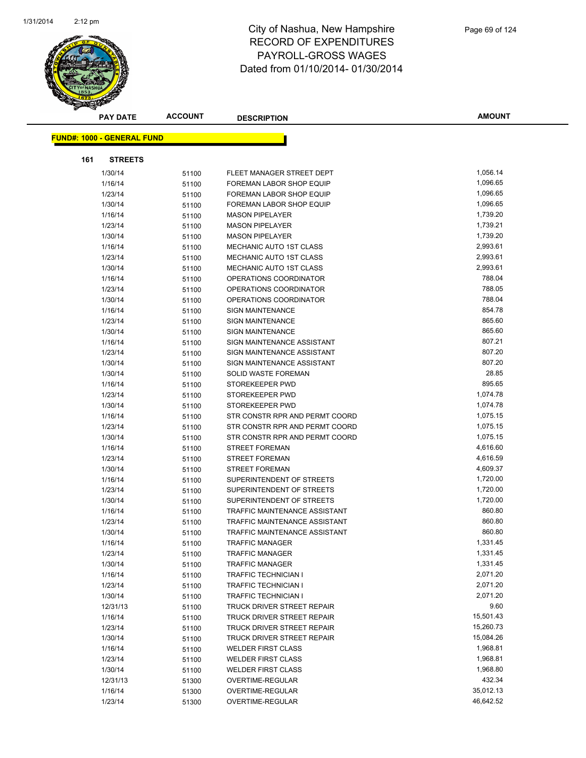# City of Nashua, New Hampshire
## RECORD OF EXPENDITURES
## PAYROLL-GROSS WAGES
## Dated from 01/10/2014- 01/30/2014

**FUND#: 1000 - GENERAL FUND**

**161 STREETS**

| PAY DATE | ACCOUNT | DESCRIPTION | AMOUNT |
|---|---|---|---|
| 1/30/14 | 51100 | FLEET MANAGER STREET DEPT | 1,056.14 |
| 1/16/14 | 51100 | FOREMAN LABOR SHOP EQUIP | 1,096.65 |
| 1/23/14 | 51100 | FOREMAN LABOR SHOP EQUIP | 1,096.65 |
| 1/30/14 | 51100 | FOREMAN LABOR SHOP EQUIP | 1,096.65 |
| 1/16/14 | 51100 | MASON PIPELAYER | 1,739.20 |
| 1/23/14 | 51100 | MASON PIPELAYER | 1,739.21 |
| 1/30/14 | 51100 | MASON PIPELAYER | 1,739.20 |
| 1/16/14 | 51100 | MECHANIC AUTO 1ST CLASS | 2,993.61 |
| 1/23/14 | 51100 | MECHANIC AUTO 1ST CLASS | 2,993.61 |
| 1/30/14 | 51100 | MECHANIC AUTO 1ST CLASS | 2,993.61 |
| 1/16/14 | 51100 | OPERATIONS COORDINATOR | 788.04 |
| 1/23/14 | 51100 | OPERATIONS COORDINATOR | 788.05 |
| 1/30/14 | 51100 | OPERATIONS COORDINATOR | 788.04 |
| 1/16/14 | 51100 | SIGN MAINTENANCE | 854.78 |
| 1/23/14 | 51100 | SIGN MAINTENANCE | 865.60 |
| 1/30/14 | 51100 | SIGN MAINTENANCE | 865.60 |
| 1/16/14 | 51100 | SIGN MAINTENANCE ASSISTANT | 807.21 |
| 1/23/14 | 51100 | SIGN MAINTENANCE ASSISTANT | 807.20 |
| 1/30/14 | 51100 | SIGN MAINTENANCE ASSISTANT | 807.20 |
| 1/30/14 | 51100 | SOLID WASTE FOREMAN | 28.85 |
| 1/16/14 | 51100 | STOREKEEPER PWD | 895.65 |
| 1/23/14 | 51100 | STOREKEEPER PWD | 1,074.78 |
| 1/30/14 | 51100 | STOREKEEPER PWD | 1,074.78 |
| 1/16/14 | 51100 | STR CONSTR RPR AND PERMT COORD | 1,075.15 |
| 1/23/14 | 51100 | STR CONSTR RPR AND PERMT COORD | 1,075.15 |
| 1/30/14 | 51100 | STR CONSTR RPR AND PERMT COORD | 1,075.15 |
| 1/16/14 | 51100 | STREET FOREMAN | 4,616.60 |
| 1/23/14 | 51100 | STREET FOREMAN | 4,616.59 |
| 1/30/14 | 51100 | STREET FOREMAN | 4,609.37 |
| 1/16/14 | 51100 | SUPERINTENDENT OF STREETS | 1,720.00 |
| 1/23/14 | 51100 | SUPERINTENDENT OF STREETS | 1,720.00 |
| 1/30/14 | 51100 | SUPERINTENDENT OF STREETS | 1,720.00 |
| 1/16/14 | 51100 | TRAFFIC MAINTENANCE ASSISTANT | 860.80 |
| 1/23/14 | 51100 | TRAFFIC MAINTENANCE ASSISTANT | 860.80 |
| 1/30/14 | 51100 | TRAFFIC MAINTENANCE ASSISTANT | 860.80 |
| 1/16/14 | 51100 | TRAFFIC MANAGER | 1,331.45 |
| 1/23/14 | 51100 | TRAFFIC MANAGER | 1,331.45 |
| 1/30/14 | 51100 | TRAFFIC MANAGER | 1,331.45 |
| 1/16/14 | 51100 | TRAFFIC TECHNICIAN I | 2,071.20 |
| 1/23/14 | 51100 | TRAFFIC TECHNICIAN I | 2,071.20 |
| 1/30/14 | 51100 | TRAFFIC TECHNICIAN I | 2,071.20 |
| 12/31/13 | 51100 | TRUCK DRIVER STREET REPAIR | 9.60 |
| 1/16/14 | 51100 | TRUCK DRIVER STREET REPAIR | 15,501.43 |
| 1/23/14 | 51100 | TRUCK DRIVER STREET REPAIR | 15,260.73 |
| 1/30/14 | 51100 | TRUCK DRIVER STREET REPAIR | 15,084.26 |
| 1/16/14 | 51100 | WELDER FIRST CLASS | 1,968.81 |
| 1/23/14 | 51100 | WELDER FIRST CLASS | 1,968.81 |
| 1/30/14 | 51100 | WELDER FIRST CLASS | 1,968.80 |
| 12/31/13 | 51300 | OVERTIME-REGULAR | 432.34 |
| 1/16/14 | 51300 | OVERTIME-REGULAR | 35,012.13 |
| 1/23/14 | 51300 | OVERTIME-REGULAR | 46,642.52 |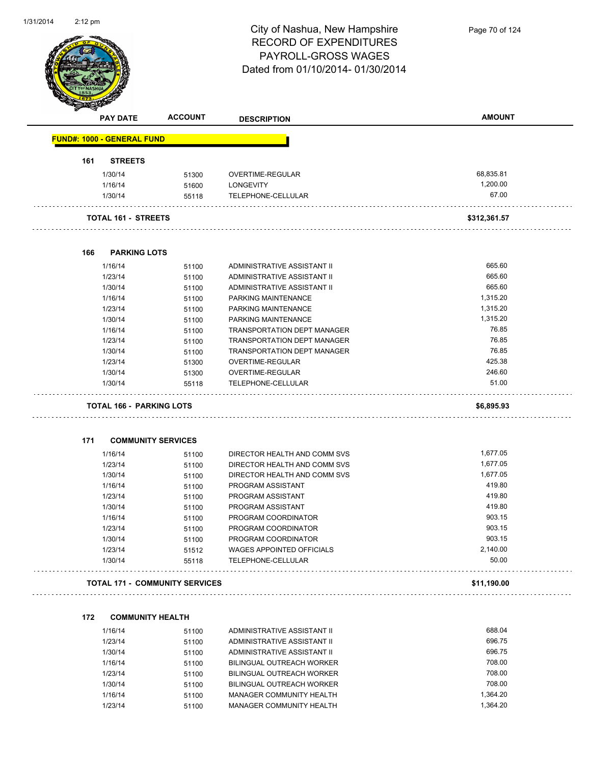# City of Nashua, New Hampshire
## RECORD OF EXPENDITURES
## PAYROLL-GROSS WAGES
Dated from 01/10/2014- 01/30/2014

| PAY DATE | ACCOUNT | DESCRIPTION | AMOUNT |
|---|---|---|---|

**FUND#: 1000 - GENERAL FUND**

**161 STREETS**

| PAY DATE | ACCOUNT | DESCRIPTION | AMOUNT |
|---|---|---|---|
| 1/30/14 | 51300 | OVERTIME-REGULAR | 68,835.81 |
| 1/16/14 | 51600 | LONGEVITY | 1,200.00 |
| 1/30/14 | 55118 | TELEPHONE-CELLULAR | 67.00 |
| **TOTAL 161 - STREETS** | | | **$312,361.57** |

**166 PARKING LOTS**

| PAY DATE | ACCOUNT | DESCRIPTION | AMOUNT |
|---|---|---|---|
| 1/16/14 | 51100 | ADMINISTRATIVE ASSISTANT II | 665.60 |
| 1/23/14 | 51100 | ADMINISTRATIVE ASSISTANT II | 665.60 |
| 1/30/14 | 51100 | ADMINISTRATIVE ASSISTANT II | 665.60 |
| 1/16/14 | 51100 | PARKING MAINTENANCE | 1,315.20 |
| 1/23/14 | 51100 | PARKING MAINTENANCE | 1,315.20 |
| 1/30/14 | 51100 | PARKING MAINTENANCE | 1,315.20 |
| 1/16/14 | 51100 | TRANSPORTATION DEPT MANAGER | 76.85 |
| 1/23/14 | 51100 | TRANSPORTATION DEPT MANAGER | 76.85 |
| 1/30/14 | 51100 | TRANSPORTATION DEPT MANAGER | 76.85 |
| 1/23/14 | 51300 | OVERTIME-REGULAR | 425.38 |
| 1/30/14 | 51300 | OVERTIME-REGULAR | 246.60 |
| 1/30/14 | 55118 | TELEPHONE-CELLULAR | 51.00 |
| **TOTAL 166 - PARKING LOTS** | | | **$6,895.93** |

**171 COMMUNITY SERVICES**

| PAY DATE | ACCOUNT | DESCRIPTION | AMOUNT |
|---|---|---|---|
| 1/16/14 | 51100 | DIRECTOR HEALTH AND COMM SVS | 1,677.05 |
| 1/23/14 | 51100 | DIRECTOR HEALTH AND COMM SVS | 1,677.05 |
| 1/30/14 | 51100 | DIRECTOR HEALTH AND COMM SVS | 1,677.05 |
| 1/16/14 | 51100 | PROGRAM ASSISTANT | 419.80 |
| 1/23/14 | 51100 | PROGRAM ASSISTANT | 419.80 |
| 1/30/14 | 51100 | PROGRAM ASSISTANT | 419.80 |
| 1/16/14 | 51100 | PROGRAM COORDINATOR | 903.15 |
| 1/23/14 | 51100 | PROGRAM COORDINATOR | 903.15 |
| 1/30/14 | 51100 | PROGRAM COORDINATOR | 903.15 |
| 1/23/14 | 51512 | WAGES APPOINTED OFFICIALS | 2,140.00 |
| 1/30/14 | 55118 | TELEPHONE-CELLULAR | 50.00 |
| **TOTAL 171 - COMMUNITY SERVICES** | | | **$11,190.00** |

**172 COMMUNITY HEALTH**

| PAY DATE | ACCOUNT | DESCRIPTION | AMOUNT |
|---|---|---|---|
| 1/16/14 | 51100 | ADMINISTRATIVE ASSISTANT II | 688.04 |
| 1/23/14 | 51100 | ADMINISTRATIVE ASSISTANT II | 696.75 |
| 1/30/14 | 51100 | ADMINISTRATIVE ASSISTANT II | 696.75 |
| 1/16/14 | 51100 | BILINGUAL OUTREACH WORKER | 708.00 |
| 1/23/14 | 51100 | BILINGUAL OUTREACH WORKER | 708.00 |
| 1/30/14 | 51100 | BILINGUAL OUTREACH WORKER | 708.00 |
| 1/16/14 | 51100 | MANAGER COMMUNITY HEALTH | 1,364.20 |
| 1/23/14 | 51100 | MANAGER COMMUNITY HEALTH | 1,364.20 |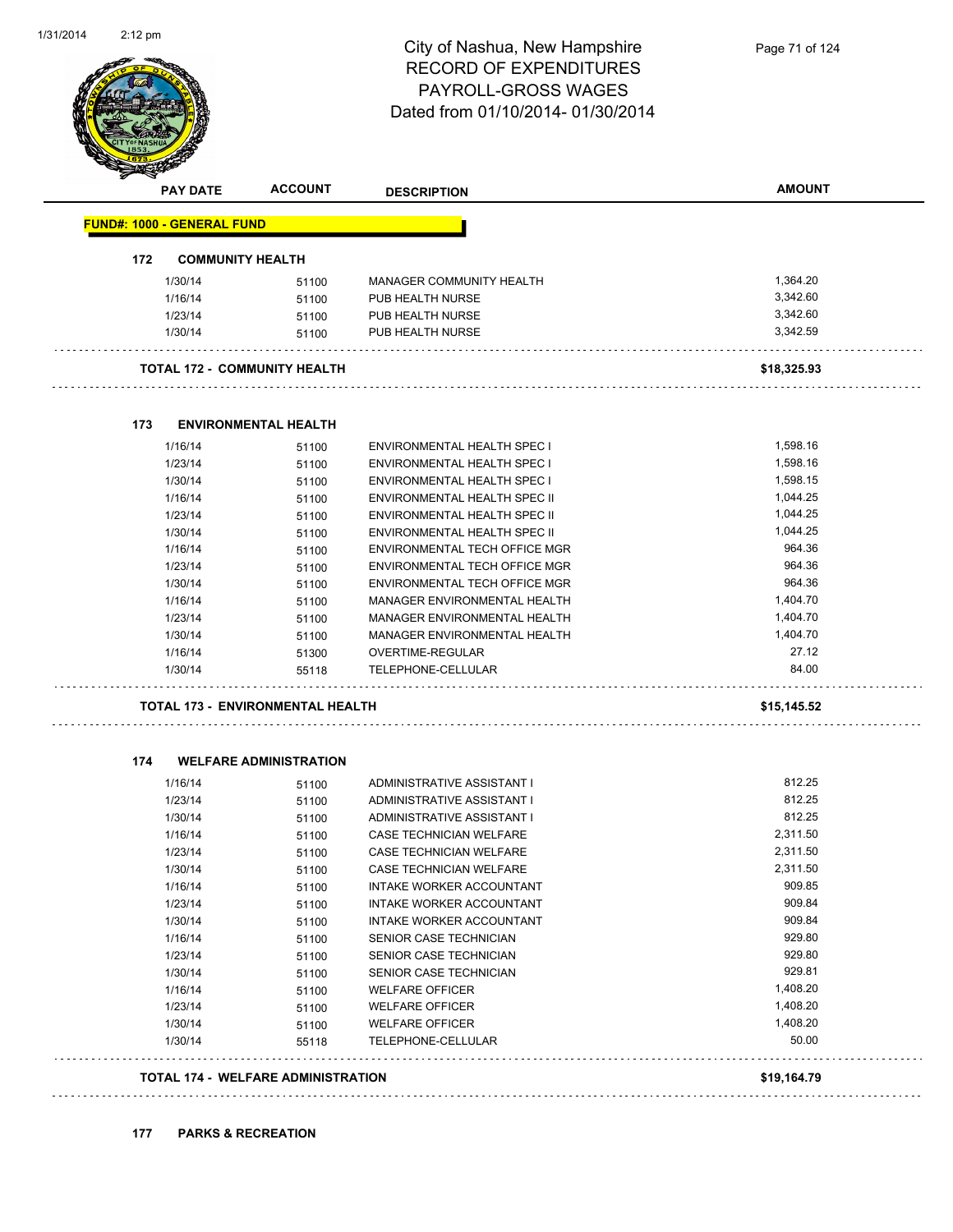# City of Nashua, New Hampshire
## RECORD OF EXPENDITURES
## PAYROLL-GROSS WAGES
Dated from 01/10/2014- 01/30/2014

| PAY DATE | ACCOUNT | DESCRIPTION | AMOUNT |
|---|---|---|---|
| **FUND#: 1000 - GENERAL FUND** | | | |
| **172 COMMUNITY HEALTH** | | | |
| 1/30/14 | 51100 | MANAGER COMMUNITY HEALTH | 1,364.20 |
| 1/16/14 | 51100 | PUB HEALTH NURSE | 3,342.60 |
| 1/23/14 | 51100 | PUB HEALTH NURSE | 3,342.60 |
| 1/30/14 | 51100 | PUB HEALTH NURSE | 3,342.59 |
| **TOTAL 172 - COMMUNITY HEALTH** | | | **$18,325.93** |
| **173 ENVIRONMENTAL HEALTH** | | | |
| 1/16/14 | 51100 | ENVIRONMENTAL HEALTH SPEC I | 1,598.16 |
| 1/23/14 | 51100 | ENVIRONMENTAL HEALTH SPEC I | 1,598.16 |
| 1/30/14 | 51100 | ENVIRONMENTAL HEALTH SPEC I | 1,598.15 |
| 1/16/14 | 51100 | ENVIRONMENTAL HEALTH SPEC II | 1,044.25 |
| 1/23/14 | 51100 | ENVIRONMENTAL HEALTH SPEC II | 1,044.25 |
| 1/30/14 | 51100 | ENVIRONMENTAL HEALTH SPEC II | 1,044.25 |
| 1/16/14 | 51100 | ENVIRONMENTAL TECH OFFICE MGR | 964.36 |
| 1/23/14 | 51100 | ENVIRONMENTAL TECH OFFICE MGR | 964.36 |
| 1/30/14 | 51100 | ENVIRONMENTAL TECH OFFICE MGR | 964.36 |
| 1/16/14 | 51100 | MANAGER ENVIRONMENTAL HEALTH | 1,404.70 |
| 1/23/14 | 51100 | MANAGER ENVIRONMENTAL HEALTH | 1,404.70 |
| 1/30/14 | 51100 | MANAGER ENVIRONMENTAL HEALTH | 1,404.70 |
| 1/16/14 | 51300 | OVERTIME-REGULAR | 27.12 |
| 1/30/14 | 55118 | TELEPHONE-CELLULAR | 84.00 |
| **TOTAL 173 - ENVIRONMENTAL HEALTH** | | | **$15,145.52** |
| **174 WELFARE ADMINISTRATION** | | | |
| 1/16/14 | 51100 | ADMINISTRATIVE ASSISTANT I | 812.25 |
| 1/23/14 | 51100 | ADMINISTRATIVE ASSISTANT I | 812.25 |
| 1/30/14 | 51100 | ADMINISTRATIVE ASSISTANT I | 812.25 |
| 1/16/14 | 51100 | CASE TECHNICIAN WELFARE | 2,311.50 |
| 1/23/14 | 51100 | CASE TECHNICIAN WELFARE | 2,311.50 |
| 1/30/14 | 51100 | CASE TECHNICIAN WELFARE | 2,311.50 |
| 1/16/14 | 51100 | INTAKE WORKER ACCOUNTANT | 909.85 |
| 1/23/14 | 51100 | INTAKE WORKER ACCOUNTANT | 909.84 |
| 1/30/14 | 51100 | INTAKE WORKER ACCOUNTANT | 909.84 |
| 1/16/14 | 51100 | SENIOR CASE TECHNICIAN | 929.80 |
| 1/23/14 | 51100 | SENIOR CASE TECHNICIAN | 929.80 |
| 1/30/14 | 51100 | SENIOR CASE TECHNICIAN | 929.81 |
| 1/16/14 | 51100 | WELFARE OFFICER | 1,408.20 |
| 1/23/14 | 51100 | WELFARE OFFICER | 1,408.20 |
| 1/30/14 | 51100 | WELFARE OFFICER | 1,408.20 |
| 1/30/14 | 55118 | TELEPHONE-CELLULAR | 50.00 |
| **TOTAL 174 - WELFARE ADMINISTRATION** | | | **$19,164.79** |
| **177 PARKS & RECREATION** | | | |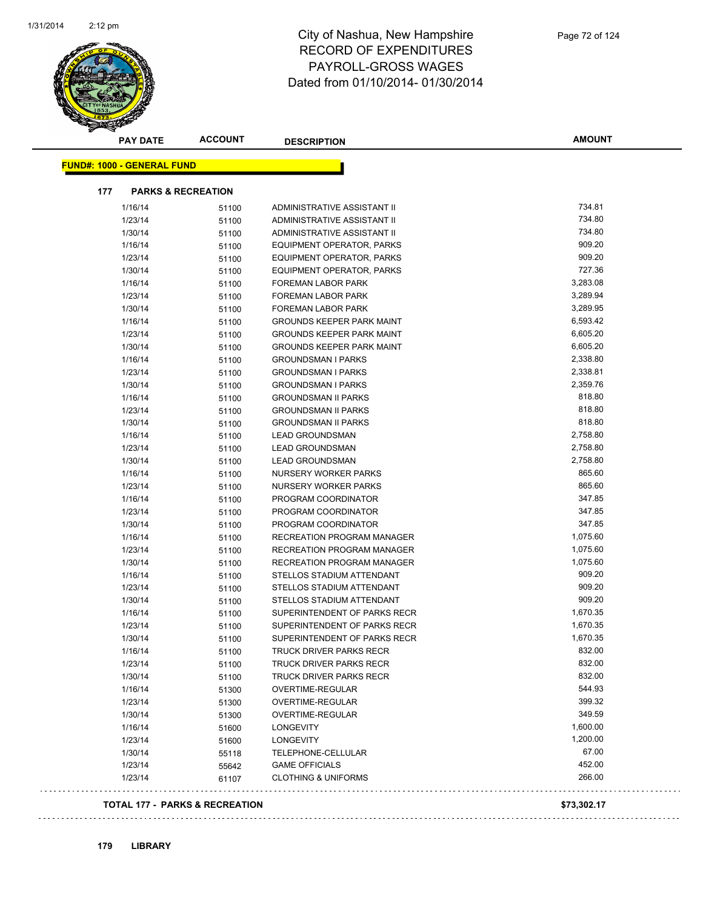# City of Nashua, New Hampshire
## RECORD OF EXPENDITURES
## PAYROLL-GROSS WAGES
## Dated from 01/10/2014- 01/30/2014

**FUND#: 1000 - GENERAL FUND**

**177 PARKS & RECREATION**

| PAY DATE | ACCOUNT | DESCRIPTION | AMOUNT |
|---|---|---|---|
| 1/16/14 | 51100 | ADMINISTRATIVE ASSISTANT II | 734.81 |
| 1/23/14 | 51100 | ADMINISTRATIVE ASSISTANT II | 734.80 |
| 1/30/14 | 51100 | ADMINISTRATIVE ASSISTANT II | 734.80 |
| 1/16/14 | 51100 | EQUIPMENT OPERATOR, PARKS | 909.20 |
| 1/23/14 | 51100 | EQUIPMENT OPERATOR, PARKS | 909.20 |
| 1/30/14 | 51100 | EQUIPMENT OPERATOR, PARKS | 727.36 |
| 1/16/14 | 51100 | FOREMAN LABOR PARK | 3,283.08 |
| 1/23/14 | 51100 | FOREMAN LABOR PARK | 3,289.94 |
| 1/30/14 | 51100 | FOREMAN LABOR PARK | 3,289.95 |
| 1/16/14 | 51100 | GROUNDS KEEPER PARK MAINT | 6,593.42 |
| 1/23/14 | 51100 | GROUNDS KEEPER PARK MAINT | 6,605.20 |
| 1/30/14 | 51100 | GROUNDS KEEPER PARK MAINT | 6,605.20 |
| 1/16/14 | 51100 | GROUNDSMAN I PARKS | 2,338.80 |
| 1/23/14 | 51100 | GROUNDSMAN I PARKS | 2,338.81 |
| 1/30/14 | 51100 | GROUNDSMAN I PARKS | 2,359.76 |
| 1/16/14 | 51100 | GROUNDSMAN II PARKS | 818.80 |
| 1/23/14 | 51100 | GROUNDSMAN II PARKS | 818.80 |
| 1/30/14 | 51100 | GROUNDSMAN II PARKS | 818.80 |
| 1/16/14 | 51100 | LEAD GROUNDSMAN | 2,758.80 |
| 1/23/14 | 51100 | LEAD GROUNDSMAN | 2,758.80 |
| 1/30/14 | 51100 | LEAD GROUNDSMAN | 2,758.80 |
| 1/16/14 | 51100 | NURSERY WORKER PARKS | 865.60 |
| 1/23/14 | 51100 | NURSERY WORKER PARKS | 865.60 |
| 1/16/14 | 51100 | PROGRAM COORDINATOR | 347.85 |
| 1/23/14 | 51100 | PROGRAM COORDINATOR | 347.85 |
| 1/30/14 | 51100 | PROGRAM COORDINATOR | 347.85 |
| 1/16/14 | 51100 | RECREATION PROGRAM MANAGER | 1,075.60 |
| 1/23/14 | 51100 | RECREATION PROGRAM MANAGER | 1,075.60 |
| 1/30/14 | 51100 | RECREATION PROGRAM MANAGER | 1,075.60 |
| 1/16/14 | 51100 | STELLOS STADIUM ATTENDANT | 909.20 |
| 1/23/14 | 51100 | STELLOS STADIUM ATTENDANT | 909.20 |
| 1/30/14 | 51100 | STELLOS STADIUM ATTENDANT | 909.20 |
| 1/16/14 | 51100 | SUPERINTENDENT OF PARKS RECR | 1,670.35 |
| 1/23/14 | 51100 | SUPERINTENDENT OF PARKS RECR | 1,670.35 |
| 1/30/14 | 51100 | SUPERINTENDENT OF PARKS RECR | 1,670.35 |
| 1/16/14 | 51100 | TRUCK DRIVER PARKS RECR | 832.00 |
| 1/23/14 | 51100 | TRUCK DRIVER PARKS RECR | 832.00 |
| 1/30/14 | 51100 | TRUCK DRIVER PARKS RECR | 832.00 |
| 1/16/14 | 51300 | OVERTIME-REGULAR | 544.93 |
| 1/23/14 | 51300 | OVERTIME-REGULAR | 399.32 |
| 1/30/14 | 51300 | OVERTIME-REGULAR | 349.59 |
| 1/16/14 | 51600 | LONGEVITY | 1,600.00 |
| 1/23/14 | 51600 | LONGEVITY | 1,200.00 |
| 1/30/14 | 55118 | TELEPHONE-CELLULAR | 67.00 |
| 1/23/14 | 55642 | GAME OFFICIALS | 452.00 |
| 1/23/14 | 61107 | CLOTHING & UNIFORMS | 266.00 |

**TOTAL 177 - PARKS & RECREATION** **$73,302.17**

**179 LIBRARY**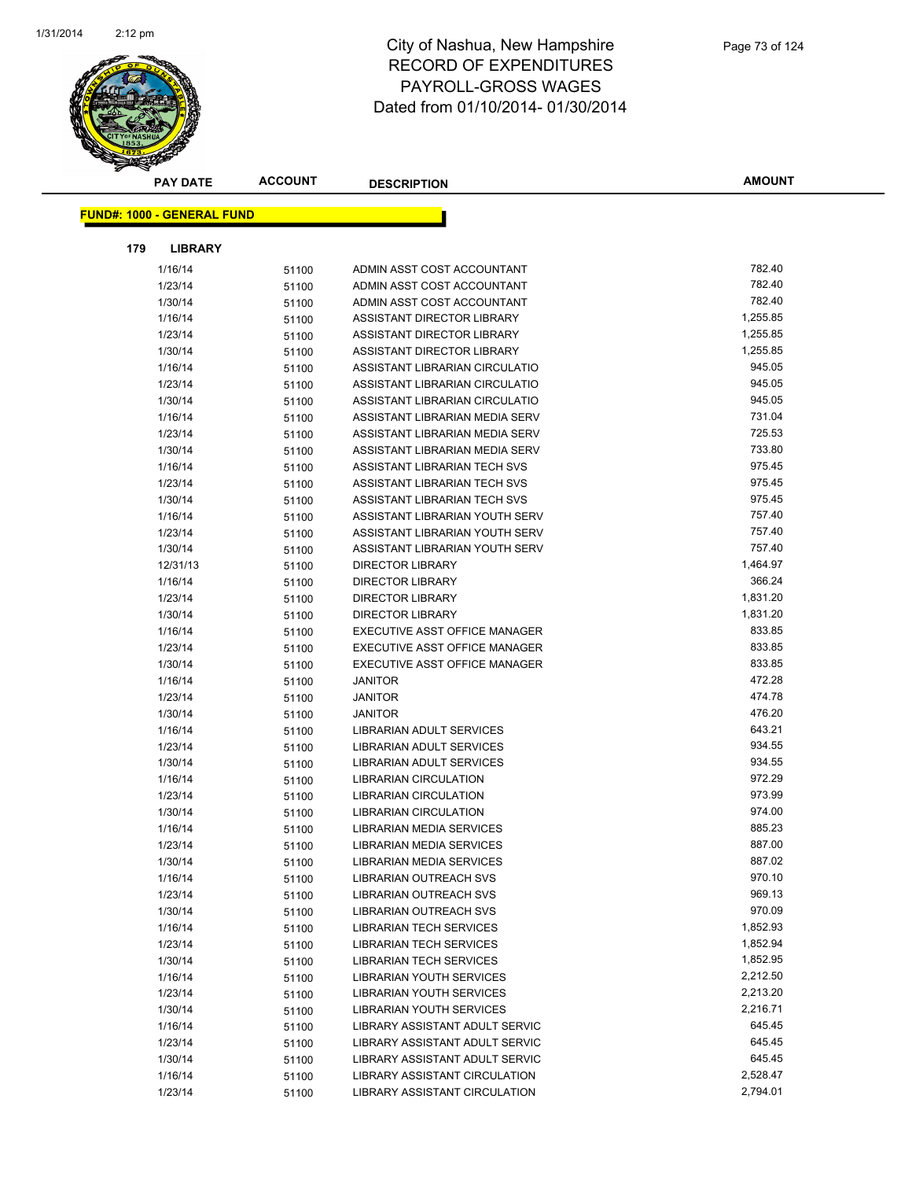# City of Nashua, New Hampshire
## RECORD OF EXPENDITURES
## PAYROLL-GROSS WAGES
## Dated from 01/10/2014- 01/30/2014

| PAY DATE | ACCOUNT | DESCRIPTION | AMOUNT |
|---|---|---|---|

**FUND#: 1000 - GENERAL FUND**

**179 LIBRARY**

| PAY DATE | ACCOUNT | DESCRIPTION | AMOUNT |
|---|---|---|---|
| 1/16/14 | 51100 | ADMIN ASST COST ACCOUNTANT | 782.40 |
| 1/23/14 | 51100 | ADMIN ASST COST ACCOUNTANT | 782.40 |
| 1/30/14 | 51100 | ADMIN ASST COST ACCOUNTANT | 782.40 |
| 1/16/14 | 51100 | ASSISTANT DIRECTOR LIBRARY | 1,255.85 |
| 1/23/14 | 51100 | ASSISTANT DIRECTOR LIBRARY | 1,255.85 |
| 1/30/14 | 51100 | ASSISTANT DIRECTOR LIBRARY | 1,255.85 |
| 1/16/14 | 51100 | ASSISTANT LIBRARIAN CIRCULATIO | 945.05 |
| 1/23/14 | 51100 | ASSISTANT LIBRARIAN CIRCULATIO | 945.05 |
| 1/30/14 | 51100 | ASSISTANT LIBRARIAN CIRCULATIO | 945.05 |
| 1/16/14 | 51100 | ASSISTANT LIBRARIAN MEDIA SERV | 731.04 |
| 1/23/14 | 51100 | ASSISTANT LIBRARIAN MEDIA SERV | 725.53 |
| 1/30/14 | 51100 | ASSISTANT LIBRARIAN MEDIA SERV | 733.80 |
| 1/16/14 | 51100 | ASSISTANT LIBRARIAN TECH SVS | 975.45 |
| 1/23/14 | 51100 | ASSISTANT LIBRARIAN TECH SVS | 975.45 |
| 1/30/14 | 51100 | ASSISTANT LIBRARIAN TECH SVS | 975.45 |
| 1/16/14 | 51100 | ASSISTANT LIBRARIAN YOUTH SERV | 757.40 |
| 1/23/14 | 51100 | ASSISTANT LIBRARIAN YOUTH SERV | 757.40 |
| 1/30/14 | 51100 | ASSISTANT LIBRARIAN YOUTH SERV | 757.40 |
| 12/31/13 | 51100 | DIRECTOR LIBRARY | 1,464.97 |
| 1/16/14 | 51100 | DIRECTOR LIBRARY | 366.24 |
| 1/23/14 | 51100 | DIRECTOR LIBRARY | 1,831.20 |
| 1/30/14 | 51100 | DIRECTOR LIBRARY | 1,831.20 |
| 1/16/14 | 51100 | EXECUTIVE ASST OFFICE MANAGER | 833.85 |
| 1/23/14 | 51100 | EXECUTIVE ASST OFFICE MANAGER | 833.85 |
| 1/30/14 | 51100 | EXECUTIVE ASST OFFICE MANAGER | 833.85 |
| 1/16/14 | 51100 | JANITOR | 472.28 |
| 1/23/14 | 51100 | JANITOR | 474.78 |
| 1/30/14 | 51100 | JANITOR | 476.20 |
| 1/16/14 | 51100 | LIBRARIAN ADULT SERVICES | 643.21 |
| 1/23/14 | 51100 | LIBRARIAN ADULT SERVICES | 934.55 |
| 1/30/14 | 51100 | LIBRARIAN ADULT SERVICES | 934.55 |
| 1/16/14 | 51100 | LIBRARIAN CIRCULATION | 972.29 |
| 1/23/14 | 51100 | LIBRARIAN CIRCULATION | 973.99 |
| 1/30/14 | 51100 | LIBRARIAN CIRCULATION | 974.00 |
| 1/16/14 | 51100 | LIBRARIAN MEDIA SERVICES | 885.23 |
| 1/23/14 | 51100 | LIBRARIAN MEDIA SERVICES | 887.00 |
| 1/30/14 | 51100 | LIBRARIAN MEDIA SERVICES | 887.02 |
| 1/16/14 | 51100 | LIBRARIAN OUTREACH SVS | 970.10 |
| 1/23/14 | 51100 | LIBRARIAN OUTREACH SVS | 969.13 |
| 1/30/14 | 51100 | LIBRARIAN OUTREACH SVS | 970.09 |
| 1/16/14 | 51100 | LIBRARIAN TECH SERVICES | 1,852.93 |
| 1/23/14 | 51100 | LIBRARIAN TECH SERVICES | 1,852.94 |
| 1/30/14 | 51100 | LIBRARIAN TECH SERVICES | 1,852.95 |
| 1/16/14 | 51100 | LIBRARIAN YOUTH SERVICES | 2,212.50 |
| 1/23/14 | 51100 | LIBRARIAN YOUTH SERVICES | 2,213.20 |
| 1/30/14 | 51100 | LIBRARIAN YOUTH SERVICES | 2,216.71 |
| 1/16/14 | 51100 | LIBRARY ASSISTANT ADULT SERVIC | 645.45 |
| 1/23/14 | 51100 | LIBRARY ASSISTANT ADULT SERVIC | 645.45 |
| 1/30/14 | 51100 | LIBRARY ASSISTANT ADULT SERVIC | 645.45 |
| 1/16/14 | 51100 | LIBRARY ASSISTANT CIRCULATION | 2,528.47 |
| 1/23/14 | 51100 | LIBRARY ASSISTANT CIRCULATION | 2,794.01 |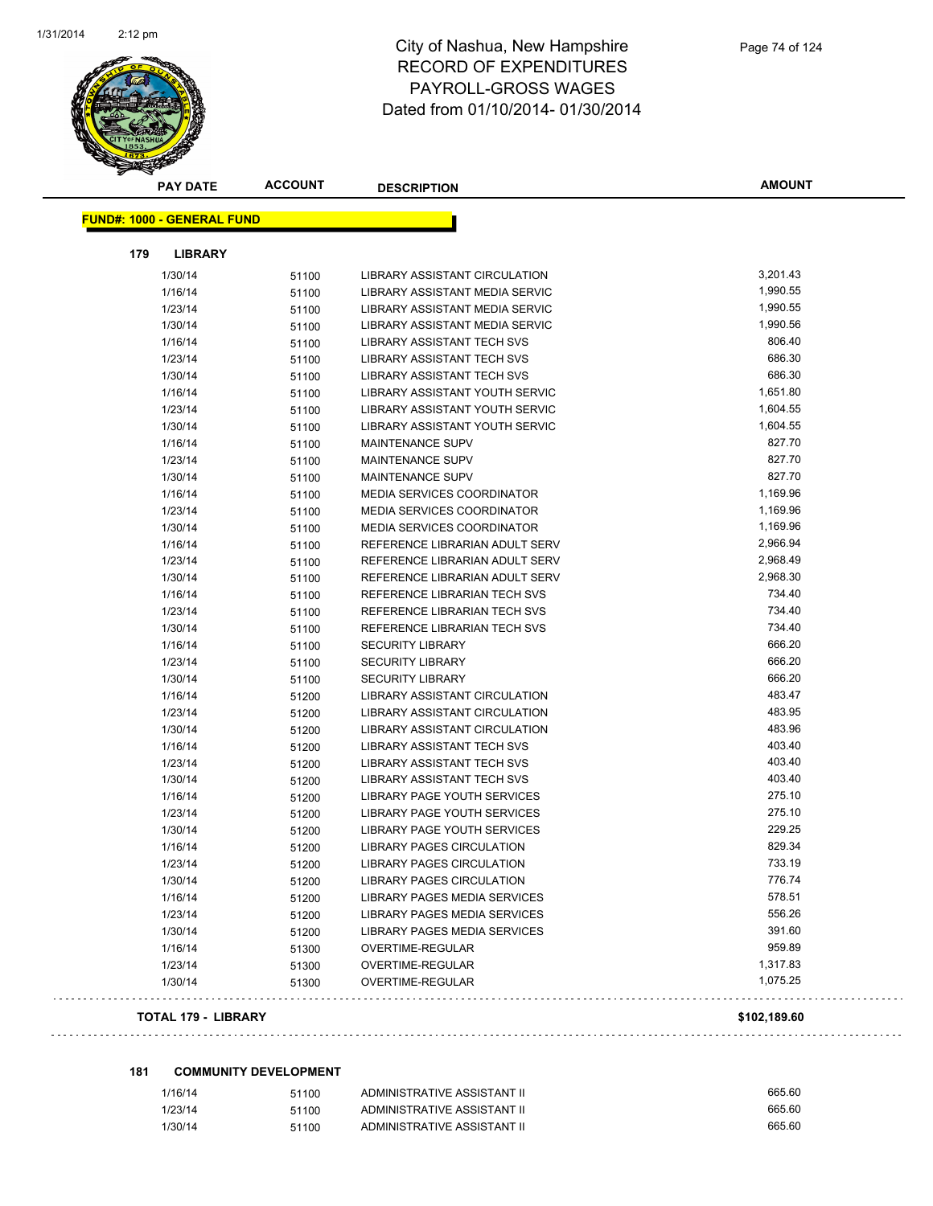# City of Nashua, New Hampshire
## RECORD OF EXPENDITURES
## PAYROLL-GROSS WAGES
Dated from 01/10/2014- 01/30/2014

| PAY DATE | ACCOUNT | DESCRIPTION | AMOUNT |
|---|---|---|---|

**FUND#: 1000 - GENERAL FUND**

**179 LIBRARY**

| PAY DATE | ACCOUNT | DESCRIPTION | AMOUNT |
|---|---|---|---|
| 1/30/14 | 51100 | LIBRARY ASSISTANT CIRCULATION | 3,201.43 |
| 1/16/14 | 51100 | LIBRARY ASSISTANT MEDIA SERVIC | 1,990.55 |
| 1/23/14 | 51100 | LIBRARY ASSISTANT MEDIA SERVIC | 1,990.55 |
| 1/30/14 | 51100 | LIBRARY ASSISTANT MEDIA SERVIC | 1,990.56 |
| 1/16/14 | 51100 | LIBRARY ASSISTANT TECH SVS | 806.40 |
| 1/23/14 | 51100 | LIBRARY ASSISTANT TECH SVS | 686.30 |
| 1/30/14 | 51100 | LIBRARY ASSISTANT TECH SVS | 686.30 |
| 1/16/14 | 51100 | LIBRARY ASSISTANT YOUTH SERVIC | 1,651.80 |
| 1/23/14 | 51100 | LIBRARY ASSISTANT YOUTH SERVIC | 1,604.55 |
| 1/30/14 | 51100 | LIBRARY ASSISTANT YOUTH SERVIC | 1,604.55 |
| 1/16/14 | 51100 | MAINTENANCE SUPV | 827.70 |
| 1/23/14 | 51100 | MAINTENANCE SUPV | 827.70 |
| 1/30/14 | 51100 | MAINTENANCE SUPV | 827.70 |
| 1/16/14 | 51100 | MEDIA SERVICES COORDINATOR | 1,169.96 |
| 1/23/14 | 51100 | MEDIA SERVICES COORDINATOR | 1,169.96 |
| 1/30/14 | 51100 | MEDIA SERVICES COORDINATOR | 1,169.96 |
| 1/16/14 | 51100 | REFERENCE LIBRARIAN ADULT SERV | 2,966.94 |
| 1/23/14 | 51100 | REFERENCE LIBRARIAN ADULT SERV | 2,968.49 |
| 1/30/14 | 51100 | REFERENCE LIBRARIAN ADULT SERV | 2,968.30 |
| 1/16/14 | 51100 | REFERENCE LIBRARIAN TECH SVS | 734.40 |
| 1/23/14 | 51100 | REFERENCE LIBRARIAN TECH SVS | 734.40 |
| 1/30/14 | 51100 | REFERENCE LIBRARIAN TECH SVS | 734.40 |
| 1/16/14 | 51100 | SECURITY LIBRARY | 666.20 |
| 1/23/14 | 51100 | SECURITY LIBRARY | 666.20 |
| 1/30/14 | 51100 | SECURITY LIBRARY | 666.20 |
| 1/16/14 | 51200 | LIBRARY ASSISTANT CIRCULATION | 483.47 |
| 1/23/14 | 51200 | LIBRARY ASSISTANT CIRCULATION | 483.95 |
| 1/30/14 | 51200 | LIBRARY ASSISTANT CIRCULATION | 483.96 |
| 1/16/14 | 51200 | LIBRARY ASSISTANT TECH SVS | 403.40 |
| 1/23/14 | 51200 | LIBRARY ASSISTANT TECH SVS | 403.40 |
| 1/30/14 | 51200 | LIBRARY ASSISTANT TECH SVS | 403.40 |
| 1/16/14 | 51200 | LIBRARY PAGE YOUTH SERVICES | 275.10 |
| 1/23/14 | 51200 | LIBRARY PAGE YOUTH SERVICES | 275.10 |
| 1/30/14 | 51200 | LIBRARY PAGE YOUTH SERVICES | 229.25 |
| 1/16/14 | 51200 | LIBRARY PAGES CIRCULATION | 829.34 |
| 1/23/14 | 51200 | LIBRARY PAGES CIRCULATION | 733.19 |
| 1/30/14 | 51200 | LIBRARY PAGES CIRCULATION | 776.74 |
| 1/16/14 | 51200 | LIBRARY PAGES MEDIA SERVICES | 578.51 |
| 1/23/14 | 51200 | LIBRARY PAGES MEDIA SERVICES | 556.26 |
| 1/30/14 | 51200 | LIBRARY PAGES MEDIA SERVICES | 391.60 |
| 1/16/14 | 51300 | OVERTIME-REGULAR | 959.89 |
| 1/23/14 | 51300 | OVERTIME-REGULAR | 1,317.83 |
| 1/30/14 | 51300 | OVERTIME-REGULAR | 1,075.25 |

**TOTAL 179 - LIBRARY** **$102,189.60**

**181 COMMUNITY DEVELOPMENT**

| PAY DATE | ACCOUNT | DESCRIPTION | AMOUNT |
|---|---|---|---|
| 1/16/14 | 51100 | ADMINISTRATIVE ASSISTANT II | 665.60 |
| 1/23/14 | 51100 | ADMINISTRATIVE ASSISTANT II | 665.60 |
| 1/30/14 | 51100 | ADMINISTRATIVE ASSISTANT II | 665.60 |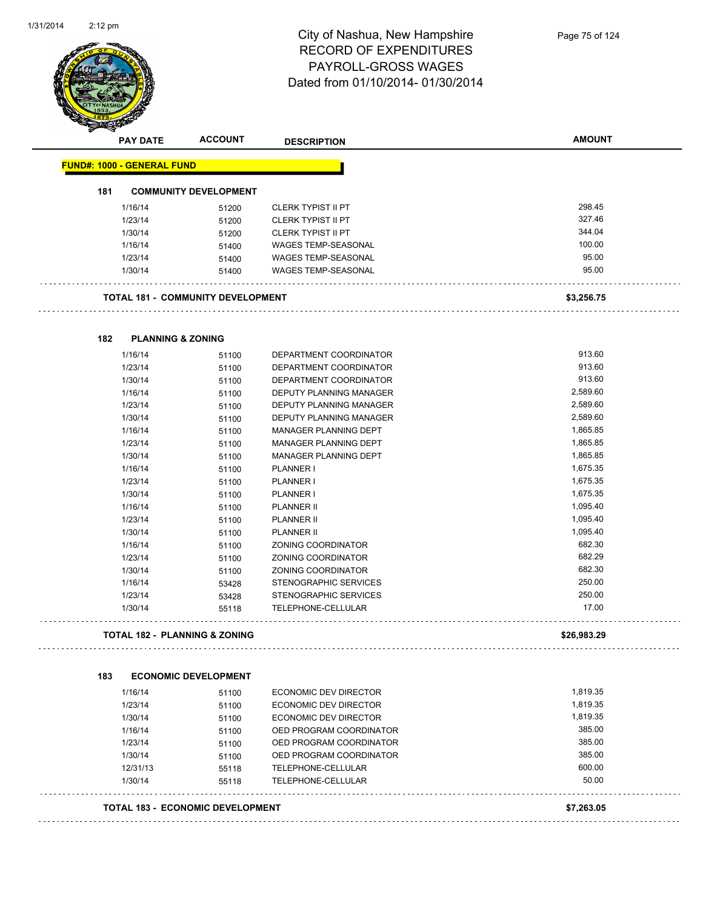# City of Nashua, New Hampshire
## RECORD OF EXPENDITURES
## PAYROLL-GROSS WAGES
## Dated from 01/10/2014- 01/30/2014

| PAY DATE | ACCOUNT | DESCRIPTION | AMOUNT |
|---|---|---|---|
| **FUND#: 1000 - GENERAL FUND** | | | |
| **181 COMMUNITY DEVELOPMENT** | | | |
| 1/16/14 | 51200 | CLERK TYPIST II PT | 298.45 |
| 1/23/14 | 51200 | CLERK TYPIST II PT | 327.46 |
| 1/30/14 | 51200 | CLERK TYPIST II PT | 344.04 |
| 1/16/14 | 51400 | WAGES TEMP-SEASONAL | 100.00 |
| 1/23/14 | 51400 | WAGES TEMP-SEASONAL | 95.00 |
| 1/30/14 | 51400 | WAGES TEMP-SEASONAL | 95.00 |
| **TOTAL 181 - COMMUNITY DEVELOPMENT** | | | **$3,256.75** |
| **182 PLANNING & ZONING** | | | |
| 1/16/14 | 51100 | DEPARTMENT COORDINATOR | 913.60 |
| 1/23/14 | 51100 | DEPARTMENT COORDINATOR | 913.60 |
| 1/30/14 | 51100 | DEPARTMENT COORDINATOR | 913.60 |
| 1/16/14 | 51100 | DEPUTY PLANNING MANAGER | 2,589.60 |
| 1/23/14 | 51100 | DEPUTY PLANNING MANAGER | 2,589.60 |
| 1/30/14 | 51100 | DEPUTY PLANNING MANAGER | 2,589.60 |
| 1/16/14 | 51100 | MANAGER PLANNING DEPT | 1,865.85 |
| 1/23/14 | 51100 | MANAGER PLANNING DEPT | 1,865.85 |
| 1/30/14 | 51100 | MANAGER PLANNING DEPT | 1,865.85 |
| 1/16/14 | 51100 | PLANNER I | 1,675.35 |
| 1/23/14 | 51100 | PLANNER I | 1,675.35 |
| 1/30/14 | 51100 | PLANNER I | 1,675.35 |
| 1/16/14 | 51100 | PLANNER II | 1,095.40 |
| 1/23/14 | 51100 | PLANNER II | 1,095.40 |
| 1/30/14 | 51100 | PLANNER II | 1,095.40 |
| 1/16/14 | 51100 | ZONING COORDINATOR | 682.30 |
| 1/23/14 | 51100 | ZONING COORDINATOR | 682.29 |
| 1/30/14 | 51100 | ZONING COORDINATOR | 682.30 |
| 1/16/14 | 53428 | STENOGRAPHIC SERVICES | 250.00 |
| 1/23/14 | 53428 | STENOGRAPHIC SERVICES | 250.00 |
| 1/30/14 | 55118 | TELEPHONE-CELLULAR | 17.00 |
| **TOTAL 182 - PLANNING & ZONING** | | | **$26,983.29** |
| **183 ECONOMIC DEVELOPMENT** | | | |
| 1/16/14 | 51100 | ECONOMIC DEV DIRECTOR | 1,819.35 |
| 1/23/14 | 51100 | ECONOMIC DEV DIRECTOR | 1,819.35 |
| 1/30/14 | 51100 | ECONOMIC DEV DIRECTOR | 1,819.35 |
| 1/16/14 | 51100 | OED PROGRAM COORDINATOR | 385.00 |
| 1/23/14 | 51100 | OED PROGRAM COORDINATOR | 385.00 |
| 1/30/14 | 51100 | OED PROGRAM COORDINATOR | 385.00 |
| 12/31/13 | 55118 | TELEPHONE-CELLULAR | 600.00 |
| 1/30/14 | 55118 | TELEPHONE-CELLULAR | 50.00 |
| **TOTAL 183 - ECONOMIC DEVELOPMENT** | | | **$7,263.05** |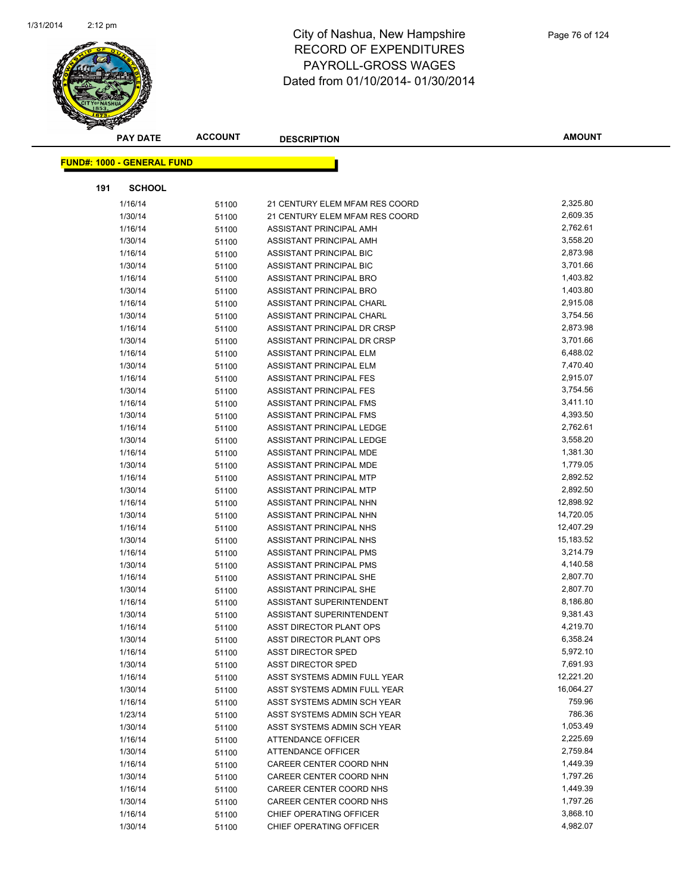# City of Nashua, New Hampshire
## RECORD OF EXPENDITURES
## PAYROLL-GROSS WAGES
## Dated from 01/10/2014- 01/30/2014

**FUND#: 1000 - GENERAL FUND**

**191 SCHOOL**

| PAY DATE | ACCOUNT | DESCRIPTION | AMOUNT |
|---|---|---|---|
| 1/16/14 | 51100 | 21 CENTURY ELEM MFAM RES COORD | 2,325.80 |
| 1/30/14 | 51100 | 21 CENTURY ELEM MFAM RES COORD | 2,609.35 |
| 1/16/14 | 51100 | ASSISTANT PRINCIPAL AMH | 2,762.61 |
| 1/30/14 | 51100 | ASSISTANT PRINCIPAL AMH | 3,558.20 |
| 1/16/14 | 51100 | ASSISTANT PRINCIPAL BIC | 2,873.98 |
| 1/30/14 | 51100 | ASSISTANT PRINCIPAL BIC | 3,701.66 |
| 1/16/14 | 51100 | ASSISTANT PRINCIPAL BRO | 1,403.82 |
| 1/30/14 | 51100 | ASSISTANT PRINCIPAL BRO | 1,403.80 |
| 1/16/14 | 51100 | ASSISTANT PRINCIPAL CHARL | 2,915.08 |
| 1/30/14 | 51100 | ASSISTANT PRINCIPAL CHARL | 3,754.56 |
| 1/16/14 | 51100 | ASSISTANT PRINCIPAL DR CRSP | 2,873.98 |
| 1/30/14 | 51100 | ASSISTANT PRINCIPAL DR CRSP | 3,701.66 |
| 1/16/14 | 51100 | ASSISTANT PRINCIPAL ELM | 6,488.02 |
| 1/30/14 | 51100 | ASSISTANT PRINCIPAL ELM | 7,470.40 |
| 1/16/14 | 51100 | ASSISTANT PRINCIPAL FES | 2,915.07 |
| 1/30/14 | 51100 | ASSISTANT PRINCIPAL FES | 3,754.56 |
| 1/16/14 | 51100 | ASSISTANT PRINCIPAL FMS | 3,411.10 |
| 1/30/14 | 51100 | ASSISTANT PRINCIPAL FMS | 4,393.50 |
| 1/16/14 | 51100 | ASSISTANT PRINCIPAL LEDGE | 2,762.61 |
| 1/30/14 | 51100 | ASSISTANT PRINCIPAL LEDGE | 3,558.20 |
| 1/16/14 | 51100 | ASSISTANT PRINCIPAL MDE | 1,381.30 |
| 1/30/14 | 51100 | ASSISTANT PRINCIPAL MDE | 1,779.05 |
| 1/16/14 | 51100 | ASSISTANT PRINCIPAL MTP | 2,892.52 |
| 1/30/14 | 51100 | ASSISTANT PRINCIPAL MTP | 2,892.50 |
| 1/16/14 | 51100 | ASSISTANT PRINCIPAL NHN | 12,898.92 |
| 1/30/14 | 51100 | ASSISTANT PRINCIPAL NHN | 14,720.05 |
| 1/16/14 | 51100 | ASSISTANT PRINCIPAL NHS | 12,407.29 |
| 1/30/14 | 51100 | ASSISTANT PRINCIPAL NHS | 15,183.52 |
| 1/16/14 | 51100 | ASSISTANT PRINCIPAL PMS | 3,214.79 |
| 1/30/14 | 51100 | ASSISTANT PRINCIPAL PMS | 4,140.58 |
| 1/16/14 | 51100 | ASSISTANT PRINCIPAL SHE | 2,807.70 |
| 1/30/14 | 51100 | ASSISTANT PRINCIPAL SHE | 2,807.70 |
| 1/16/14 | 51100 | ASSISTANT SUPERINTENDENT | 8,186.80 |
| 1/30/14 | 51100 | ASSISTANT SUPERINTENDENT | 9,381.43 |
| 1/16/14 | 51100 | ASST DIRECTOR PLANT OPS | 4,219.70 |
| 1/30/14 | 51100 | ASST DIRECTOR PLANT OPS | 6,358.24 |
| 1/16/14 | 51100 | ASST DIRECTOR SPED | 5,972.10 |
| 1/30/14 | 51100 | ASST DIRECTOR SPED | 7,691.93 |
| 1/16/14 | 51100 | ASST SYSTEMS ADMIN FULL YEAR | 12,221.20 |
| 1/30/14 | 51100 | ASST SYSTEMS ADMIN FULL YEAR | 16,064.27 |
| 1/16/14 | 51100 | ASST SYSTEMS ADMIN SCH YEAR | 759.96 |
| 1/23/14 | 51100 | ASST SYSTEMS ADMIN SCH YEAR | 786.36 |
| 1/30/14 | 51100 | ASST SYSTEMS ADMIN SCH YEAR | 1,053.49 |
| 1/16/14 | 51100 | ATTENDANCE OFFICER | 2,225.69 |
| 1/30/14 | 51100 | ATTENDANCE OFFICER | 2,759.84 |
| 1/16/14 | 51100 | CAREER CENTER COORD NHN | 1,449.39 |
| 1/30/14 | 51100 | CAREER CENTER COORD NHN | 1,797.26 |
| 1/16/14 | 51100 | CAREER CENTER COORD NHS | 1,449.39 |
| 1/30/14 | 51100 | CAREER CENTER COORD NHS | 1,797.26 |
| 1/16/14 | 51100 | CHIEF OPERATING OFFICER | 3,868.10 |
| 1/30/14 | 51100 | CHIEF OPERATING OFFICER | 4,982.07 |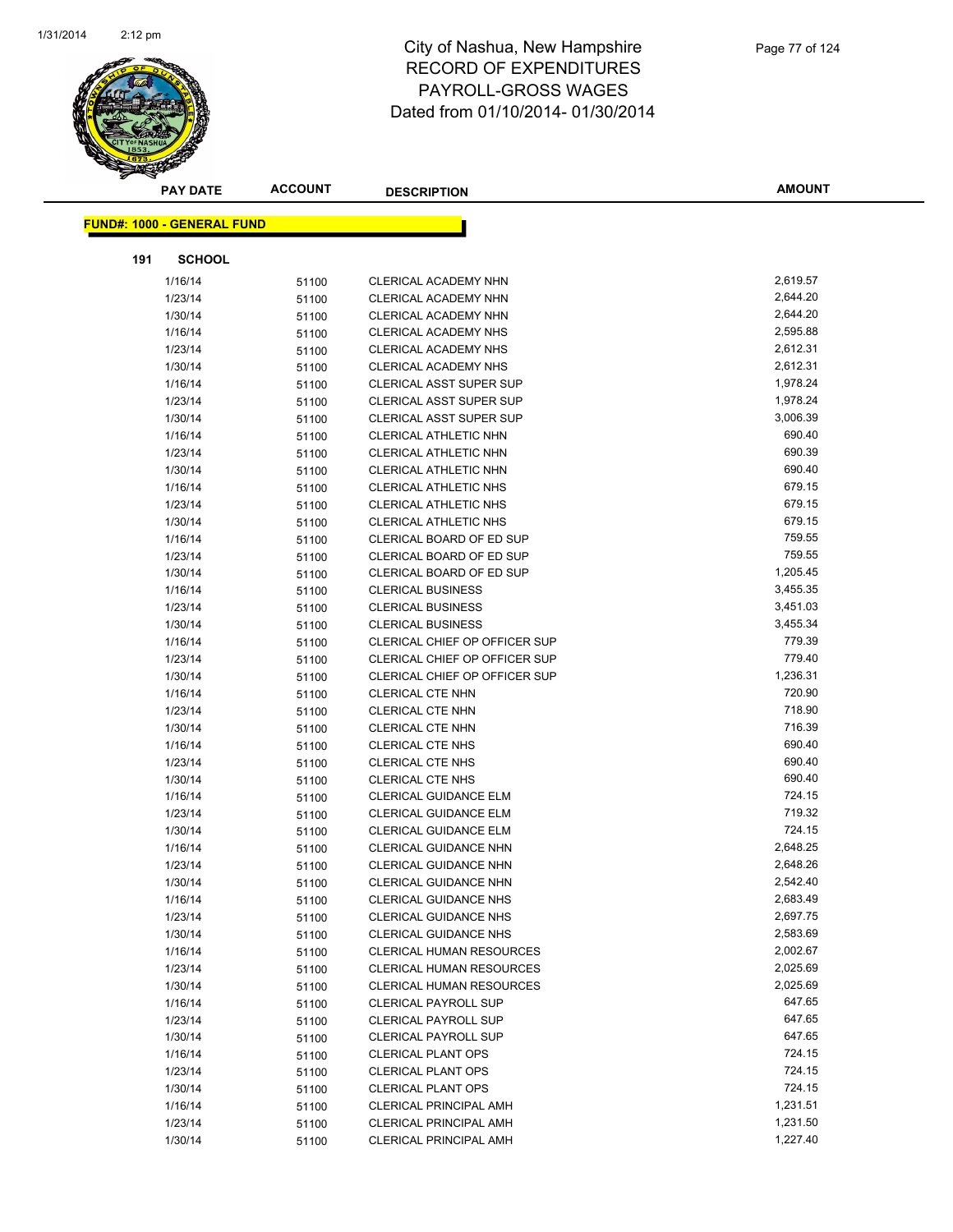# City of Nashua, New Hampshire
# RECORD OF EXPENDITURES
# PAYROLL-GROSS WAGES
Dated from 01/10/2014- 01/30/2014

**FUND#: 1000 - GENERAL FUND**

**191 SCHOOL**

| PAY DATE | ACCOUNT | DESCRIPTION | AMOUNT |
|---|---|---|---|
| 1/16/14 | 51100 | CLERICAL ACADEMY NHN | 2,619.57 |
| 1/23/14 | 51100 | CLERICAL ACADEMY NHN | 2,644.20 |
| 1/30/14 | 51100 | CLERICAL ACADEMY NHN | 2,644.20 |
| 1/16/14 | 51100 | CLERICAL ACADEMY NHS | 2,595.88 |
| 1/23/14 | 51100 | CLERICAL ACADEMY NHS | 2,612.31 |
| 1/30/14 | 51100 | CLERICAL ACADEMY NHS | 2,612.31 |
| 1/16/14 | 51100 | CLERICAL ASST SUPER SUP | 1,978.24 |
| 1/23/14 | 51100 | CLERICAL ASST SUPER SUP | 1,978.24 |
| 1/30/14 | 51100 | CLERICAL ASST SUPER SUP | 3,006.39 |
| 1/16/14 | 51100 | CLERICAL ATHLETIC NHN | 690.40 |
| 1/23/14 | 51100 | CLERICAL ATHLETIC NHN | 690.39 |
| 1/30/14 | 51100 | CLERICAL ATHLETIC NHN | 690.40 |
| 1/16/14 | 51100 | CLERICAL ATHLETIC NHS | 679.15 |
| 1/23/14 | 51100 | CLERICAL ATHLETIC NHS | 679.15 |
| 1/30/14 | 51100 | CLERICAL ATHLETIC NHS | 679.15 |
| 1/16/14 | 51100 | CLERICAL BOARD OF ED SUP | 759.55 |
| 1/23/14 | 51100 | CLERICAL BOARD OF ED SUP | 759.55 |
| 1/30/14 | 51100 | CLERICAL BOARD OF ED SUP | 1,205.45 |
| 1/16/14 | 51100 | CLERICAL BUSINESS | 3,455.35 |
| 1/23/14 | 51100 | CLERICAL BUSINESS | 3,451.03 |
| 1/30/14 | 51100 | CLERICAL BUSINESS | 3,455.34 |
| 1/16/14 | 51100 | CLERICAL CHIEF OP OFFICER SUP | 779.39 |
| 1/23/14 | 51100 | CLERICAL CHIEF OP OFFICER SUP | 779.40 |
| 1/30/14 | 51100 | CLERICAL CHIEF OP OFFICER SUP | 1,236.31 |
| 1/16/14 | 51100 | CLERICAL CTE NHN | 720.90 |
| 1/23/14 | 51100 | CLERICAL CTE NHN | 718.90 |
| 1/30/14 | 51100 | CLERICAL CTE NHN | 716.39 |
| 1/16/14 | 51100 | CLERICAL CTE NHS | 690.40 |
| 1/23/14 | 51100 | CLERICAL CTE NHS | 690.40 |
| 1/30/14 | 51100 | CLERICAL CTE NHS | 690.40 |
| 1/16/14 | 51100 | CLERICAL GUIDANCE ELM | 724.15 |
| 1/23/14 | 51100 | CLERICAL GUIDANCE ELM | 719.32 |
| 1/30/14 | 51100 | CLERICAL GUIDANCE ELM | 724.15 |
| 1/16/14 | 51100 | CLERICAL GUIDANCE NHN | 2,648.25 |
| 1/23/14 | 51100 | CLERICAL GUIDANCE NHN | 2,648.26 |
| 1/30/14 | 51100 | CLERICAL GUIDANCE NHN | 2,542.40 |
| 1/16/14 | 51100 | CLERICAL GUIDANCE NHS | 2,683.49 |
| 1/23/14 | 51100 | CLERICAL GUIDANCE NHS | 2,697.75 |
| 1/30/14 | 51100 | CLERICAL GUIDANCE NHS | 2,583.69 |
| 1/16/14 | 51100 | CLERICAL HUMAN RESOURCES | 2,002.67 |
| 1/23/14 | 51100 | CLERICAL HUMAN RESOURCES | 2,025.69 |
| 1/30/14 | 51100 | CLERICAL HUMAN RESOURCES | 2,025.69 |
| 1/16/14 | 51100 | CLERICAL PAYROLL SUP | 647.65 |
| 1/23/14 | 51100 | CLERICAL PAYROLL SUP | 647.65 |
| 1/30/14 | 51100 | CLERICAL PAYROLL SUP | 647.65 |
| 1/16/14 | 51100 | CLERICAL PLANT OPS | 724.15 |
| 1/23/14 | 51100 | CLERICAL PLANT OPS | 724.15 |
| 1/30/14 | 51100 | CLERICAL PLANT OPS | 724.15 |
| 1/16/14 | 51100 | CLERICAL PRINCIPAL AMH | 1,231.51 |
| 1/23/14 | 51100 | CLERICAL PRINCIPAL AMH | 1,231.50 |
| 1/30/14 | 51100 | CLERICAL PRINCIPAL AMH | 1,227.40 |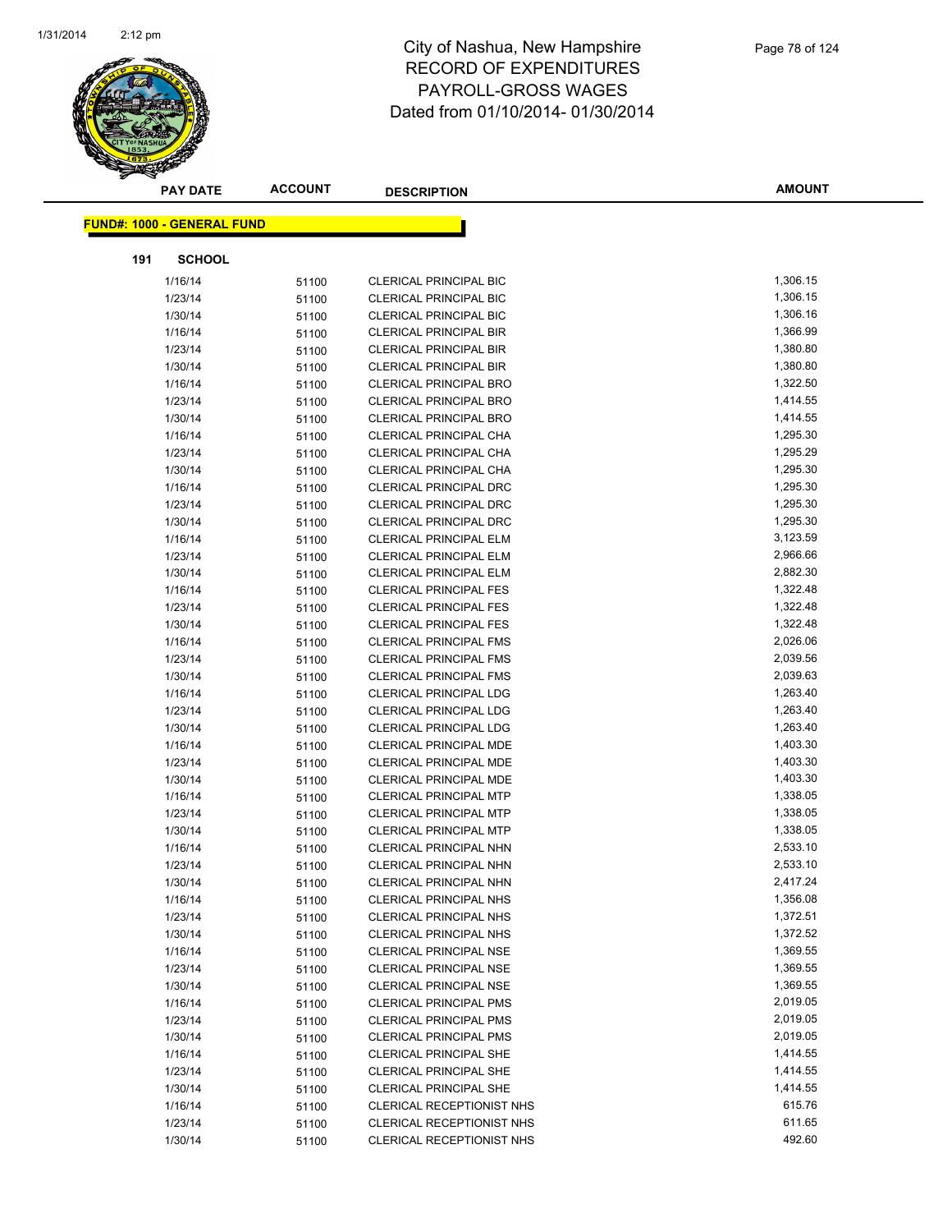# City of Nashua, New Hampshire
# RECORD OF EXPENDITURES
# PAYROLL-GROSS WAGES
# Dated from 01/10/2014- 01/30/2014

**FUND#: 1000 - GENERAL FUND**

**191 SCHOOL**

| PAY DATE | ACCOUNT | DESCRIPTION | AMOUNT |
|---|---|---|---|
| 1/16/14 | 51100 | CLERICAL PRINCIPAL BIC | 1,306.15 |
| 1/23/14 | 51100 | CLERICAL PRINCIPAL BIC | 1,306.15 |
| 1/30/14 | 51100 | CLERICAL PRINCIPAL BIC | 1,306.16 |
| 1/16/14 | 51100 | CLERICAL PRINCIPAL BIR | 1,366.99 |
| 1/23/14 | 51100 | CLERICAL PRINCIPAL BIR | 1,380.80 |
| 1/30/14 | 51100 | CLERICAL PRINCIPAL BIR | 1,380.80 |
| 1/16/14 | 51100 | CLERICAL PRINCIPAL BRO | 1,322.50 |
| 1/23/14 | 51100 | CLERICAL PRINCIPAL BRO | 1,414.55 |
| 1/30/14 | 51100 | CLERICAL PRINCIPAL BRO | 1,414.55 |
| 1/16/14 | 51100 | CLERICAL PRINCIPAL CHA | 1,295.30 |
| 1/23/14 | 51100 | CLERICAL PRINCIPAL CHA | 1,295.29 |
| 1/30/14 | 51100 | CLERICAL PRINCIPAL CHA | 1,295.30 |
| 1/16/14 | 51100 | CLERICAL PRINCIPAL DRC | 1,295.30 |
| 1/23/14 | 51100 | CLERICAL PRINCIPAL DRC | 1,295.30 |
| 1/30/14 | 51100 | CLERICAL PRINCIPAL DRC | 1,295.30 |
| 1/16/14 | 51100 | CLERICAL PRINCIPAL ELM | 3,123.59 |
| 1/23/14 | 51100 | CLERICAL PRINCIPAL ELM | 2,966.66 |
| 1/30/14 | 51100 | CLERICAL PRINCIPAL ELM | 2,882.30 |
| 1/16/14 | 51100 | CLERICAL PRINCIPAL FES | 1,322.48 |
| 1/23/14 | 51100 | CLERICAL PRINCIPAL FES | 1,322.48 |
| 1/30/14 | 51100 | CLERICAL PRINCIPAL FES | 1,322.48 |
| 1/16/14 | 51100 | CLERICAL PRINCIPAL FMS | 2,026.06 |
| 1/23/14 | 51100 | CLERICAL PRINCIPAL FMS | 2,039.56 |
| 1/30/14 | 51100 | CLERICAL PRINCIPAL FMS | 2,039.63 |
| 1/16/14 | 51100 | CLERICAL PRINCIPAL LDG | 1,263.40 |
| 1/23/14 | 51100 | CLERICAL PRINCIPAL LDG | 1,263.40 |
| 1/30/14 | 51100 | CLERICAL PRINCIPAL LDG | 1,263.40 |
| 1/16/14 | 51100 | CLERICAL PRINCIPAL MDE | 1,403.30 |
| 1/23/14 | 51100 | CLERICAL PRINCIPAL MDE | 1,403.30 |
| 1/30/14 | 51100 | CLERICAL PRINCIPAL MDE | 1,403.30 |
| 1/16/14 | 51100 | CLERICAL PRINCIPAL MTP | 1,338.05 |
| 1/23/14 | 51100 | CLERICAL PRINCIPAL MTP | 1,338.05 |
| 1/30/14 | 51100 | CLERICAL PRINCIPAL MTP | 1,338.05 |
| 1/16/14 | 51100 | CLERICAL PRINCIPAL NHN | 2,533.10 |
| 1/23/14 | 51100 | CLERICAL PRINCIPAL NHN | 2,533.10 |
| 1/30/14 | 51100 | CLERICAL PRINCIPAL NHN | 2,417.24 |
| 1/16/14 | 51100 | CLERICAL PRINCIPAL NHS | 1,356.08 |
| 1/23/14 | 51100 | CLERICAL PRINCIPAL NHS | 1,372.51 |
| 1/30/14 | 51100 | CLERICAL PRINCIPAL NHS | 1,372.52 |
| 1/16/14 | 51100 | CLERICAL PRINCIPAL NSE | 1,369.55 |
| 1/23/14 | 51100 | CLERICAL PRINCIPAL NSE | 1,369.55 |
| 1/30/14 | 51100 | CLERICAL PRINCIPAL NSE | 1,369.55 |
| 1/16/14 | 51100 | CLERICAL PRINCIPAL PMS | 2,019.05 |
| 1/23/14 | 51100 | CLERICAL PRINCIPAL PMS | 2,019.05 |
| 1/30/14 | 51100 | CLERICAL PRINCIPAL PMS | 2,019.05 |
| 1/16/14 | 51100 | CLERICAL PRINCIPAL SHE | 1,414.55 |
| 1/23/14 | 51100 | CLERICAL PRINCIPAL SHE | 1,414.55 |
| 1/30/14 | 51100 | CLERICAL PRINCIPAL SHE | 1,414.55 |
| 1/16/14 | 51100 | CLERICAL RECEPTIONIST NHS | 615.76 |
| 1/23/14 | 51100 | CLERICAL RECEPTIONIST NHS | 611.65 |
| 1/30/14 | 51100 | CLERICAL RECEPTIONIST NHS | 492.60 |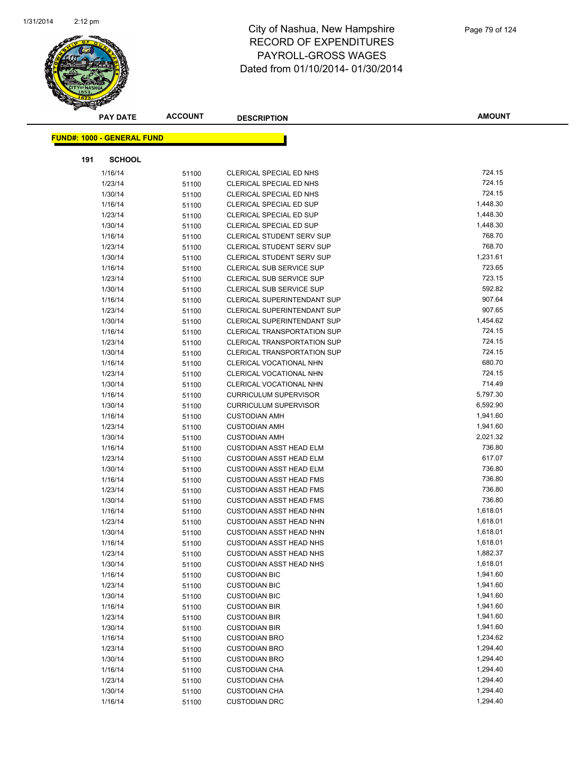# City of Nashua, New Hampshire
# RECORD OF EXPENDITURES
# PAYROLL-GROSS WAGES
# Dated from 01/10/2014- 01/30/2014

**FUND#: 1000 - GENERAL FUND**

**191 SCHOOL**

| PAY DATE | ACCOUNT | DESCRIPTION | AMOUNT |
|---|---|---|---|
| 1/16/14 | 51100 | CLERICAL SPECIAL ED NHS | 724.15 |
| 1/23/14 | 51100 | CLERICAL SPECIAL ED NHS | 724.15 |
| 1/30/14 | 51100 | CLERICAL SPECIAL ED NHS | 724.15 |
| 1/16/14 | 51100 | CLERICAL SPECIAL ED SUP | 1,448.30 |
| 1/23/14 | 51100 | CLERICAL SPECIAL ED SUP | 1,448.30 |
| 1/30/14 | 51100 | CLERICAL SPECIAL ED SUP | 1,448.30 |
| 1/16/14 | 51100 | CLERICAL STUDENT SERV SUP | 768.70 |
| 1/23/14 | 51100 | CLERICAL STUDENT SERV SUP | 768.70 |
| 1/30/14 | 51100 | CLERICAL STUDENT SERV SUP | 1,231.61 |
| 1/16/14 | 51100 | CLERICAL SUB SERVICE SUP | 723.65 |
| 1/23/14 | 51100 | CLERICAL SUB SERVICE SUP | 723.15 |
| 1/30/14 | 51100 | CLERICAL SUB SERVICE SUP | 592.82 |
| 1/16/14 | 51100 | CLERICAL SUPERINTENDANT SUP | 907.64 |
| 1/23/14 | 51100 | CLERICAL SUPERINTENDANT SUP | 907.65 |
| 1/30/14 | 51100 | CLERICAL SUPERINTENDANT SUP | 1,454.62 |
| 1/16/14 | 51100 | CLERICAL TRANSPORTATION SUP | 724.15 |
| 1/23/14 | 51100 | CLERICAL TRANSPORTATION SUP | 724.15 |
| 1/30/14 | 51100 | CLERICAL TRANSPORTATION SUP | 724.15 |
| 1/16/14 | 51100 | CLERICAL VOCATIONAL NHN | 680.70 |
| 1/23/14 | 51100 | CLERICAL VOCATIONAL NHN | 724.15 |
| 1/30/14 | 51100 | CLERICAL VOCATIONAL NHN | 714.49 |
| 1/16/14 | 51100 | CURRICULUM SUPERVISOR | 5,797.30 |
| 1/30/14 | 51100 | CURRICULUM SUPERVISOR | 6,592.90 |
| 1/16/14 | 51100 | CUSTODIAN AMH | 1,941.60 |
| 1/23/14 | 51100 | CUSTODIAN AMH | 1,941.60 |
| 1/30/14 | 51100 | CUSTODIAN AMH | 2,021.32 |
| 1/16/14 | 51100 | CUSTODIAN ASST HEAD ELM | 736.80 |
| 1/23/14 | 51100 | CUSTODIAN ASST HEAD ELM | 617.07 |
| 1/30/14 | 51100 | CUSTODIAN ASST HEAD ELM | 736.80 |
| 1/16/14 | 51100 | CUSTODIAN ASST HEAD FMS | 736.80 |
| 1/23/14 | 51100 | CUSTODIAN ASST HEAD FMS | 736.80 |
| 1/30/14 | 51100 | CUSTODIAN ASST HEAD FMS | 736.80 |
| 1/16/14 | 51100 | CUSTODIAN ASST HEAD NHN | 1,618.01 |
| 1/23/14 | 51100 | CUSTODIAN ASST HEAD NHN | 1,618.01 |
| 1/30/14 | 51100 | CUSTODIAN ASST HEAD NHN | 1,618.01 |
| 1/16/14 | 51100 | CUSTODIAN ASST HEAD NHS | 1,618.01 |
| 1/23/14 | 51100 | CUSTODIAN ASST HEAD NHS | 1,882.37 |
| 1/30/14 | 51100 | CUSTODIAN ASST HEAD NHS | 1,618.01 |
| 1/16/14 | 51100 | CUSTODIAN BIC | 1,941.60 |
| 1/23/14 | 51100 | CUSTODIAN BIC | 1,941.60 |
| 1/30/14 | 51100 | CUSTODIAN BIC | 1,941.60 |
| 1/16/14 | 51100 | CUSTODIAN BIR | 1,941.60 |
| 1/23/14 | 51100 | CUSTODIAN BIR | 1,941.60 |
| 1/30/14 | 51100 | CUSTODIAN BIR | 1,941.60 |
| 1/16/14 | 51100 | CUSTODIAN BRO | 1,234.62 |
| 1/23/14 | 51100 | CUSTODIAN BRO | 1,294.40 |
| 1/30/14 | 51100 | CUSTODIAN BRO | 1,294.40 |
| 1/16/14 | 51100 | CUSTODIAN CHA | 1,294.40 |
| 1/23/14 | 51100 | CUSTODIAN CHA | 1,294.40 |
| 1/30/14 | 51100 | CUSTODIAN CHA | 1,294.40 |
| 1/16/14 | 51100 | CUSTODIAN DRC | 1,294.40 |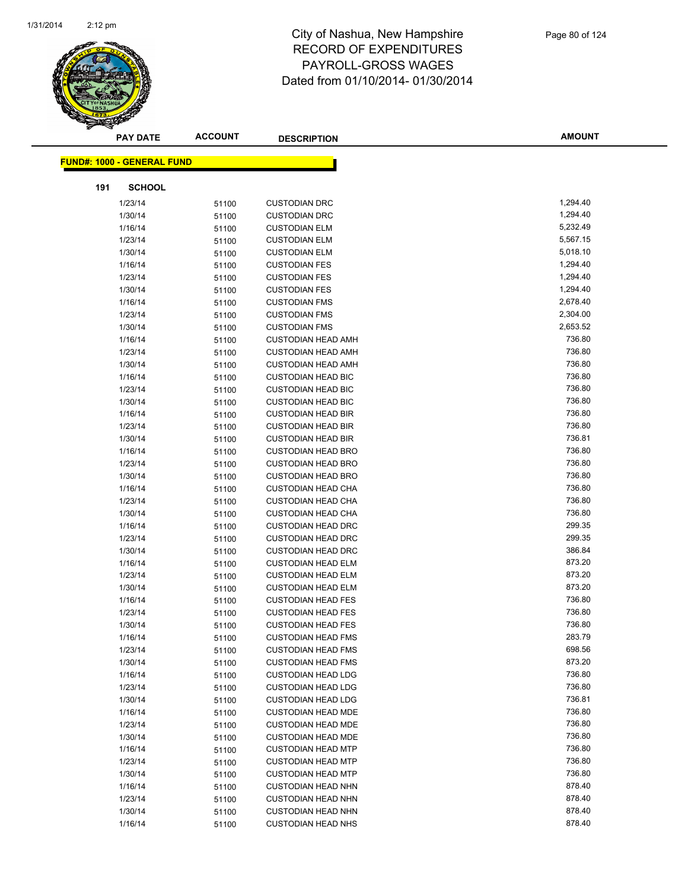# City of Nashua, New Hampshire
## RECORD OF EXPENDITURES
## PAYROLL-GROSS WAGES
Dated from 01/10/2014- 01/30/2014

**FUND#: 1000 - GENERAL FUND**

**191 SCHOOL**

| PAY DATE | ACCOUNT | DESCRIPTION | AMOUNT |
|---|---|---|---|
| 1/23/14 | 51100 | CUSTODIAN DRC | 1,294.40 |
| 1/30/14 | 51100 | CUSTODIAN DRC | 1,294.40 |
| 1/16/14 | 51100 | CUSTODIAN ELM | 5,232.49 |
| 1/23/14 | 51100 | CUSTODIAN ELM | 5,567.15 |
| 1/30/14 | 51100 | CUSTODIAN ELM | 5,018.10 |
| 1/16/14 | 51100 | CUSTODIAN FES | 1,294.40 |
| 1/23/14 | 51100 | CUSTODIAN FES | 1,294.40 |
| 1/30/14 | 51100 | CUSTODIAN FES | 1,294.40 |
| 1/16/14 | 51100 | CUSTODIAN FMS | 2,678.40 |
| 1/23/14 | 51100 | CUSTODIAN FMS | 2,304.00 |
| 1/30/14 | 51100 | CUSTODIAN FMS | 2,653.52 |
| 1/16/14 | 51100 | CUSTODIAN HEAD AMH | 736.80 |
| 1/23/14 | 51100 | CUSTODIAN HEAD AMH | 736.80 |
| 1/30/14 | 51100 | CUSTODIAN HEAD AMH | 736.80 |
| 1/16/14 | 51100 | CUSTODIAN HEAD BIC | 736.80 |
| 1/23/14 | 51100 | CUSTODIAN HEAD BIC | 736.80 |
| 1/30/14 | 51100 | CUSTODIAN HEAD BIC | 736.80 |
| 1/16/14 | 51100 | CUSTODIAN HEAD BIR | 736.80 |
| 1/23/14 | 51100 | CUSTODIAN HEAD BIR | 736.80 |
| 1/30/14 | 51100 | CUSTODIAN HEAD BIR | 736.81 |
| 1/16/14 | 51100 | CUSTODIAN HEAD BRO | 736.80 |
| 1/23/14 | 51100 | CUSTODIAN HEAD BRO | 736.80 |
| 1/30/14 | 51100 | CUSTODIAN HEAD BRO | 736.80 |
| 1/16/14 | 51100 | CUSTODIAN HEAD CHA | 736.80 |
| 1/23/14 | 51100 | CUSTODIAN HEAD CHA | 736.80 |
| 1/30/14 | 51100 | CUSTODIAN HEAD CHA | 736.80 |
| 1/16/14 | 51100 | CUSTODIAN HEAD DRC | 299.35 |
| 1/23/14 | 51100 | CUSTODIAN HEAD DRC | 299.35 |
| 1/30/14 | 51100 | CUSTODIAN HEAD DRC | 386.84 |
| 1/16/14 | 51100 | CUSTODIAN HEAD ELM | 873.20 |
| 1/23/14 | 51100 | CUSTODIAN HEAD ELM | 873.20 |
| 1/30/14 | 51100 | CUSTODIAN HEAD ELM | 873.20 |
| 1/16/14 | 51100 | CUSTODIAN HEAD FES | 736.80 |
| 1/23/14 | 51100 | CUSTODIAN HEAD FES | 736.80 |
| 1/30/14 | 51100 | CUSTODIAN HEAD FES | 736.80 |
| 1/16/14 | 51100 | CUSTODIAN HEAD FMS | 283.79 |
| 1/23/14 | 51100 | CUSTODIAN HEAD FMS | 698.56 |
| 1/30/14 | 51100 | CUSTODIAN HEAD FMS | 873.20 |
| 1/16/14 | 51100 | CUSTODIAN HEAD LDG | 736.80 |
| 1/23/14 | 51100 | CUSTODIAN HEAD LDG | 736.80 |
| 1/30/14 | 51100 | CUSTODIAN HEAD LDG | 736.81 |
| 1/16/14 | 51100 | CUSTODIAN HEAD MDE | 736.80 |
| 1/23/14 | 51100 | CUSTODIAN HEAD MDE | 736.80 |
| 1/30/14 | 51100 | CUSTODIAN HEAD MDE | 736.80 |
| 1/16/14 | 51100 | CUSTODIAN HEAD MTP | 736.80 |
| 1/23/14 | 51100 | CUSTODIAN HEAD MTP | 736.80 |
| 1/30/14 | 51100 | CUSTODIAN HEAD MTP | 736.80 |
| 1/16/14 | 51100 | CUSTODIAN HEAD NHN | 878.40 |
| 1/23/14 | 51100 | CUSTODIAN HEAD NHN | 878.40 |
| 1/30/14 | 51100 | CUSTODIAN HEAD NHN | 878.40 |
| 1/16/14 | 51100 | CUSTODIAN HEAD NHS | 878.40 |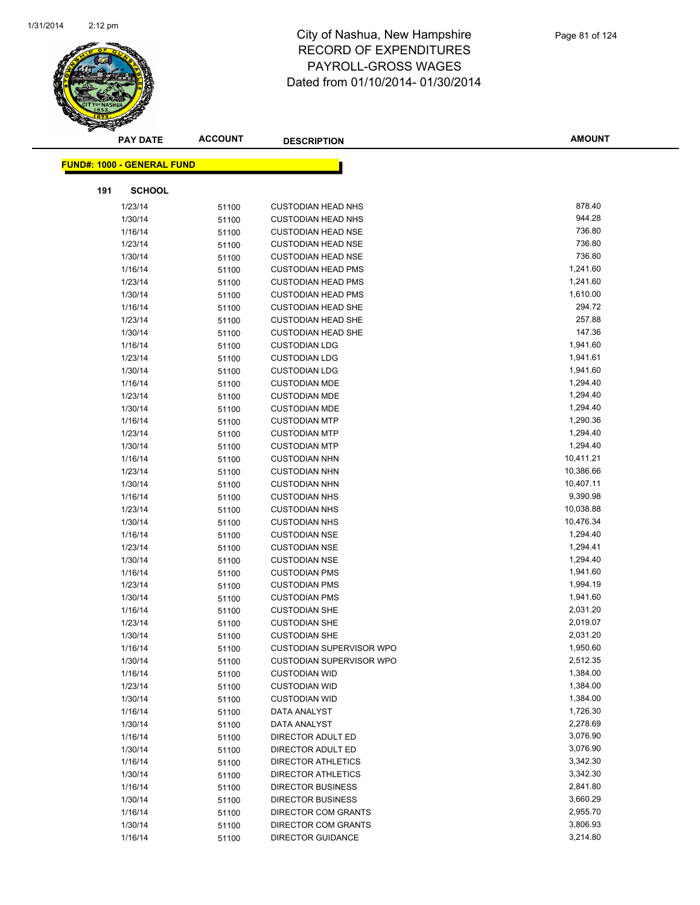# City of Nashua, New Hampshire
# RECORD OF EXPENDITURES
# PAYROLL-GROSS WAGES
Dated from 01/10/2014- 01/30/2014

**FUND#: 1000 - GENERAL FUND**

**191 SCHOOL**

| PAY DATE | ACCOUNT | DESCRIPTION | AMOUNT |
|---|---|---|---|
| 1/23/14 | 51100 | CUSTODIAN HEAD NHS | 878.40 |
| 1/30/14 | 51100 | CUSTODIAN HEAD NHS | 944.28 |
| 1/16/14 | 51100 | CUSTODIAN HEAD NSE | 736.80 |
| 1/23/14 | 51100 | CUSTODIAN HEAD NSE | 736.80 |
| 1/30/14 | 51100 | CUSTODIAN HEAD NSE | 736.80 |
| 1/16/14 | 51100 | CUSTODIAN HEAD PMS | 1,241.60 |
| 1/23/14 | 51100 | CUSTODIAN HEAD PMS | 1,241.60 |
| 1/30/14 | 51100 | CUSTODIAN HEAD PMS | 1,610.00 |
| 1/16/14 | 51100 | CUSTODIAN HEAD SHE | 294.72 |
| 1/23/14 | 51100 | CUSTODIAN HEAD SHE | 257.88 |
| 1/30/14 | 51100 | CUSTODIAN HEAD SHE | 147.36 |
| 1/16/14 | 51100 | CUSTODIAN LDG | 1,941.60 |
| 1/23/14 | 51100 | CUSTODIAN LDG | 1,941.61 |
| 1/30/14 | 51100 | CUSTODIAN LDG | 1,941.60 |
| 1/16/14 | 51100 | CUSTODIAN MDE | 1,294.40 |
| 1/23/14 | 51100 | CUSTODIAN MDE | 1,294.40 |
| 1/30/14 | 51100 | CUSTODIAN MDE | 1,294.40 |
| 1/16/14 | 51100 | CUSTODIAN MTP | 1,290.36 |
| 1/23/14 | 51100 | CUSTODIAN MTP | 1,294.40 |
| 1/30/14 | 51100 | CUSTODIAN MTP | 1,294.40 |
| 1/16/14 | 51100 | CUSTODIAN NHN | 10,411.21 |
| 1/23/14 | 51100 | CUSTODIAN NHN | 10,386.66 |
| 1/30/14 | 51100 | CUSTODIAN NHN | 10,407.11 |
| 1/16/14 | 51100 | CUSTODIAN NHS | 9,390.98 |
| 1/23/14 | 51100 | CUSTODIAN NHS | 10,038.88 |
| 1/30/14 | 51100 | CUSTODIAN NHS | 10,476.34 |
| 1/16/14 | 51100 | CUSTODIAN NSE | 1,294.40 |
| 1/23/14 | 51100 | CUSTODIAN NSE | 1,294.41 |
| 1/30/14 | 51100 | CUSTODIAN NSE | 1,294.40 |
| 1/16/14 | 51100 | CUSTODIAN PMS | 1,941.60 |
| 1/23/14 | 51100 | CUSTODIAN PMS | 1,994.19 |
| 1/30/14 | 51100 | CUSTODIAN PMS | 1,941.60 |
| 1/16/14 | 51100 | CUSTODIAN SHE | 2,031.20 |
| 1/23/14 | 51100 | CUSTODIAN SHE | 2,019.07 |
| 1/30/14 | 51100 | CUSTODIAN SHE | 2,031.20 |
| 1/16/14 | 51100 | CUSTODIAN SUPERVISOR WPO | 1,950.60 |
| 1/30/14 | 51100 | CUSTODIAN SUPERVISOR WPO | 2,512.35 |
| 1/16/14 | 51100 | CUSTODIAN WID | 1,384.00 |
| 1/23/14 | 51100 | CUSTODIAN WID | 1,384.00 |
| 1/30/14 | 51100 | CUSTODIAN WID | 1,384.00 |
| 1/16/14 | 51100 | DATA ANALYST | 1,726.30 |
| 1/30/14 | 51100 | DATA ANALYST | 2,278.69 |
| 1/16/14 | 51100 | DIRECTOR ADULT ED | 3,076.90 |
| 1/30/14 | 51100 | DIRECTOR ADULT ED | 3,076.90 |
| 1/16/14 | 51100 | DIRECTOR ATHLETICS | 3,342.30 |
| 1/30/14 | 51100 | DIRECTOR ATHLETICS | 3,342.30 |
| 1/16/14 | 51100 | DIRECTOR BUSINESS | 2,841.80 |
| 1/30/14 | 51100 | DIRECTOR BUSINESS | 3,660.29 |
| 1/16/14 | 51100 | DIRECTOR COM GRANTS | 2,955.70 |
| 1/30/14 | 51100 | DIRECTOR COM GRANTS | 3,806.93 |
| 1/16/14 | 51100 | DIRECTOR GUIDANCE | 3,214.80 |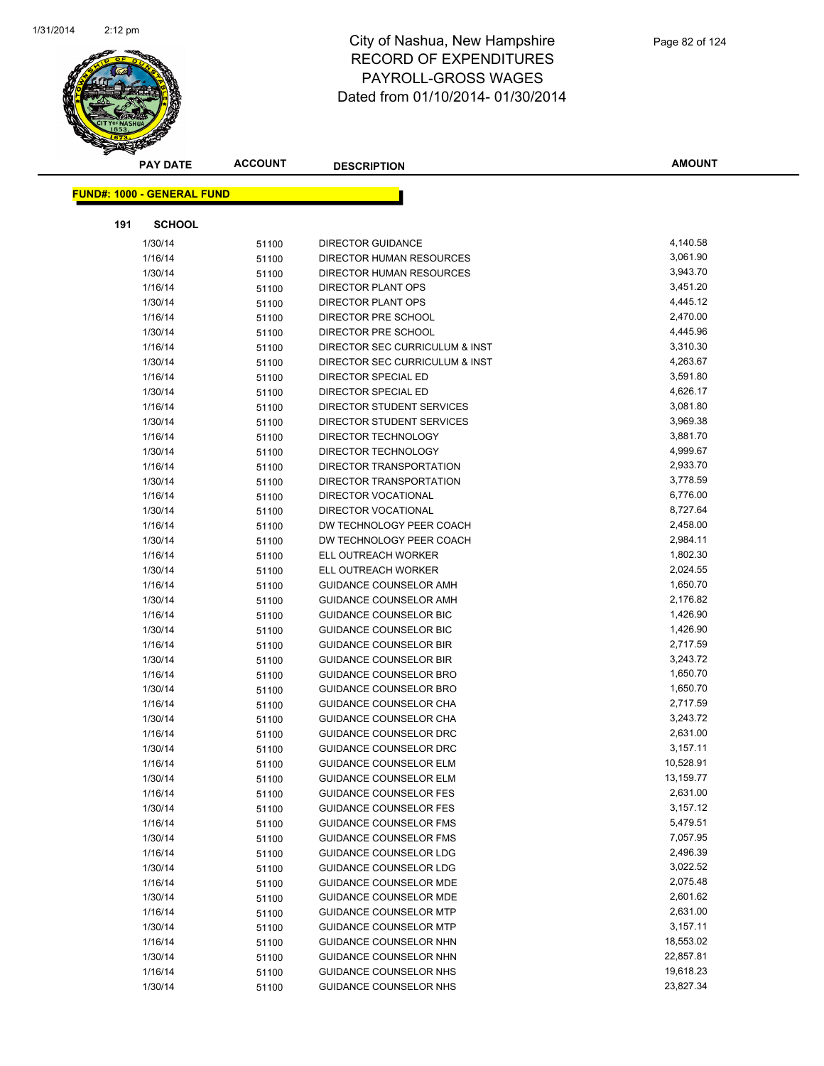# City of Nashua, New Hampshire
## RECORD OF EXPENDITURES
## PAYROLL-GROSS WAGES
## Dated from 01/10/2014- 01/30/2014

**FUND#: 1000 - GENERAL FUND**

**191 SCHOOL**

| PAY DATE | ACCOUNT | DESCRIPTION | AMOUNT |
|---|---|---|---|
| 1/30/14 | 51100 | DIRECTOR GUIDANCE | 4,140.58 |
| 1/16/14 | 51100 | DIRECTOR HUMAN RESOURCES | 3,061.90 |
| 1/30/14 | 51100 | DIRECTOR HUMAN RESOURCES | 3,943.70 |
| 1/16/14 | 51100 | DIRECTOR PLANT OPS | 3,451.20 |
| 1/30/14 | 51100 | DIRECTOR PLANT OPS | 4,445.12 |
| 1/16/14 | 51100 | DIRECTOR PRE SCHOOL | 2,470.00 |
| 1/30/14 | 51100 | DIRECTOR PRE SCHOOL | 4,445.96 |
| 1/16/14 | 51100 | DIRECTOR SEC CURRICULUM & INST | 3,310.30 |
| 1/30/14 | 51100 | DIRECTOR SEC CURRICULUM & INST | 4,263.67 |
| 1/16/14 | 51100 | DIRECTOR SPECIAL ED | 3,591.80 |
| 1/30/14 | 51100 | DIRECTOR SPECIAL ED | 4,626.17 |
| 1/16/14 | 51100 | DIRECTOR STUDENT SERVICES | 3,081.80 |
| 1/30/14 | 51100 | DIRECTOR STUDENT SERVICES | 3,969.38 |
| 1/16/14 | 51100 | DIRECTOR TECHNOLOGY | 3,881.70 |
| 1/30/14 | 51100 | DIRECTOR TECHNOLOGY | 4,999.67 |
| 1/16/14 | 51100 | DIRECTOR TRANSPORTATION | 2,933.70 |
| 1/30/14 | 51100 | DIRECTOR TRANSPORTATION | 3,778.59 |
| 1/16/14 | 51100 | DIRECTOR VOCATIONAL | 6,776.00 |
| 1/30/14 | 51100 | DIRECTOR VOCATIONAL | 8,727.64 |
| 1/16/14 | 51100 | DW TECHNOLOGY PEER COACH | 2,458.00 |
| 1/30/14 | 51100 | DW TECHNOLOGY PEER COACH | 2,984.11 |
| 1/16/14 | 51100 | ELL OUTREACH WORKER | 1,802.30 |
| 1/30/14 | 51100 | ELL OUTREACH WORKER | 2,024.55 |
| 1/16/14 | 51100 | GUIDANCE COUNSELOR AMH | 1,650.70 |
| 1/30/14 | 51100 | GUIDANCE COUNSELOR AMH | 2,176.82 |
| 1/16/14 | 51100 | GUIDANCE COUNSELOR BIC | 1,426.90 |
| 1/30/14 | 51100 | GUIDANCE COUNSELOR BIC | 1,426.90 |
| 1/16/14 | 51100 | GUIDANCE COUNSELOR BIR | 2,717.59 |
| 1/30/14 | 51100 | GUIDANCE COUNSELOR BIR | 3,243.72 |
| 1/16/14 | 51100 | GUIDANCE COUNSELOR BRO | 1,650.70 |
| 1/30/14 | 51100 | GUIDANCE COUNSELOR BRO | 1,650.70 |
| 1/16/14 | 51100 | GUIDANCE COUNSELOR CHA | 2,717.59 |
| 1/30/14 | 51100 | GUIDANCE COUNSELOR CHA | 3,243.72 |
| 1/16/14 | 51100 | GUIDANCE COUNSELOR DRC | 2,631.00 |
| 1/30/14 | 51100 | GUIDANCE COUNSELOR DRC | 3,157.11 |
| 1/16/14 | 51100 | GUIDANCE COUNSELOR ELM | 10,528.91 |
| 1/30/14 | 51100 | GUIDANCE COUNSELOR ELM | 13,159.77 |
| 1/16/14 | 51100 | GUIDANCE COUNSELOR FES | 2,631.00 |
| 1/30/14 | 51100 | GUIDANCE COUNSELOR FES | 3,157.12 |
| 1/16/14 | 51100 | GUIDANCE COUNSELOR FMS | 5,479.51 |
| 1/30/14 | 51100 | GUIDANCE COUNSELOR FMS | 7,057.95 |
| 1/16/14 | 51100 | GUIDANCE COUNSELOR LDG | 2,496.39 |
| 1/30/14 | 51100 | GUIDANCE COUNSELOR LDG | 3,022.52 |
| 1/16/14 | 51100 | GUIDANCE COUNSELOR MDE | 2,075.48 |
| 1/30/14 | 51100 | GUIDANCE COUNSELOR MDE | 2,601.62 |
| 1/16/14 | 51100 | GUIDANCE COUNSELOR MTP | 2,631.00 |
| 1/30/14 | 51100 | GUIDANCE COUNSELOR MTP | 3,157.11 |
| 1/16/14 | 51100 | GUIDANCE COUNSELOR NHN | 18,553.02 |
| 1/30/14 | 51100 | GUIDANCE COUNSELOR NHN | 22,857.81 |
| 1/16/14 | 51100 | GUIDANCE COUNSELOR NHS | 19,618.23 |
| 1/30/14 | 51100 | GUIDANCE COUNSELOR NHS | 23,827.34 |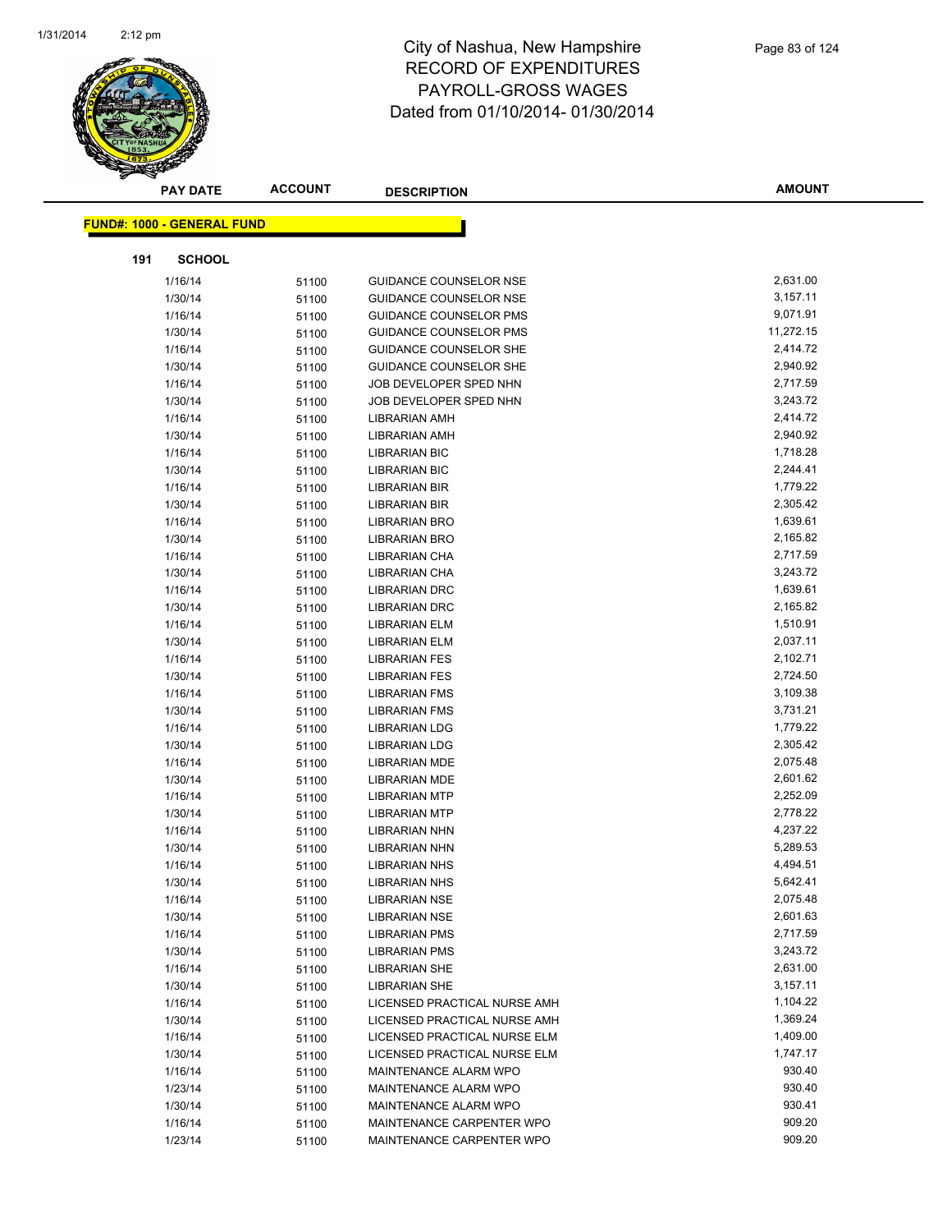# City of Nashua, New Hampshire
# RECORD OF EXPENDITURES
# PAYROLL-GROSS WAGES
# Dated from 01/10/2014- 01/30/2014

| PAY DATE | ACCOUNT | DESCRIPTION | AMOUNT |
|---|---|---|---|

**FUND#: 1000 - GENERAL FUND**

**191 SCHOOL**

| PAY DATE | ACCOUNT | DESCRIPTION | AMOUNT |
|---|---|---|---|
| 1/16/14 | 51100 | GUIDANCE COUNSELOR NSE | 2,631.00 |
| 1/30/14 | 51100 | GUIDANCE COUNSELOR NSE | 3,157.11 |
| 1/16/14 | 51100 | GUIDANCE COUNSELOR PMS | 9,071.91 |
| 1/30/14 | 51100 | GUIDANCE COUNSELOR PMS | 11,272.15 |
| 1/16/14 | 51100 | GUIDANCE COUNSELOR SHE | 2,414.72 |
| 1/30/14 | 51100 | GUIDANCE COUNSELOR SHE | 2,940.92 |
| 1/16/14 | 51100 | JOB DEVELOPER SPED NHN | 2,717.59 |
| 1/30/14 | 51100 | JOB DEVELOPER SPED NHN | 3,243.72 |
| 1/16/14 | 51100 | LIBRARIAN AMH | 2,414.72 |
| 1/30/14 | 51100 | LIBRARIAN AMH | 2,940.92 |
| 1/16/14 | 51100 | LIBRARIAN BIC | 1,718.28 |
| 1/30/14 | 51100 | LIBRARIAN BIC | 2,244.41 |
| 1/16/14 | 51100 | LIBRARIAN BIR | 1,779.22 |
| 1/30/14 | 51100 | LIBRARIAN BIR | 2,305.42 |
| 1/16/14 | 51100 | LIBRARIAN BRO | 1,639.61 |
| 1/30/14 | 51100 | LIBRARIAN BRO | 2,165.82 |
| 1/16/14 | 51100 | LIBRARIAN CHA | 2,717.59 |
| 1/30/14 | 51100 | LIBRARIAN CHA | 3,243.72 |
| 1/16/14 | 51100 | LIBRARIAN DRC | 1,639.61 |
| 1/30/14 | 51100 | LIBRARIAN DRC | 2,165.82 |
| 1/16/14 | 51100 | LIBRARIAN ELM | 1,510.91 |
| 1/30/14 | 51100 | LIBRARIAN ELM | 2,037.11 |
| 1/16/14 | 51100 | LIBRARIAN FES | 2,102.71 |
| 1/30/14 | 51100 | LIBRARIAN FES | 2,724.50 |
| 1/16/14 | 51100 | LIBRARIAN FMS | 3,109.38 |
| 1/30/14 | 51100 | LIBRARIAN FMS | 3,731.21 |
| 1/16/14 | 51100 | LIBRARIAN LDG | 1,779.22 |
| 1/30/14 | 51100 | LIBRARIAN LDG | 2,305.42 |
| 1/16/14 | 51100 | LIBRARIAN MDE | 2,075.48 |
| 1/30/14 | 51100 | LIBRARIAN MDE | 2,601.62 |
| 1/16/14 | 51100 | LIBRARIAN MTP | 2,252.09 |
| 1/30/14 | 51100 | LIBRARIAN MTP | 2,778.22 |
| 1/16/14 | 51100 | LIBRARIAN NHN | 4,237.22 |
| 1/30/14 | 51100 | LIBRARIAN NHN | 5,289.53 |
| 1/16/14 | 51100 | LIBRARIAN NHS | 4,494.51 |
| 1/30/14 | 51100 | LIBRARIAN NHS | 5,642.41 |
| 1/16/14 | 51100 | LIBRARIAN NSE | 2,075.48 |
| 1/30/14 | 51100 | LIBRARIAN NSE | 2,601.63 |
| 1/16/14 | 51100 | LIBRARIAN PMS | 2,717.59 |
| 1/30/14 | 51100 | LIBRARIAN PMS | 3,243.72 |
| 1/16/14 | 51100 | LIBRARIAN SHE | 2,631.00 |
| 1/30/14 | 51100 | LIBRARIAN SHE | 3,157.11 |
| 1/16/14 | 51100 | LICENSED PRACTICAL NURSE AMH | 1,104.22 |
| 1/30/14 | 51100 | LICENSED PRACTICAL NURSE AMH | 1,369.24 |
| 1/16/14 | 51100 | LICENSED PRACTICAL NURSE ELM | 1,409.00 |
| 1/30/14 | 51100 | LICENSED PRACTICAL NURSE ELM | 1,747.17 |
| 1/16/14 | 51100 | MAINTENANCE ALARM WPO | 930.40 |
| 1/23/14 | 51100 | MAINTENANCE ALARM WPO | 930.40 |
| 1/30/14 | 51100 | MAINTENANCE ALARM WPO | 930.41 |
| 1/16/14 | 51100 | MAINTENANCE CARPENTER WPO | 909.20 |
| 1/23/14 | 51100 | MAINTENANCE CARPENTER WPO | 909.20 |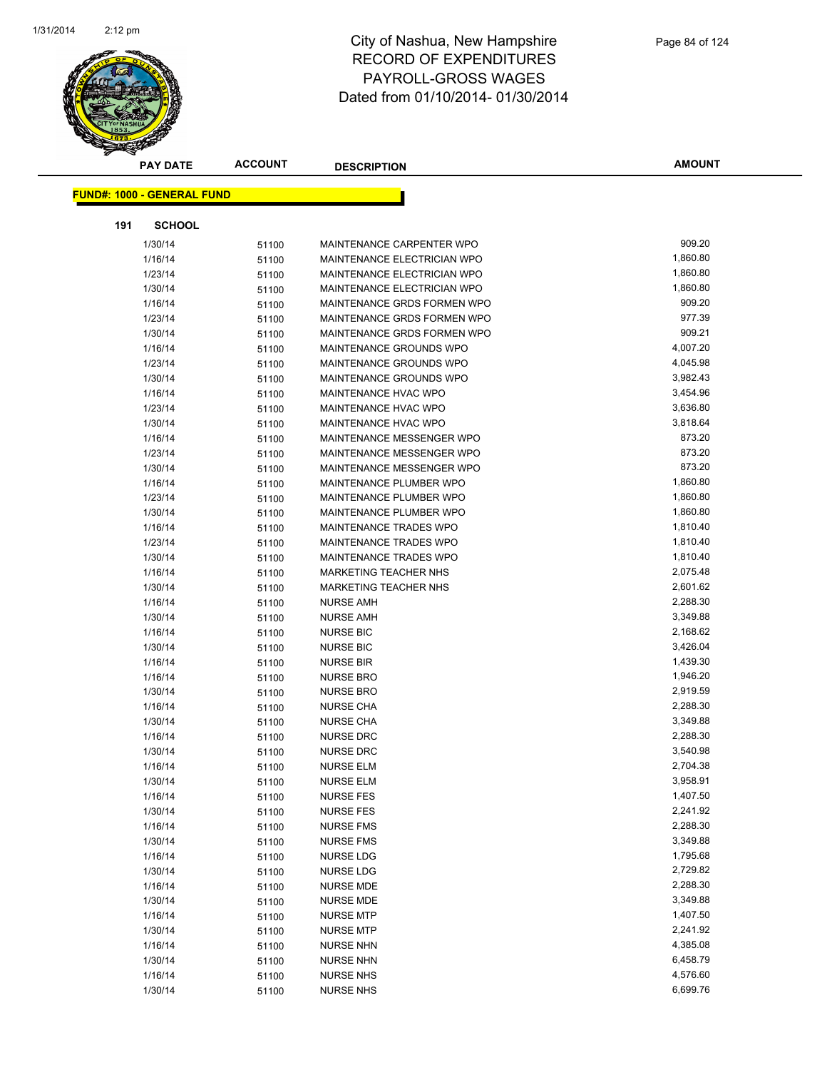# City of Nashua, New Hampshire
# RECORD OF EXPENDITURES
# PAYROLL-GROSS WAGES
# Dated from 01/10/2014- 01/30/2014

**FUND#: 1000 - GENERAL FUND**

**191 SCHOOL**

| PAY DATE | ACCOUNT | DESCRIPTION | AMOUNT |
|---|---|---|---|
| 1/30/14 | 51100 | MAINTENANCE CARPENTER WPO | 909.20 |
| 1/16/14 | 51100 | MAINTENANCE ELECTRICIAN WPO | 1,860.80 |
| 1/23/14 | 51100 | MAINTENANCE ELECTRICIAN WPO | 1,860.80 |
| 1/30/14 | 51100 | MAINTENANCE ELECTRICIAN WPO | 1,860.80 |
| 1/16/14 | 51100 | MAINTENANCE GRDS FORMEN WPO | 909.20 |
| 1/23/14 | 51100 | MAINTENANCE GRDS FORMEN WPO | 977.39 |
| 1/30/14 | 51100 | MAINTENANCE GRDS FORMEN WPO | 909.21 |
| 1/16/14 | 51100 | MAINTENANCE GROUNDS WPO | 4,007.20 |
| 1/23/14 | 51100 | MAINTENANCE GROUNDS WPO | 4,045.98 |
| 1/30/14 | 51100 | MAINTENANCE GROUNDS WPO | 3,982.43 |
| 1/16/14 | 51100 | MAINTENANCE HVAC WPO | 3,454.96 |
| 1/23/14 | 51100 | MAINTENANCE HVAC WPO | 3,636.80 |
| 1/30/14 | 51100 | MAINTENANCE HVAC WPO | 3,818.64 |
| 1/16/14 | 51100 | MAINTENANCE MESSENGER WPO | 873.20 |
| 1/23/14 | 51100 | MAINTENANCE MESSENGER WPO | 873.20 |
| 1/30/14 | 51100 | MAINTENANCE MESSENGER WPO | 873.20 |
| 1/16/14 | 51100 | MAINTENANCE PLUMBER WPO | 1,860.80 |
| 1/23/14 | 51100 | MAINTENANCE PLUMBER WPO | 1,860.80 |
| 1/30/14 | 51100 | MAINTENANCE PLUMBER WPO | 1,860.80 |
| 1/16/14 | 51100 | MAINTENANCE TRADES WPO | 1,810.40 |
| 1/23/14 | 51100 | MAINTENANCE TRADES WPO | 1,810.40 |
| 1/30/14 | 51100 | MAINTENANCE TRADES WPO | 1,810.40 |
| 1/16/14 | 51100 | MARKETING TEACHER NHS | 2,075.48 |
| 1/30/14 | 51100 | MARKETING TEACHER NHS | 2,601.62 |
| 1/16/14 | 51100 | NURSE AMH | 2,288.30 |
| 1/30/14 | 51100 | NURSE AMH | 3,349.88 |
| 1/16/14 | 51100 | NURSE BIC | 2,168.62 |
| 1/30/14 | 51100 | NURSE BIC | 3,426.04 |
| 1/16/14 | 51100 | NURSE BIR | 1,439.30 |
| 1/16/14 | 51100 | NURSE BRO | 1,946.20 |
| 1/30/14 | 51100 | NURSE BRO | 2,919.59 |
| 1/16/14 | 51100 | NURSE CHA | 2,288.30 |
| 1/30/14 | 51100 | NURSE CHA | 3,349.88 |
| 1/16/14 | 51100 | NURSE DRC | 2,288.30 |
| 1/30/14 | 51100 | NURSE DRC | 3,540.98 |
| 1/16/14 | 51100 | NURSE ELM | 2,704.38 |
| 1/30/14 | 51100 | NURSE ELM | 3,958.91 |
| 1/16/14 | 51100 | NURSE FES | 1,407.50 |
| 1/30/14 | 51100 | NURSE FES | 2,241.92 |
| 1/16/14 | 51100 | NURSE FMS | 2,288.30 |
| 1/30/14 | 51100 | NURSE FMS | 3,349.88 |
| 1/16/14 | 51100 | NURSE LDG | 1,795.68 |
| 1/30/14 | 51100 | NURSE LDG | 2,729.82 |
| 1/16/14 | 51100 | NURSE MDE | 2,288.30 |
| 1/30/14 | 51100 | NURSE MDE | 3,349.88 |
| 1/16/14 | 51100 | NURSE MTP | 1,407.50 |
| 1/30/14 | 51100 | NURSE MTP | 2,241.92 |
| 1/16/14 | 51100 | NURSE NHN | 4,385.08 |
| 1/30/14 | 51100 | NURSE NHN | 6,458.79 |
| 1/16/14 | 51100 | NURSE NHS | 4,576.60 |
| 1/30/14 | 51100 | NURSE NHS | 6,699.76 |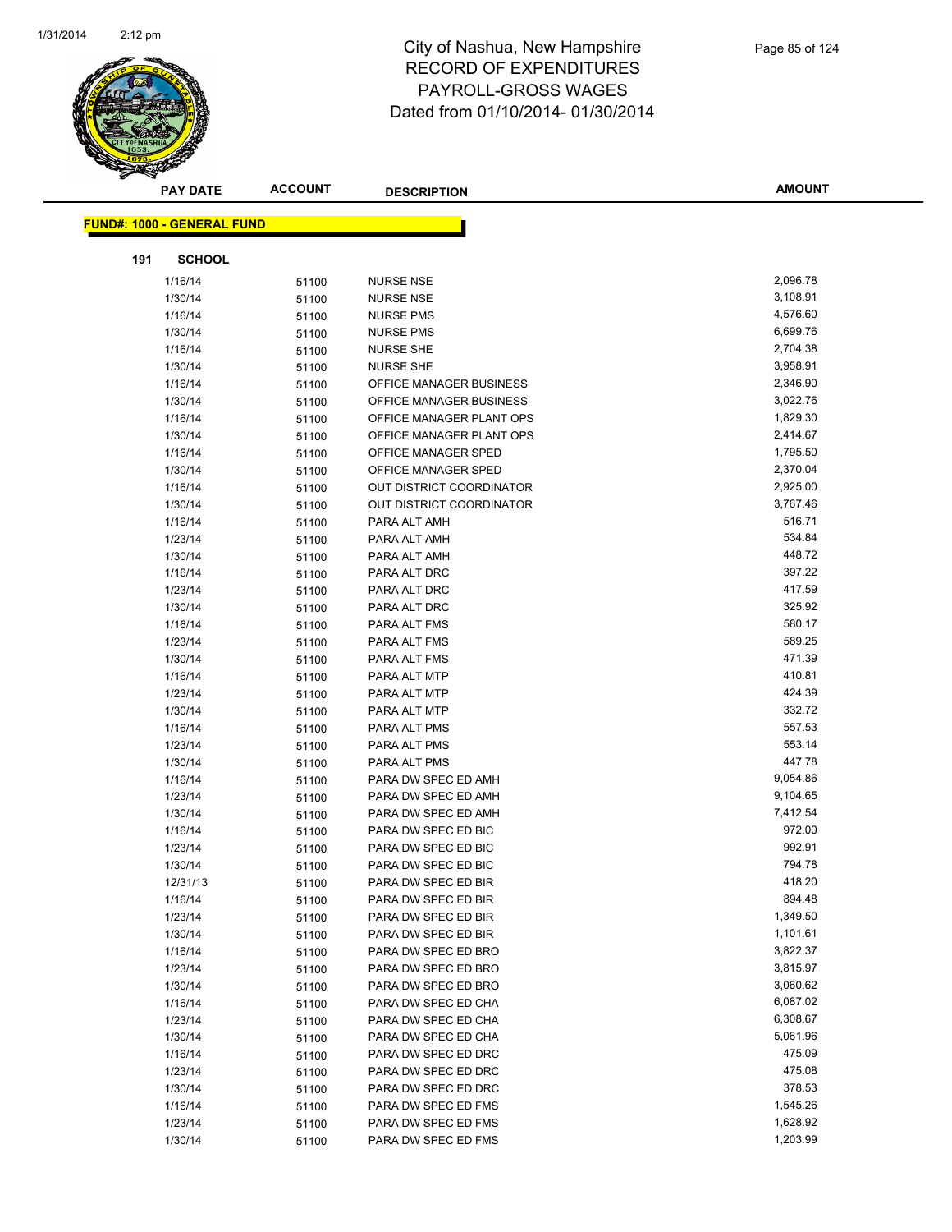# City of Nashua, New Hampshire
## RECORD OF EXPENDITURES
## PAYROLL-GROSS WAGES
## Dated from 01/10/2014- 01/30/2014

| PAY DATE | ACCOUNT | DESCRIPTION | AMOUNT |
|---|---|---|---|

**FUND#: 1000 - GENERAL FUND**

**191 SCHOOL**

| PAY DATE | ACCOUNT | DESCRIPTION | AMOUNT |
|---|---|---|---|
| 1/16/14 | 51100 | NURSE NSE | 2,096.78 |
| 1/30/14 | 51100 | NURSE NSE | 3,108.91 |
| 1/16/14 | 51100 | NURSE PMS | 4,576.60 |
| 1/30/14 | 51100 | NURSE PMS | 6,699.76 |
| 1/16/14 | 51100 | NURSE SHE | 2,704.38 |
| 1/30/14 | 51100 | NURSE SHE | 3,958.91 |
| 1/16/14 | 51100 | OFFICE MANAGER BUSINESS | 2,346.90 |
| 1/30/14 | 51100 | OFFICE MANAGER BUSINESS | 3,022.76 |
| 1/16/14 | 51100 | OFFICE MANAGER PLANT OPS | 1,829.30 |
| 1/30/14 | 51100 | OFFICE MANAGER PLANT OPS | 2,414.67 |
| 1/16/14 | 51100 | OFFICE MANAGER SPED | 1,795.50 |
| 1/30/14 | 51100 | OFFICE MANAGER SPED | 2,370.04 |
| 1/16/14 | 51100 | OUT DISTRICT COORDINATOR | 2,925.00 |
| 1/30/14 | 51100 | OUT DISTRICT COORDINATOR | 3,767.46 |
| 1/16/14 | 51100 | PARA ALT AMH | 516.71 |
| 1/23/14 | 51100 | PARA ALT AMH | 534.84 |
| 1/30/14 | 51100 | PARA ALT AMH | 448.72 |
| 1/16/14 | 51100 | PARA ALT DRC | 397.22 |
| 1/23/14 | 51100 | PARA ALT DRC | 417.59 |
| 1/30/14 | 51100 | PARA ALT DRC | 325.92 |
| 1/16/14 | 51100 | PARA ALT FMS | 580.17 |
| 1/23/14 | 51100 | PARA ALT FMS | 589.25 |
| 1/30/14 | 51100 | PARA ALT FMS | 471.39 |
| 1/16/14 | 51100 | PARA ALT MTP | 410.81 |
| 1/23/14 | 51100 | PARA ALT MTP | 424.39 |
| 1/30/14 | 51100 | PARA ALT MTP | 332.72 |
| 1/16/14 | 51100 | PARA ALT PMS | 557.53 |
| 1/23/14 | 51100 | PARA ALT PMS | 553.14 |
| 1/30/14 | 51100 | PARA ALT PMS | 447.78 |
| 1/16/14 | 51100 | PARA DW SPEC ED AMH | 9,054.86 |
| 1/23/14 | 51100 | PARA DW SPEC ED AMH | 9,104.65 |
| 1/30/14 | 51100 | PARA DW SPEC ED AMH | 7,412.54 |
| 1/16/14 | 51100 | PARA DW SPEC ED BIC | 972.00 |
| 1/23/14 | 51100 | PARA DW SPEC ED BIC | 992.91 |
| 1/30/14 | 51100 | PARA DW SPEC ED BIC | 794.78 |
| 12/31/13 | 51100 | PARA DW SPEC ED BIR | 418.20 |
| 1/16/14 | 51100 | PARA DW SPEC ED BIR | 894.48 |
| 1/23/14 | 51100 | PARA DW SPEC ED BIR | 1,349.50 |
| 1/30/14 | 51100 | PARA DW SPEC ED BIR | 1,101.61 |
| 1/16/14 | 51100 | PARA DW SPEC ED BRO | 3,822.37 |
| 1/23/14 | 51100 | PARA DW SPEC ED BRO | 3,815.97 |
| 1/30/14 | 51100 | PARA DW SPEC ED BRO | 3,060.62 |
| 1/16/14 | 51100 | PARA DW SPEC ED CHA | 6,087.02 |
| 1/23/14 | 51100 | PARA DW SPEC ED CHA | 6,308.67 |
| 1/30/14 | 51100 | PARA DW SPEC ED CHA | 5,061.96 |
| 1/16/14 | 51100 | PARA DW SPEC ED DRC | 475.09 |
| 1/23/14 | 51100 | PARA DW SPEC ED DRC | 475.08 |
| 1/30/14 | 51100 | PARA DW SPEC ED DRC | 378.53 |
| 1/16/14 | 51100 | PARA DW SPEC ED FMS | 1,545.26 |
| 1/23/14 | 51100 | PARA DW SPEC ED FMS | 1,628.92 |
| 1/30/14 | 51100 | PARA DW SPEC ED FMS | 1,203.99 |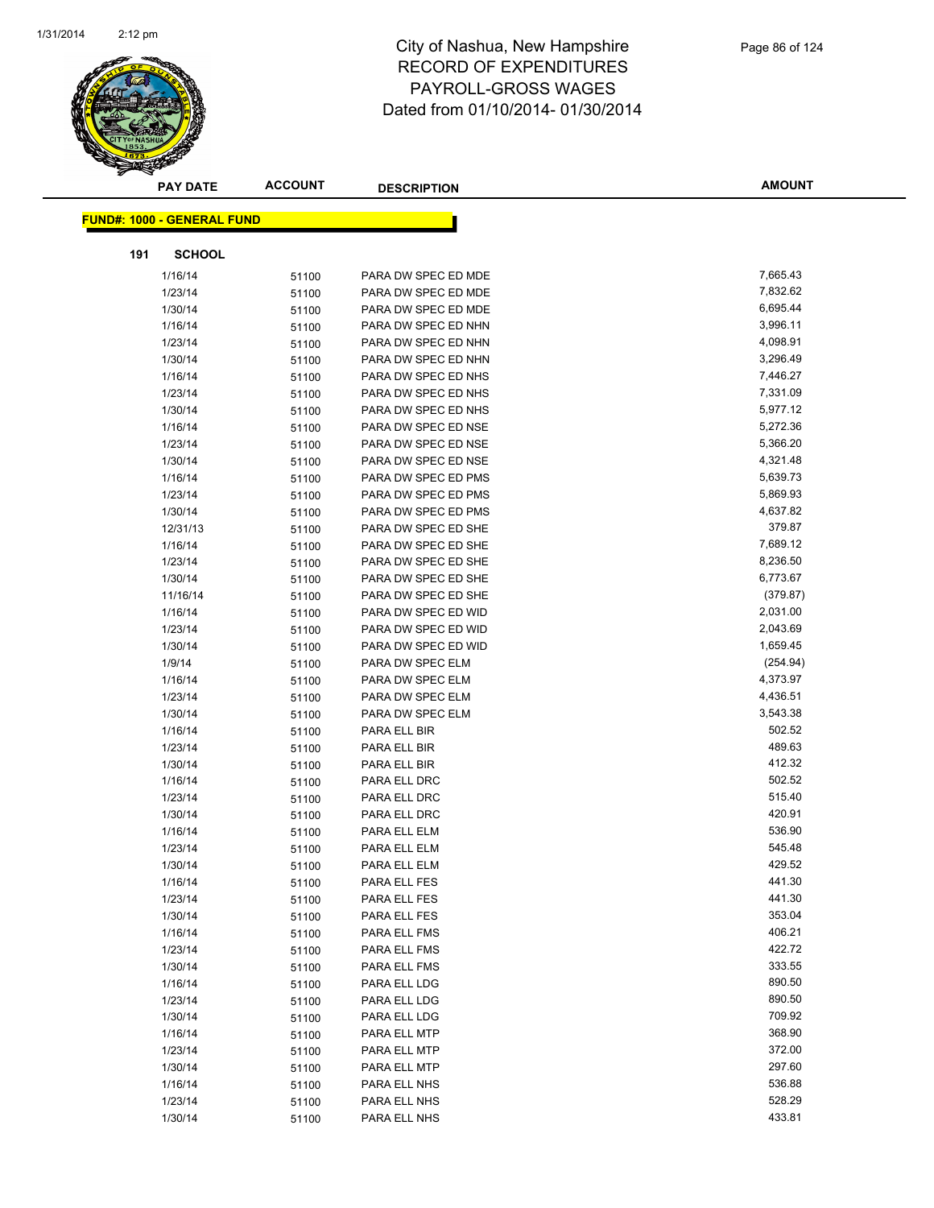City of Nashua, New Hampshire
RECORD OF EXPENDITURES
PAYROLL-GROSS WAGES
Dated from 01/10/2014- 01/30/2014

**FUND#: 1000 - GENERAL FUND**

**191 SCHOOL**

| PAY DATE | ACCOUNT | DESCRIPTION | AMOUNT |
|---|---|---|---|
| 1/16/14 | 51100 | PARA DW SPEC ED MDE | 7,665.43 |
| 1/23/14 | 51100 | PARA DW SPEC ED MDE | 7,832.62 |
| 1/30/14 | 51100 | PARA DW SPEC ED MDE | 6,695.44 |
| 1/16/14 | 51100 | PARA DW SPEC ED NHN | 3,996.11 |
| 1/23/14 | 51100 | PARA DW SPEC ED NHN | 4,098.91 |
| 1/30/14 | 51100 | PARA DW SPEC ED NHN | 3,296.49 |
| 1/16/14 | 51100 | PARA DW SPEC ED NHS | 7,446.27 |
| 1/23/14 | 51100 | PARA DW SPEC ED NHS | 7,331.09 |
| 1/30/14 | 51100 | PARA DW SPEC ED NHS | 5,977.12 |
| 1/16/14 | 51100 | PARA DW SPEC ED NSE | 5,272.36 |
| 1/23/14 | 51100 | PARA DW SPEC ED NSE | 5,366.20 |
| 1/30/14 | 51100 | PARA DW SPEC ED NSE | 4,321.48 |
| 1/16/14 | 51100 | PARA DW SPEC ED PMS | 5,639.73 |
| 1/23/14 | 51100 | PARA DW SPEC ED PMS | 5,869.93 |
| 1/30/14 | 51100 | PARA DW SPEC ED PMS | 4,637.82 |
| 12/31/13 | 51100 | PARA DW SPEC ED SHE | 379.87 |
| 1/16/14 | 51100 | PARA DW SPEC ED SHE | 7,689.12 |
| 1/23/14 | 51100 | PARA DW SPEC ED SHE | 8,236.50 |
| 1/30/14 | 51100 | PARA DW SPEC ED SHE | 6,773.67 |
| 11/16/14 | 51100 | PARA DW SPEC ED SHE | (379.87) |
| 1/16/14 | 51100 | PARA DW SPEC ED WID | 2,031.00 |
| 1/23/14 | 51100 | PARA DW SPEC ED WID | 2,043.69 |
| 1/30/14 | 51100 | PARA DW SPEC ED WID | 1,659.45 |
| 1/9/14 | 51100 | PARA DW SPEC ELM | (254.94) |
| 1/16/14 | 51100 | PARA DW SPEC ELM | 4,373.97 |
| 1/23/14 | 51100 | PARA DW SPEC ELM | 4,436.51 |
| 1/30/14 | 51100 | PARA DW SPEC ELM | 3,543.38 |
| 1/16/14 | 51100 | PARA ELL BIR | 502.52 |
| 1/23/14 | 51100 | PARA ELL BIR | 489.63 |
| 1/30/14 | 51100 | PARA ELL BIR | 412.32 |
| 1/16/14 | 51100 | PARA ELL DRC | 502.52 |
| 1/23/14 | 51100 | PARA ELL DRC | 515.40 |
| 1/30/14 | 51100 | PARA ELL DRC | 420.91 |
| 1/16/14 | 51100 | PARA ELL ELM | 536.90 |
| 1/23/14 | 51100 | PARA ELL ELM | 545.48 |
| 1/30/14 | 51100 | PARA ELL ELM | 429.52 |
| 1/16/14 | 51100 | PARA ELL FES | 441.30 |
| 1/23/14 | 51100 | PARA ELL FES | 441.30 |
| 1/30/14 | 51100 | PARA ELL FES | 353.04 |
| 1/16/14 | 51100 | PARA ELL FMS | 406.21 |
| 1/23/14 | 51100 | PARA ELL FMS | 422.72 |
| 1/30/14 | 51100 | PARA ELL FMS | 333.55 |
| 1/16/14 | 51100 | PARA ELL LDG | 890.50 |
| 1/23/14 | 51100 | PARA ELL LDG | 890.50 |
| 1/30/14 | 51100 | PARA ELL LDG | 709.92 |
| 1/16/14 | 51100 | PARA ELL MTP | 368.90 |
| 1/23/14 | 51100 | PARA ELL MTP | 372.00 |
| 1/30/14 | 51100 | PARA ELL MTP | 297.60 |
| 1/16/14 | 51100 | PARA ELL NHS | 536.88 |
| 1/23/14 | 51100 | PARA ELL NHS | 528.29 |
| 1/30/14 | 51100 | PARA ELL NHS | 433.81 |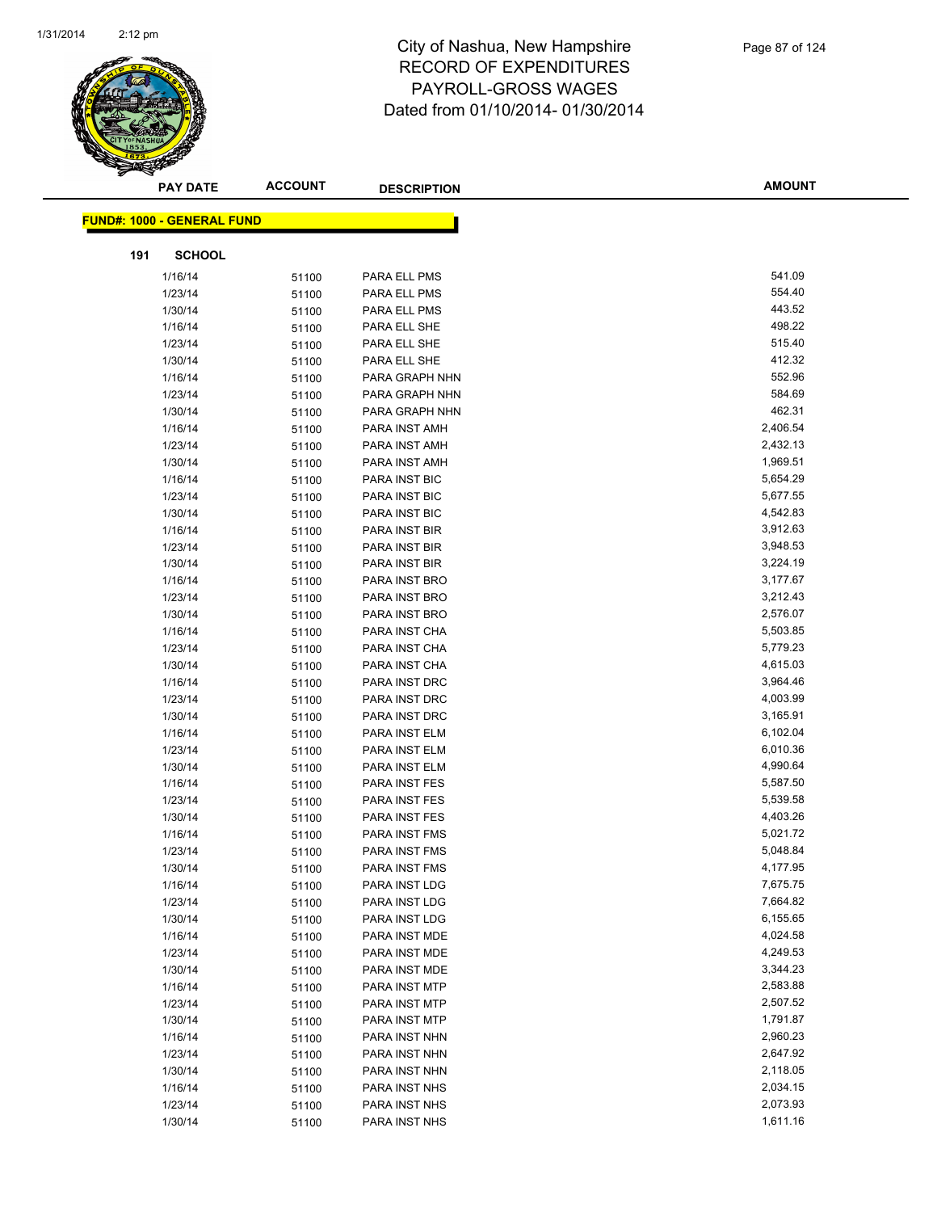# City of Nashua, New Hampshire
# RECORD OF EXPENDITURES
# PAYROLL-GROSS WAGES
# Dated from 01/10/2014- 01/30/2014

**FUND#: 1000 - GENERAL FUND**

**191 SCHOOL**

| PAY DATE | ACCOUNT | DESCRIPTION | AMOUNT |
|---|---|---|---|
| 1/16/14 | 51100 | PARA ELL PMS | 541.09 |
| 1/23/14 | 51100 | PARA ELL PMS | 554.40 |
| 1/30/14 | 51100 | PARA ELL PMS | 443.52 |
| 1/16/14 | 51100 | PARA ELL SHE | 498.22 |
| 1/23/14 | 51100 | PARA ELL SHE | 515.40 |
| 1/30/14 | 51100 | PARA ELL SHE | 412.32 |
| 1/16/14 | 51100 | PARA GRAPH NHN | 552.96 |
| 1/23/14 | 51100 | PARA GRAPH NHN | 584.69 |
| 1/30/14 | 51100 | PARA GRAPH NHN | 462.31 |
| 1/16/14 | 51100 | PARA INST AMH | 2,406.54 |
| 1/23/14 | 51100 | PARA INST AMH | 2,432.13 |
| 1/30/14 | 51100 | PARA INST AMH | 1,969.51 |
| 1/16/14 | 51100 | PARA INST BIC | 5,654.29 |
| 1/23/14 | 51100 | PARA INST BIC | 5,677.55 |
| 1/30/14 | 51100 | PARA INST BIC | 4,542.83 |
| 1/16/14 | 51100 | PARA INST BIR | 3,912.63 |
| 1/23/14 | 51100 | PARA INST BIR | 3,948.53 |
| 1/30/14 | 51100 | PARA INST BIR | 3,224.19 |
| 1/16/14 | 51100 | PARA INST BRO | 3,177.67 |
| 1/23/14 | 51100 | PARA INST BRO | 3,212.43 |
| 1/30/14 | 51100 | PARA INST BRO | 2,576.07 |
| 1/16/14 | 51100 | PARA INST CHA | 5,503.85 |
| 1/23/14 | 51100 | PARA INST CHA | 5,779.23 |
| 1/30/14 | 51100 | PARA INST CHA | 4,615.03 |
| 1/16/14 | 51100 | PARA INST DRC | 3,964.46 |
| 1/23/14 | 51100 | PARA INST DRC | 4,003.99 |
| 1/30/14 | 51100 | PARA INST DRC | 3,165.91 |
| 1/16/14 | 51100 | PARA INST ELM | 6,102.04 |
| 1/23/14 | 51100 | PARA INST ELM | 6,010.36 |
| 1/30/14 | 51100 | PARA INST ELM | 4,990.64 |
| 1/16/14 | 51100 | PARA INST FES | 5,587.50 |
| 1/23/14 | 51100 | PARA INST FES | 5,539.58 |
| 1/30/14 | 51100 | PARA INST FES | 4,403.26 |
| 1/16/14 | 51100 | PARA INST FMS | 5,021.72 |
| 1/23/14 | 51100 | PARA INST FMS | 5,048.84 |
| 1/30/14 | 51100 | PARA INST FMS | 4,177.95 |
| 1/16/14 | 51100 | PARA INST LDG | 7,675.75 |
| 1/23/14 | 51100 | PARA INST LDG | 7,664.82 |
| 1/30/14 | 51100 | PARA INST LDG | 6,155.65 |
| 1/16/14 | 51100 | PARA INST MDE | 4,024.58 |
| 1/23/14 | 51100 | PARA INST MDE | 4,249.53 |
| 1/30/14 | 51100 | PARA INST MDE | 3,344.23 |
| 1/16/14 | 51100 | PARA INST MTP | 2,583.88 |
| 1/23/14 | 51100 | PARA INST MTP | 2,507.52 |
| 1/30/14 | 51100 | PARA INST MTP | 1,791.87 |
| 1/16/14 | 51100 | PARA INST NHN | 2,960.23 |
| 1/23/14 | 51100 | PARA INST NHN | 2,647.92 |
| 1/30/14 | 51100 | PARA INST NHN | 2,118.05 |
| 1/16/14 | 51100 | PARA INST NHS | 2,034.15 |
| 1/23/14 | 51100 | PARA INST NHS | 2,073.93 |
| 1/30/14 | 51100 | PARA INST NHS | 1,611.16 |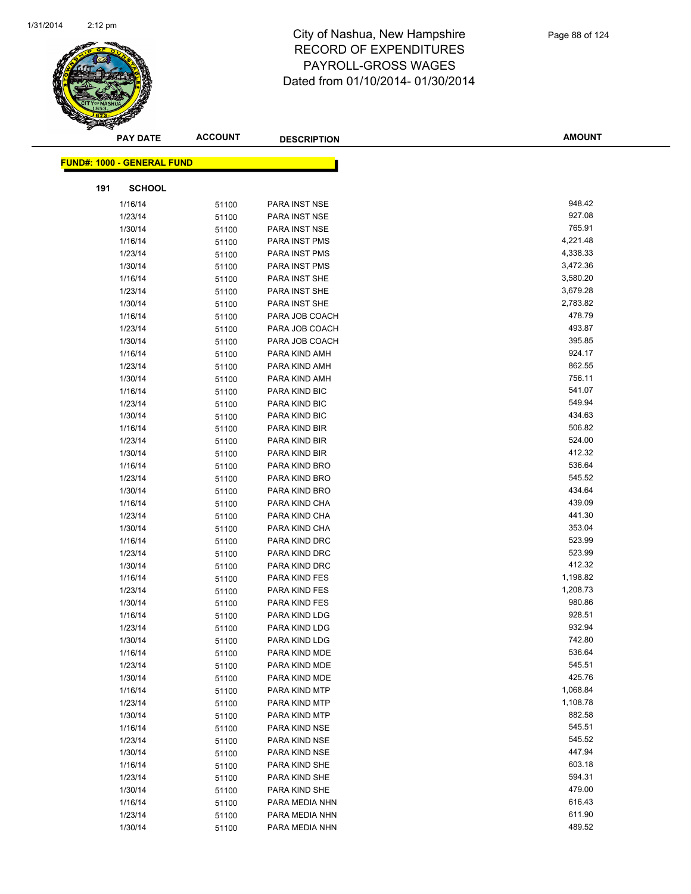# City of Nashua, New Hampshire
# RECORD OF EXPENDITURES
# PAYROLL-GROSS WAGES
# Dated from 01/10/2014- 01/30/2014

| PAY DATE | ACCOUNT | DESCRIPTION | AMOUNT |
|---|---|---|---|

**FUND#: 1000 - GENERAL FUND**

**191 SCHOOL**

| PAY DATE | ACCOUNT | DESCRIPTION | AMOUNT |
|---|---|---|---|
| 1/16/14 | 51100 | PARA INST NSE | 948.42 |
| 1/23/14 | 51100 | PARA INST NSE | 927.08 |
| 1/30/14 | 51100 | PARA INST NSE | 765.91 |
| 1/16/14 | 51100 | PARA INST PMS | 4,221.48 |
| 1/23/14 | 51100 | PARA INST PMS | 4,338.33 |
| 1/30/14 | 51100 | PARA INST PMS | 3,472.36 |
| 1/16/14 | 51100 | PARA INST SHE | 3,580.20 |
| 1/23/14 | 51100 | PARA INST SHE | 3,679.28 |
| 1/30/14 | 51100 | PARA INST SHE | 2,783.82 |
| 1/16/14 | 51100 | PARA JOB COACH | 478.79 |
| 1/23/14 | 51100 | PARA JOB COACH | 493.87 |
| 1/30/14 | 51100 | PARA JOB COACH | 395.85 |
| 1/16/14 | 51100 | PARA KIND AMH | 924.17 |
| 1/23/14 | 51100 | PARA KIND AMH | 862.55 |
| 1/30/14 | 51100 | PARA KIND AMH | 756.11 |
| 1/16/14 | 51100 | PARA KIND BIC | 541.07 |
| 1/23/14 | 51100 | PARA KIND BIC | 549.94 |
| 1/30/14 | 51100 | PARA KIND BIC | 434.63 |
| 1/16/14 | 51100 | PARA KIND BIR | 506.82 |
| 1/23/14 | 51100 | PARA KIND BIR | 524.00 |
| 1/30/14 | 51100 | PARA KIND BIR | 412.32 |
| 1/16/14 | 51100 | PARA KIND BRO | 536.64 |
| 1/23/14 | 51100 | PARA KIND BRO | 545.52 |
| 1/30/14 | 51100 | PARA KIND BRO | 434.64 |
| 1/16/14 | 51100 | PARA KIND CHA | 439.09 |
| 1/23/14 | 51100 | PARA KIND CHA | 441.30 |
| 1/30/14 | 51100 | PARA KIND CHA | 353.04 |
| 1/16/14 | 51100 | PARA KIND DRC | 523.99 |
| 1/23/14 | 51100 | PARA KIND DRC | 523.99 |
| 1/30/14 | 51100 | PARA KIND DRC | 412.32 |
| 1/16/14 | 51100 | PARA KIND FES | 1,198.82 |
| 1/23/14 | 51100 | PARA KIND FES | 1,208.73 |
| 1/30/14 | 51100 | PARA KIND FES | 980.86 |
| 1/16/14 | 51100 | PARA KIND LDG | 928.51 |
| 1/23/14 | 51100 | PARA KIND LDG | 932.94 |
| 1/30/14 | 51100 | PARA KIND LDG | 742.80 |
| 1/16/14 | 51100 | PARA KIND MDE | 536.64 |
| 1/23/14 | 51100 | PARA KIND MDE | 545.51 |
| 1/30/14 | 51100 | PARA KIND MDE | 425.76 |
| 1/16/14 | 51100 | PARA KIND MTP | 1,068.84 |
| 1/23/14 | 51100 | PARA KIND MTP | 1,108.78 |
| 1/30/14 | 51100 | PARA KIND MTP | 882.58 |
| 1/16/14 | 51100 | PARA KIND NSE | 545.51 |
| 1/23/14 | 51100 | PARA KIND NSE | 545.52 |
| 1/30/14 | 51100 | PARA KIND NSE | 447.94 |
| 1/16/14 | 51100 | PARA KIND SHE | 603.18 |
| 1/23/14 | 51100 | PARA KIND SHE | 594.31 |
| 1/30/14 | 51100 | PARA KIND SHE | 479.00 |
| 1/16/14 | 51100 | PARA MEDIA NHN | 616.43 |
| 1/23/14 | 51100 | PARA MEDIA NHN | 611.90 |
| 1/30/14 | 51100 | PARA MEDIA NHN | 489.52 |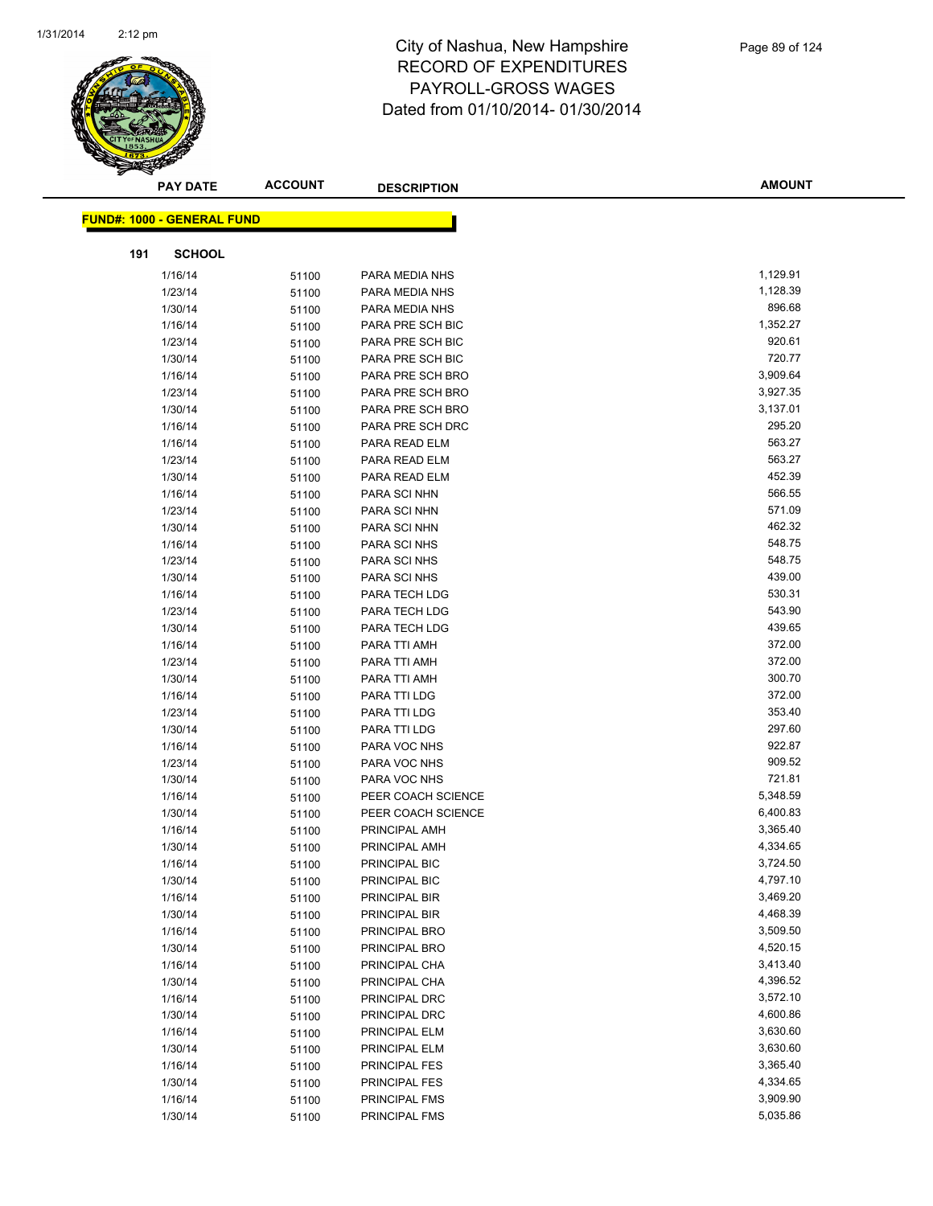City of Nashua, New Hampshire
RECORD OF EXPENDITURES
PAYROLL-GROSS WAGES
Dated from 01/10/2014- 01/30/2014

| PAY DATE | ACCOUNT | DESCRIPTION | AMOUNT |
|---|---|---|---|

**FUND#: 1000 - GENERAL FUND**

**191 SCHOOL**

| PAY DATE | ACCOUNT | DESCRIPTION | AMOUNT |
|---|---|---|---|
| 1/16/14 | 51100 | PARA MEDIA NHS | 1,129.91 |
| 1/23/14 | 51100 | PARA MEDIA NHS | 1,128.39 |
| 1/30/14 | 51100 | PARA MEDIA NHS | 896.68 |
| 1/16/14 | 51100 | PARA PRE SCH BIC | 1,352.27 |
| 1/23/14 | 51100 | PARA PRE SCH BIC | 920.61 |
| 1/30/14 | 51100 | PARA PRE SCH BIC | 720.77 |
| 1/16/14 | 51100 | PARA PRE SCH BRO | 3,909.64 |
| 1/23/14 | 51100 | PARA PRE SCH BRO | 3,927.35 |
| 1/30/14 | 51100 | PARA PRE SCH BRO | 3,137.01 |
| 1/16/14 | 51100 | PARA PRE SCH DRC | 295.20 |
| 1/16/14 | 51100 | PARA READ ELM | 563.27 |
| 1/23/14 | 51100 | PARA READ ELM | 563.27 |
| 1/30/14 | 51100 | PARA READ ELM | 452.39 |
| 1/16/14 | 51100 | PARA SCI NHN | 566.55 |
| 1/23/14 | 51100 | PARA SCI NHN | 571.09 |
| 1/30/14 | 51100 | PARA SCI NHN | 462.32 |
| 1/16/14 | 51100 | PARA SCI NHS | 548.75 |
| 1/23/14 | 51100 | PARA SCI NHS | 548.75 |
| 1/30/14 | 51100 | PARA SCI NHS | 439.00 |
| 1/16/14 | 51100 | PARA TECH LDG | 530.31 |
| 1/23/14 | 51100 | PARA TECH LDG | 543.90 |
| 1/30/14 | 51100 | PARA TECH LDG | 439.65 |
| 1/16/14 | 51100 | PARA TTI AMH | 372.00 |
| 1/23/14 | 51100 | PARA TTI AMH | 372.00 |
| 1/30/14 | 51100 | PARA TTI AMH | 300.70 |
| 1/16/14 | 51100 | PARA TTI LDG | 372.00 |
| 1/23/14 | 51100 | PARA TTI LDG | 353.40 |
| 1/30/14 | 51100 | PARA TTI LDG | 297.60 |
| 1/16/14 | 51100 | PARA VOC NHS | 922.87 |
| 1/23/14 | 51100 | PARA VOC NHS | 909.52 |
| 1/30/14 | 51100 | PARA VOC NHS | 721.81 |
| 1/16/14 | 51100 | PEER COACH SCIENCE | 5,348.59 |
| 1/30/14 | 51100 | PEER COACH SCIENCE | 6,400.83 |
| 1/16/14 | 51100 | PRINCIPAL AMH | 3,365.40 |
| 1/30/14 | 51100 | PRINCIPAL AMH | 4,334.65 |
| 1/16/14 | 51100 | PRINCIPAL BIC | 3,724.50 |
| 1/30/14 | 51100 | PRINCIPAL BIC | 4,797.10 |
| 1/16/14 | 51100 | PRINCIPAL BIR | 3,469.20 |
| 1/30/14 | 51100 | PRINCIPAL BIR | 4,468.39 |
| 1/16/14 | 51100 | PRINCIPAL BRO | 3,509.50 |
| 1/30/14 | 51100 | PRINCIPAL BRO | 4,520.15 |
| 1/16/14 | 51100 | PRINCIPAL CHA | 3,413.40 |
| 1/30/14 | 51100 | PRINCIPAL CHA | 4,396.52 |
| 1/16/14 | 51100 | PRINCIPAL DRC | 3,572.10 |
| 1/30/14 | 51100 | PRINCIPAL DRC | 4,600.86 |
| 1/16/14 | 51100 | PRINCIPAL ELM | 3,630.60 |
| 1/30/14 | 51100 | PRINCIPAL ELM | 3,630.60 |
| 1/16/14 | 51100 | PRINCIPAL FES | 3,365.40 |
| 1/30/14 | 51100 | PRINCIPAL FES | 4,334.65 |
| 1/16/14 | 51100 | PRINCIPAL FMS | 3,909.90 |
| 1/30/14 | 51100 | PRINCIPAL FMS | 5,035.86 |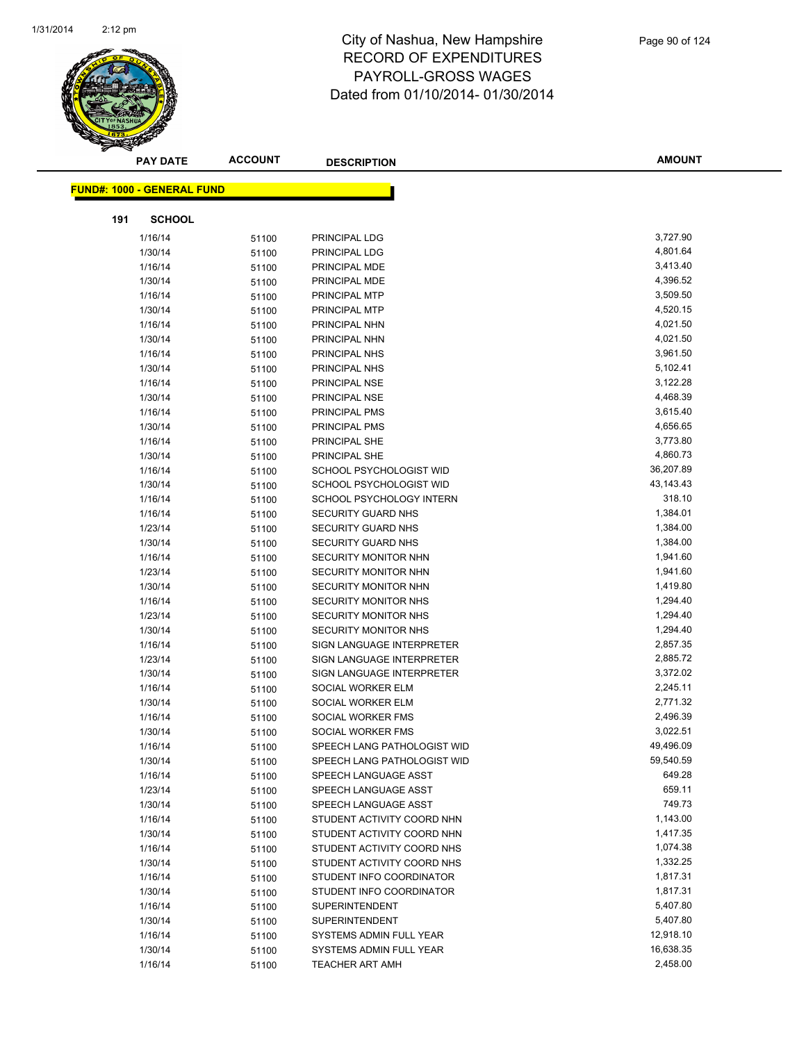# City of Nashua, New Hampshire
## RECORD OF EXPENDITURES
## PAYROLL-GROSS WAGES
## Dated from 01/10/2014- 01/30/2014

| PAY DATE | ACCOUNT | DESCRIPTION | AMOUNT |
|---|---|---|---|

**FUND#: 1000 - GENERAL FUND**

**191 SCHOOL**

| PAY DATE | ACCOUNT | DESCRIPTION | AMOUNT |
|---|---|---|---|
| 1/16/14 | 51100 | PRINCIPAL LDG | 3,727.90 |
| 1/30/14 | 51100 | PRINCIPAL LDG | 4,801.64 |
| 1/16/14 | 51100 | PRINCIPAL MDE | 3,413.40 |
| 1/30/14 | 51100 | PRINCIPAL MDE | 4,396.52 |
| 1/16/14 | 51100 | PRINCIPAL MTP | 3,509.50 |
| 1/30/14 | 51100 | PRINCIPAL MTP | 4,520.15 |
| 1/16/14 | 51100 | PRINCIPAL NHN | 4,021.50 |
| 1/30/14 | 51100 | PRINCIPAL NHN | 4,021.50 |
| 1/16/14 | 51100 | PRINCIPAL NHS | 3,961.50 |
| 1/30/14 | 51100 | PRINCIPAL NHS | 5,102.41 |
| 1/16/14 | 51100 | PRINCIPAL NSE | 3,122.28 |
| 1/30/14 | 51100 | PRINCIPAL NSE | 4,468.39 |
| 1/16/14 | 51100 | PRINCIPAL PMS | 3,615.40 |
| 1/30/14 | 51100 | PRINCIPAL PMS | 4,656.65 |
| 1/16/14 | 51100 | PRINCIPAL SHE | 3,773.80 |
| 1/30/14 | 51100 | PRINCIPAL SHE | 4,860.73 |
| 1/16/14 | 51100 | SCHOOL PSYCHOLOGIST WID | 36,207.89 |
| 1/30/14 | 51100 | SCHOOL PSYCHOLOGIST WID | 43,143.43 |
| 1/16/14 | 51100 | SCHOOL PSYCHOLOGY INTERN | 318.10 |
| 1/16/14 | 51100 | SECURITY GUARD NHS | 1,384.01 |
| 1/23/14 | 51100 | SECURITY GUARD NHS | 1,384.00 |
| 1/30/14 | 51100 | SECURITY GUARD NHS | 1,384.00 |
| 1/16/14 | 51100 | SECURITY MONITOR NHN | 1,941.60 |
| 1/23/14 | 51100 | SECURITY MONITOR NHN | 1,941.60 |
| 1/30/14 | 51100 | SECURITY MONITOR NHN | 1,419.80 |
| 1/16/14 | 51100 | SECURITY MONITOR NHS | 1,294.40 |
| 1/23/14 | 51100 | SECURITY MONITOR NHS | 1,294.40 |
| 1/30/14 | 51100 | SECURITY MONITOR NHS | 1,294.40 |
| 1/16/14 | 51100 | SIGN LANGUAGE INTERPRETER | 2,857.35 |
| 1/23/14 | 51100 | SIGN LANGUAGE INTERPRETER | 2,885.72 |
| 1/30/14 | 51100 | SIGN LANGUAGE INTERPRETER | 3,372.02 |
| 1/16/14 | 51100 | SOCIAL WORKER ELM | 2,245.11 |
| 1/30/14 | 51100 | SOCIAL WORKER ELM | 2,771.32 |
| 1/16/14 | 51100 | SOCIAL WORKER FMS | 2,496.39 |
| 1/30/14 | 51100 | SOCIAL WORKER FMS | 3,022.51 |
| 1/16/14 | 51100 | SPEECH LANG PATHOLOGIST WID | 49,496.09 |
| 1/30/14 | 51100 | SPEECH LANG PATHOLOGIST WID | 59,540.59 |
| 1/16/14 | 51100 | SPEECH LANGUAGE ASST | 649.28 |
| 1/23/14 | 51100 | SPEECH LANGUAGE ASST | 659.11 |
| 1/30/14 | 51100 | SPEECH LANGUAGE ASST | 749.73 |
| 1/16/14 | 51100 | STUDENT ACTIVITY COORD NHN | 1,143.00 |
| 1/30/14 | 51100 | STUDENT ACTIVITY COORD NHN | 1,417.35 |
| 1/16/14 | 51100 | STUDENT ACTIVITY COORD NHS | 1,074.38 |
| 1/30/14 | 51100 | STUDENT ACTIVITY COORD NHS | 1,332.25 |
| 1/16/14 | 51100 | STUDENT INFO COORDINATOR | 1,817.31 |
| 1/30/14 | 51100 | STUDENT INFO COORDINATOR | 1,817.31 |
| 1/16/14 | 51100 | SUPERINTENDENT | 5,407.80 |
| 1/30/14 | 51100 | SUPERINTENDENT | 5,407.80 |
| 1/16/14 | 51100 | SYSTEMS ADMIN FULL YEAR | 12,918.10 |
| 1/30/14 | 51100 | SYSTEMS ADMIN FULL YEAR | 16,638.35 |
| 1/16/14 | 51100 | TEACHER ART AMH | 2,458.00 |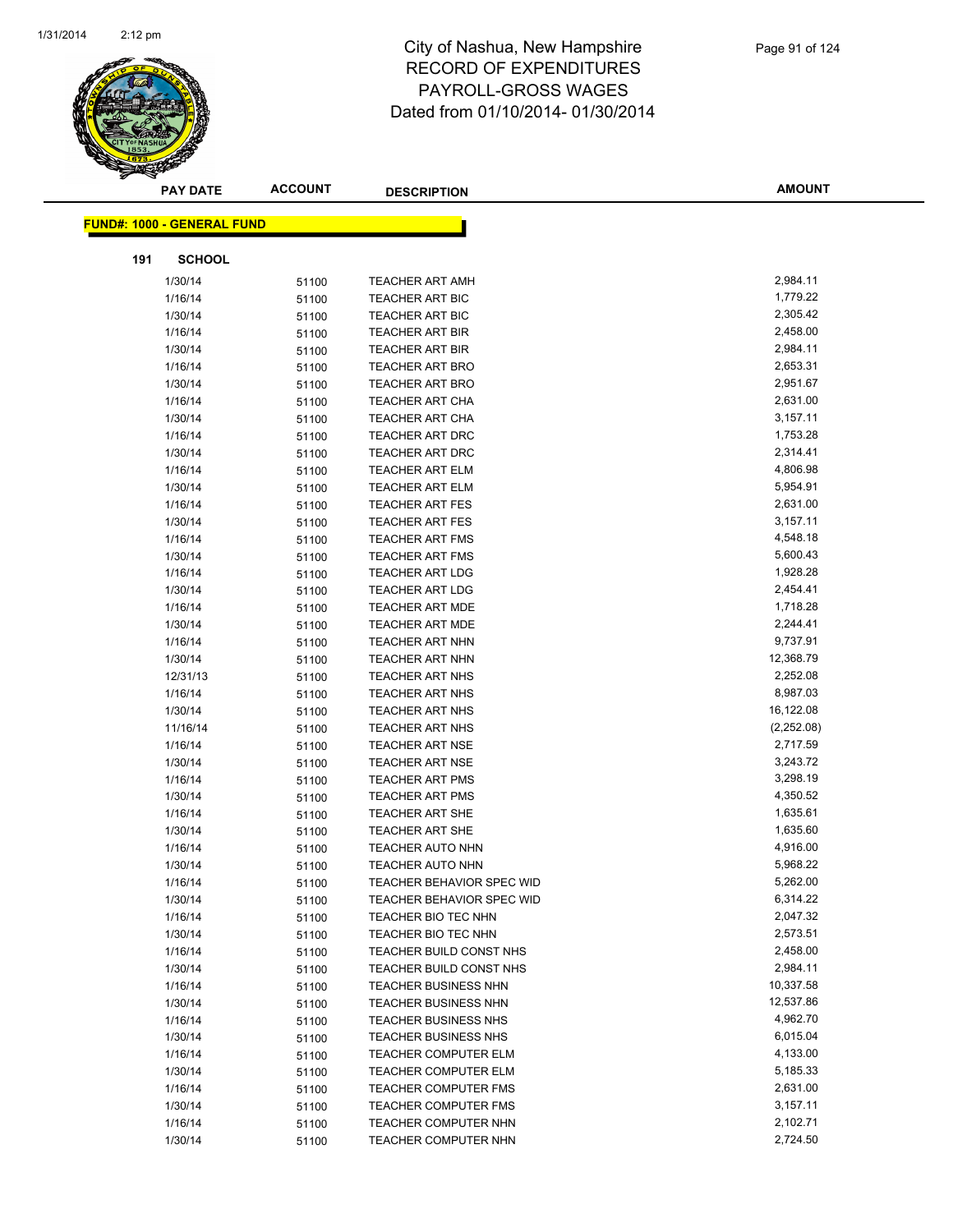City of Nashua, New Hampshire
RECORD OF EXPENDITURES
PAYROLL-GROSS WAGES
Dated from 01/10/2014- 01/30/2014

**FUND#: 1000 - GENERAL FUND**

**191 SCHOOL**

| PAY DATE | ACCOUNT | DESCRIPTION | AMOUNT |
|---|---|---|---|
| 1/30/14 | 51100 | TEACHER ART AMH | 2,984.11 |
| 1/16/14 | 51100 | TEACHER ART BIC | 1,779.22 |
| 1/30/14 | 51100 | TEACHER ART BIC | 2,305.42 |
| 1/16/14 | 51100 | TEACHER ART BIR | 2,458.00 |
| 1/30/14 | 51100 | TEACHER ART BIR | 2,984.11 |
| 1/16/14 | 51100 | TEACHER ART BRO | 2,653.31 |
| 1/30/14 | 51100 | TEACHER ART BRO | 2,951.67 |
| 1/16/14 | 51100 | TEACHER ART CHA | 2,631.00 |
| 1/30/14 | 51100 | TEACHER ART CHA | 3,157.11 |
| 1/16/14 | 51100 | TEACHER ART DRC | 1,753.28 |
| 1/30/14 | 51100 | TEACHER ART DRC | 2,314.41 |
| 1/16/14 | 51100 | TEACHER ART ELM | 4,806.98 |
| 1/30/14 | 51100 | TEACHER ART ELM | 5,954.91 |
| 1/16/14 | 51100 | TEACHER ART FES | 2,631.00 |
| 1/30/14 | 51100 | TEACHER ART FES | 3,157.11 |
| 1/16/14 | 51100 | TEACHER ART FMS | 4,548.18 |
| 1/30/14 | 51100 | TEACHER ART FMS | 5,600.43 |
| 1/16/14 | 51100 | TEACHER ART LDG | 1,928.28 |
| 1/30/14 | 51100 | TEACHER ART LDG | 2,454.41 |
| 1/16/14 | 51100 | TEACHER ART MDE | 1,718.28 |
| 1/30/14 | 51100 | TEACHER ART MDE | 2,244.41 |
| 1/16/14 | 51100 | TEACHER ART NHN | 9,737.91 |
| 1/30/14 | 51100 | TEACHER ART NHN | 12,368.79 |
| 12/31/13 | 51100 | TEACHER ART NHS | 2,252.08 |
| 1/16/14 | 51100 | TEACHER ART NHS | 8,987.03 |
| 1/30/14 | 51100 | TEACHER ART NHS | 16,122.08 |
| 11/16/14 | 51100 | TEACHER ART NHS | (2,252.08) |
| 1/16/14 | 51100 | TEACHER ART NSE | 2,717.59 |
| 1/30/14 | 51100 | TEACHER ART NSE | 3,243.72 |
| 1/16/14 | 51100 | TEACHER ART PMS | 3,298.19 |
| 1/30/14 | 51100 | TEACHER ART PMS | 4,350.52 |
| 1/16/14 | 51100 | TEACHER ART SHE | 1,635.61 |
| 1/30/14 | 51100 | TEACHER ART SHE | 1,635.60 |
| 1/16/14 | 51100 | TEACHER AUTO NHN | 4,916.00 |
| 1/30/14 | 51100 | TEACHER AUTO NHN | 5,968.22 |
| 1/16/14 | 51100 | TEACHER BEHAVIOR SPEC WID | 5,262.00 |
| 1/30/14 | 51100 | TEACHER BEHAVIOR SPEC WID | 6,314.22 |
| 1/16/14 | 51100 | TEACHER BIO TEC NHN | 2,047.32 |
| 1/30/14 | 51100 | TEACHER BIO TEC NHN | 2,573.51 |
| 1/16/14 | 51100 | TEACHER BUILD CONST NHS | 2,458.00 |
| 1/30/14 | 51100 | TEACHER BUILD CONST NHS | 2,984.11 |
| 1/16/14 | 51100 | TEACHER BUSINESS NHN | 10,337.58 |
| 1/30/14 | 51100 | TEACHER BUSINESS NHN | 12,537.86 |
| 1/16/14 | 51100 | TEACHER BUSINESS NHS | 4,962.70 |
| 1/30/14 | 51100 | TEACHER BUSINESS NHS | 6,015.04 |
| 1/16/14 | 51100 | TEACHER COMPUTER ELM | 4,133.00 |
| 1/30/14 | 51100 | TEACHER COMPUTER ELM | 5,185.33 |
| 1/16/14 | 51100 | TEACHER COMPUTER FMS | 2,631.00 |
| 1/30/14 | 51100 | TEACHER COMPUTER FMS | 3,157.11 |
| 1/16/14 | 51100 | TEACHER COMPUTER NHN | 2,102.71 |
| 1/30/14 | 51100 | TEACHER COMPUTER NHN | 2,724.50 |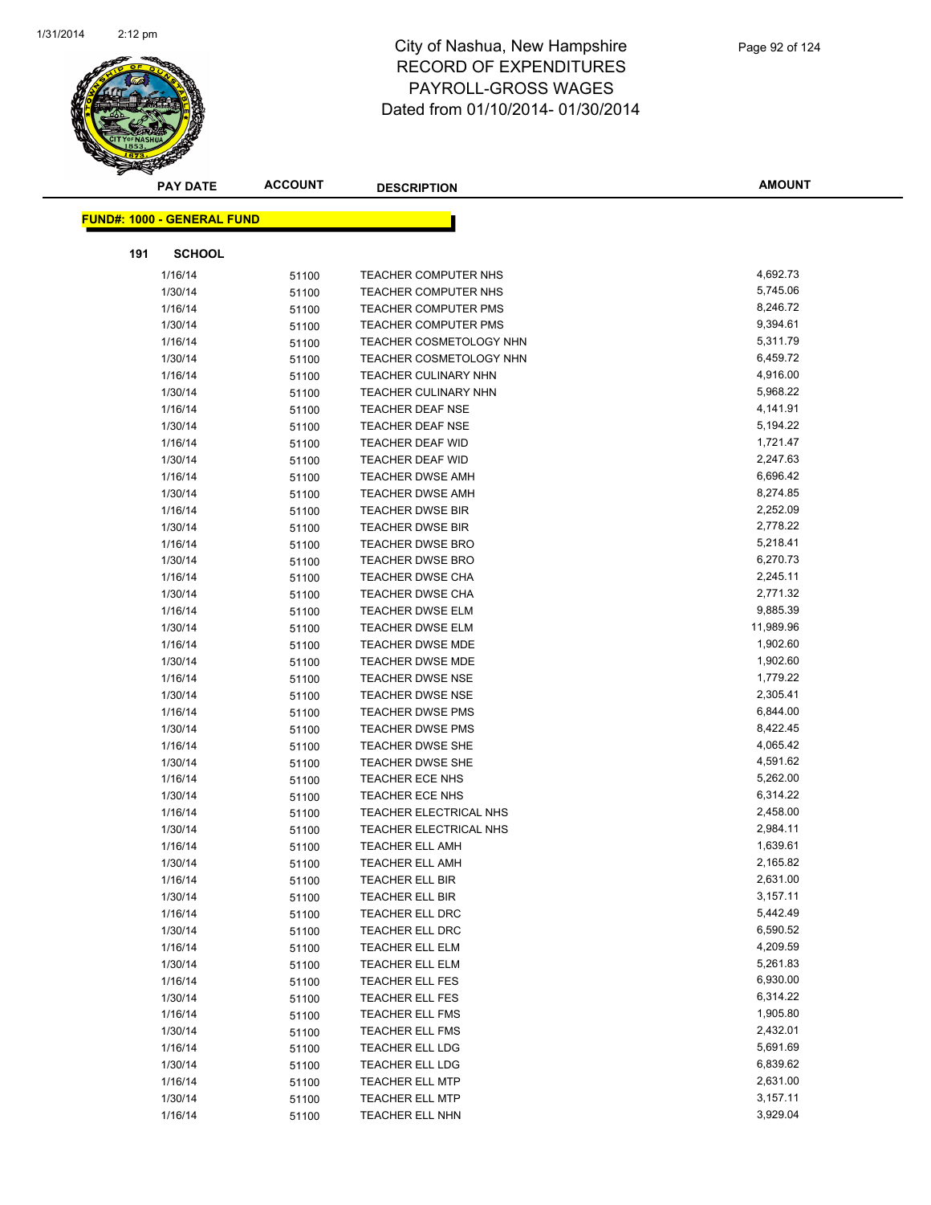# City of Nashua, New Hampshire
# RECORD OF EXPENDITURES
# PAYROLL-GROSS WAGES
# Dated from 01/10/2014- 01/30/2014

| PAY DATE | ACCOUNT | DESCRIPTION | AMOUNT |
|---|---|---|---|

**FUND#: 1000 - GENERAL FUND**

**191 SCHOOL**

| PAY DATE | ACCOUNT | DESCRIPTION | AMOUNT |
|---|---|---|---|
| 1/16/14 | 51100 | TEACHER COMPUTER NHS | 4,692.73 |
| 1/30/14 | 51100 | TEACHER COMPUTER NHS | 5,745.06 |
| 1/16/14 | 51100 | TEACHER COMPUTER PMS | 8,246.72 |
| 1/30/14 | 51100 | TEACHER COMPUTER PMS | 9,394.61 |
| 1/16/14 | 51100 | TEACHER COSMETOLOGY NHN | 5,311.79 |
| 1/30/14 | 51100 | TEACHER COSMETOLOGY NHN | 6,459.72 |
| 1/16/14 | 51100 | TEACHER CULINARY NHN | 4,916.00 |
| 1/30/14 | 51100 | TEACHER CULINARY NHN | 5,968.22 |
| 1/16/14 | 51100 | TEACHER DEAF NSE | 4,141.91 |
| 1/30/14 | 51100 | TEACHER DEAF NSE | 5,194.22 |
| 1/16/14 | 51100 | TEACHER DEAF WID | 1,721.47 |
| 1/30/14 | 51100 | TEACHER DEAF WID | 2,247.63 |
| 1/16/14 | 51100 | TEACHER DWSE AMH | 6,696.42 |
| 1/30/14 | 51100 | TEACHER DWSE AMH | 8,274.85 |
| 1/16/14 | 51100 | TEACHER DWSE BIR | 2,252.09 |
| 1/30/14 | 51100 | TEACHER DWSE BIR | 2,778.22 |
| 1/16/14 | 51100 | TEACHER DWSE BRO | 5,218.41 |
| 1/30/14 | 51100 | TEACHER DWSE BRO | 6,270.73 |
| 1/16/14 | 51100 | TEACHER DWSE CHA | 2,245.11 |
| 1/30/14 | 51100 | TEACHER DWSE CHA | 2,771.32 |
| 1/16/14 | 51100 | TEACHER DWSE ELM | 9,885.39 |
| 1/30/14 | 51100 | TEACHER DWSE ELM | 11,989.96 |
| 1/16/14 | 51100 | TEACHER DWSE MDE | 1,902.60 |
| 1/30/14 | 51100 | TEACHER DWSE MDE | 1,902.60 |
| 1/16/14 | 51100 | TEACHER DWSE NSE | 1,779.22 |
| 1/30/14 | 51100 | TEACHER DWSE NSE | 2,305.41 |
| 1/16/14 | 51100 | TEACHER DWSE PMS | 6,844.00 |
| 1/30/14 | 51100 | TEACHER DWSE PMS | 8,422.45 |
| 1/16/14 | 51100 | TEACHER DWSE SHE | 4,065.42 |
| 1/30/14 | 51100 | TEACHER DWSE SHE | 4,591.62 |
| 1/16/14 | 51100 | TEACHER ECE NHS | 5,262.00 |
| 1/30/14 | 51100 | TEACHER ECE NHS | 6,314.22 |
| 1/16/14 | 51100 | TEACHER ELECTRICAL NHS | 2,458.00 |
| 1/30/14 | 51100 | TEACHER ELECTRICAL NHS | 2,984.11 |
| 1/16/14 | 51100 | TEACHER ELL AMH | 1,639.61 |
| 1/30/14 | 51100 | TEACHER ELL AMH | 2,165.82 |
| 1/16/14 | 51100 | TEACHER ELL BIR | 2,631.00 |
| 1/30/14 | 51100 | TEACHER ELL BIR | 3,157.11 |
| 1/16/14 | 51100 | TEACHER ELL DRC | 5,442.49 |
| 1/30/14 | 51100 | TEACHER ELL DRC | 6,590.52 |
| 1/16/14 | 51100 | TEACHER ELL ELM | 4,209.59 |
| 1/30/14 | 51100 | TEACHER ELL ELM | 5,261.83 |
| 1/16/14 | 51100 | TEACHER ELL FES | 6,930.00 |
| 1/30/14 | 51100 | TEACHER ELL FES | 6,314.22 |
| 1/16/14 | 51100 | TEACHER ELL FMS | 1,905.80 |
| 1/30/14 | 51100 | TEACHER ELL FMS | 2,432.01 |
| 1/16/14 | 51100 | TEACHER ELL LDG | 5,691.69 |
| 1/30/14 | 51100 | TEACHER ELL LDG | 6,839.62 |
| 1/16/14 | 51100 | TEACHER ELL MTP | 2,631.00 |
| 1/30/14 | 51100 | TEACHER ELL MTP | 3,157.11 |
| 1/16/14 | 51100 | TEACHER ELL NHN | 3,929.04 |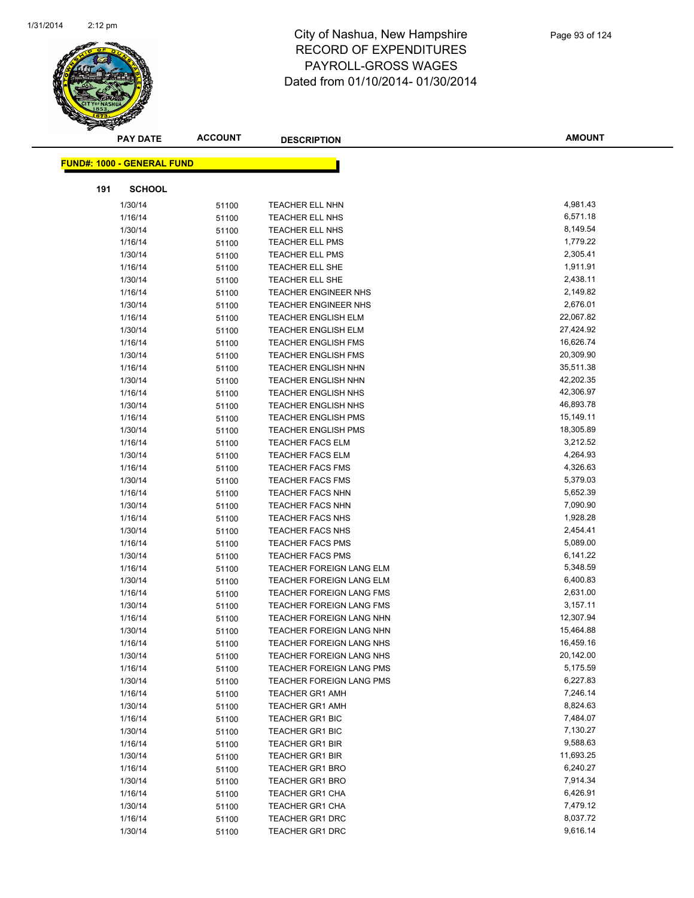# City of Nashua, New Hampshire
## RECORD OF EXPENDITURES
## PAYROLL-GROSS WAGES
## Dated from 01/10/2014- 01/30/2014

**FUND#: 1000 - GENERAL FUND**

**191 SCHOOL**

| PAY DATE | ACCOUNT | DESCRIPTION | AMOUNT |
|---|---|---|---|
| 1/30/14 | 51100 | TEACHER ELL NHN | 4,981.43 |
| 1/16/14 | 51100 | TEACHER ELL NHS | 6,571.18 |
| 1/30/14 | 51100 | TEACHER ELL NHS | 8,149.54 |
| 1/16/14 | 51100 | TEACHER ELL PMS | 1,779.22 |
| 1/30/14 | 51100 | TEACHER ELL PMS | 2,305.41 |
| 1/16/14 | 51100 | TEACHER ELL SHE | 1,911.91 |
| 1/30/14 | 51100 | TEACHER ELL SHE | 2,438.11 |
| 1/16/14 | 51100 | TEACHER ENGINEER NHS | 2,149.82 |
| 1/30/14 | 51100 | TEACHER ENGINEER NHS | 2,676.01 |
| 1/16/14 | 51100 | TEACHER ENGLISH ELM | 22,067.82 |
| 1/30/14 | 51100 | TEACHER ENGLISH ELM | 27,424.92 |
| 1/16/14 | 51100 | TEACHER ENGLISH FMS | 16,626.74 |
| 1/30/14 | 51100 | TEACHER ENGLISH FMS | 20,309.90 |
| 1/16/14 | 51100 | TEACHER ENGLISH NHN | 35,511.38 |
| 1/30/14 | 51100 | TEACHER ENGLISH NHN | 42,202.35 |
| 1/16/14 | 51100 | TEACHER ENGLISH NHS | 42,306.97 |
| 1/30/14 | 51100 | TEACHER ENGLISH NHS | 46,893.78 |
| 1/16/14 | 51100 | TEACHER ENGLISH PMS | 15,149.11 |
| 1/30/14 | 51100 | TEACHER ENGLISH PMS | 18,305.89 |
| 1/16/14 | 51100 | TEACHER FACS ELM | 3,212.52 |
| 1/30/14 | 51100 | TEACHER FACS ELM | 4,264.93 |
| 1/16/14 | 51100 | TEACHER FACS FMS | 4,326.63 |
| 1/30/14 | 51100 | TEACHER FACS FMS | 5,379.03 |
| 1/16/14 | 51100 | TEACHER FACS NHN | 5,652.39 |
| 1/30/14 | 51100 | TEACHER FACS NHN | 7,090.90 |
| 1/16/14 | 51100 | TEACHER FACS NHS | 1,928.28 |
| 1/30/14 | 51100 | TEACHER FACS NHS | 2,454.41 |
| 1/16/14 | 51100 | TEACHER FACS PMS | 5,089.00 |
| 1/30/14 | 51100 | TEACHER FACS PMS | 6,141.22 |
| 1/16/14 | 51100 | TEACHER FOREIGN LANG ELM | 5,348.59 |
| 1/30/14 | 51100 | TEACHER FOREIGN LANG ELM | 6,400.83 |
| 1/16/14 | 51100 | TEACHER FOREIGN LANG FMS | 2,631.00 |
| 1/30/14 | 51100 | TEACHER FOREIGN LANG FMS | 3,157.11 |
| 1/16/14 | 51100 | TEACHER FOREIGN LANG NHN | 12,307.94 |
| 1/30/14 | 51100 | TEACHER FOREIGN LANG NHN | 15,464.88 |
| 1/16/14 | 51100 | TEACHER FOREIGN LANG NHS | 16,459.16 |
| 1/30/14 | 51100 | TEACHER FOREIGN LANG NHS | 20,142.00 |
| 1/16/14 | 51100 | TEACHER FOREIGN LANG PMS | 5,175.59 |
| 1/30/14 | 51100 | TEACHER FOREIGN LANG PMS | 6,227.83 |
| 1/16/14 | 51100 | TEACHER GR1 AMH | 7,246.14 |
| 1/30/14 | 51100 | TEACHER GR1 AMH | 8,824.63 |
| 1/16/14 | 51100 | TEACHER GR1 BIC | 7,484.07 |
| 1/30/14 | 51100 | TEACHER GR1 BIC | 7,130.27 |
| 1/16/14 | 51100 | TEACHER GR1 BIR | 9,588.63 |
| 1/30/14 | 51100 | TEACHER GR1 BIR | 11,693.25 |
| 1/16/14 | 51100 | TEACHER GR1 BRO | 6,240.27 |
| 1/30/14 | 51100 | TEACHER GR1 BRO | 7,914.34 |
| 1/16/14 | 51100 | TEACHER GR1 CHA | 6,426.91 |
| 1/30/14 | 51100 | TEACHER GR1 CHA | 7,479.12 |
| 1/16/14 | 51100 | TEACHER GR1 DRC | 8,037.72 |
| 1/30/14 | 51100 | TEACHER GR1 DRC | 9,616.14 |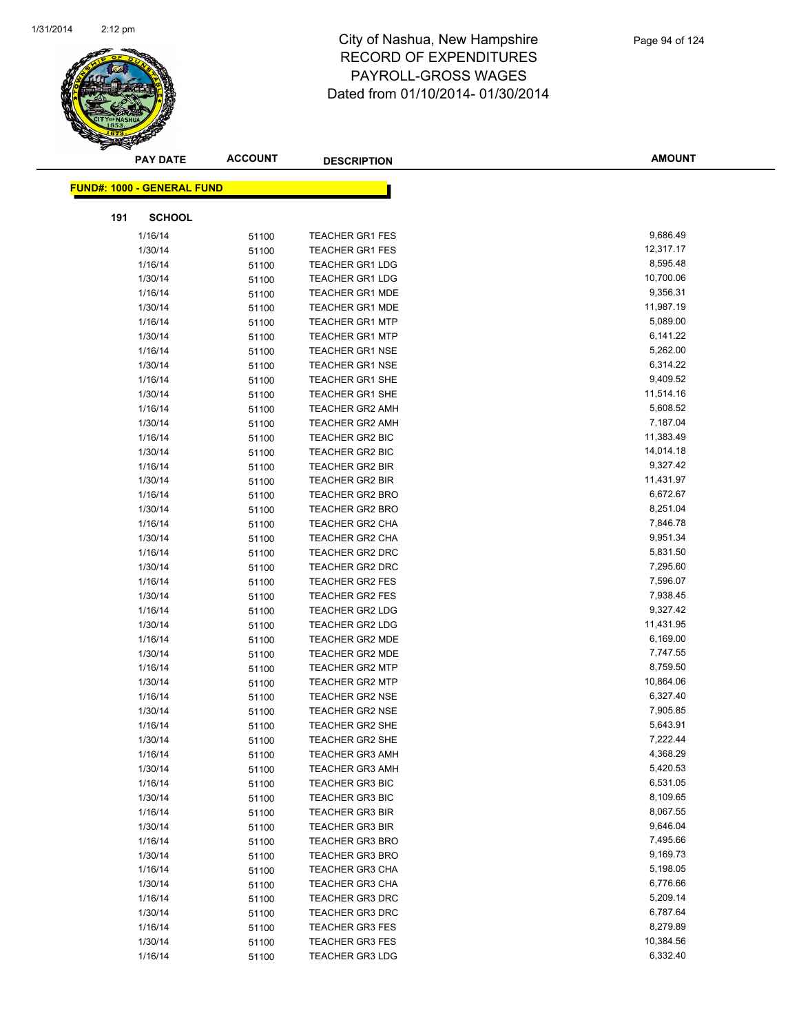# City of Nashua, New Hampshire
## RECORD OF EXPENDITURES
## PAYROLL-GROSS WAGES
## Dated from 01/10/2014- 01/30/2014

**FUND#: 1000 - GENERAL FUND**

**191 SCHOOL**

| PAY DATE | ACCOUNT | DESCRIPTION | AMOUNT |
|---|---|---|---|
| 1/16/14 | 51100 | TEACHER GR1 FES | 9,686.49 |
| 1/30/14 | 51100 | TEACHER GR1 FES | 12,317.17 |
| 1/16/14 | 51100 | TEACHER GR1 LDG | 8,595.48 |
| 1/30/14 | 51100 | TEACHER GR1 LDG | 10,700.06 |
| 1/16/14 | 51100 | TEACHER GR1 MDE | 9,356.31 |
| 1/30/14 | 51100 | TEACHER GR1 MDE | 11,987.19 |
| 1/16/14 | 51100 | TEACHER GR1 MTP | 5,089.00 |
| 1/30/14 | 51100 | TEACHER GR1 MTP | 6,141.22 |
| 1/16/14 | 51100 | TEACHER GR1 NSE | 5,262.00 |
| 1/30/14 | 51100 | TEACHER GR1 NSE | 6,314.22 |
| 1/16/14 | 51100 | TEACHER GR1 SHE | 9,409.52 |
| 1/30/14 | 51100 | TEACHER GR1 SHE | 11,514.16 |
| 1/16/14 | 51100 | TEACHER GR2 AMH | 5,608.52 |
| 1/30/14 | 51100 | TEACHER GR2 AMH | 7,187.04 |
| 1/16/14 | 51100 | TEACHER GR2 BIC | 11,383.49 |
| 1/30/14 | 51100 | TEACHER GR2 BIC | 14,014.18 |
| 1/16/14 | 51100 | TEACHER GR2 BIR | 9,327.42 |
| 1/30/14 | 51100 | TEACHER GR2 BIR | 11,431.97 |
| 1/16/14 | 51100 | TEACHER GR2 BRO | 6,672.67 |
| 1/30/14 | 51100 | TEACHER GR2 BRO | 8,251.04 |
| 1/16/14 | 51100 | TEACHER GR2 CHA | 7,846.78 |
| 1/30/14 | 51100 | TEACHER GR2 CHA | 9,951.34 |
| 1/16/14 | 51100 | TEACHER GR2 DRC | 5,831.50 |
| 1/30/14 | 51100 | TEACHER GR2 DRC | 7,295.60 |
| 1/16/14 | 51100 | TEACHER GR2 FES | 7,596.07 |
| 1/30/14 | 51100 | TEACHER GR2 FES | 7,938.45 |
| 1/16/14 | 51100 | TEACHER GR2 LDG | 9,327.42 |
| 1/30/14 | 51100 | TEACHER GR2 LDG | 11,431.95 |
| 1/16/14 | 51100 | TEACHER GR2 MDE | 6,169.00 |
| 1/30/14 | 51100 | TEACHER GR2 MDE | 7,747.55 |
| 1/16/14 | 51100 | TEACHER GR2 MTP | 8,759.50 |
| 1/30/14 | 51100 | TEACHER GR2 MTP | 10,864.06 |
| 1/16/14 | 51100 | TEACHER GR2 NSE | 6,327.40 |
| 1/30/14 | 51100 | TEACHER GR2 NSE | 7,905.85 |
| 1/16/14 | 51100 | TEACHER GR2 SHE | 5,643.91 |
| 1/30/14 | 51100 | TEACHER GR2 SHE | 7,222.44 |
| 1/16/14 | 51100 | TEACHER GR3 AMH | 4,368.29 |
| 1/30/14 | 51100 | TEACHER GR3 AMH | 5,420.53 |
| 1/16/14 | 51100 | TEACHER GR3 BIC | 6,531.05 |
| 1/30/14 | 51100 | TEACHER GR3 BIC | 8,109.65 |
| 1/16/14 | 51100 | TEACHER GR3 BIR | 8,067.55 |
| 1/30/14 | 51100 | TEACHER GR3 BIR | 9,646.04 |
| 1/16/14 | 51100 | TEACHER GR3 BRO | 7,495.66 |
| 1/30/14 | 51100 | TEACHER GR3 BRO | 9,169.73 |
| 1/16/14 | 51100 | TEACHER GR3 CHA | 5,198.05 |
| 1/30/14 | 51100 | TEACHER GR3 CHA | 6,776.66 |
| 1/16/14 | 51100 | TEACHER GR3 DRC | 5,209.14 |
| 1/30/14 | 51100 | TEACHER GR3 DRC | 6,787.64 |
| 1/16/14 | 51100 | TEACHER GR3 FES | 8,279.89 |
| 1/30/14 | 51100 | TEACHER GR3 FES | 10,384.56 |
| 1/16/14 | 51100 | TEACHER GR3 LDG | 6,332.40 |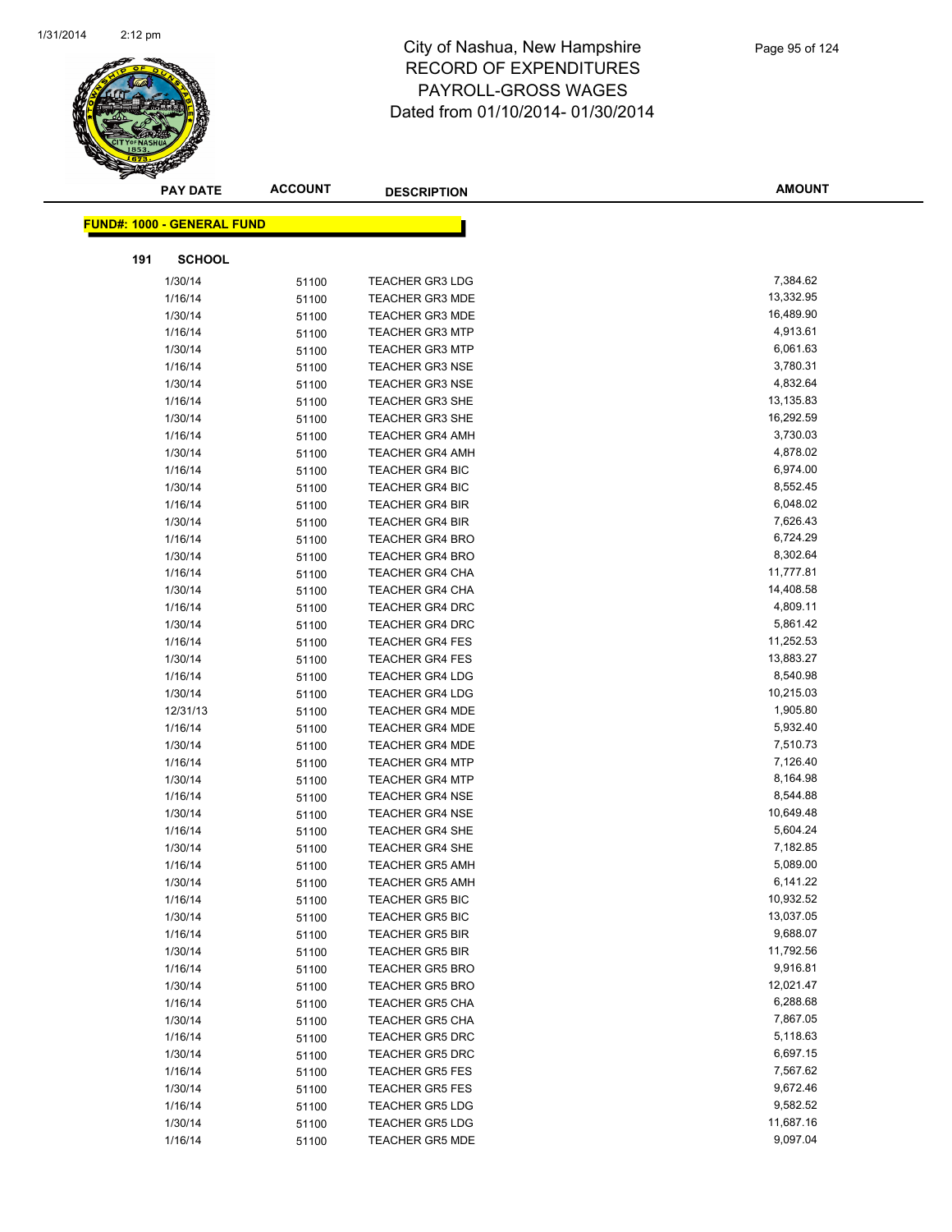# City of Nashua, New Hampshire
# RECORD OF EXPENDITURES
# PAYROLL-GROSS WAGES
# Dated from 01/10/2014- 01/30/2014

**FUND#: 1000 - GENERAL FUND**

**191 SCHOOL**

| PAY DATE | ACCOUNT | DESCRIPTION | AMOUNT |
|---|---|---|---|
| 1/30/14 | 51100 | TEACHER GR3 LDG | 7,384.62 |
| 1/16/14 | 51100 | TEACHER GR3 MDE | 13,332.95 |
| 1/30/14 | 51100 | TEACHER GR3 MDE | 16,489.90 |
| 1/16/14 | 51100 | TEACHER GR3 MTP | 4,913.61 |
| 1/30/14 | 51100 | TEACHER GR3 MTP | 6,061.63 |
| 1/16/14 | 51100 | TEACHER GR3 NSE | 3,780.31 |
| 1/30/14 | 51100 | TEACHER GR3 NSE | 4,832.64 |
| 1/16/14 | 51100 | TEACHER GR3 SHE | 13,135.83 |
| 1/30/14 | 51100 | TEACHER GR3 SHE | 16,292.59 |
| 1/16/14 | 51100 | TEACHER GR4 AMH | 3,730.03 |
| 1/30/14 | 51100 | TEACHER GR4 AMH | 4,878.02 |
| 1/16/14 | 51100 | TEACHER GR4 BIC | 6,974.00 |
| 1/30/14 | 51100 | TEACHER GR4 BIC | 8,552.45 |
| 1/16/14 | 51100 | TEACHER GR4 BIR | 6,048.02 |
| 1/30/14 | 51100 | TEACHER GR4 BIR | 7,626.43 |
| 1/16/14 | 51100 | TEACHER GR4 BRO | 6,724.29 |
| 1/30/14 | 51100 | TEACHER GR4 BRO | 8,302.64 |
| 1/16/14 | 51100 | TEACHER GR4 CHA | 11,777.81 |
| 1/30/14 | 51100 | TEACHER GR4 CHA | 14,408.58 |
| 1/16/14 | 51100 | TEACHER GR4 DRC | 4,809.11 |
| 1/30/14 | 51100 | TEACHER GR4 DRC | 5,861.42 |
| 1/16/14 | 51100 | TEACHER GR4 FES | 11,252.53 |
| 1/30/14 | 51100 | TEACHER GR4 FES | 13,883.27 |
| 1/16/14 | 51100 | TEACHER GR4 LDG | 8,540.98 |
| 1/30/14 | 51100 | TEACHER GR4 LDG | 10,215.03 |
| 12/31/13 | 51100 | TEACHER GR4 MDE | 1,905.80 |
| 1/16/14 | 51100 | TEACHER GR4 MDE | 5,932.40 |
| 1/30/14 | 51100 | TEACHER GR4 MDE | 7,510.73 |
| 1/16/14 | 51100 | TEACHER GR4 MTP | 7,126.40 |
| 1/30/14 | 51100 | TEACHER GR4 MTP | 8,164.98 |
| 1/16/14 | 51100 | TEACHER GR4 NSE | 8,544.88 |
| 1/30/14 | 51100 | TEACHER GR4 NSE | 10,649.48 |
| 1/16/14 | 51100 | TEACHER GR4 SHE | 5,604.24 |
| 1/30/14 | 51100 | TEACHER GR4 SHE | 7,182.85 |
| 1/16/14 | 51100 | TEACHER GR5 AMH | 5,089.00 |
| 1/30/14 | 51100 | TEACHER GR5 AMH | 6,141.22 |
| 1/16/14 | 51100 | TEACHER GR5 BIC | 10,932.52 |
| 1/30/14 | 51100 | TEACHER GR5 BIC | 13,037.05 |
| 1/16/14 | 51100 | TEACHER GR5 BIR | 9,688.07 |
| 1/30/14 | 51100 | TEACHER GR5 BIR | 11,792.56 |
| 1/16/14 | 51100 | TEACHER GR5 BRO | 9,916.81 |
| 1/30/14 | 51100 | TEACHER GR5 BRO | 12,021.47 |
| 1/16/14 | 51100 | TEACHER GR5 CHA | 6,288.68 |
| 1/30/14 | 51100 | TEACHER GR5 CHA | 7,867.05 |
| 1/16/14 | 51100 | TEACHER GR5 DRC | 5,118.63 |
| 1/30/14 | 51100 | TEACHER GR5 DRC | 6,697.15 |
| 1/16/14 | 51100 | TEACHER GR5 FES | 7,567.62 |
| 1/30/14 | 51100 | TEACHER GR5 FES | 9,672.46 |
| 1/16/14 | 51100 | TEACHER GR5 LDG | 9,582.52 |
| 1/30/14 | 51100 | TEACHER GR5 LDG | 11,687.16 |
| 1/16/14 | 51100 | TEACHER GR5 MDE | 9,097.04 |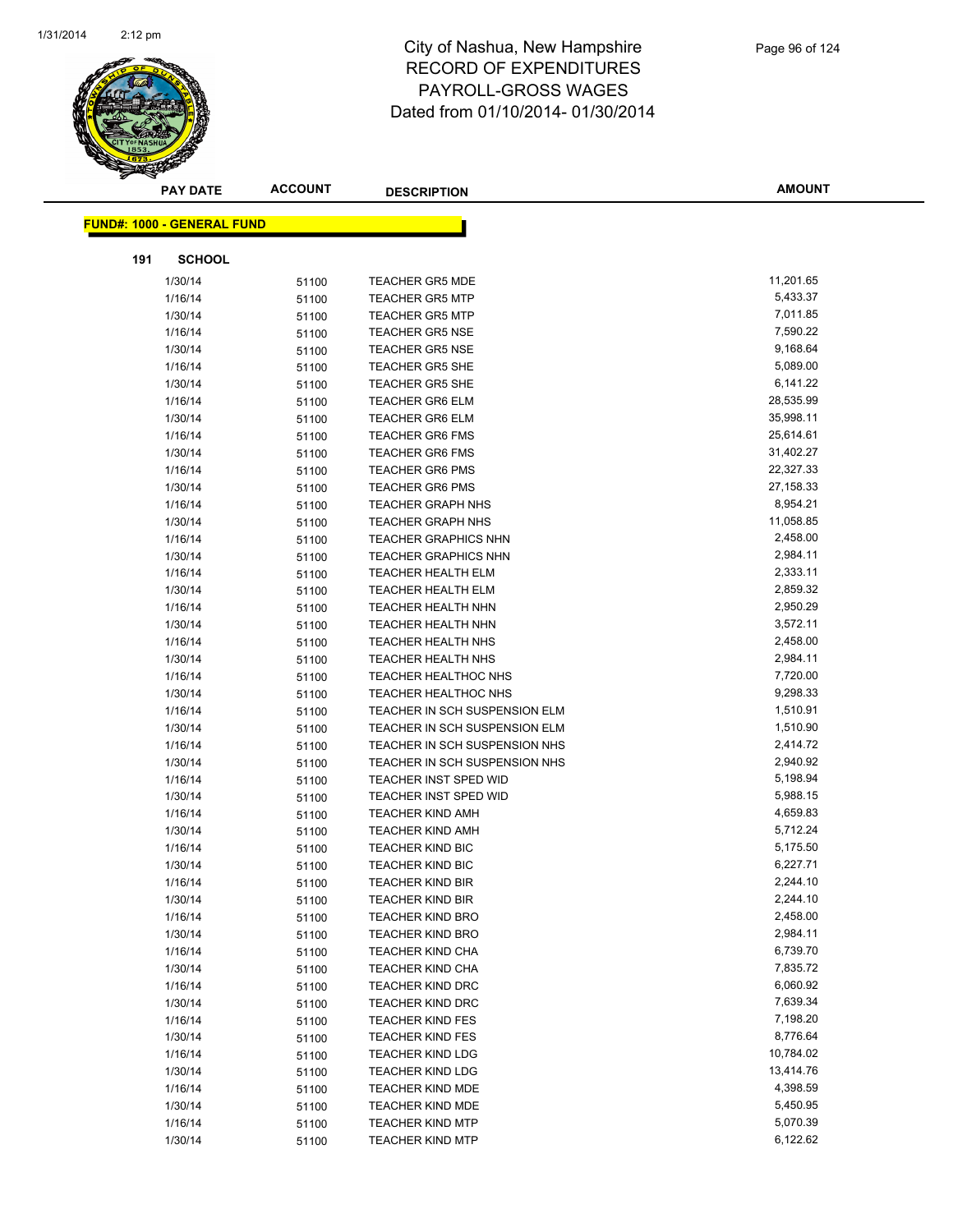# City of Nashua, New Hampshire
## RECORD OF EXPENDITURES
## PAYROLL-GROSS WAGES
## Dated from 01/10/2014- 01/30/2014

| PAY DATE | ACCOUNT | DESCRIPTION | AMOUNT |
|---|---|---|---|

**FUND#: 1000 - GENERAL FUND**

**191 SCHOOL**

| PAY DATE | ACCOUNT | DESCRIPTION | AMOUNT |
|---|---|---|---|
| 1/30/14 | 51100 | TEACHER GR5 MDE | 11,201.65 |
| 1/16/14 | 51100 | TEACHER GR5 MTP | 5,433.37 |
| 1/30/14 | 51100 | TEACHER GR5 MTP | 7,011.85 |
| 1/16/14 | 51100 | TEACHER GR5 NSE | 7,590.22 |
| 1/30/14 | 51100 | TEACHER GR5 NSE | 9,168.64 |
| 1/16/14 | 51100 | TEACHER GR5 SHE | 5,089.00 |
| 1/30/14 | 51100 | TEACHER GR5 SHE | 6,141.22 |
| 1/16/14 | 51100 | TEACHER GR6 ELM | 28,535.99 |
| 1/30/14 | 51100 | TEACHER GR6 ELM | 35,998.11 |
| 1/16/14 | 51100 | TEACHER GR6 FMS | 25,614.61 |
| 1/30/14 | 51100 | TEACHER GR6 FMS | 31,402.27 |
| 1/16/14 | 51100 | TEACHER GR6 PMS | 22,327.33 |
| 1/30/14 | 51100 | TEACHER GR6 PMS | 27,158.33 |
| 1/16/14 | 51100 | TEACHER GRAPH NHS | 8,954.21 |
| 1/30/14 | 51100 | TEACHER GRAPH NHS | 11,058.85 |
| 1/16/14 | 51100 | TEACHER GRAPHICS NHN | 2,458.00 |
| 1/30/14 | 51100 | TEACHER GRAPHICS NHN | 2,984.11 |
| 1/16/14 | 51100 | TEACHER HEALTH ELM | 2,333.11 |
| 1/30/14 | 51100 | TEACHER HEALTH ELM | 2,859.32 |
| 1/16/14 | 51100 | TEACHER HEALTH NHN | 2,950.29 |
| 1/30/14 | 51100 | TEACHER HEALTH NHN | 3,572.11 |
| 1/16/14 | 51100 | TEACHER HEALTH NHS | 2,458.00 |
| 1/30/14 | 51100 | TEACHER HEALTH NHS | 2,984.11 |
| 1/16/14 | 51100 | TEACHER HEALTHOC NHS | 7,720.00 |
| 1/30/14 | 51100 | TEACHER HEALTHOC NHS | 9,298.33 |
| 1/16/14 | 51100 | TEACHER IN SCH SUSPENSION ELM | 1,510.91 |
| 1/30/14 | 51100 | TEACHER IN SCH SUSPENSION ELM | 1,510.90 |
| 1/16/14 | 51100 | TEACHER IN SCH SUSPENSION NHS | 2,414.72 |
| 1/30/14 | 51100 | TEACHER IN SCH SUSPENSION NHS | 2,940.92 |
| 1/16/14 | 51100 | TEACHER INST SPED WID | 5,198.94 |
| 1/30/14 | 51100 | TEACHER INST SPED WID | 5,988.15 |
| 1/16/14 | 51100 | TEACHER KIND AMH | 4,659.83 |
| 1/30/14 | 51100 | TEACHER KIND AMH | 5,712.24 |
| 1/16/14 | 51100 | TEACHER KIND BIC | 5,175.50 |
| 1/30/14 | 51100 | TEACHER KIND BIC | 6,227.71 |
| 1/16/14 | 51100 | TEACHER KIND BIR | 2,244.10 |
| 1/30/14 | 51100 | TEACHER KIND BIR | 2,244.10 |
| 1/16/14 | 51100 | TEACHER KIND BRO | 2,458.00 |
| 1/30/14 | 51100 | TEACHER KIND BRO | 2,984.11 |
| 1/16/14 | 51100 | TEACHER KIND CHA | 6,739.70 |
| 1/30/14 | 51100 | TEACHER KIND CHA | 7,835.72 |
| 1/16/14 | 51100 | TEACHER KIND DRC | 6,060.92 |
| 1/30/14 | 51100 | TEACHER KIND DRC | 7,639.34 |
| 1/16/14 | 51100 | TEACHER KIND FES | 7,198.20 |
| 1/30/14 | 51100 | TEACHER KIND FES | 8,776.64 |
| 1/16/14 | 51100 | TEACHER KIND LDG | 10,784.02 |
| 1/30/14 | 51100 | TEACHER KIND LDG | 13,414.76 |
| 1/16/14 | 51100 | TEACHER KIND MDE | 4,398.59 |
| 1/30/14 | 51100 | TEACHER KIND MDE | 5,450.95 |
| 1/16/14 | 51100 | TEACHER KIND MTP | 5,070.39 |
| 1/30/14 | 51100 | TEACHER KIND MTP | 6,122.62 |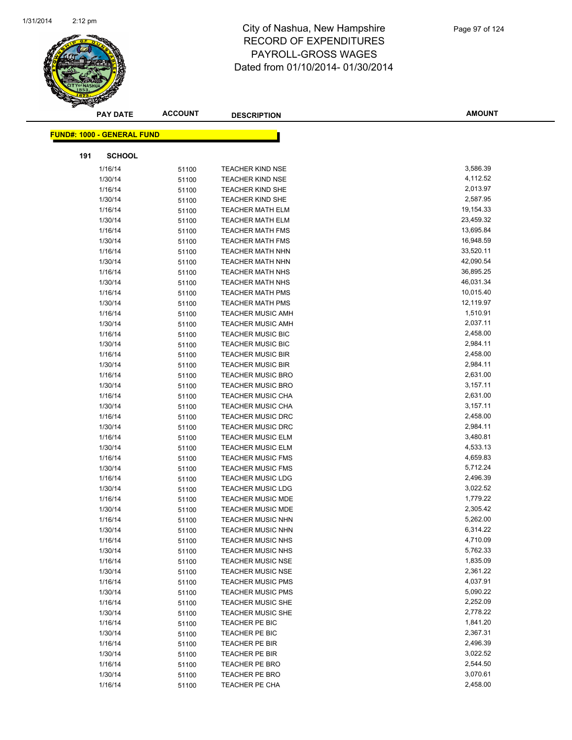# City of Nashua, New Hampshire
# RECORD OF EXPENDITURES
# PAYROLL-GROSS WAGES
# Dated from 01/10/2014- 01/30/2014

**FUND#: 1000 - GENERAL FUND**

**191 SCHOOL**

| PAY DATE | ACCOUNT | DESCRIPTION | AMOUNT |
|---|---|---|---|
| 1/16/14 | 51100 | TEACHER KIND NSE | 3,586.39 |
| 1/30/14 | 51100 | TEACHER KIND NSE | 4,112.52 |
| 1/16/14 | 51100 | TEACHER KIND SHE | 2,013.97 |
| 1/30/14 | 51100 | TEACHER KIND SHE | 2,587.95 |
| 1/16/14 | 51100 | TEACHER MATH ELM | 19,154.33 |
| 1/30/14 | 51100 | TEACHER MATH ELM | 23,459.32 |
| 1/16/14 | 51100 | TEACHER MATH FMS | 13,695.84 |
| 1/30/14 | 51100 | TEACHER MATH FMS | 16,948.59 |
| 1/16/14 | 51100 | TEACHER MATH NHN | 33,520.11 |
| 1/30/14 | 51100 | TEACHER MATH NHN | 42,090.54 |
| 1/16/14 | 51100 | TEACHER MATH NHS | 36,895.25 |
| 1/30/14 | 51100 | TEACHER MATH NHS | 46,031.34 |
| 1/16/14 | 51100 | TEACHER MATH PMS | 10,015.40 |
| 1/30/14 | 51100 | TEACHER MATH PMS | 12,119.97 |
| 1/16/14 | 51100 | TEACHER MUSIC AMH | 1,510.91 |
| 1/30/14 | 51100 | TEACHER MUSIC AMH | 2,037.11 |
| 1/16/14 | 51100 | TEACHER MUSIC BIC | 2,458.00 |
| 1/30/14 | 51100 | TEACHER MUSIC BIC | 2,984.11 |
| 1/16/14 | 51100 | TEACHER MUSIC BIR | 2,458.00 |
| 1/30/14 | 51100 | TEACHER MUSIC BIR | 2,984.11 |
| 1/16/14 | 51100 | TEACHER MUSIC BRO | 2,631.00 |
| 1/30/14 | 51100 | TEACHER MUSIC BRO | 3,157.11 |
| 1/16/14 | 51100 | TEACHER MUSIC CHA | 2,631.00 |
| 1/30/14 | 51100 | TEACHER MUSIC CHA | 3,157.11 |
| 1/16/14 | 51100 | TEACHER MUSIC DRC | 2,458.00 |
| 1/30/14 | 51100 | TEACHER MUSIC DRC | 2,984.11 |
| 1/16/14 | 51100 | TEACHER MUSIC ELM | 3,480.81 |
| 1/30/14 | 51100 | TEACHER MUSIC ELM | 4,533.13 |
| 1/16/14 | 51100 | TEACHER MUSIC FMS | 4,659.83 |
| 1/30/14 | 51100 | TEACHER MUSIC FMS | 5,712.24 |
| 1/16/14 | 51100 | TEACHER MUSIC LDG | 2,496.39 |
| 1/30/14 | 51100 | TEACHER MUSIC LDG | 3,022.52 |
| 1/16/14 | 51100 | TEACHER MUSIC MDE | 1,779.22 |
| 1/30/14 | 51100 | TEACHER MUSIC MDE | 2,305.42 |
| 1/16/14 | 51100 | TEACHER MUSIC NHN | 5,262.00 |
| 1/30/14 | 51100 | TEACHER MUSIC NHN | 6,314.22 |
| 1/16/14 | 51100 | TEACHER MUSIC NHS | 4,710.09 |
| 1/30/14 | 51100 | TEACHER MUSIC NHS | 5,762.33 |
| 1/16/14 | 51100 | TEACHER MUSIC NSE | 1,835.09 |
| 1/30/14 | 51100 | TEACHER MUSIC NSE | 2,361.22 |
| 1/16/14 | 51100 | TEACHER MUSIC PMS | 4,037.91 |
| 1/30/14 | 51100 | TEACHER MUSIC PMS | 5,090.22 |
| 1/16/14 | 51100 | TEACHER MUSIC SHE | 2,252.09 |
| 1/30/14 | 51100 | TEACHER MUSIC SHE | 2,778.22 |
| 1/16/14 | 51100 | TEACHER PE BIC | 1,841.20 |
| 1/30/14 | 51100 | TEACHER PE BIC | 2,367.31 |
| 1/16/14 | 51100 | TEACHER PE BIR | 2,496.39 |
| 1/30/14 | 51100 | TEACHER PE BIR | 3,022.52 |
| 1/16/14 | 51100 | TEACHER PE BRO | 2,544.50 |
| 1/30/14 | 51100 | TEACHER PE BRO | 3,070.61 |
| 1/16/14 | 51100 | TEACHER PE CHA | 2,458.00 |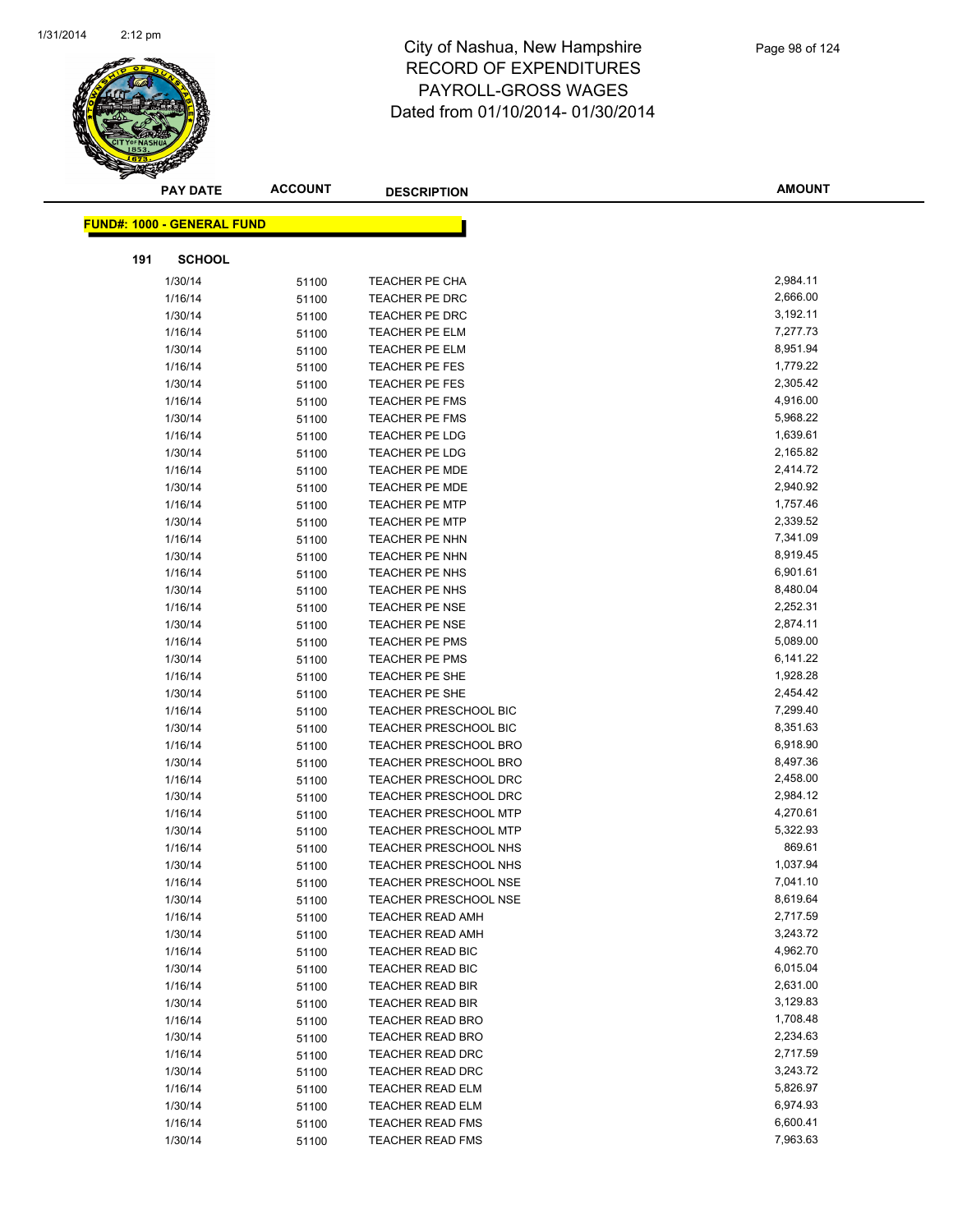# City of Nashua, New Hampshire
# RECORD OF EXPENDITURES
# PAYROLL-GROSS WAGES
# Dated from 01/10/2014- 01/30/2014

**FUND#: 1000 - GENERAL FUND**

**191 SCHOOL**

| PAY DATE | ACCOUNT | DESCRIPTION | AMOUNT |
|---|---|---|---|
| 1/30/14 | 51100 | TEACHER PE CHA | 2,984.11 |
| 1/16/14 | 51100 | TEACHER PE DRC | 2,666.00 |
| 1/30/14 | 51100 | TEACHER PE DRC | 3,192.11 |
| 1/16/14 | 51100 | TEACHER PE ELM | 7,277.73 |
| 1/30/14 | 51100 | TEACHER PE ELM | 8,951.94 |
| 1/16/14 | 51100 | TEACHER PE FES | 1,779.22 |
| 1/30/14 | 51100 | TEACHER PE FES | 2,305.42 |
| 1/16/14 | 51100 | TEACHER PE FMS | 4,916.00 |
| 1/30/14 | 51100 | TEACHER PE FMS | 5,968.22 |
| 1/16/14 | 51100 | TEACHER PE LDG | 1,639.61 |
| 1/30/14 | 51100 | TEACHER PE LDG | 2,165.82 |
| 1/16/14 | 51100 | TEACHER PE MDE | 2,414.72 |
| 1/30/14 | 51100 | TEACHER PE MDE | 2,940.92 |
| 1/16/14 | 51100 | TEACHER PE MTP | 1,757.46 |
| 1/30/14 | 51100 | TEACHER PE MTP | 2,339.52 |
| 1/16/14 | 51100 | TEACHER PE NHN | 7,341.09 |
| 1/30/14 | 51100 | TEACHER PE NHN | 8,919.45 |
| 1/16/14 | 51100 | TEACHER PE NHS | 6,901.61 |
| 1/30/14 | 51100 | TEACHER PE NHS | 8,480.04 |
| 1/16/14 | 51100 | TEACHER PE NSE | 2,252.31 |
| 1/30/14 | 51100 | TEACHER PE NSE | 2,874.11 |
| 1/16/14 | 51100 | TEACHER PE PMS | 5,089.00 |
| 1/30/14 | 51100 | TEACHER PE PMS | 6,141.22 |
| 1/16/14 | 51100 | TEACHER PE SHE | 1,928.28 |
| 1/30/14 | 51100 | TEACHER PE SHE | 2,454.42 |
| 1/16/14 | 51100 | TEACHER PRESCHOOL BIC | 7,299.40 |
| 1/30/14 | 51100 | TEACHER PRESCHOOL BIC | 8,351.63 |
| 1/16/14 | 51100 | TEACHER PRESCHOOL BRO | 6,918.90 |
| 1/30/14 | 51100 | TEACHER PRESCHOOL BRO | 8,497.36 |
| 1/16/14 | 51100 | TEACHER PRESCHOOL DRC | 2,458.00 |
| 1/30/14 | 51100 | TEACHER PRESCHOOL DRC | 2,984.12 |
| 1/16/14 | 51100 | TEACHER PRESCHOOL MTP | 4,270.61 |
| 1/30/14 | 51100 | TEACHER PRESCHOOL MTP | 5,322.93 |
| 1/16/14 | 51100 | TEACHER PRESCHOOL NHS | 869.61 |
| 1/30/14 | 51100 | TEACHER PRESCHOOL NHS | 1,037.94 |
| 1/16/14 | 51100 | TEACHER PRESCHOOL NSE | 7,041.10 |
| 1/30/14 | 51100 | TEACHER PRESCHOOL NSE | 8,619.64 |
| 1/16/14 | 51100 | TEACHER READ AMH | 2,717.59 |
| 1/30/14 | 51100 | TEACHER READ AMH | 3,243.72 |
| 1/16/14 | 51100 | TEACHER READ BIC | 4,962.70 |
| 1/30/14 | 51100 | TEACHER READ BIC | 6,015.04 |
| 1/16/14 | 51100 | TEACHER READ BIR | 2,631.00 |
| 1/30/14 | 51100 | TEACHER READ BIR | 3,129.83 |
| 1/16/14 | 51100 | TEACHER READ BRO | 1,708.48 |
| 1/30/14 | 51100 | TEACHER READ BRO | 2,234.63 |
| 1/16/14 | 51100 | TEACHER READ DRC | 2,717.59 |
| 1/30/14 | 51100 | TEACHER READ DRC | 3,243.72 |
| 1/16/14 | 51100 | TEACHER READ ELM | 5,826.97 |
| 1/30/14 | 51100 | TEACHER READ ELM | 6,974.93 |
| 1/16/14 | 51100 | TEACHER READ FMS | 6,600.41 |
| 1/30/14 | 51100 | TEACHER READ FMS | 7,963.63 |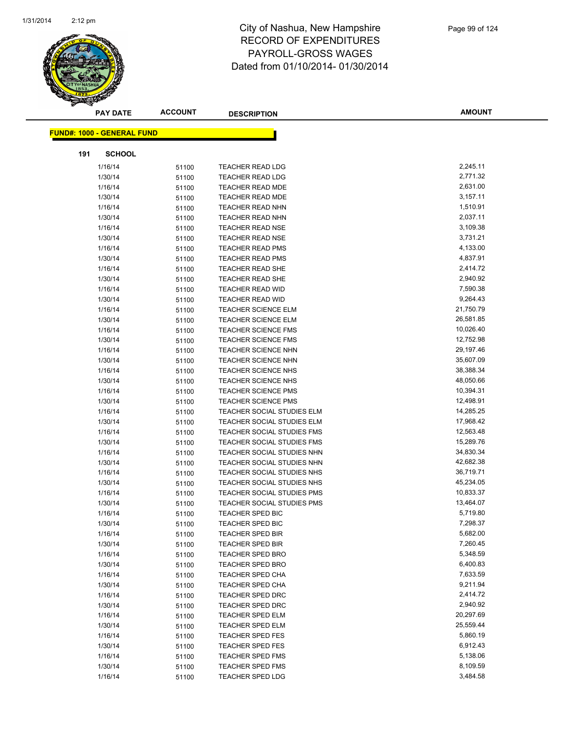# City of Nashua, New Hampshire
# RECORD OF EXPENDITURES
# PAYROLL-GROSS WAGES
# Dated from 01/10/2014- 01/30/2014

**FUND#: 1000 - GENERAL FUND**

**191 SCHOOL**

| PAY DATE | ACCOUNT | DESCRIPTION | AMOUNT |
|---|---|---|---|
| 1/16/14 | 51100 | TEACHER READ LDG | 2,245.11 |
| 1/30/14 | 51100 | TEACHER READ LDG | 2,771.32 |
| 1/16/14 | 51100 | TEACHER READ MDE | 2,631.00 |
| 1/30/14 | 51100 | TEACHER READ MDE | 3,157.11 |
| 1/16/14 | 51100 | TEACHER READ NHN | 1,510.91 |
| 1/30/14 | 51100 | TEACHER READ NHN | 2,037.11 |
| 1/16/14 | 51100 | TEACHER READ NSE | 3,109.38 |
| 1/30/14 | 51100 | TEACHER READ NSE | 3,731.21 |
| 1/16/14 | 51100 | TEACHER READ PMS | 4,133.00 |
| 1/30/14 | 51100 | TEACHER READ PMS | 4,837.91 |
| 1/16/14 | 51100 | TEACHER READ SHE | 2,414.72 |
| 1/30/14 | 51100 | TEACHER READ SHE | 2,940.92 |
| 1/16/14 | 51100 | TEACHER READ WID | 7,590.38 |
| 1/30/14 | 51100 | TEACHER READ WID | 9,264.43 |
| 1/16/14 | 51100 | TEACHER SCIENCE ELM | 21,750.79 |
| 1/30/14 | 51100 | TEACHER SCIENCE ELM | 26,581.85 |
| 1/16/14 | 51100 | TEACHER SCIENCE FMS | 10,026.40 |
| 1/30/14 | 51100 | TEACHER SCIENCE FMS | 12,752.98 |
| 1/16/14 | 51100 | TEACHER SCIENCE NHN | 29,197.46 |
| 1/30/14 | 51100 | TEACHER SCIENCE NHN | 35,607.09 |
| 1/16/14 | 51100 | TEACHER SCIENCE NHS | 38,388.34 |
| 1/30/14 | 51100 | TEACHER SCIENCE NHS | 48,050.66 |
| 1/16/14 | 51100 | TEACHER SCIENCE PMS | 10,394.31 |
| 1/30/14 | 51100 | TEACHER SCIENCE PMS | 12,498.91 |
| 1/16/14 | 51100 | TEACHER SOCIAL STUDIES ELM | 14,285.25 |
| 1/30/14 | 51100 | TEACHER SOCIAL STUDIES ELM | 17,968.42 |
| 1/16/14 | 51100 | TEACHER SOCIAL STUDIES FMS | 12,563.48 |
| 1/30/14 | 51100 | TEACHER SOCIAL STUDIES FMS | 15,289.76 |
| 1/16/14 | 51100 | TEACHER SOCIAL STUDIES NHN | 34,830.34 |
| 1/30/14 | 51100 | TEACHER SOCIAL STUDIES NHN | 42,682.38 |
| 1/16/14 | 51100 | TEACHER SOCIAL STUDIES NHS | 36,719.71 |
| 1/30/14 | 51100 | TEACHER SOCIAL STUDIES NHS | 45,234.05 |
| 1/16/14 | 51100 | TEACHER SOCIAL STUDIES PMS | 10,833.37 |
| 1/30/14 | 51100 | TEACHER SOCIAL STUDIES PMS | 13,464.07 |
| 1/16/14 | 51100 | TEACHER SPED BIC | 5,719.80 |
| 1/30/14 | 51100 | TEACHER SPED BIC | 7,298.37 |
| 1/16/14 | 51100 | TEACHER SPED BIR | 5,682.00 |
| 1/30/14 | 51100 | TEACHER SPED BIR | 7,260.45 |
| 1/16/14 | 51100 | TEACHER SPED BRO | 5,348.59 |
| 1/30/14 | 51100 | TEACHER SPED BRO | 6,400.83 |
| 1/16/14 | 51100 | TEACHER SPED CHA | 7,633.59 |
| 1/30/14 | 51100 | TEACHER SPED CHA | 9,211.94 |
| 1/16/14 | 51100 | TEACHER SPED DRC | 2,414.72 |
| 1/30/14 | 51100 | TEACHER SPED DRC | 2,940.92 |
| 1/16/14 | 51100 | TEACHER SPED ELM | 20,297.69 |
| 1/30/14 | 51100 | TEACHER SPED ELM | 25,559.44 |
| 1/16/14 | 51100 | TEACHER SPED FES | 5,860.19 |
| 1/30/14 | 51100 | TEACHER SPED FES | 6,912.43 |
| 1/16/14 | 51100 | TEACHER SPED FMS | 5,138.06 |
| 1/30/14 | 51100 | TEACHER SPED FMS | 8,109.59 |
| 1/16/14 | 51100 | TEACHER SPED LDG | 3,484.58 |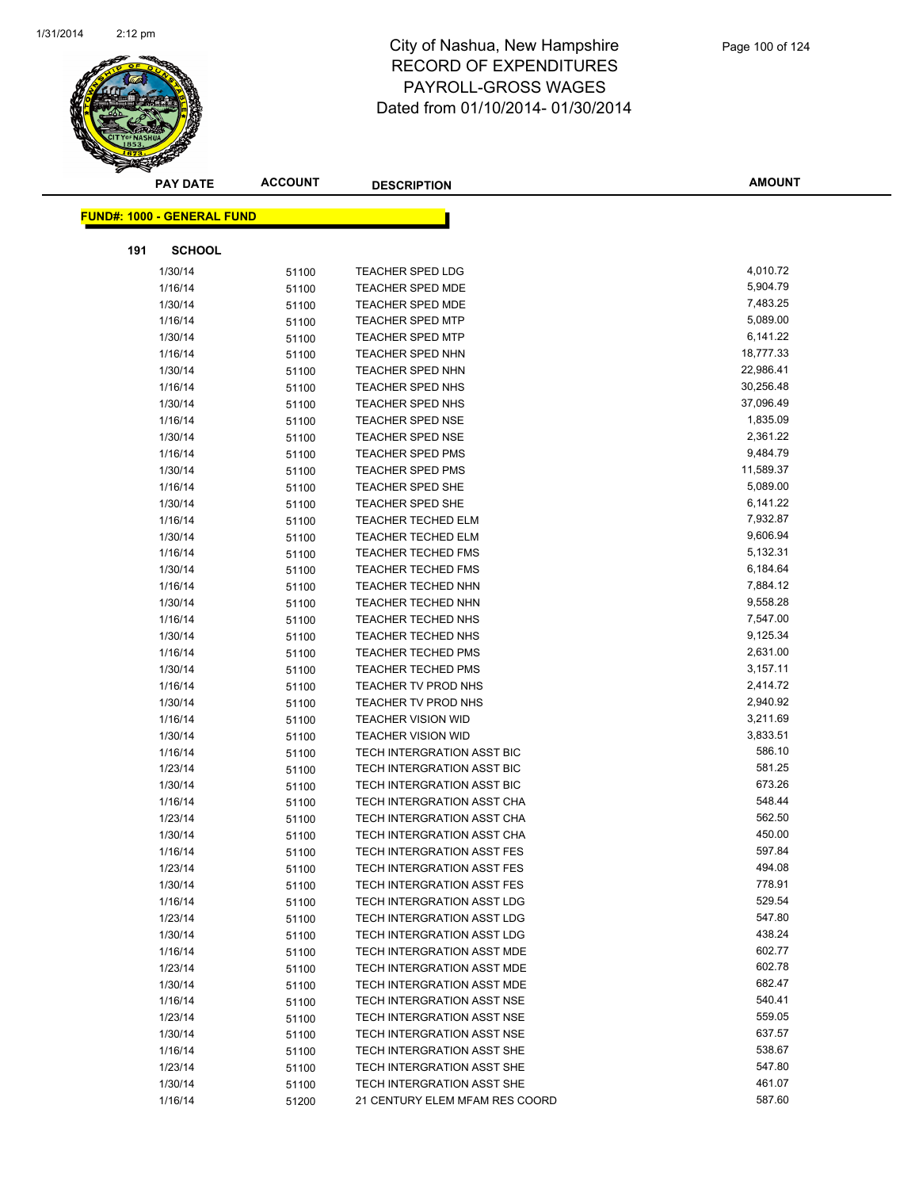# City of Nashua, New Hampshire
## RECORD OF EXPENDITURES
## PAYROLL-GROSS WAGES
Dated from 01/10/2014- 01/30/2014

| PAY DATE | ACCOUNT | DESCRIPTION | AMOUNT |
|---|---|---|---|

**FUND#: 1000 - GENERAL FUND**

**191 SCHOOL**

| PAY DATE | ACCOUNT | DESCRIPTION | AMOUNT |
|---|---|---|---|
| 1/30/14 | 51100 | TEACHER SPED LDG | 4,010.72 |
| 1/16/14 | 51100 | TEACHER SPED MDE | 5,904.79 |
| 1/30/14 | 51100 | TEACHER SPED MDE | 7,483.25 |
| 1/16/14 | 51100 | TEACHER SPED MTP | 5,089.00 |
| 1/30/14 | 51100 | TEACHER SPED MTP | 6,141.22 |
| 1/16/14 | 51100 | TEACHER SPED NHN | 18,777.33 |
| 1/30/14 | 51100 | TEACHER SPED NHN | 22,986.41 |
| 1/16/14 | 51100 | TEACHER SPED NHS | 30,256.48 |
| 1/30/14 | 51100 | TEACHER SPED NHS | 37,096.49 |
| 1/16/14 | 51100 | TEACHER SPED NSE | 1,835.09 |
| 1/30/14 | 51100 | TEACHER SPED NSE | 2,361.22 |
| 1/16/14 | 51100 | TEACHER SPED PMS | 9,484.79 |
| 1/30/14 | 51100 | TEACHER SPED PMS | 11,589.37 |
| 1/16/14 | 51100 | TEACHER SPED SHE | 5,089.00 |
| 1/30/14 | 51100 | TEACHER SPED SHE | 6,141.22 |
| 1/16/14 | 51100 | TEACHER TECHED ELM | 7,932.87 |
| 1/30/14 | 51100 | TEACHER TECHED ELM | 9,606.94 |
| 1/16/14 | 51100 | TEACHER TECHED FMS | 5,132.31 |
| 1/30/14 | 51100 | TEACHER TECHED FMS | 6,184.64 |
| 1/16/14 | 51100 | TEACHER TECHED NHN | 7,884.12 |
| 1/30/14 | 51100 | TEACHER TECHED NHN | 9,558.28 |
| 1/16/14 | 51100 | TEACHER TECHED NHS | 7,547.00 |
| 1/30/14 | 51100 | TEACHER TECHED NHS | 9,125.34 |
| 1/16/14 | 51100 | TEACHER TECHED PMS | 2,631.00 |
| 1/30/14 | 51100 | TEACHER TECHED PMS | 3,157.11 |
| 1/16/14 | 51100 | TEACHER TV PROD NHS | 2,414.72 |
| 1/30/14 | 51100 | TEACHER TV PROD NHS | 2,940.92 |
| 1/16/14 | 51100 | TEACHER VISION WID | 3,211.69 |
| 1/30/14 | 51100 | TEACHER VISION WID | 3,833.51 |
| 1/16/14 | 51100 | TECH INTERGRATION ASST BIC | 586.10 |
| 1/23/14 | 51100 | TECH INTERGRATION ASST BIC | 581.25 |
| 1/30/14 | 51100 | TECH INTERGRATION ASST BIC | 673.26 |
| 1/16/14 | 51100 | TECH INTERGRATION ASST CHA | 548.44 |
| 1/23/14 | 51100 | TECH INTERGRATION ASST CHA | 562.50 |
| 1/30/14 | 51100 | TECH INTERGRATION ASST CHA | 450.00 |
| 1/16/14 | 51100 | TECH INTERGRATION ASST FES | 597.84 |
| 1/23/14 | 51100 | TECH INTERGRATION ASST FES | 494.08 |
| 1/30/14 | 51100 | TECH INTERGRATION ASST FES | 778.91 |
| 1/16/14 | 51100 | TECH INTERGRATION ASST LDG | 529.54 |
| 1/23/14 | 51100 | TECH INTERGRATION ASST LDG | 547.80 |
| 1/30/14 | 51100 | TECH INTERGRATION ASST LDG | 438.24 |
| 1/16/14 | 51100 | TECH INTERGRATION ASST MDE | 602.77 |
| 1/23/14 | 51100 | TECH INTERGRATION ASST MDE | 602.78 |
| 1/30/14 | 51100 | TECH INTERGRATION ASST MDE | 682.47 |
| 1/16/14 | 51100 | TECH INTERGRATION ASST NSE | 540.41 |
| 1/23/14 | 51100 | TECH INTERGRATION ASST NSE | 559.05 |
| 1/30/14 | 51100 | TECH INTERGRATION ASST NSE | 637.57 |
| 1/16/14 | 51100 | TECH INTERGRATION ASST SHE | 538.67 |
| 1/23/14 | 51100 | TECH INTERGRATION ASST SHE | 547.80 |
| 1/30/14 | 51100 | TECH INTERGRATION ASST SHE | 461.07 |
| 1/16/14 | 51200 | 21 CENTURY ELEM MFAM RES COORD | 587.60 |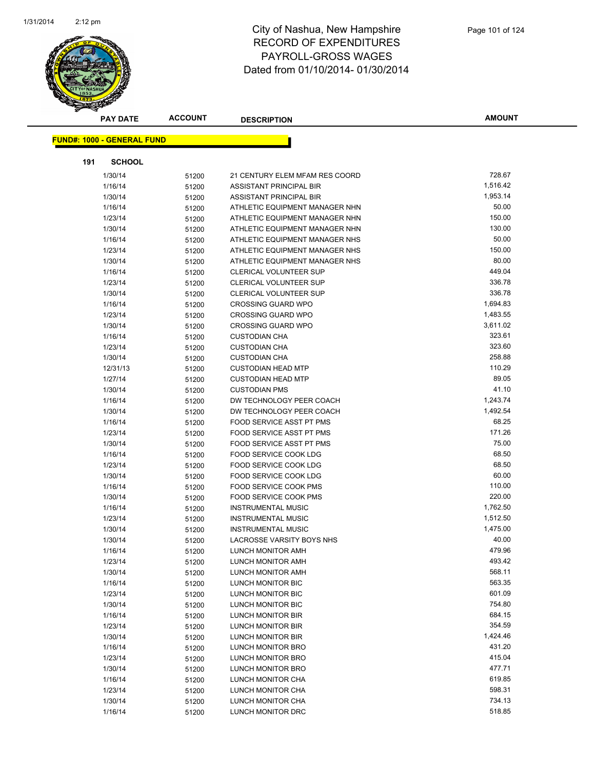# City of Nashua, New Hampshire
## RECORD OF EXPENDITURES
## PAYROLL-GROSS WAGES
## Dated from 01/10/2014- 01/30/2014

**FUND#: 1000 - GENERAL FUND**

**191 SCHOOL**

| PAY DATE | ACCOUNT | DESCRIPTION | AMOUNT |
|---|---|---|---|
| 1/30/14 | 51200 | 21 CENTURY ELEM MFAM RES COORD | 728.67 |
| 1/16/14 | 51200 | ASSISTANT PRINCIPAL BIR | 1,516.42 |
| 1/30/14 | 51200 | ASSISTANT PRINCIPAL BIR | 1,953.14 |
| 1/16/14 | 51200 | ATHLETIC EQUIPMENT MANAGER NHN | 50.00 |
| 1/23/14 | 51200 | ATHLETIC EQUIPMENT MANAGER NHN | 150.00 |
| 1/30/14 | 51200 | ATHLETIC EQUIPMENT MANAGER NHN | 130.00 |
| 1/16/14 | 51200 | ATHLETIC EQUIPMENT MANAGER NHS | 50.00 |
| 1/23/14 | 51200 | ATHLETIC EQUIPMENT MANAGER NHS | 150.00 |
| 1/30/14 | 51200 | ATHLETIC EQUIPMENT MANAGER NHS | 80.00 |
| 1/16/14 | 51200 | CLERICAL VOLUNTEER SUP | 449.04 |
| 1/23/14 | 51200 | CLERICAL VOLUNTEER SUP | 336.78 |
| 1/30/14 | 51200 | CLERICAL VOLUNTEER SUP | 336.78 |
| 1/16/14 | 51200 | CROSSING GUARD WPO | 1,694.83 |
| 1/23/14 | 51200 | CROSSING GUARD WPO | 1,483.55 |
| 1/30/14 | 51200 | CROSSING GUARD WPO | 3,611.02 |
| 1/16/14 | 51200 | CUSTODIAN CHA | 323.61 |
| 1/23/14 | 51200 | CUSTODIAN CHA | 323.60 |
| 1/30/14 | 51200 | CUSTODIAN CHA | 258.88 |
| 12/31/13 | 51200 | CUSTODIAN HEAD MTP | 110.29 |
| 1/27/14 | 51200 | CUSTODIAN HEAD MTP | 89.05 |
| 1/30/14 | 51200 | CUSTODIAN PMS | 41.10 |
| 1/16/14 | 51200 | DW TECHNOLOGY PEER COACH | 1,243.74 |
| 1/30/14 | 51200 | DW TECHNOLOGY PEER COACH | 1,492.54 |
| 1/16/14 | 51200 | FOOD SERVICE ASST PT PMS | 68.25 |
| 1/23/14 | 51200 | FOOD SERVICE ASST PT PMS | 171.26 |
| 1/30/14 | 51200 | FOOD SERVICE ASST PT PMS | 75.00 |
| 1/16/14 | 51200 | FOOD SERVICE COOK LDG | 68.50 |
| 1/23/14 | 51200 | FOOD SERVICE COOK LDG | 68.50 |
| 1/30/14 | 51200 | FOOD SERVICE COOK LDG | 60.00 |
| 1/16/14 | 51200 | FOOD SERVICE COOK PMS | 110.00 |
| 1/30/14 | 51200 | FOOD SERVICE COOK PMS | 220.00 |
| 1/16/14 | 51200 | INSTRUMENTAL MUSIC | 1,762.50 |
| 1/23/14 | 51200 | INSTRUMENTAL MUSIC | 1,512.50 |
| 1/30/14 | 51200 | INSTRUMENTAL MUSIC | 1,475.00 |
| 1/30/14 | 51200 | LACROSSE VARSITY BOYS NHS | 40.00 |
| 1/16/14 | 51200 | LUNCH MONITOR AMH | 479.96 |
| 1/23/14 | 51200 | LUNCH MONITOR AMH | 493.42 |
| 1/30/14 | 51200 | LUNCH MONITOR AMH | 568.11 |
| 1/16/14 | 51200 | LUNCH MONITOR BIC | 563.35 |
| 1/23/14 | 51200 | LUNCH MONITOR BIC | 601.09 |
| 1/30/14 | 51200 | LUNCH MONITOR BIC | 754.80 |
| 1/16/14 | 51200 | LUNCH MONITOR BIR | 684.15 |
| 1/23/14 | 51200 | LUNCH MONITOR BIR | 354.59 |
| 1/30/14 | 51200 | LUNCH MONITOR BIR | 1,424.46 |
| 1/16/14 | 51200 | LUNCH MONITOR BRO | 431.20 |
| 1/23/14 | 51200 | LUNCH MONITOR BRO | 415.04 |
| 1/30/14 | 51200 | LUNCH MONITOR BRO | 477.71 |
| 1/16/14 | 51200 | LUNCH MONITOR CHA | 619.85 |
| 1/23/14 | 51200 | LUNCH MONITOR CHA | 598.31 |
| 1/30/14 | 51200 | LUNCH MONITOR CHA | 734.13 |
| 1/16/14 | 51200 | LUNCH MONITOR DRC | 518.85 |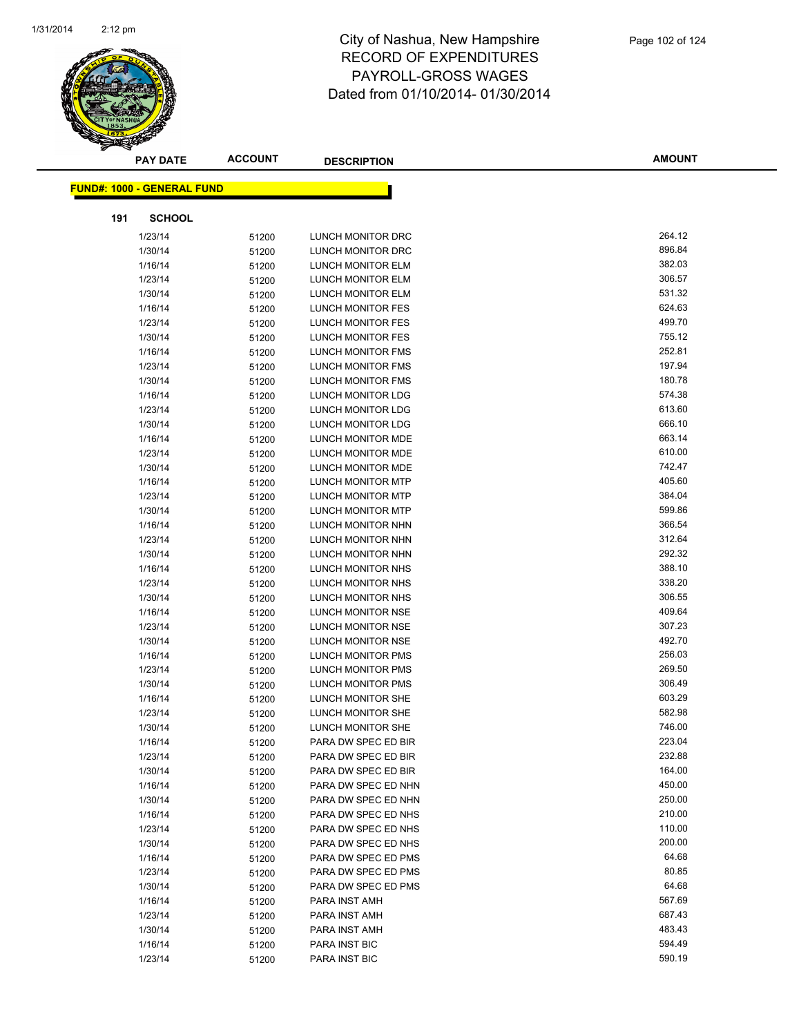# City of Nashua, New Hampshire
## RECORD OF EXPENDITURES
## PAYROLL-GROSS WAGES
## Dated from 01/10/2014- 01/30/2014

**FUND#: 1000 - GENERAL FUND**

**191 SCHOOL**

| PAY DATE | ACCOUNT | DESCRIPTION | AMOUNT |
|---|---|---|---|
| 1/23/14 | 51200 | LUNCH MONITOR DRC | 264.12 |
| 1/30/14 | 51200 | LUNCH MONITOR DRC | 896.84 |
| 1/16/14 | 51200 | LUNCH MONITOR ELM | 382.03 |
| 1/23/14 | 51200 | LUNCH MONITOR ELM | 306.57 |
| 1/30/14 | 51200 | LUNCH MONITOR ELM | 531.32 |
| 1/16/14 | 51200 | LUNCH MONITOR FES | 624.63 |
| 1/23/14 | 51200 | LUNCH MONITOR FES | 499.70 |
| 1/30/14 | 51200 | LUNCH MONITOR FES | 755.12 |
| 1/16/14 | 51200 | LUNCH MONITOR FMS | 252.81 |
| 1/23/14 | 51200 | LUNCH MONITOR FMS | 197.94 |
| 1/30/14 | 51200 | LUNCH MONITOR FMS | 180.78 |
| 1/16/14 | 51200 | LUNCH MONITOR LDG | 574.38 |
| 1/23/14 | 51200 | LUNCH MONITOR LDG | 613.60 |
| 1/30/14 | 51200 | LUNCH MONITOR LDG | 666.10 |
| 1/16/14 | 51200 | LUNCH MONITOR MDE | 663.14 |
| 1/23/14 | 51200 | LUNCH MONITOR MDE | 610.00 |
| 1/30/14 | 51200 | LUNCH MONITOR MDE | 742.47 |
| 1/16/14 | 51200 | LUNCH MONITOR MTP | 405.60 |
| 1/23/14 | 51200 | LUNCH MONITOR MTP | 384.04 |
| 1/30/14 | 51200 | LUNCH MONITOR MTP | 599.86 |
| 1/16/14 | 51200 | LUNCH MONITOR NHN | 366.54 |
| 1/23/14 | 51200 | LUNCH MONITOR NHN | 312.64 |
| 1/30/14 | 51200 | LUNCH MONITOR NHN | 292.32 |
| 1/16/14 | 51200 | LUNCH MONITOR NHS | 388.10 |
| 1/23/14 | 51200 | LUNCH MONITOR NHS | 338.20 |
| 1/30/14 | 51200 | LUNCH MONITOR NHS | 306.55 |
| 1/16/14 | 51200 | LUNCH MONITOR NSE | 409.64 |
| 1/23/14 | 51200 | LUNCH MONITOR NSE | 307.23 |
| 1/30/14 | 51200 | LUNCH MONITOR NSE | 492.70 |
| 1/16/14 | 51200 | LUNCH MONITOR PMS | 256.03 |
| 1/23/14 | 51200 | LUNCH MONITOR PMS | 269.50 |
| 1/30/14 | 51200 | LUNCH MONITOR PMS | 306.49 |
| 1/16/14 | 51200 | LUNCH MONITOR SHE | 603.29 |
| 1/23/14 | 51200 | LUNCH MONITOR SHE | 582.98 |
| 1/30/14 | 51200 | LUNCH MONITOR SHE | 746.00 |
| 1/16/14 | 51200 | PARA DW SPEC ED BIR | 223.04 |
| 1/23/14 | 51200 | PARA DW SPEC ED BIR | 232.88 |
| 1/30/14 | 51200 | PARA DW SPEC ED BIR | 164.00 |
| 1/16/14 | 51200 | PARA DW SPEC ED NHN | 450.00 |
| 1/30/14 | 51200 | PARA DW SPEC ED NHN | 250.00 |
| 1/16/14 | 51200 | PARA DW SPEC ED NHS | 210.00 |
| 1/23/14 | 51200 | PARA DW SPEC ED NHS | 110.00 |
| 1/30/14 | 51200 | PARA DW SPEC ED NHS | 200.00 |
| 1/16/14 | 51200 | PARA DW SPEC ED PMS | 64.68 |
| 1/23/14 | 51200 | PARA DW SPEC ED PMS | 80.85 |
| 1/30/14 | 51200 | PARA DW SPEC ED PMS | 64.68 |
| 1/16/14 | 51200 | PARA INST AMH | 567.69 |
| 1/23/14 | 51200 | PARA INST AMH | 687.43 |
| 1/30/14 | 51200 | PARA INST AMH | 483.43 |
| 1/16/14 | 51200 | PARA INST BIC | 594.49 |
| 1/23/14 | 51200 | PARA INST BIC | 590.19 |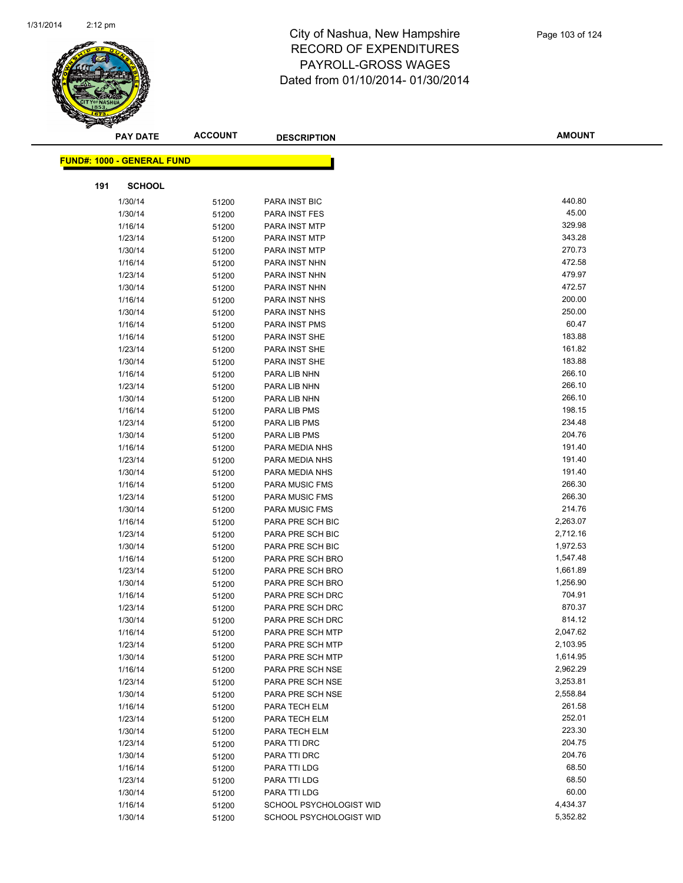# City of Nashua, New Hampshire
# RECORD OF EXPENDITURES
# PAYROLL-GROSS WAGES
# Dated from 01/10/2014- 01/30/2014

**FUND#: 1000 - GENERAL FUND**

**191 SCHOOL**

| PAY DATE | ACCOUNT | DESCRIPTION | AMOUNT |
|---|---|---|---|
| 1/30/14 | 51200 | PARA INST BIC | 440.80 |
| 1/30/14 | 51200 | PARA INST FES | 45.00 |
| 1/16/14 | 51200 | PARA INST MTP | 329.98 |
| 1/23/14 | 51200 | PARA INST MTP | 343.28 |
| 1/30/14 | 51200 | PARA INST MTP | 270.73 |
| 1/16/14 | 51200 | PARA INST NHN | 472.58 |
| 1/23/14 | 51200 | PARA INST NHN | 479.97 |
| 1/30/14 | 51200 | PARA INST NHN | 472.57 |
| 1/16/14 | 51200 | PARA INST NHS | 200.00 |
| 1/30/14 | 51200 | PARA INST NHS | 250.00 |
| 1/16/14 | 51200 | PARA INST PMS | 60.47 |
| 1/16/14 | 51200 | PARA INST SHE | 183.88 |
| 1/23/14 | 51200 | PARA INST SHE | 161.82 |
| 1/30/14 | 51200 | PARA INST SHE | 183.88 |
| 1/16/14 | 51200 | PARA LIB NHN | 266.10 |
| 1/23/14 | 51200 | PARA LIB NHN | 266.10 |
| 1/30/14 | 51200 | PARA LIB NHN | 266.10 |
| 1/16/14 | 51200 | PARA LIB PMS | 198.15 |
| 1/23/14 | 51200 | PARA LIB PMS | 234.48 |
| 1/30/14 | 51200 | PARA LIB PMS | 204.76 |
| 1/16/14 | 51200 | PARA MEDIA NHS | 191.40 |
| 1/23/14 | 51200 | PARA MEDIA NHS | 191.40 |
| 1/30/14 | 51200 | PARA MEDIA NHS | 191.40 |
| 1/16/14 | 51200 | PARA MUSIC FMS | 266.30 |
| 1/23/14 | 51200 | PARA MUSIC FMS | 266.30 |
| 1/30/14 | 51200 | PARA MUSIC FMS | 214.76 |
| 1/16/14 | 51200 | PARA PRE SCH BIC | 2,263.07 |
| 1/23/14 | 51200 | PARA PRE SCH BIC | 2,712.16 |
| 1/30/14 | 51200 | PARA PRE SCH BIC | 1,972.53 |
| 1/16/14 | 51200 | PARA PRE SCH BRO | 1,547.48 |
| 1/23/14 | 51200 | PARA PRE SCH BRO | 1,661.89 |
| 1/30/14 | 51200 | PARA PRE SCH BRO | 1,256.90 |
| 1/16/14 | 51200 | PARA PRE SCH DRC | 704.91 |
| 1/23/14 | 51200 | PARA PRE SCH DRC | 870.37 |
| 1/30/14 | 51200 | PARA PRE SCH DRC | 814.12 |
| 1/16/14 | 51200 | PARA PRE SCH MTP | 2,047.62 |
| 1/23/14 | 51200 | PARA PRE SCH MTP | 2,103.95 |
| 1/30/14 | 51200 | PARA PRE SCH MTP | 1,614.95 |
| 1/16/14 | 51200 | PARA PRE SCH NSE | 2,962.29 |
| 1/23/14 | 51200 | PARA PRE SCH NSE | 3,253.81 |
| 1/30/14 | 51200 | PARA PRE SCH NSE | 2,558.84 |
| 1/16/14 | 51200 | PARA TECH ELM | 261.58 |
| 1/23/14 | 51200 | PARA TECH ELM | 252.01 |
| 1/30/14 | 51200 | PARA TECH ELM | 223.30 |
| 1/23/14 | 51200 | PARA TTI DRC | 204.75 |
| 1/30/14 | 51200 | PARA TTI DRC | 204.76 |
| 1/16/14 | 51200 | PARA TTI LDG | 68.50 |
| 1/23/14 | 51200 | PARA TTI LDG | 68.50 |
| 1/30/14 | 51200 | PARA TTI LDG | 60.00 |
| 1/16/14 | 51200 | SCHOOL PSYCHOLOGIST WID | 4,434.37 |
| 1/30/14 | 51200 | SCHOOL PSYCHOLOGIST WID | 5,352.82 |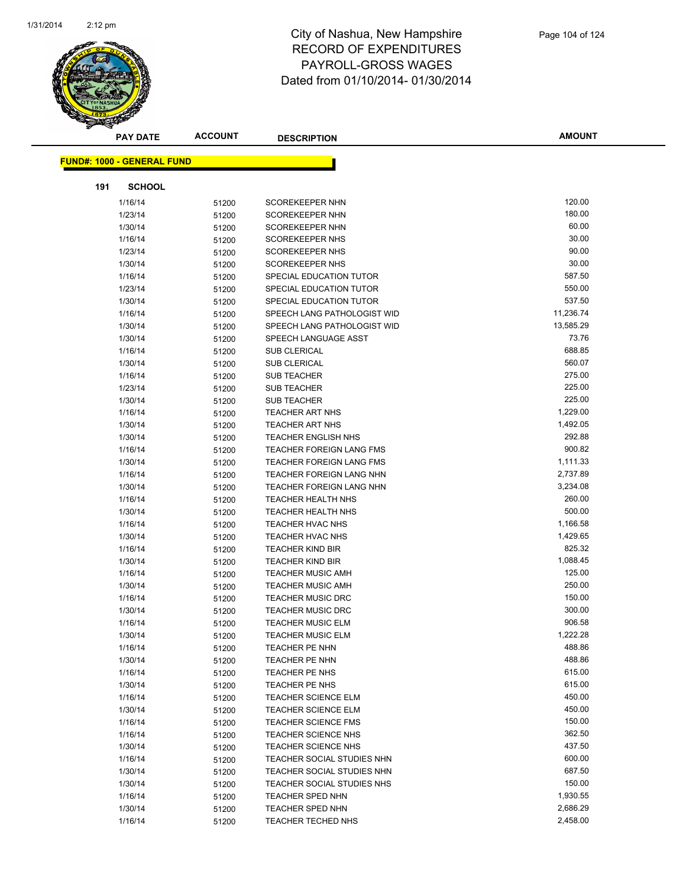# City of Nashua, New Hampshire
## RECORD OF EXPENDITURES
## PAYROLL-GROSS WAGES
## Dated from 01/10/2014- 01/30/2014

| PAY DATE | ACCOUNT | DESCRIPTION | AMOUNT |
|---|---|---|---|

**FUND#: 1000 - GENERAL FUND**

**191 SCHOOL**

| PAY DATE | ACCOUNT | DESCRIPTION | AMOUNT |
|---|---|---|---|
| 1/16/14 | 51200 | SCOREKEEPER NHN | 120.00 |
| 1/23/14 | 51200 | SCOREKEEPER NHN | 180.00 |
| 1/30/14 | 51200 | SCOREKEEPER NHN | 60.00 |
| 1/16/14 | 51200 | SCOREKEEPER NHS | 30.00 |
| 1/23/14 | 51200 | SCOREKEEPER NHS | 90.00 |
| 1/30/14 | 51200 | SCOREKEEPER NHS | 30.00 |
| 1/16/14 | 51200 | SPECIAL EDUCATION TUTOR | 587.50 |
| 1/23/14 | 51200 | SPECIAL EDUCATION TUTOR | 550.00 |
| 1/30/14 | 51200 | SPECIAL EDUCATION TUTOR | 537.50 |
| 1/16/14 | 51200 | SPEECH LANG PATHOLOGIST WID | 11,236.74 |
| 1/30/14 | 51200 | SPEECH LANG PATHOLOGIST WID | 13,585.29 |
| 1/30/14 | 51200 | SPEECH LANGUAGE ASST | 73.76 |
| 1/16/14 | 51200 | SUB CLERICAL | 688.85 |
| 1/30/14 | 51200 | SUB CLERICAL | 560.07 |
| 1/16/14 | 51200 | SUB TEACHER | 275.00 |
| 1/23/14 | 51200 | SUB TEACHER | 225.00 |
| 1/30/14 | 51200 | SUB TEACHER | 225.00 |
| 1/16/14 | 51200 | TEACHER ART NHS | 1,229.00 |
| 1/30/14 | 51200 | TEACHER ART NHS | 1,492.05 |
| 1/30/14 | 51200 | TEACHER ENGLISH NHS | 292.88 |
| 1/16/14 | 51200 | TEACHER FOREIGN LANG FMS | 900.82 |
| 1/30/14 | 51200 | TEACHER FOREIGN LANG FMS | 1,111.33 |
| 1/16/14 | 51200 | TEACHER FOREIGN LANG NHN | 2,737.89 |
| 1/30/14 | 51200 | TEACHER FOREIGN LANG NHN | 3,234.08 |
| 1/16/14 | 51200 | TEACHER HEALTH NHS | 260.00 |
| 1/30/14 | 51200 | TEACHER HEALTH NHS | 500.00 |
| 1/16/14 | 51200 | TEACHER HVAC NHS | 1,166.58 |
| 1/30/14 | 51200 | TEACHER HVAC NHS | 1,429.65 |
| 1/16/14 | 51200 | TEACHER KIND BIR | 825.32 |
| 1/30/14 | 51200 | TEACHER KIND BIR | 1,088.45 |
| 1/16/14 | 51200 | TEACHER MUSIC AMH | 125.00 |
| 1/30/14 | 51200 | TEACHER MUSIC AMH | 250.00 |
| 1/16/14 | 51200 | TEACHER MUSIC DRC | 150.00 |
| 1/30/14 | 51200 | TEACHER MUSIC DRC | 300.00 |
| 1/16/14 | 51200 | TEACHER MUSIC ELM | 906.58 |
| 1/30/14 | 51200 | TEACHER MUSIC ELM | 1,222.28 |
| 1/16/14 | 51200 | TEACHER PE NHN | 488.86 |
| 1/30/14 | 51200 | TEACHER PE NHN | 488.86 |
| 1/16/14 | 51200 | TEACHER PE NHS | 615.00 |
| 1/30/14 | 51200 | TEACHER PE NHS | 615.00 |
| 1/16/14 | 51200 | TEACHER SCIENCE ELM | 450.00 |
| 1/30/14 | 51200 | TEACHER SCIENCE ELM | 450.00 |
| 1/16/14 | 51200 | TEACHER SCIENCE FMS | 150.00 |
| 1/16/14 | 51200 | TEACHER SCIENCE NHS | 362.50 |
| 1/30/14 | 51200 | TEACHER SCIENCE NHS | 437.50 |
| 1/16/14 | 51200 | TEACHER SOCIAL STUDIES NHN | 600.00 |
| 1/30/14 | 51200 | TEACHER SOCIAL STUDIES NHN | 687.50 |
| 1/30/14 | 51200 | TEACHER SOCIAL STUDIES NHS | 150.00 |
| 1/16/14 | 51200 | TEACHER SPED NHN | 1,930.55 |
| 1/30/14 | 51200 | TEACHER SPED NHN | 2,686.29 |
| 1/16/14 | 51200 | TEACHER TECHED NHS | 2,458.00 |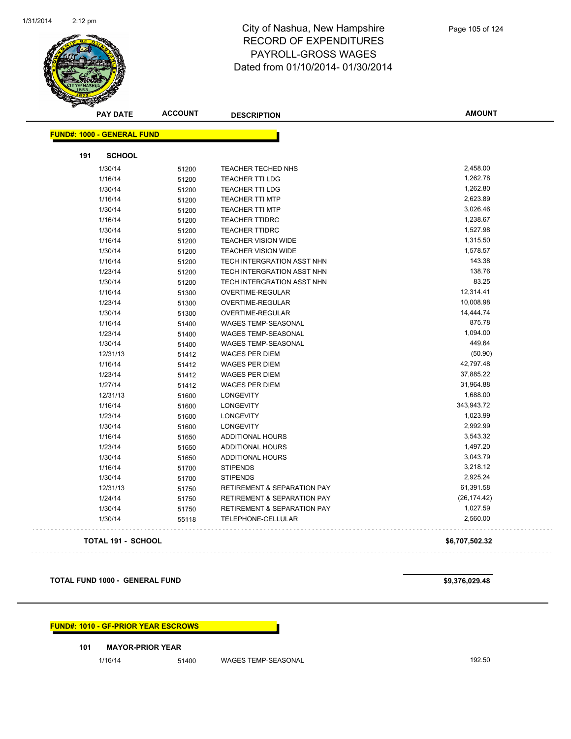# City of Nashua, New Hampshire
## RECORD OF EXPENDITURES
## PAYROLL-GROSS WAGES
Dated from 01/10/2014- 01/30/2014

**FUND#: 1000 - GENERAL FUND**

**191 SCHOOL**

| PAY DATE | ACCOUNT | DESCRIPTION | AMOUNT |
|---|---|---|---|
| 1/30/14 | 51200 | TEACHER TECHED NHS | 2,458.00 |
| 1/16/14 | 51200 | TEACHER TTI LDG | 1,262.78 |
| 1/30/14 | 51200 | TEACHER TTI LDG | 1,262.80 |
| 1/16/14 | 51200 | TEACHER TTI MTP | 2,623.89 |
| 1/30/14 | 51200 | TEACHER TTI MTP | 3,026.46 |
| 1/16/14 | 51200 | TEACHER TTIDRC | 1,238.67 |
| 1/30/14 | 51200 | TEACHER TTIDRC | 1,527.98 |
| 1/16/14 | 51200 | TEACHER VISION WIDE | 1,315.50 |
| 1/30/14 | 51200 | TEACHER VISION WIDE | 1,578.57 |
| 1/16/14 | 51200 | TECH INTERGRATION ASST NHN | 143.38 |
| 1/23/14 | 51200 | TECH INTERGRATION ASST NHN | 138.76 |
| 1/30/14 | 51200 | TECH INTERGRATION ASST NHN | 83.25 |
| 1/16/14 | 51300 | OVERTIME-REGULAR | 12,314.41 |
| 1/23/14 | 51300 | OVERTIME-REGULAR | 10,008.98 |
| 1/30/14 | 51300 | OVERTIME-REGULAR | 14,444.74 |
| 1/16/14 | 51400 | WAGES TEMP-SEASONAL | 875.78 |
| 1/23/14 | 51400 | WAGES TEMP-SEASONAL | 1,094.00 |
| 1/30/14 | 51400 | WAGES TEMP-SEASONAL | 449.64 |
| 12/31/13 | 51412 | WAGES PER DIEM | (50.90) |
| 1/16/14 | 51412 | WAGES PER DIEM | 42,797.48 |
| 1/23/14 | 51412 | WAGES PER DIEM | 37,885.22 |
| 1/27/14 | 51412 | WAGES PER DIEM | 31,964.88 |
| 12/31/13 | 51600 | LONGEVITY | 1,688.00 |
| 1/16/14 | 51600 | LONGEVITY | 343,943.72 |
| 1/23/14 | 51600 | LONGEVITY | 1,023.99 |
| 1/30/14 | 51600 | LONGEVITY | 2,992.99 |
| 1/16/14 | 51650 | ADDITIONAL HOURS | 3,543.32 |
| 1/23/14 | 51650 | ADDITIONAL HOURS | 1,497.20 |
| 1/30/14 | 51650 | ADDITIONAL HOURS | 3,043.79 |
| 1/16/14 | 51700 | STIPENDS | 3,218.12 |
| 1/30/14 | 51700 | STIPENDS | 2,925.24 |
| 12/31/13 | 51750 | RETIREMENT & SEPARATION PAY | 61,391.58 |
| 1/24/14 | 51750 | RETIREMENT & SEPARATION PAY | (26,174.42) |
| 1/30/14 | 51750 | RETIREMENT & SEPARATION PAY | 1,027.59 |
| 1/30/14 | 55118 | TELEPHONE-CELLULAR | 2,560.00 |

**TOTAL 191 - SCHOOL** **$6,707,502.32**

**TOTAL FUND 1000 - GENERAL FUND** **$9,376,029.48**

**FUND#: 1010 - GF-PRIOR YEAR ESCROWS**

**101 MAYOR-PRIOR YEAR**

| PAY DATE | ACCOUNT | DESCRIPTION | AMOUNT |
|---|---|---|---|
| 1/16/14 | 51400 | WAGES TEMP-SEASONAL | 192.50 |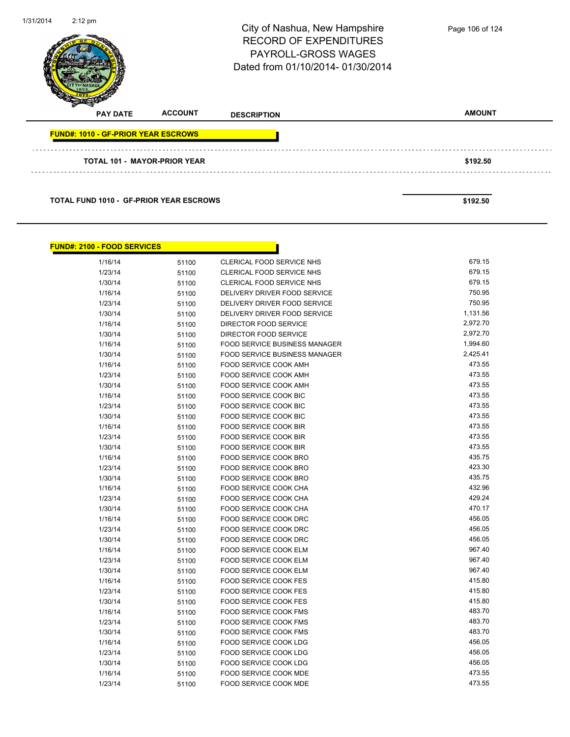# City of Nashua, New Hampshire
## RECORD OF EXPENDITURES
## PAYROLL-GROSS WAGES
Dated from 01/10/2014- 01/30/2014

| PAY DATE | ACCOUNT | DESCRIPTION | AMOUNT |
|---|---|---|---|

**FUND#: 1010 - GF-PRIOR YEAR ESCROWS**

| | | | |
|---|---|---|---|
| **TOTAL 101 - MAYOR-PRIOR YEAR** | | | **$192.50** |
| **TOTAL FUND 1010 - GF-PRIOR YEAR ESCROWS** | | | **$192.50** |

**FUND#: 2100 - FOOD SERVICES**

| PAY DATE | ACCOUNT | DESCRIPTION | AMOUNT |
|---|---|---|---|
| 1/16/14 | 51100 | CLERICAL FOOD SERVICE NHS | 679.15 |
| 1/23/14 | 51100 | CLERICAL FOOD SERVICE NHS | 679.15 |
| 1/30/14 | 51100 | CLERICAL FOOD SERVICE NHS | 679.15 |
| 1/16/14 | 51100 | DELIVERY DRIVER FOOD SERVICE | 750.95 |
| 1/23/14 | 51100 | DELIVERY DRIVER FOOD SERVICE | 750.95 |
| 1/30/14 | 51100 | DELIVERY DRIVER FOOD SERVICE | 1,131.56 |
| 1/16/14 | 51100 | DIRECTOR FOOD SERVICE | 2,972.70 |
| 1/30/14 | 51100 | DIRECTOR FOOD SERVICE | 2,972.70 |
| 1/16/14 | 51100 | FOOD SERVICE BUSINESS MANAGER | 1,994.60 |
| 1/30/14 | 51100 | FOOD SERVICE BUSINESS MANAGER | 2,425.41 |
| 1/16/14 | 51100 | FOOD SERVICE COOK AMH | 473.55 |
| 1/23/14 | 51100 | FOOD SERVICE COOK AMH | 473.55 |
| 1/30/14 | 51100 | FOOD SERVICE COOK AMH | 473.55 |
| 1/16/14 | 51100 | FOOD SERVICE COOK BIC | 473.55 |
| 1/23/14 | 51100 | FOOD SERVICE COOK BIC | 473.55 |
| 1/30/14 | 51100 | FOOD SERVICE COOK BIC | 473.55 |
| 1/16/14 | 51100 | FOOD SERVICE COOK BIR | 473.55 |
| 1/23/14 | 51100 | FOOD SERVICE COOK BIR | 473.55 |
| 1/30/14 | 51100 | FOOD SERVICE COOK BIR | 473.55 |
| 1/16/14 | 51100 | FOOD SERVICE COOK BRO | 435.75 |
| 1/23/14 | 51100 | FOOD SERVICE COOK BRO | 423.30 |
| 1/30/14 | 51100 | FOOD SERVICE COOK BRO | 435.75 |
| 1/16/14 | 51100 | FOOD SERVICE COOK CHA | 432.96 |
| 1/23/14 | 51100 | FOOD SERVICE COOK CHA | 429.24 |
| 1/30/14 | 51100 | FOOD SERVICE COOK CHA | 470.17 |
| 1/16/14 | 51100 | FOOD SERVICE COOK DRC | 456.05 |
| 1/23/14 | 51100 | FOOD SERVICE COOK DRC | 456.05 |
| 1/30/14 | 51100 | FOOD SERVICE COOK DRC | 456.05 |
| 1/16/14 | 51100 | FOOD SERVICE COOK ELM | 967.40 |
| 1/23/14 | 51100 | FOOD SERVICE COOK ELM | 967.40 |
| 1/30/14 | 51100 | FOOD SERVICE COOK ELM | 967.40 |
| 1/16/14 | 51100 | FOOD SERVICE COOK FES | 415.80 |
| 1/23/14 | 51100 | FOOD SERVICE COOK FES | 415.80 |
| 1/30/14 | 51100 | FOOD SERVICE COOK FES | 415.80 |
| 1/16/14 | 51100 | FOOD SERVICE COOK FMS | 483.70 |
| 1/23/14 | 51100 | FOOD SERVICE COOK FMS | 483.70 |
| 1/30/14 | 51100 | FOOD SERVICE COOK FMS | 483.70 |
| 1/16/14 | 51100 | FOOD SERVICE COOK LDG | 456.05 |
| 1/23/14 | 51100 | FOOD SERVICE COOK LDG | 456.05 |
| 1/30/14 | 51100 | FOOD SERVICE COOK LDG | 456.05 |
| 1/16/14 | 51100 | FOOD SERVICE COOK MDE | 473.55 |
| 1/23/14 | 51100 | FOOD SERVICE COOK MDE | 473.55 |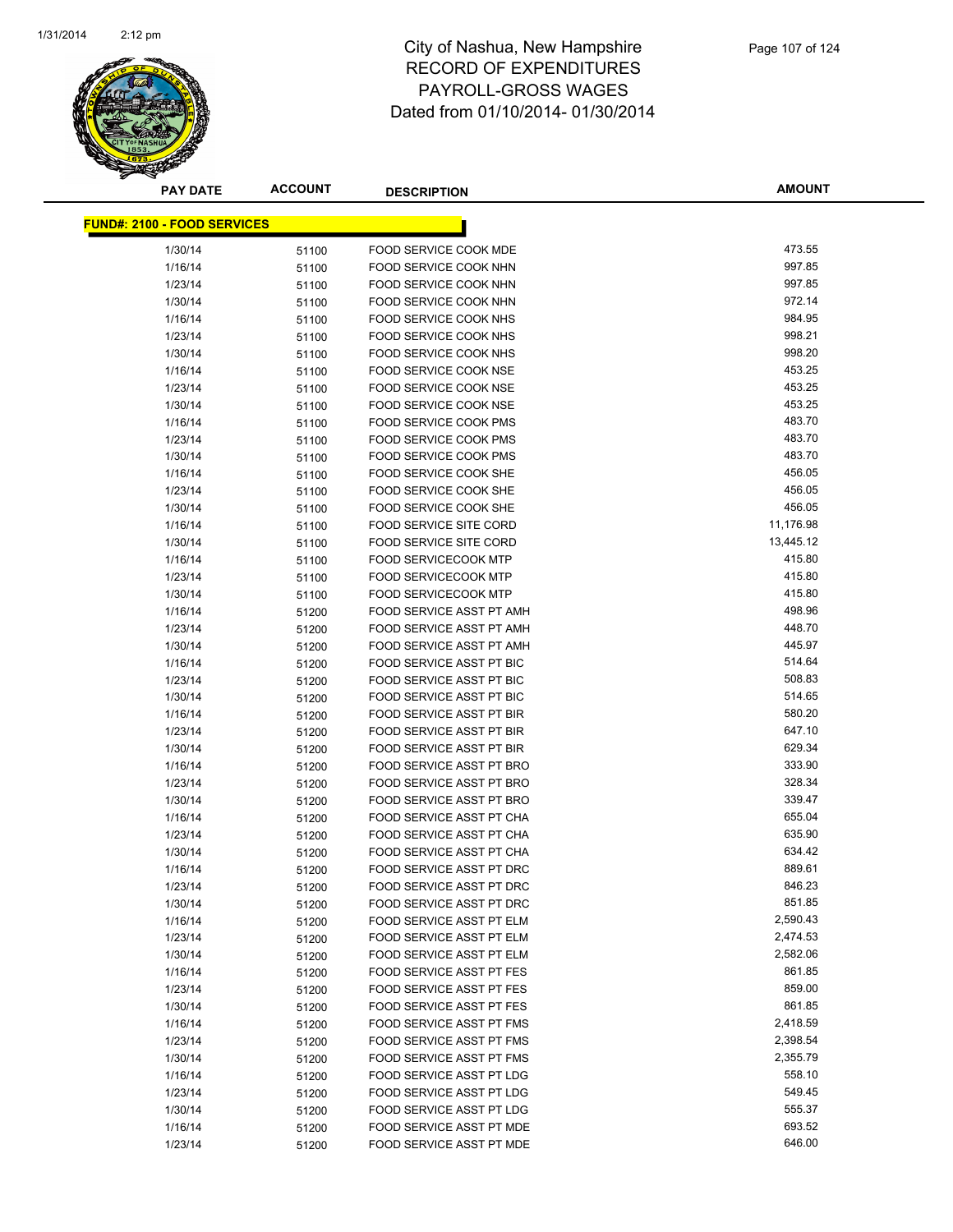# City of Nashua, New Hampshire
## RECORD OF EXPENDITURES
## PAYROLL-GROSS WAGES
## Dated from 01/10/2014- 01/30/2014

| PAY DATE | ACCOUNT | DESCRIPTION | AMOUNT |
|---|---|---|---|
| **FUND#: 2100 - FOOD SERVICES** | | | |
| 1/30/14 | 51100 | FOOD SERVICE COOK MDE | 473.55 |
| 1/16/14 | 51100 | FOOD SERVICE COOK NHN | 997.85 |
| 1/23/14 | 51100 | FOOD SERVICE COOK NHN | 997.85 |
| 1/30/14 | 51100 | FOOD SERVICE COOK NHN | 972.14 |
| 1/16/14 | 51100 | FOOD SERVICE COOK NHS | 984.95 |
| 1/23/14 | 51100 | FOOD SERVICE COOK NHS | 998.21 |
| 1/30/14 | 51100 | FOOD SERVICE COOK NHS | 998.20 |
| 1/16/14 | 51100 | FOOD SERVICE COOK NSE | 453.25 |
| 1/23/14 | 51100 | FOOD SERVICE COOK NSE | 453.25 |
| 1/30/14 | 51100 | FOOD SERVICE COOK NSE | 453.25 |
| 1/16/14 | 51100 | FOOD SERVICE COOK PMS | 483.70 |
| 1/23/14 | 51100 | FOOD SERVICE COOK PMS | 483.70 |
| 1/30/14 | 51100 | FOOD SERVICE COOK PMS | 483.70 |
| 1/16/14 | 51100 | FOOD SERVICE COOK SHE | 456.05 |
| 1/23/14 | 51100 | FOOD SERVICE COOK SHE | 456.05 |
| 1/30/14 | 51100 | FOOD SERVICE COOK SHE | 456.05 |
| 1/16/14 | 51100 | FOOD SERVICE SITE CORD | 11,176.98 |
| 1/30/14 | 51100 | FOOD SERVICE SITE CORD | 13,445.12 |
| 1/16/14 | 51100 | FOOD SERVICECOOK MTP | 415.80 |
| 1/23/14 | 51100 | FOOD SERVICECOOK MTP | 415.80 |
| 1/30/14 | 51100 | FOOD SERVICECOOK MTP | 415.80 |
| 1/16/14 | 51200 | FOOD SERVICE ASST PT AMH | 498.96 |
| 1/23/14 | 51200 | FOOD SERVICE ASST PT AMH | 448.70 |
| 1/30/14 | 51200 | FOOD SERVICE ASST PT AMH | 445.97 |
| 1/16/14 | 51200 | FOOD SERVICE ASST PT BIC | 514.64 |
| 1/23/14 | 51200 | FOOD SERVICE ASST PT BIC | 508.83 |
| 1/30/14 | 51200 | FOOD SERVICE ASST PT BIC | 514.65 |
| 1/16/14 | 51200 | FOOD SERVICE ASST PT BIR | 580.20 |
| 1/23/14 | 51200 | FOOD SERVICE ASST PT BIR | 647.10 |
| 1/30/14 | 51200 | FOOD SERVICE ASST PT BIR | 629.34 |
| 1/16/14 | 51200 | FOOD SERVICE ASST PT BRO | 333.90 |
| 1/23/14 | 51200 | FOOD SERVICE ASST PT BRO | 328.34 |
| 1/30/14 | 51200 | FOOD SERVICE ASST PT BRO | 339.47 |
| 1/16/14 | 51200 | FOOD SERVICE ASST PT CHA | 655.04 |
| 1/23/14 | 51200 | FOOD SERVICE ASST PT CHA | 635.90 |
| 1/30/14 | 51200 | FOOD SERVICE ASST PT CHA | 634.42 |
| 1/16/14 | 51200 | FOOD SERVICE ASST PT DRC | 889.61 |
| 1/23/14 | 51200 | FOOD SERVICE ASST PT DRC | 846.23 |
| 1/30/14 | 51200 | FOOD SERVICE ASST PT DRC | 851.85 |
| 1/16/14 | 51200 | FOOD SERVICE ASST PT ELM | 2,590.43 |
| 1/23/14 | 51200 | FOOD SERVICE ASST PT ELM | 2,474.53 |
| 1/30/14 | 51200 | FOOD SERVICE ASST PT ELM | 2,582.06 |
| 1/16/14 | 51200 | FOOD SERVICE ASST PT FES | 861.85 |
| 1/23/14 | 51200 | FOOD SERVICE ASST PT FES | 859.00 |
| 1/30/14 | 51200 | FOOD SERVICE ASST PT FES | 861.85 |
| 1/16/14 | 51200 | FOOD SERVICE ASST PT FMS | 2,418.59 |
| 1/23/14 | 51200 | FOOD SERVICE ASST PT FMS | 2,398.54 |
| 1/30/14 | 51200 | FOOD SERVICE ASST PT FMS | 2,355.79 |
| 1/16/14 | 51200 | FOOD SERVICE ASST PT LDG | 558.10 |
| 1/23/14 | 51200 | FOOD SERVICE ASST PT LDG | 549.45 |
| 1/30/14 | 51200 | FOOD SERVICE ASST PT LDG | 555.37 |
| 1/16/14 | 51200 | FOOD SERVICE ASST PT MDE | 693.52 |
| 1/23/14 | 51200 | FOOD SERVICE ASST PT MDE | 646.00 |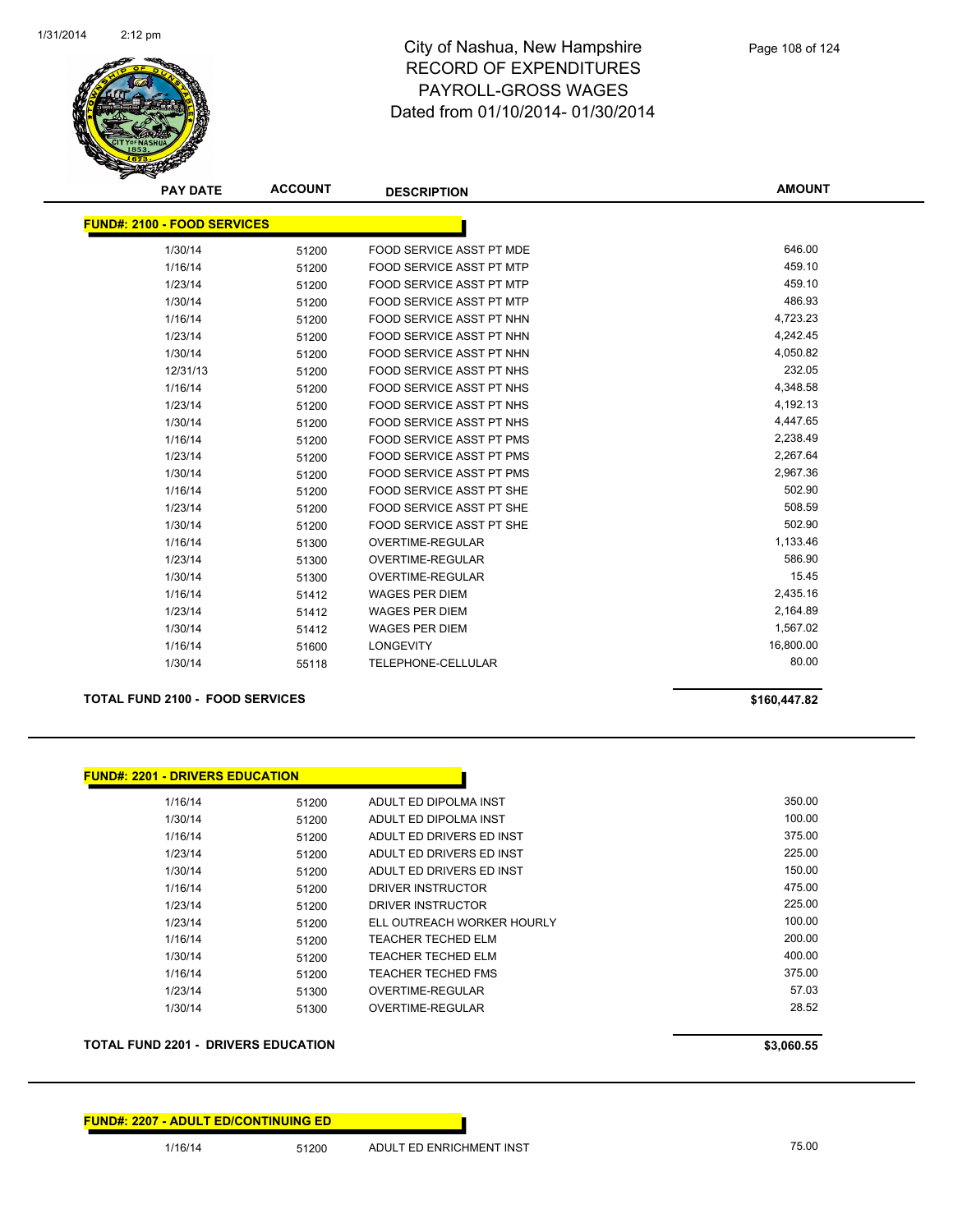# City of Nashua, New Hampshire
## RECORD OF EXPENDITURES
## PAYROLL-GROSS WAGES
## Dated from 01/10/2014- 01/30/2014

| PAY DATE | ACCOUNT | DESCRIPTION | AMOUNT |
|---|---|---|---|
| **FUND#: 2100 - FOOD SERVICES** | | | |
| 1/30/14 | 51200 | FOOD SERVICE ASST PT MDE | 646.00 |
| 1/16/14 | 51200 | FOOD SERVICE ASST PT MTP | 459.10 |
| 1/23/14 | 51200 | FOOD SERVICE ASST PT MTP | 459.10 |
| 1/30/14 | 51200 | FOOD SERVICE ASST PT MTP | 486.93 |
| 1/16/14 | 51200 | FOOD SERVICE ASST PT NHN | 4,723.23 |
| 1/23/14 | 51200 | FOOD SERVICE ASST PT NHN | 4,242.45 |
| 1/30/14 | 51200 | FOOD SERVICE ASST PT NHN | 4,050.82 |
| 12/31/13 | 51200 | FOOD SERVICE ASST PT NHS | 232.05 |
| 1/16/14 | 51200 | FOOD SERVICE ASST PT NHS | 4,348.58 |
| 1/23/14 | 51200 | FOOD SERVICE ASST PT NHS | 4,192.13 |
| 1/30/14 | 51200 | FOOD SERVICE ASST PT NHS | 4,447.65 |
| 1/16/14 | 51200 | FOOD SERVICE ASST PT PMS | 2,238.49 |
| 1/23/14 | 51200 | FOOD SERVICE ASST PT PMS | 2,267.64 |
| 1/30/14 | 51200 | FOOD SERVICE ASST PT PMS | 2,967.36 |
| 1/16/14 | 51200 | FOOD SERVICE ASST PT SHE | 502.90 |
| 1/23/14 | 51200 | FOOD SERVICE ASST PT SHE | 508.59 |
| 1/30/14 | 51200 | FOOD SERVICE ASST PT SHE | 502.90 |
| 1/16/14 | 51300 | OVERTIME-REGULAR | 1,133.46 |
| 1/23/14 | 51300 | OVERTIME-REGULAR | 586.90 |
| 1/30/14 | 51300 | OVERTIME-REGULAR | 15.45 |
| 1/16/14 | 51412 | WAGES PER DIEM | 2,435.16 |
| 1/23/14 | 51412 | WAGES PER DIEM | 2,164.89 |
| 1/30/14 | 51412 | WAGES PER DIEM | 1,567.02 |
| 1/16/14 | 51600 | LONGEVITY | 16,800.00 |
| 1/30/14 | 55118 | TELEPHONE-CELLULAR | 80.00 |
| **TOTAL FUND 2100 - FOOD SERVICES** | | | **$160,447.82** |

| PAY DATE | ACCOUNT | DESCRIPTION | AMOUNT |
|---|---|---|---|
| **FUND#: 2201 - DRIVERS EDUCATION** | | | |
| 1/16/14 | 51200 | ADULT ED DIPOLMA INST | 350.00 |
| 1/30/14 | 51200 | ADULT ED DIPOLMA INST | 100.00 |
| 1/16/14 | 51200 | ADULT ED DRIVERS ED INST | 375.00 |
| 1/23/14 | 51200 | ADULT ED DRIVERS ED INST | 225.00 |
| 1/30/14 | 51200 | ADULT ED DRIVERS ED INST | 150.00 |
| 1/16/14 | 51200 | DRIVER INSTRUCTOR | 475.00 |
| 1/23/14 | 51200 | DRIVER INSTRUCTOR | 225.00 |
| 1/23/14 | 51200 | ELL OUTREACH WORKER HOURLY | 100.00 |
| 1/16/14 | 51200 | TEACHER TECHED ELM | 200.00 |
| 1/30/14 | 51200 | TEACHER TECHED ELM | 400.00 |
| 1/16/14 | 51200 | TEACHER TECHED FMS | 375.00 |
| 1/23/14 | 51300 | OVERTIME-REGULAR | 57.03 |
| 1/30/14 | 51300 | OVERTIME-REGULAR | 28.52 |
| **TOTAL FUND 2201 - DRIVERS EDUCATION** | | | **$3,060.55** |

| PAY DATE | ACCOUNT | DESCRIPTION | AMOUNT |
|---|---|---|---|
| **FUND#: 2207 - ADULT ED/CONTINUING ED** | | | |
| 1/16/14 | 51200 | ADULT ED ENRICHMENT INST | 75.00 |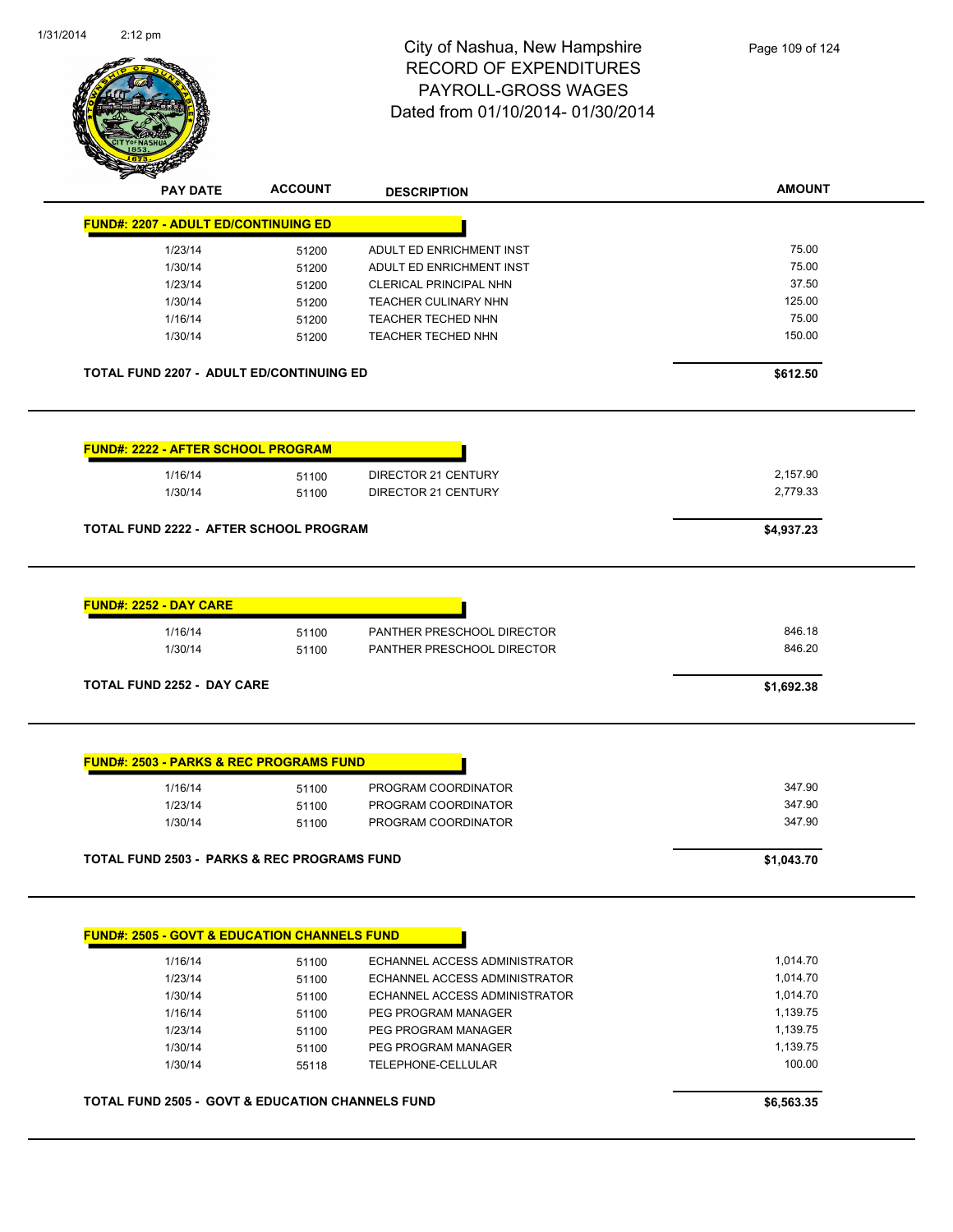# City of Nashua, New Hampshire
## RECORD OF EXPENDITURES
## PAYROLL-GROSS WAGES
## Dated from 01/10/2014- 01/30/2014

| PAY DATE | ACCOUNT | DESCRIPTION | AMOUNT |
|---|---|---|---|
| **FUND#: 2207 - ADULT ED/CONTINUING ED** | | | |
| 1/23/14 | 51200 | ADULT ED ENRICHMENT INST | 75.00 |
| 1/30/14 | 51200 | ADULT ED ENRICHMENT INST | 75.00 |
| 1/23/14 | 51200 | CLERICAL PRINCIPAL NHN | 37.50 |
| 1/30/14 | 51200 | TEACHER CULINARY NHN | 125.00 |
| 1/16/14 | 51200 | TEACHER TECHED NHN | 75.00 |
| 1/30/14 | 51200 | TEACHER TECHED NHN | 150.00 |
| **TOTAL FUND 2207 - ADULT ED/CONTINUING ED** | | | **$612.50** |
| **FUND#: 2222 - AFTER SCHOOL PROGRAM** | | | |
| 1/16/14 | 51100 | DIRECTOR 21 CENTURY | 2,157.90 |
| 1/30/14 | 51100 | DIRECTOR 21 CENTURY | 2,779.33 |
| **TOTAL FUND 2222 - AFTER SCHOOL PROGRAM** | | | **$4,937.23** |
| **FUND#: 2252 - DAY CARE** | | | |
| 1/16/14 | 51100 | PANTHER PRESCHOOL DIRECTOR | 846.18 |
| 1/30/14 | 51100 | PANTHER PRESCHOOL DIRECTOR | 846.20 |
| **TOTAL FUND 2252 - DAY CARE** | | | **$1,692.38** |
| **FUND#: 2503 - PARKS & REC PROGRAMS FUND** | | | |
| 1/16/14 | 51100 | PROGRAM COORDINATOR | 347.90 |
| 1/23/14 | 51100 | PROGRAM COORDINATOR | 347.90 |
| 1/30/14 | 51100 | PROGRAM COORDINATOR | 347.90 |
| **TOTAL FUND 2503 - PARKS & REC PROGRAMS FUND** | | | **$1,043.70** |
| **FUND#: 2505 - GOVT & EDUCATION CHANNELS FUND** | | | |
| 1/16/14 | 51100 | ECHANNEL ACCESS ADMINISTRATOR | 1,014.70 |
| 1/23/14 | 51100 | ECHANNEL ACCESS ADMINISTRATOR | 1,014.70 |
| 1/30/14 | 51100 | ECHANNEL ACCESS ADMINISTRATOR | 1,014.70 |
| 1/16/14 | 51100 | PEG PROGRAM MANAGER | 1,139.75 |
| 1/23/14 | 51100 | PEG PROGRAM MANAGER | 1,139.75 |
| 1/30/14 | 51100 | PEG PROGRAM MANAGER | 1,139.75 |
| 1/30/14 | 55118 | TELEPHONE-CELLULAR | 100.00 |
| **TOTAL FUND 2505 - GOVT & EDUCATION CHANNELS FUND** | | | **$6,563.35** |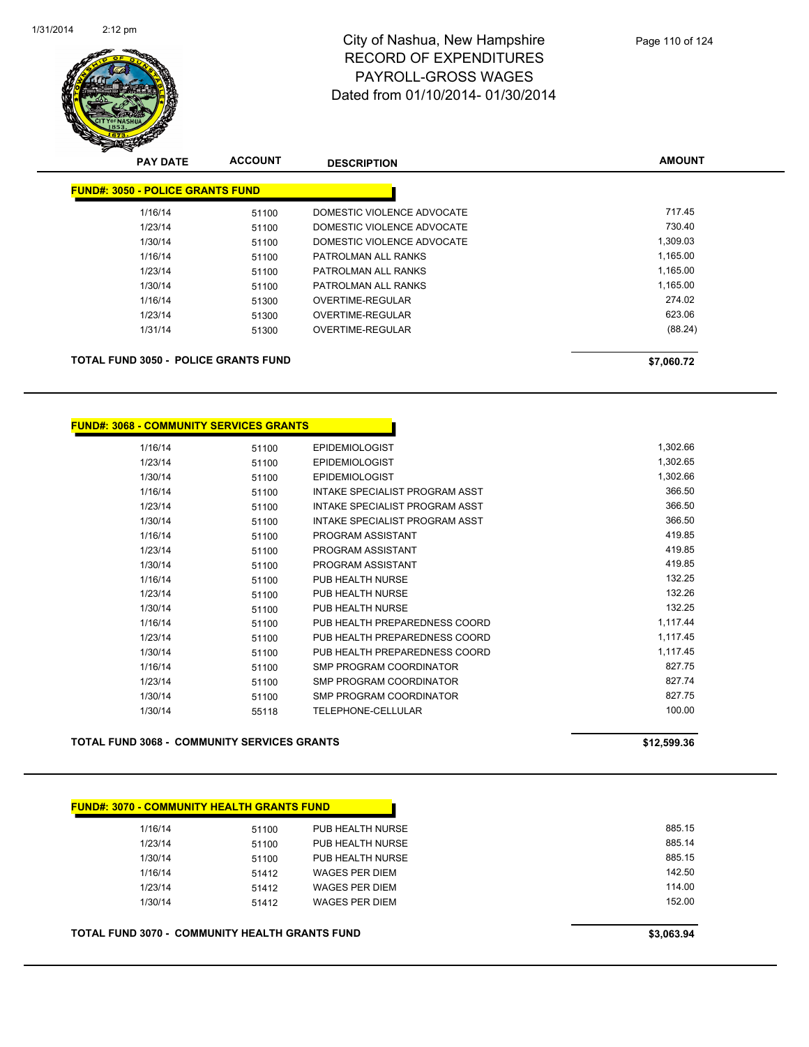# City of Nashua, New Hampshire
## RECORD OF EXPENDITURES
## PAYROLL-GROSS WAGES
## Dated from 01/10/2014- 01/30/2014

**FUND#: 3050 - POLICE GRANTS FUND**

| PAY DATE | ACCOUNT | DESCRIPTION | AMOUNT |
|---|---|---|---|
| 1/16/14 | 51100 | DOMESTIC VIOLENCE ADVOCATE | 717.45 |
| 1/23/14 | 51100 | DOMESTIC VIOLENCE ADVOCATE | 730.40 |
| 1/30/14 | 51100 | DOMESTIC VIOLENCE ADVOCATE | 1,309.03 |
| 1/16/14 | 51100 | PATROLMAN ALL RANKS | 1,165.00 |
| 1/23/14 | 51100 | PATROLMAN ALL RANKS | 1,165.00 |
| 1/30/14 | 51100 | PATROLMAN ALL RANKS | 1,165.00 |
| 1/16/14 | 51300 | OVERTIME-REGULAR | 274.02 |
| 1/23/14 | 51300 | OVERTIME-REGULAR | 623.06 |
| 1/31/14 | 51300 | OVERTIME-REGULAR | (88.24) |

**TOTAL FUND 3050 - POLICE GRANTS FUND** **$7,060.72**

**FUND#: 3068 - COMMUNITY SERVICES GRANTS**

| PAY DATE | ACCOUNT | DESCRIPTION | AMOUNT |
|---|---|---|---|
| 1/16/14 | 51100 | EPIDEMIOLOGIST | 1,302.66 |
| 1/23/14 | 51100 | EPIDEMIOLOGIST | 1,302.65 |
| 1/30/14 | 51100 | EPIDEMIOLOGIST | 1,302.66 |
| 1/16/14 | 51100 | INTAKE SPECIALIST PROGRAM ASST | 366.50 |
| 1/23/14 | 51100 | INTAKE SPECIALIST PROGRAM ASST | 366.50 |
| 1/30/14 | 51100 | INTAKE SPECIALIST PROGRAM ASST | 366.50 |
| 1/16/14 | 51100 | PROGRAM ASSISTANT | 419.85 |
| 1/23/14 | 51100 | PROGRAM ASSISTANT | 419.85 |
| 1/30/14 | 51100 | PROGRAM ASSISTANT | 419.85 |
| 1/16/14 | 51100 | PUB HEALTH NURSE | 132.25 |
| 1/23/14 | 51100 | PUB HEALTH NURSE | 132.26 |
| 1/30/14 | 51100 | PUB HEALTH NURSE | 132.25 |
| 1/16/14 | 51100 | PUB HEALTH PREPAREDNESS COORD | 1,117.44 |
| 1/23/14 | 51100 | PUB HEALTH PREPAREDNESS COORD | 1,117.45 |
| 1/30/14 | 51100 | PUB HEALTH PREPAREDNESS COORD | 1,117.45 |
| 1/16/14 | 51100 | SMP PROGRAM COORDINATOR | 827.75 |
| 1/23/14 | 51100 | SMP PROGRAM COORDINATOR | 827.74 |
| 1/30/14 | 51100 | SMP PROGRAM COORDINATOR | 827.75 |
| 1/30/14 | 55118 | TELEPHONE-CELLULAR | 100.00 |

**TOTAL FUND 3068 - COMMUNITY SERVICES GRANTS** **$12,599.36**

**FUND#: 3070 - COMMUNITY HEALTH GRANTS FUND**

| PAY DATE | ACCOUNT | DESCRIPTION | AMOUNT |
|---|---|---|---|
| 1/16/14 | 51100 | PUB HEALTH NURSE | 885.15 |
| 1/23/14 | 51100 | PUB HEALTH NURSE | 885.14 |
| 1/30/14 | 51100 | PUB HEALTH NURSE | 885.15 |
| 1/16/14 | 51412 | WAGES PER DIEM | 142.50 |
| 1/23/14 | 51412 | WAGES PER DIEM | 114.00 |
| 1/30/14 | 51412 | WAGES PER DIEM | 152.00 |

**TOTAL FUND 3070 - COMMUNITY HEALTH GRANTS FUND** **$3,063.94**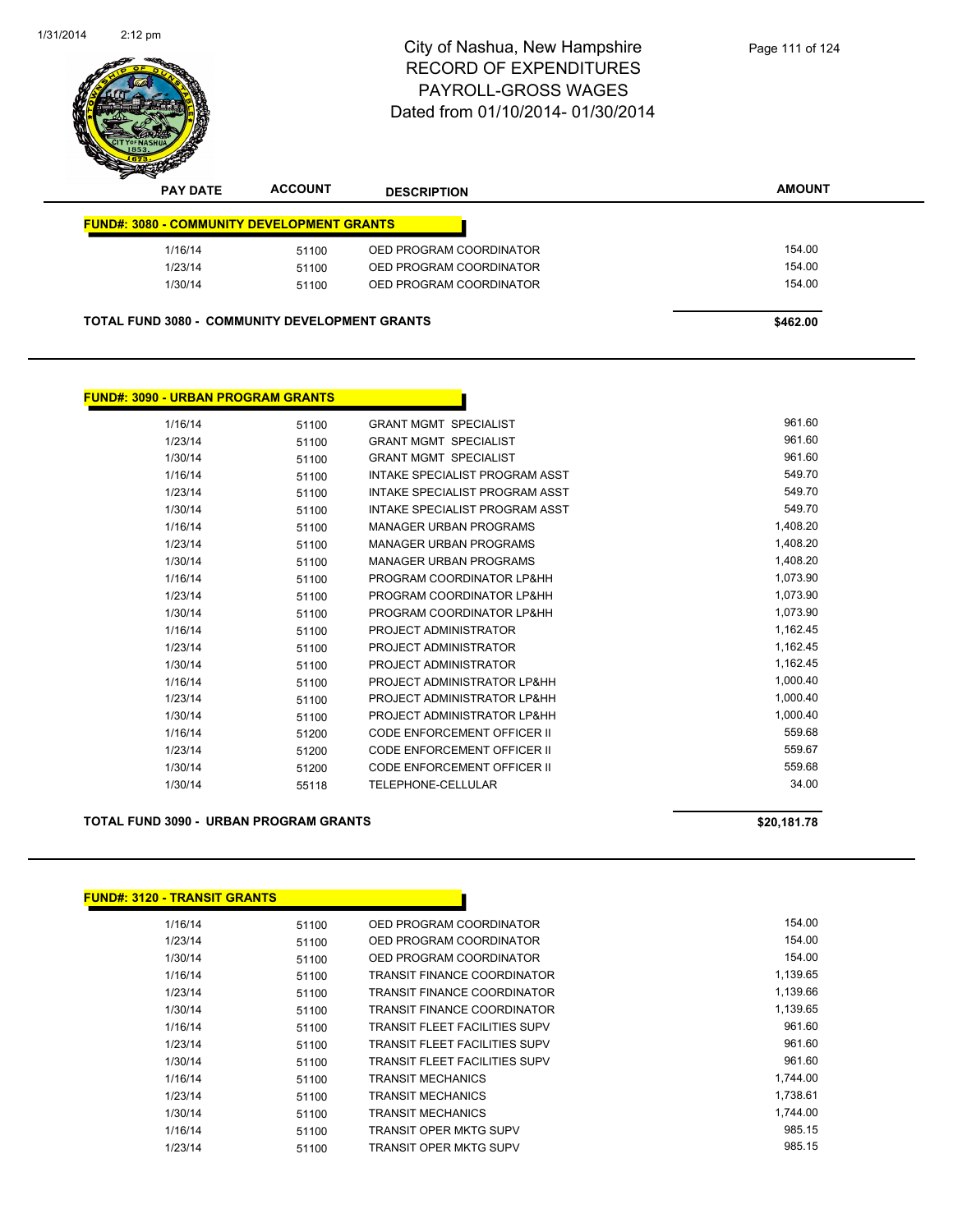# City of Nashua, New Hampshire
## RECORD OF EXPENDITURES
## PAYROLL-GROSS WAGES
Dated from 01/10/2014- 01/30/2014

**FUND#: 3080 - COMMUNITY DEVELOPMENT GRANTS**

| PAY DATE | ACCOUNT | DESCRIPTION | AMOUNT |
|---|---|---|---|
| 1/16/14 | 51100 | OED PROGRAM COORDINATOR | 154.00 |
| 1/23/14 | 51100 | OED PROGRAM COORDINATOR | 154.00 |
| 1/30/14 | 51100 | OED PROGRAM COORDINATOR | 154.00 |

**TOTAL FUND 3080 - COMMUNITY DEVELOPMENT GRANTS** **$462.00**

**FUND#: 3090 - URBAN PROGRAM GRANTS**

| PAY DATE | ACCOUNT | DESCRIPTION | AMOUNT |
|---|---|---|---|
| 1/16/14 | 51100 | GRANT MGMT SPECIALIST | 961.60 |
| 1/23/14 | 51100 | GRANT MGMT SPECIALIST | 961.60 |
| 1/30/14 | 51100 | GRANT MGMT SPECIALIST | 961.60 |
| 1/16/14 | 51100 | INTAKE SPECIALIST PROGRAM ASST | 549.70 |
| 1/23/14 | 51100 | INTAKE SPECIALIST PROGRAM ASST | 549.70 |
| 1/30/14 | 51100 | INTAKE SPECIALIST PROGRAM ASST | 549.70 |
| 1/16/14 | 51100 | MANAGER URBAN PROGRAMS | 1,408.20 |
| 1/23/14 | 51100 | MANAGER URBAN PROGRAMS | 1,408.20 |
| 1/30/14 | 51100 | MANAGER URBAN PROGRAMS | 1,408.20 |
| 1/16/14 | 51100 | PROGRAM COORDINATOR LP&HH | 1,073.90 |
| 1/23/14 | 51100 | PROGRAM COORDINATOR LP&HH | 1,073.90 |
| 1/30/14 | 51100 | PROGRAM COORDINATOR LP&HH | 1,073.90 |
| 1/16/14 | 51100 | PROJECT ADMINISTRATOR | 1,162.45 |
| 1/23/14 | 51100 | PROJECT ADMINISTRATOR | 1,162.45 |
| 1/30/14 | 51100 | PROJECT ADMINISTRATOR | 1,162.45 |
| 1/16/14 | 51100 | PROJECT ADMINISTRATOR LP&HH | 1,000.40 |
| 1/23/14 | 51100 | PROJECT ADMINISTRATOR LP&HH | 1,000.40 |
| 1/30/14 | 51100 | PROJECT ADMINISTRATOR LP&HH | 1,000.40 |
| 1/16/14 | 51200 | CODE ENFORCEMENT OFFICER II | 559.68 |
| 1/23/14 | 51200 | CODE ENFORCEMENT OFFICER II | 559.67 |
| 1/30/14 | 51200 | CODE ENFORCEMENT OFFICER II | 559.68 |
| 1/30/14 | 55118 | TELEPHONE-CELLULAR | 34.00 |

**TOTAL FUND 3090 - URBAN PROGRAM GRANTS** **$20,181.78**

**FUND#: 3120 - TRANSIT GRANTS**

| PAY DATE | ACCOUNT | DESCRIPTION | AMOUNT |
|---|---|---|---|
| 1/16/14 | 51100 | OED PROGRAM COORDINATOR | 154.00 |
| 1/23/14 | 51100 | OED PROGRAM COORDINATOR | 154.00 |
| 1/30/14 | 51100 | OED PROGRAM COORDINATOR | 154.00 |
| 1/16/14 | 51100 | TRANSIT FINANCE COORDINATOR | 1,139.65 |
| 1/23/14 | 51100 | TRANSIT FINANCE COORDINATOR | 1,139.66 |
| 1/30/14 | 51100 | TRANSIT FINANCE COORDINATOR | 1,139.65 |
| 1/16/14 | 51100 | TRANSIT FLEET FACILITIES SUPV | 961.60 |
| 1/23/14 | 51100 | TRANSIT FLEET FACILITIES SUPV | 961.60 |
| 1/30/14 | 51100 | TRANSIT FLEET FACILITIES SUPV | 961.60 |
| 1/16/14 | 51100 | TRANSIT MECHANICS | 1,744.00 |
| 1/23/14 | 51100 | TRANSIT MECHANICS | 1,738.61 |
| 1/30/14 | 51100 | TRANSIT MECHANICS | 1,744.00 |
| 1/16/14 | 51100 | TRANSIT OPER MKTG SUPV | 985.15 |
| 1/23/14 | 51100 | TRANSIT OPER MKTG SUPV | 985.15 |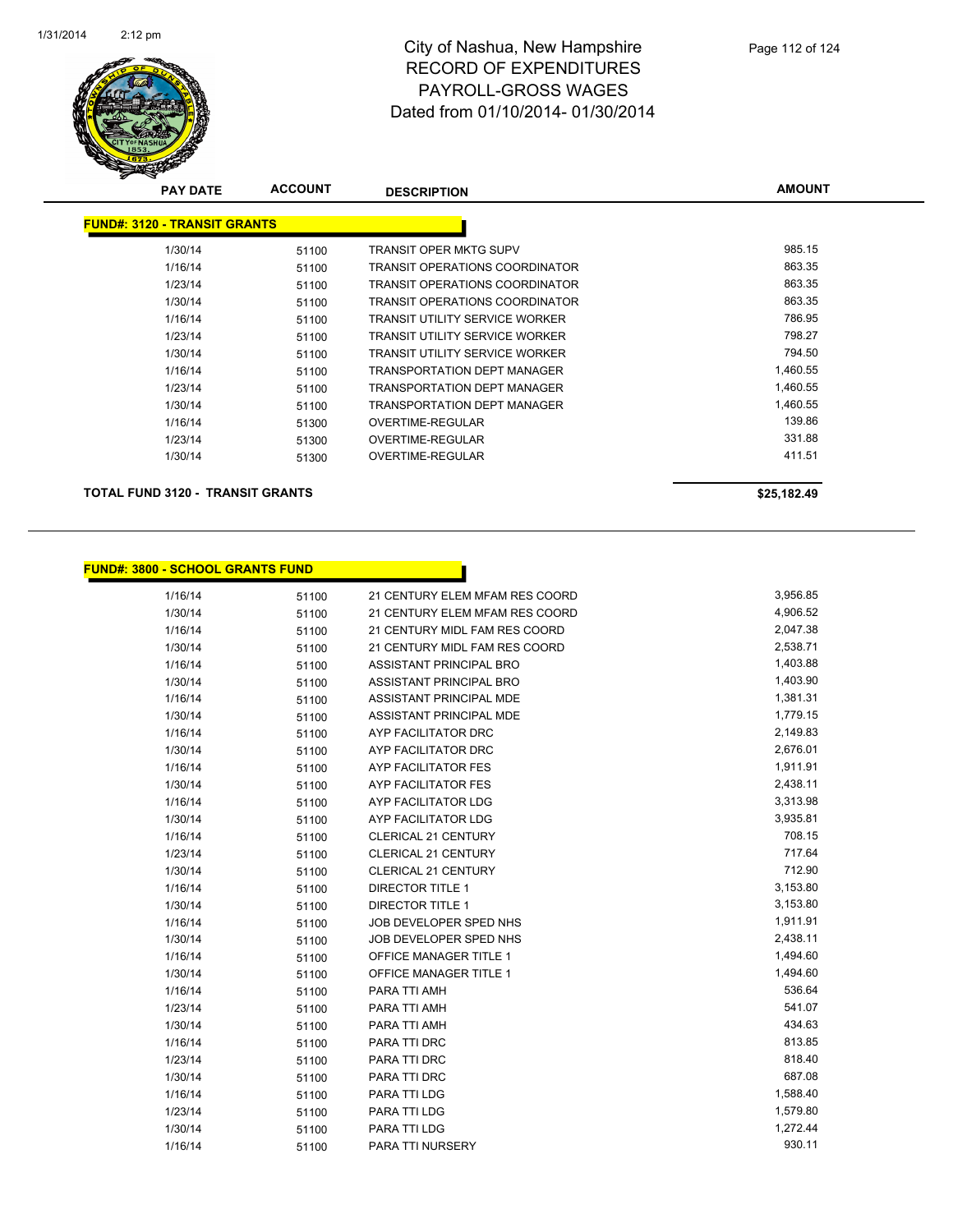# City of Nashua, New Hampshire
# RECORD OF EXPENDITURES
# PAYROLL-GROSS WAGES
# Dated from 01/10/2014- 01/30/2014

| PAY DATE | ACCOUNT | DESCRIPTION | AMOUNT |
|---|---|---|---|
| **FUND#: 3120 - TRANSIT GRANTS** | | | |
| 1/30/14 | 51100 | TRANSIT OPER MKTG SUPV | 985.15 |
| 1/16/14 | 51100 | TRANSIT OPERATIONS COORDINATOR | 863.35 |
| 1/23/14 | 51100 | TRANSIT OPERATIONS COORDINATOR | 863.35 |
| 1/30/14 | 51100 | TRANSIT OPERATIONS COORDINATOR | 863.35 |
| 1/16/14 | 51100 | TRANSIT UTILITY SERVICE WORKER | 786.95 |
| 1/23/14 | 51100 | TRANSIT UTILITY SERVICE WORKER | 798.27 |
| 1/30/14 | 51100 | TRANSIT UTILITY SERVICE WORKER | 794.50 |
| 1/16/14 | 51100 | TRANSPORTATION DEPT MANAGER | 1,460.55 |
| 1/23/14 | 51100 | TRANSPORTATION DEPT MANAGER | 1,460.55 |
| 1/30/14 | 51100 | TRANSPORTATION DEPT MANAGER | 1,460.55 |
| 1/16/14 | 51300 | OVERTIME-REGULAR | 139.86 |
| 1/23/14 | 51300 | OVERTIME-REGULAR | 331.88 |
| 1/30/14 | 51300 | OVERTIME-REGULAR | 411.51 |
| **TOTAL FUND 3120 - TRANSIT GRANTS** | | | **$25,182.49** |

| PAY DATE | ACCOUNT | DESCRIPTION | AMOUNT |
|---|---|---|---|
| **FUND#: 3800 - SCHOOL GRANTS FUND** | | | |
| 1/16/14 | 51100 | 21 CENTURY ELEM MFAM RES COORD | 3,956.85 |
| 1/30/14 | 51100 | 21 CENTURY ELEM MFAM RES COORD | 4,906.52 |
| 1/16/14 | 51100 | 21 CENTURY MIDL FAM RES COORD | 2,047.38 |
| 1/30/14 | 51100 | 21 CENTURY MIDL FAM RES COORD | 2,538.71 |
| 1/16/14 | 51100 | ASSISTANT PRINCIPAL BRO | 1,403.88 |
| 1/30/14 | 51100 | ASSISTANT PRINCIPAL BRO | 1,403.90 |
| 1/16/14 | 51100 | ASSISTANT PRINCIPAL MDE | 1,381.31 |
| 1/30/14 | 51100 | ASSISTANT PRINCIPAL MDE | 1,779.15 |
| 1/16/14 | 51100 | AYP FACILITATOR DRC | 2,149.83 |
| 1/30/14 | 51100 | AYP FACILITATOR DRC | 2,676.01 |
| 1/16/14 | 51100 | AYP FACILITATOR FES | 1,911.91 |
| 1/30/14 | 51100 | AYP FACILITATOR FES | 2,438.11 |
| 1/16/14 | 51100 | AYP FACILITATOR LDG | 3,313.98 |
| 1/30/14 | 51100 | AYP FACILITATOR LDG | 3,935.81 |
| 1/16/14 | 51100 | CLERICAL 21 CENTURY | 708.15 |
| 1/23/14 | 51100 | CLERICAL 21 CENTURY | 717.64 |
| 1/30/14 | 51100 | CLERICAL 21 CENTURY | 712.90 |
| 1/16/14 | 51100 | DIRECTOR TITLE 1 | 3,153.80 |
| 1/30/14 | 51100 | DIRECTOR TITLE 1 | 3,153.80 |
| 1/16/14 | 51100 | JOB DEVELOPER SPED NHS | 1,911.91 |
| 1/30/14 | 51100 | JOB DEVELOPER SPED NHS | 2,438.11 |
| 1/16/14 | 51100 | OFFICE MANAGER TITLE 1 | 1,494.60 |
| 1/30/14 | 51100 | OFFICE MANAGER TITLE 1 | 1,494.60 |
| 1/16/14 | 51100 | PARA TTI AMH | 536.64 |
| 1/23/14 | 51100 | PARA TTI AMH | 541.07 |
| 1/30/14 | 51100 | PARA TTI AMH | 434.63 |
| 1/16/14 | 51100 | PARA TTI DRC | 813.85 |
| 1/23/14 | 51100 | PARA TTI DRC | 818.40 |
| 1/30/14 | 51100 | PARA TTI DRC | 687.08 |
| 1/16/14 | 51100 | PARA TTI LDG | 1,588.40 |
| 1/23/14 | 51100 | PARA TTI LDG | 1,579.80 |
| 1/30/14 | 51100 | PARA TTI LDG | 1,272.44 |
| 1/16/14 | 51100 | PARA TTI NURSERY | 930.11 |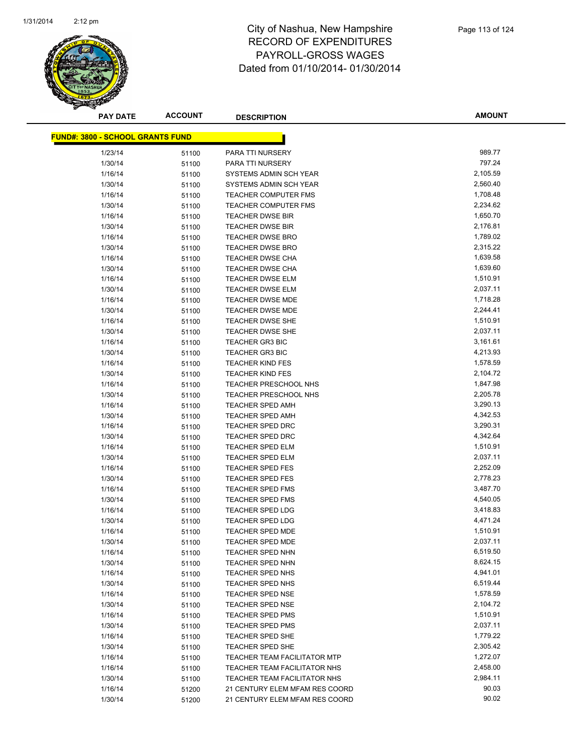# City of Nashua, New Hampshire
# RECORD OF EXPENDITURES
# PAYROLL-GROSS WAGES
# Dated from 01/10/2014- 01/30/2014

| PAY DATE | ACCOUNT | DESCRIPTION | AMOUNT |
|---|---|---|---|
| **FUND#: 3800 - SCHOOL GRANTS FUND** | | | |
| 1/23/14 | 51100 | PARA TTI NURSERY | 989.77 |
| 1/30/14 | 51100 | PARA TTI NURSERY | 797.24 |
| 1/16/14 | 51100 | SYSTEMS ADMIN SCH YEAR | 2,105.59 |
| 1/30/14 | 51100 | SYSTEMS ADMIN SCH YEAR | 2,560.40 |
| 1/16/14 | 51100 | TEACHER COMPUTER FMS | 1,708.48 |
| 1/30/14 | 51100 | TEACHER COMPUTER FMS | 2,234.62 |
| 1/16/14 | 51100 | TEACHER DWSE BIR | 1,650.70 |
| 1/30/14 | 51100 | TEACHER DWSE BIR | 2,176.81 |
| 1/16/14 | 51100 | TEACHER DWSE BRO | 1,789.02 |
| 1/30/14 | 51100 | TEACHER DWSE BRO | 2,315.22 |
| 1/16/14 | 51100 | TEACHER DWSE CHA | 1,639.58 |
| 1/30/14 | 51100 | TEACHER DWSE CHA | 1,639.60 |
| 1/16/14 | 51100 | TEACHER DWSE ELM | 1,510.91 |
| 1/30/14 | 51100 | TEACHER DWSE ELM | 2,037.11 |
| 1/16/14 | 51100 | TEACHER DWSE MDE | 1,718.28 |
| 1/30/14 | 51100 | TEACHER DWSE MDE | 2,244.41 |
| 1/16/14 | 51100 | TEACHER DWSE SHE | 1,510.91 |
| 1/30/14 | 51100 | TEACHER DWSE SHE | 2,037.11 |
| 1/16/14 | 51100 | TEACHER GR3 BIC | 3,161.61 |
| 1/30/14 | 51100 | TEACHER GR3 BIC | 4,213.93 |
| 1/16/14 | 51100 | TEACHER KIND FES | 1,578.59 |
| 1/30/14 | 51100 | TEACHER KIND FES | 2,104.72 |
| 1/16/14 | 51100 | TEACHER PRESCHOOL NHS | 1,847.98 |
| 1/30/14 | 51100 | TEACHER PRESCHOOL NHS | 2,205.78 |
| 1/16/14 | 51100 | TEACHER SPED AMH | 3,290.13 |
| 1/30/14 | 51100 | TEACHER SPED AMH | 4,342.53 |
| 1/16/14 | 51100 | TEACHER SPED DRC | 3,290.31 |
| 1/30/14 | 51100 | TEACHER SPED DRC | 4,342.64 |
| 1/16/14 | 51100 | TEACHER SPED ELM | 1,510.91 |
| 1/30/14 | 51100 | TEACHER SPED ELM | 2,037.11 |
| 1/16/14 | 51100 | TEACHER SPED FES | 2,252.09 |
| 1/30/14 | 51100 | TEACHER SPED FES | 2,778.23 |
| 1/16/14 | 51100 | TEACHER SPED FMS | 3,487.70 |
| 1/30/14 | 51100 | TEACHER SPED FMS | 4,540.05 |
| 1/16/14 | 51100 | TEACHER SPED LDG | 3,418.83 |
| 1/30/14 | 51100 | TEACHER SPED LDG | 4,471.24 |
| 1/16/14 | 51100 | TEACHER SPED MDE | 1,510.91 |
| 1/30/14 | 51100 | TEACHER SPED MDE | 2,037.11 |
| 1/16/14 | 51100 | TEACHER SPED NHN | 6,519.50 |
| 1/30/14 | 51100 | TEACHER SPED NHN | 8,624.15 |
| 1/16/14 | 51100 | TEACHER SPED NHS | 4,941.01 |
| 1/30/14 | 51100 | TEACHER SPED NHS | 6,519.44 |
| 1/16/14 | 51100 | TEACHER SPED NSE | 1,578.59 |
| 1/30/14 | 51100 | TEACHER SPED NSE | 2,104.72 |
| 1/16/14 | 51100 | TEACHER SPED PMS | 1,510.91 |
| 1/30/14 | 51100 | TEACHER SPED PMS | 2,037.11 |
| 1/16/14 | 51100 | TEACHER SPED SHE | 1,779.22 |
| 1/30/14 | 51100 | TEACHER SPED SHE | 2,305.42 |
| 1/16/14 | 51100 | TEACHER TEAM FACILITATOR MTP | 1,272.07 |
| 1/16/14 | 51100 | TEACHER TEAM FACILITATOR NHS | 2,458.00 |
| 1/30/14 | 51100 | TEACHER TEAM FACILITATOR NHS | 2,984.11 |
| 1/16/14 | 51200 | 21 CENTURY ELEM MFAM RES COORD | 90.03 |
| 1/30/14 | 51200 | 21 CENTURY ELEM MFAM RES COORD | 90.02 |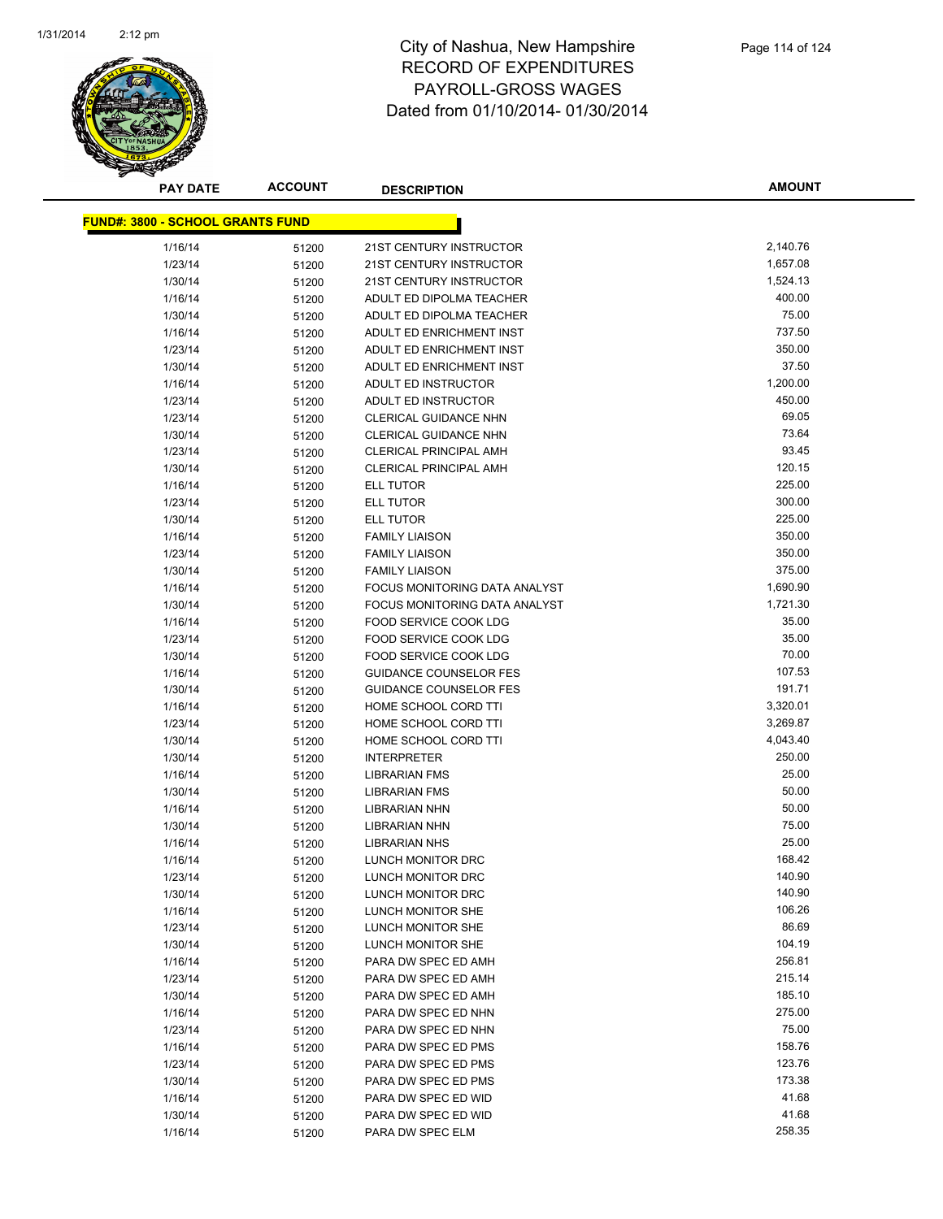# City of Nashua, New Hampshire
## RECORD OF EXPENDITURES
## PAYROLL-GROSS WAGES
## Dated from 01/10/2014- 01/30/2014

| PAY DATE | ACCOUNT | DESCRIPTION | AMOUNT |
|---|---|---|---|
| **FUND#: 3800 - SCHOOL GRANTS FUND** | | | |
| 1/16/14 | 51200 | 21ST CENTURY INSTRUCTOR | 2,140.76 |
| 1/23/14 | 51200 | 21ST CENTURY INSTRUCTOR | 1,657.08 |
| 1/30/14 | 51200 | 21ST CENTURY INSTRUCTOR | 1,524.13 |
| 1/16/14 | 51200 | ADULT ED DIPOLMA TEACHER | 400.00 |
| 1/30/14 | 51200 | ADULT ED DIPOLMA TEACHER | 75.00 |
| 1/16/14 | 51200 | ADULT ED ENRICHMENT INST | 737.50 |
| 1/23/14 | 51200 | ADULT ED ENRICHMENT INST | 350.00 |
| 1/30/14 | 51200 | ADULT ED ENRICHMENT INST | 37.50 |
| 1/16/14 | 51200 | ADULT ED INSTRUCTOR | 1,200.00 |
| 1/23/14 | 51200 | ADULT ED INSTRUCTOR | 450.00 |
| 1/23/14 | 51200 | CLERICAL GUIDANCE NHN | 69.05 |
| 1/30/14 | 51200 | CLERICAL GUIDANCE NHN | 73.64 |
| 1/23/14 | 51200 | CLERICAL PRINCIPAL AMH | 93.45 |
| 1/30/14 | 51200 | CLERICAL PRINCIPAL AMH | 120.15 |
| 1/16/14 | 51200 | ELL TUTOR | 225.00 |
| 1/23/14 | 51200 | ELL TUTOR | 300.00 |
| 1/30/14 | 51200 | ELL TUTOR | 225.00 |
| 1/16/14 | 51200 | FAMILY LIAISON | 350.00 |
| 1/23/14 | 51200 | FAMILY LIAISON | 350.00 |
| 1/30/14 | 51200 | FAMILY LIAISON | 375.00 |
| 1/16/14 | 51200 | FOCUS MONITORING DATA ANALYST | 1,690.90 |
| 1/30/14 | 51200 | FOCUS MONITORING DATA ANALYST | 1,721.30 |
| 1/16/14 | 51200 | FOOD SERVICE COOK LDG | 35.00 |
| 1/23/14 | 51200 | FOOD SERVICE COOK LDG | 35.00 |
| 1/30/14 | 51200 | FOOD SERVICE COOK LDG | 70.00 |
| 1/16/14 | 51200 | GUIDANCE COUNSELOR FES | 107.53 |
| 1/30/14 | 51200 | GUIDANCE COUNSELOR FES | 191.71 |
| 1/16/14 | 51200 | HOME SCHOOL CORD TTI | 3,320.01 |
| 1/23/14 | 51200 | HOME SCHOOL CORD TTI | 3,269.87 |
| 1/30/14 | 51200 | HOME SCHOOL CORD TTI | 4,043.40 |
| 1/30/14 | 51200 | INTERPRETER | 250.00 |
| 1/16/14 | 51200 | LIBRARIAN FMS | 25.00 |
| 1/30/14 | 51200 | LIBRARIAN FMS | 50.00 |
| 1/16/14 | 51200 | LIBRARIAN NHN | 50.00 |
| 1/30/14 | 51200 | LIBRARIAN NHN | 75.00 |
| 1/16/14 | 51200 | LIBRARIAN NHS | 25.00 |
| 1/16/14 | 51200 | LUNCH MONITOR DRC | 168.42 |
| 1/23/14 | 51200 | LUNCH MONITOR DRC | 140.90 |
| 1/30/14 | 51200 | LUNCH MONITOR DRC | 140.90 |
| 1/16/14 | 51200 | LUNCH MONITOR SHE | 106.26 |
| 1/23/14 | 51200 | LUNCH MONITOR SHE | 86.69 |
| 1/30/14 | 51200 | LUNCH MONITOR SHE | 104.19 |
| 1/16/14 | 51200 | PARA DW SPEC ED AMH | 256.81 |
| 1/23/14 | 51200 | PARA DW SPEC ED AMH | 215.14 |
| 1/30/14 | 51200 | PARA DW SPEC ED AMH | 185.10 |
| 1/16/14 | 51200 | PARA DW SPEC ED NHN | 275.00 |
| 1/23/14 | 51200 | PARA DW SPEC ED NHN | 75.00 |
| 1/16/14 | 51200 | PARA DW SPEC ED PMS | 158.76 |
| 1/23/14 | 51200 | PARA DW SPEC ED PMS | 123.76 |
| 1/30/14 | 51200 | PARA DW SPEC ED PMS | 173.38 |
| 1/16/14 | 51200 | PARA DW SPEC ED WID | 41.68 |
| 1/30/14 | 51200 | PARA DW SPEC ED WID | 41.68 |
| 1/16/14 | 51200 | PARA DW SPEC ELM | 258.35 |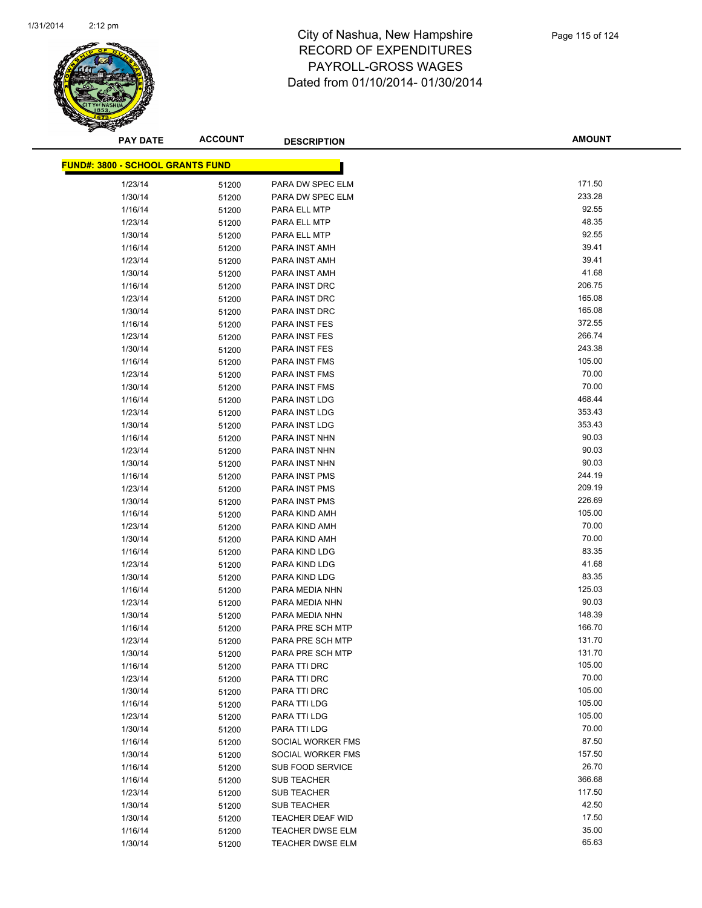# City of Nashua, New Hampshire
## RECORD OF EXPENDITURES
## PAYROLL-GROSS WAGES
## Dated from 01/10/2014- 01/30/2014

| PAY DATE | ACCOUNT | DESCRIPTION | AMOUNT |
|---|---|---|---|
| **FUND#: 3800 - SCHOOL GRANTS FUND** | | | |
| 1/23/14 | 51200 | PARA DW SPEC ELM | 171.50 |
| 1/30/14 | 51200 | PARA DW SPEC ELM | 233.28 |
| 1/16/14 | 51200 | PARA ELL MTP | 92.55 |
| 1/23/14 | 51200 | PARA ELL MTP | 48.35 |
| 1/30/14 | 51200 | PARA ELL MTP | 92.55 |
| 1/16/14 | 51200 | PARA INST AMH | 39.41 |
| 1/23/14 | 51200 | PARA INST AMH | 39.41 |
| 1/30/14 | 51200 | PARA INST AMH | 41.68 |
| 1/16/14 | 51200 | PARA INST DRC | 206.75 |
| 1/23/14 | 51200 | PARA INST DRC | 165.08 |
| 1/30/14 | 51200 | PARA INST DRC | 165.08 |
| 1/16/14 | 51200 | PARA INST FES | 372.55 |
| 1/23/14 | 51200 | PARA INST FES | 266.74 |
| 1/30/14 | 51200 | PARA INST FES | 243.38 |
| 1/16/14 | 51200 | PARA INST FMS | 105.00 |
| 1/23/14 | 51200 | PARA INST FMS | 70.00 |
| 1/30/14 | 51200 | PARA INST FMS | 70.00 |
| 1/16/14 | 51200 | PARA INST LDG | 468.44 |
| 1/23/14 | 51200 | PARA INST LDG | 353.43 |
| 1/30/14 | 51200 | PARA INST LDG | 353.43 |
| 1/16/14 | 51200 | PARA INST NHN | 90.03 |
| 1/23/14 | 51200 | PARA INST NHN | 90.03 |
| 1/30/14 | 51200 | PARA INST NHN | 90.03 |
| 1/16/14 | 51200 | PARA INST PMS | 244.19 |
| 1/23/14 | 51200 | PARA INST PMS | 209.19 |
| 1/30/14 | 51200 | PARA INST PMS | 226.69 |
| 1/16/14 | 51200 | PARA KIND AMH | 105.00 |
| 1/23/14 | 51200 | PARA KIND AMH | 70.00 |
| 1/30/14 | 51200 | PARA KIND AMH | 70.00 |
| 1/16/14 | 51200 | PARA KIND LDG | 83.35 |
| 1/23/14 | 51200 | PARA KIND LDG | 41.68 |
| 1/30/14 | 51200 | PARA KIND LDG | 83.35 |
| 1/16/14 | 51200 | PARA MEDIA NHN | 125.03 |
| 1/23/14 | 51200 | PARA MEDIA NHN | 90.03 |
| 1/30/14 | 51200 | PARA MEDIA NHN | 148.39 |
| 1/16/14 | 51200 | PARA PRE SCH MTP | 166.70 |
| 1/23/14 | 51200 | PARA PRE SCH MTP | 131.70 |
| 1/30/14 | 51200 | PARA PRE SCH MTP | 131.70 |
| 1/16/14 | 51200 | PARA TTI DRC | 105.00 |
| 1/23/14 | 51200 | PARA TTI DRC | 70.00 |
| 1/30/14 | 51200 | PARA TTI DRC | 105.00 |
| 1/16/14 | 51200 | PARA TTI LDG | 105.00 |
| 1/23/14 | 51200 | PARA TTI LDG | 105.00 |
| 1/30/14 | 51200 | PARA TTI LDG | 70.00 |
| 1/16/14 | 51200 | SOCIAL WORKER FMS | 87.50 |
| 1/30/14 | 51200 | SOCIAL WORKER FMS | 157.50 |
| 1/16/14 | 51200 | SUB FOOD SERVICE | 26.70 |
| 1/16/14 | 51200 | SUB TEACHER | 366.68 |
| 1/23/14 | 51200 | SUB TEACHER | 117.50 |
| 1/30/14 | 51200 | SUB TEACHER | 42.50 |
| 1/30/14 | 51200 | TEACHER DEAF WID | 17.50 |
| 1/16/14 | 51200 | TEACHER DWSE ELM | 35.00 |
| 1/30/14 | 51200 | TEACHER DWSE ELM | 65.63 |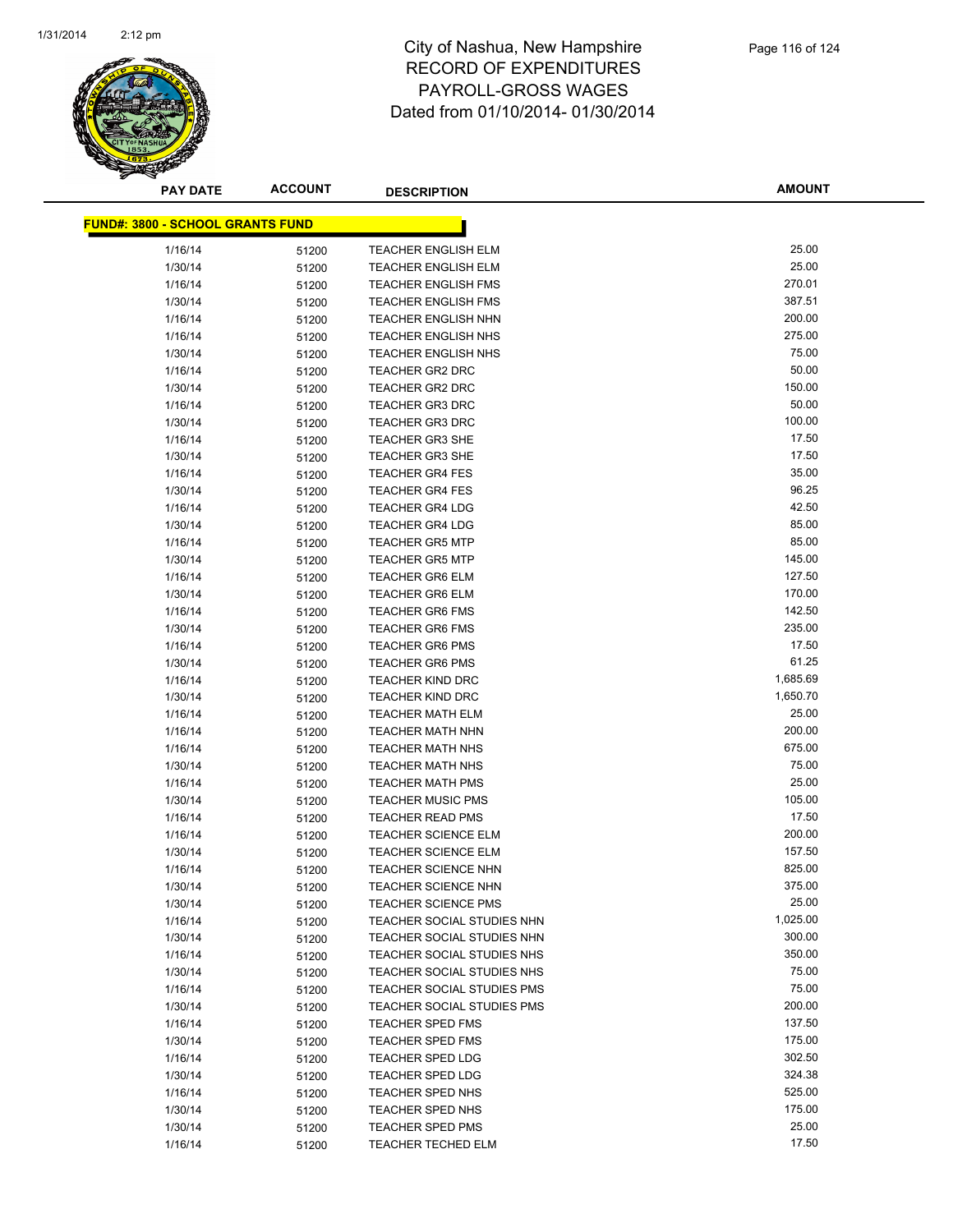# City of Nashua, New Hampshire
# RECORD OF EXPENDITURES
# PAYROLL-GROSS WAGES
# Dated from 01/10/2014- 01/30/2014

| PAY DATE | ACCOUNT | DESCRIPTION | AMOUNT |
|---|---|---|---|
| **FUND#: 3800 - SCHOOL GRANTS FUND** | | | |
| 1/16/14 | 51200 | TEACHER ENGLISH ELM | 25.00 |
| 1/30/14 | 51200 | TEACHER ENGLISH ELM | 25.00 |
| 1/16/14 | 51200 | TEACHER ENGLISH FMS | 270.01 |
| 1/30/14 | 51200 | TEACHER ENGLISH FMS | 387.51 |
| 1/16/14 | 51200 | TEACHER ENGLISH NHN | 200.00 |
| 1/16/14 | 51200 | TEACHER ENGLISH NHS | 275.00 |
| 1/30/14 | 51200 | TEACHER ENGLISH NHS | 75.00 |
| 1/16/14 | 51200 | TEACHER GR2 DRC | 50.00 |
| 1/30/14 | 51200 | TEACHER GR2 DRC | 150.00 |
| 1/16/14 | 51200 | TEACHER GR3 DRC | 50.00 |
| 1/30/14 | 51200 | TEACHER GR3 DRC | 100.00 |
| 1/16/14 | 51200 | TEACHER GR3 SHE | 17.50 |
| 1/30/14 | 51200 | TEACHER GR3 SHE | 17.50 |
| 1/16/14 | 51200 | TEACHER GR4 FES | 35.00 |
| 1/30/14 | 51200 | TEACHER GR4 FES | 96.25 |
| 1/16/14 | 51200 | TEACHER GR4 LDG | 42.50 |
| 1/30/14 | 51200 | TEACHER GR4 LDG | 85.00 |
| 1/16/14 | 51200 | TEACHER GR5 MTP | 85.00 |
| 1/30/14 | 51200 | TEACHER GR5 MTP | 145.00 |
| 1/16/14 | 51200 | TEACHER GR6 ELM | 127.50 |
| 1/30/14 | 51200 | TEACHER GR6 ELM | 170.00 |
| 1/16/14 | 51200 | TEACHER GR6 FMS | 142.50 |
| 1/30/14 | 51200 | TEACHER GR6 FMS | 235.00 |
| 1/16/14 | 51200 | TEACHER GR6 PMS | 17.50 |
| 1/30/14 | 51200 | TEACHER GR6 PMS | 61.25 |
| 1/16/14 | 51200 | TEACHER KIND DRC | 1,685.69 |
| 1/30/14 | 51200 | TEACHER KIND DRC | 1,650.70 |
| 1/16/14 | 51200 | TEACHER MATH ELM | 25.00 |
| 1/16/14 | 51200 | TEACHER MATH NHN | 200.00 |
| 1/16/14 | 51200 | TEACHER MATH NHS | 675.00 |
| 1/30/14 | 51200 | TEACHER MATH NHS | 75.00 |
| 1/16/14 | 51200 | TEACHER MATH PMS | 25.00 |
| 1/30/14 | 51200 | TEACHER MUSIC PMS | 105.00 |
| 1/16/14 | 51200 | TEACHER READ PMS | 17.50 |
| 1/16/14 | 51200 | TEACHER SCIENCE ELM | 200.00 |
| 1/30/14 | 51200 | TEACHER SCIENCE ELM | 157.50 |
| 1/16/14 | 51200 | TEACHER SCIENCE NHN | 825.00 |
| 1/30/14 | 51200 | TEACHER SCIENCE NHN | 375.00 |
| 1/30/14 | 51200 | TEACHER SCIENCE PMS | 25.00 |
| 1/16/14 | 51200 | TEACHER SOCIAL STUDIES NHN | 1,025.00 |
| 1/30/14 | 51200 | TEACHER SOCIAL STUDIES NHN | 300.00 |
| 1/16/14 | 51200 | TEACHER SOCIAL STUDIES NHS | 350.00 |
| 1/30/14 | 51200 | TEACHER SOCIAL STUDIES NHS | 75.00 |
| 1/16/14 | 51200 | TEACHER SOCIAL STUDIES PMS | 75.00 |
| 1/30/14 | 51200 | TEACHER SOCIAL STUDIES PMS | 200.00 |
| 1/16/14 | 51200 | TEACHER SPED FMS | 137.50 |
| 1/30/14 | 51200 | TEACHER SPED FMS | 175.00 |
| 1/16/14 | 51200 | TEACHER SPED LDG | 302.50 |
| 1/30/14 | 51200 | TEACHER SPED LDG | 324.38 |
| 1/16/14 | 51200 | TEACHER SPED NHS | 525.00 |
| 1/30/14 | 51200 | TEACHER SPED NHS | 175.00 |
| 1/30/14 | 51200 | TEACHER SPED PMS | 25.00 |
| 1/16/14 | 51200 | TEACHER TECHED ELM | 17.50 |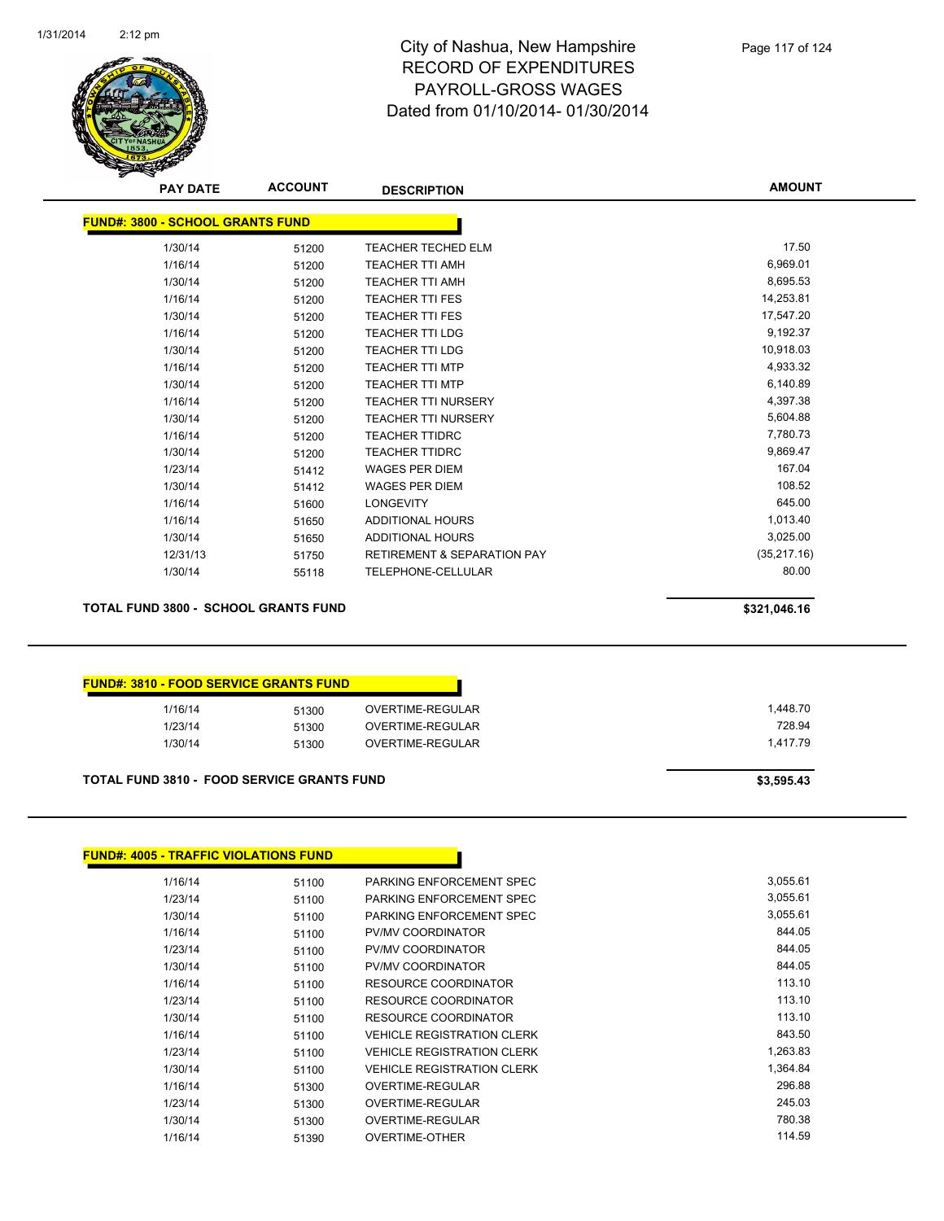# City of Nashua, New Hampshire
## RECORD OF EXPENDITURES
## PAYROLL-GROSS WAGES
### Dated from 01/10/2014- 01/30/2014

**FUND#: 3800 - SCHOOL GRANTS FUND**

| PAY DATE | ACCOUNT | DESCRIPTION | AMOUNT |
|---|---|---|---|
| 1/30/14 | 51200 | TEACHER TECHED ELM | 17.50 |
| 1/16/14 | 51200 | TEACHER TTI AMH | 6,969.01 |
| 1/30/14 | 51200 | TEACHER TTI AMH | 8,695.53 |
| 1/16/14 | 51200 | TEACHER TTI FES | 14,253.81 |
| 1/30/14 | 51200 | TEACHER TTI FES | 17,547.20 |
| 1/16/14 | 51200 | TEACHER TTI LDG | 9,192.37 |
| 1/30/14 | 51200 | TEACHER TTI LDG | 10,918.03 |
| 1/16/14 | 51200 | TEACHER TTI MTP | 4,933.32 |
| 1/30/14 | 51200 | TEACHER TTI MTP | 6,140.89 |
| 1/16/14 | 51200 | TEACHER TTI NURSERY | 4,397.38 |
| 1/30/14 | 51200 | TEACHER TTI NURSERY | 5,604.88 |
| 1/16/14 | 51200 | TEACHER TTIDRC | 7,780.73 |
| 1/30/14 | 51200 | TEACHER TTIDRC | 9,869.47 |
| 1/23/14 | 51412 | WAGES PER DIEM | 167.04 |
| 1/30/14 | 51412 | WAGES PER DIEM | 108.52 |
| 1/16/14 | 51600 | LONGEVITY | 645.00 |
| 1/16/14 | 51650 | ADDITIONAL HOURS | 1,013.40 |
| 1/30/14 | 51650 | ADDITIONAL HOURS | 3,025.00 |
| 12/31/13 | 51750 | RETIREMENT & SEPARATION PAY | (35,217.16) |
| 1/30/14 | 55118 | TELEPHONE-CELLULAR | 80.00 |

**TOTAL FUND 3800 - SCHOOL GRANTS FUND** **$321,046.16**

**FUND#: 3810 - FOOD SERVICE GRANTS FUND**

| PAY DATE | ACCOUNT | DESCRIPTION | AMOUNT |
|---|---|---|---|
| 1/16/14 | 51300 | OVERTIME-REGULAR | 1,448.70 |
| 1/23/14 | 51300 | OVERTIME-REGULAR | 728.94 |
| 1/30/14 | 51300 | OVERTIME-REGULAR | 1,417.79 |

**TOTAL FUND 3810 - FOOD SERVICE GRANTS FUND** **$3,595.43**

**FUND#: 4005 - TRAFFIC VIOLATIONS FUND**

| PAY DATE | ACCOUNT | DESCRIPTION | AMOUNT |
|---|---|---|---|
| 1/16/14 | 51100 | PARKING ENFORCEMENT SPEC | 3,055.61 |
| 1/23/14 | 51100 | PARKING ENFORCEMENT SPEC | 3,055.61 |
| 1/30/14 | 51100 | PARKING ENFORCEMENT SPEC | 3,055.61 |
| 1/16/14 | 51100 | PV/MV COORDINATOR | 844.05 |
| 1/23/14 | 51100 | PV/MV COORDINATOR | 844.05 |
| 1/30/14 | 51100 | PV/MV COORDINATOR | 844.05 |
| 1/16/14 | 51100 | RESOURCE COORDINATOR | 113.10 |
| 1/23/14 | 51100 | RESOURCE COORDINATOR | 113.10 |
| 1/30/14 | 51100 | RESOURCE COORDINATOR | 113.10 |
| 1/16/14 | 51100 | VEHICLE REGISTRATION CLERK | 843.50 |
| 1/23/14 | 51100 | VEHICLE REGISTRATION CLERK | 1,263.83 |
| 1/30/14 | 51100 | VEHICLE REGISTRATION CLERK | 1,364.84 |
| 1/16/14 | 51300 | OVERTIME-REGULAR | 296.88 |
| 1/23/14 | 51300 | OVERTIME-REGULAR | 245.03 |
| 1/30/14 | 51300 | OVERTIME-REGULAR | 780.38 |
| 1/16/14 | 51390 | OVERTIME-OTHER | 114.59 |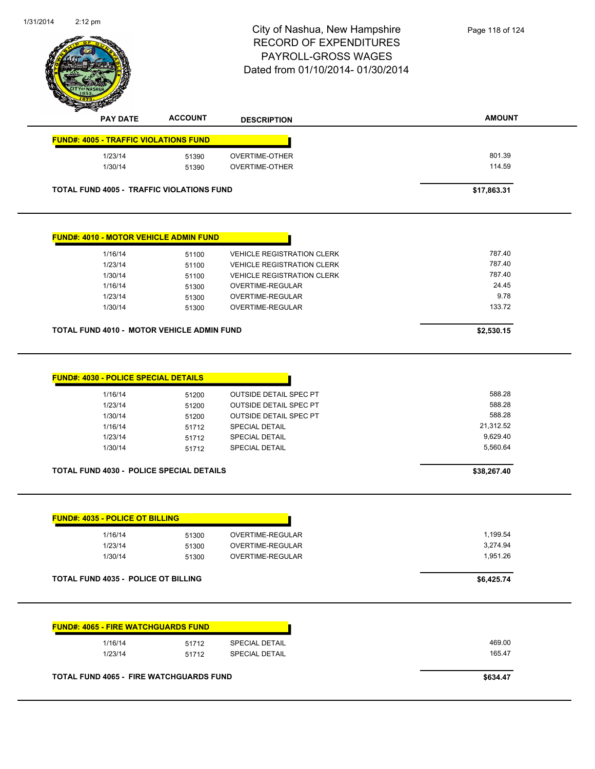# City of Nashua, New Hampshire
## RECORD OF EXPENDITURES
## PAYROLL-GROSS WAGES
## Dated from 01/10/2014- 01/30/2014

| PAY DATE | ACCOUNT | DESCRIPTION | AMOUNT |
|---|---|---|---|
| **FUND#: 4005 - TRAFFIC VIOLATIONS FUND** | | | |
| 1/23/14 | 51390 | OVERTIME-OTHER | 801.39 |
| 1/30/14 | 51390 | OVERTIME-OTHER | 114.59 |
| **TOTAL FUND 4005 - TRAFFIC VIOLATIONS FUND** | | | **$17,863.31** |
| **FUND#: 4010 - MOTOR VEHICLE ADMIN FUND** | | | |
| 1/16/14 | 51100 | VEHICLE REGISTRATION CLERK | 787.40 |
| 1/23/14 | 51100 | VEHICLE REGISTRATION CLERK | 787.40 |
| 1/30/14 | 51100 | VEHICLE REGISTRATION CLERK | 787.40 |
| 1/16/14 | 51300 | OVERTIME-REGULAR | 24.45 |
| 1/23/14 | 51300 | OVERTIME-REGULAR | 9.78 |
| 1/30/14 | 51300 | OVERTIME-REGULAR | 133.72 |
| **TOTAL FUND 4010 - MOTOR VEHICLE ADMIN FUND** | | | **$2,530.15** |
| **FUND#: 4030 - POLICE SPECIAL DETAILS** | | | |
| 1/16/14 | 51200 | OUTSIDE DETAIL SPEC PT | 588.28 |
| 1/23/14 | 51200 | OUTSIDE DETAIL SPEC PT | 588.28 |
| 1/30/14 | 51200 | OUTSIDE DETAIL SPEC PT | 588.28 |
| 1/16/14 | 51712 | SPECIAL DETAIL | 21,312.52 |
| 1/23/14 | 51712 | SPECIAL DETAIL | 9,629.40 |
| 1/30/14 | 51712 | SPECIAL DETAIL | 5,560.64 |
| **TOTAL FUND 4030 - POLICE SPECIAL DETAILS** | | | **$38,267.40** |
| **FUND#: 4035 - POLICE OT BILLING** | | | |
| 1/16/14 | 51300 | OVERTIME-REGULAR | 1,199.54 |
| 1/23/14 | 51300 | OVERTIME-REGULAR | 3,274.94 |
| 1/30/14 | 51300 | OVERTIME-REGULAR | 1,951.26 |
| **TOTAL FUND 4035 - POLICE OT BILLING** | | | **$6,425.74** |
| **FUND#: 4065 - FIRE WATCHGUARDS FUND** | | | |
| 1/16/14 | 51712 | SPECIAL DETAIL | 469.00 |
| 1/23/14 | 51712 | SPECIAL DETAIL | 165.47 |
| **TOTAL FUND 4065 - FIRE WATCHGUARDS FUND** | | | **$634.47** |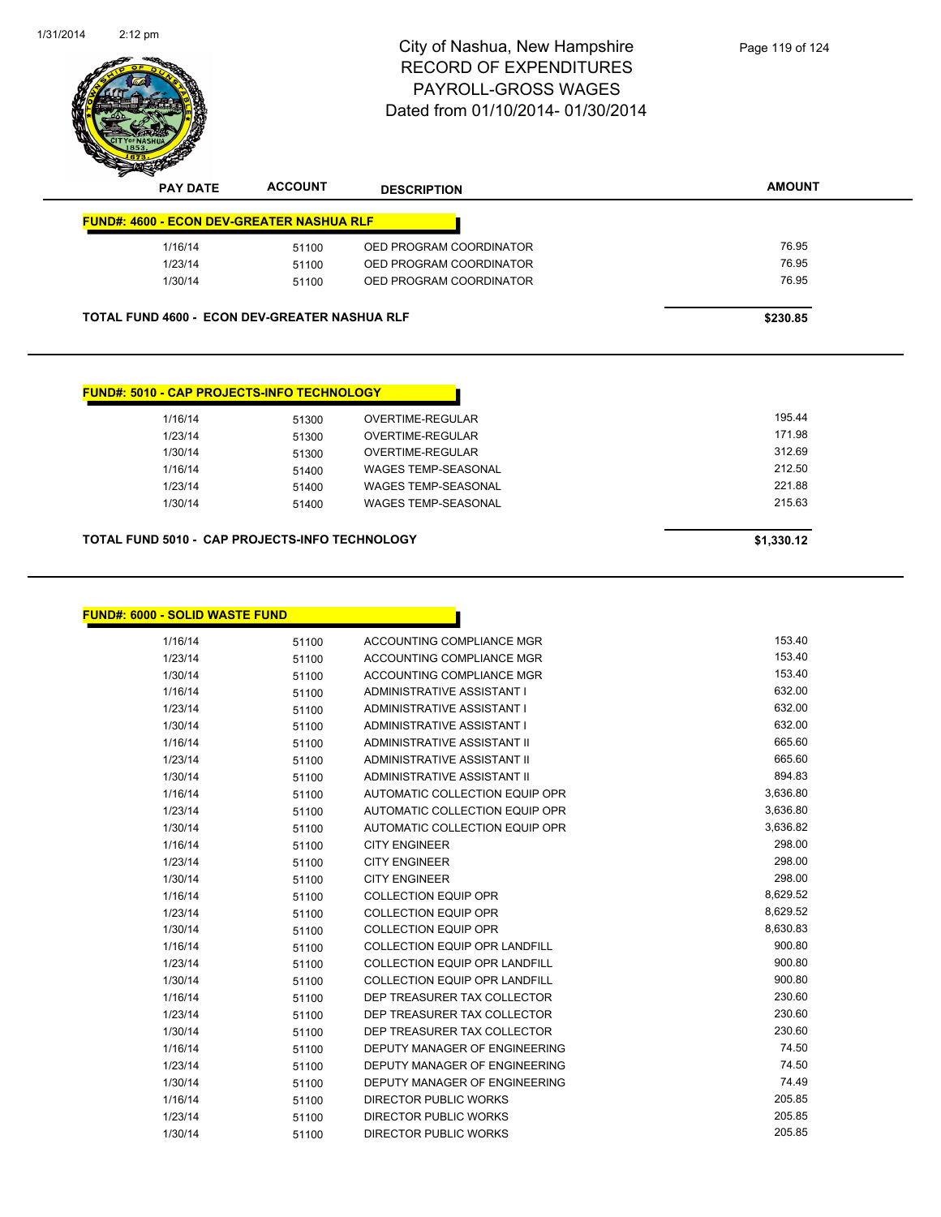# City of Nashua, New Hampshire
## RECORD OF EXPENDITURES
## PAYROLL-GROSS WAGES
## Dated from 01/10/2014- 01/30/2014

**FUND#: 4600 - ECON DEV-GREATER NASHUA RLF**

| PAY DATE | ACCOUNT | DESCRIPTION | AMOUNT |
|---|---|---|---|
| 1/16/14 | 51100 | OED PROGRAM COORDINATOR | 76.95 |
| 1/23/14 | 51100 | OED PROGRAM COORDINATOR | 76.95 |
| 1/30/14 | 51100 | OED PROGRAM COORDINATOR | 76.95 |

**TOTAL FUND 4600 - ECON DEV-GREATER NASHUA RLF** **$230.85**

**FUND#: 5010 - CAP PROJECTS-INFO TECHNOLOGY**

| PAY DATE | ACCOUNT | DESCRIPTION | AMOUNT |
|---|---|---|---|
| 1/16/14 | 51300 | OVERTIME-REGULAR | 195.44 |
| 1/23/14 | 51300 | OVERTIME-REGULAR | 171.98 |
| 1/30/14 | 51300 | OVERTIME-REGULAR | 312.69 |
| 1/16/14 | 51400 | WAGES TEMP-SEASONAL | 212.50 |
| 1/23/14 | 51400 | WAGES TEMP-SEASONAL | 221.88 |
| 1/30/14 | 51400 | WAGES TEMP-SEASONAL | 215.63 |

**TOTAL FUND 5010 - CAP PROJECTS-INFO TECHNOLOGY** **$1,330.12**

**FUND#: 6000 - SOLID WASTE FUND**

| PAY DATE | ACCOUNT | DESCRIPTION | AMOUNT |
|---|---|---|---|
| 1/16/14 | 51100 | ACCOUNTING COMPLIANCE MGR | 153.40 |
| 1/23/14 | 51100 | ACCOUNTING COMPLIANCE MGR | 153.40 |
| 1/30/14 | 51100 | ACCOUNTING COMPLIANCE MGR | 153.40 |
| 1/16/14 | 51100 | ADMINISTRATIVE ASSISTANT I | 632.00 |
| 1/23/14 | 51100 | ADMINISTRATIVE ASSISTANT I | 632.00 |
| 1/30/14 | 51100 | ADMINISTRATIVE ASSISTANT I | 632.00 |
| 1/16/14 | 51100 | ADMINISTRATIVE ASSISTANT II | 665.60 |
| 1/23/14 | 51100 | ADMINISTRATIVE ASSISTANT II | 665.60 |
| 1/30/14 | 51100 | ADMINISTRATIVE ASSISTANT II | 894.83 |
| 1/16/14 | 51100 | AUTOMATIC COLLECTION EQUIP OPR | 3,636.80 |
| 1/23/14 | 51100 | AUTOMATIC COLLECTION EQUIP OPR | 3,636.80 |
| 1/30/14 | 51100 | AUTOMATIC COLLECTION EQUIP OPR | 3,636.82 |
| 1/16/14 | 51100 | CITY ENGINEER | 298.00 |
| 1/23/14 | 51100 | CITY ENGINEER | 298.00 |
| 1/30/14 | 51100 | CITY ENGINEER | 298.00 |
| 1/16/14 | 51100 | COLLECTION EQUIP OPR | 8,629.52 |
| 1/23/14 | 51100 | COLLECTION EQUIP OPR | 8,629.52 |
| 1/30/14 | 51100 | COLLECTION EQUIP OPR | 8,630.83 |
| 1/16/14 | 51100 | COLLECTION EQUIP OPR LANDFILL | 900.80 |
| 1/23/14 | 51100 | COLLECTION EQUIP OPR LANDFILL | 900.80 |
| 1/30/14 | 51100 | COLLECTION EQUIP OPR LANDFILL | 900.80 |
| 1/16/14 | 51100 | DEP TREASURER TAX COLLECTOR | 230.60 |
| 1/23/14 | 51100 | DEP TREASURER TAX COLLECTOR | 230.60 |
| 1/30/14 | 51100 | DEP TREASURER TAX COLLECTOR | 230.60 |
| 1/16/14 | 51100 | DEPUTY MANAGER OF ENGINEERING | 74.50 |
| 1/23/14 | 51100 | DEPUTY MANAGER OF ENGINEERING | 74.50 |
| 1/30/14 | 51100 | DEPUTY MANAGER OF ENGINEERING | 74.49 |
| 1/16/14 | 51100 | DIRECTOR PUBLIC WORKS | 205.85 |
| 1/23/14 | 51100 | DIRECTOR PUBLIC WORKS | 205.85 |
| 1/30/14 | 51100 | DIRECTOR PUBLIC WORKS | 205.85 |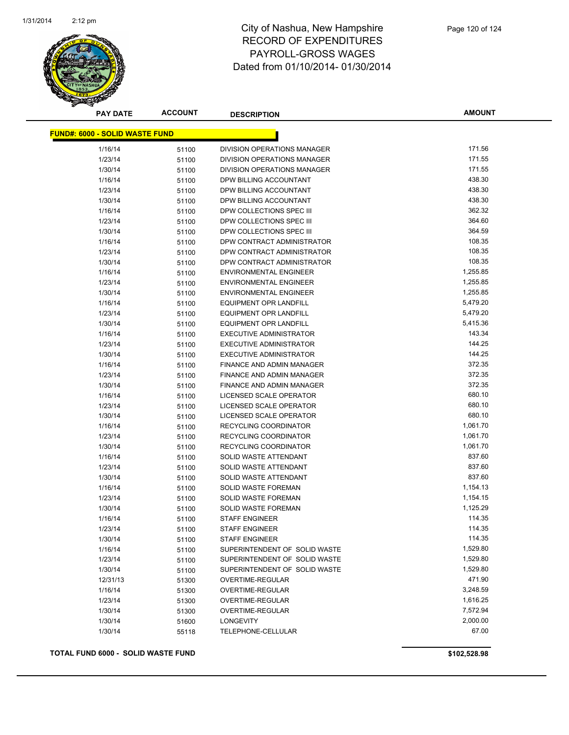# City of Nashua, New Hampshire
## RECORD OF EXPENDITURES
## PAYROLL-GROSS WAGES
### Dated from 01/10/2014- 01/30/2014

| PAY DATE | ACCOUNT | DESCRIPTION | AMOUNT |
|---|---|---|---|
| **FUND#: 6000 - SOLID WASTE FUND** | | | |
| 1/16/14 | 51100 | DIVISION OPERATIONS MANAGER | 171.56 |
| 1/23/14 | 51100 | DIVISION OPERATIONS MANAGER | 171.55 |
| 1/30/14 | 51100 | DIVISION OPERATIONS MANAGER | 171.55 |
| 1/16/14 | 51100 | DPW BILLING ACCOUNTANT | 438.30 |
| 1/23/14 | 51100 | DPW BILLING ACCOUNTANT | 438.30 |
| 1/30/14 | 51100 | DPW BILLING ACCOUNTANT | 438.30 |
| 1/16/14 | 51100 | DPW COLLECTIONS SPEC III | 362.32 |
| 1/23/14 | 51100 | DPW COLLECTIONS SPEC III | 364.60 |
| 1/30/14 | 51100 | DPW COLLECTIONS SPEC III | 364.59 |
| 1/16/14 | 51100 | DPW CONTRACT ADMINISTRATOR | 108.35 |
| 1/23/14 | 51100 | DPW CONTRACT ADMINISTRATOR | 108.35 |
| 1/30/14 | 51100 | DPW CONTRACT ADMINISTRATOR | 108.35 |
| 1/16/14 | 51100 | ENVIRONMENTAL ENGINEER | 1,255.85 |
| 1/23/14 | 51100 | ENVIRONMENTAL ENGINEER | 1,255.85 |
| 1/30/14 | 51100 | ENVIRONMENTAL ENGINEER | 1,255.85 |
| 1/16/14 | 51100 | EQUIPMENT OPR LANDFILL | 5,479.20 |
| 1/23/14 | 51100 | EQUIPMENT OPR LANDFILL | 5,479.20 |
| 1/30/14 | 51100 | EQUIPMENT OPR LANDFILL | 5,415.36 |
| 1/16/14 | 51100 | EXECUTIVE ADMINISTRATOR | 143.34 |
| 1/23/14 | 51100 | EXECUTIVE ADMINISTRATOR | 144.25 |
| 1/30/14 | 51100 | EXECUTIVE ADMINISTRATOR | 144.25 |
| 1/16/14 | 51100 | FINANCE AND ADMIN MANAGER | 372.35 |
| 1/23/14 | 51100 | FINANCE AND ADMIN MANAGER | 372.35 |
| 1/30/14 | 51100 | FINANCE AND ADMIN MANAGER | 372.35 |
| 1/16/14 | 51100 | LICENSED SCALE OPERATOR | 680.10 |
| 1/23/14 | 51100 | LICENSED SCALE OPERATOR | 680.10 |
| 1/30/14 | 51100 | LICENSED SCALE OPERATOR | 680.10 |
| 1/16/14 | 51100 | RECYCLING COORDINATOR | 1,061.70 |
| 1/23/14 | 51100 | RECYCLING COORDINATOR | 1,061.70 |
| 1/30/14 | 51100 | RECYCLING COORDINATOR | 1,061.70 |
| 1/16/14 | 51100 | SOLID WASTE ATTENDANT | 837.60 |
| 1/23/14 | 51100 | SOLID WASTE ATTENDANT | 837.60 |
| 1/30/14 | 51100 | SOLID WASTE ATTENDANT | 837.60 |
| 1/16/14 | 51100 | SOLID WASTE FOREMAN | 1,154.13 |
| 1/23/14 | 51100 | SOLID WASTE FOREMAN | 1,154.15 |
| 1/30/14 | 51100 | SOLID WASTE FOREMAN | 1,125.29 |
| 1/16/14 | 51100 | STAFF ENGINEER | 114.35 |
| 1/23/14 | 51100 | STAFF ENGINEER | 114.35 |
| 1/30/14 | 51100 | STAFF ENGINEER | 114.35 |
| 1/16/14 | 51100 | SUPERINTENDENT OF SOLID WASTE | 1,529.80 |
| 1/23/14 | 51100 | SUPERINTENDENT OF SOLID WASTE | 1,529.80 |
| 1/30/14 | 51100 | SUPERINTENDENT OF SOLID WASTE | 1,529.80 |
| 12/31/13 | 51300 | OVERTIME-REGULAR | 471.90 |
| 1/16/14 | 51300 | OVERTIME-REGULAR | 3,248.59 |
| 1/23/14 | 51300 | OVERTIME-REGULAR | 1,616.25 |
| 1/30/14 | 51300 | OVERTIME-REGULAR | 7,572.94 |
| 1/30/14 | 51600 | LONGEVITY | 2,000.00 |
| 1/30/14 | 55118 | TELEPHONE-CELLULAR | 67.00 |

**TOTAL FUND 6000 - SOLID WASTE FUND** **$102,528.98**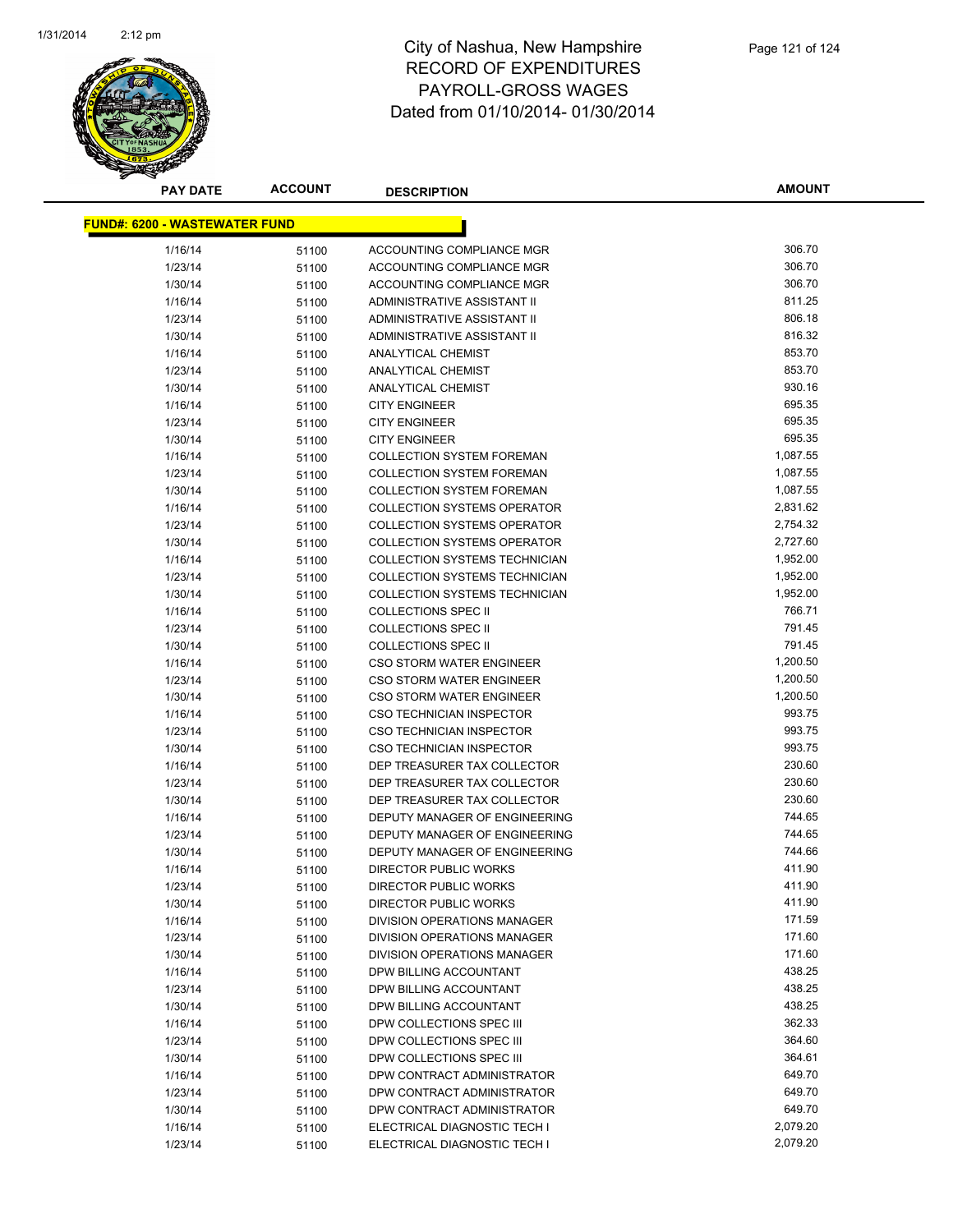# City of Nashua, New Hampshire
## RECORD OF EXPENDITURES
## PAYROLL-GROSS WAGES
## Dated from 01/10/2014- 01/30/2014

| PAY DATE | ACCOUNT | DESCRIPTION | AMOUNT |
|---|---|---|---|
| **FUND#: 6200 - WASTEWATER FUND** | | | |
| 1/16/14 | 51100 | ACCOUNTING COMPLIANCE MGR | 306.70 |
| 1/23/14 | 51100 | ACCOUNTING COMPLIANCE MGR | 306.70 |
| 1/30/14 | 51100 | ACCOUNTING COMPLIANCE MGR | 306.70 |
| 1/16/14 | 51100 | ADMINISTRATIVE ASSISTANT II | 811.25 |
| 1/23/14 | 51100 | ADMINISTRATIVE ASSISTANT II | 806.18 |
| 1/30/14 | 51100 | ADMINISTRATIVE ASSISTANT II | 816.32 |
| 1/16/14 | 51100 | ANALYTICAL CHEMIST | 853.70 |
| 1/23/14 | 51100 | ANALYTICAL CHEMIST | 853.70 |
| 1/30/14 | 51100 | ANALYTICAL CHEMIST | 930.16 |
| 1/16/14 | 51100 | CITY ENGINEER | 695.35 |
| 1/23/14 | 51100 | CITY ENGINEER | 695.35 |
| 1/30/14 | 51100 | CITY ENGINEER | 695.35 |
| 1/16/14 | 51100 | COLLECTION SYSTEM FOREMAN | 1,087.55 |
| 1/23/14 | 51100 | COLLECTION SYSTEM FOREMAN | 1,087.55 |
| 1/30/14 | 51100 | COLLECTION SYSTEM FOREMAN | 1,087.55 |
| 1/16/14 | 51100 | COLLECTION SYSTEMS OPERATOR | 2,831.62 |
| 1/23/14 | 51100 | COLLECTION SYSTEMS OPERATOR | 2,754.32 |
| 1/30/14 | 51100 | COLLECTION SYSTEMS OPERATOR | 2,727.60 |
| 1/16/14 | 51100 | COLLECTION SYSTEMS TECHNICIAN | 1,952.00 |
| 1/23/14 | 51100 | COLLECTION SYSTEMS TECHNICIAN | 1,952.00 |
| 1/30/14 | 51100 | COLLECTION SYSTEMS TECHNICIAN | 1,952.00 |
| 1/16/14 | 51100 | COLLECTIONS SPEC II | 766.71 |
| 1/23/14 | 51100 | COLLECTIONS SPEC II | 791.45 |
| 1/30/14 | 51100 | COLLECTIONS SPEC II | 791.45 |
| 1/16/14 | 51100 | CSO STORM WATER ENGINEER | 1,200.50 |
| 1/23/14 | 51100 | CSO STORM WATER ENGINEER | 1,200.50 |
| 1/30/14 | 51100 | CSO STORM WATER ENGINEER | 1,200.50 |
| 1/16/14 | 51100 | CSO TECHNICIAN INSPECTOR | 993.75 |
| 1/23/14 | 51100 | CSO TECHNICIAN INSPECTOR | 993.75 |
| 1/30/14 | 51100 | CSO TECHNICIAN INSPECTOR | 993.75 |
| 1/16/14 | 51100 | DEP TREASURER TAX COLLECTOR | 230.60 |
| 1/23/14 | 51100 | DEP TREASURER TAX COLLECTOR | 230.60 |
| 1/30/14 | 51100 | DEP TREASURER TAX COLLECTOR | 230.60 |
| 1/16/14 | 51100 | DEPUTY MANAGER OF ENGINEERING | 744.65 |
| 1/23/14 | 51100 | DEPUTY MANAGER OF ENGINEERING | 744.65 |
| 1/30/14 | 51100 | DEPUTY MANAGER OF ENGINEERING | 744.66 |
| 1/16/14 | 51100 | DIRECTOR PUBLIC WORKS | 411.90 |
| 1/23/14 | 51100 | DIRECTOR PUBLIC WORKS | 411.90 |
| 1/30/14 | 51100 | DIRECTOR PUBLIC WORKS | 411.90 |
| 1/16/14 | 51100 | DIVISION OPERATIONS MANAGER | 171.59 |
| 1/23/14 | 51100 | DIVISION OPERATIONS MANAGER | 171.60 |
| 1/30/14 | 51100 | DIVISION OPERATIONS MANAGER | 171.60 |
| 1/16/14 | 51100 | DPW BILLING ACCOUNTANT | 438.25 |
| 1/23/14 | 51100 | DPW BILLING ACCOUNTANT | 438.25 |
| 1/30/14 | 51100 | DPW BILLING ACCOUNTANT | 438.25 |
| 1/16/14 | 51100 | DPW COLLECTIONS SPEC III | 362.33 |
| 1/23/14 | 51100 | DPW COLLECTIONS SPEC III | 364.60 |
| 1/30/14 | 51100 | DPW COLLECTIONS SPEC III | 364.61 |
| 1/16/14 | 51100 | DPW CONTRACT ADMINISTRATOR | 649.70 |
| 1/23/14 | 51100 | DPW CONTRACT ADMINISTRATOR | 649.70 |
| 1/30/14 | 51100 | DPW CONTRACT ADMINISTRATOR | 649.70 |
| 1/16/14 | 51100 | ELECTRICAL DIAGNOSTIC TECH I | 2,079.20 |
| 1/23/14 | 51100 | ELECTRICAL DIAGNOSTIC TECH I | 2,079.20 |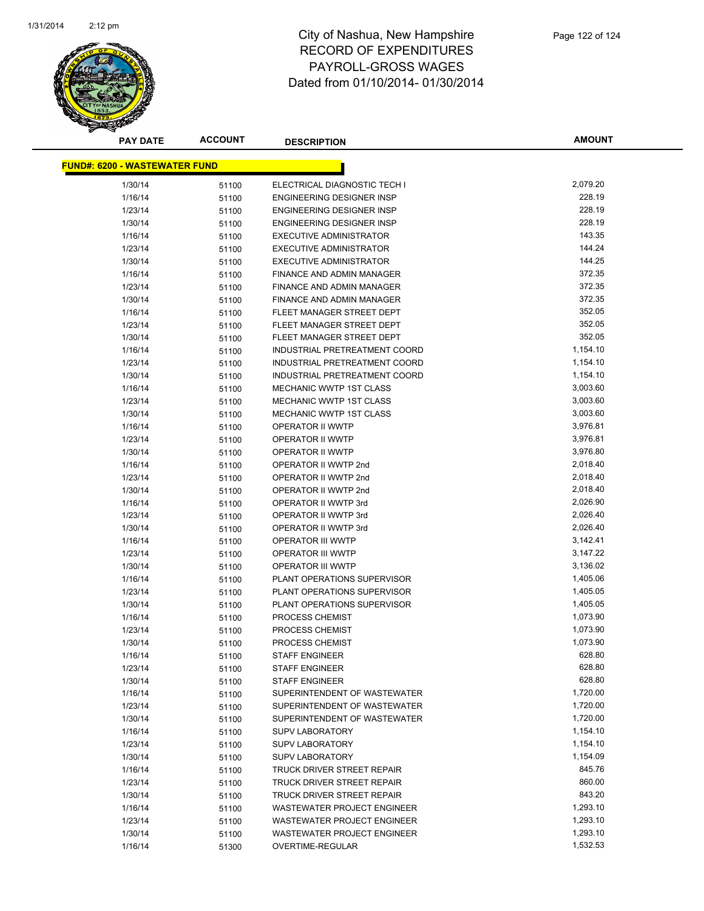# City of Nashua, New Hampshire
## RECORD OF EXPENDITURES
## PAYROLL-GROSS WAGES
## Dated from 01/10/2014- 01/30/2014

| PAY DATE | ACCOUNT | DESCRIPTION | AMOUNT |
|---|---|---|---|
| **FUND#: 6200 - WASTEWATER FUND** | | | |
| 1/30/14 | 51100 | ELECTRICAL DIAGNOSTIC TECH I | 2,079.20 |
| 1/16/14 | 51100 | ENGINEERING DESIGNER INSP | 228.19 |
| 1/23/14 | 51100 | ENGINEERING DESIGNER INSP | 228.19 |
| 1/30/14 | 51100 | ENGINEERING DESIGNER INSP | 228.19 |
| 1/16/14 | 51100 | EXECUTIVE ADMINISTRATOR | 143.35 |
| 1/23/14 | 51100 | EXECUTIVE ADMINISTRATOR | 144.24 |
| 1/30/14 | 51100 | EXECUTIVE ADMINISTRATOR | 144.25 |
| 1/16/14 | 51100 | FINANCE AND ADMIN MANAGER | 372.35 |
| 1/23/14 | 51100 | FINANCE AND ADMIN MANAGER | 372.35 |
| 1/30/14 | 51100 | FINANCE AND ADMIN MANAGER | 372.35 |
| 1/16/14 | 51100 | FLEET MANAGER STREET DEPT | 352.05 |
| 1/23/14 | 51100 | FLEET MANAGER STREET DEPT | 352.05 |
| 1/30/14 | 51100 | FLEET MANAGER STREET DEPT | 352.05 |
| 1/16/14 | 51100 | INDUSTRIAL PRETREATMENT COORD | 1,154.10 |
| 1/23/14 | 51100 | INDUSTRIAL PRETREATMENT COORD | 1,154.10 |
| 1/30/14 | 51100 | INDUSTRIAL PRETREATMENT COORD | 1,154.10 |
| 1/16/14 | 51100 | MECHANIC WWTP 1ST CLASS | 3,003.60 |
| 1/23/14 | 51100 | MECHANIC WWTP 1ST CLASS | 3,003.60 |
| 1/30/14 | 51100 | MECHANIC WWTP 1ST CLASS | 3,003.60 |
| 1/16/14 | 51100 | OPERATOR II WWTP | 3,976.81 |
| 1/23/14 | 51100 | OPERATOR II WWTP | 3,976.81 |
| 1/30/14 | 51100 | OPERATOR II WWTP | 3,976.80 |
| 1/16/14 | 51100 | OPERATOR II WWTP 2nd | 2,018.40 |
| 1/23/14 | 51100 | OPERATOR II WWTP 2nd | 2,018.40 |
| 1/30/14 | 51100 | OPERATOR II WWTP 2nd | 2,018.40 |
| 1/16/14 | 51100 | OPERATOR II WWTP 3rd | 2,026.90 |
| 1/23/14 | 51100 | OPERATOR II WWTP 3rd | 2,026.40 |
| 1/30/14 | 51100 | OPERATOR II WWTP 3rd | 2,026.40 |
| 1/16/14 | 51100 | OPERATOR III WWTP | 3,142.41 |
| 1/23/14 | 51100 | OPERATOR III WWTP | 3,147.22 |
| 1/30/14 | 51100 | OPERATOR III WWTP | 3,136.02 |
| 1/16/14 | 51100 | PLANT OPERATIONS SUPERVISOR | 1,405.06 |
| 1/23/14 | 51100 | PLANT OPERATIONS SUPERVISOR | 1,405.05 |
| 1/30/14 | 51100 | PLANT OPERATIONS SUPERVISOR | 1,405.05 |
| 1/16/14 | 51100 | PROCESS CHEMIST | 1,073.90 |
| 1/23/14 | 51100 | PROCESS CHEMIST | 1,073.90 |
| 1/30/14 | 51100 | PROCESS CHEMIST | 1,073.90 |
| 1/16/14 | 51100 | STAFF ENGINEER | 628.80 |
| 1/23/14 | 51100 | STAFF ENGINEER | 628.80 |
| 1/30/14 | 51100 | STAFF ENGINEER | 628.80 |
| 1/16/14 | 51100 | SUPERINTENDENT OF WASTEWATER | 1,720.00 |
| 1/23/14 | 51100 | SUPERINTENDENT OF WASTEWATER | 1,720.00 |
| 1/30/14 | 51100 | SUPERINTENDENT OF WASTEWATER | 1,720.00 |
| 1/16/14 | 51100 | SUPV LABORATORY | 1,154.10 |
| 1/23/14 | 51100 | SUPV LABORATORY | 1,154.10 |
| 1/30/14 | 51100 | SUPV LABORATORY | 1,154.09 |
| 1/16/14 | 51100 | TRUCK DRIVER STREET REPAIR | 845.76 |
| 1/23/14 | 51100 | TRUCK DRIVER STREET REPAIR | 860.00 |
| 1/30/14 | 51100 | TRUCK DRIVER STREET REPAIR | 843.20 |
| 1/16/14 | 51100 | WASTEWATER PROJECT ENGINEER | 1,293.10 |
| 1/23/14 | 51100 | WASTEWATER PROJECT ENGINEER | 1,293.10 |
| 1/30/14 | 51100 | WASTEWATER PROJECT ENGINEER | 1,293.10 |
| 1/16/14 | 51300 | OVERTIME-REGULAR | 1,532.53 |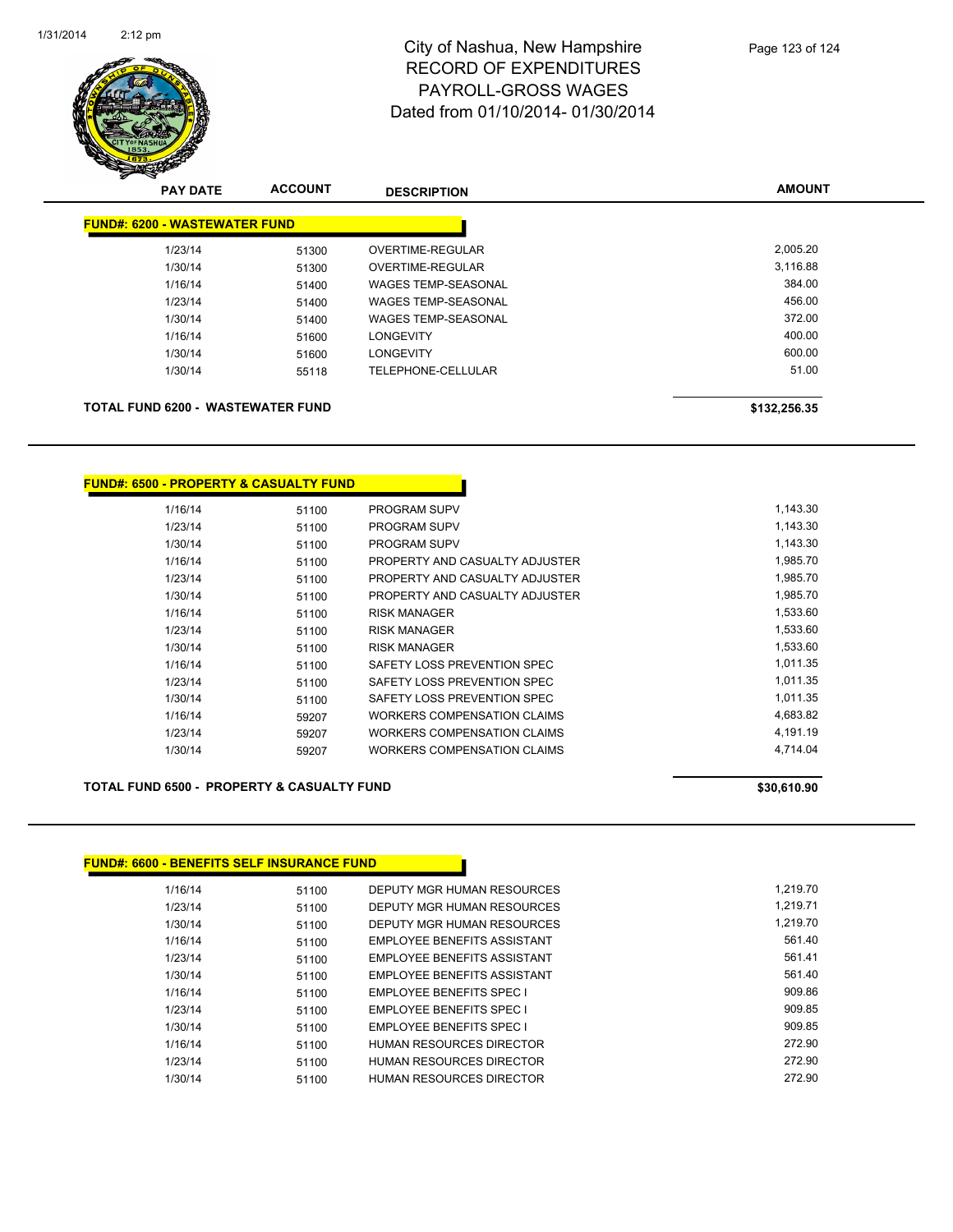# City of Nashua, New Hampshire
# RECORD OF EXPENDITURES
# PAYROLL-GROSS WAGES
# Dated from 01/10/2014- 01/30/2014

| PAY DATE | ACCOUNT | DESCRIPTION | AMOUNT |
|---|---|---|---|
| **FUND#: 6200 - WASTEWATER FUND** | | | |
| 1/23/14 | 51300 | OVERTIME-REGULAR | 2,005.20 |
| 1/30/14 | 51300 | OVERTIME-REGULAR | 3,116.88 |
| 1/16/14 | 51400 | WAGES TEMP-SEASONAL | 384.00 |
| 1/23/14 | 51400 | WAGES TEMP-SEASONAL | 456.00 |
| 1/30/14 | 51400 | WAGES TEMP-SEASONAL | 372.00 |
| 1/16/14 | 51600 | LONGEVITY | 400.00 |
| 1/30/14 | 51600 | LONGEVITY | 600.00 |
| 1/30/14 | 55118 | TELEPHONE-CELLULAR | 51.00 |
| **TOTAL FUND 6200 - WASTEWATER FUND** | | | **$132,256.35** |

| PAY DATE | ACCOUNT | DESCRIPTION | AMOUNT |
|---|---|---|---|
| **FUND#: 6500 - PROPERTY & CASUALTY FUND** | | | |
| 1/16/14 | 51100 | PROGRAM SUPV | 1,143.30 |
| 1/23/14 | 51100 | PROGRAM SUPV | 1,143.30 |
| 1/30/14 | 51100 | PROGRAM SUPV | 1,143.30 |
| 1/16/14 | 51100 | PROPERTY AND CASUALTY ADJUSTER | 1,985.70 |
| 1/23/14 | 51100 | PROPERTY AND CASUALTY ADJUSTER | 1,985.70 |
| 1/30/14 | 51100 | PROPERTY AND CASUALTY ADJUSTER | 1,985.70 |
| 1/16/14 | 51100 | RISK MANAGER | 1,533.60 |
| 1/23/14 | 51100 | RISK MANAGER | 1,533.60 |
| 1/30/14 | 51100 | RISK MANAGER | 1,533.60 |
| 1/16/14 | 51100 | SAFETY LOSS PREVENTION SPEC | 1,011.35 |
| 1/23/14 | 51100 | SAFETY LOSS PREVENTION SPEC | 1,011.35 |
| 1/30/14 | 51100 | SAFETY LOSS PREVENTION SPEC | 1,011.35 |
| 1/16/14 | 59207 | WORKERS COMPENSATION CLAIMS | 4,683.82 |
| 1/23/14 | 59207 | WORKERS COMPENSATION CLAIMS | 4,191.19 |
| 1/30/14 | 59207 | WORKERS COMPENSATION CLAIMS | 4,714.04 |
| **TOTAL FUND 6500 - PROPERTY & CASUALTY FUND** | | | **$30,610.90** |

| PAY DATE | ACCOUNT | DESCRIPTION | AMOUNT |
|---|---|---|---|
| **FUND#: 6600 - BENEFITS SELF INSURANCE FUND** | | | |
| 1/16/14 | 51100 | DEPUTY MGR HUMAN RESOURCES | 1,219.70 |
| 1/23/14 | 51100 | DEPUTY MGR HUMAN RESOURCES | 1,219.71 |
| 1/30/14 | 51100 | DEPUTY MGR HUMAN RESOURCES | 1,219.70 |
| 1/16/14 | 51100 | EMPLOYEE BENEFITS ASSISTANT | 561.40 |
| 1/23/14 | 51100 | EMPLOYEE BENEFITS ASSISTANT | 561.41 |
| 1/30/14 | 51100 | EMPLOYEE BENEFITS ASSISTANT | 561.40 |
| 1/16/14 | 51100 | EMPLOYEE BENEFITS SPEC I | 909.86 |
| 1/23/14 | 51100 | EMPLOYEE BENEFITS SPEC I | 909.85 |
| 1/30/14 | 51100 | EMPLOYEE BENEFITS SPEC I | 909.85 |
| 1/16/14 | 51100 | HUMAN RESOURCES DIRECTOR | 272.90 |
| 1/23/14 | 51100 | HUMAN RESOURCES DIRECTOR | 272.90 |
| 1/30/14 | 51100 | HUMAN RESOURCES DIRECTOR | 272.90 |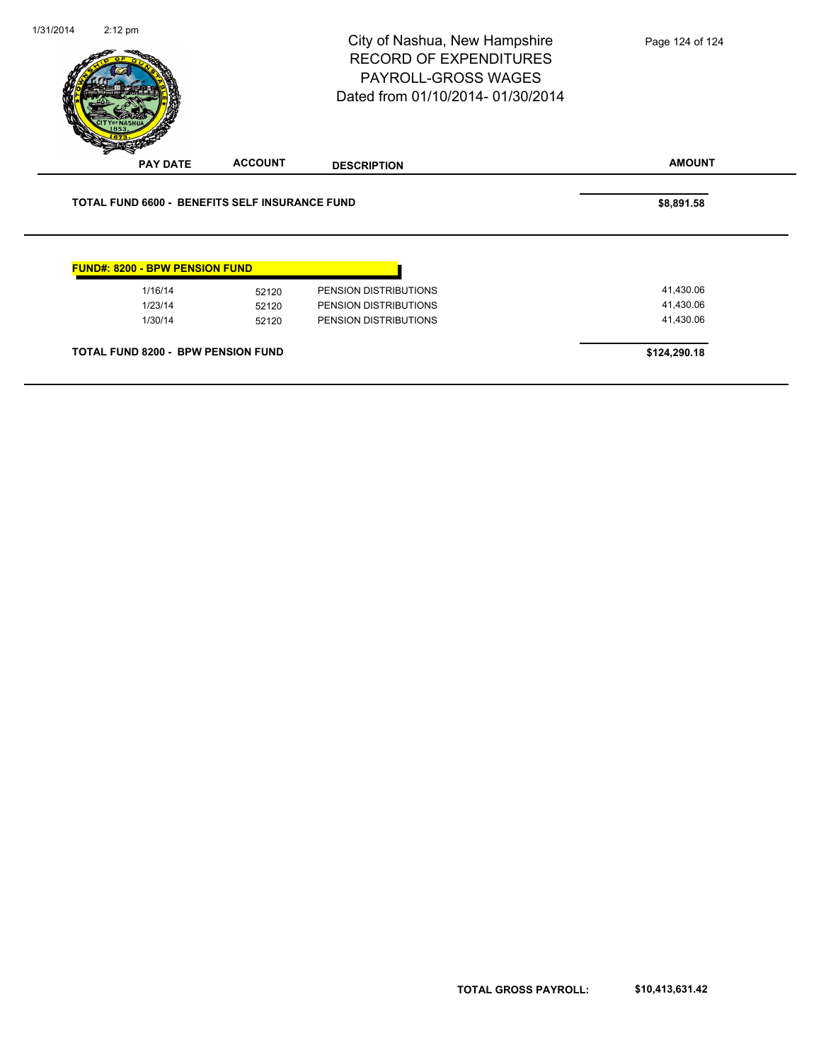| PAY DATE | ACCOUNT | DESCRIPTION | AMOUNT |
|---|---|---|---|
| **TOTAL FUND 6600 - BENEFITS SELF INSURANCE FUND** | | | **$8,891.58** |

**FUND#: 8200 - BPW PENSION FUND**

| PAY DATE | ACCOUNT | DESCRIPTION | AMOUNT |
|---|---|---|---|
| 1/16/14 | 52120 | PENSION DISTRIBUTIONS | 41,430.06 |
| 1/23/14 | 52120 | PENSION DISTRIBUTIONS | 41,430.06 |
| 1/30/14 | 52120 | PENSION DISTRIBUTIONS | 41,430.06 |
| **TOTAL FUND 8200 - BPW PENSION FUND** | | | **$124,290.18** |

**TOTAL GROSS PAYROLL: $10,413,631.42**